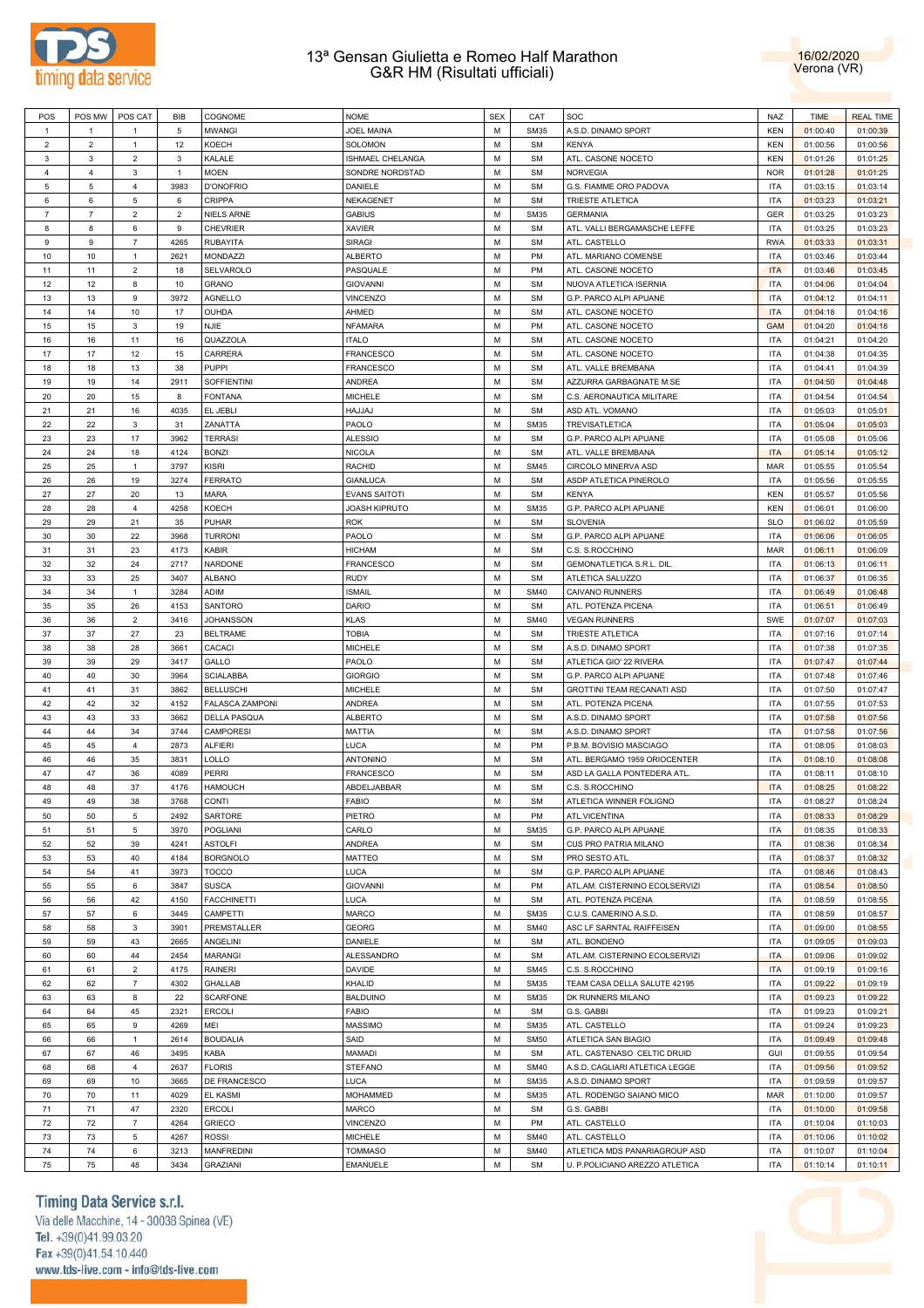# 13ª Gensan Giulietta e Romeo Half Marathon
## G&R HM (Risultati ufficiali)

16/02/2020
Verona (VR)

| POS | POS MW | POS CAT | BIB | COGNOME | NOME | SEX | CAT | SOC | NAZ | TIME | REAL TIME |
|---|---|---|---|---|---|---|---|---|---|---|---|
| 1 | 1 | 1 | 5 | MWANGI | JOEL MAINA | M | SM35 | A.S.D. DINAMO SPORT | KEN | 01:00:40 | 01:00:39 |
| 2 | 2 | 1 | 12 | KOECH | SOLOMON | M | SM | KENYA | KEN | 01:00:56 | 01:00:56 |
| 3 | 3 | 2 | 3 | KALALE | ISHMAEL CHELANGA | M | SM | ATL. CASONE NOCETO | KEN | 01:01:26 | 01:01:25 |
| 4 | 4 | 3 | 1 | MOEN | SONDRE NORDSTAD | M | SM | NORVEGIA | NOR | 01:01:28 | 01:01:25 |
| 5 | 5 | 4 | 3983 | D'ONOFRIO | DANIELE | M | SM | G.S. FIAMME ORO PADOVA | ITA | 01:03:15 | 01:03:14 |
| 6 | 6 | 5 | 6 | CRIPPA | NEKAGENET | M | SM | TRIESTE ATLETICA | ITA | 01:03:23 | 01:03:21 |
| 7 | 7 | 2 | 2 | NIELS ARNE | GABIUS | M | SM35 | GERMANIA | GER | 01:03:25 | 01:03:23 |
| 8 | 8 | 6 | 9 | CHEVRIER | XAVIER | M | SM | ATL. VALLI BERGAMASCHE LEFFE | ITA | 01:03:25 | 01:03:23 |
| 9 | 9 | 7 | 4265 | RUBAYITA | SIRAGI | M | SM | ATL. CASTELLO | RWA | 01:03:33 | 01:03:31 |
| 10 | 10 | 1 | 2621 | MONDAZZI | ALBERTO | M | PM | ATL. MARIANO COMENSE | ITA | 01:03:46 | 01:03:44 |
| 11 | 11 | 2 | 18 | SELVAROLO | PASQUALE | M | PM | ATL. CASONE NOCETO | ITA | 01:03:46 | 01:03:45 |
| 12 | 12 | 8 | 10 | GRANO | GIOVANNI | M | SM | NUOVA ATLETICA ISERNIA | ITA | 01:04:06 | 01:04:04 |
| 13 | 13 | 9 | 3972 | AGNELLO | VINCENZO | M | SM | G.P. PARCO ALPI APUANE | ITA | 01:04:12 | 01:04:11 |
| 14 | 14 | 10 | 17 | OUHDA | AHMED | M | SM | ATL. CASONE NOCETO | ITA | 01:04:18 | 01:04:16 |
| 15 | 15 | 3 | 19 | NJIE | NFAMARA | M | PM | ATL. CASONE NOCETO | GAM | 01:04:20 | 01:04:18 |
| 16 | 16 | 11 | 16 | QUAZZOLA | ITALO | M | SM | ATL. CASONE NOCETO | ITA | 01:04:21 | 01:04:20 |
| 17 | 17 | 12 | 15 | CARRERA | FRANCESCO | M | SM | ATL. CASONE NOCETO | ITA | 01:04:38 | 01:04:35 |
| 18 | 18 | 13 | 38 | PUPPI | FRANCESCO | M | SM | ATL. VALLE BREMBANA | ITA | 01:04:41 | 01:04:39 |
| 19 | 19 | 14 | 2911 | SOFFIENTINI | ANDREA | M | SM | AZZURRA GARBAGNATE M.SE | ITA | 01:04:50 | 01:04:48 |
| 20 | 20 | 15 | 8 | FONTANA | MICHELE | M | SM | C.S. AERONAUTICA MILITARE | ITA | 01:04:54 | 01:04:54 |
| 21 | 21 | 16 | 4035 | EL JEBLI | HAJJAJ | M | SM | ASD ATL. VOMANO | ITA | 01:05:03 | 01:05:01 |
| 22 | 22 | 3 | 31 | ZANATTA | PAOLO | M | SM35 | TREVISATLETICA | ITA | 01:05:04 | 01:05:03 |
| 23 | 23 | 17 | 3962 | TERRASI | ALESSIO | M | SM | G.P. PARCO ALPI APUANE | ITA | 01:05:08 | 01:05:06 |
| 24 | 24 | 18 | 4124 | BONZI | NICOLA | M | SM | ATL. VALLE BREMBANA | ITA | 01:05:14 | 01:05:12 |
| 25 | 25 | 1 | 3797 | KISRI | RACHID | M | SM45 | CIRCOLO MINERVA ASD | MAR | 01:05:55 | 01:05:54 |
| 26 | 26 | 19 | 3274 | FERRATO | GIANLUCA | M | SM | ASDP ATLETICA PINEROLO | ITA | 01:05:56 | 01:05:55 |
| 27 | 27 | 20 | 13 | MARA | EVANS SAITOTI | M | SM | KENYA | KEN | 01:05:57 | 01:05:56 |
| 28 | 28 | 4 | 4258 | KOECH | JOASH KIPRUTO | M | SM35 | G.P. PARCO ALPI APUANE | KEN | 01:06:01 | 01:06:00 |
| 29 | 29 | 21 | 35 | PUHAR | ROK | M | SM | SLOVENIA | SLO | 01:06:02 | 01:05:59 |
| 30 | 30 | 22 | 3968 | TURRONI | PAOLO | M | SM | G.P. PARCO ALPI APUANE | ITA | 01:06:06 | 01:06:05 |
| 31 | 31 | 23 | 4173 | KABIR | HICHAM | M | SM | C.S. S.ROCCHINO | MAR | 01:06:11 | 01:06:09 |
| 32 | 32 | 24 | 2717 | NARDONE | FRANCESCO | M | SM | GEMONATLETICA S.R.L. DIL. | ITA | 01:06:13 | 01:06:11 |
| 33 | 33 | 25 | 3407 | ALBANO | RUDY | M | SM | ATLETICA SALUZZO | ITA | 01:06:37 | 01:06:35 |
| 34 | 34 | 1 | 3284 | ADIM | ISMAIL | M | SM40 | CAIVANO RUNNERS | ITA | 01:06:49 | 01:06:48 |
| 35 | 35 | 26 | 4153 | SANTORO | DARIO | M | SM | ATL. POTENZA PICENA | ITA | 01:06:51 | 01:06:49 |
| 36 | 36 | 2 | 3416 | JOHANSSON | KLAS | M | SM40 | VEGAN RUNNERS | SWE | 01:07:07 | 01:07:03 |
| 37 | 37 | 27 | 23 | BELTRAME | TOBIA | M | SM | TRIESTE ATLETICA | ITA | 01:07:16 | 01:07:14 |
| 38 | 38 | 28 | 3661 | CACACI | MICHELE | M | SM | A.S.D. DINAMO SPORT | ITA | 01:07:38 | 01:07:35 |
| 39 | 39 | 29 | 3417 | GALLO | PAOLO | M | SM | ATLETICA GIO' 22 RIVERA | ITA | 01:07:47 | 01:07:44 |
| 40 | 40 | 30 | 3964 | SCIALABBA | GIORGIO | M | SM | G.P. PARCO ALPI APUANE | ITA | 01:07:48 | 01:07:46 |
| 41 | 41 | 31 | 3862 | BELLUSCHI | MICHELE | M | SM | GROTTINI TEAM RECANATI ASD | ITA | 01:07:50 | 01:07:47 |
| 42 | 42 | 32 | 4152 | FALASCA ZAMPONI | ANDREA | M | SM | ATL. POTENZA PICENA | ITA | 01:07:55 | 01:07:53 |
| 43 | 43 | 33 | 3662 | DELLA PASQUA | ALBERTO | M | SM | A.S.D. DINAMO SPORT | ITA | 01:07:58 | 01:07:56 |
| 44 | 44 | 34 | 3744 | CAMPORESI | MATTIA | M | SM | A.S.D. DINAMO SPORT | ITA | 01:07:58 | 01:07:56 |
| 45 | 45 | 4 | 2873 | ALFIERI | LUCA | M | PM | P.B.M. BOVISIO MASCIAGO | ITA | 01:08:05 | 01:08:03 |
| 46 | 46 | 35 | 3831 | LOLLO | ANTONINO | M | SM | ATL. BERGAMO 1959 ORIOCENTER | ITA | 01:08:10 | 01:08:08 |
| 47 | 47 | 36 | 4089 | PERRI | FRANCESCO | M | SM | ASD LA GALLA PONTEDERA ATL. | ITA | 01:08:11 | 01:08:10 |
| 48 | 48 | 37 | 4176 | HAMOUCH | ABDELJABBAR | M | SM | C.S. S.ROCCHINO | ITA | 01:08:25 | 01:08:22 |
| 49 | 49 | 38 | 3768 | CONTI | FABIO | M | SM | ATLETICA WINNER FOLIGNO | ITA | 01:08:27 | 01:08:24 |
| 50 | 50 | 5 | 2492 | SARTORE | PIETRO | M | PM | ATL.VICENTINA | ITA | 01:08:33 | 01:08:29 |
| 51 | 51 | 5 | 3970 | POGLIANI | CARLO | M | SM35 | G.P. PARCO ALPI APUANE | ITA | 01:08:35 | 01:08:33 |
| 52 | 52 | 39 | 4241 | ASTOLFI | ANDREA | M | SM | CUS PRO PATRIA MILANO | ITA | 01:08:36 | 01:08:34 |
| 53 | 53 | 40 | 4184 | BORGNOLO | MATTEO | M | SM | PRO SESTO ATL. | ITA | 01:08:37 | 01:08:32 |
| 54 | 54 | 41 | 3973 | TOCCO | LUCA | M | SM | G.P. PARCO ALPI APUANE | ITA | 01:08:46 | 01:08:43 |
| 55 | 55 | 6 | 3847 | SUSCA | GIOVANNI | M | PM | ATL.AM. CISTERNINO ECOLSERVIZI | ITA | 01:08:54 | 01:08:50 |
| 56 | 56 | 42 | 4150 | FACCHINETTI | LUCA | M | SM | ATL. POTENZA PICENA | ITA | 01:08:59 | 01:08:55 |
| 57 | 57 | 6 | 3445 | CAMPETTI | MARCO | M | SM35 | C.U.S. CAMERINO A.S.D. | ITA | 01:08:59 | 01:08:57 |
| 58 | 58 | 3 | 3901 | PREMSTALLER | GEORG | M | SM40 | ASC LF SARNTAL RAIFFEISEN | ITA | 01:09:00 | 01:08:55 |
| 59 | 59 | 43 | 2665 | ANGELINI | DANIELE | M | SM | ATL. BONDENO | ITA | 01:09:05 | 01:09:03 |
| 60 | 60 | 44 | 2454 | MARANGI | ALESSANDRO | M | SM | ATL.AM. CISTERNINO ECOLSERVIZI | ITA | 01:09:06 | 01:09:02 |
| 61 | 61 | 2 | 4175 | RAINERI | DAVIDE | M | SM45 | C.S. S.ROCCHINO | ITA | 01:09:19 | 01:09:16 |
| 62 | 62 | 7 | 4302 | GHALLAB | KHALID | M | SM35 | TEAM CASA DELLA SALUTE 42195 | ITA | 01:09:22 | 01:09:19 |
| 63 | 63 | 8 | 22 | SCARFONE | BALDUINO | M | SM35 | DK RUNNERS MILANO | ITA | 01:09:23 | 01:09:22 |
| 64 | 64 | 45 | 2321 | ERCOLI | FABIO | M | SM | G.S. GABBI | ITA | 01:09:23 | 01:09:21 |
| 65 | 65 | 9 | 4269 | MEI | MASSIMO | M | SM35 | ATL. CASTELLO | ITA | 01:09:24 | 01:09:23 |
| 66 | 66 | 1 | 2614 | BOUDALIA | SAID | M | SM50 | ATLETICA SAN BIAGIO | ITA | 01:09:49 | 01:09:48 |
| 67 | 67 | 46 | 3495 | KABA | MAMADI | M | SM | ATL. CASTENASO CELTIC DRUID | GUI | 01:09:55 | 01:09:54 |
| 68 | 68 | 4 | 2637 | FLORIS | STEFANO | M | SM40 | A.S.D. CAGLIARI ATLETICA LEGGE | ITA | 01:09:56 | 01:09:52 |
| 69 | 69 | 10 | 3665 | DE FRANCESCO | LUCA | M | SM35 | A.S.D. DINAMO SPORT | ITA | 01:09:59 | 01:09:57 |
| 70 | 70 | 11 | 4029 | EL KASMI | MOHAMMED | M | SM35 | ATL. RODENGO SAIANO MICO | MAR | 01:10:00 | 01:09:57 |
| 71 | 71 | 47 | 2320 | ERCOLI | MARCO | M | SM | G.S. GABBI | ITA | 01:10:00 | 01:09:58 |
| 72 | 72 | 7 | 4264 | GRIECO | VINCENZO | M | PM | ATL. CASTELLO | ITA | 01:10:04 | 01:10:03 |
| 73 | 73 | 5 | 4267 | ROSSI | MICHELE | M | SM40 | ATL. CASTELLO | ITA | 01:10:06 | 01:10:02 |
| 74 | 74 | 6 | 3213 | MANFREDINI | TOMMASO | M | SM40 | ATLETICA MDS PANARIAGROUP ASD | ITA | 01:10:07 | 01:10:04 |
| 75 | 75 | 48 | 3434 | GRAZIANI | EMANUELE | M | SM | U. P.POLICIANO AREZZO ATLETICA | ITA | 01:10:14 | 01:10:11 |

Timing Data Service s.r.l.
Via delle Macchine, 14 - 30038 Spinea (VE)
Tel. +39(0)41.99.03.20
Fax +39(0)41.54.10.440
www.tds-live.com - info@tds-live.com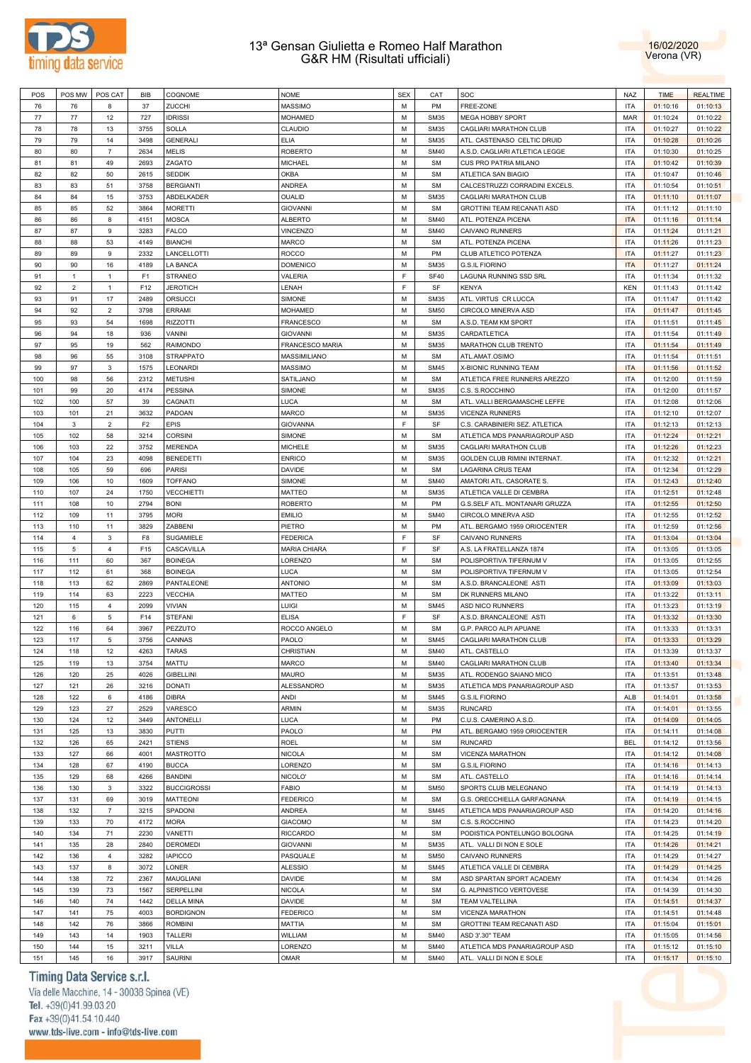# 13ª Gensan Giulietta e Romeo Half Marathon
## G&R HM (Risultati ufficiali)

16/02/2020
Verona (VR)

| POS | POS MW | POS CAT | BIB | COGNOME | NOME | SEX | CAT | SOC | NAZ | TIME | REALTIME |
|---|---|---|---|---|---|---|---|---|---|---|---|
| 76 | 76 | 8 | 37 | ZUCCHI | MASSIMO | M | PM | FREE-ZONE | ITA | 01:10:16 | 01:10:13 |
| 77 | 77 | 12 | 727 | IDRISSI | MOHAMED | M | SM35 | MEGA HOBBY SPORT | MAR | 01:10:24 | 01:10:22 |
| 78 | 78 | 13 | 3755 | SOLLA | CLAUDIO | M | SM35 | CAGLIARI MARATHON CLUB | ITA | 01:10:27 | 01:10:22 |
| 79 | 79 | 14 | 3498 | GENERALI | ELIA | M | SM35 | ATL. CASTENASO CELTIC DRUID | ITA | 01:10:28 | 01:10:26 |
| 80 | 80 | 7 | 2634 | MELIS | ROBERTO | M | SM40 | A.S.D. CAGLIARI ATLETICA LEGGE | ITA | 01:10:30 | 01:10:25 |
| 81 | 81 | 49 | 2693 | ZAGATO | MICHAEL | M | SM | CUS PRO PATRIA MILANO | ITA | 01:10:42 | 01:10:39 |
| 82 | 82 | 50 | 2615 | SEDDIK | OKBA | M | SM | ATLETICA SAN BIAGIO | ITA | 01:10:47 | 01:10:46 |
| 83 | 83 | 51 | 3758 | BERGIANTI | ANDREA | M | SM | CALCESTRUZZI CORRADINI EXCELS. | ITA | 01:10:54 | 01:10:51 |
| 84 | 84 | 15 | 3753 | ABDELKADER | OUALID | M | SM35 | CAGLIARI MARATHON CLUB | ITA | 01:11:10 | 01:11:07 |
| 85 | 85 | 52 | 3864 | MORETTI | GIOVANNI | M | SM | GROTTINI TEAM RECANATI ASD | ITA | 01:11:12 | 01:11:10 |
| 86 | 86 | 8 | 4151 | MOSCA | ALBERTO | M | SM40 | ATL. POTENZA PICENA | ITA | 01:11:16 | 01:11:14 |
| 87 | 87 | 9 | 3283 | FALCO | VINCENZO | M | SM40 | CAIVANO RUNNERS | ITA | 01:11:24 | 01:11:21 |
| 88 | 88 | 53 | 4149 | BIANCHI | MARCO | M | SM | ATL. POTENZA PICENA | ITA | 01:11:26 | 01:11:23 |
| 89 | 89 | 9 | 2332 | LANCELLOTTI | ROCCO | M | PM | CLUB ATLETICO POTENZA | ITA | 01:11:27 | 01:11:23 |
| 90 | 90 | 16 | 4189 | LA BANCA | DOMENICO | M | SM35 | G.S.IL FIORINO | ITA | 01:11:27 | 01:11:24 |
| 91 | 1 | 1 | F1 | STRANEO | VALERIA | F | SF40 | LAGUNA RUNNING SSD SRL | ITA | 01:11:34 | 01:11:32 |
| 92 | 2 | 1 | F12 | JEROTICH | LENAH | F | SF | KENYA | KEN | 01:11:43 | 01:11:42 |
| 93 | 91 | 17 | 2489 | ORSUCCI | SIMONE | M | SM35 | ATL. VIRTUS CR LUCCA | ITA | 01:11:47 | 01:11:42 |
| 94 | 92 | 2 | 3798 | ERRAMI | MOHAMED | M | SM50 | CIRCOLO MINERVA ASD | ITA | 01:11:47 | 01:11:45 |
| 95 | 93 | 54 | 1698 | RIZZOTTI | FRANCESCO | M | SM | A.S.D. TEAM KM SPORT | ITA | 01:11:51 | 01:11:45 |
| 96 | 94 | 18 | 936 | VANINI | GIOVANNI | M | SM35 | CARDATLETICA | ITA | 01:11:54 | 01:11:49 |
| 97 | 95 | 19 | 562 | RAIMONDO | FRANCESCO MARIA | M | SM35 | MARATHON CLUB TRENTO | ITA | 01:11:54 | 01:11:49 |
| 98 | 96 | 55 | 3108 | STRAPPATO | MASSIMILIANO | M | SM | ATL.AMAT.OSIMO | ITA | 01:11:54 | 01:11:51 |
| 99 | 97 | 3 | 1575 | LEONARDI | MASSIMO | M | SM45 | X-BIONIC RUNNING TEAM | ITA | 01:11:56 | 01:11:52 |
| 100 | 98 | 56 | 2312 | METUSHI | SATILJANO | M | SM | ATLETICA FREE RUNNERS AREZZO | ITA | 01:12:00 | 01:11:59 |
| 101 | 99 | 20 | 4174 | PESSINA | SIMONE | M | SM35 | C.S. S.ROCCHINO | ITA | 01:12:00 | 01:11:57 |
| 102 | 100 | 57 | 39 | CAGNATI | LUCA | M | SM | ATL. VALLI BERGAMASCHE LEFFE | ITA | 01:12:08 | 01:12:06 |
| 103 | 101 | 21 | 3632 | PADOAN | MARCO | M | SM35 | VICENZA RUNNERS | ITA | 01:12:10 | 01:12:07 |
| 104 | 3 | 2 | F2 | EPIS | GIOVANNA | F | SF | C.S. CARABINIERI SEZ. ATLETICA | ITA | 01:12:13 | 01:12:13 |
| 105 | 102 | 58 | 3214 | CORSINI | SIMONE | M | SM | ATLETICA MDS PANARIAGROUP ASD | ITA | 01:12:24 | 01:12:21 |
| 106 | 103 | 22 | 3752 | MERENDA | MICHELE | M | SM35 | CAGLIARI MARATHON CLUB | ITA | 01:12:26 | 01:12:23 |
| 107 | 104 | 23 | 4098 | BENEDETTI | ENRICO | M | SM35 | GOLDEN CLUB RIMINI INTERNAT. | ITA | 01:12:32 | 01:12:21 |
| 108 | 105 | 59 | 696 | PARISI | DAVIDE | M | SM | LAGARINA CRUS TEAM | ITA | 01:12:34 | 01:12:29 |
| 109 | 106 | 10 | 1609 | TOFFANO | SIMONE | M | SM40 | AMATORI ATL. CASORATE S. | ITA | 01:12:43 | 01:12:40 |
| 110 | 107 | 24 | 1750 | VECCHIETTI | MATTEO | M | SM35 | ATLETICA VALLE DI CEMBRA | ITA | 01:12:51 | 01:12:48 |
| 111 | 108 | 10 | 2794 | BONI | ROBERTO | M | PM | G.S.SELF ATL. MONTANARI GRUZZA | ITA | 01:12:55 | 01:12:50 |
| 112 | 109 | 11 | 3795 | MORI | EMILIO | M | SM40 | CIRCOLO MINERVA ASD | ITA | 01:12:55 | 01:12:52 |
| 113 | 110 | 11 | 3829 | ZABBENI | PIETRO | M | PM | ATL. BERGAMO 1959 ORIOCENTER | ITA | 01:12:59 | 01:12:56 |
| 114 | 4 | 3 | F8 | SUGAMIELE | FEDERICA | F | SF | CAIVANO RUNNERS | ITA | 01:13:04 | 01:13:04 |
| 115 | 5 | 4 | F15 | CASCAVILLA | MARIA CHIARA | F | SF | A.S. LA FRATELLANZA 1874 | ITA | 01:13:05 | 01:13:05 |
| 116 | 111 | 60 | 367 | BOINEGA | LORENZO | M | SM | POLISPORTIVA TIFERNUM V | ITA | 01:13:05 | 01:12:55 |
| 117 | 112 | 61 | 368 | BOINEGA | LUCA | M | SM | POLISPORTIVA TIFERNUM V | ITA | 01:13:05 | 01:12:54 |
| 118 | 113 | 62 | 2869 | PANTALEONE | ANTONIO | M | SM | A.S.D. BRANCALEONE ASTI | ITA | 01:13:09 | 01:13:03 |
| 119 | 114 | 63 | 2223 | VECCHIA | MATTEO | M | SM | DK RUNNERS MILANO | ITA | 01:13:22 | 01:13:11 |
| 120 | 115 | 4 | 2099 | VIVIAN | LUIGI | M | SM45 | ASD NICO RUNNERS | ITA | 01:13:23 | 01:13:19 |
| 121 | 6 | 5 | F14 | STEFANI | ELISA | F | SF | A.S.D. BRANCALEONE ASTI | ITA | 01:13:32 | 01:13:30 |
| 122 | 116 | 64 | 3967 | PEZZUTO | ROCCO ANGELO | M | SM | G.P. PARCO ALPI APUANE | ITA | 01:13:33 | 01:13:31 |
| 123 | 117 | 5 | 3756 | CANNAS | PAOLO | M | SM45 | CAGLIARI MARATHON CLUB | ITA | 01:13:33 | 01:13:29 |
| 124 | 118 | 12 | 4263 | TARAS | CHRISTIAN | M | SM40 | ATL. CASTELLO | ITA | 01:13:39 | 01:13:37 |
| 125 | 119 | 13 | 3754 | MATTU | MARCO | M | SM40 | CAGLIARI MARATHON CLUB | ITA | 01:13:40 | 01:13:34 |
| 126 | 120 | 25 | 4026 | GIBELLINI | MAURO | M | SM35 | ATL. RODENGO SAIANO MICO | ITA | 01:13:51 | 01:13:48 |
| 127 | 121 | 26 | 3216 | DONATI | ALESSANDRO | M | SM35 | ATLETICA MDS PANARIAGROUP ASD | ITA | 01:13:57 | 01:13:53 |
| 128 | 122 | 6 | 4186 | DIBRA | ANDI | M | SM45 | G.S.IL FIORINO | ALB | 01:14:01 | 01:13:58 |
| 129 | 123 | 27 | 2529 | VARESCO | ARMIN | M | SM35 | RUNCARD | ITA | 01:14:01 | 01:13:55 |
| 130 | 124 | 12 | 3449 | ANTONELLI | LUCA | M | PM | C.U.S. CAMERINO A.S.D. | ITA | 01:14:09 | 01:14:05 |
| 131 | 125 | 13 | 3830 | PUTTI | PAOLO | M | PM | ATL. BERGAMO 1959 ORIOCENTER | ITA | 01:14:11 | 01:14:08 |
| 132 | 126 | 65 | 2421 | STIENS | ROEL | M | SM | RUNCARD | BEL | 01:14:12 | 01:13:56 |
| 133 | 127 | 66 | 4001 | MASTROTTO | NICOLA | M | SM | VICENZA MARATHON | ITA | 01:14:12 | 01:14:08 |
| 134 | 128 | 67 | 4190 | BUCCA | LORENZO | M | SM | G.S.IL FIORINO | ITA | 01:14:16 | 01:14:13 |
| 135 | 129 | 68 | 4266 | BANDINI | NICOLO' | M | SM | ATL. CASTELLO | ITA | 01:14:16 | 01:14:14 |
| 136 | 130 | 3 | 3322 | BUCCIGROSSI | FABIO | M | SM50 | SPORTS CLUB MELEGNANO | ITA | 01:14:19 | 01:14:13 |
| 137 | 131 | 69 | 3019 | MATTEONI | FEDERICO | M | SM | G.S. ORECCHIELLA GARFAGNANA | ITA | 01:14:19 | 01:14:15 |
| 138 | 132 | 7 | 3215 | SPADONI | ANDREA | M | SM45 | ATLETICA MDS PANARIAGROUP ASD | ITA | 01:14:20 | 01:14:16 |
| 139 | 133 | 70 | 4172 | MORA | GIACOMO | M | SM | C.S. S.ROCCHINO | ITA | 01:14:23 | 01:14:20 |
| 140 | 134 | 71 | 2230 | VANETTI | RICCARDO | M | SM | PODISTICA PONTELUNGO BOLOGNA | ITA | 01:14:25 | 01:14:19 |
| 141 | 135 | 28 | 2840 | DEROMEDI | GIOVANNI | M | SM35 | ATL. VALLI DI NON E SOLE | ITA | 01:14:26 | 01:14:21 |
| 142 | 136 | 4 | 3282 | IAPICCO | PASQUALE | M | SM50 | CAIVANO RUNNERS | ITA | 01:14:29 | 01:14:27 |
| 143 | 137 | 8 | 3072 | LONER | ALESSIO | M | SM45 | ATLETICA VALLE DI CEMBRA | ITA | 01:14:29 | 01:14:25 |
| 144 | 138 | 72 | 2367 | MAUGLIANI | DAVIDE | M | SM | ASD SPARTAN SPORT ACADEMY | ITA | 01:14:34 | 01:14:26 |
| 145 | 139 | 73 | 1567 | SERPELLINI | NICOLA | M | SM | G. ALPINISTICO VERTOVESE | ITA | 01:14:39 | 01:14:30 |
| 146 | 140 | 74 | 1442 | DELLA MINA | DAVIDE | M | SM | TEAM VALTELLINA | ITA | 01:14:51 | 01:14:37 |
| 147 | 141 | 75 | 4003 | BORDIGNON | FEDERICO | M | SM | VICENZA MARATHON | ITA | 01:14:51 | 01:14:48 |
| 148 | 142 | 76 | 3866 | ROMBINI | MATTIA | M | SM | GROTTINI TEAM RECANATI ASD | ITA | 01:15:04 | 01:15:01 |
| 149 | 143 | 14 | 1903 | TALLERI | WILLIAM | M | SM40 | ASD 3'.30" TEAM | ITA | 01:15:05 | 01:14:56 |
| 150 | 144 | 15 | 3211 | VILLA | LORENZO | M | SM40 | ATLETICA MDS PANARIAGROUP ASD | ITA | 01:15:12 | 01:15:10 |
| 151 | 145 | 16 | 3917 | SAURINI | OMAR | M | SM40 | ATL. VALLI DI NON E SOLE | ITA | 01:15:17 | 01:15:10 |

**Timing Data Service s.r.l.**
Via delle Macchine, 14 - 30038 Spinea (VE)
Tel. +39(0)41.99.03.20
Fax +39(0)41.54.10.440
www.tds-live.com - info@tds-live.com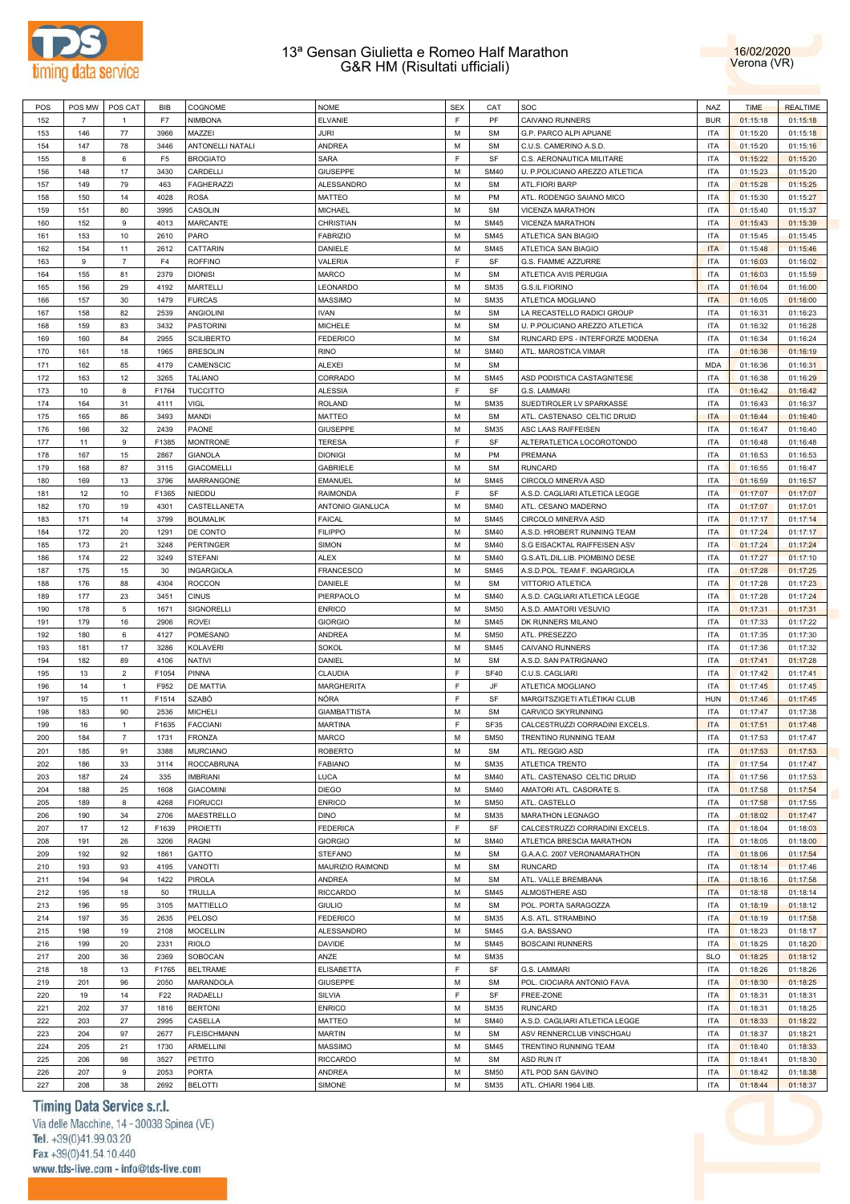# 13ª Gensan Giulietta e Romeo Half Marathon
## G&R HM (Risultati ufficiali)

16/02/2020
Verona (VR)

| POS | POS MW | POS CAT | BIB | COGNOME | NOME | SEX | CAT | SOC | NAZ | TIME | REALTIME |
|---|---|---|---|---|---|---|---|---|---|---|---|
| 152 | 7 | 1 | F7 | NIMBONA | ELVANIE | F | PF | CAIVANO RUNNERS | BUR | 01:15:18 | 01:15:18 |
| 153 | 146 | 77 | 3966 | MAZZEI | JURI | M | SM | G.P. PARCO ALPI APUANE | ITA | 01:15:20 | 01:15:18 |
| 154 | 147 | 78 | 3446 | ANTONELLI NATALI | ANDREA | M | SM | C.U.S. CAMERINO A.S.D. | ITA | 01:15:20 | 01:15:16 |
| 155 | 8 | 6 | F5 | BROGIATO | SARA | F | SF | C.S. AERONAUTICA MILITARE | ITA | 01:15:22 | 01:15:20 |
| 156 | 148 | 17 | 3430 | CARDELLI | GIUSEPPE | M | SM40 | U. P.POLICIANO AREZZO ATLETICA | ITA | 01:15:23 | 01:15:20 |
| 157 | 149 | 79 | 463 | FAGHERAZZI | ALESSANDRO | M | SM | ATL.FIORI BARP | ITA | 01:15:28 | 01:15:25 |
| 158 | 150 | 14 | 4028 | ROSA | MATTEO | M | PM | ATL. RODENGO SAIANO MICO | ITA | 01:15:30 | 01:15:27 |
| 159 | 151 | 80 | 3995 | CASOLIN | MICHAEL | M | SM | VICENZA MARATHON | ITA | 01:15:40 | 01:15:37 |
| 160 | 152 | 9 | 4013 | MARCANTE | CHRISTIAN | M | SM45 | VICENZA MARATHON | ITA | 01:15:43 | 01:15:39 |
| 161 | 153 | 10 | 2610 | PARO | FABRIZIO | M | SM45 | ATLETICA SAN BIAGIO | ITA | 01:15:45 | 01:15:45 |
| 162 | 154 | 11 | 2612 | CATTARIN | DANIELE | M | SM45 | ATLETICA SAN BIAGIO | ITA | 01:15:48 | 01:15:46 |
| 163 | 9 | 7 | F4 | ROFFINO | VALERIA | F | SF | G.S. FIAMME AZZURRE | ITA | 01:16:03 | 01:16:02 |
| 164 | 155 | 81 | 2379 | DIONISI | MARCO | M | SM | ATLETICA AVIS PERUGIA | ITA | 01:16:03 | 01:15:59 |
| 165 | 156 | 29 | 4192 | MARTELLI | LEONARDO | M | SM35 | G.S.IL FIORINO | ITA | 01:16:04 | 01:16:00 |
| 166 | 157 | 30 | 1479 | FURCAS | MASSIMO | M | SM35 | ATLETICA MOGLIANO | ITA | 01:16:05 | 01:16:00 |
| 167 | 158 | 82 | 2539 | ANGIOLINI | IVAN | M | SM | LA RECASTELLO RADICI GROUP | ITA | 01:16:31 | 01:16:23 |
| 168 | 159 | 83 | 3432 | PASTORINI | MICHELE | M | SM | U. P.POLICIANO AREZZO ATLETICA | ITA | 01:16:32 | 01:16:28 |
| 169 | 160 | 84 | 2955 | SCILIBERTO | FEDERICO | M | SM | RUNCARD EPS - INTERFORZE MODENA | ITA | 01:16:34 | 01:16:24 |
| 170 | 161 | 18 | 1965 | BRESOLIN | RINO | M | SM40 | ATL. MAROSTICA VIMAR | ITA | 01:16:36 | 01:16:19 |
| 171 | 162 | 85 | 4179 | CAMENSCIC | ALEXEI | M | SM |  | MDA | 01:16:36 | 01:16:31 |
| 172 | 163 | 12 | 3265 | TALIANO | CORRADO | M | SM45 | ASD PODISTICA CASTAGNITESE | ITA | 01:16:38 | 01:16:29 |
| 173 | 10 | 8 | F1764 | TUCCITTO | ALESSIA | F | SF | G.S. LAMMARI | ITA | 01:16:42 | 01:16:42 |
| 174 | 164 | 31 | 4111 | VIGL | ROLAND | M | SM35 | SUEDTIROLER LV SPARKASSE | ITA | 01:16:43 | 01:16:37 |
| 175 | 165 | 86 | 3493 | MANDI | MATTEO | M | SM | ATL. CASTENASO CELTIC DRUID | ITA | 01:16:44 | 01:16:40 |
| 176 | 166 | 32 | 2439 | PAONE | GIUSEPPE | M | SM35 | ASC LAAS RAIFFEISEN | ITA | 01:16:47 | 01:16:40 |
| 177 | 11 | 9 | F1385 | MONTRONE | TERESA | F | SF | ALTERATLETICA LOCOROTONDO | ITA | 01:16:48 | 01:16:48 |
| 178 | 167 | 15 | 2867 | GIANOLA | DIONIGI | M | PM | PREMANA | ITA | 01:16:53 | 01:16:53 |
| 179 | 168 | 87 | 3115 | GIACOMELLI | GABRIELE | M | SM | RUNCARD | ITA | 01:16:55 | 01:16:47 |
| 180 | 169 | 13 | 3796 | MARRANGONE | EMANUEL | M | SM45 | CIRCOLO MINERVA ASD | ITA | 01:16:59 | 01:16:57 |
| 181 | 12 | 10 | F1365 | NIEDDU | RAIMONDA | F | SF | A.S.D. CAGLIARI ATLETICA LEGGE | ITA | 01:17:07 | 01:17:07 |
| 182 | 170 | 19 | 4301 | CASTELLANETA | ANTONIO GIANLUCA | M | SM40 | ATL. CESANO MADERNO | ITA | 01:17:07 | 01:17:01 |
| 183 | 171 | 14 | 3799 | BOUMALIK | FAICAL | M | SM45 | CIRCOLO MINERVA ASD | ITA | 01:17:17 | 01:17:14 |
| 184 | 172 | 20 | 1291 | DE CONTO | FILIPPO | M | SM40 | A.S.D. HROBERT RUNNING TEAM | ITA | 01:17:24 | 01:17:17 |
| 185 | 173 | 21 | 3248 | PERTINGER | SIMON | M | SM40 | S.G EISACKTAL RAIFFEISEN ASV | ITA | 01:17:24 | 01:17:24 |
| 186 | 174 | 22 | 3249 | STEFANI | ALEX | M | SM40 | G.S.ATL.DIL.LIB. PIOMBINO DESE | ITA | 01:17:27 | 01:17:10 |
| 187 | 175 | 15 | 30 | INGARGIOLA | FRANCESCO | M | SM45 | A.S.D.POL. TEAM F. INGARGIOLA | ITA | 01:17:28 | 01:17:25 |
| 188 | 176 | 88 | 4304 | ROCCON | DANIELE | M | SM | VITTORIO ATLETICA | ITA | 01:17:28 | 01:17:23 |
| 189 | 177 | 23 | 3451 | CINUS | PIERPAOLO | M | SM40 | A.S.D. CAGLIARI ATLETICA LEGGE | ITA | 01:17:28 | 01:17:24 |
| 190 | 178 | 5 | 1671 | SIGNORELLI | ENRICO | M | SM50 | A.S.D. AMATORI VESUVIO | ITA | 01:17:31 | 01:17:31 |
| 191 | 179 | 16 | 2906 | ROVEI | GIORGIO | M | SM45 | DK RUNNERS MILANO | ITA | 01:17:33 | 01:17:22 |
| 192 | 180 | 6 | 4127 | POMESANO | ANDREA | M | SM50 | ATL. PRESEZZO | ITA | 01:17:35 | 01:17:30 |
| 193 | 181 | 17 | 3286 | KOLAVERI | SOKOL | M | SM45 | CAIVANO RUNNERS | ITA | 01:17:36 | 01:17:32 |
| 194 | 182 | 89 | 4106 | NATIVI | DANIEL | M | SM | A.S.D. SAN PATRIGNANO | ITA | 01:17:41 | 01:17:28 |
| 195 | 13 | 2 | F1054 | PINNA | CLAUDIA | F | SF40 | C.U.S. CAGLIARI | ITA | 01:17:42 | 01:17:41 |
| 196 | 14 | 1 | F952 | DE MATTIA | MARGHERITA | F | JF | ATLETICA MOGLIANO | ITA | 01:17:45 | 01:17:45 |
| 197 | 15 | 11 | F1514 | SZABÓ | NÓRA | F | SF | MARGITSZIGETI ATLÉTIKAI CLUB | HUN | 01:17:46 | 01:17:45 |
| 198 | 183 | 90 | 2536 | MICHELI | GIAMBATTISTA | M | SM | CARVICO SKYRUNNING | ITA | 01:17:47 | 01:17:38 |
| 199 | 16 | 1 | F1635 | FACCIANI | MARTINA | F | SF35 | CALCESTRUZZI CORRADINI EXCELS. | ITA | 01:17:51 | 01:17:48 |
| 200 | 184 | 7 | 1731 | FRONZA | MARCO | M | SM50 | TRENTINO RUNNING TEAM | ITA | 01:17:53 | 01:17:47 |
| 201 | 185 | 91 | 3388 | MURCIANO | ROBERTO | M | SM | ATL. REGGIO ASD | ITA | 01:17:53 | 01:17:53 |
| 202 | 186 | 33 | 3114 | ROCCABRUNA | FABIANO | M | SM35 | ATLETICA TRENTO | ITA | 01:17:54 | 01:17:47 |
| 203 | 187 | 24 | 335 | IMBRIANI | LUCA | M | SM40 | ATL. CASTENASO CELTIC DRUID | ITA | 01:17:56 | 01:17:53 |
| 204 | 188 | 25 | 1608 | GIACOMINI | DIEGO | M | SM40 | AMATORI ATL. CASORATE S. | ITA | 01:17:58 | 01:17:54 |
| 205 | 189 | 8 | 4268 | FIORUCCI | ENRICO | M | SM50 | ATL. CASTELLO | ITA | 01:17:58 | 01:17:55 |
| 206 | 190 | 34 | 2706 | MAESTRELLO | DINO | M | SM35 | MARATHON LEGNAGO | ITA | 01:18:02 | 01:17:47 |
| 207 | 17 | 12 | F1639 | PROIETTI | FEDERICA | F | SF | CALCESTRUZZI CORRADINI EXCELS. | ITA | 01:18:04 | 01:18:03 |
| 208 | 191 | 26 | 3206 | RAGNI | GIORGIO | M | SM40 | ATLETICA BRESCIA MARATHON | ITA | 01:18:05 | 01:18:00 |
| 209 | 192 | 92 | 1861 | GATTO | STEFANO | M | SM | G.A.A.C. 2007 VERONAMARATHON | ITA | 01:18:06 | 01:17:54 |
| 210 | 193 | 93 | 4195 | VANOTTI | MAURIZIO RAIMOND | M | SM | RUNCARD | ITA | 01:18:14 | 01:17:46 |
| 211 | 194 | 94 | 1422 | PIROLA | ANDREA | M | SM | ATL. VALLE BREMBANA | ITA | 01:18:16 | 01:17:58 |
| 212 | 195 | 18 | 50 | TRULLA | RICCARDO | M | SM45 | ALMOSTHERE ASD | ITA | 01:18:18 | 01:18:14 |
| 213 | 196 | 95 | 3105 | MATTIELLO | GIULIO | M | SM | POL. PORTA SARAGOZZA | ITA | 01:18:19 | 01:18:12 |
| 214 | 197 | 35 | 2635 | PELOSO | FEDERICO | M | SM35 | A.S. ATL. STRAMBINO | ITA | 01:18:19 | 01:17:58 |
| 215 | 198 | 19 | 2108 | MOCELLIN | ALESSANDRO | M | SM45 | G.A. BASSANO | ITA | 01:18:23 | 01:18:17 |
| 216 | 199 | 20 | 2331 | RIOLO | DAVIDE | M | SM45 | BOSCAINI RUNNERS | ITA | 01:18:25 | 01:18:20 |
| 217 | 200 | 36 | 2369 | SOBOCAN | ANZE | M | SM35 |  | SLO | 01:18:25 | 01:18:12 |
| 218 | 18 | 13 | F1765 | BELTRAME | ELISABETTA | F | SF | G.S. LAMMARI | ITA | 01:18:26 | 01:18:26 |
| 219 | 201 | 96 | 2050 | MARANDOLA | GIUSEPPE | M | SM | POL. CIOCIARA ANTONIO FAVA | ITA | 01:18:30 | 01:18:25 |
| 220 | 19 | 14 | F22 | RADAELLI | SILVIA | F | SF | FREE-ZONE | ITA | 01:18:31 | 01:18:31 |
| 221 | 202 | 37 | 1816 | BERTONI | ENRICO | M | SM35 | RUNCARD | ITA | 01:18:31 | 01:18:25 |
| 222 | 203 | 27 | 2995 | CASELLA | MATTEO | M | SM40 | A.S.D. CAGLIARI ATLETICA LEGGE | ITA | 01:18:33 | 01:18:22 |
| 223 | 204 | 97 | 2677 | FLEISCHMANN | MARTIN | M | SM | ASV RENNERCLUB VINSCHGAU | ITA | 01:18:37 | 01:18:21 |
| 224 | 205 | 21 | 1730 | ARMELLINI | MASSIMO | M | SM45 | TRENTINO RUNNING TEAM | ITA | 01:18:40 | 01:18:33 |
| 225 | 206 | 98 | 3527 | PETITO | RICCARDO | M | SM | ASD RUN IT | ITA | 01:18:41 | 01:18:30 |
| 226 | 207 | 9 | 2053 | PORTA | ANDREA | M | SM50 | ATL POD SAN GAVINO | ITA | 01:18:42 | 01:18:38 |
| 227 | 208 | 38 | 2692 | BELOTTI | SIMONE | M | SM35 | ATL. CHIARI 1964 LIB. | ITA | 01:18:44 | 01:18:37 |

Timing Data Service s.r.l.
Via delle Macchine, 14 - 30038 Spinea (VE)
Tel. +39(0)41.99.03.20
Fax +39(0)41.54.10.440
www.tds-live.com - info@tds-live.com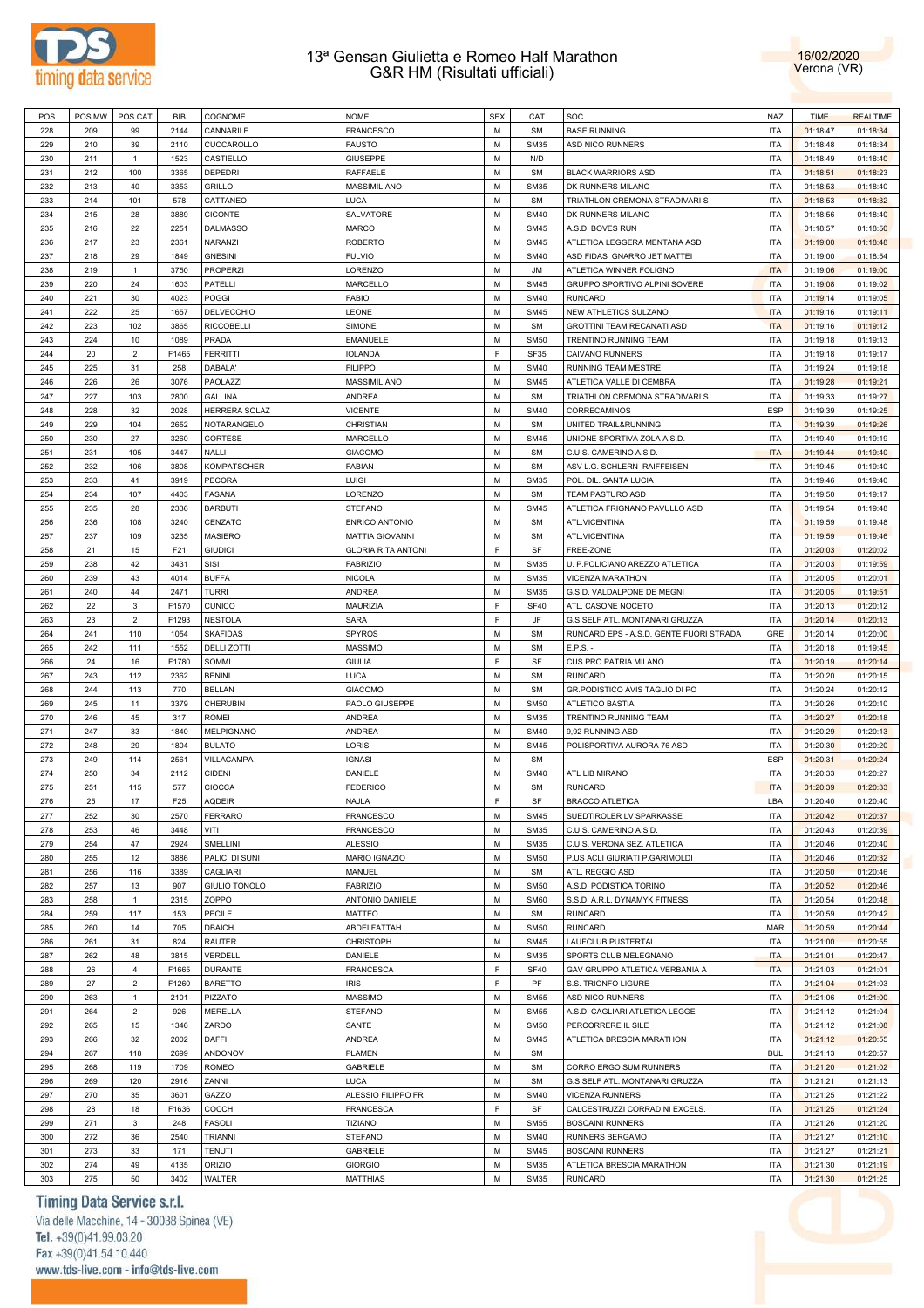# 13ª Gensan Giulietta e Romeo Half Marathon
## G&R HM (Risultati ufficiali)

16/02/2020
Verona (VR)

| POS | POS MW | POS CAT | BIB | COGNOME | NOME | SEX | CAT | SOC | NAZ | TIME | REALTIME |
|---|---|---|---|---|---|---|---|---|---|---|---|
| 228 | 209 | 99 | 2144 | CANNARILE | FRANCESCO | M | SM | BASE RUNNING | ITA | 01:18:47 | 01:18:34 |
| 229 | 210 | 39 | 2110 | CUCCAROLLO | FAUSTO | M | SM35 | ASD NICO RUNNERS | ITA | 01:18:48 | 01:18:34 |
| 230 | 211 | 1 | 1523 | CASTIELLO | GIUSEPPE | M | N/D | | ITA | 01:18:49 | 01:18:40 |
| 231 | 212 | 100 | 3365 | DEPEDRI | RAFFAELE | M | SM | BLACK WARRIORS ASD | ITA | 01:18:51 | 01:18:23 |
| 232 | 213 | 40 | 3353 | GRILLO | MASSIMILIANO | M | SM35 | DK RUNNERS MILANO | ITA | 01:18:53 | 01:18:40 |
| 233 | 214 | 101 | 578 | CATTANEO | LUCA | M | SM | TRIATHLON CREMONA STRADIVARI S | ITA | 01:18:53 | 01:18:32 |
| 234 | 215 | 28 | 3889 | CICONTE | SALVATORE | M | SM40 | DK RUNNERS MILANO | ITA | 01:18:56 | 01:18:40 |
| 235 | 216 | 22 | 2251 | DALMASSO | MARCO | M | SM45 | A.S.D. BOVES RUN | ITA | 01:18:57 | 01:18:50 |
| 236 | 217 | 23 | 2361 | NARANZI | ROBERTO | M | SM45 | ATLETICA LEGGERA MENTANA ASD | ITA | 01:19:00 | 01:18:48 |
| 237 | 218 | 29 | 1849 | GNESINI | FULVIO | M | SM40 | ASD FIDAS GNARRO JET MATTEI | ITA | 01:19:00 | 01:18:54 |
| 238 | 219 | 1 | 3750 | PROPERZI | LORENZO | M | JM | ATLETICA WINNER FOLIGNO | ITA | 01:19:06 | 01:19:00 |
| 239 | 220 | 24 | 1603 | PATELLI | MARCELLO | M | SM45 | GRUPPO SPORTIVO ALPINI SOVERE | ITA | 01:19:08 | 01:19:02 |
| 240 | 221 | 30 | 4023 | POGGI | FABIO | M | SM40 | RUNCARD | ITA | 01:19:14 | 01:19:05 |
| 241 | 222 | 25 | 1657 | DELVECCHIO | LEONE | M | SM45 | NEW ATHLETICS SULZANO | ITA | 01:19:16 | 01:19:11 |
| 242 | 223 | 102 | 3865 | RICCOBELLI | SIMONE | M | SM | GROTTINI TEAM RECANATI ASD | ITA | 01:19:16 | 01:19:12 |
| 243 | 224 | 10 | 1089 | PRADA | EMANUELE | M | SM50 | TRENTINO RUNNING TEAM | ITA | 01:19:18 | 01:19:13 |
| 244 | 20 | 2 | F1465 | FERRITTI | IOLANDA | F | SF35 | CAIVANO RUNNERS | ITA | 01:19:18 | 01:19:17 |
| 245 | 225 | 31 | 258 | DABALA' | FILIPPO | M | SM40 | RUNNING TEAM MESTRE | ITA | 01:19:24 | 01:19:18 |
| 246 | 226 | 26 | 3076 | PAOLAZZI | MASSIMILIANO | M | SM45 | ATLETICA VALLE DI CEMBRA | ITA | 01:19:28 | 01:19:21 |
| 247 | 227 | 103 | 2800 | GALLINA | ANDREA | M | SM | TRIATHLON CREMONA STRADIVARI S | ITA | 01:19:33 | 01:19:27 |
| 248 | 228 | 32 | 2028 | HERRERA SOLAZ | VICENTE | M | SM40 | CORRECAMINOS | ESP | 01:19:39 | 01:19:25 |
| 249 | 229 | 104 | 2652 | NOTARANGELO | CHRISTIAN | M | SM | UNITED TRAIL&RUNNING | ITA | 01:19:39 | 01:19:26 |
| 250 | 230 | 27 | 3260 | CORTESE | MARCELLO | M | SM45 | UNIONE SPORTIVA ZOLA A.S.D. | ITA | 01:19:40 | 01:19:19 |
| 251 | 231 | 105 | 3447 | NALLI | GIACOMO | M | SM | C.U.S. CAMERINO A.S.D. | ITA | 01:19:44 | 01:19:40 |
| 252 | 232 | 106 | 3808 | KOMPATSCHER | FABIAN | M | SM | ASV L.G. SCHLERN RAIFFEISEN | ITA | 01:19:45 | 01:19:40 |
| 253 | 233 | 41 | 3919 | PECORA | LUIGI | M | SM35 | POL. DIL. SANTA LUCIA | ITA | 01:19:46 | 01:19:40 |
| 254 | 234 | 107 | 4403 | FASANA | LORENZO | M | SM | TEAM PASTURO ASD | ITA | 01:19:50 | 01:19:17 |
| 255 | 235 | 28 | 2336 | BARBUTI | STEFANO | M | SM45 | ATLETICA FRIGNANO PAVULLO ASD | ITA | 01:19:54 | 01:19:48 |
| 256 | 236 | 108 | 3240 | CENZATO | ENRICO ANTONIO | M | SM | ATL.VICENTINA | ITA | 01:19:59 | 01:19:48 |
| 257 | 237 | 109 | 3235 | MASIERO | MATTIA GIOVANNI | M | SM | ATL.VICENTINA | ITA | 01:19:59 | 01:19:46 |
| 258 | 21 | 15 | F21 | GIUDICI | GLORIA RITA ANTONI | F | SF | FREE-ZONE | ITA | 01:20:03 | 01:20:02 |
| 259 | 238 | 42 | 3431 | SISI | FABRIZIO | M | SM35 | U. P.POLICIANO AREZZO ATLETICA | ITA | 01:20:03 | 01:19:59 |
| 260 | 239 | 43 | 4014 | BUFFA | NICOLA | M | SM35 | VICENZA MARATHON | ITA | 01:20:05 | 01:20:01 |
| 261 | 240 | 44 | 2471 | TURRI | ANDREA | M | SM35 | G.S.D. VALDALPONE DE MEGNI | ITA | 01:20:05 | 01:19:51 |
| 262 | 22 | 3 | F1570 | CUNICO | MAURIZIA | F | SF40 | ATL. CASONE NOCETO | ITA | 01:20:13 | 01:20:12 |
| 263 | 23 | 2 | F1293 | NESTOLA | SARA | F | JF | G.S.SELF ATL. MONTANARI GRUZZA | ITA | 01:20:14 | 01:20:13 |
| 264 | 241 | 110 | 1054 | SKAFIDAS | SPYROS | M | SM | RUNCARD EPS - A.S.D. GENTE FUORI STRADA | GRE | 01:20:14 | 01:20:00 |
| 265 | 242 | 111 | 1552 | DELLI ZOTTI | MASSIMO | M | SM | E.P.S. - | ITA | 01:20:18 | 01:19:45 |
| 266 | 24 | 16 | F1780 | SOMMI | GIULIA | F | SF | CUS PRO PATRIA MILANO | ITA | 01:20:19 | 01:20:14 |
| 267 | 243 | 112 | 2362 | BENINI | LUCA | M | SM | RUNCARD | ITA | 01:20:20 | 01:20:15 |
| 268 | 244 | 113 | 770 | BELLAN | GIACOMO | M | SM | GR.PODISTICO AVIS TAGLIO DI PO | ITA | 01:20:24 | 01:20:12 |
| 269 | 245 | 11 | 3379 | CHERUBIN | PAOLO GIUSEPPE | M | SM50 | ATLETICO BASTIA | ITA | 01:20:26 | 01:20:10 |
| 270 | 246 | 45 | 317 | ROMEI | ANDREA | M | SM35 | TRENTINO RUNNING TEAM | ITA | 01:20:27 | 01:20:18 |
| 271 | 247 | 33 | 1840 | MELPIGNANO | ANDREA | M | SM40 | 9,92 RUNNING ASD | ITA | 01:20:29 | 01:20:13 |
| 272 | 248 | 29 | 1804 | BULATO | LORIS | M | SM45 | POLISPORTIVA AURORA 76 ASD | ITA | 01:20:30 | 01:20:20 |
| 273 | 249 | 114 | 2561 | VILLACAMPA | IGNASI | M | SM | | ESP | 01:20:31 | 01:20:24 |
| 274 | 250 | 34 | 2112 | CIDENI | DANIELE | M | SM40 | ATL LIB MIRANO | ITA | 01:20:33 | 01:20:27 |
| 275 | 251 | 115 | 577 | CIOCCA | FEDERICO | M | SM | RUNCARD | ITA | 01:20:39 | 01:20:33 |
| 276 | 25 | 17 | F25 | AQDEIR | NAJLA | F | SF | BRACCO ATLETICA | LBA | 01:20:40 | 01:20:40 |
| 277 | 252 | 30 | 2570 | FERRARO | FRANCESCO | M | SM45 | SUEDTIROLER LV SPARKASSE | ITA | 01:20:42 | 01:20:37 |
| 278 | 253 | 46 | 3448 | VITI | FRANCESCO | M | SM35 | C.U.S. CAMERINO A.S.D. | ITA | 01:20:43 | 01:20:39 |
| 279 | 254 | 47 | 2924 | SMELLINI | ALESSIO | M | SM35 | C.U.S. VERONA SEZ. ATLETICA | ITA | 01:20:46 | 01:20:40 |
| 280 | 255 | 12 | 3886 | PALICI DI SUNI | MARIO IGNAZIO | M | SM50 | P.US ACLI GIURIATI P.GARIMOLDI | ITA | 01:20:46 | 01:20:32 |
| 281 | 256 | 116 | 3389 | CAGLIARI | MANUEL | M | SM | ATL. REGGIO ASD | ITA | 01:20:50 | 01:20:46 |
| 282 | 257 | 13 | 907 | GIULIO TONOLO | FABRIZIO | M | SM50 | A.S.D. PODISTICA TORINO | ITA | 01:20:52 | 01:20:46 |
| 283 | 258 | 1 | 2315 | ZOPPO | ANTONIO DANIELE | M | SM60 | S.S.D. A.R.L. DYNAMYK FITNESS | ITA | 01:20:54 | 01:20:48 |
| 284 | 259 | 117 | 153 | PECILE | MATTEO | M | SM | RUNCARD | ITA | 01:20:59 | 01:20:42 |
| 285 | 260 | 14 | 705 | DBAICH | ABDELFATTAH | M | SM50 | RUNCARD | MAR | 01:20:59 | 01:20:44 |
| 286 | 261 | 31 | 824 | RAUTER | CHRISTOPH | M | SM45 | LAUFCLUB PUSTERTAL | ITA | 01:21:00 | 01:20:55 |
| 287 | 262 | 48 | 3815 | VERDELLI | DANIELE | M | SM35 | SPORTS CLUB MELEGNANO | ITA | 01:21:01 | 01:20:47 |
| 288 | 26 | 4 | F1665 | DURANTE | FRANCESCA | F | SF40 | GAV GRUPPO ATLETICA VERBANIA A | ITA | 01:21:03 | 01:21:01 |
| 289 | 27 | 2 | F1260 | BARETTO | IRIS | F | PF | S.S. TRIONFO LIGURE | ITA | 01:21:04 | 01:21:03 |
| 290 | 263 | 1 | 2101 | PIZZATO | MASSIMO | M | SM55 | ASD NICO RUNNERS | ITA | 01:21:06 | 01:21:00 |
| 291 | 264 | 2 | 926 | MERELLA | STEFANO | M | SM55 | A.S.D. CAGLIARI ATLETICA LEGGE | ITA | 01:21:12 | 01:21:04 |
| 292 | 265 | 15 | 1346 | ZARDO | SANTE | M | SM50 | PERCORRERE IL SILE | ITA | 01:21:12 | 01:21:08 |
| 293 | 266 | 32 | 2002 | DAFFI | ANDREA | M | SM45 | ATLETICA BRESCIA MARATHON | ITA | 01:21:12 | 01:20:55 |
| 294 | 267 | 118 | 2699 | ANDONOV | PLAMEN | M | SM | | BUL | 01:21:13 | 01:20:57 |
| 295 | 268 | 119 | 1709 | ROMEO | GABRIELE | M | SM | CORRO ERGO SUM RUNNERS | ITA | 01:21:20 | 01:21:02 |
| 296 | 269 | 120 | 2916 | ZANNI | LUCA | M | SM | G.S.SELF ATL. MONTANARI GRUZZA | ITA | 01:21:21 | 01:21:13 |
| 297 | 270 | 35 | 3601 | GAZZO | ALESSIO FILIPPO FR | M | SM40 | VICENZA RUNNERS | ITA | 01:21:25 | 01:21:22 |
| 298 | 28 | 18 | F1636 | COCCHI | FRANCESCA | F | SF | CALCESTRUZZI CORRADINI EXCELS. | ITA | 01:21:25 | 01:21:24 |
| 299 | 271 | 3 | 248 | FASOLI | TIZIANO | M | SM55 | BOSCAINI RUNNERS | ITA | 01:21:26 | 01:21:20 |
| 300 | 272 | 36 | 2540 | TRIANNI | STEFANO | M | SM40 | RUNNERS BERGAMO | ITA | 01:21:27 | 01:21:10 |
| 301 | 273 | 33 | 171 | TENUTI | GABRIELE | M | SM45 | BOSCAINI RUNNERS | ITA | 01:21:27 | 01:21:21 |
| 302 | 274 | 49 | 4135 | ORIZIO | GIORGIO | M | SM35 | ATLETICA BRESCIA MARATHON | ITA | 01:21:30 | 01:21:19 |
| 303 | 275 | 50 | 3402 | WALTER | MATTHIAS | M | SM35 | RUNCARD | ITA | 01:21:30 | 01:21:25 |

**Timing Data Service s.r.l.**
Via delle Macchine, 14 - 30038 Spinea (VE)
Tel. +39(0)41.99.03.20
Fax +39(0)41.54.10.440
www.tds-live.com - info@tds-live.com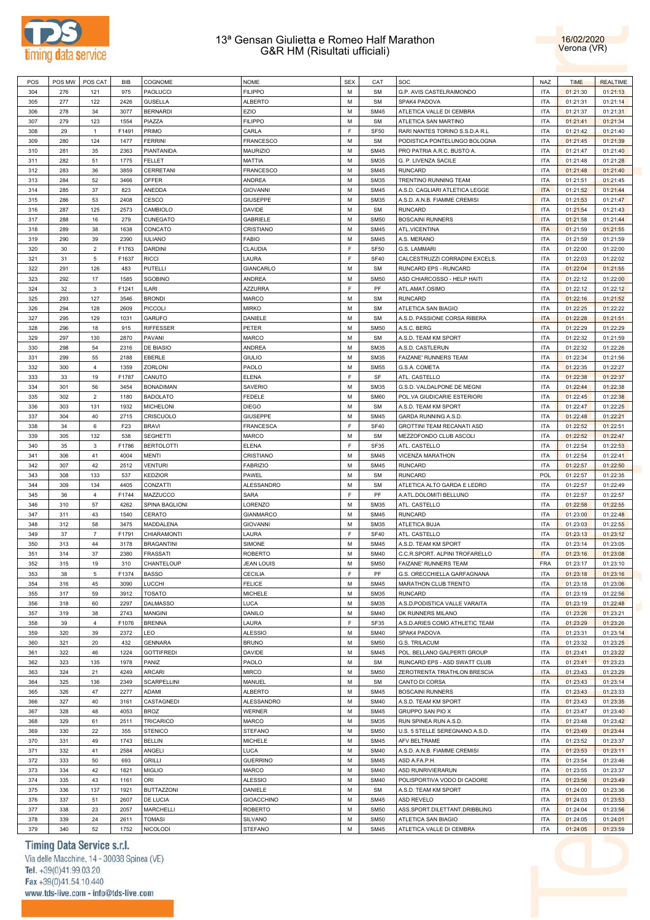# 13ª Gensan Giulietta e Romeo Half Marathon
## G&R HM (Risultati ufficiali)

16/02/2020
Verona (VR)

| POS | POS MW | POS CAT | BIB | COGNOME | NOME | SEX | CAT | SOC | NAZ | TIME | REALTIME |
|---|---|---|---|---|---|---|---|---|---|---|---|
| 304 | 276 | 121 | 975 | PAOLUCCI | FILIPPO | M | SM | G.P. AVIS CASTELRAIMONDO | ITA | 01:21:30 | 01:21:13 |
| 305 | 277 | 122 | 2426 | GUSELLA | ALBERTO | M | SM | SPAK4 PADOVA | ITA | 01:21:31 | 01:21:14 |
| 306 | 278 | 34 | 3077 | BERNARDI | EZIO | M | SM45 | ATLETICA VALLE DI CEMBRA | ITA | 01:21:37 | 01:21:31 |
| 307 | 279 | 123 | 1554 | PIAZZA | FILIPPO | M | SM | ATLETICA SAN MARTINO | ITA | 01:21:41 | 01:21:34 |
| 308 | 29 | 1 | F1491 | PRIMO | CARLA | F | SF50 | RARI NANTES TORINO S.S.D.A R.L | ITA | 01:21:42 | 01:21:40 |
| 309 | 280 | 124 | 1477 | FERRINI | FRANCESCO | M | SM | PODISTICA PONTELUNGO BOLOGNA | ITA | 01:21:45 | 01:21:39 |
| 310 | 281 | 35 | 2363 | PIANTANIDA | MAURIZIO | M | SM45 | PRO PATRIA A.R.C. BUSTO A. | ITA | 01:21:47 | 01:21:40 |
| 311 | 282 | 51 | 1775 | FELLET | MATTIA | M | SM35 | G. P. LIVENZA SACILE | ITA | 01:21:48 | 01:21:28 |
| 312 | 283 | 36 | 3859 | CERRETANI | FRANCESCO | M | SM45 | RUNCARD | ITA | 01:21:48 | 01:21:40 |
| 313 | 284 | 52 | 3466 | OFFER | ANDREA | M | SM35 | TRENTINO RUNNING TEAM | ITA | 01:21:51 | 01:21:45 |
| 314 | 285 | 37 | 823 | ANEDDA | GIOVANNI | M | SM45 | A.S.D. CAGLIARI ATLETICA LEGGE | ITA | 01:21:52 | 01:21:44 |
| 315 | 286 | 53 | 2408 | CESCO | GIUSEPPE | M | SM35 | A.S.D. A.N.B. FIAMME CREMISI | ITA | 01:21:53 | 01:21:47 |
| 316 | 287 | 125 | 2573 | CAMBIOLO | DAVIDE | M | SM | RUNCARD | ITA | 01:21:54 | 01:21:43 |
| 317 | 288 | 16 | 279 | CUNEGATO | GABRIELE | M | SM50 | BOSCAINI RUNNERS | ITA | 01:21:58 | 01:21:44 |
| 318 | 289 | 38 | 1638 | CONCATO | CRISTIANO | M | SM45 | ATL.VICENTINA | ITA | 01:21:59 | 01:21:55 |
| 319 | 290 | 39 | 2390 | IULIANO | FABIO | M | SM45 | A.S. MERANO | ITA | 01:21:59 | 01:21:59 |
| 320 | 30 | 2 | F1763 | DARDINI | CLAUDIA | F | SF50 | G.S. LAMMARI | ITA | 01:22:00 | 01:22:00 |
| 321 | 31 | 5 | F1637 | RICCI | LAURA | F | SF40 | CALCESTRUZZI CORRADINI EXCELS. | ITA | 01:22:03 | 01:22:02 |
| 322 | 291 | 126 | 483 | PUTELLI | GIANCARLO | M | SM | RUNCARD EPS - RUNCARD | ITA | 01:22:04 | 01:21:55 |
| 323 | 292 | 17 | 1585 | SGOBINO | ANDREA | M | SM50 | ASD CHIARCOSSO - HELP HAITI | ITA | 01:22:12 | 01:22:00 |
| 324 | 32 | 3 | F1241 | ILARI | AZZURRA | F | PF | ATL.AMAT.OSIMO | ITA | 01:22:12 | 01:22:12 |
| 325 | 293 | 127 | 3546 | BRONDI | MARCO | M | SM | RUNCARD | ITA | 01:22:16 | 01:21:52 |
| 326 | 294 | 128 | 2609 | PICCOLI | MIRKO | M | SM | ATLETICA SAN BIAGIO | ITA | 01:22:25 | 01:22:22 |
| 327 | 295 | 129 | 1031 | GARUFO | DANIELE | M | SM | A.S.D. PASSIONE CORSA RIBERA | ITA | 01:22:28 | 01:21:51 |
| 328 | 296 | 18 | 915 | RIFFESSER | PETER | M | SM50 | A.S.C. BERG | ITA | 01:22:29 | 01:22:29 |
| 329 | 297 | 130 | 2870 | PAVANI | MARCO | M | SM | A.S.D. TEAM KM SPORT | ITA | 01:22:32 | 01:21:59 |
| 330 | 298 | 54 | 2316 | DE BIASIO | ANDREA | M | SM35 | A.S.D. CASTLERUN | ITA | 01:22:32 | 01:22:26 |
| 331 | 299 | 55 | 2188 | EBERLE | GIULIO | M | SM35 | FAIZANE' RUNNERS TEAM | ITA | 01:22:34 | 01:21:56 |
| 332 | 300 | 4 | 1359 | ZORLONI | PAOLO | M | SM55 | G.S.A. COMETA | ITA | 01:22:35 | 01:22:27 |
| 333 | 33 | 19 | F1787 | CANUTO | ELENA | F | SF | ATL. CASTELLO | ITA | 01:22:38 | 01:22:37 |
| 334 | 301 | 56 | 3454 | BONADIMAN | SAVERIO | M | SM35 | G.S.D. VALDALPONE DE MEGNI | ITA | 01:22:44 | 01:22:38 |
| 335 | 302 | 2 | 1180 | BADOLATO | FEDELE | M | SM60 | POL.VA GIUDICARIE ESTERIORI | ITA | 01:22:45 | 01:22:38 |
| 336 | 303 | 131 | 1932 | MICHELONI | DIEGO | M | SM | A.S.D. TEAM KM SPORT | ITA | 01:22:47 | 01:22:25 |
| 337 | 304 | 40 | 2715 | CRISCUOLO | GIUSEPPE | M | SM45 | GARDA RUNNING A.S.D. | ITA | 01:22:48 | 01:22:21 |
| 338 | 34 | 6 | F23 | BRAVI | FRANCESCA | F | SF40 | GROTTINI TEAM RECANATI ASD | ITA | 01:22:52 | 01:22:51 |
| 339 | 305 | 132 | 538 | SEGHETTI | MARCO | M | SM | MEZZOFONDO CLUB ASCOLI | ITA | 01:22:52 | 01:22:47 |
| 340 | 35 | 3 | F1786 | BERTOLOTTI | ELENA | F | SF35 | ATL. CASTELLO | ITA | 01:22:54 | 01:22:53 |
| 341 | 306 | 41 | 4004 | MENTI | CRISTIANO | M | SM45 | VICENZA MARATHON | ITA | 01:22:54 | 01:22:41 |
| 342 | 307 | 42 | 2512 | VENTURI | FABRIZIO | M | SM45 | RUNCARD | ITA | 01:22:57 | 01:22:50 |
| 343 | 308 | 133 | 537 | KEDZIOR | PAWEL | M | SM | RUNCARD | POL | 01:22:57 | 01:22:35 |
| 344 | 309 | 134 | 4405 | CONZATTI | ALESSANDRO | M | SM | ATLETICA ALTO GARDA E LEDRO | ITA | 01:22:57 | 01:22:49 |
| 345 | 36 | 4 | F1744 | MAZZUCCO | SARA | F | PF | A.ATL.DOLOMITI BELLUNO | ITA | 01:22:57 | 01:22:57 |
| 346 | 310 | 57 | 4262 | SPINA BAGLIONI | LORENZO | M | SM35 | ATL. CASTELLO | ITA | 01:22:58 | 01:22:55 |
| 347 | 311 | 43 | 1540 | CERATO | GIANMARCO | M | SM45 | RUNCARD | ITA | 01:23:00 | 01:22:48 |
| 348 | 312 | 58 | 3475 | MADDALENA | GIOVANNI | M | SM35 | ATLETICA BUJA | ITA | 01:23:03 | 01:22:55 |
| 349 | 37 | 7 | F1791 | CHIARAMONTI | LAURA | F | SF40 | ATL. CASTELLO | ITA | 01:23:13 | 01:23:12 |
| 350 | 313 | 44 | 3178 | BRAGANTINI | SIMONE | M | SM45 | A.S.D. TEAM KM SPORT | ITA | 01:23:14 | 01:23:05 |
| 351 | 314 | 37 | 2380 | FRASSATI | ROBERTO | M | SM40 | C.C.R.SPORT. ALPINI TROFARELLO | ITA | 01:23:16 | 01:23:08 |
| 352 | 315 | 19 | 310 | CHANTELOUP | JEAN LOUIS | M | SM50 | FAIZANE' RUNNERS TEAM | FRA | 01:23:17 | 01:23:10 |
| 353 | 38 | 5 | F1374 | BASSO | CECILIA | F | PF | G.S. ORECCHIELLA GARFAGNANA | ITA | 01:23:18 | 01:23:16 |
| 354 | 316 | 45 | 3090 | LUCCHI | FELICE | M | SM45 | MARATHON CLUB TRENTO | ITA | 01:23:18 | 01:23:06 |
| 355 | 317 | 59 | 3912 | TOSATO | MICHELE | M | SM35 | RUNCARD | ITA | 01:23:19 | 01:22:56 |
| 356 | 318 | 60 | 2297 | DALMASSO | LUCA | M | SM35 | A.S.D.PODISTICA VALLE VARAITA | ITA | 01:23:19 | 01:22:48 |
| 357 | 319 | 38 | 2743 | MANGINI | DANILO | M | SM40 | DK RUNNERS MILANO | ITA | 01:23:26 | 01:23:21 |
| 358 | 39 | 4 | F1076 | BRENNA | LAURA | F | SF35 | A.S.D.ARIES COMO ATHLETIC TEAM | ITA | 01:23:29 | 01:23:26 |
| 359 | 320 | 39 | 2372 | LEO | ALESSIO | M | SM40 | SPAK4 PADOVA | ITA | 01:23:31 | 01:23:14 |
| 360 | 321 | 20 | 432 | GENNARA | BRUNO | M | SM50 | G.S. TRILACUM | ITA | 01:23:32 | 01:23:25 |
| 361 | 322 | 46 | 1224 | GOTTIFREDI | DAVIDE | M | SM45 | POL. BELLANO GALPERTI GROUP | ITA | 01:23:41 | 01:23:22 |
| 362 | 323 | 135 | 1978 | PANIZ | PAOLO | M | SM | RUNCARD EPS - ASD SWATT CLUB | ITA | 01:23:41 | 01:23:23 |
| 363 | 324 | 21 | 4249 | ARCARI | MIRCO | M | SM50 | ZEROTRENTA TRIATHLON BRESCIA | ITA | 01:23:43 | 01:23:29 |
| 364 | 325 | 136 | 2349 | SCARPELLINI | MANUEL | M | SM | CANTO DI CORSA | ITA | 01:23:43 | 01:23:14 |
| 365 | 326 | 47 | 2277 | ADAMI | ALBERTO | M | SM45 | BOSCAINI RUNNERS | ITA | 01:23:43 | 01:23:33 |
| 366 | 327 | 40 | 3161 | CASTAGNEDI | ALESSANDRO | M | SM40 | A.S.D. TEAM KM SPORT | ITA | 01:23:43 | 01:23:35 |
| 367 | 328 | 48 | 4053 | BROZ | WERNER | M | SM45 | GRUPPO SAN PIO X | ITA | 01:23:47 | 01:23:40 |
| 368 | 329 | 61 | 2511 | TRICARICO | MARCO | M | SM35 | RUN SPINEA RUN A.S.D. | ITA | 01:23:48 | 01:23:42 |
| 369 | 330 | 22 | 355 | STENICO | STEFANO | M | SM50 | U.S. 5 STELLE SEREGNANO A.S.D. | ITA | 01:23:49 | 01:23:44 |
| 370 | 331 | 49 | 1743 | BELLIN | MICHELE | M | SM45 | AFV BELTRAME | ITA | 01:23:52 | 01:23:37 |
| 371 | 332 | 41 | 2584 | ANGELI | LUCA | M | SM40 | A.S.D. A.N.B. FIAMME CREMISI | ITA | 01:23:53 | 01:23:11 |
| 372 | 333 | 50 | 693 | GRILLI | GUERRINO | M | SM45 | ASD A.FA.P.H. | ITA | 01:23:54 | 01:23:46 |
| 373 | 334 | 42 | 1821 | MIGLIO | MARCO | M | SM40 | ASD RUNRIVIERARUN | ITA | 01:23:55 | 01:23:37 |
| 374 | 335 | 43 | 1161 | ORI | ALESSIO | M | SM40 | POLISPORTIVA VODO DI CADORE | ITA | 01:23:56 | 01:23:49 |
| 375 | 336 | 137 | 1921 | BUTTAZZONI | DANIELE | M | SM | A.S.D. TEAM KM SPORT | ITA | 01:24:00 | 01:23:36 |
| 376 | 337 | 51 | 2607 | DE LUCIA | GIOACCHINO | M | SM45 | ASD REVELO | ITA | 01:24:03 | 01:23:53 |
| 377 | 338 | 23 | 2057 | MARCHELLI | ROBERTO | M | SM50 | ASS.SPORT.DILETTANT.DRIBBLING | ITA | 01:24:04 | 01:23:56 |
| 378 | 339 | 24 | 2611 | TOMASI | SILVANO | M | SM50 | ATLETICA SAN BIAGIO | ITA | 01:24:05 | 01:24:01 |
| 379 | 340 | 52 | 1752 | NICOLODI | STEFANO | M | SM45 | ATLETICA VALLE DI CEMBRA | ITA | 01:24:05 | 01:23:59 |

Timing Data Service s.r.l.
Via delle Macchine, 14 - 30038 Spinea (VE)
Tel. +39(0)41.99.03.20
Fax +39(0)41.54.10.440
www.tds-live.com - info@tds-live.com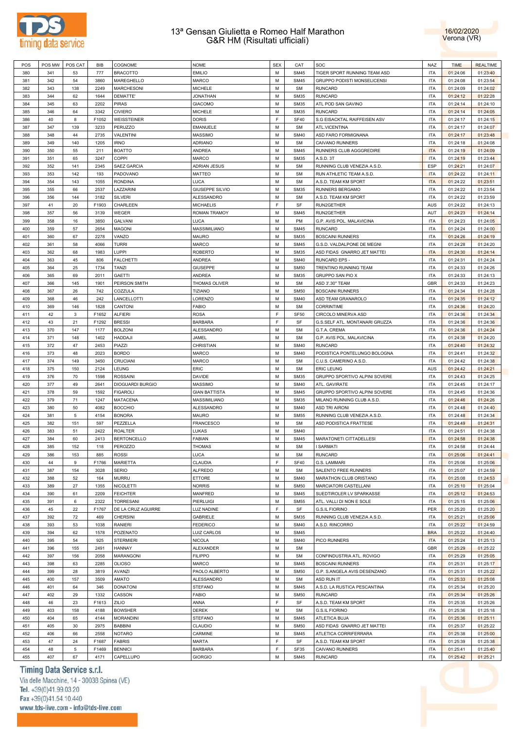# 13ª Gensan Giulietta e Romeo Half Marathon
## G&R HM (Risultati ufficiali)

16/02/2020
Verona (VR)

| POS | POS MW | POS CAT | BIB | COGNOME | NOME | SEX | CAT | SOC | NAZ | TIME | REALTIME |
|---|---|---|---|---|---|---|---|---|---|---|---|
| 380 | 341 | 53 | 777 | BRACOTTO | EMILIO | M | SM45 | TIGER SPORT RUNNING TEAM ASD | ITA | 01:24:06 | 01:23:40 |
| 381 | 342 | 54 | 3860 | MAREGHELLO | MARCO | M | SM45 | GRUPPO PODISTI MONSELICENSI | ITA | 01:24:08 | 01:23:54 |
| 382 | 343 | 138 | 2249 | MARCHESONI | MICHELE | M | SM | RUNCARD | ITA | 01:24:09 | 01:24:02 |
| 383 | 344 | 62 | 1644 | DEMATTE' | JONATHAN | M | SM35 | RUNCARD | ITA | 01:24:12 | 01:22:28 |
| 384 | 345 | 63 | 2202 | PIRAS | GIACOMO | M | SM35 | ATL POD SAN GAVINO | ITA | 01:24:14 | 01:24:10 |
| 385 | 346 | 64 | 3342 | CIVIERO | MICHELE | M | SM35 | RUNCARD | ITA | 01:24:14 | 01:24:05 |
| 386 | 40 | 8 | F1052 | WEISSTEINER | DORIS | F | SF40 | S.G EISACKTAL RAIFFEISEN ASV | ITA | 01:24:17 | 01:24:15 |
| 387 | 347 | 139 | 3233 | PERUZZO | EMANUELE | M | SM | ATL.VICENTINA | ITA | 01:24:17 | 01:24:07 |
| 388 | 348 | 44 | 2735 | VALENTINI | MASSIMO | M | SM40 | ASD FARO FORMIGNANA | ITA | 01:24:17 | 01:23:48 |
| 389 | 349 | 140 | 1205 | IRNO | ADRIANO | M | SM | CAIVANO RUNNERS | ITA | 01:24:18 | 01:24:08 |
| 390 | 350 | 55 | 211 | BOATTO | ANDREA | M | SM45 | RUNNERS CLUB AGGGREDIRE | ITA | 01:24:19 | 01:24:09 |
| 391 | 351 | 65 | 3247 | COPPI | MARCO | M | SM35 | A.S.D. 3T | ITA | 01:24:19 | 01:23:44 |
| 392 | 352 | 141 | 2345 | SAEZ GARCIA | ADRIAN JESUS | M | SM | RUNNING CLUB VENEZIA A.S.D. | ESP | 01:24:21 | 01:24:07 |
| 393 | 353 | 142 | 193 | PADOVANO | MATTEO | M | SM | RUN ATHLETIC TEAM A.S.D. | ITA | 01:24:22 | 01:24:11 |
| 394 | 354 | 143 | 1055 | RONDINA | LUCA | M | SM | A.S.D. TEAM KM SPORT | ITA | 01:24:22 | 01:23:51 |
| 395 | 355 | 66 | 2537 | LAZZARINI | GIUSEPPE SILVIO | M | SM35 | RUNNERS BERGAMO | ITA | 01:24:22 | 01:23:54 |
| 396 | 356 | 144 | 3182 | SILVERI | ALESSANDRO | M | SM | A.S.D. TEAM KM SPORT | ITA | 01:24:22 | 01:23:59 |
| 397 | 41 | 20 | F1903 | CHARLEEN | MICHAELIS | F | SF | RUN2GETHER | AUS | 01:24:22 | 01:24:13 |
| 398 | 357 | 56 | 3139 | WEGER | ROMAN TRAMOY | M | SM45 | RUN2GETHER | AUT | 01:24:23 | 01:24:14 |
| 399 | 358 | 16 | 3850 | GALVANI | LUCA | M | PM | G.P. AVIS POL. MALAVICINA | ITA | 01:24:23 | 01:24:05 |
| 400 | 359 | 57 | 2654 | MAGONI | MASSIMILIANO | M | SM45 | RUNCARD | ITA | 01:24:24 | 01:24:00 |
| 401 | 360 | 67 | 2278 | VANZO | MAURO | M | SM35 | BOSCAINI RUNNERS | ITA | 01:24:26 | 01:24:19 |
| 402 | 361 | 58 | 4066 | TURRI | MARCO | M | SM45 | G.S.D. VALDALPONE DE MEGNI | ITA | 01:24:28 | 01:24:20 |
| 403 | 362 | 68 | 1983 | LUPPI | ROBERTO | M | SM35 | ASD FIDAS GNARRO JET MATTEI | ITA | 01:24:30 | 01:24:14 |
| 404 | 363 | 45 | 806 | FALCHETTI | ANDREA | M | SM40 | RUNCARD EPS - | ITA | 01:24:31 | 01:24:24 |
| 405 | 364 | 25 | 1734 | TANZI | GIUSEPPE | M | SM50 | TRENTINO RUNNING TEAM | ITA | 01:24:33 | 01:24:26 |
| 406 | 365 | 69 | 2011 | GAETTI | ANDREA | M | SM35 | GRUPPO SAN PIO X | ITA | 01:24:33 | 01:24:13 |
| 407 | 366 | 145 | 1901 | PEIRSON SMITH | THOMAS OLIVER | M | SM | ASD 3'.30'' TEAM | GBR | 01:24:33 | 01:24:23 |
| 408 | 367 | 26 | 742 | COZZULA | TIZIANO | M | SM50 | BOSCAINI RUNNERS | ITA | 01:24:34 | 01:24:28 |
| 409 | 368 | 46 | 242 | LANCELLOTTI | LORENZO | M | SM40 | ASD TEAM GRANAROLO | ITA | 01:24:35 | 01:24:12 |
| 410 | 369 | 146 | 1828 | CANTONI | FABIO | M | SM | CORRINTIME | ITA | 01:24:36 | 01:24:20 |
| 411 | 42 | 3 | F1652 | ALFIERI | ROSA | F | SF50 | CIRCOLO MINERVA ASD | ITA | 01:24:36 | 01:24:34 |
| 412 | 43 | 21 | F1292 | BRESSI | BARBARA | F | SF | G.S.SELF ATL. MONTANARI GRUZZA | ITA | 01:24:36 | 01:24:36 |
| 413 | 370 | 147 | 1177 | BOLZONI | ALESSANDRO | M | SM | G.T.A. CREMA | ITA | 01:24:36 | 01:24:24 |
| 414 | 371 | 148 | 1402 | HADDAJI | JAMEL | M | SM | G.P. AVIS POL. MALAVICINA | ITA | 01:24:38 | 01:24:20 |
| 415 | 372 | 47 | 2453 | PIAZZI | CHRISTIAN | M | SM40 | RUNCARD | ITA | 01:24:40 | 01:24:32 |
| 416 | 373 | 48 | 2023 | BORDO | MARCO | M | SM40 | PODISTICA PONTELUNGO BOLOGNA | ITA | 01:24:41 | 01:24:32 |
| 417 | 374 | 149 | 3450 | CRUCIANI | MARCO | M | SM | C.U.S. CAMERINO A.S.D. | ITA | 01:24:42 | 01:24:38 |
| 418 | 375 | 150 | 2124 | LEUNG | ERIC | M | SM | ERIC LEUNG | AUS | 01:24:42 | 01:24:21 |
| 419 | 376 | 70 | 1598 | ROSSAINI | DAVIDE | M | SM35 | GRUPPO SPORTIVO ALPINI SOVERE | ITA | 01:24:43 | 01:24:25 |
| 420 | 377 | 49 | 2641 | DIOGUARDI BURGIO | MASSIMO | M | SM40 | ATL. GAVIRATE | ITA | 01:24:45 | 01:24:17 |
| 421 | 378 | 59 | 1592 | FIGAROLI | GIAN BATTISTA | M | SM45 | GRUPPO SPORTIVO ALPINI SOVERE | ITA | 01:24:45 | 01:24:36 |
| 422 | 379 | 71 | 1247 | MATACENA | MASSIMILIANO | M | SM35 | MILANO RUNNING CLUB A.S.D. | ITA | 01:24:46 | 01:24:26 |
| 423 | 380 | 50 | 4082 | BOCCHIO | ALESSANDRO | M | SM40 | ASD TRI AIRONI | ITA | 01:24:48 | 01:24:40 |
| 424 | 381 | 5 | 4154 | BONORA | MAURO | M | SM55 | RUNNING CLUB VENEZIA A.S.D. | ITA | 01:24:48 | 01:24:34 |
| 425 | 382 | 151 | 597 | PEZZELLA | FRANCESCO | M | SM | ASD PODISTICA FRATTESE | ITA | 01:24:49 | 01:24:31 |
| 426 | 383 | 51 | 2422 | ROALTER | LUKAS | M | SM40 | | ITA | 01:24:51 | 01:24:38 |
| 427 | 384 | 60 | 2413 | BERTONCELLO | FABIAN | M | SM45 | MARATONETI CITTADELLESI | ITA | 01:24:58 | 01:24:38 |
| 428 | 385 | 152 | 118 | PEROZZO | THOMAS | M | SM | I SARMATI | ITA | 01:24:58 | 01:24:44 |
| 429 | 386 | 153 | 885 | ROSSI | LUCA | M | SM | RUNCARD | ITA | 01:25:06 | 01:24:41 |
| 430 | 44 | 9 | F1766 | MARIETTA | CLAUDIA | F | SF40 | G.S. LAMMARI | ITA | 01:25:06 | 01:25:06 |
| 431 | 387 | 154 | 3028 | SERIO | ALFREDO | M | SM | SALENTO FREE RUNNERS | ITA | 01:25:07 | 01:24:59 |
| 432 | 388 | 52 | 164 | MURRU | ETTORE | M | SM40 | MARATHON CLUB ORISTANO | ITA | 01:25:08 | 01:24:53 |
| 433 | 389 | 27 | 1355 | NICOLETTI | NORRIS | M | SM50 | MARCIATORI CASTELLANI | ITA | 01:25:10 | 01:25:04 |
| 434 | 390 | 61 | 2209 | FEICHTER | MANFRED | M | SM45 | SUEDTIROLER LV SPARKASSE | ITA | 01:25:12 | 01:24:53 |
| 435 | 391 | 6 | 2322 | TORRESANI | PIERLUIGI | M | SM55 | ATL. VALLI DI NON E SOLE | ITA | 01:25:15 | 01:25:06 |
| 436 | 45 | 22 | F1767 | DE LA CRUZ AGUIRRE | LUZ NADINE | F | SF | G.S.IL FIORINO | PER | 01:25:20 | 01:25:20 |
| 437 | 392 | 72 | 469 | CHERSINI | GABRIELE | M | SM35 | RUNNING CLUB VENEZIA A.S.D. | ITA | 01:25:21 | 01:25:06 |
| 438 | 393 | 53 | 1038 | RANIERI | FEDERICO | M | SM40 | A.S.D. RINCORRO | ITA | 01:25:22 | 01:24:59 |
| 439 | 394 | 62 | 1578 | POZENATO | LUIZ CARLOS | M | SM45 | | BRA | 01:25:22 | 01:24:40 |
| 440 | 395 | 54 | 925 | STERMIERI | NICOLA | M | SM40 | PICO RUNNERS | ITA | 01:25:24 | 01:25:13 |
| 441 | 396 | 155 | 2491 | HANNAY | ALEXANDER | M | SM | | GBR | 01:25:29 | 01:25:22 |
| 442 | 397 | 156 | 2058 | MARANGONI | FILIPPO | M | SM | CONFINDUSTRIA ATL. ROVIGO | ITA | 01:25:29 | 01:25:05 |
| 443 | 398 | 63 | 2285 | OLIOSO | MARCO | M | SM45 | BOSCAINI RUNNERS | ITA | 01:25:31 | 01:25:17 |
| 444 | 399 | 28 | 3819 | AVANZI | PAOLO ALBERTO | M | SM50 | G.P. S.ANGELA AVIS DESENZANO | ITA | 01:25:31 | 01:25:22 |
| 445 | 400 | 157 | 3509 | AMATO | ALESSANDRO | M | SM | ASD RUN IT | ITA | 01:25:33 | 01:25:08 |
| 446 | 401 | 64 | 346 | DONATONI | STEFANO | M | SM45 | A.S.D. LA RUSTICA PESCANTINA | ITA | 01:25:34 | 01:25:20 |
| 447 | 402 | 29 | 1332 | CASSON | FABIO | M | SM50 | RUNCARD | ITA | 01:25:34 | 01:25:26 |
| 448 | 46 | 23 | F1613 | ZILIO | ANNA | F | SF | A.S.D. TEAM KM SPORT | ITA | 01:25:35 | 01:25:26 |
| 449 | 403 | 158 | 4188 | BOWSHER | DEREK | M | SM | G.S.IL FIORINO | ITA | 01:25:36 | 01:25:18 |
| 450 | 404 | 65 | 4144 | MORANDINI | STEFANO | M | SM45 | ATLETICA BUJA | ITA | 01:25:36 | 01:25:11 |
| 451 | 405 | 30 | 2975 | BABBINI | CLAUDIO | M | SM50 | ASD FIDAS GNARRO JET MATTEI | ITA | 01:25:37 | 01:25:22 |
| 452 | 406 | 66 | 2558 | NOTARO | CARMINE | M | SM45 | ATLETICA CORRIFERRARA | ITA | 01:25:38 | 01:25:00 |
| 453 | 47 | 24 | F1687 | FABRIS | MARTA | F | SF | A.S.D. TEAM KM SPORT | ITA | 01:25:39 | 01:25:38 |
| 454 | 48 | 5 | F1469 | BENNICI | BARBARA | F | SF35 | CAIVANO RUNNERS | ITA | 01:25:41 | 01:25:40 |
| 455 | 407 | 67 | 4171 | CAPELLUPO | GIORGIO | M | SM45 | RUNCARD | ITA | 01:25:42 | 01:25:21 |

Timing Data Service s.r.l.
Via delle Macchine, 14 - 30038 Spinea (VE)
Tel. +39(0)41.99.03.20
Fax +39(0)41.54.10.440
www.tds-live.com - info@tds-live.com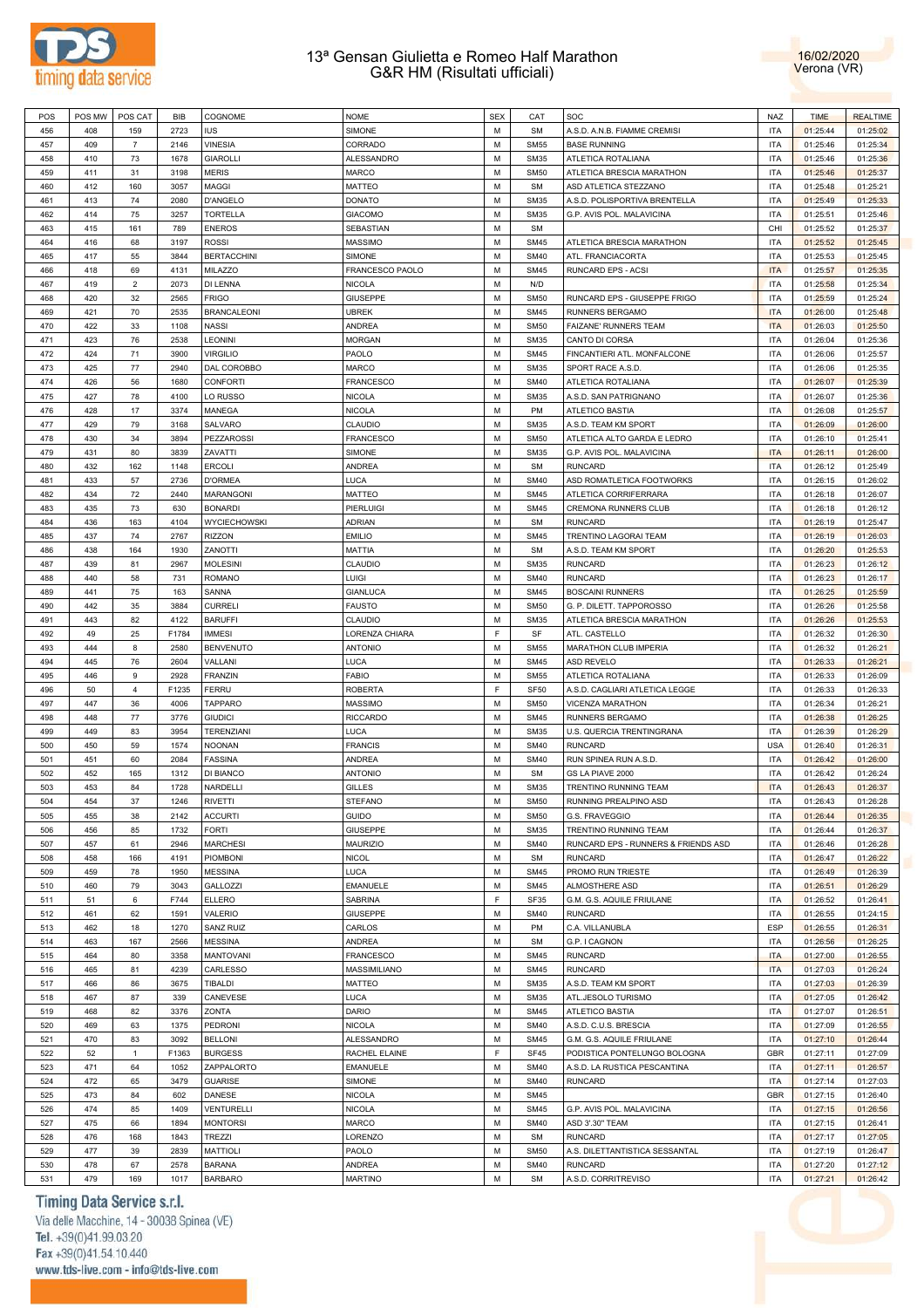# 13ª Gensan Giulietta e Romeo Half Marathon
## G&R HM (Risultati ufficiali)

16/02/2020
Verona (VR)

| POS | POS MW | POS CAT | BIB | COGNOME | NOME | SEX | CAT | SOC | NAZ | TIME | REALTIME |
|---|---|---|---|---|---|---|---|---|---|---|---|
| 456 | 408 | 159 | 2723 | IUS | SIMONE | M | SM | A.S.D. A.N.B. FIAMME CREMISI | ITA | 01:25:44 | 01:25:02 |
| 457 | 409 | 7 | 2146 | VINESIA | CORRADO | M | SM55 | BASE RUNNING | ITA | 01:25:46 | 01:25:34 |
| 458 | 410 | 73 | 1678 | GIAROLLI | ALESSANDRO | M | SM35 | ATLETICA ROTALIANA | ITA | 01:25:46 | 01:25:36 |
| 459 | 411 | 31 | 3198 | MERIS | MARCO | M | SM50 | ATLETICA BRESCIA MARATHON | ITA | 01:25:46 | 01:25:37 |
| 460 | 412 | 160 | 3057 | MAGGI | MATTEO | M | SM | ASD ATLETICA STEZZANO | ITA | 01:25:48 | 01:25:21 |
| 461 | 413 | 74 | 2080 | D'ANGELO | DONATO | M | SM35 | A.S.D. POLISPORTIVA BRENTELLA | ITA | 01:25:49 | 01:25:33 |
| 462 | 414 | 75 | 3257 | TORTELLA | GIACOMO | M | SM35 | G.P. AVIS POL. MALAVICINA | ITA | 01:25:51 | 01:25:46 |
| 463 | 415 | 161 | 789 | ENEROS | SEBASTIAN | M | SM |  | CHI | 01:25:52 | 01:25:37 |
| 464 | 416 | 68 | 3197 | ROSSI | MASSIMO | M | SM45 | ATLETICA BRESCIA MARATHON | ITA | 01:25:52 | 01:25:45 |
| 465 | 417 | 55 | 3844 | BERTACCHINI | SIMONE | M | SM40 | ATL. FRANCIACORTA | ITA | 01:25:53 | 01:25:45 |
| 466 | 418 | 69 | 4131 | MILAZZO | FRANCESCO PAOLO | M | SM45 | RUNCARD EPS - ACSI | ITA | 01:25:57 | 01:25:35 |
| 467 | 419 | 2 | 2073 | DI LENNA | NICOLA | M | N/D |  | ITA | 01:25:58 | 01:25:34 |
| 468 | 420 | 32 | 2565 | FRIGO | GIUSEPPE | M | SM50 | RUNCARD EPS - GIUSEPPE FRIGO | ITA | 01:25:59 | 01:25:24 |
| 469 | 421 | 70 | 2535 | BRANCALEONI | UBREK | M | SM45 | RUNNERS BERGAMO | ITA | 01:26:00 | 01:25:48 |
| 470 | 422 | 33 | 1108 | NASSI | ANDREA | M | SM50 | FAIZANE' RUNNERS TEAM | ITA | 01:26:03 | 01:25:50 |
| 471 | 423 | 76 | 2538 | LEONINI | MORGAN | M | SM35 | CANTO DI CORSA | ITA | 01:26:04 | 01:25:36 |
| 472 | 424 | 71 | 3900 | VIRGILIO | PAOLO | M | SM45 | FINCANTIERI ATL. MONFALCONE | ITA | 01:26:06 | 01:25:57 |
| 473 | 425 | 77 | 2940 | DAL COROBBO | MARCO | M | SM35 | SPORT RACE A.S.D. | ITA | 01:26:06 | 01:25:35 |
| 474 | 426 | 56 | 1680 | CONFORTI | FRANCESCO | M | SM40 | ATLETICA ROTALIANA | ITA | 01:26:07 | 01:25:39 |
| 475 | 427 | 78 | 4100 | LO RUSSO | NICOLA | M | SM35 | A.S.D. SAN PATRIGNANO | ITA | 01:26:07 | 01:25:36 |
| 476 | 428 | 17 | 3374 | MANEGA | NICOLA | M | PM | ATLETICO BASTIA | ITA | 01:26:08 | 01:25:57 |
| 477 | 429 | 79 | 3168 | SALVARO | CLAUDIO | M | SM35 | A.S.D. TEAM KM SPORT | ITA | 01:26:09 | 01:26:00 |
| 478 | 430 | 34 | 3894 | PEZZAROSSI | FRANCESCO | M | SM50 | ATLETICA ALTO GARDA E LEDRO | ITA | 01:26:10 | 01:25:41 |
| 479 | 431 | 80 | 3839 | ZAVATTI | SIMONE | M | SM35 | G.P. AVIS POL. MALAVICINA | ITA | 01:26:11 | 01:26:00 |
| 480 | 432 | 162 | 1148 | ERCOLI | ANDREA | M | SM | RUNCARD | ITA | 01:26:12 | 01:25:49 |
| 481 | 433 | 57 | 2736 | D'ORMEA | LUCA | M | SM40 | ASD ROMATLETICA FOOTWORKS | ITA | 01:26:15 | 01:26:02 |
| 482 | 434 | 72 | 2440 | MARANGONI | MATTEO | M | SM45 | ATLETICA CORRIFERRARA | ITA | 01:26:18 | 01:26:07 |
| 483 | 435 | 73 | 630 | BONARDI | PIERLUIGI | M | SM45 | CREMONA RUNNERS CLUB | ITA | 01:26:18 | 01:26:12 |
| 484 | 436 | 163 | 4104 | WYCIECHOWSKI | ADRIAN | M | SM | RUNCARD | ITA | 01:26:19 | 01:25:47 |
| 485 | 437 | 74 | 2767 | RIZZON | EMILIO | M | SM45 | TRENTINO LAGORAI TEAM | ITA | 01:26:19 | 01:26:03 |
| 486 | 438 | 164 | 1930 | ZANOTTI | MATTIA | M | SM | A.S.D. TEAM KM SPORT | ITA | 01:26:20 | 01:25:53 |
| 487 | 439 | 81 | 2967 | MOLESINI | CLAUDIO | M | SM35 | RUNCARD | ITA | 01:26:23 | 01:26:12 |
| 488 | 440 | 58 | 731 | ROMANO | LUIGI | M | SM40 | RUNCARD | ITA | 01:26:23 | 01:26:17 |
| 489 | 441 | 75 | 163 | SANNA | GIANLUCA | M | SM45 | BOSCAINI RUNNERS | ITA | 01:26:25 | 01:25:59 |
| 490 | 442 | 35 | 3884 | CURRELI | FAUSTO | M | SM50 | G. P. DILETT. TAPPOROSSO | ITA | 01:26:26 | 01:25:58 |
| 491 | 443 | 82 | 4122 | BARUFFI | CLAUDIO | M | SM35 | ATLETICA BRESCIA MARATHON | ITA | 01:26:26 | 01:25:53 |
| 492 | 49 | 25 | F1784 | IMMESI | LORENZA CHIARA | F | SF | ATL. CASTELLO | ITA | 01:26:32 | 01:26:30 |
| 493 | 444 | 8 | 2580 | BENVENUTO | ANTONIO | M | SM55 | MARATHON CLUB IMPERIA | ITA | 01:26:32 | 01:26:21 |
| 494 | 445 | 76 | 2604 | VALLANI | LUCA | M | SM45 | ASD REVELO | ITA | 01:26:33 | 01:26:21 |
| 495 | 446 | 9 | 2928 | FRANZIN | FABIO | M | SM55 | ATLETICA ROTALIANA | ITA | 01:26:33 | 01:26:09 |
| 496 | 50 | 4 | F1235 | FERRU | ROBERTA | F | SF50 | A.S.D. CAGLIARI ATLETICA LEGGE | ITA | 01:26:33 | 01:26:33 |
| 497 | 447 | 36 | 4006 | TAPPARO | MASSIMO | M | SM50 | VICENZA MARATHON | ITA | 01:26:34 | 01:26:21 |
| 498 | 448 | 77 | 3776 | GIUDICI | RICCARDO | M | SM45 | RUNNERS BERGAMO | ITA | 01:26:38 | 01:26:25 |
| 499 | 449 | 83 | 3954 | TERENZIANI | LUCA | M | SM35 | U.S. QUERCIA TRENTINGRANA | ITA | 01:26:39 | 01:26:29 |
| 500 | 450 | 59 | 1574 | NOONAN | FRANCIS | M | SM40 | RUNCARD | USA | 01:26:40 | 01:26:31 |
| 501 | 451 | 60 | 2084 | FASSINA | ANDREA | M | SM40 | RUN SPINEA RUN A.S.D. | ITA | 01:26:42 | 01:26:00 |
| 502 | 452 | 165 | 1312 | DI BIANCO | ANTONIO | M | SM | GS LA PIAVE 2000 | ITA | 01:26:42 | 01:26:24 |
| 503 | 453 | 84 | 1728 | NARDELLI | GILLES | M | SM35 | TRENTINO RUNNING TEAM | ITA | 01:26:43 | 01:26:37 |
| 504 | 454 | 37 | 1246 | RIVETTI | STEFANO | M | SM50 | RUNNING PREALPINO ASD | ITA | 01:26:43 | 01:26:28 |
| 505 | 455 | 38 | 2142 | ACCURTI | GUIDO | M | SM50 | G.S. FRAVEGGIO | ITA | 01:26:44 | 01:26:35 |
| 506 | 456 | 85 | 1732 | FORTI | GIUSEPPE | M | SM35 | TRENTINO RUNNING TEAM | ITA | 01:26:44 | 01:26:37 |
| 507 | 457 | 61 | 2946 | MARCHESI | MAURIZIO | M | SM40 | RUNCARD EPS - RUNNERS & FRIENDS ASD | ITA | 01:26:46 | 01:26:28 |
| 508 | 458 | 166 | 4191 | PIOMBONI | NICOL | M | SM | RUNCARD | ITA | 01:26:47 | 01:26:22 |
| 509 | 459 | 78 | 1950 | MESSINA | LUCA | M | SM45 | PROMO RUN TRIESTE | ITA | 01:26:49 | 01:26:39 |
| 510 | 460 | 79 | 3043 | GALLOZZI | EMANUELE | M | SM45 | ALMOSTHERE ASD | ITA | 01:26:51 | 01:26:29 |
| 511 | 51 | 6 | F744 | ELLERO | SABRINA | F | SF35 | G.M. G.S. AQUILE FRIULANE | ITA | 01:26:52 | 01:26:41 |
| 512 | 461 | 62 | 1591 | VALERIO | GIUSEPPE | M | SM40 | RUNCARD | ITA | 01:26:55 | 01:24:15 |
| 513 | 462 | 18 | 1270 | SANZ RUIZ | CARLOS | M | PM | C.A. VILLANUBLA | ESP | 01:26:55 | 01:26:31 |
| 514 | 463 | 167 | 2566 | MESSINA | ANDREA | M | SM | G.P. I CAGNON | ITA | 01:26:56 | 01:26:25 |
| 515 | 464 | 80 | 3358 | MANTOVANI | FRANCESCO | M | SM45 | RUNCARD | ITA | 01:27:00 | 01:26:55 |
| 516 | 465 | 81 | 4239 | CARLESSO | MASSIMILIANO | M | SM45 | RUNCARD | ITA | 01:27:03 | 01:26:24 |
| 517 | 466 | 86 | 3675 | TIBALDI | MATTEO | M | SM35 | A.S.D. TEAM KM SPORT | ITA | 01:27:03 | 01:26:39 |
| 518 | 467 | 87 | 339 | CANEVESE | LUCA | M | SM35 | ATL.JESOLO TURISMO | ITA | 01:27:05 | 01:26:42 |
| 519 | 468 | 82 | 3376 | ZONTA | DARIO | M | SM45 | ATLETICO BASTIA | ITA | 01:27:07 | 01:26:51 |
| 520 | 469 | 63 | 1375 | PEDRONI | NICOLA | M | SM40 | A.S.D. C.U.S. BRESCIA | ITA | 01:27:09 | 01:26:55 |
| 521 | 470 | 83 | 3092 | BELLONI | ALESSANDRO | M | SM45 | G.M. G.S. AQUILE FRIULANE | ITA | 01:27:10 | 01:26:44 |
| 522 | 52 | 1 | F1363 | BURGESS | RACHEL ELAINE | F | SF45 | PODISTICA PONTELUNGO BOLOGNA | GBR | 01:27:11 | 01:27:09 |
| 523 | 471 | 64 | 1052 | ZAPPALORTO | EMANUELE | M | SM40 | A.S.D. LA RUSTICA PESCANTINA | ITA | 01:27:11 | 01:26:57 |
| 524 | 472 | 65 | 3479 | GUARISE | SIMONE | M | SM40 | RUNCARD | ITA | 01:27:14 | 01:27:03 |
| 525 | 473 | 84 | 602 | DANESE | NICOLA | M | SM45 |  | GBR | 01:27:15 | 01:26:40 |
| 526 | 474 | 85 | 1409 | VENTURELLI | NICOLA | M | SM45 | G.P. AVIS POL. MALAVICINA | ITA | 01:27:15 | 01:26:56 |
| 527 | 475 | 66 | 1894 | MONTORSI | MARCO | M | SM40 | ASD 3'.30" TEAM | ITA | 01:27:15 | 01:26:41 |
| 528 | 476 | 168 | 1843 | TREZZI | LORENZO | M | SM | RUNCARD | ITA | 01:27:17 | 01:27:05 |
| 529 | 477 | 39 | 2839 | MATTIOLI | PAOLO | M | SM50 | A.S. DILETTANTISTICA SESSANTAL | ITA | 01:27:19 | 01:26:47 |
| 530 | 478 | 67 | 2578 | BARANA | ANDREA | M | SM40 | RUNCARD | ITA | 01:27:20 | 01:27:12 |
| 531 | 479 | 169 | 1017 | BARBARO | MARTINO | M | SM | A.S.D. CORRITREVISO | ITA | 01:27:21 | 01:26:42 |

Timing Data Service s.r.l.
Via delle Macchine, 14 - 30038 Spinea (VE)
Tel. +39(0)41.99.03.20
Fax +39(0)41.54.10.440
www.tds-live.com - info@tds-live.com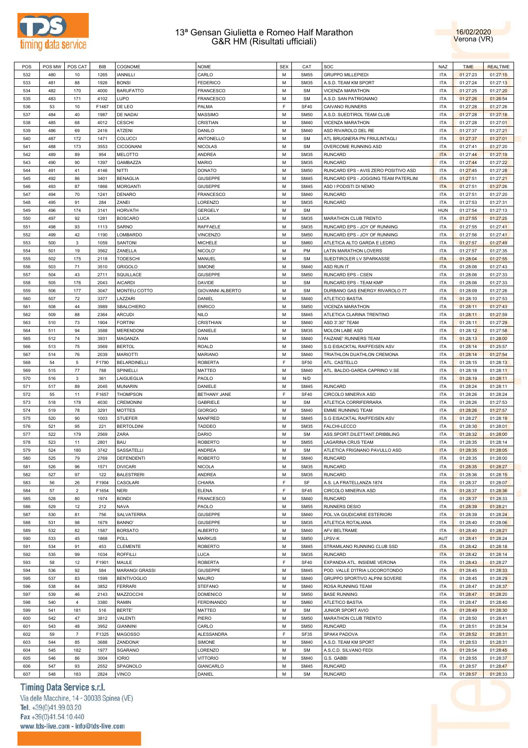# 13ª Gensan Giulietta e Romeo Half Marathon
## G&R HM (Risultati ufficiali)

16/02/2020
Verona (VR)

| POS | POS MW | POS CAT | BIB | COGNOME | NOME | SEX | CAT | SOC | NAZ | TIME | REALTIME |
|---|---|---|---|---|---|---|---|---|---|---|---|
| 532 | 480 | 10 | 1265 | IANNILLI | CARLO | M | SM55 | GRUPPO MILLEPIEDI | ITA | 01:27:23 | 01:27:15 |
| 533 | 481 | 88 | 1926 | BONSI | FEDERICO | M | SM35 | A.S.D. TEAM KM SPORT | ITA | 01:27:24 | 01:27:13 |
| 534 | 482 | 170 | 4000 | BARUFATTO | FRANCESCO | M | SM | VICENZA MARATHON | ITA | 01:27:25 | 01:27:20 |
| 535 | 483 | 171 | 4102 | LUPO | FRANCESCO | M | SM | A.S.D. SAN PATRIGNANO | ITA | 01:27:26 | 01:26:54 |
| 536 | 53 | 10 | F1467 | DE LEO | PALMA | F | SF40 | CAIVANO RUNNERS | ITA | 01:27:28 | 01:27:26 |
| 537 | 484 | 40 | 1987 | DE NADAI | MASSIMO | M | SM50 | A.S.D. SUEDTIROL TEAM CLUB | ITA | 01:27:28 | 01:27:18 |
| 538 | 485 | 68 | 4012 | CESCHI | CRISTIAN | M | SM40 | VICENZA MARATHON | ITA | 01:27:28 | 01:27:01 |
| 539 | 486 | 69 | 2416 | ATZENI | DANILO | M | SM40 | ASD RIVAROLO DEL RE | ITA | 01:27:37 | 01:27:21 |
| 540 | 487 | 172 | 1471 | COLUCCI | ANTONELLO | M | SM | ATL BRUGNERA PN FRIULINTAGLI | ITA | 01:27:37 | 01:27:01 |
| 541 | 488 | 173 | 3553 | CICOGNANI | NICOLAS | M | SM | OVERCOME RUNNING ASD | ITA | 01:27:41 | 01:27:20 |
| 542 | 489 | 89 | 954 | MELOTTO | ANDREA | M | SM35 | RUNCARD | ITA | 01:27:44 | 01:27:19 |
| 543 | 490 | 90 | 1397 | GAMBAZZA | MARIO | M | SM35 | RUNCARD | ITA | 01:27:44 | 01:27:22 |
| 544 | 491 | 41 | 4146 | NITTI | DONATO | M | SM50 | RUNCARD EPS - AVIS ZERO POSITIVO ASD | ITA | 01:27:45 | 01:27:28 |
| 545 | 492 | 86 | 3401 | BENAGLIA | GIUSEPPE | M | SM45 | RUNCARD EPS - JOGGING TEAM PATERLINI | ITA | 01:27:51 | 01:27:21 |
| 546 | 493 | 87 | 1866 | MORGANTI | GIUSEPPE | M | SM45 | ASD I PODISTI DI NEMO | ITA | 01:27:51 | 01:27:26 |
| 547 | 494 | 70 | 1241 | DENARO | FRANCESCO | M | SM40 | RUNCARD | ITA | 01:27:51 | 01:27:20 |
| 548 | 495 | 91 | 284 | ZANEI | LORENZO | M | SM35 | RUNCARD | ITA | 01:27:53 | 01:27:31 |
| 549 | 496 | 174 | 3141 | HORVATH | GERGELY | M | SM |  | HUN | 01:27:54 | 01:27:13 |
| 550 | 497 | 92 | 1281 | BOSCARO | LUCA | M | SM35 | MARATHON CLUB TRENTO | ITA | 01:27:55 | 01:27:25 |
| 551 | 498 | 93 | 1113 | SARNO | RAFFAELE | M | SM35 | RUNCARD EPS - JOY OF RUNNING | ITA | 01:27:55 | 01:27:41 |
| 552 | 499 | 42 | 1190 | LOMBARDO | VINCENZO | M | SM50 | RUNCARD EPS - JOY OF RUNNING | ITA | 01:27:56 | 01:27:41 |
| 553 | 500 | 3 | 1059 | SANTONI | MICHELE | M | SM60 | ATLETICA ALTO GARDA E LEDRO | ITA | 01:27:57 | 01:27:49 |
| 554 | 501 | 19 | 3562 | ZANELLA | NICOLO' | M | PM | LATIN MARATHON LOVERS | ITA | 01:27:57 | 01:27:35 |
| 555 | 502 | 175 | 2118 | TODESCHI | MANUEL | M | SM | SUEDTIROLER LV SPARKASSE | ITA | 01:28:04 | 01:27:55 |
| 556 | 503 | 71 | 3510 | GRIGOLO | SIMONE | M | SM40 | ASD RUN IT | ITA | 01:28:06 | 01:27:43 |
| 557 | 504 | 43 | 2711 | SQUILLACE | GIUSEPPE | M | SM50 | RUNCARD EPS - CSEN | ITA | 01:28:06 | 01:27:33 |
| 558 | 505 | 176 | 2043 | AICARDI | DAVIDE | M | SM | RUNCARD EPS - TEAM KMP | ITA | 01:28:06 | 01:27:33 |
| 559 | 506 | 177 | 3047 | MONTEU COTTO | GIOVANNI ALBERTO | M | SM | DURBANO GAS ENERGY RIVAROLO 77 | ITA | 01:28:09 | 01:27:26 |
| 560 | 507 | 72 | 3377 | LAZZARI | DANIEL | M | SM40 | ATLETICO BASTIA | ITA | 01:28:10 | 01:27:53 |
| 561 | 508 | 44 | 3989 | SBALCHIERO | ENRICO | M | SM50 | VICENZA MARATHON | ITA | 01:28:11 | 01:27:43 |
| 562 | 509 | 88 | 2364 | ARCUDI | NILO | M | SM45 | ATLETICA CLARINA TRENTINO | ITA | 01:28:11 | 01:27:59 |
| 563 | 510 | 73 | 1904 | FORTINI | CRISTHIAN | M | SM40 | ASD 3'.30" TEAM | ITA | 01:28:11 | 01:27:29 |
| 564 | 511 | 94 | 3588 | MERENDONI | DANIELE | M | SM35 | MOLON LABE ASD | ITA | 01:28:12 | 01:27:58 |
| 565 | 512 | 74 | 3931 | MAGANZA | IVAN | M | SM40 | FAIZANE' RUNNERS TEAM | ITA | 01:28:13 | 01:28:00 |
| 566 | 513 | 75 | 3569 | BERTOL | ROALD | M | SM40 | S.G EISACKTAL RAIFFEISEN ASV | ITA | 01:28:14 | 01:25:57 |
| 567 | 514 | 76 | 2039 | MARIOTTI | MARIANO | M | SM40 | TRIATHLON DUATHLON CREMONA | ITA | 01:28:14 | 01:27:54 |
| 568 | 54 | 5 | F1790 | BELARDINELLI | ROBERTA | F | SF50 | ATL. CASTELLO | ITA | 01:28:15 | 01:28:13 |
| 569 | 515 | 77 | 788 | SPINIELLI | MATTEO | M | SM40 | ATL. BALDO-GARDA CAPRINO V.SE | ITA | 01:28:18 | 01:28:11 |
| 570 | 516 | 3 | 361 | LAIGUEGLIA | PAOLO | M | N/D |  | ITA | 01:28:19 | 01:28:11 |
| 571 | 517 | 89 | 2045 | MUNARIN | DANIELE | M | SM45 | RUNCARD | ITA | 01:28:24 | 01:28:11 |
| 572 | 55 | 11 | F1657 | THOMPSON | BETHANY JANE | F | SF40 | CIRCOLO MINERVA ASD | ITA | 01:28:26 | 01:28:24 |
| 573 | 518 | 178 | 4030 | CREMONINI | GABRIELE | M | SM | ATLETICA CORRIFERRARA | ITA | 01:28:26 | 01:27:53 |
| 574 | 519 | 78 | 3291 | MOTTES | GIORGIO | M | SM40 | EMME RUNNING TEAM | ITA | 01:28:26 | 01:27:57 |
| 575 | 520 | 90 | 1003 | STUEFER | MANFRED | M | SM45 | S.G EISACKTAL RAIFFEISEN ASV | ITA | 01:28:27 | 01:28:19 |
| 576 | 521 | 95 | 221 | BERTOLDINI | TADDEO | M | SM35 | FALCHI-LECCO | ITA | 01:28:30 | 01:28:01 |
| 577 | 522 | 179 | 2569 | ZARA | DARIO | M | SM | ASS.SPORT.DILETTANT.DRIBBLING | ITA | 01:28:32 | 01:28:00 |
| 578 | 523 | 11 | 2801 | BAU | ROBERTO | M | SM55 | LAGARINA CRUS TEAM | ITA | 01:28:35 | 01:28:14 |
| 579 | 524 | 180 | 3742 | SASSATELLI | ANDREA | M | SM | ATLETICA FRIGNANO PAVULLO ASD | ITA | 01:28:35 | 01:28:05 |
| 580 | 525 | 79 | 2769 | DEFENDENTI | ROBERTO | M | SM40 | RUNCARD | ITA | 01:28:35 | 01:28:00 |
| 581 | 526 | 96 | 1571 | DIVICARI | NICOLA | M | SM35 | RUNCARD | ITA | 01:28:35 | 01:28:27 |
| 582 | 527 | 97 | 122 | BALESTRERI | ANDREA | M | SM35 | RUNCARD | ITA | 01:28:36 | 01:28:15 |
| 583 | 56 | 26 | F1904 | CASOLARI | CHIARA | F | SF | A.S. LA FRATELLANZA 1874 | ITA | 01:28:37 | 01:28:07 |
| 584 | 57 | 2 | F1654 | NERI | ELENA | F | SF45 | CIRCOLO MINERVA ASD | ITA | 01:28:37 | 01:28:36 |
| 585 | 528 | 80 | 1974 | BONDI | FRANCESCO | M | SM40 | RUNCARD | ITA | 01:28:37 | 01:28:33 |
| 586 | 529 | 12 | 212 | NAVA | PAOLO | M | SM55 | RUNNERS DESIO | ITA | 01:28:39 | 01:28:21 |
| 587 | 530 | 81 | 756 | SALVATERRA | GIUSEPPE | M | SM40 | POL.VA GIUDICARIE ESTERIORI | ITA | 01:28:39 | 01:28:24 |
| 588 | 531 | 98 | 1679 | BANNO' | GIUSEPPE | M | SM35 | ATLETICA ROTALIANA | ITA | 01:28:40 | 01:28:06 |
| 589 | 532 | 82 | 1587 | BORSATO | ALBERTO | M | SM40 | AFV BELTRAME | ITA | 01:28:40 | 01:28:21 |
| 590 | 533 | 45 | 1868 | POLL | MARKUS | M | SM50 | LPSV-K | AUT | 01:28:41 | 01:28:24 |
| 591 | 534 | 91 | 453 | CLEMENTE | ROBERTO | M | SM45 | STRAMILANO RUNNING CLUB SSD | ITA | 01:28:42 | 01:28:18 |
| 592 | 535 | 99 | 1034 | ROFFILLI | LUCA | M | SM35 | RUNCARD | ITA | 01:28:42 | 01:28:14 |
| 593 | 58 | 12 | F1901 | MAULE | ROBERTA | F | SF40 | EXPANDIA ATL. INSIEME VERONA | ITA | 01:28:43 | 01:28:27 |
| 594 | 536 | 92 | 584 | MARANGI GRASSI | GIUSEPPE | M | SM45 | POD. VALLE D'ITRIA LOCOROTONDO | ITA | 01:28:45 | 01:28:33 |
| 595 | 537 | 83 | 1599 | BENTIVOGLIO | MAURO | M | SM40 | GRUPPO SPORTIVO ALPINI SOVERE | ITA | 01:28:45 | 01:28:29 |
| 596 | 538 | 84 | 3852 | FERRARI | STEFANO | M | SM40 | ROSA RUNNING TEAM | ITA | 01:28:47 | 01:28:37 |
| 597 | 539 | 46 | 2143 | MAZZOCCHI | DOMENICO | M | SM50 | BASE RUNNING | ITA | 01:28:47 | 01:28:20 |
| 598 | 540 | 4 | 3380 | RAMIN | FERDINANDO | M | SM60 | ATLETICO BASTIA | ITA | 01:28:47 | 01:28:40 |
| 599 | 541 | 181 | 516 | BERTE' | MATTEO | M | SM | JUNIOR SPORT AVIO | ITA | 01:28:49 | 01:28:30 |
| 600 | 542 | 47 | 3812 | VALENTI | PIERO | M | SM50 | MARATHON CLUB TRENTO | ITA | 01:28:50 | 01:28:41 |
| 601 | 543 | 48 | 3952 | GIANNINI | CARLO | M | SM50 | RUNCARD | ITA | 01:28:51 | 01:28:34 |
| 602 | 59 | 7 | F1325 | MAGOSSO | ALESSANDRA | F | SF35 | SPAK4 PADOVA | ITA | 01:28:52 | 01:28:31 |
| 603 | 544 | 85 | 3688 | ZANDONA' | SIMONE | M | SM40 | A.S.D. TEAM KM SPORT | ITA | 01:28:53 | 01:28:31 |
| 604 | 545 | 182 | 1977 | SGARANO | LORENZO | M | SM | A.S.C.D. SILVANO FEDI | ITA | 01:28:54 | 01:28:45 |
| 605 | 546 | 86 | 3004 | IORIO | VITTORIO | M | SM40 | G.S. GABBI | ITA | 01:28:55 | 01:28:37 |
| 606 | 547 | 93 | 2552 | SPAGNOLO | GIANCARLO | M | SM45 | RUNCARD | ITA | 01:28:57 | 01:28:47 |
| 607 | 548 | 183 | 2824 | VINCO | DANIEL | M | SM | RUNCARD | ITA | 01:28:57 | 01:28:33 |

**Timing Data Service s.r.l.**
Via delle Macchine, 14 - 30038 Spinea (VE)
Tel. +39(0)41.99.03.20
Fax +39(0)41.54.10.440
www.tds-live.com - info@tds-live.com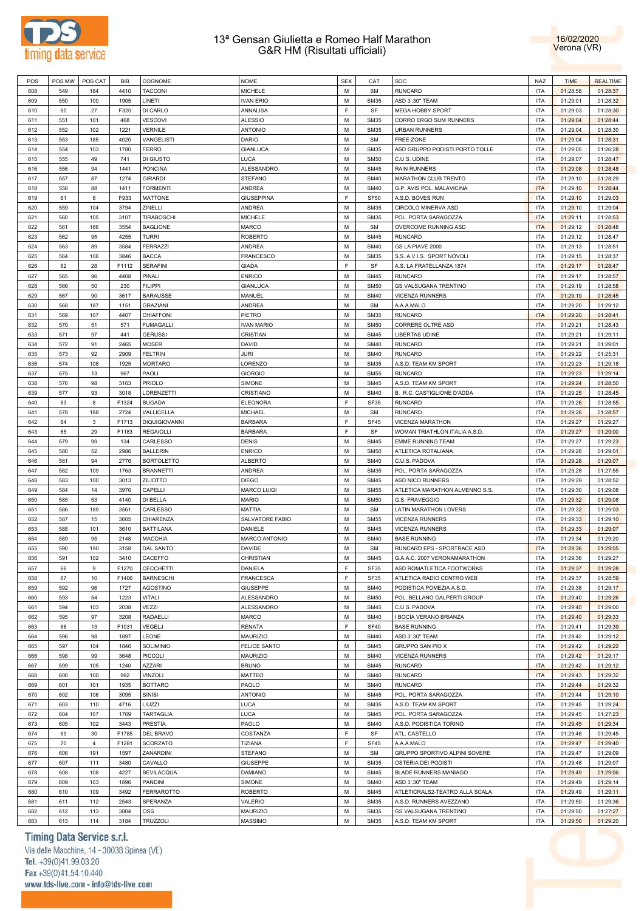| POS | POS MW | POS CAT | BIB | COGNOME | NOME | SEX | CAT | SOC | NAZ | TIME | REALTIME |
|---|---|---|---|---|---|---|---|---|---|---|---|
| 608 | 549 | 184 | 4410 | TACCONI | MICHELE | M | SM | RUNCARD | ITA | 01:28:58 | 01:28:37 |
| 609 | 550 | 100 | 1905 | LINETI | IVAN ERIO | M | SM35 | ASD 3'.30" TEAM | ITA | 01:29:01 | 01:28:32 |
| 610 | 60 | 27 | F320 | DI CARLO | ANNALISA | F | SF | MEGA HOBBY SPORT | ITA | 01:29:03 | 01:28:30 |
| 611 | 551 | 101 | 468 | VESCOVI | ALESSIO | M | SM35 | CORRO ERGO SUM RUNNERS | ITA | 01:29:04 | 01:28:44 |
| 612 | 552 | 102 | 1221 | VERNILE | ANTONIO | M | SM35 | URBAN RUNNERS | ITA | 01:29:04 | 01:28:30 |
| 613 | 553 | 185 | 4020 | VANGELISTI | DARIO | M | SM | FREE-ZONE | ITA | 01:29:04 | 01:28:31 |
| 614 | 554 | 103 | 1780 | FERRO | GIANLUCA | M | SM35 | ASD GRUPPO PODISTI PORTO TOLLE | ITA | 01:29:05 | 01:26:28 |
| 615 | 555 | 49 | 741 | DI GIUSTO | LUCA | M | SM50 | C.U.S. UDINE | ITA | 01:29:07 | 01:28:47 |
| 616 | 556 | 94 | 1441 | PONCINA | ALESSANDRO | M | SM45 | RAIN RUNNERS | ITA | 01:29:08 | 01:28:48 |
| 617 | 557 | 87 | 1274 | GIRARDI | STEFANO | M | SM40 | MARATHON CLUB TRENTO | ITA | 01:29:10 | 01:28:29 |
| 618 | 558 | 88 | 1411 | FORMENTI | ANDREA | M | SM40 | G.P. AVIS POL. MALAVICINA | ITA | 01:29:10 | 01:28:44 |
| 619 | 61 | 6 | F933 | MATTONE | GIUSEPPINA | F | SF50 | A.S.D. BOVES RUN | ITA | 01:29:10 | 01:29:03 |
| 620 | 559 | 104 | 3794 | ZINELLI | ANDREA | M | SM35 | CIRCOLO MINERVA ASD | ITA | 01:29:10 | 01:29:04 |
| 621 | 560 | 105 | 3107 | TIRABOSCHI | MICHELE | M | SM35 | POL. PORTA SARAGOZZA | ITA | 01:29:11 | 01:28:53 |
| 622 | 561 | 186 | 3554 | BAGLIONE | MARCO | M | SM | OVERCOME RUNNING ASD | ITA | 01:29:12 | 01:28:48 |
| 623 | 562 | 95 | 4255 | TURRI | ROBERTO | M | SM45 | RUNCARD | ITA | 01:29:12 | 01:28:47 |
| 624 | 563 | 89 | 3584 | FERRAZZI | ANDREA | M | SM40 | GS LA PIAVE 2000 | ITA | 01:29:13 | 01:28:51 |
| 625 | 564 | 106 | 3846 | BACCA | FRANCESCO | M | SM35 | S.S. A.V.I.S. SPORT NOVOLI | ITA | 01:29:15 | 01:28:37 |
| 626 | 62 | 28 | F1112 | SERAFINI | GIADA | F | SF | A.S. LA FRATELLANZA 1874 | ITA | 01:29:17 | 01:28:47 |
| 627 | 565 | 96 | 4408 | PINALI | ENRICO | M | SM45 | RUNCARD | ITA | 01:29:17 | 01:28:57 |
| 628 | 566 | 50 | 230 | FILIPPI | GIANLUCA | M | SM50 | GS VALSUGANA TRENTINO | ITA | 01:29:19 | 01:28:58 |
| 629 | 567 | 90 | 3617 | BARAUSSE | MANUEL | M | SM40 | VICENZA RUNNERS | ITA | 01:29:19 | 01:28:45 |
| 630 | 568 | 187 | 1151 | GRAZIANI | ANDREA | M | SM | A.A.A.MALO | ITA | 01:29:20 | 01:29:12 |
| 631 | 569 | 107 | 4407 | CHIAFFONI | PIETRO | M | SM35 | RUNCARD | ITA | 01:29:20 | 01:28:41 |
| 632 | 570 | 51 | 571 | FUMAGALLI | IVAN MARIO | M | SM50 | CORRERE OLTRE ASD | ITA | 01:29:21 | 01:28:43 |
| 633 | 571 | 97 | 441 | GERUSSI | CRISTIAN | M | SM45 | LIBERTAS UDINE | ITA | 01:29:21 | 01:29:11 |
| 634 | 572 | 91 | 2465 | MOSER | DAVID | M | SM40 | RUNCARD | ITA | 01:29:21 | 01:29:01 |
| 635 | 573 | 92 | 2909 | FELTRIN | JURI | M | SM40 | RUNCARD | ITA | 01:29:22 | 01:25:31 |
| 636 | 574 | 108 | 1925 | MORTARO | LORENZO | M | SM35 | A.S.D. TEAM KM SPORT | ITA | 01:29:23 | 01:29:18 |
| 637 | 575 | 13 | 967 | PAOLI | GIORGIO | M | SM55 | RUNCARD | ITA | 01:29:23 | 01:29:14 |
| 638 | 576 | 98 | 3163 | PRIOLO | SIMONE | M | SM45 | A.S.D. TEAM KM SPORT | ITA | 01:29:24 | 01:28:50 |
| 639 | 577 | 93 | 3018 | LORENZETTI | CRISTIANO | M | SM40 | B. R.C. CASTIGLIONE D'ADDA | ITA | 01:29:25 | 01:28:45 |
| 640 | 63 | 8 | F1324 | BUGADA | ELEONORA | F | SF35 | RUNCARD | ITA | 01:29:26 | 01:28:55 |
| 641 | 578 | 188 | 2724 | VALLICELLA | MICHAEL | M | SM | RUNCARD | ITA | 01:29:26 | 01:28:57 |
| 642 | 64 | 3 | F1713 | DIQUIGIOVANNI | BARBARA | F | SF45 | VICENZA MARATHON | ITA | 01:29:27 | 01:29:27 |
| 643 | 65 | 29 | F1183 | REGAIOLLI | BARBARA | F | SF | WOMAN TRIATHLON ITALIA A.S.D. | ITA | 01:29:27 | 01:29:00 |
| 644 | 579 | 99 | 134 | CARLESSO | DENIS | M | SM45 | EMME RUNNING TEAM | ITA | 01:29:27 | 01:29:23 |
| 645 | 580 | 52 | 2986 | BALLERIN | ENRICO | M | SM50 | ATLETICA ROTALIANA | ITA | 01:29:28 | 01:29:01 |
| 646 | 581 | 94 | 2776 | BORTOLETTO | ALBERTO | M | SM40 | C.U.S. PADOVA | ITA | 01:29:28 | 01:29:07 |
| 647 | 582 | 109 | 1763 | BRANNETTI | ANDREA | M | SM35 | POL. PORTA SARAGOZZA | ITA | 01:29:28 | 01:27:55 |
| 648 | 583 | 100 | 3013 | ZILIOTTO | DIEGO | M | SM45 | ASD NICO RUNNERS | ITA | 01:29:29 | 01:28:52 |
| 649 | 584 | 14 | 3976 | CAPELLI | MARCO LUIGI | M | SM55 | ATLETICA MARATHON ALMENNO S.S. | ITA | 01:29:30 | 01:29:08 |
| 650 | 585 | 53 | 4140 | DI BELLA | MARIO | M | SM50 | G.S. FRAVEGGIO | ITA | 01:29:32 | 01:29:08 |
| 651 | 586 | 189 | 3561 | CARLESSO | MATTIA | M | SM | LATIN MARATHON LOVERS | ITA | 01:29:32 | 01:29:03 |
| 652 | 587 | 15 | 3605 | CHIARENZA | SALVATORE FABIO | M | SM55 | VICENZA RUNNERS | ITA | 01:29:33 | 01:29:10 |
| 653 | 588 | 101 | 3610 | BATTILANA | DANIELE | M | SM45 | VICENZA RUNNERS | ITA | 01:29:33 | 01:29:07 |
| 654 | 589 | 95 | 2148 | MACCHIA | MARCO ANTONIO | M | SM40 | BASE RUNNING | ITA | 01:29:34 | 01:29:20 |
| 655 | 590 | 190 | 3158 | DAL SANTO | DAVIDE | M | SM | RUNCARD EPS - SPORTRACE ASD | ITA | 01:29:36 | 01:29:05 |
| 656 | 591 | 102 | 3410 | CACEFFO | CHRISTIAN | M | SM45 | G.A.A.C. 2007 VERONAMARATHON | ITA | 01:29:36 | 01:29:27 |
| 657 | 66 | 9 | F1270 | CECCHETTI | DANIELA | F | SF35 | ASD ROMATLETICA FOOTWORKS | ITA | 01:29:37 | 01:29:28 |
| 658 | 67 | 10 | F1406 | BARNESCHI | FRANCESCA | F | SF35 | ATLETICA RADIO CENTRO WEB | ITA | 01:29:37 | 01:28:59 |
| 659 | 592 | 96 | 1727 | AGOSTINO | GIUSEPPE | M | SM40 | PODISTICA POMEZIA A.S.D. | ITA | 01:29:38 | 01:29:17 |
| 660 | 593 | 54 | 1223 | VITALI | ALESSANDRO | M | SM50 | POL. BELLANO GALPERTI GROUP | ITA | 01:29:40 | 01:29:26 |
| 661 | 594 | 103 | 2038 | VEZZI | ALESSANDRO | M | SM45 | C.U.S. PADOVA | ITA | 01:29:40 | 01:29:00 |
| 662 | 595 | 97 | 3208 | RADAELLI | MARCO | M | SM40 | I BOCIA VERANO BRIANZA | ITA | 01:29:40 | 01:29:33 |
| 663 | 68 | 13 | F1031 | VEGELJ | RENATA | F | SF40 | BASE RUNNING | ITA | 01:29:41 | 01:29:39 |
| 664 | 596 | 98 | 1897 | LEONE | MAURIZIO | M | SM40 | ASD 3'.30" TEAM | ITA | 01:29:42 | 01:29:12 |
| 665 | 597 | 104 | 1846 | SOLIMINIO | FELICE SANTO | M | SM45 | GRUPPO SAN PIO X | ITA | 01:29:42 | 01:29:22 |
| 666 | 598 | 99 | 3648 | PICCOLI | MAURIZIO | M | SM40 | VICENZA RUNNERS | ITA | 01:29:42 | 01:29:17 |
| 667 | 599 | 105 | 1240 | AZZARI | BRUNO | M | SM45 | RUNCARD | ITA | 01:29:42 | 01:29:12 |
| 668 | 600 | 100 | 992 | VINZOLI | MATTEO | M | SM40 | RUNCARD | ITA | 01:29:43 | 01:29:32 |
| 669 | 601 | 101 | 1935 | BOTTARO | PAOLO | M | SM40 | RUNCARD | ITA | 01:29:44 | 01:29:32 |
| 670 | 602 | 106 | 3095 | SINISI | ANTONIO | M | SM45 | POL. PORTA SARAGOZZA | ITA | 01:29:44 | 01:29:10 |
| 671 | 603 | 110 | 4716 | LIUZZI | LUCA | M | SM35 | A.S.D. TEAM KM SPORT | ITA | 01:29:45 | 01:29:24 |
| 672 | 604 | 107 | 1769 | TARTAGLIA | LUCA | M | SM45 | POL. PORTA SARAGOZZA | ITA | 01:29:45 | 01:27:23 |
| 673 | 605 | 102 | 3443 | PRESTIA | PAOLO | M | SM40 | A.S.D. PODISTICA TORINO | ITA | 01:29:45 | 01:29:34 |
| 674 | 69 | 30 | F1785 | DEL BRAVO | COSTANZA | F | SF | ATL. CASTELLO | ITA | 01:29:46 | 01:29:45 |
| 675 | 70 | 4 | F1281 | SCORZATO | TIZIANA | F | SF45 | A.A.A.MALO | ITA | 01:29:47 | 01:29:40 |
| 676 | 606 | 191 | 1597 | ZANARDINI | STEFANO | M | SM | GRUPPO SPORTIVO ALPINI SOVERE | ITA | 01:29:47 | 01:29:09 |
| 677 | 607 | 111 | 3480 | CAVALLO | GIUSEPPE | M | SM35 | OSTERIA DEI PODISTI | ITA | 01:29:48 | 01:29:07 |
| 678 | 608 | 108 | 4227 | BEVILACQUA | DAMIANO | M | SM45 | BLADE RUNNERS MANIAGO | ITA | 01:29:49 | 01:29:06 |
| 679 | 609 | 103 | 1896 | PANDINI | SIMONE | M | SM40 | ASD 3'.30" TEAM | ITA | 01:29:49 | 01:29:14 |
| 680 | 610 | 109 | 3492 | FERRAROTTO | ROBERTO | M | SM45 | ATLETICRALS2-TEATRO ALLA SCALA | ITA | 01:29:49 | 01:29:11 |
| 681 | 611 | 112 | 2543 | SPERANZA | VALERIO | M | SM35 | A.S.D. RUNNERS AVEZZANO | ITA | 01:29:50 | 01:29:36 |
| 682 | 612 | 113 | 3804 | OSS | MAURIZIO | M | SM35 | GS VALSUGANA TRENTINO | ITA | 01:29:50 | 01:27:27 |
| 683 | 613 | 114 | 3184 | TRUZZOLI | MASSIMO | M | SM35 | A.S.D. TEAM KM SPORT | ITA | 01:29:50 | 01:29:20 |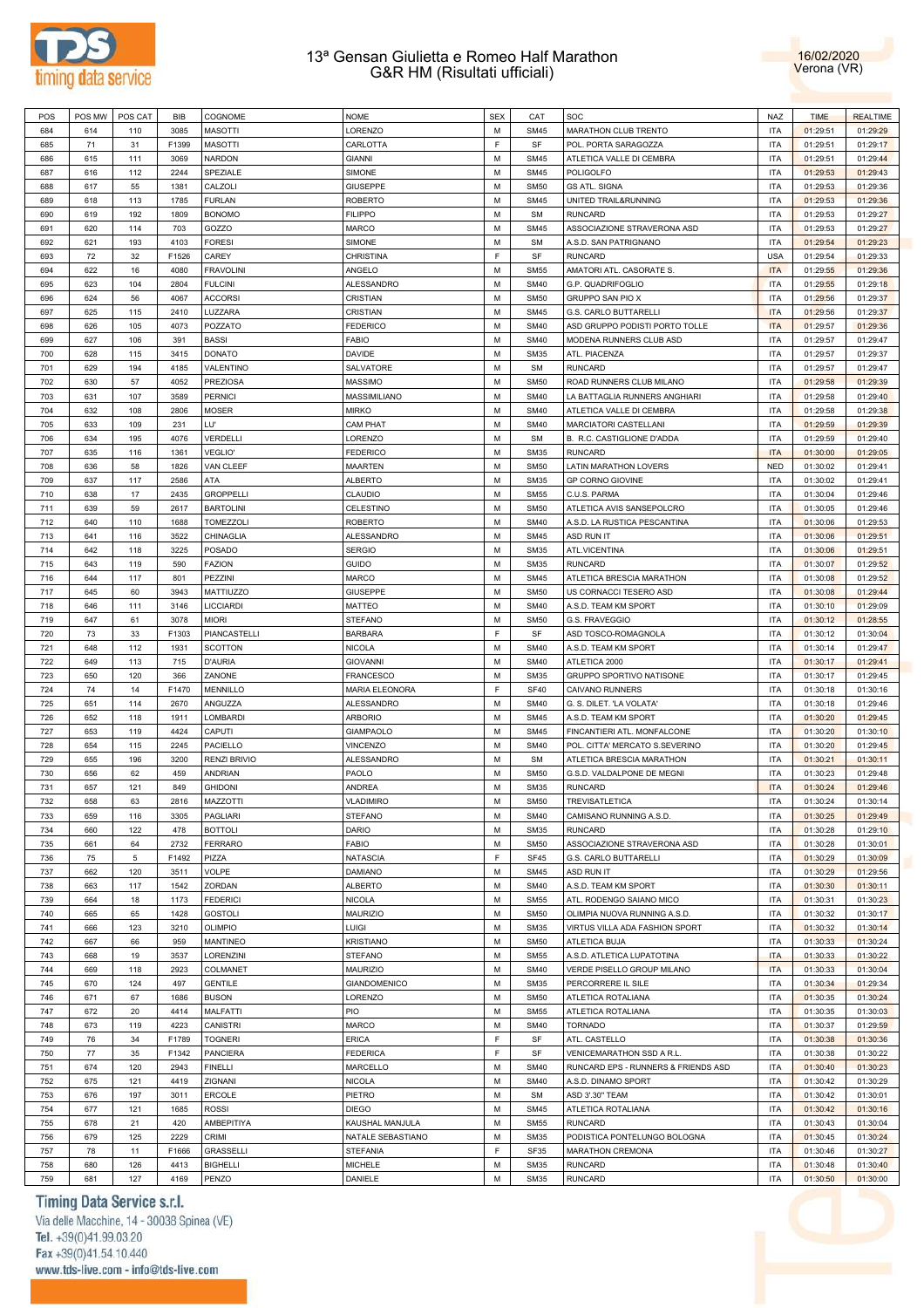# 13ª Gensan Giulietta e Romeo Half Marathon
## G&R HM (Risultati ufficiali)

16/02/2020
Verona (VR)

| POS | POS MW | POS CAT | BIB | COGNOME | NOME | SEX | CAT | SOC | NAZ | TIME | REALTIME |
|---|---|---|---|---|---|---|---|---|---|---|---|
| 684 | 614 | 110 | 3085 | MASOTTI | LORENZO | M | SM45 | MARATHON CLUB TRENTO | ITA | 01:29:51 | 01:29:29 |
| 685 | 71 | 31 | F1399 | MASOTTI | CARLOTTA | F | SF | POL. PORTA SARAGOZZA | ITA | 01:29:51 | 01:29:17 |
| 686 | 615 | 111 | 3069 | NARDON | GIANNI | M | SM45 | ATLETICA VALLE DI CEMBRA | ITA | 01:29:51 | 01:29:44 |
| 687 | 616 | 112 | 2244 | SPEZIALE | SIMONE | M | SM45 | POLIGOLFO | ITA | 01:29:53 | 01:29:43 |
| 688 | 617 | 55 | 1381 | CALZOLI | GIUSEPPE | M | SM50 | GS ATL. SIGNA | ITA | 01:29:53 | 01:29:36 |
| 689 | 618 | 113 | 1785 | FURLAN | ROBERTO | M | SM45 | UNITED TRAIL&RUNNING | ITA | 01:29:53 | 01:29:36 |
| 690 | 619 | 192 | 1809 | BONOMO | FILIPPO | M | SM | RUNCARD | ITA | 01:29:53 | 01:29:27 |
| 691 | 620 | 114 | 703 | GOZZO | MARCO | M | SM45 | ASSOCIAZIONE STRAVERONA ASD | ITA | 01:29:53 | 01:29:27 |
| 692 | 621 | 193 | 4103 | FORESI | SIMONE | M | SM | A.S.D. SAN PATRIGNANO | ITA | 01:29:54 | 01:29:23 |
| 693 | 72 | 32 | F1526 | CAREY | CHRISTINA | F | SF | RUNCARD | USA | 01:29:54 | 01:29:33 |
| 694 | 622 | 16 | 4080 | FRAVOLINI | ANGELO | M | SM55 | AMATORI ATL. CASORATE S. | ITA | 01:29:55 | 01:29:36 |
| 695 | 623 | 104 | 2804 | FULCINI | ALESSANDRO | M | SM40 | G.P. QUADRIFOGLIO | ITA | 01:29:55 | 01:29:18 |
| 696 | 624 | 56 | 4067 | ACCORSI | CRISTIAN | M | SM50 | GRUPPO SAN PIO X | ITA | 01:29:56 | 01:29:37 |
| 697 | 625 | 115 | 2410 | LUZZARA | CRISTIAN | M | SM45 | G.S. CARLO BUTTARELLI | ITA | 01:29:56 | 01:29:37 |
| 698 | 626 | 105 | 4073 | POZZATO | FEDERICO | M | SM40 | ASD GRUPPO PODISTI PORTO TOLLE | ITA | 01:29:57 | 01:29:36 |
| 699 | 627 | 106 | 391 | BASSI | FABIO | M | SM40 | MODENA RUNNERS CLUB ASD | ITA | 01:29:57 | 01:29:47 |
| 700 | 628 | 115 | 3415 | DONATO | DAVIDE | M | SM35 | ATL. PIACENZA | ITA | 01:29:57 | 01:29:37 |
| 701 | 629 | 194 | 4185 | VALENTINO | SALVATORE | M | SM | RUNCARD | ITA | 01:29:57 | 01:29:47 |
| 702 | 630 | 57 | 4052 | PREZIOSA | MASSIMO | M | SM50 | ROAD RUNNERS CLUB MILANO | ITA | 01:29:58 | 01:29:39 |
| 703 | 631 | 107 | 3589 | PERNICI | MASSIMILIANO | M | SM40 | LA BATTAGLIA RUNNERS ANGHIARI | ITA | 01:29:58 | 01:29:40 |
| 704 | 632 | 108 | 2806 | MOSER | MIRKO | M | SM40 | ATLETICA VALLE DI CEMBRA | ITA | 01:29:58 | 01:29:38 |
| 705 | 633 | 109 | 231 | LU' | CAM PHAT | M | SM40 | MARCIATORI CASTELLANI | ITA | 01:29:59 | 01:29:39 |
| 706 | 634 | 195 | 4076 | VERDELLI | LORENZO | M | SM | B. R.C. CASTIGLIONE D'ADDA | ITA | 01:29:59 | 01:29:40 |
| 707 | 635 | 116 | 1361 | VEGLIO' | FEDERICO | M | SM35 | RUNCARD | ITA | 01:30:00 | 01:29:05 |
| 708 | 636 | 58 | 1826 | VAN CLEEF | MAARTEN | M | SM50 | LATIN MARATHON LOVERS | NED | 01:30:02 | 01:29:41 |
| 709 | 637 | 117 | 2586 | ATA | ALBERTO | M | SM35 | GP CORNO GIOVINE | ITA | 01:30:02 | 01:29:41 |
| 710 | 638 | 17 | 2435 | GROPPELLI | CLAUDIO | M | SM55 | C.U.S. PARMA | ITA | 01:30:04 | 01:29:46 |
| 711 | 639 | 59 | 2617 | BARTOLINI | CELESTINO | M | SM50 | ATLETICA AVIS SANSEPOLCRO | ITA | 01:30:05 | 01:29:46 |
| 712 | 640 | 110 | 1688 | TOMEZZOLI | ROBERTO | M | SM40 | A.S.D. LA RUSTICA PESCANTINA | ITA | 01:30:06 | 01:29:53 |
| 713 | 641 | 116 | 3522 | CHINAGLIA | ALESSANDRO | M | SM45 | ASD RUN IT | ITA | 01:30:06 | 01:29:51 |
| 714 | 642 | 118 | 3225 | POSADO | SERGIO | M | SM35 | ATL.VICENTINA | ITA | 01:30:06 | 01:29:51 |
| 715 | 643 | 119 | 590 | FAZION | GUIDO | M | SM35 | RUNCARD | ITA | 01:30:07 | 01:29:52 |
| 716 | 644 | 117 | 801 | PEZZINI | MARCO | M | SM45 | ATLETICA BRESCIA MARATHON | ITA | 01:30:08 | 01:29:52 |
| 717 | 645 | 60 | 3943 | MATTIUZZO | GIUSEPPE | M | SM50 | US CORNACCI TESERO ASD | ITA | 01:30:08 | 01:29:44 |
| 718 | 646 | 111 | 3146 | LICCIARDI | MATTEO | M | SM40 | A.S.D. TEAM KM SPORT | ITA | 01:30:10 | 01:29:09 |
| 719 | 647 | 61 | 3078 | MIORI | STEFANO | M | SM50 | G.S. FRAVEGGIO | ITA | 01:30:12 | 01:28:55 |
| 720 | 73 | 33 | F1303 | PIANCASTELLI | BARBARA | F | SF | ASD TOSCO-ROMAGNOLA | ITA | 01:30:12 | 01:30:04 |
| 721 | 648 | 112 | 1931 | SCOTTON | NICOLA | M | SM40 | A.S.D. TEAM KM SPORT | ITA | 01:30:14 | 01:29:47 |
| 722 | 649 | 113 | 715 | D'AURIA | GIOVANNI | M | SM40 | ATLETICA 2000 | ITA | 01:30:17 | 01:29:41 |
| 723 | 650 | 120 | 366 | ZANONE | FRANCESCO | M | SM35 | GRUPPO SPORTIVO NATISONE | ITA | 01:30:17 | 01:29:45 |
| 724 | 74 | 14 | F1470 | MENNILLO | MARIA ELEONORA | F | SF40 | CAIVANO RUNNERS | ITA | 01:30:18 | 01:30:16 |
| 725 | 651 | 114 | 2670 | ANGUZZA | ALESSANDRO | M | SM40 | G. S. DILET. 'LA VOLATA' | ITA | 01:30:18 | 01:29:46 |
| 726 | 652 | 118 | 1911 | LOMBARDI | ARBORIO | M | SM45 | A.S.D. TEAM KM SPORT | ITA | 01:30:20 | 01:29:45 |
| 727 | 653 | 119 | 4424 | CAPUTI | GIAMPAOLO | M | SM45 | FINCANTIERI ATL. MONFALCONE | ITA | 01:30:20 | 01:30:10 |
| 728 | 654 | 115 | 2245 | PACIELLO | VINCENZO | M | SM40 | POL. CITTA' MERCATO S.SEVERINO | ITA | 01:30:20 | 01:29:45 |
| 729 | 655 | 196 | 3200 | RENZI BRIVIO | ALESSANDRO | M | SM | ATLETICA BRESCIA MARATHON | ITA | 01:30:21 | 01:30:11 |
| 730 | 656 | 62 | 459 | ANDRIAN | PAOLO | M | SM50 | G.S.D. VALDALPONE DE MEGNI | ITA | 01:30:23 | 01:29:48 |
| 731 | 657 | 121 | 849 | GHIDONI | ANDREA | M | SM35 | RUNCARD | ITA | 01:30:24 | 01:29:46 |
| 732 | 658 | 63 | 2816 | MAZZOTTI | VLADIMIRO | M | SM50 | TREVISATLETICA | ITA | 01:30:24 | 01:30:14 |
| 733 | 659 | 116 | 3305 | PAGLIARI | STEFANO | M | SM40 | CAMISANO RUNNING A.S.D. | ITA | 01:30:25 | 01:29:49 |
| 734 | 660 | 122 | 478 | BOTTOLI | DARIO | M | SM35 | RUNCARD | ITA | 01:30:28 | 01:29:10 |
| 735 | 661 | 64 | 2732 | FERRARO | FABIO | M | SM50 | ASSOCIAZIONE STRAVERONA ASD | ITA | 01:30:28 | 01:30:01 |
| 736 | 75 | 5 | F1492 | PIZZA | NATASCIA | F | SF45 | G.S. CARLO BUTTARELLI | ITA | 01:30:29 | 01:30:09 |
| 737 | 662 | 120 | 3511 | VOLPE | DAMIANO | M | SM45 | ASD RUN IT | ITA | 01:30:29 | 01:29:56 |
| 738 | 663 | 117 | 1542 | ZORDAN | ALBERTO | M | SM40 | A.S.D. TEAM KM SPORT | ITA | 01:30:30 | 01:30:11 |
| 739 | 664 | 18 | 1173 | FEDERICI | NICOLA | M | SM55 | ATL. RODENGO SAIANO MICO | ITA | 01:30:31 | 01:30:23 |
| 740 | 665 | 65 | 1428 | GOSTOLI | MAURIZIO | M | SM50 | OLIMPIA NUOVA RUNNING A.S.D. | ITA | 01:30:32 | 01:30:17 |
| 741 | 666 | 123 | 3210 | OLIMPIO | LUIGI | M | SM35 | VIRTUS VILLA ADA FASHION SPORT | ITA | 01:30:32 | 01:30:14 |
| 742 | 667 | 66 | 959 | MANTINEO | KRISTIANO | M | SM50 | ATLETICA BUJA | ITA | 01:30:33 | 01:30:24 |
| 743 | 668 | 19 | 3537 | LORENZINI | STEFANO | M | SM55 | A.S.D. ATLETICA LUPATOTINA | ITA | 01:30:33 | 01:30:22 |
| 744 | 669 | 118 | 2923 | COLMANET | MAURIZIO | M | SM40 | VERDE PISELLO GROUP MILANO | ITA | 01:30:33 | 01:30:04 |
| 745 | 670 | 124 | 497 | GENTILE | GIANDOMENICO | M | SM35 | PERCORRERE IL SILE | ITA | 01:30:34 | 01:29:34 |
| 746 | 671 | 67 | 1686 | BUSON | LORENZO | M | SM50 | ATLETICA ROTALIANA | ITA | 01:30:35 | 01:30:24 |
| 747 | 672 | 20 | 4414 | MALFATTI | PIO | M | SM55 | ATLETICA ROTALIANA | ITA | 01:30:35 | 01:30:03 |
| 748 | 673 | 119 | 4223 | CANISTRI | MARCO | M | SM40 | TORNADO | ITA | 01:30:37 | 01:29:59 |
| 749 | 76 | 34 | F1789 | TOGNERI | ERICA | F | SF | ATL. CASTELLO | ITA | 01:30:38 | 01:30:36 |
| 750 | 77 | 35 | F1342 | PANCIERA | FEDERICA | F | SF | VENICEMARATHON SSD A R.L. | ITA | 01:30:38 | 01:30:22 |
| 751 | 674 | 120 | 2943 | FINELLI | MARCELLO | M | SM40 | RUNCARD EPS - RUNNERS & FRIENDS ASD | ITA | 01:30:40 | 01:30:23 |
| 752 | 675 | 121 | 4419 | ZIGNANI | NICOLA | M | SM40 | A.S.D. DINAMO SPORT | ITA | 01:30:42 | 01:30:29 |
| 753 | 676 | 197 | 3011 | ERCOLE | PIETRO | M | SM | ASD 3'.30" TEAM | ITA | 01:30:42 | 01:30:01 |
| 754 | 677 | 121 | 1685 | ROSSI | DIEGO | M | SM45 | ATLETICA ROTALIANA | ITA | 01:30:42 | 01:30:16 |
| 755 | 678 | 21 | 420 | AMBEPITIYA | KAUSHAL MANJULA | M | SM55 | RUNCARD | ITA | 01:30:43 | 01:30:04 |
| 756 | 679 | 125 | 2229 | CRIMI | NATALE SEBASTIANO | M | SM35 | PODISTICA PONTELUNGO BOLOGNA | ITA | 01:30:45 | 01:30:24 |
| 757 | 78 | 11 | F1666 | GRASSELLI | STEFANIA | F | SF35 | MARATHON CREMONA | ITA | 01:30:46 | 01:30:27 |
| 758 | 680 | 126 | 4413 | BIGHELLI | MICHELE | M | SM35 | RUNCARD | ITA | 01:30:48 | 01:30:40 |
| 759 | 681 | 127 | 4169 | PENZO | DANIELE | M | SM35 | RUNCARD | ITA | 01:30:50 | 01:30:00 |

Timing Data Service s.r.l.
Via delle Macchine, 14 - 30038 Spinea (VE)
Tel. +39(0)41.99.03.20
Fax +39(0)41.54.10.440
www.tds-live.com - info@tds-live.com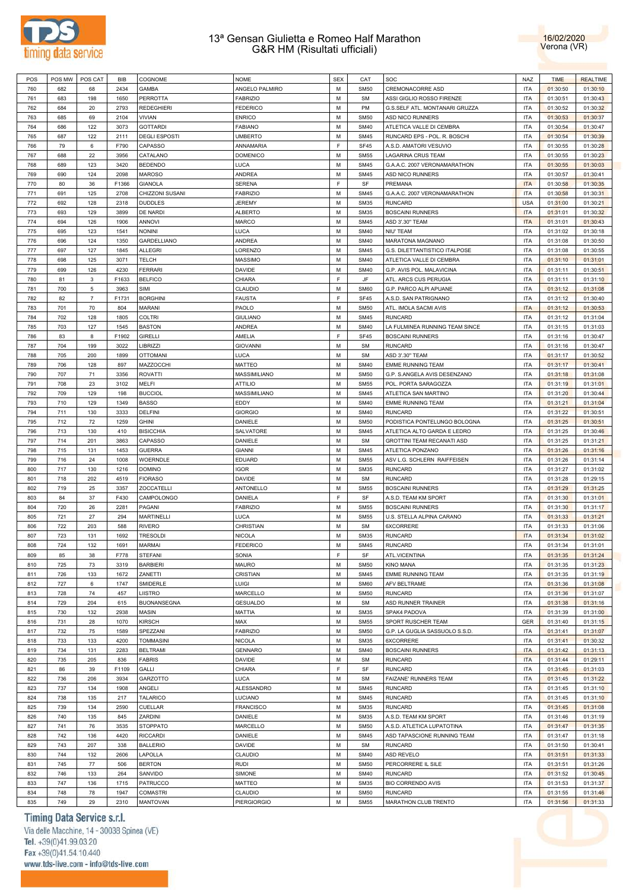# 13ª Gensan Giulietta e Romeo Half Marathon
## G&R HM (Risultati ufficiali)

16/02/2020
Verona (VR)

| POS | POS MW | POS CAT | BIB | COGNOME | NOME | SEX | CAT | SOC | NAZ | TIME | REALTIME |
|---|---|---|---|---|---|---|---|---|---|---|---|
| 760 | 682 | 68 | 2434 | GAMBA | ANGELO PALMIRO | M | SM50 | CREMONACORRE ASD | ITA | 01:30:50 | 01:30:10 |
| 761 | 683 | 198 | 1650 | PERROTTA | FABRIZIO | M | SM | ASSI GIGLIO ROSSO FIRENZE | ITA | 01:30:51 | 01:30:43 |
| 762 | 684 | 20 | 2793 | REDEGHIERI | FEDERICO | M | PM | G.S.SELF ATL. MONTANARI GRUZZA | ITA | 01:30:52 | 01:30:32 |
| 763 | 685 | 69 | 2104 | VIVIAN | ENRICO | M | SM50 | ASD NICO RUNNERS | ITA | 01:30:53 | 01:30:37 |
| 764 | 686 | 122 | 3073 | GOTTARDI | FABIANO | M | SM40 | ATLETICA VALLE DI CEMBRA | ITA | 01:30:54 | 01:30:47 |
| 765 | 687 | 122 | 2111 | DEGLI ESPOSTI | UMBERTO | M | SM45 | RUNCARD EPS - POL. R. BOSCHI | ITA | 01:30:54 | 01:30:39 |
| 766 | 79 | 6 | F790 | CAPASSO | ANNAMARIA | F | SF45 | A.S.D. AMATORI VESUVIO | ITA | 01:30:55 | 01:30:28 |
| 767 | 688 | 22 | 3956 | CATALANO | DOMENICO | M | SM55 | LAGARINA CRUS TEAM | ITA | 01:30:55 | 01:30:23 |
| 768 | 689 | 123 | 3420 | BEDENDO | LUCA | M | SM45 | G.A.A.C. 2007 VERONAMARATHON | ITA | 01:30:55 | 01:30:03 |
| 769 | 690 | 124 | 2098 | MAROSO | ANDREA | M | SM45 | ASD NICO RUNNERS | ITA | 01:30:57 | 01:30:41 |
| 770 | 80 | 36 | F1366 | GIANOLA | SERENA | F | SF | PREMANA | ITA | 01:30:58 | 01:30:35 |
| 771 | 691 | 125 | 2708 | CHIZZONI SUSANI | FABRIZIO | M | SM45 | G.A.A.C. 2007 VERONAMARATHON | ITA | 01:30:58 | 01:30:31 |
| 772 | 692 | 128 | 2318 | DUDDLES | JEREMY | M | SM35 | RUNCARD | USA | 01:31:00 | 01:30:21 |
| 773 | 693 | 129 | 3899 | DE NARDI | ALBERTO | M | SM35 | BOSCAINI RUNNERS | ITA | 01:31:01 | 01:30:32 |
| 774 | 694 | 126 | 1906 | ANNOVI | MARCO | M | SM45 | ASD 3'.30" TEAM | ITA | 01:31:01 | 01:30:43 |
| 775 | 695 | 123 | 1541 | NONINI | LUCA | M | SM40 | NIU' TEAM | ITA | 01:31:02 | 01:30:18 |
| 776 | 696 | 124 | 1350 | GARDELLIANO | ANDREA | M | SM40 | MARATONA MAGNANO | ITA | 01:31:08 | 01:30:50 |
| 777 | 697 | 127 | 1845 | ALLEGRI | LORENZO | M | SM45 | G.S. DILETTANTISTICO ITALPOSE | ITA | 01:31:08 | 01:30:55 |
| 778 | 698 | 125 | 3071 | TELCH | MASSIMO | M | SM40 | ATLETICA VALLE DI CEMBRA | ITA | 01:31:10 | 01:31:01 |
| 779 | 699 | 126 | 4230 | FERRARI | DAVIDE | M | SM40 | G.P. AVIS POL. MALAVICINA | ITA | 01:31:11 | 01:30:51 |
| 780 | 81 | 3 | F1633 | BELFICO | CHIARA | F | JF | ATL. ARCS CUS PERUGIA | ITA | 01:31:11 | 01:31:10 |
| 781 | 700 | 5 | 3963 | SIMI | CLAUDIO | M | SM60 | G.P. PARCO ALPI APUANE | ITA | 01:31:12 | 01:31:08 |
| 782 | 82 | 7 | F1731 | BORGHINI | FAUSTA | F | SF45 | A.S.D. SAN PATRIGNANO | ITA | 01:31:12 | 01:30:40 |
| 783 | 701 | 70 | 804 | MARANI | PAOLO | M | SM50 | ATL. IMOLA SACMI AVIS | ITA | 01:31:12 | 01:30:53 |
| 784 | 702 | 128 | 1805 | COLTRI | GIULIANO | M | SM45 | RUNCARD | ITA | 01:31:12 | 01:31:04 |
| 785 | 703 | 127 | 1545 | BASTON | ANDREA | M | SM40 | LA FULMINEA RUNNING TEAM SINCE | ITA | 01:31:15 | 01:31:03 |
| 786 | 83 | 8 | F1902 | GIRELLI | AMELIA | F | SF45 | BOSCAINI RUNNERS | ITA | 01:31:16 | 01:30:47 |
| 787 | 704 | 199 | 3022 | LIBRIZZI | GIOVANNI | M | SM | RUNCARD | ITA | 01:31:16 | 01:30:47 |
| 788 | 705 | 200 | 1899 | OTTOMANI | LUCA | M | SM | ASD 3'.30" TEAM | ITA | 01:31:17 | 01:30:52 |
| 789 | 706 | 128 | 897 | MAZZOCCHI | MATTEO | M | SM40 | EMME RUNNING TEAM | ITA | 01:31:17 | 01:30:41 |
| 790 | 707 | 71 | 3356 | ROVATTI | MASSIMILIANO | M | SM50 | G.P. S.ANGELA AVIS DESENZANO | ITA | 01:31:18 | 01:31:08 |
| 791 | 708 | 23 | 3102 | MELFI | ATTILIO | M | SM55 | POL. PORTA SARAGOZZA | ITA | 01:31:19 | 01:31:01 |
| 792 | 709 | 129 | 198 | BUCCIOL | MASSIMILIANO | M | SM45 | ATLETICA SAN MARTINO | ITA | 01:31:20 | 01:30:44 |
| 793 | 710 | 129 | 1349 | BASSO | EDDY | M | SM40 | EMME RUNNING TEAM | ITA | 01:31:21 | 01:31:04 |
| 794 | 711 | 130 | 3333 | DELFINI | GIORGIO | M | SM40 | RUNCARD | ITA | 01:31:22 | 01:30:51 |
| 795 | 712 | 72 | 1259 | GHINI | DANIELE | M | SM50 | PODISTICA PONTELUNGO BOLOGNA | ITA | 01:31:25 | 01:30:51 |
| 796 | 713 | 130 | 410 | BISICCHIA | SALVATORE | M | SM45 | ATLETICA ALTO GARDA E LEDRO | ITA | 01:31:25 | 01:30:46 |
| 797 | 714 | 201 | 3863 | CAPASSO | DANIELE | M | SM | GROTTINI TEAM RECANATI ASD | ITA | 01:31:25 | 01:31:21 |
| 798 | 715 | 131 | 1453 | GUERRA | GIANNI | M | SM45 | ATLETICA PONZANO | ITA | 01:31:26 | 01:31:16 |
| 799 | 716 | 24 | 1008 | WOERNDLE | EDUARD | M | SM55 | ASV L.G. SCHLERN RAIFFEISEN | ITA | 01:31:26 | 01:31:14 |
| 800 | 717 | 130 | 1216 | DOMINO | IGOR | M | SM35 | RUNCARD | ITA | 01:31:27 | 01:31:02 |
| 801 | 718 | 202 | 4519 | FIORASO | DAVIDE | M | SM | RUNCARD | ITA | 01:31:28 | 01:29:15 |
| 802 | 719 | 25 | 3357 | ZOCCATELLI | ANTONELLO | M | SM55 | BOSCAINI RUNNERS | ITA | 01:31:29 | 01:31:25 |
| 803 | 84 | 37 | F430 | CAMPOLONGO | DANIELA | F | SF | A.S.D. TEAM KM SPORT | ITA | 01:31:30 | 01:31:01 |
| 804 | 720 | 26 | 2281 | PAGANI | FABRIZIO | M | SM55 | BOSCAINI RUNNERS | ITA | 01:31:30 | 01:31:17 |
| 805 | 721 | 27 | 294 | MARTINELLI | LUCA | M | SM55 | U.S. STELLA ALPINA CARANO | ITA | 01:31:33 | 01:31:21 |
| 806 | 722 | 203 | 588 | RIVERO | CHRISTIAN | M | SM | 6XCORRERE | ITA | 01:31:33 | 01:31:06 |
| 807 | 723 | 131 | 1692 | TRESOLDI | NICOLA | M | SM35 | RUNCARD | ITA | 01:31:34 | 01:31:02 |
| 808 | 724 | 132 | 1691 | MARMAI | FEDERICO | M | SM45 | RUNCARD | ITA | 01:31:34 | 01:31:01 |
| 809 | 85 | 38 | F778 | STEFANI | SONIA | F | SF | ATL.VICENTINA | ITA | 01:31:35 | 01:31:24 |
| 810 | 725 | 73 | 3319 | BARBIERI | MAURO | M | SM50 | KINO MANA | ITA | 01:31:35 | 01:31:23 |
| 811 | 726 | 133 | 1672 | ZANETTI | CRISTIAN | M | SM45 | EMME RUNNING TEAM | ITA | 01:31:35 | 01:31:19 |
| 812 | 727 | 6 | 1747 | SMIDERLE | LUIGI | M | SM60 | AFV BELTRAME | ITA | 01:31:36 | 01:31:08 |
| 813 | 728 | 74 | 457 | LIISTRO | MARCELLO | M | SM50 | RUNCARD | ITA | 01:31:36 | 01:31:07 |
| 814 | 729 | 204 | 615 | BUONANSEGNA | GESUALDO | M | SM | ASD RUNNER TRAINER | ITA | 01:31:38 | 01:31:16 |
| 815 | 730 | 132 | 2938 | MASIN | MATTIA | M | SM35 | SPAK4 PADOVA | ITA | 01:31:39 | 01:31:00 |
| 816 | 731 | 28 | 1070 | KIRSCH | MAX | M | SM55 | SPORT RUSCHER TEAM | GER | 01:31:40 | 01:31:15 |
| 817 | 732 | 75 | 1589 | SPEZZANI | FABRIZIO | M | SM50 | G.P. LA GUGLIA SASSUOLO S.S.D. | ITA | 01:31:41 | 01:31:07 |
| 818 | 733 | 133 | 4200 | TOMMASINI | NICOLA | M | SM35 | 6XCORRERE | ITA | 01:31:41 | 01:30:32 |
| 819 | 734 | 131 | 2283 | BELTRAMI | GENNARO | M | SM40 | BOSCAINI RUNNERS | ITA | 01:31:42 | 01:31:13 |
| 820 | 735 | 205 | 836 | FABRIS | DAVIDE | M | SM | RUNCARD | ITA | 01:31:44 | 01:29:11 |
| 821 | 86 | 39 | F1109 | GALLI | CHIARA | F | SF | RUNCARD | ITA | 01:31:45 | 01:31:03 |
| 822 | 736 | 206 | 3934 | GARZOTTO | LUCA | M | SM | FAIZANE' RUNNERS TEAM | ITA | 01:31:45 | 01:31:22 |
| 823 | 737 | 134 | 1908 | ANGELI | ALESSANDRO | M | SM45 | RUNCARD | ITA | 01:31:45 | 01:31:10 |
| 824 | 738 | 135 | 217 | TALARICO | LUCIANO | M | SM45 | RUNCARD | ITA | 01:31:45 | 01:31:10 |
| 825 | 739 | 134 | 2590 | CUELLAR | FRANCISCO | M | SM35 | RUNCARD | ITA | 01:31:45 | 01:31:08 |
| 826 | 740 | 135 | 845 | ZARDINI | DANIELE | M | SM35 | A.S.D. TEAM KM SPORT | ITA | 01:31:46 | 01:31:19 |
| 827 | 741 | 76 | 3535 | STOPPATO | MARCELLO | M | SM50 | A.S.D. ATLETICA LUPATOTINA | ITA | 01:31:47 | 01:31:35 |
| 828 | 742 | 136 | 4420 | RICCARDI | DANIELE | M | SM45 | ASD TAPASCIONE RUNNING TEAM | ITA | 01:31:47 | 01:31:18 |
| 829 | 743 | 207 | 338 | BALLERIO | DAVIDE | M | SM | RUNCARD | ITA | 01:31:50 | 01:30:41 |
| 830 | 744 | 132 | 2606 | LAPOLLA | CLAUDIO | M | SM40 | ASD REVELO | ITA | 01:31:51 | 01:31:33 |
| 831 | 745 | 77 | 506 | BERTON | RUDI | M | SM50 | PERCORRERE IL SILE | ITA | 01:31:51 | 01:31:26 |
| 832 | 746 | 133 | 264 | SANVIDO | SIMONE | M | SM40 | RUNCARD | ITA | 01:31:52 | 01:30:45 |
| 833 | 747 | 136 | 1715 | PATRUCCO | MATTEO | M | SM35 | BIO CORRENDO AVIS | ITA | 01:31:53 | 01:31:37 |
| 834 | 748 | 78 | 1947 | COMASTRI | CLAUDIO | M | SM50 | RUNCARD | ITA | 01:31:55 | 01:31:46 |
| 835 | 749 | 29 | 2310 | MANTOVAN | PIERGIORGIO | M | SM55 | MARATHON CLUB TRENTO | ITA | 01:31:56 | 01:31:33 |

Timing Data Service s.r.l.
Via delle Macchine, 14 - 30038 Spinea (VE)
Tel. +39(0)41.99.03.20
Fax +39(0)41.54.10.440
www.tds-live.com - info@tds-live.com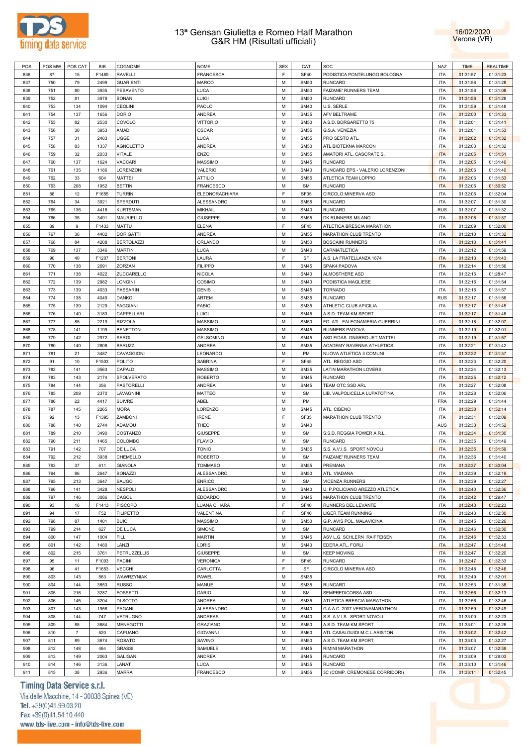# 13ª Gensan Giulietta e Romeo Half Marathon
## G&R HM (Risultati ufficiali)

16/02/2020
Verona (VR)

| POS | POS MW | POS CAT | BIB | COGNOME | NOME | SEX | CAT | SOC | NAZ | TIME | REALTIME |
|---|---|---|---|---|---|---|---|---|---|---|---|
| 836 | 87 | 15 | F1489 | RAVELLI | FRANCESCA | F | SF40 | PODISTICA PONTELUNGO BOLOGNA | ITA | 01:31:57 | 01:31:23 |
| 837 | 750 | 79 | 2499 | GUARIENTI | MARCO | M | SM50 | RUNCARD | ITA | 01:31:58 | 01:31:28 |
| 838 | 751 | 80 | 3935 | PESAVENTO | LUCA | M | SM50 | FAIZANE' RUNNERS TEAM | ITA | 01:31:58 | 01:31:08 |
| 839 | 752 | 81 | 3979 | BONAN | LUIGI | M | SM50 | RUNCARD | ITA | 01:31:58 | 01:31:28 |
| 840 | 753 | 134 | 1094 | CEOLINI | PAOLO | M | SM40 | U.S. SERLE | ITA | 01:31:59 | 01:31:48 |
| 841 | 754 | 137 | 1656 | DORIO | ANDREA | M | SM35 | AFV BELTRAME | ITA | 01:32:00 | 01:31:33 |
| 842 | 755 | 82 | 2530 | COVOLO | VITTORIO | M | SM50 | A.S.D. BORGARETTO 75 | ITA | 01:32:01 | 01:31:41 |
| 843 | 756 | 30 | 3953 | AMADI | OSCAR | M | SM55 | G.S.A. VENEZIA | ITA | 01:32:01 | 01:31:53 |
| 844 | 757 | 31 | 2483 | UGGE' | LUCA | M | SM55 | PRO SESTO ATL. | ITA | 01:32:02 | 01:31:32 |
| 845 | 758 | 83 | 1337 | AGNOLETTO | ANDREA | M | SM50 | ATL.BIOTEKNA MARCON | ITA | 01:32:03 | 01:31:32 |
| 846 | 759 | 32 | 2033 | VITALE | ENZO | M | SM55 | AMATORI ATL. CASORATE S. | ITA | 01:32:05 | 01:31:51 |
| 847 | 760 | 137 | 1624 | VACCARI | MASSIMO | M | SM45 | RUNCARD | ITA | 01:32:05 | 01:31:46 |
| 848 | 761 | 135 | 1186 | LORENZONI | VALERIO | M | SM40 | RUNCARD EPS - VALERIO LORENZONI | ITA | 01:32:06 | 01:31:40 |
| 849 | 762 | 33 | 604 | MATTEI | ATTILIO | M | SM55 | ATLETICA TEAM LOPPIO | ITA | 01:32:06 | 01:31:53 |
| 850 | 763 | 208 | 1952 | BETTINI | FRANCESCO | M | SM | RUNCARD | ITA | 01:32:06 | 01:30:52 |
| 851 | 88 | 12 | F1655 | TURRINI | ELEONORACHIARA | F | SF35 | CIRCOLO MINERVA ASD | ITA | 01:32:06 | 01:32:04 |
| 852 | 764 | 34 | 3921 | SPERDUTI | ALESSANDRO | M | SM55 | RUNCARD | ITA | 01:32:07 | 01:31:30 |
| 853 | 765 | 136 | 4418 | KURTSMAN | MIKHAIL | M | SM40 | RUNCARD | RUS | 01:32:07 | 01:31:32 |
| 854 | 766 | 35 | 3491 | MAURIELLO | GIUSEPPE | M | SM55 | DK RUNNERS MILANO | ITA | 01:32:08 | 01:31:37 |
| 855 | 89 | 9 | F1433 | MATTU | ELENA | F | SF45 | ATLETICA BRESCIA MARATHON | ITA | 01:32:09 | 01:32:00 |
| 856 | 767 | 36 | 4402 | DORIGATTI | ANDREA | M | SM55 | MARATHON CLUB TRENTO | ITA | 01:32:10 | 01:31:32 |
| 857 | 768 | 84 | 4208 | BERTOLAZZI | ORLANDO | M | SM50 | BOSCAINI RUNNERS | ITA | 01:32:10 | 01:31:41 |
| 858 | 769 | 137 | 3346 | MARTIN | LUCA | M | SM40 | CARNIATLETICA | ITA | 01:32:12 | 01:31:59 |
| 859 | 90 | 40 | F1207 | BERTONI | LAURA | F | SF | A.S. LA FRATELLANZA 1874 | ITA | 01:32:13 | 01:31:43 |
| 860 | 770 | 138 | 2691 | ZORZAN | FILIPPO | M | SM45 | SPAK4 PADOVA | ITA | 01:32:14 | 01:31:56 |
| 861 | 771 | 138 | 4022 | ZUCCARELLO | NICOLA | M | SM40 | ALMOSTHERE ASD | ITA | 01:32:15 | 01:28:47 |
| 862 | 772 | 139 | 2982 | LONGINI | COSIMO | M | SM40 | PODISTICA MAGLIESE | ITA | 01:32:16 | 01:31:54 |
| 863 | 773 | 139 | 4033 | PASSARIN | DENIS | M | SM45 | TORNADO | ITA | 01:32:16 | 01:31:57 |
| 864 | 774 | 138 | 4049 | DANKO | ARTEM | M | SM35 | RUNCARD | RUS | 01:32:17 | 01:31:56 |
| 865 | 775 | 139 | 2129 | FAGGIANI | FABIO | M | SM35 | ATHLETIC CLUB APICILIA | ITA | 01:32:17 | 01:31:45 |
| 866 | 776 | 140 | 3183 | CAPPELLARI | LUIGI | M | SM45 | A.S.D. TEAM KM SPORT | ITA | 01:32:17 | 01:31:46 |
| 867 | 777 | 85 | 2219 | RIZZOLA | MASSIMO | M | SM50 | FG. ATL. FALEGNAMERIA GUERRINI | ITA | 01:32:18 | 01:32:07 |
| 868 | 778 | 141 | 1199 | BENETTON | MASSIMO | M | SM45 | RUNNERS PADOVA | ITA | 01:32:19 | 01:32:01 |
| 869 | 779 | 142 | 2972 | SERGI | GELSOMINO | M | SM45 | ASD FIDAS GNARRO JET MATTEI | ITA | 01:32:19 | 01:31:57 |
| 870 | 780 | 140 | 2808 | BARUZZI | ANDREA | M | SM35 | ACADEMY RAVENNA ATHLETICS | ITA | 01:32:21 | 01:31:42 |
| 871 | 781 | 21 | 3487 | CAVAGGIONI | LEONARDO | M | PM | NUOVA ATLETICA 3 COMUNI | ITA | 01:32:22 | 01:31:37 |
| 872 | 91 | 10 | F1503 | POLITO | SABRINA | F | SF45 | ATL. REGGIO ASD | ITA | 01:32:23 | 01:32:20 |
| 873 | 782 | 141 | 3563 | CAPALDI | MASSIMO | M | SM35 | LATIN MARATHON LOVERS | ITA | 01:32:24 | 01:32:13 |
| 874 | 783 | 143 | 2174 | SPOLVERATO | ROBERTO | M | SM45 | RUNCARD | ITA | 01:32:25 | 01:32:12 |
| 875 | 784 | 144 | 356 | PASTORELLI | ANDREA | M | SM45 | TEAM OTC SSD ARL | ITA | 01:32:27 | 01:32:08 |
| 876 | 785 | 209 | 2370 | LAVAGNINI | MATTEO | M | SM | LIB. VALPOLICELLA LUPATOTINA | ITA | 01:32:28 | 01:32:06 |
| 877 | 786 | 22 | 4417 | SUIVRE | ABEL | M | PM | | FRA | 01:32:29 | 01:31:44 |
| 878 | 787 | 145 | 2265 | MORA | LORENZO | M | SM45 | ATL. CIBENO | ITA | 01:32:30 | 01:32:14 |
| 879 | 92 | 13 | F1395 | ZAMBONI | IRENE | F | SF35 | MARATHON CLUB TRENTO | ITA | 01:32:31 | 01:32:09 |
| 880 | 788 | 140 | 2744 | ADAMOU | THEO | M | SM40 | | AUS | 01:32:33 | 01:31:52 |
| 881 | 789 | 210 | 3490 | COSTANZO | GIUSEPPE | M | SM | S.S.D. REGGIA POWER A.R.L. | ITA | 01:32:34 | 01:31:30 |
| 882 | 790 | 211 | 1465 | COLOMBO | FLAVIO | M | SM | RUNCARD | ITA | 01:32:35 | 01:31:49 |
| 883 | 791 | 142 | 707 | DE LUCA | TONIO | M | SM35 | S.S. A.V.I.S. SPORT NOVOLI | ITA | 01:32:35 | 01:31:59 |
| 884 | 792 | 212 | 3938 | CHEMELLO | ROBERTO | M | SM | FAIZANE' RUNNERS TEAM | ITA | 01:32:36 | 01:31:40 |
| 885 | 793 | 37 | 611 | GIANOLA | TOMMASO | M | SM55 | PREMANA | ITA | 01:32:37 | 01:30:04 |
| 886 | 794 | 86 | 2647 | BONAZZI | ALESSANDRO | M | SM50 | ATL. VIADANA | ITA | 01:32:39 | 01:32:19 |
| 887 | 795 | 213 | 3647 | SAUGO | ENRICO | M | SM | VICENZA RUNNERS | ITA | 01:32:39 | 01:32:27 |
| 888 | 796 | 141 | 3428 | NESPOLI | ALESSANDRO | M | SM40 | U. P.POLICIANO AREZZO ATLETICA | ITA | 01:32:40 | 01:32:36 |
| 889 | 797 | 146 | 3086 | CAGOL | EDOARDO | M | SM45 | MARATHON CLUB TRENTO | ITA | 01:32:42 | 01:29:47 |
| 890 | 93 | 16 | F1413 | PISCOPO | LUANA CHIARA | F | SF40 | RUNNERS DEL LEVANTE | ITA | 01:32:43 | 01:32:23 |
| 891 | 94 | 17 | F52 | FILIPETTO | VALENTINA | F | SF40 | LIGER TEAM RUNNING | ITA | 01:32:43 | 01:32:30 |
| 892 | 798 | 87 | 1401 | BUIO | MASSIMO | M | SM50 | G.P. AVIS POL. MALAVICINA | ITA | 01:32:45 | 01:32:26 |
| 893 | 799 | 214 | 627 | DE LUCA | SIMONE | M | SM | RUNCARD | ITA | 01:32:46 | 01:32:30 |
| 894 | 800 | 147 | 1004 | FILL | MARTIN | M | SM45 | ASV L.G. SCHLERN RAIFFEISEN | ITA | 01:32:46 | 01:32:33 |
| 895 | 801 | 142 | 1480 | LANZI | LORIS | M | SM40 | EDERA ATL. FORLI | ITA | 01:32:47 | 01:31:48 |
| 896 | 802 | 215 | 3761 | PETRUZZELLIS | GIUSEPPE | M | SM | KEEP MOVING | ITA | 01:32:47 | 01:32:20 |
| 897 | 95 | 11 | F1003 | PACINI | VERONICA | F | SF45 | RUNCARD | ITA | 01:32:47 | 01:32:33 |
| 898 | 96 | 41 | F1653 | VECCHI | CARLOTTA | F | SF | CIRCOLO MINERVA ASD | ITA | 01:32:48 | 01:32:46 |
| 899 | 803 | 143 | 563 | WAWRZYNIAK | PAWEL | M | SM35 | | POL | 01:32:49 | 01:32:01 |
| 900 | 804 | 144 | 3653 | RUSSO | MANUE | M | SM35 | RUNCARD | ITA | 01:32:53 | 01:31:38 |
| 901 | 805 | 216 | 3287 | FOSSETTI | DARIO | M | SM | SEMPREDICORSA ASD | ITA | 01:32:56 | 01:32:13 |
| 902 | 806 | 145 | 3204 | DI SOTTO | ANDREA | M | SM35 | ATLETICA BRESCIA MARATHON | ITA | 01:32:56 | 01:32:46 |
| 903 | 807 | 143 | 1958 | PAGANI | ALESSANDRO | M | SM40 | G.A.A.C. 2007 VERONAMARATHON | ITA | 01:32:59 | 01:32:49 |
| 904 | 808 | 144 | 747 | VETRUGNO | ANDREAS | M | SM40 | S.S. A.V.I.S. SPORT NOVOLI | ITA | 01:33:00 | 01:32:23 |
| 905 | 809 | 88 | 3684 | MENEGOTTI | GRAZIANO | M | SM50 | A.S.D. TEAM KM SPORT | ITA | 01:33:01 | 01:32:26 |
| 906 | 810 | 7 | 520 | CAPUANO | GIOVANNI | M | SM60 | ATL.CASALGUIDI M.C.L.ARISTON | ITA | 01:33:02 | 01:32:42 |
| 907 | 811 | 89 | 3674 | ROSATO | SAVINO | M | SM50 | A.S.D. TEAM KM SPORT | ITA | 01:33:03 | 01:32:27 |
| 908 | 812 | 148 | 464 | GRASSI | SAMUELE | M | SM45 | RIMINI MARATHON | ITA | 01:33:07 | 01:32:39 |
| 909 | 813 | 149 | 2063 | GALIGANI | ANDREA | M | SM45 | RUNCARD | ITA | 01:33:09 | 01:29:03 |
| 910 | 814 | 146 | 3136 | LANAT | LUCA | M | SM35 | RUNCARD | ITA | 01:33:10 | 01:31:46 |
| 911 | 815 | 38 | 2936 | MARRA | FRANCESCO | M | SM55 | 3C (COMP. CREMONESE CORRIDORI) | ITA | 01:33:11 | 01:32:45 |

Timing Data Service s.r.l.
Via delle Macchine, 14 - 30038 Spinea (VE)
Tel. +39(0)41.99.03.20
Fax +39(0)41.54.10.440
www.tds-live.com - info@tds-live.com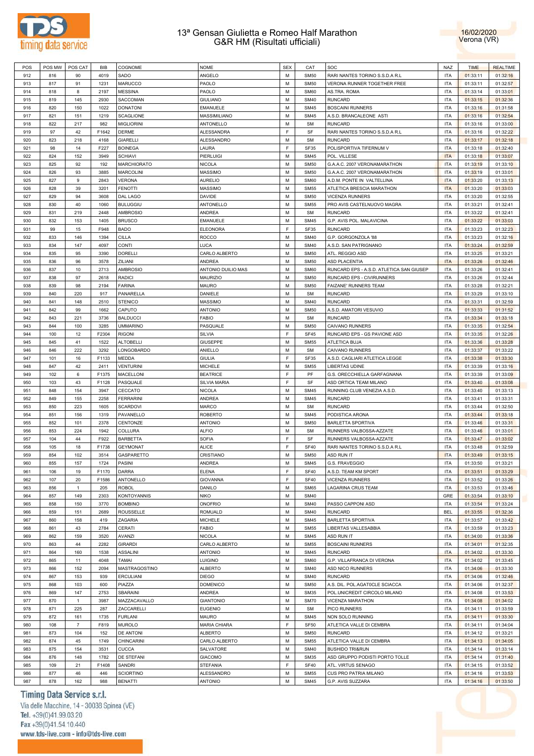# 13ª Gensan Giulietta e Romeo Half Marathon
## G&R HM (Risultati ufficiali)

16/02/2020
Verona (VR)

| POS | POS MW | POS CAT | BIB | COGNOME | NOME | SEX | CAT | SOC | NAZ | TIME | REALTIME |
|---|---|---|---|---|---|---|---|---|---|---|---|
| 912 | 816 | 90 | 4019 | SADO | ANGELO | M | SM50 | RARI NANTES TORINO S.S.D.A R.L | ITA | 01:33:11 | 01:32:16 |
| 913 | 817 | 91 | 1231 | MARUCCO | PAOLO | M | SM50 | VERONA RUNNER TOGETHER FREE | ITA | 01:33:11 | 01:32:57 |
| 914 | 818 | 8 | 2197 | MESSINA | PAOLO | M | SM60 | AS.TRA. ROMA | ITA | 01:33:14 | 01:33:01 |
| 915 | 819 | 145 | 2930 | SACCOMAN | GIULIANO | M | SM40 | RUNCARD | ITA | 01:33:15 | 01:32:36 |
| 916 | 820 | 150 | 1022 | DONATONI | EMANUELE | M | SM45 | BOSCAINI RUNNERS | ITA | 01:33:16 | 01:31:58 |
| 917 | 821 | 151 | 1219 | SCAGLIONE | MASSIMILIANO | M | SM45 | A.S.D. BRANCALEONE ASTI | ITA | 01:33:16 | 01:32:54 |
| 918 | 822 | 217 | 982 | MIGLIORINI | ANTONELLO | M | SM | RUNCARD | ITA | 01:33:16 | 01:33:00 |
| 919 | 97 | 42 | F1642 | DERME | ALESSANDRA | F | SF | RARI NANTES TORINO S.S.D.A R.L | ITA | 01:33:16 | 01:32:22 |
| 920 | 823 | 218 | 4168 | GIARELLI | ALESSANDRO | M | SM | RUNCARD | ITA | 01:33:17 | 01:32:18 |
| 921 | 98 | 14 | F227 | BOINEGA | LAURA | F | SF35 | POLISPORTIVA TIFERNUM V | ITA | 01:33:18 | 01:32:40 |
| 922 | 824 | 152 | 3949 | SCHIAVI | PIERLUIGI | M | SM45 | POL. VILLESE | ITA | 01:33:18 | 01:33:07 |
| 923 | 825 | 92 | 192 | MARCHIORATO | NICOLA | M | SM50 | G.A.A.C. 2007 VERONAMARATHON | ITA | 01:33:19 | 01:33:10 |
| 924 | 826 | 93 | 3885 | MARCOLINI | MASSIMO | M | SM50 | G.A.A.C. 2007 VERONAMARATHON | ITA | 01:33:19 | 01:33:01 |
| 925 | 827 | 9 | 2843 | VERONA | AURELIO | M | SM60 | A.D.M. PONTE IN VALTELLINA | ITA | 01:33:20 | 01:33:13 |
| 926 | 828 | 39 | 3201 | FENOTTI | MASSIMO | M | SM55 | ATLETICA BRESCIA MARATHON | ITA | 01:33:20 | 01:33:03 |
| 927 | 829 | 94 | 3608 | DAL LAGO | DAVIDE | M | SM50 | VICENZA RUNNERS | ITA | 01:33:20 | 01:32:55 |
| 928 | 830 | 40 | 1060 | BULUGGIU | ANTONELLO | M | SM55 | PRO AVIS CASTELNUOVO MAGRA | ITA | 01:33:21 | 01:32:41 |
| 929 | 831 | 219 | 2448 | AMBROSIO | ANDREA | M | SM | RUNCARD | ITA | 01:33:22 | 01:32:41 |
| 930 | 832 | 153 | 1405 | BRUSCO | EMANUELE | M | SM45 | G.P. AVIS POL. MALAVICINA | ITA | 01:33:22 | 01:33:03 |
| 931 | 99 | 15 | F948 | BADO | ELEONORA | F | SF35 | RUNCARD | ITA | 01:33:23 | 01:32:23 |
| 932 | 833 | 146 | 1394 | CILLA | ROCCO | M | SM40 | G.P. GORGONZOLA '88 | ITA | 01:33:23 | 01:32:16 |
| 933 | 834 | 147 | 4097 | CONTI | LUCA | M | SM40 | A.S.D. SAN PATRIGNANO | ITA | 01:33:24 | 01:32:59 |
| 934 | 835 | 95 | 3390 | DORELLI | CARLO ALBERTO | M | SM50 | ATL. REGGIO ASD | ITA | 01:33:25 | 01:33:21 |
| 935 | 836 | 96 | 3578 | ZILIANI | ANDREA | M | SM50 | ASD PLACENTIA | ITA | 01:33:26 | 01:32:46 |
| 936 | 837 | 10 | 2713 | AMBROSIO | ANTONIO DUILIO MAS | M | SM60 | RUNCARD EPS - A.S.D. ATLETICA SAN GIUSEP | ITA | 01:33:26 | 01:32:41 |
| 937 | 838 | 97 | 2618 | RADICI | MAURIZIO | M | SM50 | RUNCARD EPS - CIVIRUNNERS | ITA | 01:33:26 | 01:32:44 |
| 938 | 839 | 98 | 2194 | FARINA | MAURO | M | SM50 | FAIZANE' RUNNERS TEAM | ITA | 01:33:28 | 01:32:21 |
| 939 | 840 | 220 | 917 | PANARELLA | DANIELE | M | SM | RUNCARD | ITA | 01:33:29 | 01:33:10 |
| 940 | 841 | 148 | 2510 | STENICO | MASSIMO | M | SM40 | RUNCARD | ITA | 01:33:31 | 01:32:59 |
| 941 | 842 | 99 | 1662 | CAPUTO | ANTONIO | M | SM50 | A.S.D. AMATORI VESUVIO | ITA | 01:33:33 | 01:31:52 |
| 942 | 843 | 221 | 3736 | BALDUCCI | FABIO | M | SM | RUNCARD | ITA | 01:33:34 | 01:33:18 |
| 943 | 844 | 100 | 3285 | UMMARINO | PASQUALE | M | SM50 | CAIVANO RUNNERS | ITA | 01:33:35 | 01:32:54 |
| 944 | 100 | 12 | F2304 | RIGONI | SILVIA | F | SF45 | RUNCARD EPS - GS PAVIONE ASD | ITA | 01:33:35 | 01:32:26 |
| 945 | 845 | 41 | 1522 | ALTOBELLI | GIUSEPPE | M | SM55 | ATLETICA BUJA | ITA | 01:33:36 | 01:33:28 |
| 946 | 846 | 222 | 3292 | LONGOBARDO | ANIELLO | M | SM | CAIVANO RUNNERS | ITA | 01:33:37 | 01:33:22 |
| 947 | 101 | 16 | F1133 | MEDDA | GIULIA | F | SF35 | A.S.D. CAGLIARI ATLETICA LEGGE | ITA | 01:33:38 | 01:33:30 |
| 948 | 847 | 42 | 2411 | VENTURINI | MICHELE | M | SM55 | LIBERTAS UDINE | ITA | 01:33:39 | 01:33:16 |
| 949 | 102 | 6 | F1375 | MACELLONI | BEATRICE | F | PF | G.S. ORECCHIELLA GARFAGNANA | ITA | 01:33:39 | 01:33:09 |
| 950 | 103 | 43 | F1128 | PASQUALE | SILVIA MARIA | F | SF | ASD ORTICA TEAM MILANO | ITA | 01:33:40 | 01:33:08 |
| 951 | 848 | 154 | 3947 | CECCATO | NICOLA | M | SM45 | RUNNING CLUB VENEZIA A.S.D. | ITA | 01:33:40 | 01:33:13 |
| 952 | 849 | 155 | 2258 | FERRARINI | ANDREA | M | SM45 | RUNCARD | ITA | 01:33:41 | 01:33:31 |
| 953 | 850 | 223 | 1605 | SCARDOVI | MARCO | M | SM | RUNCARD | ITA | 01:33:44 | 01:32:50 |
| 954 | 851 | 156 | 1319 | PAVANELLO | ROBERTO | M | SM45 | PODISTICA ARONA | ITA | 01:33:44 | 01:33:18 |
| 955 | 852 | 101 | 2378 | CENTONZE | ANTONIO | M | SM50 | BARLETTA SPORTIVA | ITA | 01:33:46 | 01:33:31 |
| 956 | 853 | 224 | 1942 | COLLURA | ALFIO | M | SM | RUNNERS VALBOSSA-AZZATE | ITA | 01:33:46 | 01:33:01 |
| 957 | 104 | 44 | F922 | BARBETTA | SOFIA | F | SF | RUNNERS VALBOSSA-AZZATE | ITA | 01:33:47 | 01:33:02 |
| 958 | 105 | 18 | F1738 | GEYMONAT | ALICE | F | SF40 | RARI NANTES TORINO S.S.D.A R.L | ITA | 01:33:48 | 01:32:59 |
| 959 | 854 | 102 | 3514 | GASPARETTO | CRISTIANO | M | SM50 | ASD RUN IT | ITA | 01:33:49 | 01:33:15 |
| 960 | 855 | 157 | 1724 | PASINI | ANDREA | M | SM45 | G.S. FRAVEGGIO | ITA | 01:33:50 | 01:33:21 |
| 961 | 106 | 19 | F1170 | DARRA | ELENA | F | SF40 | A.S.D. TEAM KM SPORT | ITA | 01:33:51 | 01:33:29 |
| 962 | 107 | 20 | F1586 | ANTONELLO | GIOVANNA | F | SF40 | VICENZA RUNNERS | ITA | 01:33:52 | 01:33:26 |
| 963 | 856 | 1 | 205 | ROBOL | DANILO | M | SM65 | LAGARINA CRUS TEAM | ITA | 01:33:53 | 01:33:46 |
| 964 | 857 | 149 | 2303 | KONTOYANNIS | NIKO | M | SM40 | | GRE | 01:33:54 | 01:33:10 |
| 965 | 858 | 150 | 3770 | BOMBINO | ONOFRIO | M | SM40 | PASSO CAPPONI ASD | ITA | 01:33:54 | 01:33:24 |
| 966 | 859 | 151 | 2689 | ROUSSELLE | ROMUALD | M | SM40 | RUNCARD | BEL | 01:33:55 | 01:32:36 |
| 967 | 860 | 158 | 419 | ZAGARIA | MICHELE | M | SM45 | BARLETTA SPORTIVA | ITA | 01:33:57 | 01:33:42 |
| 968 | 861 | 43 | 2784 | CERATI | FABIO | M | SM55 | LIBERTAS VALLESABBIA | ITA | 01:33:59 | 01:33:23 |
| 969 | 862 | 159 | 3520 | AVANZI | NICOLA | M | SM45 | ASD RUN IT | ITA | 01:34:00 | 01:33:36 |
| 970 | 863 | 44 | 2282 | GIRARDI | CARLO ALBERTO | M | SM55 | BOSCAINI RUNNERS | ITA | 01:34:01 | 01:32:35 |
| 971 | 864 | 160 | 1538 | ASSALINI | ANTONIO | M | SM45 | RUNCARD | ITA | 01:34:02 | 01:33:30 |
| 972 | 865 | 11 | 4048 | TAMAI | LUIGINO | M | SM60 | G.P. VILLAFRANCA DI VERONA | ITA | 01:34:02 | 01:33:45 |
| 973 | 866 | 152 | 2094 | MASTRAGOSTINO | ALBERTO | M | SM40 | ASD NICO RUNNERS | ITA | 01:34:06 | 01:33:30 |
| 974 | 867 | 153 | 939 | ERCULIANI | DIEGO | M | SM40 | RUNCARD | ITA | 01:34:06 | 01:32:46 |
| 975 | 868 | 103 | 600 | PIAZZA | DOMENICO | M | SM50 | A.S. DIL. POL.AGAT0CLE SCIACCA | ITA | 01:34:06 | 01:32:37 |
| 976 | 869 | 147 | 2753 | SBARAINI | ANDREA | M | SM35 | POL.UNICREDIT CIRCOLO MILANO | ITA | 01:34:08 | 01:33:53 |
| 977 | 870 | 1 | 3987 | MAZZACAVALLO | GIANTONIO | M | SM70 | VICENZA MARATHON | ITA | 01:34:08 | 01:34:02 |
| 978 | 871 | 225 | 287 | ZACCARELLI | EUGENIO | M | SM | PICO RUNNERS | ITA | 01:34:11 | 01:33:59 |
| 979 | 872 | 161 | 1735 | FURLANI | MAURO | M | SM45 | NON SOLO RUNNING | ITA | 01:34:11 | 01:33:30 |
| 980 | 108 | 7 | F819 | MUROLO | MARIA CHIARA | F | SF50 | ATLETICA VALLE DI CEMBRA | ITA | 01:34:11 | 01:34:04 |
| 981 | 873 | 104 | 152 | DE ANTONI | ALBERTO | M | SM50 | RUNCARD | ITA | 01:34:12 | 01:33:21 |
| 982 | 874 | 45 | 1749 | CHINCARINI | CARLO ALBERTO | M | SM55 | ATLETICA VALLE DI CEMBRA | ITA | 01:34:13 | 01:34:05 |
| 983 | 875 | 154 | 3531 | CUCCA | SALVATORE | M | SM40 | BUSHIDO TRI&RUN | ITA | 01:34:14 | 01:33:14 |
| 984 | 876 | 148 | 1782 | DE STEFANI | GIACOMO | M | SM35 | ASD GRUPPO PODISTI PORTO TOLLE | ITA | 01:34:14 | 01:31:40 |
| 985 | 109 | 21 | F1408 | SANDRI | STEFANIA | F | SF40 | ATL. VIRTUS SENAGO | ITA | 01:34:15 | 01:33:52 |
| 986 | 877 | 46 | 446 | SCIORTINO | ALESSANDRO | M | SM55 | CUS PRO PATRIA MILANO | ITA | 01:34:16 | 01:33:53 |
| 987 | 878 | 162 | 988 | BENATTI | ANTONIO | M | SM45 | G.P. AVIS SUZZARA | ITA | 01:34:16 | 01:33:50 |

**Timing Data Service s.r.l.**
Via delle Macchine, 14 - 30038 Spinea (VE)
Tel. +39(0)41.99.03.20
Fax +39(0)41.54.10.440
www.tds-live.com - info@tds-live.com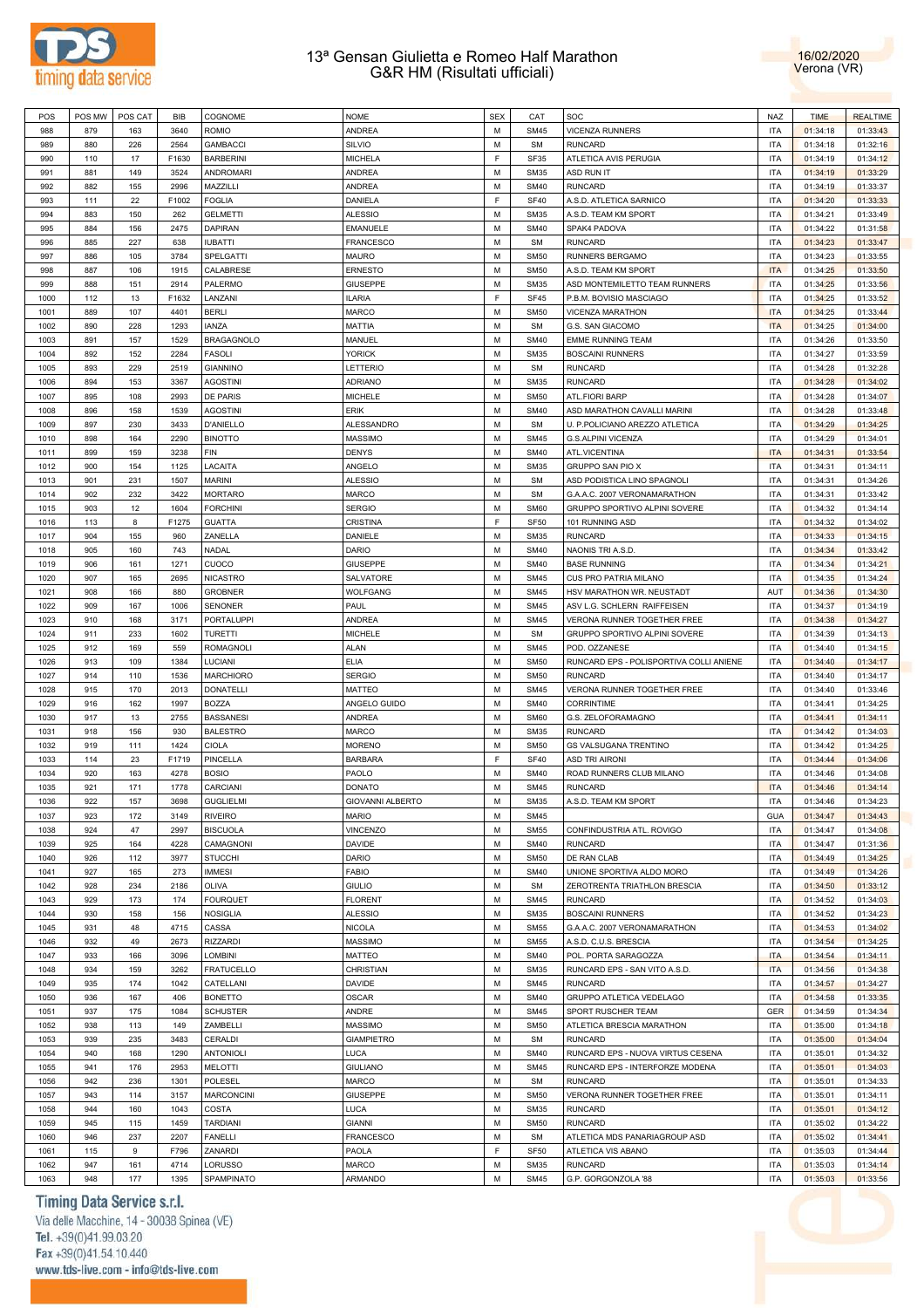# 13ª Gensan Giulietta e Romeo Half Marathon
## G&R HM (Risultati ufficiali)

16/02/2020
Verona (VR)

| POS | POS MW | POS CAT | BIB | COGNOME | NOME | SEX | CAT | SOC | NAZ | TIME | REALTIME |
|---|---|---|---|---|---|---|---|---|---|---|---|
| 988 | 879 | 163 | 3640 | ROMIO | ANDREA | M | SM45 | VICENZA RUNNERS | ITA | 01:34:18 | 01:33:43 |
| 989 | 880 | 226 | 2564 | GAMBACCI | SILVIO | M | SM | RUNCARD | ITA | 01:34:18 | 01:32:16 |
| 990 | 110 | 17 | F1630 | BARBERINI | MICHELA | F | SF35 | ATLETICA AVIS PERUGIA | ITA | 01:34:19 | 01:34:12 |
| 991 | 881 | 149 | 3524 | ANDROMARI | ANDREA | M | SM35 | ASD RUN IT | ITA | 01:34:19 | 01:33:29 |
| 992 | 882 | 155 | 2996 | MAZZILLI | ANDREA | M | SM40 | RUNCARD | ITA | 01:34:19 | 01:33:37 |
| 993 | 111 | 22 | F1002 | FOGLIA | DANIELA | F | SF40 | A.S.D. ATLETICA SARNICO | ITA | 01:34:20 | 01:33:33 |
| 994 | 883 | 150 | 262 | GELMETTI | ALESSIO | M | SM35 | A.S.D. TEAM KM SPORT | ITA | 01:34:21 | 01:33:49 |
| 995 | 884 | 156 | 2475 | DAPIRAN | EMANUELE | M | SM40 | SPAK4 PADOVA | ITA | 01:34:22 | 01:31:58 |
| 996 | 885 | 227 | 638 | IUBATTI | FRANCESCO | M | SM | RUNCARD | ITA | 01:34:23 | 01:33:47 |
| 997 | 886 | 105 | 3784 | SPELGATTI | MAURO | M | SM50 | RUNNERS BERGAMO | ITA | 01:34:23 | 01:33:55 |
| 998 | 887 | 106 | 1915 | CALABRESE | ERNESTO | M | SM50 | A.S.D. TEAM KM SPORT | ITA | 01:34:25 | 01:33:50 |
| 999 | 888 | 151 | 2914 | PALERMO | GIUSEPPE | M | SM35 | ASD MONTEMILETTO TEAM RUNNERS | ITA | 01:34:25 | 01:33:56 |
| 1000 | 112 | 13 | F1632 | LANZANI | ILARIA | F | SF45 | P.B.M. BOVISIO MASCIAGO | ITA | 01:34:25 | 01:33:52 |
| 1001 | 889 | 107 | 4401 | BERLI | MARCO | M | SM50 | VICENZA MARATHON | ITA | 01:34:25 | 01:33:44 |
| 1002 | 890 | 228 | 1293 | IANZA | MATTIA | M | SM | G.S. SAN GIACOMO | ITA | 01:34:25 | 01:34:00 |
| 1003 | 891 | 157 | 1529 | BRAGAGNOLO | MANUEL | M | SM40 | EMME RUNNING TEAM | ITA | 01:34:26 | 01:33:50 |
| 1004 | 892 | 152 | 2284 | FASOLI | YORICK | M | SM35 | BOSCAINI RUNNERS | ITA | 01:34:27 | 01:33:59 |
| 1005 | 893 | 229 | 2519 | GIANNINO | LETTERIO | M | SM | RUNCARD | ITA | 01:34:28 | 01:32:28 |
| 1006 | 894 | 153 | 3367 | AGOSTINI | ADRIANO | M | SM35 | RUNCARD | ITA | 01:34:28 | 01:34:02 |
| 1007 | 895 | 108 | 2993 | DE PARIS | MICHELE | M | SM50 | ATL.FIORI BARP | ITA | 01:34:28 | 01:34:07 |
| 1008 | 896 | 158 | 1539 | AGOSTINI | ERIK | M | SM40 | ASD MARATHON CAVALLI MARINI | ITA | 01:34:28 | 01:33:48 |
| 1009 | 897 | 230 | 3433 | D'ANIELLO | ALESSANDRO | M | SM | U. P.POLICIANO AREZZO ATLETICA | ITA | 01:34:29 | 01:34:25 |
| 1010 | 898 | 164 | 2290 | BINOTTO | MASSIMO | M | SM45 | G.S.ALPINI VICENZA | ITA | 01:34:29 | 01:34:01 |
| 1011 | 899 | 159 | 3238 | FIN | DENYS | M | SM40 | ATL.VICENTINA | ITA | 01:34:31 | 01:33:54 |
| 1012 | 900 | 154 | 1125 | LACAITA | ANGELO | M | SM35 | GRUPPO SAN PIO X | ITA | 01:34:31 | 01:34:11 |
| 1013 | 901 | 231 | 1507 | MARINI | ALESSIO | M | SM | ASD PODISTICA LINO SPAGNOLI | ITA | 01:34:31 | 01:34:26 |
| 1014 | 902 | 232 | 3422 | MORTARO | MARCO | M | SM | G.A.A.C. 2007 VERONAMARATHON | ITA | 01:34:31 | 01:33:42 |
| 1015 | 903 | 12 | 1604 | FORCHINI | SERGIO | M | SM60 | GRUPPO SPORTIVO ALPINI SOVERE | ITA | 01:34:32 | 01:34:14 |
| 1016 | 113 | 8 | F1275 | GUATTA | CRISTINA | F | SF50 | 101 RUNNING ASD | ITA | 01:34:32 | 01:34:02 |
| 1017 | 904 | 155 | 960 | ZANELLA | DANIELE | M | SM35 | RUNCARD | ITA | 01:34:33 | 01:34:15 |
| 1018 | 905 | 160 | 743 | NADAL | DARIO | M | SM40 | NAONIS TRI A.S.D. | ITA | 01:34:34 | 01:33:42 |
| 1019 | 906 | 161 | 1271 | CUOCO | GIUSEPPE | M | SM40 | BASE RUNNING | ITA | 01:34:34 | 01:34:21 |
| 1020 | 907 | 165 | 2695 | NICASTRO | SALVATORE | M | SM45 | CUS PRO PATRIA MILANO | ITA | 01:34:35 | 01:34:24 |
| 1021 | 908 | 166 | 880 | GROBNER | WOLFGANG | M | SM45 | HSV MARATHON WR. NEUSTADT | AUT | 01:34:36 | 01:34:30 |
| 1022 | 909 | 167 | 1006 | SENONER | PAUL | M | SM45 | ASV L.G. SCHLERN RAIFFEISEN | ITA | 01:34:37 | 01:34:19 |
| 1023 | 910 | 168 | 3171 | PORTALUPPI | ANDREA | M | SM45 | VERONA RUNNER TOGETHER FREE | ITA | 01:34:38 | 01:34:27 |
| 1024 | 911 | 233 | 1602 | TURETTI | MICHELE | M | SM | GRUPPO SPORTIVO ALPINI SOVERE | ITA | 01:34:39 | 01:34:13 |
| 1025 | 912 | 169 | 559 | ROMAGNOLI | ALAN | M | SM45 | POD. OZZANESE | ITA | 01:34:40 | 01:34:15 |
| 1026 | 913 | 109 | 1384 | LUCIANI | ELIA | M | SM50 | RUNCARD EPS - POLISPORTIVA COLLI ANIENE | ITA | 01:34:40 | 01:34:17 |
| 1027 | 914 | 110 | 1536 | MARCHIORO | SERGIO | M | SM50 | RUNCARD | ITA | 01:34:40 | 01:34:17 |
| 1028 | 915 | 170 | 2013 | DONATELLI | MATTEO | M | SM45 | VERONA RUNNER TOGETHER FREE | ITA | 01:34:40 | 01:33:46 |
| 1029 | 916 | 162 | 1997 | BOZZA | ANGELO GUIDO | M | SM40 | CORRINTIME | ITA | 01:34:41 | 01:34:25 |
| 1030 | 917 | 13 | 2755 | BASSANESI | ANDREA | M | SM60 | G.S. ZELOFORAMAGNO | ITA | 01:34:41 | 01:34:11 |
| 1031 | 918 | 156 | 930 | BALESTRO | MARCO | M | SM35 | RUNCARD | ITA | 01:34:42 | 01:34:03 |
| 1032 | 919 | 111 | 1424 | CIOLA | MORENO | M | SM50 | GS VALSUGANA TRENTINO | ITA | 01:34:42 | 01:34:25 |
| 1033 | 114 | 23 | F1719 | PINCELLA | BARBARA | F | SF40 | ASD TRI AIRONI | ITA | 01:34:44 | 01:34:06 |
| 1034 | 920 | 163 | 4278 | BOSIO | PAOLO | M | SM40 | ROAD RUNNERS CLUB MILANO | ITA | 01:34:46 | 01:34:08 |
| 1035 | 921 | 171 | 1778 | CARCIANI | DONATO | M | SM45 | RUNCARD | ITA | 01:34:46 | 01:34:14 |
| 1036 | 922 | 157 | 3698 | GUGLIELMI | GIOVANNI ALBERTO | M | SM35 | A.S.D. TEAM KM SPORT | ITA | 01:34:46 | 01:34:23 |
| 1037 | 923 | 172 | 3149 | RIVEIRO | MARIO | M | SM45 | | GUA | 01:34:47 | 01:34:43 |
| 1038 | 924 | 47 | 2997 | BISCUOLA | VINCENZO | M | SM55 | CONFINDUSTRIA ATL. ROVIGO | ITA | 01:34:47 | 01:34:08 |
| 1039 | 925 | 164 | 4228 | CAMAGNONI | DAVIDE | M | SM40 | RUNCARD | ITA | 01:34:47 | 01:31:36 |
| 1040 | 926 | 112 | 3977 | STUCCHI | DARIO | M | SM50 | DE RAN CLAB | ITA | 01:34:49 | 01:34:25 |
| 1041 | 927 | 165 | 273 | IMMESI | FABIO | M | SM40 | UNIONE SPORTIVA ALDO MORO | ITA | 01:34:49 | 01:34:26 |
| 1042 | 928 | 234 | 2186 | OLIVA | GIULIO | M | SM | ZEROTRENTA TRIATHLON BRESCIA | ITA | 01:34:50 | 01:33:12 |
| 1043 | 929 | 173 | 174 | FOURQUET | FLORENT | M | SM45 | RUNCARD | ITA | 01:34:52 | 01:34:03 |
| 1044 | 930 | 158 | 156 | NOSIGLIA | ALESSIO | M | SM35 | BOSCAINI RUNNERS | ITA | 01:34:52 | 01:34:23 |
| 1045 | 931 | 48 | 4715 | CASSA | NICOLA | M | SM55 | G.A.A.C. 2007 VERONAMARATHON | ITA | 01:34:53 | 01:34:02 |
| 1046 | 932 | 49 | 2673 | RIZZARDI | MASSIMO | M | SM55 | A.S.D. C.U.S. BRESCIA | ITA | 01:34:54 | 01:34:25 |
| 1047 | 933 | 166 | 3096 | LOMBINI | MATTEO | M | SM40 | POL. PORTA SARAGOZZA | ITA | 01:34:54 | 01:34:11 |
| 1048 | 934 | 159 | 3262 | FRATUCELLO | CHRISTIAN | M | SM35 | RUNCARD EPS - SAN VITO A.S.D. | ITA | 01:34:56 | 01:34:38 |
| 1049 | 935 | 174 | 1042 | CATELLANI | DAVIDE | M | SM45 | RUNCARD | ITA | 01:34:57 | 01:34:27 |
| 1050 | 936 | 167 | 406 | BONETTO | OSCAR | M | SM40 | GRUPPO ATLETICA VEDELAGO | ITA | 01:34:58 | 01:33:35 |
| 1051 | 937 | 175 | 1084 | SCHUSTER | ANDRE | M | SM45 | SPORT RUSCHER TEAM | GER | 01:34:59 | 01:34:34 |
| 1052 | 938 | 113 | 149 | ZAMBELLI | MASSIMO | M | SM50 | ATLETICA BRESCIA MARATHON | ITA | 01:35:00 | 01:34:18 |
| 1053 | 939 | 235 | 3483 | CERALDI | GIAMPIETRO | M | SM | RUNCARD | ITA | 01:35:00 | 01:34:04 |
| 1054 | 940 | 168 | 1290 | ANTONIOLI | LUCA | M | SM40 | RUNCARD EPS - NUOVA VIRTUS CESENA | ITA | 01:35:01 | 01:34:32 |
| 1055 | 941 | 176 | 2953 | MELOTTI | GIULIANO | M | SM45 | RUNCARD EPS - INTERFORZE MODENA | ITA | 01:35:01 | 01:34:03 |
| 1056 | 942 | 236 | 1301 | POLESEL | MARCO | M | SM | RUNCARD | ITA | 01:35:01 | 01:34:33 |
| 1057 | 943 | 114 | 3157 | MARCONCINI | GIUSEPPE | M | SM50 | VERONA RUNNER TOGETHER FREE | ITA | 01:35:01 | 01:34:11 |
| 1058 | 944 | 160 | 1043 | COSTA | LUCA | M | SM35 | RUNCARD | ITA | 01:35:01 | 01:34:12 |
| 1059 | 945 | 115 | 1459 | TARDIANI | GIANNI | M | SM50 | RUNCARD | ITA | 01:35:02 | 01:34:22 |
| 1060 | 946 | 237 | 2207 | FANELLI | FRANCESCO | M | SM | ATLETICA MDS PANARIAGROUP ASD | ITA | 01:35:02 | 01:34:41 |
| 1061 | 115 | 9 | F796 | ZANARDI | PAOLA | F | SF50 | ATLETICA VIS ABANO | ITA | 01:35:03 | 01:34:44 |
| 1062 | 947 | 161 | 4714 | LORUSSO | MARCO | M | SM35 | RUNCARD | ITA | 01:35:03 | 01:34:14 |
| 1063 | 948 | 177 | 1395 | SPAMPINATO | ARMANDO | M | SM45 | G.P. GORGONZOLA '88 | ITA | 01:35:03 | 01:33:56 |

Timing Data Service s.r.l.
Via delle Macchine, 14 - 30038 Spinea (VE)
Tel. +39(0)41.99.03.20
Fax +39(0)41.54.10.440
www.tds-live.com - info@tds-live.com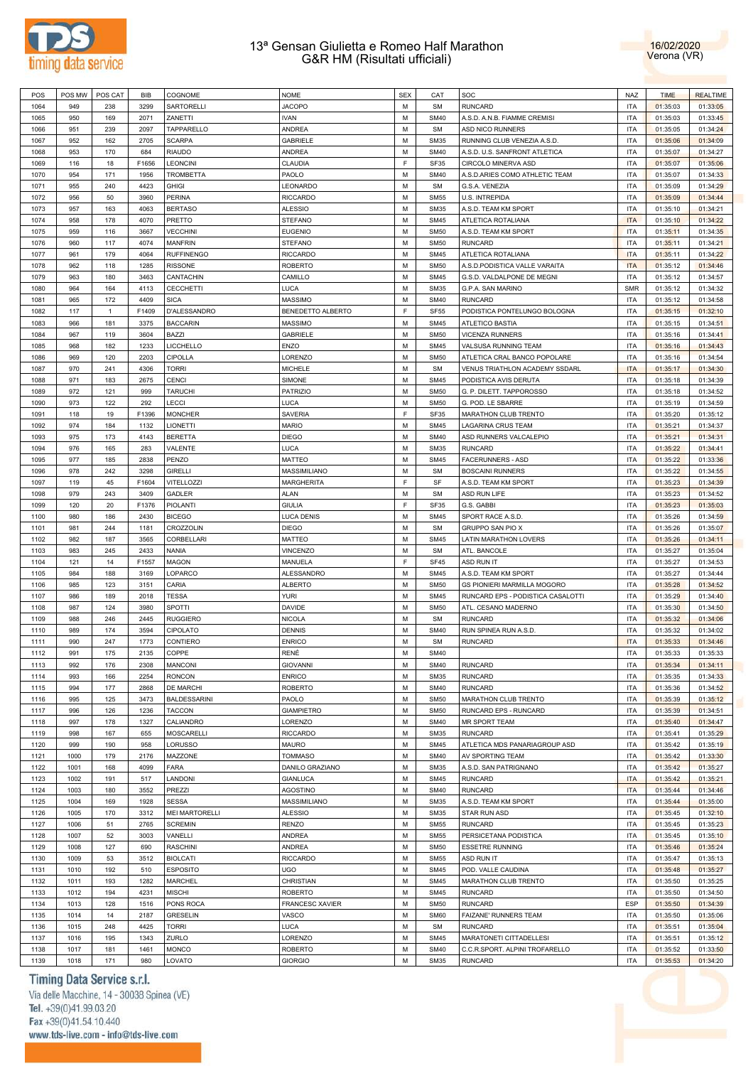| POS | POS MW | POS CAT | BIB | COGNOME | NOME | SEX | CAT | SOC | NAZ | TIME | REALTIME |
|---|---|---|---|---|---|---|---|---|---|---|---|
| 1064 | 949 | 238 | 3299 | SARTORELLI | JACOPO | M | SM | RUNCARD | ITA | 01:35:03 | 01:33:05 |
| 1065 | 950 | 169 | 2071 | ZANETTI | IVAN | M | SM40 | A.S.D. A.N.B. FIAMME CREMISI | ITA | 01:35:03 | 01:33:45 |
| 1066 | 951 | 239 | 2097 | TAPPARELLO | ANDREA | M | SM | ASD NICO RUNNERS | ITA | 01:35:05 | 01:34:24 |
| 1067 | 952 | 162 | 2705 | SCARPA | GABRIELE | M | SM35 | RUNNING CLUB VENEZIA A.S.D. | ITA | 01:35:06 | 01:34:09 |
| 1068 | 953 | 170 | 684 | RIAUDO | ANDREA | M | SM40 | A.S.D. U.S. SANFRONT ATLETICA | ITA | 01:35:07 | 01:34:27 |
| 1069 | 116 | 18 | F1656 | LEONCINI | CLAUDIA | F | SF35 | CIRCOLO MINERVA ASD | ITA | 01:35:07 | 01:35:06 |
| 1070 | 954 | 171 | 1956 | TROMBETTA | PAOLO | M | SM40 | A.S.D.ARIES COMO ATHLETIC TEAM | ITA | 01:35:07 | 01:34:33 |
| 1071 | 955 | 240 | 4423 | GHIGI | LEONARDO | M | SM | G.S.A. VENEZIA | ITA | 01:35:09 | 01:34:29 |
| 1072 | 956 | 50 | 3960 | PERINA | RICCARDO | M | SM55 | U.S. INTREPIDA | ITA | 01:35:09 | 01:34:44 |
| 1073 | 957 | 163 | 4063 | BERTASO | ALESSIO | M | SM35 | A.S.D. TEAM KM SPORT | ITA | 01:35:10 | 01:34:21 |
| 1074 | 958 | 178 | 4070 | PRETTO | STEFANO | M | SM45 | ATLETICA ROTALIANA | ITA | 01:35:10 | 01:34:22 |
| 1075 | 959 | 116 | 3667 | VECCHINI | EUGENIO | M | SM50 | A.S.D. TEAM KM SPORT | ITA | 01:35:11 | 01:34:35 |
| 1076 | 960 | 117 | 4074 | MANFRIN | STEFANO | M | SM50 | RUNCARD | ITA | 01:35:11 | 01:34:21 |
| 1077 | 961 | 179 | 4064 | RUFFINENGO | RICCARDO | M | SM45 | ATLETICA ROTALIANA | ITA | 01:35:11 | 01:34:22 |
| 1078 | 962 | 118 | 1285 | RISSONE | ROBERTO | M | SM50 | A.S.D.PODISTICA VALLE VARAITA | ITA | 01:35:12 | 01:34:46 |
| 1079 | 963 | 180 | 3463 | CANTACHIN | CAMILLO | M | SM45 | G.S.D. VALDALPONE DE MEGNI | ITA | 01:35:12 | 01:34:57 |
| 1080 | 964 | 164 | 4113 | CECCHETTI | LUCA | M | SM35 | G.P.A. SAN MARINO | SMR | 01:35:12 | 01:34:32 |
| 1081 | 965 | 172 | 4409 | SICA | MASSIMO | M | SM40 | RUNCARD | ITA | 01:35:12 | 01:34:58 |
| 1082 | 117 | 1 | F1409 | D'ALESSANDRO | BENEDETTO ALBERTO | F | SF55 | PODISTICA PONTELUNGO BOLOGNA | ITA | 01:35:15 | 01:32:10 |
| 1083 | 966 | 181 | 3375 | BACCARIN | MASSIMO | M | SM45 | ATLETICO BASTIA | ITA | 01:35:15 | 01:34:51 |
| 1084 | 967 | 119 | 3604 | BAZZI | GABRIELE | M | SM50 | VICENZA RUNNERS | ITA | 01:35:16 | 01:34:41 |
| 1085 | 968 | 182 | 1233 | LICCHELLO | ENZO | M | SM45 | VALSUSA RUNNING TEAM | ITA | 01:35:16 | 01:34:43 |
| 1086 | 969 | 120 | 2203 | CIPOLLA | LORENZO | M | SM50 | ATLETICA CRAL BANCO POPOLARE | ITA | 01:35:16 | 01:34:54 |
| 1087 | 970 | 241 | 4306 | TORRI | MICHELE | M | SM | VENUS TRIATHLON ACADEMY SSDARL | ITA | 01:35:17 | 01:34:30 |
| 1088 | 971 | 183 | 2675 | CENCI | SIMONE | M | SM45 | PODISTICA AVIS DERUTA | ITA | 01:35:18 | 01:34:39 |
| 1089 | 972 | 121 | 999 | TARUCHI | PATRIZIO | M | SM50 | G. P. DILETT. TAPPOROSSO | ITA | 01:35:18 | 01:34:52 |
| 1090 | 973 | 122 | 292 | LECCI | LUCA | M | SM50 | G. POD. LE SBARRE | ITA | 01:35:19 | 01:34:59 |
| 1091 | 118 | 19 | F1396 | MONCHER | SAVERIA | F | SF35 | MARATHON CLUB TRENTO | ITA | 01:35:20 | 01:35:12 |
| 1092 | 974 | 184 | 1132 | LIONETTI | MARIO | M | SM45 | LAGARINA CRUS TEAM | ITA | 01:35:21 | 01:34:37 |
| 1093 | 975 | 173 | 4143 | BERETTA | DIEGO | M | SM40 | ASD RUNNERS VALCALEPIO | ITA | 01:35:21 | 01:34:31 |
| 1094 | 976 | 165 | 283 | VALENTE | LUCA | M | SM35 | RUNCARD | ITA | 01:35:22 | 01:34:41 |
| 1095 | 977 | 185 | 2838 | PENZO | MATTEO | M | SM45 | FACERUNNERS - ASD | ITA | 01:35:22 | 01:33:36 |
| 1096 | 978 | 242 | 3298 | GIRELLI | MASSIMILIANO | M | SM | BOSCAINI RUNNERS | ITA | 01:35:22 | 01:34:55 |
| 1097 | 119 | 45 | F1604 | VITELLOZZI | MARGHERITA | F | SF | A.S.D. TEAM KM SPORT | ITA | 01:35:23 | 01:34:39 |
| 1098 | 979 | 243 | 3409 | GADLER | ALAN | M | SM | ASD RUN LIFE | ITA | 01:35:23 | 01:34:52 |
| 1099 | 120 | 20 | F1376 | PIOLANTI | GIULIA | F | SF35 | G.S. GABBI | ITA | 01:35:23 | 01:35:03 |
| 1100 | 980 | 186 | 2430 | BICEGO | LUCA DENIS | M | SM45 | SPORT RACE A.S.D. | ITA | 01:35:26 | 01:34:59 |
| 1101 | 981 | 244 | 1181 | CROZZOLIN | DIEGO | M | SM | GRUPPO SAN PIO X | ITA | 01:35:26 | 01:35:07 |
| 1102 | 982 | 187 | 3565 | CORBELLARI | MATTEO | M | SM45 | LATIN MARATHON LOVERS | ITA | 01:35:26 | 01:34:11 |
| 1103 | 983 | 245 | 2433 | NANIA | VINCENZO | M | SM | ATL. BANCOLE | ITA | 01:35:27 | 01:35:04 |
| 1104 | 121 | 14 | F1557 | MAGON | MANUELA | F | SF45 | ASD RUN IT | ITA | 01:35:27 | 01:34:53 |
| 1105 | 984 | 188 | 3169 | LOPARCO | ALESSANDRO | M | SM45 | A.S.D. TEAM KM SPORT | ITA | 01:35:27 | 01:34:44 |
| 1106 | 985 | 123 | 3151 | CARIA | ALBERTO | M | SM50 | GS PIONIERI MARMILLA MOGORO | ITA | 01:35:28 | 01:34:52 |
| 1107 | 986 | 189 | 2018 | TESSA | YURI | M | SM45 | RUNCARD EPS - PODISTICA CASALOTTI | ITA | 01:35:29 | 01:34:40 |
| 1108 | 987 | 124 | 3980 | SPOTTI | DAVIDE | M | SM50 | ATL. CESANO MADERNO | ITA | 01:35:30 | 01:34:50 |
| 1109 | 988 | 246 | 2445 | RUGGIERO | NICOLA | M | SM | RUNCARD | ITA | 01:35:32 | 01:34:06 |
| 1110 | 989 | 174 | 3594 | CIPOLATO | DENNIS | M | SM40 | RUN SPINEA RUN A.S.D. | ITA | 01:35:32 | 01:34:02 |
| 1111 | 990 | 247 | 1773 | CONTIERO | ENRICO | M | SM | RUNCARD | ITA | 01:35:33 | 01:34:46 |
| 1112 | 991 | 175 | 2135 | COPPE | RENÈ | M | SM40 | | ITA | 01:35:33 | 01:35:33 |
| 1113 | 992 | 176 | 2308 | MANCONI | GIOVANNI | M | SM40 | RUNCARD | ITA | 01:35:34 | 01:34:11 |
| 1114 | 993 | 166 | 2254 | RONCON | ENRICO | M | SM35 | RUNCARD | ITA | 01:35:35 | 01:34:33 |
| 1115 | 994 | 177 | 2868 | DE MARCHI | ROBERTO | M | SM40 | RUNCARD | ITA | 01:35:36 | 01:34:52 |
| 1116 | 995 | 125 | 3473 | BALDESSARINI | PAOLO | M | SM50 | MARATHON CLUB TRENTO | ITA | 01:35:39 | 01:35:12 |
| 1117 | 996 | 126 | 1236 | TACCON | GIAMPIETRO | M | SM50 | RUNCARD EPS - RUNCARD | ITA | 01:35:39 | 01:34:51 |
| 1118 | 997 | 178 | 1327 | CALIANDRO | LORENZO | M | SM40 | MR SPORT TEAM | ITA | 01:35:40 | 01:34:47 |
| 1119 | 998 | 167 | 655 | MOSCARELLI | RICCARDO | M | SM35 | RUNCARD | ITA | 01:35:41 | 01:35:29 |
| 1120 | 999 | 190 | 958 | LORUSSO | MAURO | M | SM45 | ATLETICA MDS PANARIAGROUP ASD | ITA | 01:35:42 | 01:35:19 |
| 1121 | 1000 | 179 | 2176 | MAZZONE | TOMMASO | M | SM40 | AV SPORTING TEAM | ITA | 01:35:42 | 01:33:30 |
| 1122 | 1001 | 168 | 4099 | FARA | DANILO GRAZIANO | M | SM35 | A.S.D. SAN PATRIGNANO | ITA | 01:35:42 | 01:35:27 |
| 1123 | 1002 | 191 | 517 | LANDONI | GIANLUCA | M | SM45 | RUNCARD | ITA | 01:35:42 | 01:35:21 |
| 1124 | 1003 | 180 | 3552 | PREZZI | AGOSTINO | M | SM40 | RUNCARD | ITA | 01:35:44 | 01:34:46 |
| 1125 | 1004 | 169 | 1928 | SESSA | MASSIMILIANO | M | SM35 | A.S.D. TEAM KM SPORT | ITA | 01:35:44 | 01:35:00 |
| 1126 | 1005 | 170 | 3312 | MEI MARTORELLI | ALESSIO | M | SM35 | STAR RUN ASD | ITA | 01:35:45 | 01:32:10 |
| 1127 | 1006 | 51 | 2765 | SCREMIN | RENZO | M | SM55 | RUNCARD | ITA | 01:35:45 | 01:35:23 |
| 1128 | 1007 | 52 | 3003 | VANELLI | ANDREA | M | SM55 | PERSICETANA PODISTICA | ITA | 01:35:45 | 01:35:10 |
| 1129 | 1008 | 127 | 690 | RASCHINI | ANDREA | M | SM50 | ESSETRE RUNNING | ITA | 01:35:46 | 01:35:24 |
| 1130 | 1009 | 53 | 3512 | BIOLCATI | RICCARDO | M | SM55 | ASD RUN IT | ITA | 01:35:47 | 01:35:13 |
| 1131 | 1010 | 192 | 510 | ESPOSITO | UGO | M | SM45 | POD. VALLE CAUDINA | ITA | 01:35:48 | 01:35:27 |
| 1132 | 1011 | 193 | 1282 | MARCHEL | CHRISTIAN | M | SM45 | MARATHON CLUB TRENTO | ITA | 01:35:50 | 01:35:25 |
| 1133 | 1012 | 194 | 4231 | MISCHI | ROBERTO | M | SM45 | RUNCARD | ITA | 01:35:50 | 01:34:50 |
| 1134 | 1013 | 128 | 1516 | PONS ROCA | FRANCESC XAVIER | M | SM50 | RUNCARD | ESP | 01:35:50 | 01:34:39 |
| 1135 | 1014 | 14 | 2187 | GRESELIN | VASCO | M | SM60 | FAIZANE' RUNNERS TEAM | ITA | 01:35:50 | 01:35:06 |
| 1136 | 1015 | 248 | 4425 | TORRI | LUCA | M | SM | RUNCARD | ITA | 01:35:51 | 01:35:04 |
| 1137 | 1016 | 195 | 1343 | ZURLO | LORENZO | M | SM45 | MARATONETI CITTADELLESI | ITA | 01:35:51 | 01:35:12 |
| 1138 | 1017 | 181 | 1461 | MONCO | ROBERTO | M | SM40 | C.C.R.SPORT. ALPINI TROFARELLO | ITA | 01:35:52 | 01:33:50 |
| 1139 | 1018 | 171 | 980 | LOVATO | GIORGIO | M | SM35 | RUNCARD | ITA | 01:35:53 | 01:34:20 |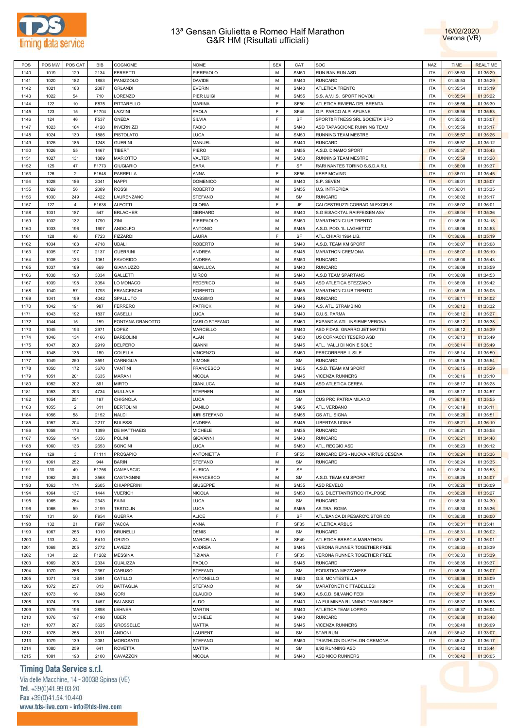| POS | POS MW | POS CAT | BIB | COGNOME | NOME | SEX | CAT | SOC | NAZ | TIME | REALTIME |
|---|---|---|---|---|---|---|---|---|---|---|---|
| 1140 | 1019 | 129 | 2134 | FERRETTI | PIERPAOLO | M | SM50 | RUN RAN RUN ASD | ITA | 01:35:53 | 01:35:29 |
| 1141 | 1020 | 182 | 1853 | PANIZZOLO | DAVIDE | M | SM40 | RUNCARD | ITA | 01:35:53 | 01:35:29 |
| 1142 | 1021 | 183 | 2087 | ORLANDI | EVERIN | M | SM40 | ATLETICA TRENTO | ITA | 01:35:54 | 01:35:19 |
| 1143 | 1022 | 54 | 710 | LORENZO | PIER LUIGI | M | SM55 | S.S. A.V.I.S. SPORT NOVOLI | ITA | 01:35:54 | 01:35:22 |
| 1144 | 122 | 10 | F875 | PITTARELLO | MARINA | F | SF50 | ATLETICA RIVIERA DEL BRENTA | ITA | 01:35:55 | 01:35:30 |
| 1145 | 123 | 15 | F1704 | LAZZINI | PAOLA | F | SF45 | G.P. PARCO ALPI APUANE | ITA | 01:35:55 | 01:35:53 |
| 1146 | 124 | 46 | F537 | ONEDA | SILVIA | F | SF | SPORT&FITNESS SRL SOCIETA' SPO | ITA | 01:35:55 | 01:35:07 |
| 1147 | 1023 | 184 | 4128 | INVERNIZZI | FABIO | M | SM40 | ASD TAPASCIONE RUNNING TEAM | ITA | 01:35:56 | 01:35:17 |
| 1148 | 1024 | 130 | 1885 | PISTOLATO | LUCA | M | SM50 | RUNNING TEAM MESTRE | ITA | 01:35:57 | 01:35:26 |
| 1149 | 1025 | 185 | 1248 | GUERINI | MANUEL | M | SM40 | RUNCARD | ITA | 01:35:57 | 01:35:12 |
| 1150 | 1026 | 55 | 1467 | TIBERTI | PIERO | M | SM55 | A.S.D. DINAMO SPORT | ITA | 01:35:57 | 01:35:43 |
| 1151 | 1027 | 131 | 1889 | MARIOTTO | VALTER | M | SM50 | RUNNING TEAM MESTRE | ITA | 01:35:59 | 01:35:28 |
| 1152 | 125 | 47 | F1773 | GIUGIARIO | SARA | F | SF | RARI NANTES TORINO S.S.D.A R.L | ITA | 01:36:00 | 01:35:37 |
| 1153 | 126 | 2 | F1548 | PARRELLA | ANNA | F | SF55 | KEEP MOVING | ITA | 01:36:01 | 01:35:45 |
| 1154 | 1028 | 186 | 2041 | NAPPI | DOMENICO | M | SM40 | S.P. SEVEN | ITA | 01:36:01 | 01:35:07 |
| 1155 | 1029 | 56 | 2089 | ROSSI | ROBERTO | M | SM55 | U.S. INTREPIDA | ITA | 01:36:01 | 01:35:35 |
| 1156 | 1030 | 249 | 4422 | LAURENZANO | STEFANO | M | SM | RUNCARD | ITA | 01:36:02 | 01:35:17 |
| 1157 | 127 | 4 | F1638 | ALEOTTI | GLORIA | F | JF | CALCESTRUZZI CORRADINI EXCELS. | ITA | 01:36:02 | 01:36:01 |
| 1158 | 1031 | 187 | 547 | ERLACHER | GERHARD | M | SM40 | S.G EISACKTAL RAIFFEISEN ASV | ITA | 01:36:04 | 01:35:36 |
| 1159 | 1032 | 132 | 1790 | ZINI | PIERPAOLO | M | SM50 | MARATHON CLUB TRENTO | ITA | 01:36:05 | 01:34:18 |
| 1160 | 1033 | 196 | 1607 | ANDOLFO | ANTONIO | M | SM45 | A.S.D. POD. 'IL LAGHETTO' | ITA | 01:36:06 | 01:34:53 |
| 1161 | 128 | 48 | F723 | FIZZARDI | LAURA | F | SF | ATL. CHIARI 1964 LIB. | ITA | 01:36:06 | 01:35:19 |
| 1162 | 1034 | 188 | 4718 | UDALI | ROBERTO | M | SM40 | A.S.D. TEAM KM SPORT | ITA | 01:36:07 | 01:35:08 |
| 1163 | 1035 | 197 | 2137 | GUERRINI | ANDREA | M | SM45 | MARATHON CREMONA | ITA | 01:36:07 | 01:35:19 |
| 1164 | 1036 | 133 | 1061 | FAVORIDO | ANDREA | M | SM50 | RUNCARD | ITA | 01:36:08 | 01:35:43 |
| 1165 | 1037 | 189 | 669 | GIANNUZZO | GIANLUCA | M | SM40 | RUNCARD | ITA | 01:36:09 | 01:35:59 |
| 1166 | 1038 | 190 | 3034 | GALLETTI | MIRCO | M | SM40 | A.S.D TEAM SPARTANS | ITA | 01:36:09 | 01:34:53 |
| 1167 | 1039 | 198 | 3054 | LO MONACO | FEDERICO | M | SM45 | ASD ATLETICA STEZZANO | ITA | 01:36:09 | 01:35:42 |
| 1168 | 1040 | 57 | 1793 | FRANCESCHI | ROBERTO | M | SM55 | MARATHON CLUB TRENTO | ITA | 01:36:09 | 01:35:05 |
| 1169 | 1041 | 199 | 4042 | SPALLUTO | MASSIMO | M | SM45 | RUNCARD | ITA | 01:36:11 | 01:34:02 |
| 1170 | 1042 | 191 | 987 | FERRERO | PATRICK | M | SM40 | A.S. ATL. STRAMBINO | ITA | 01:36:12 | 01:33:32 |
| 1171 | 1043 | 192 | 1837 | CASELLI | LUCA | M | SM40 | C.U.S. PARMA | ITA | 01:36:12 | 01:35:27 |
| 1172 | 1044 | 15 | 159 | FONTANA GRANOTTO | CARLO STEFANO | M | SM60 | EXPANDIA ATL. INSIEME VERONA | ITA | 01:36:12 | 01:35:38 |
| 1173 | 1045 | 193 | 2971 | LOPEZ | MARCELLO | M | SM40 | ASD FIDAS GNARRO JET MATTEI | ITA | 01:36:12 | 01:35:39 |
| 1174 | 1046 | 134 | 4166 | BARBOLINI | ALAN | M | SM50 | US CORNACCI TESERO ASD | ITA | 01:36:13 | 01:35:49 |
| 1175 | 1047 | 200 | 2919 | DELPERO | GIANNI | M | SM45 | ATL. VALLI DI NON E SOLE | ITA | 01:36:14 | 01:35:49 |
| 1176 | 1048 | 135 | 180 | COLELLA | VINCENZO | M | SM50 | PERCORRERE IL SILE | ITA | 01:36:14 | 01:35:50 |
| 1177 | 1049 | 250 | 3591 | CARNIGLIA | SIMONE | M | SM | RUNCARD | ITA | 01:36:15 | 01:35:54 |
| 1178 | 1050 | 172 | 3670 | VANTINI | FRANCESCO | M | SM35 | A.S.D. TEAM KM SPORT | ITA | 01:36:15 | 01:35:29 |
| 1179 | 1051 | 201 | 3635 | MARANI | NICOLA | M | SM45 | VICENZA RUNNERS | ITA | 01:36:16 | 01:35:10 |
| 1180 | 1052 | 202 | 891 | MIRTO | GIANLUCA | M | SM45 | ASD ATLETICA CEREA | ITA | 01:36:17 | 01:35:28 |
| 1181 | 1053 | 203 | 4734 | MULLANE | STEPHEN | M | SM45 | | IRL | 01:36:17 | 01:34:57 |
| 1182 | 1054 | 251 | 197 | CHIGNOLA | LUCA | M | SM | CUS PRO PATRIA MILANO | ITA | 01:36:19 | 01:35:55 |
| 1183 | 1055 | 2 | 811 | BERTOLINI | DANILO | M | SM65 | ATL. VERBANO | ITA | 01:36:19 | 01:36:11 |
| 1184 | 1056 | 58 | 2152 | NALDI | IURI STEFANO | M | SM55 | GS ATL. SIGNA | ITA | 01:36:20 | 01:35:51 |
| 1185 | 1057 | 204 | 2217 | BULESSI | ANDREA | M | SM45 | LIBERTAS UDINE | ITA | 01:36:21 | 01:36:10 |
| 1186 | 1058 | 173 | 1399 | DE MATTHAEIS | MICHELE | M | SM35 | RUNCARD | ITA | 01:36:21 | 01:35:58 |
| 1187 | 1059 | 194 | 3036 | POLINI | GIOVANNI | M | SM40 | RUNCARD | ITA | 01:36:21 | 01:34:48 |
| 1188 | 1060 | 136 | 2653 | SONCINI | LUCA | M | SM50 | ATL. REGGIO ASD | ITA | 01:36:23 | 01:36:12 |
| 1189 | 129 | 3 | F1111 | PROSAPIO | ANTONIETTA | F | SF55 | RUNCARD EPS - NUOVA VIRTUS CESENA | ITA | 01:36:24 | 01:35:36 |
| 1190 | 1061 | 252 | 944 | BARIN | STEFANO | M | SM | RUNCARD | ITA | 01:36:24 | 01:35:35 |
| 1191 | 130 | 49 | F1756 | CAMENSCIC | AURICA | F | SF | | MDA | 01:36:24 | 01:35:53 |
| 1192 | 1062 | 253 | 3568 | CASTAGNINI | FRANCESCO | M | SM | A.S.D. TEAM KM SPORT | ITA | 01:36:25 | 01:34:07 |
| 1193 | 1063 | 174 | 2605 | CHIAPPERINI | GIUSEPPE | M | SM35 | ASD REVELO | ITA | 01:36:26 | 01:36:09 |
| 1194 | 1064 | 137 | 1444 | VUERICH | NICOLA | M | SM50 | G.S. DILETTANTISTICO ITALPOSE | ITA | 01:36:28 | 01:35:27 |
| 1195 | 1065 | 254 | 2343 | FAINI | LUCA | M | SM | RUNCARD | ITA | 01:36:30 | 01:34:30 |
| 1196 | 1066 | 59 | 2199 | TESTOLIN | LUCA | M | SM55 | AS.TRA. ROMA | ITA | 01:36:30 | 01:35:36 |
| 1197 | 131 | 50 | F954 | GUERRA | ALICE | F | SF | ATL.'BANCA DI PESARO'C.STORICO | ITA | 01:36:30 | 01:36:00 |
| 1198 | 132 | 21 | F997 | VACCA | ANNA | F | SF35 | ATLETICA ARBUS | ITA | 01:36:31 | 01:35:41 |
| 1199 | 1067 | 255 | 1019 | BRUNELLI | DENIS | M | SM | RUNCARD | ITA | 01:36:31 | 01:36:02 |
| 1200 | 133 | 24 | F410 | ORIZIO | MARCELLA | F | SF40 | ATLETICA BRESCIA MARATHON | ITA | 01:36:32 | 01:36:01 |
| 1201 | 1068 | 205 | 2772 | LAVEZZI | ANDREA | M | SM45 | VERONA RUNNER TOGETHER FREE | ITA | 01:36:33 | 01:35:39 |
| 1202 | 134 | 22 | F1282 | MESSINA | TIZIANA | F | SF35 | VERONA RUNNER TOGETHER FREE | ITA | 01:36:33 | 01:35:39 |
| 1203 | 1069 | 206 | 2334 | QUALIZZA | PAOLO | M | SM45 | RUNCARD | ITA | 01:36:35 | 01:35:37 |
| 1204 | 1070 | 256 | 2357 | CARUSO | STEFANO | M | SM | PODISTICA MEZZANESE | ITA | 01:36:36 | 01:36:07 |
| 1205 | 1071 | 138 | 2591 | CATILLO | ANTONELLO | M | SM50 | G.S. MONTESTELLA | ITA | 01:36:36 | 01:35:09 |
| 1206 | 1072 | 257 | 813 | BATTAGLIA | STEFANO | M | SM | MARATONETI CITTADELLESI | ITA | 01:36:36 | 01:36:11 |
| 1207 | 1073 | 16 | 3848 | GORI | CLAUDIO | M | SM60 | A.S.C.D. SILVANO FEDI | ITA | 01:36:37 | 01:35:59 |
| 1208 | 1074 | 195 | 1457 | BALASSO | ALDO | M | SM40 | LA FULMINEA RUNNING TEAM SINCE | ITA | 01:36:37 | 01:35:53 |
| 1209 | 1075 | 196 | 2898 | LEHNER | MARTIN | M | SM40 | ATLETICA TEAM LOPPIO | ITA | 01:36:37 | 01:36:04 |
| 1210 | 1076 | 197 | 4198 | UBER | MICHELE | M | SM40 | RUNCARD | ITA | 01:36:38 | 01:35:48 |
| 1211 | 1077 | 207 | 3625 | GROSSELLE | MATTIA | M | SM45 | VICENZA RUNNERS | ITA | 01:36:40 | 01:36:09 |
| 1212 | 1078 | 258 | 3311 | ANDONI | LAURENT | M | SM | STAR RUN | ALB | 01:36:42 | 01:33:07 |
| 1213 | 1079 | 139 | 2081 | MOROSATO | STEFANO | M | SM50 | TRIATHLON DUATHLON CREMONA | ITA | 01:36:42 | 01:36:17 |
| 1214 | 1080 | 259 | 641 | ROVETTA | MATTIA | M | SM | 9,92 RUNNING ASD | ITA | 01:36:42 | 01:35:44 |
| 1215 | 1081 | 198 | 2100 | CAVAZZON | NICOLA | M | SM40 | ASD NICO RUNNERS | ITA | 01:36:42 | 01:36:05 |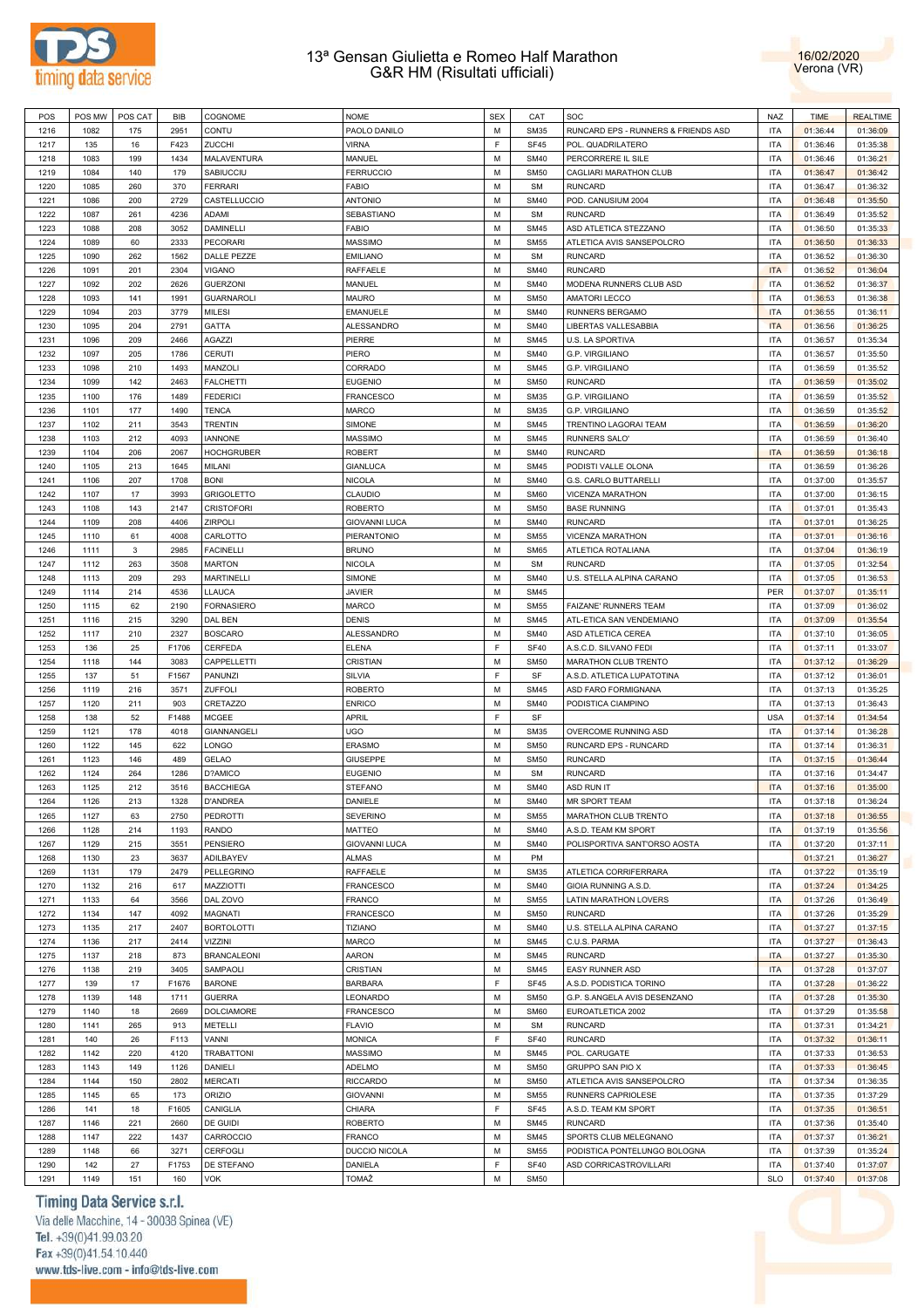# 13ª Gensan Giulietta e Romeo Half Marathon
## G&R HM (Risultati ufficiali)

16/02/2020
Verona (VR)

| POS | POS MW | POS CAT | BIB | COGNOME | NOME | SEX | CAT | SOC | NAZ | TIME | REALTIME |
|---|---|---|---|---|---|---|---|---|---|---|---|
| 1216 | 1082 | 175 | 2951 | CONTU | PAOLO DANILO | M | SM35 | RUNCARD EPS - RUNNERS & FRIENDS ASD | ITA | 01:36:44 | 01:36:09 |
| 1217 | 135 | 16 | F423 | ZUCCHI | VIRNA | F | SF45 | POL. QUADRILATERO | ITA | 01:36:46 | 01:35:38 |
| 1218 | 1083 | 199 | 1434 | MALAVENTURA | MANUEL | M | SM40 | PERCORRERE IL SILE | ITA | 01:36:46 | 01:36:21 |
| 1219 | 1084 | 140 | 179 | SABIUCCIU | FERRUCCIO | M | SM50 | CAGLIARI MARATHON CLUB | ITA | 01:36:47 | 01:36:42 |
| 1220 | 1085 | 260 | 370 | FERRARI | FABIO | M | SM | RUNCARD | ITA | 01:36:47 | 01:36:32 |
| 1221 | 1086 | 200 | 2729 | CASTELLUCCIO | ANTONIO | M | SM40 | POD. CANUSIUM 2004 | ITA | 01:36:48 | 01:35:50 |
| 1222 | 1087 | 261 | 4236 | ADAMI | SEBASTIANO | M | SM | RUNCARD | ITA | 01:36:49 | 01:35:52 |
| 1223 | 1088 | 208 | 3052 | DAMINELLI | FABIO | M | SM45 | ASD ATLETICA STEZZANO | ITA | 01:36:50 | 01:35:33 |
| 1224 | 1089 | 60 | 2333 | PECORARI | MASSIMO | M | SM55 | ATLETICA AVIS SANSEPOLCRO | ITA | 01:36:50 | 01:36:33 |
| 1225 | 1090 | 262 | 1562 | DALLE PEZZE | EMILIANO | M | SM | RUNCARD | ITA | 01:36:52 | 01:36:30 |
| 1226 | 1091 | 201 | 2304 | VIGANO | RAFFAELE | M | SM40 | RUNCARD | ITA | 01:36:52 | 01:36:04 |
| 1227 | 1092 | 202 | 2626 | GUERZONI | MANUEL | M | SM40 | MODENA RUNNERS CLUB ASD | ITA | 01:36:52 | 01:36:37 |
| 1228 | 1093 | 141 | 1991 | GUARNAROLI | MAURO | M | SM50 | AMATORI LECCO | ITA | 01:36:53 | 01:36:38 |
| 1229 | 1094 | 203 | 3779 | MILESI | EMANUELE | M | SM40 | RUNNERS BERGAMO | ITA | 01:36:55 | 01:36:11 |
| 1230 | 1095 | 204 | 2791 | GATTA | ALESSANDRO | M | SM40 | LIBERTAS VALLESABBIA | ITA | 01:36:56 | 01:36:25 |
| 1231 | 1096 | 209 | 2466 | AGAZZI | PIERRE | M | SM45 | U.S. LA SPORTIVA | ITA | 01:36:57 | 01:35:34 |
| 1232 | 1097 | 205 | 1786 | CERUTI | PIERO | M | SM40 | G.P. VIRGILIANO | ITA | 01:36:57 | 01:35:50 |
| 1233 | 1098 | 210 | 1493 | MANZOLI | CORRADO | M | SM45 | G.P. VIRGILIANO | ITA | 01:36:59 | 01:35:52 |
| 1234 | 1099 | 142 | 2463 | FALCHETTI | EUGENIO | M | SM50 | RUNCARD | ITA | 01:36:59 | 01:35:02 |
| 1235 | 1100 | 176 | 1489 | FEDERICI | FRANCESCO | M | SM35 | G.P. VIRGILIANO | ITA | 01:36:59 | 01:35:52 |
| 1236 | 1101 | 177 | 1490 | TENCA | MARCO | M | SM35 | G.P. VIRGILIANO | ITA | 01:36:59 | 01:35:52 |
| 1237 | 1102 | 211 | 3543 | TRENTIN | SIMONE | M | SM45 | TRENTINO LAGORAI TEAM | ITA | 01:36:59 | 01:36:20 |
| 1238 | 1103 | 212 | 4093 | IANNONE | MASSIMO | M | SM45 | RUNNERS SALO' | ITA | 01:36:59 | 01:36:40 |
| 1239 | 1104 | 206 | 2067 | HOCHGRUBER | ROBERT | M | SM40 | RUNCARD | ITA | 01:36:59 | 01:36:18 |
| 1240 | 1105 | 213 | 1645 | MILANI | GIANLUCA | M | SM45 | PODISTI VALLE OLONA | ITA | 01:36:59 | 01:36:26 |
| 1241 | 1106 | 207 | 1708 | BONI | NICOLA | M | SM40 | G.S. CARLO BUTTARELLI | ITA | 01:37:00 | 01:35:57 |
| 1242 | 1107 | 17 | 3993 | GRIGOLETTO | CLAUDIO | M | SM60 | VICENZA MARATHON | ITA | 01:37:00 | 01:36:15 |
| 1243 | 1108 | 143 | 2147 | CRISTOFORI | ROBERTO | M | SM50 | BASE RUNNING | ITA | 01:37:01 | 01:35:43 |
| 1244 | 1109 | 208 | 4406 | ZIRPOLI | GIOVANNI LUCA | M | SM40 | RUNCARD | ITA | 01:37:01 | 01:36:25 |
| 1245 | 1110 | 61 | 4008 | CARLOTTO | PIERANTONIO | M | SM55 | VICENZA MARATHON | ITA | 01:37:01 | 01:36:16 |
| 1246 | 1111 | 3 | 2985 | FACINELLI | BRUNO | M | SM65 | ATLETICA ROTALIANA | ITA | 01:37:04 | 01:36:19 |
| 1247 | 1112 | 263 | 3508 | MARTON | NICOLA | M | SM | RUNCARD | ITA | 01:37:05 | 01:32:54 |
| 1248 | 1113 | 209 | 293 | MARTINELLI | SIMONE | M | SM40 | U.S. STELLA ALPINA CARANO | ITA | 01:37:05 | 01:36:53 |
| 1249 | 1114 | 214 | 4536 | LLAUCA | JAVIER | M | SM45 | | PER | 01:37:07 | 01:35:11 |
| 1250 | 1115 | 62 | 2190 | FORNASIERO | MARCO | M | SM55 | FAIZANE' RUNNERS TEAM | ITA | 01:37:09 | 01:36:02 |
| 1251 | 1116 | 215 | 3290 | DAL BEN | DENIS | M | SM45 | ATL-ETICA SAN VENDEMIANO | ITA | 01:37:09 | 01:35:54 |
| 1252 | 1117 | 210 | 2327 | BOSCARO | ALESSANDRO | M | SM40 | ASD ATLETICA CEREA | ITA | 01:37:10 | 01:36:05 |
| 1253 | 136 | 25 | F1706 | CERFEDA | ELENA | F | SF40 | A.S.C.D. SILVANO FEDI | ITA | 01:37:11 | 01:33:07 |
| 1254 | 1118 | 144 | 3083 | CAPPELLETTI | CRISTIAN | M | SM50 | MARATHON CLUB TRENTO | ITA | 01:37:12 | 01:36:29 |
| 1255 | 137 | 51 | F1567 | PANUNZI | SILVIA | F | SF | A.S.D. ATLETICA LUPATOTINA | ITA | 01:37:12 | 01:36:01 |
| 1256 | 1119 | 216 | 3571 | ZUFFOLI | ROBERTO | M | SM45 | ASD FARO FORMIGNANA | ITA | 01:37:13 | 01:35:25 |
| 1257 | 1120 | 211 | 903 | CRETAZZO | ENRICO | M | SM40 | PODISTICA CIAMPINO | ITA | 01:37:13 | 01:36:43 |
| 1258 | 138 | 52 | F1488 | MCGEE | APRIL | F | SF | | USA | 01:37:14 | 01:34:54 |
| 1259 | 1121 | 178 | 4018 | GIANNANGELI | UGO | M | SM35 | OVERCOME RUNNING ASD | ITA | 01:37:14 | 01:36:28 |
| 1260 | 1122 | 145 | 622 | LONGO | ERASMO | M | SM50 | RUNCARD EPS - RUNCARD | ITA | 01:37:14 | 01:36:31 |
| 1261 | 1123 | 146 | 489 | GELAO | GIUSEPPE | M | SM50 | RUNCARD | ITA | 01:37:15 | 01:36:44 |
| 1262 | 1124 | 264 | 1286 | D?AMICO | EUGENIO | M | SM | RUNCARD | ITA | 01:37:16 | 01:34:47 |
| 1263 | 1125 | 212 | 3516 | BACCHIEGA | STEFANO | M | SM40 | ASD RUN IT | ITA | 01:37:16 | 01:35:00 |
| 1264 | 1126 | 213 | 1328 | D'ANDREA | DANIELE | M | SM40 | MR SPORT TEAM | ITA | 01:37:18 | 01:36:24 |
| 1265 | 1127 | 63 | 2750 | PEDROTTI | SEVERINO | M | SM55 | MARATHON CLUB TRENTO | ITA | 01:37:18 | 01:36:55 |
| 1266 | 1128 | 214 | 1193 | RANDO | MATTEO | M | SM40 | A.S.D. TEAM KM SPORT | ITA | 01:37:19 | 01:35:56 |
| 1267 | 1129 | 215 | 3551 | PENSIERO | GIOVANNI LUCA | M | SM40 | POLISPORTIVA SANT'ORSO AOSTA | ITA | 01:37:20 | 01:37:11 |
| 1268 | 1130 | 23 | 3637 | ADILBAYEV | ALMAS | M | PM | | | 01:37:21 | 01:36:27 |
| 1269 | 1131 | 179 | 2479 | PELLEGRINO | RAFFAELE | M | SM35 | ATLETICA CORRIFERRARA | ITA | 01:37:22 | 01:35:19 |
| 1270 | 1132 | 216 | 617 | MAZZIOTTI | FRANCESCO | M | SM40 | GIOIA RUNNING A.S.D. | ITA | 01:37:24 | 01:34:25 |
| 1271 | 1133 | 64 | 3566 | DAL ZOVO | FRANCO | M | SM55 | LATIN MARATHON LOVERS | ITA | 01:37:26 | 01:36:49 |
| 1272 | 1134 | 147 | 4092 | MAGNATI | FRANCESCO | M | SM50 | RUNCARD | ITA | 01:37:26 | 01:35:29 |
| 1273 | 1135 | 217 | 2407 | BORTOLOTTI | TIZIANO | M | SM40 | U.S. STELLA ALPINA CARANO | ITA | 01:37:27 | 01:37:15 |
| 1274 | 1136 | 217 | 2414 | VIZZINI | MARCO | M | SM45 | C.U.S. PARMA | ITA | 01:37:27 | 01:36:43 |
| 1275 | 1137 | 218 | 873 | BRANCALEONI | AARON | M | SM45 | RUNCARD | ITA | 01:37:27 | 01:35:30 |
| 1276 | 1138 | 219 | 3405 | SAMPAOLI | CRISTIAN | M | SM45 | EASY RUNNER ASD | ITA | 01:37:28 | 01:37:07 |
| 1277 | 139 | 17 | F1676 | BARONE | BARBARA | F | SF45 | A.S.D. PODISTICA TORINO | ITA | 01:37:28 | 01:36:22 |
| 1278 | 1139 | 148 | 1711 | GUERRA | LEONARDO | M | SM50 | G.P. S.ANGELA AVIS DESENZANO | ITA | 01:37:28 | 01:35:30 |
| 1279 | 1140 | 18 | 2669 | DOLCIAMORE | FRANCESCO | M | SM60 | EUROATLETICA 2002 | ITA | 01:37:29 | 01:35:58 |
| 1280 | 1141 | 265 | 913 | METELLI | FLAVIO | M | SM | RUNCARD | ITA | 01:37:31 | 01:34:21 |
| 1281 | 140 | 26 | F113 | VANNI | MONICA | F | SF40 | RUNCARD | ITA | 01:37:32 | 01:36:11 |
| 1282 | 1142 | 220 | 4120 | TRABATTONI | MASSIMO | M | SM45 | POL. CARUGATE | ITA | 01:37:33 | 01:36:53 |
| 1283 | 1143 | 149 | 1126 | DANIELI | ADELMO | M | SM50 | GRUPPO SAN PIO X | ITA | 01:37:33 | 01:36:45 |
| 1284 | 1144 | 150 | 2802 | MERCATI | RICCARDO | M | SM50 | ATLETICA AVIS SANSEPOLCRO | ITA | 01:37:34 | 01:36:35 |
| 1285 | 1145 | 65 | 173 | ORIZIO | GIOVANNI | M | SM55 | RUNNERS CAPRIOLESE | ITA | 01:37:35 | 01:37:29 |
| 1286 | 141 | 18 | F1605 | CANIGLIA | CHIARA | F | SF45 | A.S.D. TEAM KM SPORT | ITA | 01:37:35 | 01:36:51 |
| 1287 | 1146 | 221 | 2660 | DE GUIDI | ROBERTO | M | SM45 | RUNCARD | ITA | 01:37:36 | 01:35:40 |
| 1288 | 1147 | 222 | 1437 | CARROCCIO | FRANCO | M | SM45 | SPORTS CLUB MELEGNANO | ITA | 01:37:37 | 01:36:21 |
| 1289 | 1148 | 66 | 3271 | CERFOGLI | DUCCIO NICOLA | M | SM55 | PODISTICA PONTELUNGO BOLOGNA | ITA | 01:37:39 | 01:35:24 |
| 1290 | 142 | 27 | F1753 | DE STEFANO | DANIELA | F | SF40 | ASD CORRICASTROVILLARI | ITA | 01:37:40 | 01:37:07 |
| 1291 | 1149 | 151 | 160 | VOK | TOMAŽ | M | SM50 | | SLO | 01:37:40 | 01:37:08 |

Timing Data Service s.r.l.
Via delle Macchine, 14 - 30038 Spinea (VE)
Tel. +39(0)41.99.03.20
Fax +39(0)41.54.10.440
www.tds-live.com - info@tds-live.com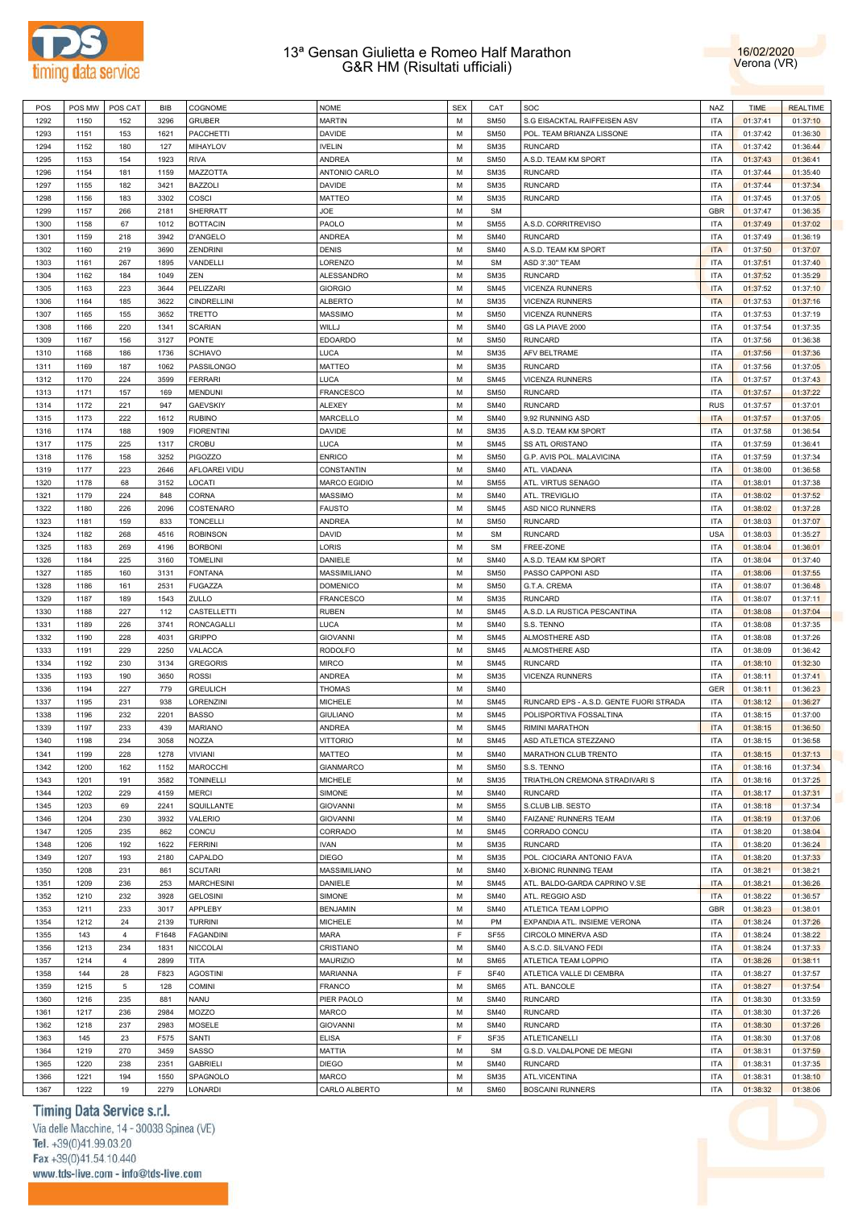# 13ª Gensan Giulietta e Romeo Half Marathon
## G&R HM (Risultati ufficiali)

16/02/2020
Verona (VR)

| POS | POS MW | POS CAT | BIB | COGNOME | NOME | SEX | CAT | SOC | NAZ | TIME | REALTIME |
|---|---|---|---|---|---|---|---|---|---|---|---|
| 1292 | 1150 | 152 | 3296 | GRUBER | MARTIN | M | SM50 | S.G EISACKTAL RAIFFEISEN ASV | ITA | 01:37:41 | 01:37:10 |
| 1293 | 1151 | 153 | 1621 | PACCHETTI | DAVIDE | M | SM50 | POL. TEAM BRIANZA LISSONE | ITA | 01:37:42 | 01:36:30 |
| 1294 | 1152 | 180 | 127 | MIHAYLOV | IVELIN | M | SM35 | RUNCARD | ITA | 01:37:42 | 01:36:44 |
| 1295 | 1153 | 154 | 1923 | RIVA | ANDREA | M | SM50 | A.S.D. TEAM KM SPORT | ITA | 01:37:43 | 01:36:41 |
| 1296 | 1154 | 181 | 1159 | MAZZOTTA | ANTONIO CARLO | M | SM35 | RUNCARD | ITA | 01:37:44 | 01:35:40 |
| 1297 | 1155 | 182 | 3421 | BAZZOLI | DAVIDE | M | SM35 | RUNCARD | ITA | 01:37:44 | 01:37:34 |
| 1298 | 1156 | 183 | 3302 | COSCI | MATTEO | M | SM35 | RUNCARD | ITA | 01:37:45 | 01:37:05 |
| 1299 | 1157 | 266 | 2181 | SHERRATT | JOE | M | SM | | GBR | 01:37:47 | 01:36:35 |
| 1300 | 1158 | 67 | 1012 | BOTTACIN | PAOLO | M | SM55 | A.S.D. CORRITREVISO | ITA | 01:37:49 | 01:37:02 |
| 1301 | 1159 | 218 | 3942 | D'ANGELO | ANDREA | M | SM40 | RUNCARD | ITA | 01:37:49 | 01:36:19 |
| 1302 | 1160 | 219 | 3690 | ZENDRINI | DENIS | M | SM40 | A.S.D. TEAM KM SPORT | ITA | 01:37:50 | 01:37:07 |
| 1303 | 1161 | 267 | 1895 | VANDELLI | LORENZO | M | SM | ASD 3'.30" TEAM | ITA | 01:37:51 | 01:37:40 |
| 1304 | 1162 | 184 | 1049 | ZEN | ALESSANDRO | M | SM35 | RUNCARD | ITA | 01:37:52 | 01:35:29 |
| 1305 | 1163 | 223 | 3644 | PELIZZARI | GIORGIO | M | SM45 | VICENZA RUNNERS | ITA | 01:37:52 | 01:37:10 |
| 1306 | 1164 | 185 | 3622 | CINDRELLINI | ALBERTO | M | SM35 | VICENZA RUNNERS | ITA | 01:37:53 | 01:37:16 |
| 1307 | 1165 | 155 | 3652 | TRETTO | MASSIMO | M | SM50 | VICENZA RUNNERS | ITA | 01:37:53 | 01:37:19 |
| 1308 | 1166 | 220 | 1341 | SCARIAN | WILLJ | M | SM40 | GS LA PIAVE 2000 | ITA | 01:37:54 | 01:37:35 |
| 1309 | 1167 | 156 | 3127 | PONTE | EDOARDO | M | SM50 | RUNCARD | ITA | 01:37:56 | 01:36:38 |
| 1310 | 1168 | 186 | 1736 | SCHIAVO | LUCA | M | SM35 | AFV BELTRAME | ITA | 01:37:56 | 01:37:36 |
| 1311 | 1169 | 187 | 1062 | PASSILONGO | MATTEO | M | SM35 | RUNCARD | ITA | 01:37:56 | 01:37:05 |
| 1312 | 1170 | 224 | 3599 | FERRARI | LUCA | M | SM45 | VICENZA RUNNERS | ITA | 01:37:57 | 01:37:43 |
| 1313 | 1171 | 157 | 169 | MENDUNI | FRANCESCO | M | SM50 | RUNCARD | ITA | 01:37:57 | 01:37:22 |
| 1314 | 1172 | 221 | 947 | GAEVSKIY | ALEXEY | M | SM40 | RUNCARD | RUS | 01:37:57 | 01:37:01 |
| 1315 | 1173 | 222 | 1612 | RUBINO | MARCELLO | M | SM40 | 9,92 RUNNING ASD | ITA | 01:37:57 | 01:37:05 |
| 1316 | 1174 | 188 | 1909 | FIORENTINI | DAVIDE | M | SM35 | A.S.D. TEAM KM SPORT | ITA | 01:37:58 | 01:36:54 |
| 1317 | 1175 | 225 | 1317 | CROBU | LUCA | M | SM45 | SS ATL ORISTANO | ITA | 01:37:59 | 01:36:41 |
| 1318 | 1176 | 158 | 3252 | PIGOZZO | ENRICO | M | SM50 | G.P. AVIS POL. MALAVICINA | ITA | 01:37:59 | 01:37:34 |
| 1319 | 1177 | 223 | 2646 | AFLOAREI VIDU | CONSTANTIN | M | SM40 | ATL. VIADANA | ITA | 01:38:00 | 01:36:58 |
| 1320 | 1178 | 68 | 3152 | LOCATI | MARCO EGIDIO | M | SM55 | ATL. VIRTUS SENAGO | ITA | 01:38:01 | 01:37:38 |
| 1321 | 1179 | 224 | 848 | CORNA | MASSIMO | M | SM40 | ATL. TREVIGLIO | ITA | 01:38:02 | 01:37:52 |
| 1322 | 1180 | 226 | 2096 | COSTENARO | FAUSTO | M | SM45 | ASD NICO RUNNERS | ITA | 01:38:02 | 01:37:28 |
| 1323 | 1181 | 159 | 833 | TONCELLI | ANDREA | M | SM50 | RUNCARD | ITA | 01:38:03 | 01:37:07 |
| 1324 | 1182 | 268 | 4516 | ROBINSON | DAVID | M | SM | RUNCARD | USA | 01:38:03 | 01:35:27 |
| 1325 | 1183 | 269 | 4196 | BORBONI | LORIS | M | SM | FREE-ZONE | ITA | 01:38:04 | 01:36:01 |
| 1326 | 1184 | 225 | 3160 | TOMELINI | DANIELE | M | SM40 | A.S.D. TEAM KM SPORT | ITA | 01:38:04 | 01:37:40 |
| 1327 | 1185 | 160 | 3131 | FONTANA | MASSIMILIANO | M | SM50 | PASSO CAPPONI ASD | ITA | 01:38:06 | 01:37:55 |
| 1328 | 1186 | 161 | 2531 | FUGAZZA | DOMENICO | M | SM50 | G.T.A. CREMA | ITA | 01:38:07 | 01:36:48 |
| 1329 | 1187 | 189 | 1543 | ZULLO | FRANCESCO | M | SM35 | RUNCARD | ITA | 01:38:07 | 01:37:11 |
| 1330 | 1188 | 227 | 112 | CASTELLETTI | RUBEN | M | SM45 | A.S.D. LA RUSTICA PESCANTINA | ITA | 01:38:08 | 01:37:04 |
| 1331 | 1189 | 226 | 3741 | RONCAGALLI | LUCA | M | SM40 | S.S. TENNO | ITA | 01:38:08 | 01:37:35 |
| 1332 | 1190 | 228 | 4031 | GRIPPO | GIOVANNI | M | SM45 | ALMOSTHERE ASD | ITA | 01:38:08 | 01:37:26 |
| 1333 | 1191 | 229 | 2250 | VALACCA | RODOLFO | M | SM45 | ALMOSTHERE ASD | ITA | 01:38:09 | 01:36:42 |
| 1334 | 1192 | 230 | 3134 | GREGORIS | MIRCO | M | SM45 | RUNCARD | ITA | 01:38:10 | 01:32:30 |
| 1335 | 1193 | 190 | 3650 | ROSSI | ANDREA | M | SM35 | VICENZA RUNNERS | ITA | 01:38:11 | 01:37:41 |
| 1336 | 1194 | 227 | 779 | GREULICH | THOMAS | M | SM40 | | GER | 01:38:11 | 01:36:23 |
| 1337 | 1195 | 231 | 938 | LORENZINI | MICHELE | M | SM45 | RUNCARD EPS - A.S.D. GENTE FUORI STRADA | ITA | 01:38:12 | 01:36:27 |
| 1338 | 1196 | 232 | 2201 | BASSO | GIULIANO | M | SM45 | POLISPORTIVA FOSSALTINA | ITA | 01:38:15 | 01:37:00 |
| 1339 | 1197 | 233 | 439 | MARIANO | ANDREA | M | SM45 | RIMINI MARATHON | ITA | 01:38:15 | 01:36:50 |
| 1340 | 1198 | 234 | 3058 | NOZZA | VITTORIO | M | SM45 | ASD ATLETICA STEZZANO | ITA | 01:38:15 | 01:36:58 |
| 1341 | 1199 | 228 | 1278 | VIVIANI | MATTEO | M | SM40 | MARATHON CLUB TRENTO | ITA | 01:38:15 | 01:37:13 |
| 1342 | 1200 | 162 | 1152 | MAROCCHI | GIANMARCO | M | SM50 | S.S. TENNO | ITA | 01:38:16 | 01:37:34 |
| 1343 | 1201 | 191 | 3582 | TONINELLI | MICHELE | M | SM35 | TRIATHLON CREMONA STRADIVARI S | ITA | 01:38:16 | 01:37:25 |
| 1344 | 1202 | 229 | 4159 | MERCI | SIMONE | M | SM40 | RUNCARD | ITA | 01:38:17 | 01:37:31 |
| 1345 | 1203 | 69 | 2241 | SQUILLANTE | GIOVANNI | M | SM55 | S.CLUB LIB. SESTO | ITA | 01:38:18 | 01:37:34 |
| 1346 | 1204 | 230 | 3932 | VALERIO | GIOVANNI | M | SM40 | FAIZANE' RUNNERS TEAM | ITA | 01:38:19 | 01:37:06 |
| 1347 | 1205 | 235 | 862 | CONCU | CORRADO | M | SM45 | CORRADO CONCU | ITA | 01:38:20 | 01:38:04 |
| 1348 | 1206 | 192 | 1622 | FERRINI | IVAN | M | SM35 | RUNCARD | ITA | 01:38:20 | 01:36:24 |
| 1349 | 1207 | 193 | 2180 | CAPALDO | DIEGO | M | SM35 | POL. CIOCIARA ANTONIO FAVA | ITA | 01:38:20 | 01:37:33 |
| 1350 | 1208 | 231 | 861 | SCUTARI | MASSIMILIANO | M | SM40 | X-BIONIC RUNNING TEAM | ITA | 01:38:21 | 01:38:21 |
| 1351 | 1209 | 236 | 253 | MARCHESINI | DANIELE | M | SM45 | ATL. BALDO-GARDA CAPRINO V.SE | ITA | 01:38:21 | 01:36:26 |
| 1352 | 1210 | 232 | 3928 | GELOSINI | SIMONE | M | SM40 | ATL. REGGIO ASD | ITA | 01:38:22 | 01:36:57 |
| 1353 | 1211 | 233 | 3017 | APPLEBY | BENJAMIN | M | SM40 | ATLETICA TEAM LOPPIO | GBR | 01:38:23 | 01:38:01 |
| 1354 | 1212 | 24 | 2139 | TURRINI | MICHELE | M | PM | EXPANDIA ATL. INSIEME VERONA | ITA | 01:38:24 | 01:37:26 |
| 1355 | 143 | 4 | F1648 | FAGANDINI | MARA | F | SF55 | CIRCOLO MINERVA ASD | ITA | 01:38:24 | 01:38:22 |
| 1356 | 1213 | 234 | 1831 | NICCOLAI | CRISTIANO | M | SM40 | A.S.C.D. SILVANO FEDI | ITA | 01:38:24 | 01:37:33 |
| 1357 | 1214 | 4 | 2899 | TITA | MAURIZIO | M | SM65 | ATLETICA TEAM LOPPIO | ITA | 01:38:26 | 01:38:11 |
| 1358 | 144 | 28 | F823 | AGOSTINI | MARIANNA | F | SF40 | ATLETICA VALLE DI CEMBRA | ITA | 01:38:27 | 01:37:57 |
| 1359 | 1215 | 5 | 128 | COMINI | FRANCO | M | SM65 | ATL. BANCOLE | ITA | 01:38:27 | 01:37:54 |
| 1360 | 1216 | 235 | 881 | NANU | PIER PAOLO | M | SM40 | RUNCARD | ITA | 01:38:30 | 01:33:59 |
| 1361 | 1217 | 236 | 2984 | MOZZO | MARCO | M | SM40 | RUNCARD | ITA | 01:38:30 | 01:37:26 |
| 1362 | 1218 | 237 | 2983 | MOSELE | GIOVANNI | M | SM40 | RUNCARD | ITA | 01:38:30 | 01:37:26 |
| 1363 | 145 | 23 | F575 | SANTI | ELISA | F | SF35 | ATLETICANELLI | ITA | 01:38:30 | 01:37:08 |
| 1364 | 1219 | 270 | 3459 | SASSO | MATTIA | M | SM | G.S.D. VALDALPONE DE MEGNI | ITA | 01:38:31 | 01:37:59 |
| 1365 | 1220 | 238 | 2351 | GABRIELI | DIEGO | M | SM40 | RUNCARD | ITA | 01:38:31 | 01:37:35 |
| 1366 | 1221 | 194 | 1550 | SPAGNOLO | MARCO | M | SM35 | ATL.VICENTINA | ITA | 01:38:31 | 01:38:10 |
| 1367 | 1222 | 19 | 2279 | LONARDI | CARLO ALBERTO | M | SM60 | BOSCAINI RUNNERS | ITA | 01:38:32 | 01:38:06 |

Timing Data Service s.r.l.
Via delle Macchine, 14 - 30038 Spinea (VE)
Tel. +39(0)41.99.03.20
Fax +39(0)41.54.10.440
www.tds-live.com - info@tds-live.com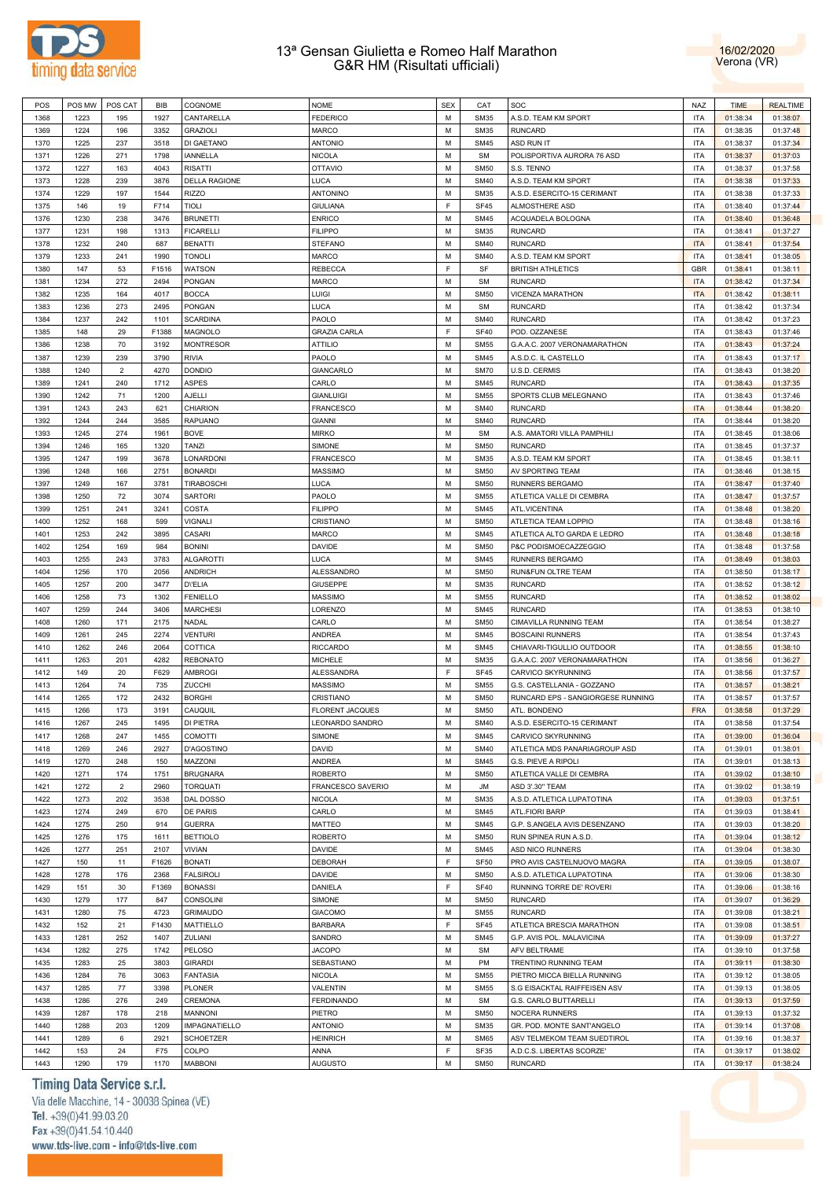# 13ª Gensan Giulietta e Romeo Half Marathon
## G&R HM (Risultati ufficiali)

16/02/2020
Verona (VR)

| POS | POS MW | POS CAT | BIB | COGNOME | NOME | SEX | CAT | SOC | NAZ | TIME | REALTIME |
|---|---|---|---|---|---|---|---|---|---|---|---|
| 1368 | 1223 | 195 | 1927 | CANTARELLA | FEDERICO | M | SM35 | A.S.D. TEAM KM SPORT | ITA | 01:38:34 | 01:38:07 |
| 1369 | 1224 | 196 | 3352 | GRAZIOLI | MARCO | M | SM35 | RUNCARD | ITA | 01:38:35 | 01:37:48 |
| 1370 | 1225 | 237 | 3518 | DI GAETANO | ANTONIO | M | SM45 | ASD RUN IT | ITA | 01:38:37 | 01:37:34 |
| 1371 | 1226 | 271 | 1798 | IANNELLA | NICOLA | M | SM | POLISPORTIVA AURORA 76 ASD | ITA | 01:38:37 | 01:37:03 |
| 1372 | 1227 | 163 | 4043 | RISATTI | OTTAVIO | M | SM50 | S.S. TENNO | ITA | 01:38:37 | 01:37:58 |
| 1373 | 1228 | 239 | 3876 | DELLA RAGIONE | LUCA | M | SM40 | A.S.D. TEAM KM SPORT | ITA | 01:38:38 | 01:37:33 |
| 1374 | 1229 | 197 | 1544 | RIZZO | ANTONINO | M | SM35 | A.S.D. ESERCITO-15 CERIMANT | ITA | 01:38:38 | 01:37:33 |
| 1375 | 146 | 19 | F714 | TIOLI | GIULIANA | F | SF45 | ALMOSTHERE ASD | ITA | 01:38:40 | 01:37:44 |
| 1376 | 1230 | 238 | 3476 | BRUNETTI | ENRICO | M | SM45 | ACQUADELA BOLOGNA | ITA | 01:38:40 | 01:36:48 |
| 1377 | 1231 | 198 | 1313 | FICARELLI | FILIPPO | M | SM35 | RUNCARD | ITA | 01:38:41 | 01:37:27 |
| 1378 | 1232 | 240 | 687 | BENATTI | STEFANO | M | SM40 | RUNCARD | ITA | 01:38:41 | 01:37:54 |
| 1379 | 1233 | 241 | 1990 | TONOLI | MARCO | M | SM40 | A.S.D. TEAM KM SPORT | ITA | 01:38:41 | 01:38:05 |
| 1380 | 147 | 53 | F1516 | WATSON | REBECCA | F | SF | BRITISH ATHLETICS | GBR | 01:38:41 | 01:38:11 |
| 1381 | 1234 | 272 | 2494 | PONGAN | MARCO | M | SM | RUNCARD | ITA | 01:38:42 | 01:37:34 |
| 1382 | 1235 | 164 | 4017 | BOCCA | LUIGI | M | SM50 | VICENZA MARATHON | ITA | 01:38:42 | 01:38:11 |
| 1383 | 1236 | 273 | 2495 | PONGAN | LUCA | M | SM | RUNCARD | ITA | 01:38:42 | 01:37:34 |
| 1384 | 1237 | 242 | 1101 | SCARDINA | PAOLO | M | SM40 | RUNCARD | ITA | 01:38:42 | 01:37:23 |
| 1385 | 148 | 29 | F1388 | MAGNOLO | GRAZIA CARLA | F | SF40 | POD. OZZANESE | ITA | 01:38:43 | 01:37:46 |
| 1386 | 1238 | 70 | 3192 | MONTRESOR | ATTILIO | M | SM55 | G.A.A.C. 2007 VERONAMARATHON | ITA | 01:38:43 | 01:37:24 |
| 1387 | 1239 | 239 | 3790 | RIVIA | PAOLO | M | SM45 | A.S.D.C. IL CASTELLO | ITA | 01:38:43 | 01:37:17 |
| 1388 | 1240 | 2 | 4270 | DONDIO | GIANCARLO | M | SM70 | U.S.D. CERMIS | ITA | 01:38:43 | 01:38:20 |
| 1389 | 1241 | 240 | 1712 | ASPES | CARLO | M | SM45 | RUNCARD | ITA | 01:38:43 | 01:37:35 |
| 1390 | 1242 | 71 | 1200 | AJELLI | GIANLUIGI | M | SM55 | SPORTS CLUB MELEGNANO | ITA | 01:38:43 | 01:37:46 |
| 1391 | 1243 | 243 | 621 | CHIARION | FRANCESCO | M | SM40 | RUNCARD | ITA | 01:38:44 | 01:38:20 |
| 1392 | 1244 | 244 | 3585 | RAPUANO | GIANNI | M | SM40 | RUNCARD | ITA | 01:38:44 | 01:38:20 |
| 1393 | 1245 | 274 | 1961 | BOVE | MIRKO | M | SM | A.S. AMATORI VILLA PAMPHILI | ITA | 01:38:45 | 01:38:06 |
| 1394 | 1246 | 165 | 1320 | TANZI | SIMONE | M | SM50 | RUNCARD | ITA | 01:38:45 | 01:37:37 |
| 1395 | 1247 | 199 | 3678 | LONARDONI | FRANCESCO | M | SM35 | A.S.D. TEAM KM SPORT | ITA | 01:38:45 | 01:38:11 |
| 1396 | 1248 | 166 | 2751 | BONARDI | MASSIMO | M | SM50 | AV SPORTING TEAM | ITA | 01:38:46 | 01:38:15 |
| 1397 | 1249 | 167 | 3781 | TIRABOSCHI | LUCA | M | SM50 | RUNNERS BERGAMO | ITA | 01:38:47 | 01:37:40 |
| 1398 | 1250 | 72 | 3074 | SARTORI | PAOLO | M | SM55 | ATLETICA VALLE DI CEMBRA | ITA | 01:38:47 | 01:37:57 |
| 1399 | 1251 | 241 | 3241 | COSTA | FILIPPO | M | SM45 | ATL.VICENTINA | ITA | 01:38:48 | 01:38:20 |
| 1400 | 1252 | 168 | 599 | VIGNALI | CRISTIANO | M | SM50 | ATLETICA TEAM LOPPIO | ITA | 01:38:48 | 01:38:16 |
| 1401 | 1253 | 242 | 3895 | CASARI | MARCO | M | SM45 | ATLETICA ALTO GARDA E LEDRO | ITA | 01:38:48 | 01:38:18 |
| 1402 | 1254 | 169 | 984 | BONINI | DAVIDE | M | SM50 | P&C PODISMOECAZZEGGIO | ITA | 01:38:48 | 01:37:58 |
| 1403 | 1255 | 243 | 3783 | ALGAROTTI | LUCA | M | SM45 | RUNNERS BERGAMO | ITA | 01:38:49 | 01:38:03 |
| 1404 | 1256 | 170 | 2056 | ANDRICH | ALESSANDRO | M | SM50 | RUN&FUN OLTRE TEAM | ITA | 01:38:50 | 01:38:17 |
| 1405 | 1257 | 200 | 3477 | D'ELIA | GIUSEPPE | M | SM35 | RUNCARD | ITA | 01:38:52 | 01:38:12 |
| 1406 | 1258 | 73 | 1302 | FENIELLO | MASSIMO | M | SM55 | RUNCARD | ITA | 01:38:52 | 01:38:02 |
| 1407 | 1259 | 244 | 3406 | MARCHESI | LORENZO | M | SM45 | RUNCARD | ITA | 01:38:53 | 01:38:10 |
| 1408 | 1260 | 171 | 2175 | NADAL | CARLO | M | SM50 | CIMAVILLA RUNNING TEAM | ITA | 01:38:54 | 01:38:27 |
| 1409 | 1261 | 245 | 2274 | VENTURI | ANDREA | M | SM45 | BOSCAINI RUNNERS | ITA | 01:38:54 | 01:37:43 |
| 1410 | 1262 | 246 | 2064 | COTTICA | RICCARDO | M | SM45 | CHIAVARI-TIGULLIO OUTDOOR | ITA | 01:38:55 | 01:38:10 |
| 1411 | 1263 | 201 | 4282 | REBONATO | MICHELE | M | SM35 | G.A.A.C. 2007 VERONAMARATHON | ITA | 01:38:56 | 01:36:27 |
| 1412 | 149 | 20 | F629 | AMBROGI | ALESSANDRA | F | SF45 | CARVICO SKYRUNNING | ITA | 01:38:56 | 01:37:57 |
| 1413 | 1264 | 74 | 735 | ZUCCHI | MASSIMO | M | SM55 | G.S. CASTELLANIA - GOZZANO | ITA | 01:38:57 | 01:38:21 |
| 1414 | 1265 | 172 | 2432 | BORGHI | CRISTIANO | M | SM50 | RUNCARD EPS - SANGIORGESE RUNNING | ITA | 01:38:57 | 01:37:57 |
| 1415 | 1266 | 173 | 3191 | CAUQUIL | FLORENT JACQUES | M | SM50 | ATL. BONDENO | FRA | 01:38:58 | 01:37:29 |
| 1416 | 1267 | 245 | 1495 | DI PIETRA | LEONARDO SANDRO | M | SM40 | A.S.D. ESERCITO-15 CERIMANT | ITA | 01:38:58 | 01:37:54 |
| 1417 | 1268 | 247 | 1455 | COMOTTI | SIMONE | M | SM45 | CARVICO SKYRUNNING | ITA | 01:39:00 | 01:36:04 |
| 1418 | 1269 | 246 | 2927 | D'AGOSTINO | DAVID | M | SM40 | ATLETICA MDS PANARIAGROUP ASD | ITA | 01:39:01 | 01:38:01 |
| 1419 | 1270 | 248 | 150 | MAZZONI | ANDREA | M | SM45 | G.S. PIEVE A RIPOLI | ITA | 01:39:01 | 01:38:13 |
| 1420 | 1271 | 174 | 1751 | BRUGNARA | ROBERTO | M | SM50 | ATLETICA VALLE DI CEMBRA | ITA | 01:39:02 | 01:38:10 |
| 1421 | 1272 | 2 | 2960 | TORQUATI | FRANCESCO SAVERIO | M | JM | ASD 3'.30" TEAM | ITA | 01:39:02 | 01:38:19 |
| 1422 | 1273 | 202 | 3538 | DAL DOSSO | NICOLA | M | SM35 | A.S.D. ATLETICA LUPATOTINA | ITA | 01:39:03 | 01:37:51 |
| 1423 | 1274 | 249 | 670 | DE PARIS | CARLO | M | SM45 | ATL.FIORI BARP | ITA | 01:39:03 | 01:38:41 |
| 1424 | 1275 | 250 | 914 | GUERRA | MATTEO | M | SM45 | G.P. S.ANGELA AVIS DESENZANO | ITA | 01:39:03 | 01:38:20 |
| 1425 | 1276 | 175 | 1611 | BETTIOLO | ROBERTO | M | SM50 | RUN SPINEA RUN A.S.D. | ITA | 01:39:04 | 01:38:12 |
| 1426 | 1277 | 251 | 2107 | VIVIAN | DAVIDE | M | SM45 | ASD NICO RUNNERS | ITA | 01:39:04 | 01:38:30 |
| 1427 | 150 | 11 | F1626 | BONATI | DEBORAH | F | SF50 | PRO AVIS CASTELNUOVO MAGRA | ITA | 01:39:05 | 01:38:07 |
| 1428 | 1278 | 176 | 2368 | FALSIROLI | DAVIDE | M | SM50 | A.S.D. ATLETICA LUPATOTINA | ITA | 01:39:06 | 01:38:30 |
| 1429 | 151 | 30 | F1369 | BONASSI | DANIELA | F | SF40 | RUNNING TORRE DE' ROVERI | ITA | 01:39:06 | 01:38:16 |
| 1430 | 1279 | 177 | 847 | CONSOLINI | SIMONE | M | SM50 | RUNCARD | ITA | 01:39:07 | 01:36:29 |
| 1431 | 1280 | 75 | 4723 | GRIMAUDO | GIACOMO | M | SM55 | RUNCARD | ITA | 01:39:08 | 01:38:21 |
| 1432 | 152 | 21 | F1430 | MATTIELLO | BARBARA | F | SF45 | ATLETICA BRESCIA MARATHON | ITA | 01:39:08 | 01:38:51 |
| 1433 | 1281 | 252 | 1407 | ZULIANI | SANDRO | M | SM45 | G.P. AVIS POL. MALAVICINA | ITA | 01:39:09 | 01:37:27 |
| 1434 | 1282 | 275 | 1742 | PELOSO | JACOPO | M | SM | AFV BELTRAME | ITA | 01:39:10 | 01:37:58 |
| 1435 | 1283 | 25 | 3803 | GIRARDI | SEBASTIANO | M | PM | TRENTINO RUNNING TEAM | ITA | 01:39:11 | 01:38:30 |
| 1436 | 1284 | 76 | 3063 | FANTASIA | NICOLA | M | SM55 | PIETRO MICCA BIELLA RUNNING | ITA | 01:39:12 | 01:38:05 |
| 1437 | 1285 | 77 | 3398 | PLONER | VALENTIN | M | SM55 | S.G EISACKTAL RAIFFEISEN ASV | ITA | 01:39:13 | 01:38:05 |
| 1438 | 1286 | 276 | 249 | CREMONA | FERDINANDO | M | SM | G.S. CARLO BUTTARELLI | ITA | 01:39:13 | 01:37:59 |
| 1439 | 1287 | 178 | 218 | MANNONI | PIETRO | M | SM50 | NOCERA RUNNERS | ITA | 01:39:13 | 01:37:32 |
| 1440 | 1288 | 203 | 1209 | IMPAGNATIELLO | ANTONIO | M | SM35 | GR. POD. MONTE SANT'ANGELO | ITA | 01:39:14 | 01:37:08 |
| 1441 | 1289 | 6 | 2921 | SCHOETZER | HEINRICH | M | SM65 | ASV TELMEKOM TEAM SUEDTIROL | ITA | 01:39:16 | 01:38:37 |
| 1442 | 153 | 24 | F75 | COLPO | ANNA | F | SF35 | A.D.C.S. LIBERTAS SCORZE' | ITA | 01:39:17 | 01:38:02 |
| 1443 | 1290 | 179 | 1170 | MABBONI | AUGUSTO | M | SM50 | RUNCARD | ITA | 01:39:17 | 01:38:24 |

Timing Data Service s.r.l.
Via delle Macchine, 14 - 30038 Spinea (VE)
Tel. +39(0)41.99.03.20
Fax +39(0)41.54.10.440
www.tds-live.com - info@tds-live.com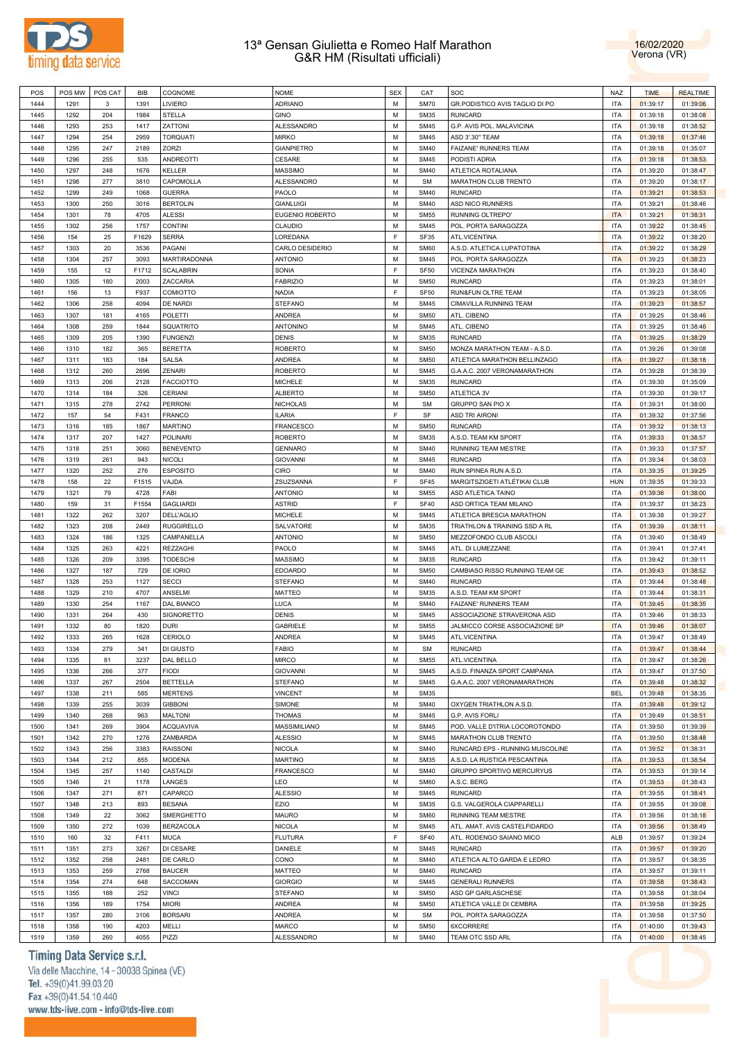# 13ª Gensan Giulietta e Romeo Half Marathon
## G&R HM (Risultati ufficiali)

16/02/2020
Verona (VR)

| POS | POS MW | POS CAT | BIB | COGNOME | NOME | SEX | CAT | SOC | NAZ | TIME | REALTIME |
|---|---|---|---|---|---|---|---|---|---|---|---|
| 1444 | 1291 | 3 | 1391 | LIVIERO | ADRIANO | M | SM70 | GR.PODISTICO AVIS TAGLIO DI PO | ITA | 01:39:17 | 01:39:06 |
| 1445 | 1292 | 204 | 1984 | STELLA | GINO | M | SM35 | RUNCARD | ITA | 01:39:18 | 01:38:08 |
| 1446 | 1293 | 253 | 1417 | ZATTONI | ALESSANDRO | M | SM45 | G.P. AVIS POL. MALAVICINA | ITA | 01:39:18 | 01:38:52 |
| 1447 | 1294 | 254 | 2959 | TORQUATI | MIRKO | M | SM45 | ASD 3'.30" TEAM | ITA | 01:39:18 | 01:37:46 |
| 1448 | 1295 | 247 | 2189 | ZORZI | GIANPIETRO | M | SM40 | FAIZANE' RUNNERS TEAM | ITA | 01:39:18 | 01:35:07 |
| 1449 | 1296 | 255 | 535 | ANDREOTTI | CESARE | M | SM45 | PODISTI ADRIA | ITA | 01:39:18 | 01:38:53 |
| 1450 | 1297 | 248 | 1676 | KELLER | MASSIMO | M | SM40 | ATLETICA ROTALIANA | ITA | 01:39:20 | 01:38:47 |
| 1451 | 1298 | 277 | 3810 | CAPOMOLLA | ALESSANDRO | M | SM | MARATHON CLUB TRENTO | ITA | 01:39:20 | 01:38:17 |
| 1452 | 1299 | 249 | 1068 | GUERRA | PAOLO | M | SM40 | RUNCARD | ITA | 01:39:21 | 01:38:53 |
| 1453 | 1300 | 250 | 3016 | BERTOLIN | GIANLUIGI | M | SM40 | ASD NICO RUNNERS | ITA | 01:39:21 | 01:38:46 |
| 1454 | 1301 | 78 | 4705 | ALESSI | EUGENIO ROBERTO | M | SM55 | RUNNING OLTREPO' | ITA | 01:39:21 | 01:38:31 |
| 1455 | 1302 | 256 | 1757 | CONTINI | CLAUDIO | M | SM45 | POL. PORTA SARAGOZZA | ITA | 01:39:22 | 01:38:45 |
| 1456 | 154 | 25 | F1629 | SERRA | LOREDANA | F | SF35 | ATL.VICENTINA | ITA | 01:39:22 | 01:38:20 |
| 1457 | 1303 | 20 | 3536 | PAGANI | CARLO DESIDERIO | M | SM60 | A.S.D. ATLETICA LUPATOTINA | ITA | 01:39:22 | 01:38:29 |
| 1458 | 1304 | 257 | 3093 | MARTIRADONNA | ANTONIO | M | SM45 | POL. PORTA SARAGOZZA | ITA | 01:39:23 | 01:38:23 |
| 1459 | 155 | 12 | F1712 | SCALABRIN | SONIA | F | SF50 | VICENZA MARATHON | ITA | 01:39:23 | 01:38:40 |
| 1460 | 1305 | 180 | 2003 | ZACCARIA | FABRIZIO | M | SM50 | RUNCARD | ITA | 01:39:23 | 01:38:01 |
| 1461 | 156 | 13 | F937 | COMIOTTO | NADIA | F | SF50 | RUN&FUN OLTRE TEAM | ITA | 01:39:23 | 01:38:05 |
| 1462 | 1306 | 258 | 4094 | DE NARDI | STEFANO | M | SM45 | CIMAVILLA RUNNING TEAM | ITA | 01:39:23 | 01:38:57 |
| 1463 | 1307 | 181 | 4165 | POLETTI | ANDREA | M | SM50 | ATL. CIBENO | ITA | 01:39:25 | 01:38:46 |
| 1464 | 1308 | 259 | 1844 | SQUATRITO | ANTONINO | M | SM45 | ATL. CIBENO | ITA | 01:39:25 | 01:38:46 |
| 1465 | 1309 | 205 | 1390 | FUNGENZI | DENIS | M | SM35 | RUNCARD | ITA | 01:39:25 | 01:38:29 |
| 1466 | 1310 | 182 | 365 | BERETTA | ROBERTO | M | SM50 | MONZA MARATHON TEAM - A.S.D. | ITA | 01:39:26 | 01:39:08 |
| 1467 | 1311 | 183 | 184 | SALSA | ANDREA | M | SM50 | ATLETICA MARATHON BELLINZAGO | ITA | 01:39:27 | 01:38:18 |
| 1468 | 1312 | 260 | 2696 | ZENARI | ROBERTO | M | SM45 | G.A.A.C. 2007 VERONAMARATHON | ITA | 01:39:28 | 01:38:39 |
| 1469 | 1313 | 206 | 2128 | FACCIOTTO | MICHELE | M | SM35 | RUNCARD | ITA | 01:39:30 | 01:35:09 |
| 1470 | 1314 | 184 | 326 | CERIANI | ALBERTO | M | SM50 | ATLETICA 3V | ITA | 01:39:30 | 01:39:17 |
| 1471 | 1315 | 278 | 2742 | PERRONI | NICHOLAS | M | SM | GRUPPO SAN PIO X | ITA | 01:39:31 | 01:38:00 |
| 1472 | 157 | 54 | F431 | FRANCO | ILARIA | F | SF | ASD TRI AIRONI | ITA | 01:39:32 | 01:37:56 |
| 1473 | 1316 | 185 | 1867 | MARTINO | FRANCESCO | M | SM50 | RUNCARD | ITA | 01:39:32 | 01:38:13 |
| 1474 | 1317 | 207 | 1427 | POLINARI | ROBERTO | M | SM35 | A.S.D. TEAM KM SPORT | ITA | 01:39:33 | 01:38:57 |
| 1475 | 1318 | 251 | 3060 | BENEVENTO | GENNARO | M | SM40 | RUNNING TEAM MESTRE | ITA | 01:39:33 | 01:37:57 |
| 1476 | 1319 | 261 | 943 | NICOLI | GIOVANNI | M | SM45 | RUNCARD | ITA | 01:39:34 | 01:38:03 |
| 1477 | 1320 | 252 | 276 | ESPOSITO | CIRO | M | SM40 | RUN SPINEA RUN A.S.D. | ITA | 01:39:35 | 01:39:25 |
| 1478 | 158 | 22 | F1515 | VAJDA | ZSUZSANNA | F | SF45 | MARGITSZIGETI ATLÉTIKAI CLUB | HUN | 01:39:35 | 01:39:33 |
| 1479 | 1321 | 79 | 4728 | FABI | ANTONIO | M | SM55 | ASD ATLETICA TAINO | ITA | 01:39:36 | 01:38:00 |
| 1480 | 159 | 31 | F1554 | GAGLIARDI | ASTRID | F | SF40 | ASD ORTICA TEAM MILANO | ITA | 01:39:37 | 01:38:23 |
| 1481 | 1322 | 262 | 3207 | DELL'AGLIO | MICHELE | M | SM45 | ATLETICA BRESCIA MARATHON | ITA | 01:39:38 | 01:39:27 |
| 1482 | 1323 | 208 | 2449 | RUGGIRELLO | SALVATORE | M | SM35 | TRIATHLON & TRAINING SSD A RL | ITA | 01:39:39 | 01:38:11 |
| 1483 | 1324 | 186 | 1325 | CAMPANELLA | ANTONIO | M | SM50 | MEZZOFONDO CLUB ASCOLI | ITA | 01:39:40 | 01:38:49 |
| 1484 | 1325 | 263 | 4221 | REZZAGHI | PAOLO | M | SM45 | ATL. DI LUMEZZANE | ITA | 01:39:41 | 01:37:41 |
| 1485 | 1326 | 209 | 3395 | TODESCHI | MASSIMO | M | SM35 | RUNCARD | ITA | 01:39:42 | 01:39:11 |
| 1486 | 1327 | 187 | 729 | DE IORIO | EDOARDO | M | SM50 | CAMBIASO RISSO RUNNING TEAM GE | ITA | 01:39:43 | 01:38:52 |
| 1487 | 1328 | 253 | 1127 | SECCI | STEFANO | M | SM40 | RUNCARD | ITA | 01:39:44 | 01:38:48 |
| 1488 | 1329 | 210 | 4707 | ANSELMI | MATTEO | M | SM35 | A.S.D. TEAM KM SPORT | ITA | 01:39:44 | 01:38:31 |
| 1489 | 1330 | 254 | 1167 | DAL BIANCO | LUCA | M | SM40 | FAIZANE' RUNNERS TEAM | ITA | 01:39:45 | 01:38:35 |
| 1490 | 1331 | 264 | 430 | SIGNORETTO | DENIS | M | SM45 | ASSOCIAZIONE STRAVERONA ASD | ITA | 01:39:46 | 01:38:33 |
| 1491 | 1332 | 80 | 1820 | DURI | GABRIELE | M | SM55 | JALMICCO CORSE ASSOCIAZIONE SP | ITA | 01:39:46 | 01:38:07 |
| 1492 | 1333 | 265 | 1628 | CERIOLO | ANDREA | M | SM45 | ATL.VICENTINA | ITA | 01:39:47 | 01:38:49 |
| 1493 | 1334 | 279 | 341 | DI GIUSTO | FABIO | M | SM | RUNCARD | ITA | 01:39:47 | 01:38:44 |
| 1494 | 1335 | 81 | 3237 | DAL BELLO | MIRCO | M | SM55 | ATL.VICENTINA | ITA | 01:39:47 | 01:38:26 |
| 1495 | 1336 | 266 | 377 | FIODI | GIOVANNI | M | SM45 | A.S.D. FINANZA SPORT CAMPANIA | ITA | 01:39:47 | 01:37:50 |
| 1496 | 1337 | 267 | 2504 | BETTELLA | STEFANO | M | SM45 | G.A.A.C. 2007 VERONAMARATHON | ITA | 01:39:48 | 01:38:32 |
| 1497 | 1338 | 211 | 585 | MERTENS | VINCENT | M | SM35 | | BEL | 01:39:48 | 01:38:35 |
| 1498 | 1339 | 255 | 3039 | GIBBONI | SIMONE | M | SM40 | OXYGEN TRIATHLON A.S.D. | ITA | 01:39:48 | 01:39:12 |
| 1499 | 1340 | 268 | 963 | MALTONI | THOMAS | M | SM45 | G.P. AVIS FORLI | ITA | 01:39:49 | 01:38:51 |
| 1500 | 1341 | 269 | 3904 | ACQUAVIVA | MASSIMILIANO | M | SM45 | POD. VALLE D'ITRIA LOCOROTONDO | ITA | 01:39:50 | 01:39:39 |
| 1501 | 1342 | 270 | 1276 | ZAMBARDA | ALESSIO | M | SM45 | MARATHON CLUB TRENTO | ITA | 01:39:50 | 01:38:48 |
| 1502 | 1343 | 256 | 3383 | RAISSONI | NICOLA | M | SM40 | RUNCARD EPS - RUNNING MUSCOLINE | ITA | 01:39:52 | 01:38:31 |
| 1503 | 1344 | 212 | 855 | MODENA | MARTINO | M | SM35 | A.S.D. LA RUSTICA PESCANTINA | ITA | 01:39:53 | 01:38:54 |
| 1504 | 1345 | 257 | 1140 | CASTALDI | FRANCESCO | M | SM40 | GRUPPO SPORTIVO MERCURYUS | ITA | 01:39:53 | 01:39:14 |
| 1505 | 1346 | 21 | 1178 | LANGES | LEO | M | SM60 | A.S.C. BERG | ITA | 01:39:53 | 01:38:43 |
| 1506 | 1347 | 271 | 871 | CAPARCO | ALESSIO | M | SM45 | RUNCARD | ITA | 01:39:55 | 01:38:41 |
| 1507 | 1348 | 213 | 893 | BESANA | EZIO | M | SM35 | G.S. VALGEROLA CIAPPARELLI | ITA | 01:39:55 | 01:39:08 |
| 1508 | 1349 | 22 | 3062 | SMERGHETTO | MAURO | M | SM60 | RUNNING TEAM MESTRE | ITA | 01:39:56 | 01:38:18 |
| 1509 | 1350 | 272 | 1039 | BERZACOLA | NICOLA | M | SM45 | ATL. AMAT. AVIS CASTELFIDARDO | ITA | 01:39:56 | 01:38:49 |
| 1510 | 160 | 32 | F411 | MUCA | FLUTURA | F | SF40 | ATL. RODENGO SAIANO MICO | ALB | 01:39:57 | 01:39:24 |
| 1511 | 1351 | 273 | 3267 | DI CESARE | DANIELE | M | SM45 | RUNCARD | ITA | 01:39:57 | 01:39:20 |
| 1512 | 1352 | 258 | 2481 | DE CARLO | CONO | M | SM40 | ATLETICA ALTO GARDA E LEDRO | ITA | 01:39:57 | 01:38:35 |
| 1513 | 1353 | 259 | 2768 | BAUCER | MATTEO | M | SM40 | RUNCARD | ITA | 01:39:57 | 01:39:11 |
| 1514 | 1354 | 274 | 648 | SACCOMAN | GIORGIO | M | SM45 | GENERALI RUNNERS | ITA | 01:39:58 | 01:38:43 |
| 1515 | 1355 | 188 | 252 | VINCI | STEFANO | M | SM50 | ASD GP GARLASCHESE | ITA | 01:39:58 | 01:38:04 |
| 1516 | 1356 | 189 | 1754 | MIORI | ANDREA | M | SM50 | ATLETICA VALLE DI CEMBRA | ITA | 01:39:58 | 01:39:25 |
| 1517 | 1357 | 280 | 3106 | BORSARI | ANDREA | M | SM | POL. PORTA SARAGOZZA | ITA | 01:39:58 | 01:37:50 |
| 1518 | 1358 | 190 | 4203 | MELLI | MARCO | M | SM50 | 6XCORRERE | ITA | 01:40:00 | 01:39:43 |
| 1519 | 1359 | 260 | 4055 | PIZZI | ALESSANDRO | M | SM40 | TEAM OTC SSD ARL | ITA | 01:40:00 | 01:38:45 |

Timing Data Service s.r.l.
Via delle Macchine, 14 - 30038 Spinea (VE)
Tel. +39(0)41.99.03.20
Fax +39(0)41.54.10.440
www.tds-live.com - info@tds-live.com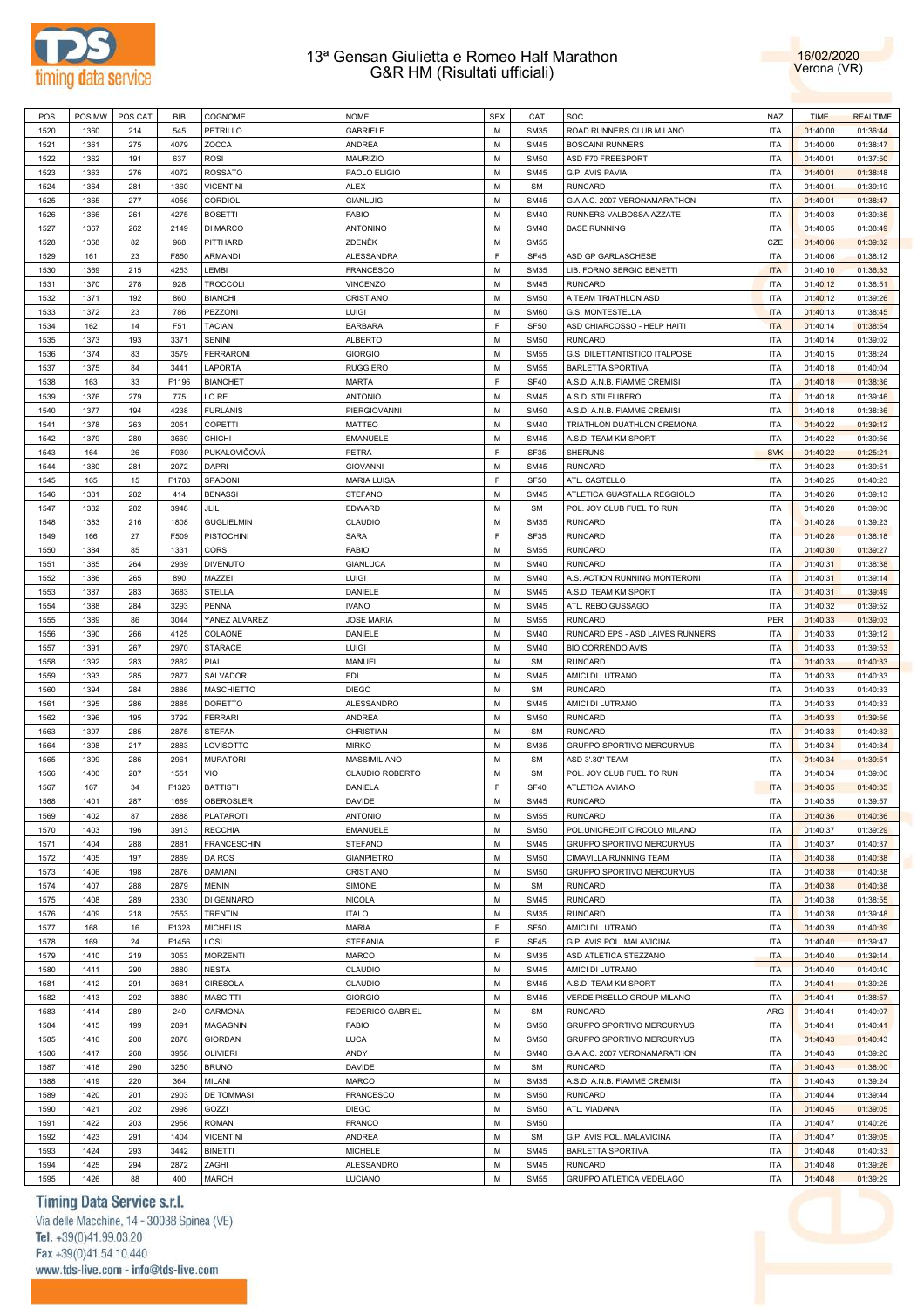# 13ª Gensan Giulietta e Romeo Half Marathon
## G&R HM (Risultati ufficiali)

16/02/2020
Verona (VR)

| POS | POS MW | POS CAT | BIB | COGNOME | NOME | SEX | CAT | SOC | NAZ | TIME | REALTIME |
|---|---|---|---|---|---|---|---|---|---|---|---|
| 1520 | 1360 | 214 | 545 | PETRILLO | GABRIELE | M | SM35 | ROAD RUNNERS CLUB MILANO | ITA | 01:40:00 | 01:36:44 |
| 1521 | 1361 | 275 | 4079 | ZOCCA | ANDREA | M | SM45 | BOSCAINI RUNNERS | ITA | 01:40:00 | 01:38:47 |
| 1522 | 1362 | 191 | 637 | ROSI | MAURIZIO | M | SM50 | ASD F70 FREESPORT | ITA | 01:40:01 | 01:37:50 |
| 1523 | 1363 | 276 | 4072 | ROSSATO | PAOLO ELIGIO | M | SM45 | G.P. AVIS PAVIA | ITA | 01:40:01 | 01:38:48 |
| 1524 | 1364 | 281 | 1360 | VICENTINI | ALEX | M | SM | RUNCARD | ITA | 01:40:01 | 01:39:19 |
| 1525 | 1365 | 277 | 4056 | CORDIOLI | GIANLUIGI | M | SM45 | G.A.A.C. 2007 VERONAMARATHON | ITA | 01:40:01 | 01:38:47 |
| 1526 | 1366 | 261 | 4275 | BOSETTI | FABIO | M | SM40 | RUNNERS VALBOSSA-AZZATE | ITA | 01:40:03 | 01:39:35 |
| 1527 | 1367 | 262 | 2149 | DI MARCO | ANTONINO | M | SM40 | BASE RUNNING | ITA | 01:40:05 | 01:38:49 |
| 1528 | 1368 | 82 | 968 | PITTHARD | ZDENĚK | M | SM55 | | CZE | 01:40:06 | 01:39:32 |
| 1529 | 161 | 23 | F850 | ARMANDI | ALESSANDRA | F | SF45 | ASD GP GARLASCHESE | ITA | 01:40:06 | 01:38:12 |
| 1530 | 1369 | 215 | 4253 | LEMBI | FRANCESCO | M | SM35 | LIB. FORNO SERGIO BENETTI | ITA | 01:40:10 | 01:36:33 |
| 1531 | 1370 | 278 | 928 | TROCCOLI | VINCENZO | M | SM45 | RUNCARD | ITA | 01:40:12 | 01:38:51 |
| 1532 | 1371 | 192 | 860 | BIANCHI | CRISTIANO | M | SM50 | A TEAM TRIATHLON ASD | ITA | 01:40:12 | 01:39:26 |
| 1533 | 1372 | 23 | 786 | PEZZONI | LUIGI | M | SM60 | G.S. MONTESTELLA | ITA | 01:40:13 | 01:38:45 |
| 1534 | 162 | 14 | F51 | TACIANI | BARBARA | F | SF50 | ASD CHIARCOSSO - HELP HAITI | ITA | 01:40:14 | 01:38:54 |
| 1535 | 1373 | 193 | 3371 | SENINI | ALBERTO | M | SM50 | RUNCARD | ITA | 01:40:14 | 01:39:02 |
| 1536 | 1374 | 83 | 3579 | FERRARONI | GIORGIO | M | SM55 | G.S. DILETTANTISTICO ITALPOSE | ITA | 01:40:15 | 01:38:24 |
| 1537 | 1375 | 84 | 3441 | LAPORTA | RUGGIERO | M | SM55 | BARLETTA SPORTIVA | ITA | 01:40:18 | 01:40:04 |
| 1538 | 163 | 33 | F1196 | BIANCHET | MARTA | F | SF40 | A.S.D. A.N.B. FIAMME CREMISI | ITA | 01:40:18 | 01:38:36 |
| 1539 | 1376 | 279 | 775 | LO RE | ANTONIO | M | SM45 | A.S.D. STILELIBERO | ITA | 01:40:18 | 01:39:46 |
| 1540 | 1377 | 194 | 4238 | FURLANIS | PIERGIOVANNI | M | SM50 | A.S.D. A.N.B. FIAMME CREMISI | ITA | 01:40:18 | 01:38:36 |
| 1541 | 1378 | 263 | 2051 | COPETTI | MATTEO | M | SM40 | TRIATHLON DUATHLON CREMONA | ITA | 01:40:22 | 01:39:12 |
| 1542 | 1379 | 280 | 3669 | CHICHI | EMANUELE | M | SM45 | A.S.D. TEAM KM SPORT | ITA | 01:40:22 | 01:39:56 |
| 1543 | 164 | 26 | F930 | PUKALOVIČOVÁ | PETRA | F | SF35 | SHERUNS | SVK | 01:40:22 | 01:25:21 |
| 1544 | 1380 | 281 | 2072 | DAPRI | GIOVANNI | M | SM45 | RUNCARD | ITA | 01:40:23 | 01:39:51 |
| 1545 | 165 | 15 | F1788 | SPADONI | MARIA LUISA | F | SF50 | ATL. CASTELLO | ITA | 01:40:25 | 01:40:23 |
| 1546 | 1381 | 282 | 414 | BENASSI | STEFANO | M | SM45 | ATLETICA GUASTALLA REGGIOLO | ITA | 01:40:26 | 01:39:13 |
| 1547 | 1382 | 282 | 3948 | JLIL | EDWARD | M | SM | POL. JOY CLUB FUEL TO RUN | ITA | 01:40:28 | 01:39:00 |
| 1548 | 1383 | 216 | 1808 | GUGLIELMIN | CLAUDIO | M | SM35 | RUNCARD | ITA | 01:40:28 | 01:39:23 |
| 1549 | 166 | 27 | F509 | PISTOCHINI | SARA | F | SF35 | RUNCARD | ITA | 01:40:28 | 01:38:18 |
| 1550 | 1384 | 85 | 1331 | CORSI | FABIO | M | SM55 | RUNCARD | ITA | 01:40:30 | 01:39:27 |
| 1551 | 1385 | 264 | 2939 | DIVENUTO | GIANLUCA | M | SM40 | RUNCARD | ITA | 01:40:31 | 01:38:38 |
| 1552 | 1386 | 265 | 890 | MAZZEI | LUIGI | M | SM40 | A.S. ACTION RUNNING MONTERONI | ITA | 01:40:31 | 01:39:14 |
| 1553 | 1387 | 283 | 3683 | STELLA | DANIELE | M | SM45 | A.S.D. TEAM KM SPORT | ITA | 01:40:31 | 01:39:49 |
| 1554 | 1388 | 284 | 3293 | PENNA | IVANO | M | SM45 | ATL. REBO GUSSAGO | ITA | 01:40:32 | 01:39:52 |
| 1555 | 1389 | 86 | 3044 | YANEZ ALVAREZ | JOSE MARIA | M | SM55 | RUNCARD | PER | 01:40:33 | 01:39:03 |
| 1556 | 1390 | 266 | 4125 | COLAONE | DANIELE | M | SM40 | RUNCARD EPS - ASD LAIVES RUNNERS | ITA | 01:40:33 | 01:39:12 |
| 1557 | 1391 | 267 | 2970 | STARACE | LUIGI | M | SM40 | BIO CORRENDO AVIS | ITA | 01:40:33 | 01:39:53 |
| 1558 | 1392 | 283 | 2882 | PIAI | MANUEL | M | SM | RUNCARD | ITA | 01:40:33 | 01:40:33 |
| 1559 | 1393 | 285 | 2877 | SALVADOR | EDI | M | SM45 | AMICI DI LUTRANO | ITA | 01:40:33 | 01:40:33 |
| 1560 | 1394 | 284 | 2886 | MASCHIETTO | DIEGO | M | SM | RUNCARD | ITA | 01:40:33 | 01:40:33 |
| 1561 | 1395 | 286 | 2885 | DORETTO | ALESSANDRO | M | SM45 | AMICI DI LUTRANO | ITA | 01:40:33 | 01:40:33 |
| 1562 | 1396 | 195 | 3792 | FERRARI | ANDREA | M | SM50 | RUNCARD | ITA | 01:40:33 | 01:39:56 |
| 1563 | 1397 | 285 | 2875 | STEFAN | CHRISTIAN | M | SM | RUNCARD | ITA | 01:40:33 | 01:40:33 |
| 1564 | 1398 | 217 | 2883 | LOVISOTTO | MIRKO | M | SM35 | GRUPPO SPORTIVO MERCURYUS | ITA | 01:40:34 | 01:40:34 |
| 1565 | 1399 | 286 | 2961 | MURATORI | MASSIMILIANO | M | SM | ASD 3'.30" TEAM | ITA | 01:40:34 | 01:39:51 |
| 1566 | 1400 | 287 | 1551 | VIO | CLAUDIO ROBERTO | M | SM | POL. JOY CLUB FUEL TO RUN | ITA | 01:40:34 | 01:39:06 |
| 1567 | 167 | 34 | F1326 | BATTISTI | DANIELA | F | SF40 | ATLETICA AVIANO | ITA | 01:40:35 | 01:40:35 |
| 1568 | 1401 | 287 | 1689 | OBEROSLER | DAVIDE | M | SM45 | RUNCARD | ITA | 01:40:35 | 01:39:57 |
| 1569 | 1402 | 87 | 2888 | PLATAROTI | ANTONIO | M | SM55 | RUNCARD | ITA | 01:40:36 | 01:40:36 |
| 1570 | 1403 | 196 | 3913 | RECCHIA | EMANUELE | M | SM50 | POL.UNICREDIT CIRCOLO MILANO | ITA | 01:40:37 | 01:39:29 |
| 1571 | 1404 | 288 | 2881 | FRANCESCHIN | STEFANO | M | SM45 | GRUPPO SPORTIVO MERCURYUS | ITA | 01:40:37 | 01:40:37 |
| 1572 | 1405 | 197 | 2889 | DA ROS | GIANPIETRO | M | SM50 | CIMAVILLA RUNNING TEAM | ITA | 01:40:38 | 01:40:38 |
| 1573 | 1406 | 198 | 2876 | DAMIANI | CRISTIANO | M | SM50 | GRUPPO SPORTIVO MERCURYUS | ITA | 01:40:38 | 01:40:38 |
| 1574 | 1407 | 288 | 2879 | MENIN | SIMONE | M | SM | RUNCARD | ITA | 01:40:38 | 01:40:38 |
| 1575 | 1408 | 289 | 2330 | DI GENNARO | NICOLA | M | SM45 | RUNCARD | ITA | 01:40:38 | 01:38:55 |
| 1576 | 1409 | 218 | 2553 | TRENTIN | ITALO | M | SM35 | RUNCARD | ITA | 01:40:38 | 01:39:48 |
| 1577 | 168 | 16 | F1328 | MICHELIS | MARIA | F | SF50 | AMICI DI LUTRANO | ITA | 01:40:39 | 01:40:39 |
| 1578 | 169 | 24 | F1456 | LOSI | STEFANIA | F | SF45 | G.P. AVIS POL. MALAVICINA | ITA | 01:40:40 | 01:39:47 |
| 1579 | 1410 | 219 | 3053 | MORZENTI | MARCO | M | SM35 | ASD ATLETICA STEZZANO | ITA | 01:40:40 | 01:39:14 |
| 1580 | 1411 | 290 | 2880 | NESTA | CLAUDIO | M | SM45 | AMICI DI LUTRANO | ITA | 01:40:40 | 01:40:40 |
| 1581 | 1412 | 291 | 3681 | CIRESOLA | CLAUDIO | M | SM45 | A.S.D. TEAM KM SPORT | ITA | 01:40:41 | 01:39:25 |
| 1582 | 1413 | 292 | 3880 | MASCITTI | GIORGIO | M | SM45 | VERDE PISELLO GROUP MILANO | ITA | 01:40:41 | 01:38:57 |
| 1583 | 1414 | 289 | 240 | CARMONA | FEDERICO GABRIEL | M | SM | RUNCARD | ARG | 01:40:41 | 01:40:07 |
| 1584 | 1415 | 199 | 2891 | MAGAGNIN | FABIO | M | SM50 | GRUPPO SPORTIVO MERCURYUS | ITA | 01:40:41 | 01:40:41 |
| 1585 | 1416 | 200 | 2878 | GIORDAN | LUCA | M | SM50 | GRUPPO SPORTIVO MERCURYUS | ITA | 01:40:43 | 01:40:43 |
| 1586 | 1417 | 268 | 3958 | OLIVIERI | ANDY | M | SM40 | G.A.A.C. 2007 VERONAMARATHON | ITA | 01:40:43 | 01:39:26 |
| 1587 | 1418 | 290 | 3250 | BRUNO | DAVIDE | M | SM | RUNCARD | ITA | 01:40:43 | 01:38:00 |
| 1588 | 1419 | 220 | 364 | MILANI | MARCO | M | SM35 | A.S.D. A.N.B. FIAMME CREMISI | ITA | 01:40:43 | 01:39:24 |
| 1589 | 1420 | 201 | 2903 | DE TOMMASI | FRANCESCO | M | SM50 | RUNCARD | ITA | 01:40:44 | 01:39:44 |
| 1590 | 1421 | 202 | 2998 | GOZZI | DIEGO | M | SM50 | ATL. VIADANA | ITA | 01:40:45 | 01:39:05 |
| 1591 | 1422 | 203 | 2956 | ROMAN | FRANCO | M | SM50 | | ITA | 01:40:47 | 01:40:26 |
| 1592 | 1423 | 291 | 1404 | VICENTINI | ANDREA | M | SM | G.P. AVIS POL. MALAVICINA | ITA | 01:40:47 | 01:39:05 |
| 1593 | 1424 | 293 | 3442 | BINETTI | MICHELE | M | SM45 | BARLETTA SPORTIVA | ITA | 01:40:48 | 01:40:33 |
| 1594 | 1425 | 294 | 2872 | ZAGHI | ALESSANDRO | M | SM45 | RUNCARD | ITA | 01:40:48 | 01:39:26 |
| 1595 | 1426 | 88 | 400 | MARCHI | LUCIANO | M | SM55 | GRUPPO ATLETICA VEDELAGO | ITA | 01:40:48 | 01:39:29 |

Timing Data Service s.r.l.
Via delle Macchine, 14 - 30038 Spinea (VE)
Tel. +39(0)41.99.03.20
Fax +39(0)41.54.10.440
www.tds-live.com - info@tds-live.com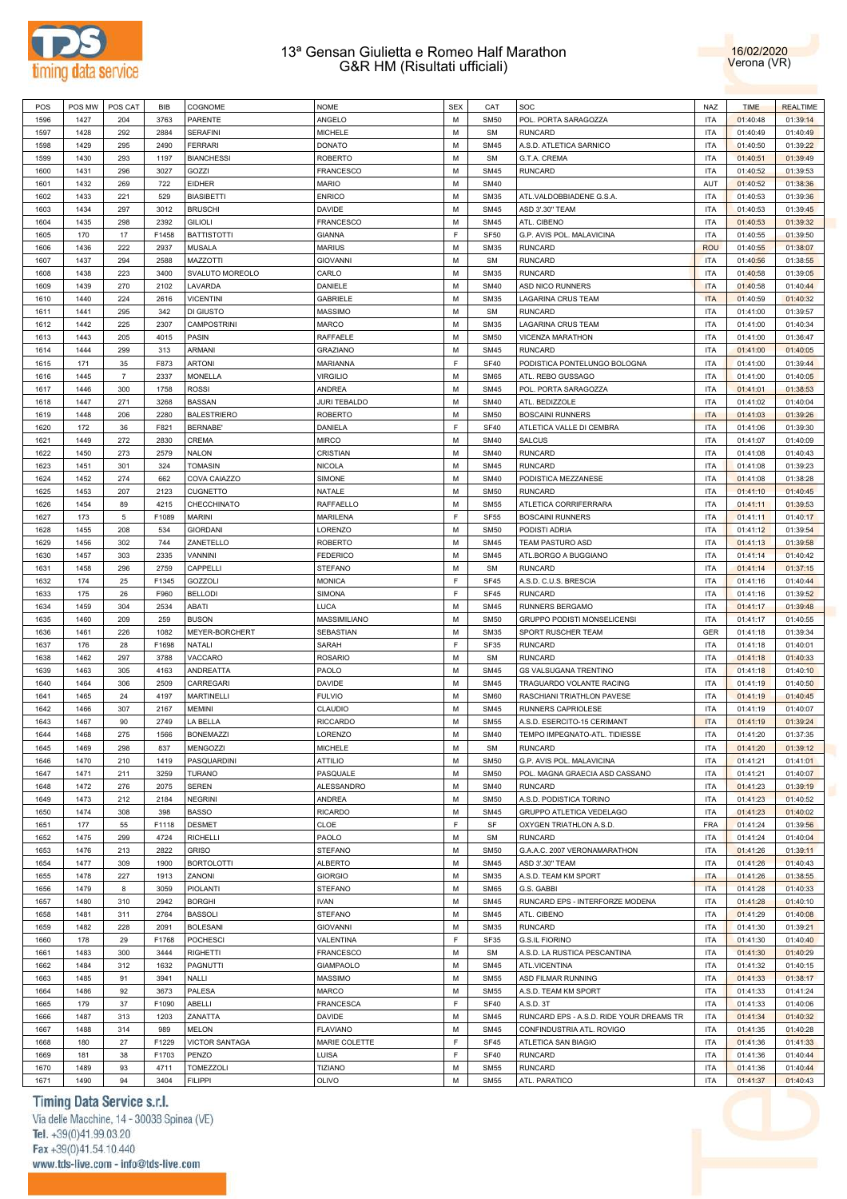# 13ª Gensan Giulietta e Romeo Half Marathon
## G&R HM (Risultati ufficiali)

16/02/2020
Verona (VR)

| POS | POS MW | POS CAT | BIB | COGNOME | NOME | SEX | CAT | SOC | NAZ | TIME | REALTIME |
|---|---|---|---|---|---|---|---|---|---|---|---|
| 1596 | 1427 | 204 | 3763 | PARENTE | ANGELO | M | SM50 | POL. PORTA SARAGOZZA | ITA | 01:40:48 | 01:39:14 |
| 1597 | 1428 | 292 | 2884 | SERAFINI | MICHELE | M | SM | RUNCARD | ITA | 01:40:49 | 01:40:49 |
| 1598 | 1429 | 295 | 2490 | FERRARI | DONATO | M | SM45 | A.S.D. ATLETICA SARNICO | ITA | 01:40:50 | 01:39:22 |
| 1599 | 1430 | 293 | 1197 | BIANCHESSI | ROBERTO | M | SM | G.T.A. CREMA | ITA | 01:40:51 | 01:39:49 |
| 1600 | 1431 | 296 | 3027 | GOZZI | FRANCESCO | M | SM45 | RUNCARD | ITA | 01:40:52 | 01:39:53 |
| 1601 | 1432 | 269 | 722 | EIDHER | MARIO | M | SM40 | | AUT | 01:40:52 | 01:38:36 |
| 1602 | 1433 | 221 | 529 | BIASIBETTI | ENRICO | M | SM35 | ATL.VALDOBBIADENE G.S.A. | ITA | 01:40:53 | 01:39:36 |
| 1603 | 1434 | 297 | 3012 | BRUSCHI | DAVIDE | M | SM45 | ASD 3'.30" TEAM | ITA | 01:40:53 | 01:39:45 |
| 1604 | 1435 | 298 | 2392 | GILIOLI | FRANCESCO | M | SM45 | ATL. CIBENO | ITA | 01:40:53 | 01:39:32 |
| 1605 | 170 | 17 | F1458 | BATTISTOTTI | GIANNA | F | SF50 | G.P. AVIS POL. MALAVICINA | ITA | 01:40:55 | 01:39:50 |
| 1606 | 1436 | 222 | 2937 | MUSALA | MARIUS | M | SM35 | RUNCARD | ROU | 01:40:55 | 01:38:07 |
| 1607 | 1437 | 294 | 2588 | MAZZOTTI | GIOVANNI | M | SM | RUNCARD | ITA | 01:40:56 | 01:38:55 |
| 1608 | 1438 | 223 | 3400 | SVALUTO MOREOLO | CARLO | M | SM35 | RUNCARD | ITA | 01:40:58 | 01:39:05 |
| 1609 | 1439 | 270 | 2102 | LAVARDA | DANIELE | M | SM40 | ASD NICO RUNNERS | ITA | 01:40:58 | 01:40:44 |
| 1610 | 1440 | 224 | 2616 | VICENTINI | GABRIELE | M | SM35 | LAGARINA CRUS TEAM | ITA | 01:40:59 | 01:40:32 |
| 1611 | 1441 | 295 | 342 | DI GIUSTO | MASSIMO | M | SM | RUNCARD | ITA | 01:41:00 | 01:39:57 |
| 1612 | 1442 | 225 | 2307 | CAMPOSTRINI | MARCO | M | SM35 | LAGARINA CRUS TEAM | ITA | 01:41:00 | 01:40:34 |
| 1613 | 1443 | 205 | 4015 | PASIN | RAFFAELE | M | SM50 | VICENZA MARATHON | ITA | 01:41:00 | 01:36:47 |
| 1614 | 1444 | 299 | 313 | ARMANI | GRAZIANO | M | SM45 | RUNCARD | ITA | 01:41:00 | 01:40:05 |
| 1615 | 171 | 35 | F873 | ARTONI | MARIANNA | F | SF40 | PODISTICA PONTELUNGO BOLOGNA | ITA | 01:41:00 | 01:39:44 |
| 1616 | 1445 | 7 | 2337 | MONELLA | VIRGILIO | M | SM65 | ATL. REBO GUSSAGO | ITA | 01:41:00 | 01:40:05 |
| 1617 | 1446 | 300 | 1758 | ROSSI | ANDREA | M | SM45 | POL. PORTA SARAGOZZA | ITA | 01:41:01 | 01:38:53 |
| 1618 | 1447 | 271 | 3268 | BASSAN | JURI TEBALDO | M | SM40 | ATL. BEDIZZOLE | ITA | 01:41:02 | 01:40:04 |
| 1619 | 1448 | 206 | 2280 | BALESTRIERO | ROBERTO | M | SM50 | BOSCAINI RUNNERS | ITA | 01:41:03 | 01:39:26 |
| 1620 | 172 | 36 | F821 | BERNABE' | DANIELA | F | SF40 | ATLETICA VALLE DI CEMBRA | ITA | 01:41:06 | 01:39:30 |
| 1621 | 1449 | 272 | 2830 | CREMA | MIRCO | M | SM40 | SALCUS | ITA | 01:41:07 | 01:40:09 |
| 1622 | 1450 | 273 | 2579 | NALON | CRISTIAN | M | SM40 | RUNCARD | ITA | 01:41:08 | 01:40:43 |
| 1623 | 1451 | 301 | 324 | TOMASIN | NICOLA | M | SM45 | RUNCARD | ITA | 01:41:08 | 01:39:23 |
| 1624 | 1452 | 274 | 662 | COVA CAIAZZO | SIMONE | M | SM40 | PODISTICA MEZZANESE | ITA | 01:41:08 | 01:38:28 |
| 1625 | 1453 | 207 | 2123 | CUGNETTO | NATALE | M | SM50 | RUNCARD | ITA | 01:41:10 | 01:40:45 |
| 1626 | 1454 | 89 | 4215 | CHECCHINATO | RAFFAELLO | M | SM55 | ATLETICA CORRIFERRARA | ITA | 01:41:11 | 01:39:53 |
| 1627 | 173 | 5 | F1089 | MARINI | MARILENA | F | SF55 | BOSCAINI RUNNERS | ITA | 01:41:11 | 01:40:17 |
| 1628 | 1455 | 208 | 534 | GIORDANI | LORENZO | M | SM50 | PODISTI ADRIA | ITA | 01:41:12 | 01:39:54 |
| 1629 | 1456 | 302 | 744 | ZANETELLO | ROBERTO | M | SM45 | TEAM PASTURO ASD | ITA | 01:41:13 | 01:39:58 |
| 1630 | 1457 | 303 | 2335 | VANNINI | FEDERICO | M | SM45 | ATL.BORGO A BUGGIANO | ITA | 01:41:14 | 01:40:42 |
| 1631 | 1458 | 296 | 2759 | CAPPELLI | STEFANO | M | SM | RUNCARD | ITA | 01:41:14 | 01:37:15 |
| 1632 | 174 | 25 | F1345 | GOZZOLI | MONICA | F | SF45 | A.S.D. C.U.S. BRESCIA | ITA | 01:41:16 | 01:40:44 |
| 1633 | 175 | 26 | F960 | BELLODI | SIMONA | F | SF45 | RUNCARD | ITA | 01:41:16 | 01:39:52 |
| 1634 | 1459 | 304 | 2534 | ABATI | LUCA | M | SM45 | RUNNERS BERGAMO | ITA | 01:41:17 | 01:39:48 |
| 1635 | 1460 | 209 | 259 | BUSON | MASSIMILIANO | M | SM50 | GRUPPO PODISTI MONSELICENSI | ITA | 01:41:17 | 01:40:55 |
| 1636 | 1461 | 226 | 1082 | MEYER-BORCHERT | SEBASTIAN | M | SM35 | SPORT RUSCHER TEAM | GER | 01:41:18 | 01:39:34 |
| 1637 | 176 | 28 | F1698 | NATALI | SARAH | F | SF35 | RUNCARD | ITA | 01:41:18 | 01:40:01 |
| 1638 | 1462 | 297 | 3788 | VACCARO | ROSARIO | M | SM | RUNCARD | ITA | 01:41:18 | 01:40:33 |
| 1639 | 1463 | 305 | 4163 | ANDREATTA | PAOLO | M | SM45 | GS VALSUGANA TRENTINO | ITA | 01:41:18 | 01:40:10 |
| 1640 | 1464 | 306 | 2509 | CARREGARI | DAVIDE | M | SM45 | TRAGUARDO VOLANTE RACING | ITA | 01:41:19 | 01:40:50 |
| 1641 | 1465 | 24 | 4197 | MARTINELLI | FULVIO | M | SM60 | RASCHIANI TRIATHLON PAVESE | ITA | 01:41:19 | 01:40:45 |
| 1642 | 1466 | 307 | 2167 | MEMINI | CLAUDIO | M | SM45 | RUNNERS CAPRIOLESE | ITA | 01:41:19 | 01:40:07 |
| 1643 | 1467 | 90 | 2749 | LA BELLA | RICCARDO | M | SM55 | A.S.D. ESERCITO-15 CERIMANT | ITA | 01:41:19 | 01:39:24 |
| 1644 | 1468 | 275 | 1566 | BONEMAZZI | LORENZO | M | SM40 | TEMPO IMPEGNATO-ATL. TIDIESSE | ITA | 01:41:20 | 01:37:35 |
| 1645 | 1469 | 298 | 837 | MENGOZZI | MICHELE | M | SM | RUNCARD | ITA | 01:41:20 | 01:39:12 |
| 1646 | 1470 | 210 | 1419 | PASQUARDINI | ATTILIO | M | SM50 | G.P. AVIS POL. MALAVICINA | ITA | 01:41:21 | 01:41:01 |
| 1647 | 1471 | 211 | 3259 | TURANO | PASQUALE | M | SM50 | POL. MAGNA GRAECIA ASD CASSANO | ITA | 01:41:21 | 01:40:07 |
| 1648 | 1472 | 276 | 2075 | SEREN | ALESSANDRO | M | SM40 | RUNCARD | ITA | 01:41:23 | 01:39:19 |
| 1649 | 1473 | 212 | 2184 | NEGRINI | ANDREA | M | SM50 | A.S.D. PODISTICA TORINO | ITA | 01:41:23 | 01:40:52 |
| 1650 | 1474 | 308 | 398 | BASSO | RICARDO | M | SM45 | GRUPPO ATLETICA VEDELAGO | ITA | 01:41:23 | 01:40:02 |
| 1651 | 177 | 55 | F1118 | DESMET | CLOE | F | SF | OXYGEN TRIATHLON A.S.D. | FRA | 01:41:24 | 01:39:56 |
| 1652 | 1475 | 299 | 4724 | RICHELLI | PAOLO | M | SM | RUNCARD | ITA | 01:41:24 | 01:40:04 |
| 1653 | 1476 | 213 | 2822 | GRISO | STEFANO | M | SM50 | G.A.A.C. 2007 VERONAMARATHON | ITA | 01:41:26 | 01:39:11 |
| 1654 | 1477 | 309 | 1900 | BORTOLOTTI | ALBERTO | M | SM45 | ASD 3'.30" TEAM | ITA | 01:41:26 | 01:40:43 |
| 1655 | 1478 | 227 | 1913 | ZANONI | GIORGIO | M | SM35 | A.S.D. TEAM KM SPORT | ITA | 01:41:26 | 01:38:55 |
| 1656 | 1479 | 8 | 3059 | PIOLANTI | STEFANO | M | SM65 | G.S. GABBI | ITA | 01:41:28 | 01:40:33 |
| 1657 | 1480 | 310 | 2942 | BORGHI | IVAN | M | SM45 | RUNCARD EPS - INTERFORZE MODENA | ITA | 01:41:28 | 01:40:10 |
| 1658 | 1481 | 311 | 2764 | BASSOLI | STEFANO | M | SM45 | ATL. CIBENO | ITA | 01:41:29 | 01:40:08 |
| 1659 | 1482 | 228 | 2091 | BOLESANI | GIOVANNI | M | SM35 | RUNCARD | ITA | 01:41:30 | 01:39:21 |
| 1660 | 178 | 29 | F1768 | POCHESCI | VALENTINA | F | SF35 | G.S.IL FIORINO | ITA | 01:41:30 | 01:40:40 |
| 1661 | 1483 | 300 | 3444 | RIGHETTI | FRANCESCO | M | SM | A.S.D. LA RUSTICA PESCANTINA | ITA | 01:41:30 | 01:40:29 |
| 1662 | 1484 | 312 | 1632 | PAGNUTTI | GIAMPAOLO | M | SM45 | ATL.VICENTINA | ITA | 01:41:32 | 01:40:15 |
| 1663 | 1485 | 91 | 3941 | NALLI | MASSIMO | M | SM55 | ASD FILMAR RUNNING | ITA | 01:41:33 | 01:38:17 |
| 1664 | 1486 | 92 | 3673 | PALESA | MARCO | M | SM55 | A.S.D. TEAM KM SPORT | ITA | 01:41:33 | 01:41:24 |
| 1665 | 179 | 37 | F1090 | ABELLI | FRANCESCA | F | SF40 | A.S.D. 3T | ITA | 01:41:33 | 01:40:06 |
| 1666 | 1487 | 313 | 1203 | ZANATTA | DAVIDE | M | SM45 | RUNCARD EPS - A.S.D. RIDE YOUR DREAMS TR | ITA | 01:41:34 | 01:40:32 |
| 1667 | 1488 | 314 | 989 | MELON | FLAVIANO | M | SM45 | CONFINDUSTRIA ATL. ROVIGO | ITA | 01:41:35 | 01:40:28 |
| 1668 | 180 | 27 | F1229 | VICTOR SANTAGA | MARIE COLETTE | F | SF45 | ATLETICA SAN BIAGIO | ITA | 01:41:36 | 01:41:33 |
| 1669 | 181 | 38 | F1703 | PENZO | LUISA | F | SF40 | RUNCARD | ITA | 01:41:36 | 01:40:44 |
| 1670 | 1489 | 93 | 4711 | TOMEZZOLI | TIZIANO | M | SM55 | RUNCARD | ITA | 01:41:36 | 01:40:44 |
| 1671 | 1490 | 94 | 3404 | FILIPPI | OLIVO | M | SM55 | ATL. PARATICO | ITA | 01:41:37 | 01:40:43 |

Timing Data Service s.r.l.
Via delle Macchine, 14 - 30038 Spinea (VE)
Tel. +39(0)41.99.03.20
Fax +39(0)41.54.10.440
www.tds-live.com - info@tds-live.com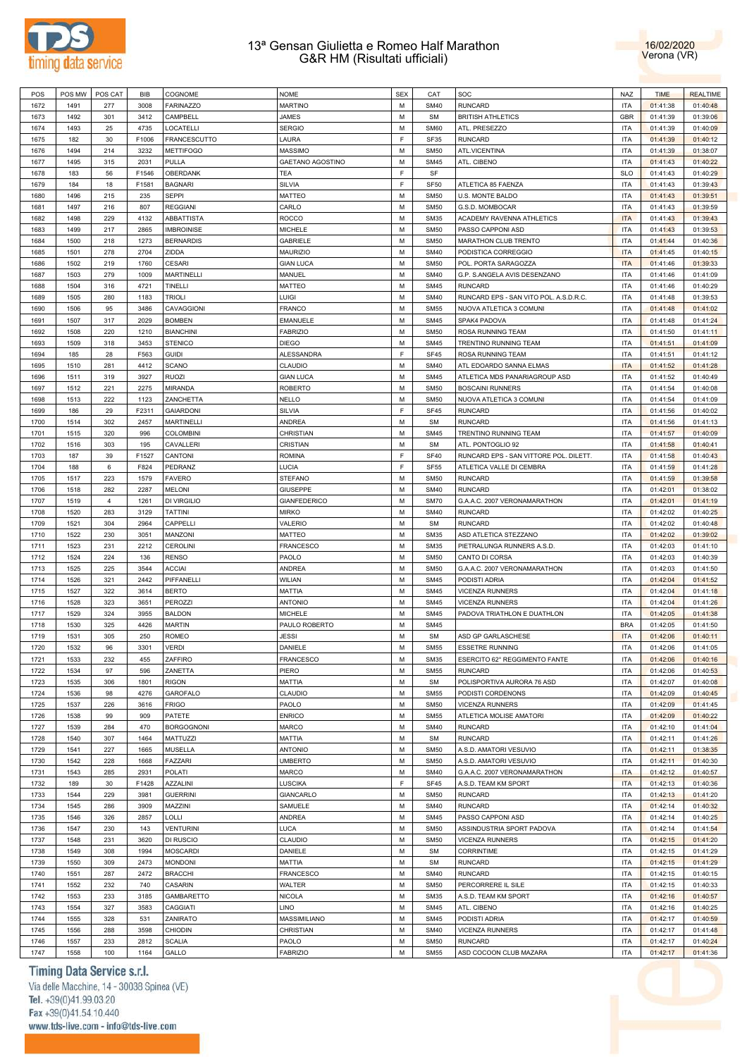# 13ª Gensan Giulietta e Romeo Half Marathon
## G&R HM (Risultati ufficiali)

16/02/2020
Verona (VR)

| POS | POS MW | POS CAT | BIB | COGNOME | NOME | SEX | CAT | SOC | NAZ | TIME | REALTIME |
|---|---|---|---|---|---|---|---|---|---|---|---|
| 1672 | 1491 | 277 | 3008 | FARINAZZO | MARTINO | M | SM40 | RUNCARD | ITA | 01:41:38 | 01:40:48 |
| 1673 | 1492 | 301 | 3412 | CAMPBELL | JAMES | M | SM | BRITISH ATHLETICS | GBR | 01:41:39 | 01:39:06 |
| 1674 | 1493 | 25 | 4735 | LOCATELLI | SERGIO | M | SM60 | ATL. PRESEZZO | ITA | 01:41:39 | 01:40:09 |
| 1675 | 182 | 30 | F1006 | FRANCESCUTTO | LAURA | F | SF35 | RUNCARD | ITA | 01:41:39 | 01:40:12 |
| 1676 | 1494 | 214 | 3232 | METTIFOGO | MASSIMO | M | SM50 | ATL.VICENTINA | ITA | 01:41:39 | 01:38:07 |
| 1677 | 1495 | 315 | 2031 | PULLA | GAETANO AGOSTINO | M | SM45 | ATL. CIBENO | ITA | 01:41:43 | 01:40:22 |
| 1678 | 183 | 56 | F1546 | OBERDANK | TEA | F | SF | | SLO | 01:41:43 | 01:40:29 |
| 1679 | 184 | 18 | F1581 | BAGNARI | SILVIA | F | SF50 | ATLETICA 85 FAENZA | ITA | 01:41:43 | 01:39:43 |
| 1680 | 1496 | 215 | 235 | SEPPI | MATTEO | M | SM50 | U.S. MONTE BALDO | ITA | 01:41:43 | 01:39:51 |
| 1681 | 1497 | 216 | 807 | REGGIANI | CARLO | M | SM50 | G.S.D. MOMBOCAR | ITA | 01:41:43 | 01:39:59 |
| 1682 | 1498 | 229 | 4132 | ABBATTISTA | ROCCO | M | SM35 | ACADEMY RAVENNA ATHLETICS | ITA | 01:41:43 | 01:39:43 |
| 1683 | 1499 | 217 | 2865 | IMBROINISE | MICHELE | M | SM50 | PASSO CAPPONI ASD | ITA | 01:41:43 | 01:39:53 |
| 1684 | 1500 | 218 | 1273 | BERNARDIS | GABRIELE | M | SM50 | MARATHON CLUB TRENTO | ITA | 01:41:44 | 01:40:36 |
| 1685 | 1501 | 278 | 2704 | ZIDDA | MAURIZIO | M | SM40 | PODISTICA CORREGGIO | ITA | 01:41:45 | 01:40:15 |
| 1686 | 1502 | 219 | 1760 | CESARI | GIAN LUCA | M | SM50 | POL. PORTA SARAGOZZA | ITA | 01:41:46 | 01:39:33 |
| 1687 | 1503 | 279 | 1009 | MARTINELLI | MANUEL | M | SM40 | G.P. S.ANGELA AVIS DESENZANO | ITA | 01:41:46 | 01:41:09 |
| 1688 | 1504 | 316 | 4721 | TINELLI | MATTEO | M | SM45 | RUNCARD | ITA | 01:41:46 | 01:40:29 |
| 1689 | 1505 | 280 | 1183 | TRIOLI | LUIGI | M | SM40 | RUNCARD EPS - SAN VITO POL. A.S.D.R.C. | ITA | 01:41:48 | 01:39:53 |
| 1690 | 1506 | 95 | 3486 | CAVAGGIONI | FRANCO | M | SM55 | NUOVA ATLETICA 3 COMUNI | ITA | 01:41:48 | 01:41:02 |
| 1691 | 1507 | 317 | 2029 | BOMBEN | EMANUELE | M | SM45 | SPAK4 PADOVA | ITA | 01:41:48 | 01:41:24 |
| 1692 | 1508 | 220 | 1210 | BIANCHINI | FABRIZIO | M | SM50 | ROSA RUNNING TEAM | ITA | 01:41:50 | 01:41:11 |
| 1693 | 1509 | 318 | 3453 | STENICO | DIEGO | M | SM45 | TRENTINO RUNNING TEAM | ITA | 01:41:51 | 01:41:09 |
| 1694 | 185 | 28 | F563 | GUIDI | ALESSANDRA | F | SF45 | ROSA RUNNING TEAM | ITA | 01:41:51 | 01:41:12 |
| 1695 | 1510 | 281 | 4412 | SCANO | CLAUDIO | M | SM40 | ATL EDOARDO SANNA ELMAS | ITA | 01:41:52 | 01:41:28 |
| 1696 | 1511 | 319 | 3927 | RUOZI | GIAN LUCA | M | SM45 | ATLETICA MDS PANARIAGROUP ASD | ITA | 01:41:52 | 01:40:49 |
| 1697 | 1512 | 221 | 2275 | MIRANDA | ROBERTO | M | SM50 | BOSCAINI RUNNERS | ITA | 01:41:54 | 01:40:08 |
| 1698 | 1513 | 222 | 1123 | ZANCHETTA | NELLO | M | SM50 | NUOVA ATLETICA 3 COMUNI | ITA | 01:41:54 | 01:41:09 |
| 1699 | 186 | 29 | F2311 | GAIARDONI | SILVIA | F | SF45 | RUNCARD | ITA | 01:41:56 | 01:40:02 |
| 1700 | 1514 | 302 | 2457 | MARTINELLI | ANDREA | M | SM | RUNCARD | ITA | 01:41:56 | 01:41:13 |
| 1701 | 1515 | 320 | 996 | COLOMBINI | CHRISTIAN | M | SM45 | TRENTINO RUNNING TEAM | ITA | 01:41:57 | 01:40:09 |
| 1702 | 1516 | 303 | 195 | CAVALLERI | CRISTIAN | M | SM | ATL. PONTOGLIO 92 | ITA | 01:41:58 | 01:40:41 |
| 1703 | 187 | 39 | F1527 | CANTONI | ROMINA | F | SF40 | RUNCARD EPS - SAN VITTORE POL. DILETT. | ITA | 01:41:58 | 01:40:43 |
| 1704 | 188 | 6 | F824 | PEDRANZ | LUCIA | F | SF55 | ATLETICA VALLE DI CEMBRA | ITA | 01:41:59 | 01:41:28 |
| 1705 | 1517 | 223 | 1579 | FAVERO | STEFANO | M | SM50 | RUNCARD | ITA | 01:41:59 | 01:39:58 |
| 1706 | 1518 | 282 | 2287 | MELONI | GIUSEPPE | M | SM40 | RUNCARD | ITA | 01:42:01 | 01:38:02 |
| 1707 | 1519 | 4 | 1261 | DI VIRGILIO | GIANFEDERICO | M | SM70 | G.A.A.C. 2007 VERONAMARATHON | ITA | 01:42:01 | 01:41:19 |
| 1708 | 1520 | 283 | 3129 | TATTINI | MIRKO | M | SM40 | RUNCARD | ITA | 01:42:02 | 01:40:25 |
| 1709 | 1521 | 304 | 2964 | CAPPELLI | VALERIO | M | SM | RUNCARD | ITA | 01:42:02 | 01:40:48 |
| 1710 | 1522 | 230 | 3051 | MANZONI | MATTEO | M | SM35 | ASD ATLETICA STEZZANO | ITA | 01:42:02 | 01:39:02 |
| 1711 | 1523 | 231 | 2212 | CEROLINI | FRANCESCO | M | SM35 | PIETRALUNGA RUNNERS A.S.D. | ITA | 01:42:03 | 01:41:10 |
| 1712 | 1524 | 224 | 136 | RENSO | PAOLO | M | SM50 | CANTO DI CORSA | ITA | 01:42:03 | 01:40:39 |
| 1713 | 1525 | 225 | 3544 | ACCIAI | ANDREA | M | SM50 | G.A.A.C. 2007 VERONAMARATHON | ITA | 01:42:03 | 01:41:50 |
| 1714 | 1526 | 321 | 2442 | PIFFANELLI | WILIAN | M | SM45 | PODISTI ADRIA | ITA | 01:42:04 | 01:41:52 |
| 1715 | 1527 | 322 | 3614 | BERTO | MATTIA | M | SM45 | VICENZA RUNNERS | ITA | 01:42:04 | 01:41:18 |
| 1716 | 1528 | 323 | 3651 | PEROZZI | ANTONIO | M | SM45 | VICENZA RUNNERS | ITA | 01:42:04 | 01:41:26 |
| 1717 | 1529 | 324 | 3955 | BALDON | MICHELE | M | SM45 | PADOVA TRIATHLON E DUATHLON | ITA | 01:42:05 | 01:41:38 |
| 1718 | 1530 | 325 | 4426 | MARTIN | PAULO ROBERTO | M | SM45 | | BRA | 01:42:05 | 01:41:50 |
| 1719 | 1531 | 305 | 250 | ROMEO | JESSI | M | SM | ASD GP GARLASCHESE | ITA | 01:42:06 | 01:40:11 |
| 1720 | 1532 | 96 | 3301 | VERDI | DANIELE | M | SM55 | ESSETRE RUNNING | ITA | 01:42:06 | 01:41:05 |
| 1721 | 1533 | 232 | 455 | ZAFFIRO | FRANCESCO | M | SM35 | ESERCITO 62° REGGIMENTO FANTE | ITA | 01:42:06 | 01:40:16 |
| 1722 | 1534 | 97 | 596 | ZANETTA | PIERO | M | SM55 | RUNCARD | ITA | 01:42:06 | 01:40:53 |
| 1723 | 1535 | 306 | 1801 | RIGON | MATTIA | M | SM | POLISPORTIVA AURORA 76 ASD | ITA | 01:42:07 | 01:40:08 |
| 1724 | 1536 | 98 | 4276 | GAROFALO | CLAUDIO | M | SM55 | PODISTI CORDENONS | ITA | 01:42:09 | 01:40:45 |
| 1725 | 1537 | 226 | 3616 | FRIGO | PAOLO | M | SM50 | VICENZA RUNNERS | ITA | 01:42:09 | 01:41:45 |
| 1726 | 1538 | 99 | 909 | PATETE | ENRICO | M | SM55 | ATLETICA MOLISE AMATORI | ITA | 01:42:09 | 01:40:22 |
| 1727 | 1539 | 284 | 470 | BORGOGNONI | MARCO | M | SM40 | RUNCARD | ITA | 01:42:10 | 01:41:04 |
| 1728 | 1540 | 307 | 1464 | MATTUZZI | MATTIA | M | SM | RUNCARD | ITA | 01:42:11 | 01:41:26 |
| 1729 | 1541 | 227 | 1665 | MUSELLA | ANTONIO | M | SM50 | A.S.D. AMATORI VESUVIO | ITA | 01:42:11 | 01:38:35 |
| 1730 | 1542 | 228 | 1668 | FAZZARI | UMBERTO | M | SM50 | A.S.D. AMATORI VESUVIO | ITA | 01:42:11 | 01:40:30 |
| 1731 | 1543 | 285 | 2931 | POLATI | MARCO | M | SM40 | G.A.A.C. 2007 VERONAMARATHON | ITA | 01:42:12 | 01:40:57 |
| 1732 | 189 | 30 | F1428 | AZZALINI | LUSCIKA | F | SF45 | A.S.D. TEAM KM SPORT | ITA | 01:42:13 | 01:40:36 |
| 1733 | 1544 | 229 | 3981 | GUERRINI | GIANCARLO | M | SM50 | RUNCARD | ITA | 01:42:13 | 01:41:20 |
| 1734 | 1545 | 286 | 3909 | MAZZINI | SAMUELE | M | SM40 | RUNCARD | ITA | 01:42:14 | 01:40:32 |
| 1735 | 1546 | 326 | 2857 | LOLLI | ANDREA | M | SM45 | PASSO CAPPONI ASD | ITA | 01:42:14 | 01:40:25 |
| 1736 | 1547 | 230 | 143 | VENTURINI | LUCA | M | SM50 | ASSINDUSTRIA SPORT PADOVA | ITA | 01:42:14 | 01:41:54 |
| 1737 | 1548 | 231 | 3620 | DI RUSCIO | CLAUDIO | M | SM50 | VICENZA RUNNERS | ITA | 01:42:15 | 01:41:20 |
| 1738 | 1549 | 308 | 1994 | MOSCARDI | DANIELE | M | SM | CORRINTIME | ITA | 01:42:15 | 01:41:29 |
| 1739 | 1550 | 309 | 2473 | MONDONI | MATTIA | M | SM | RUNCARD | ITA | 01:42:15 | 01:41:29 |
| 1740 | 1551 | 287 | 2472 | BRACCHI | FRANCESCO | M | SM40 | RUNCARD | ITA | 01:42:15 | 01:40:15 |
| 1741 | 1552 | 232 | 740 | CASARIN | WALTER | M | SM50 | PERCORRERE IL SILE | ITA | 01:42:15 | 01:40:33 |
| 1742 | 1553 | 233 | 3185 | GAMBARETTO | NICOLA | M | SM35 | A.S.D. TEAM KM SPORT | ITA | 01:42:16 | 01:40:57 |
| 1743 | 1554 | 327 | 3583 | CAGGIATI | LINO | M | SM45 | ATL. CIBENO | ITA | 01:42:16 | 01:40:25 |
| 1744 | 1555 | 328 | 531 | ZANIRATO | MASSIMILIANO | M | SM45 | PODISTI ADRIA | ITA | 01:42:17 | 01:40:59 |
| 1745 | 1556 | 288 | 3598 | CHIODIN | CHRISTIAN | M | SM40 | VICENZA RUNNERS | ITA | 01:42:17 | 01:41:48 |
| 1746 | 1557 | 233 | 2812 | SCALIA | PAOLO | M | SM50 | RUNCARD | ITA | 01:42:17 | 01:40:24 |
| 1747 | 1558 | 100 | 1164 | GALLO | FABRIZIO | M | SM55 | ASD COCOON CLUB MAZARA | ITA | 01:42:17 | 01:41:36 |

Timing Data Service s.r.l.
Via delle Macchine, 14 - 30038 Spinea (VE)
Tel. +39(0)41.99.03.20
Fax +39(0)41.54.10.440
www.tds-live.com - info@tds-live.com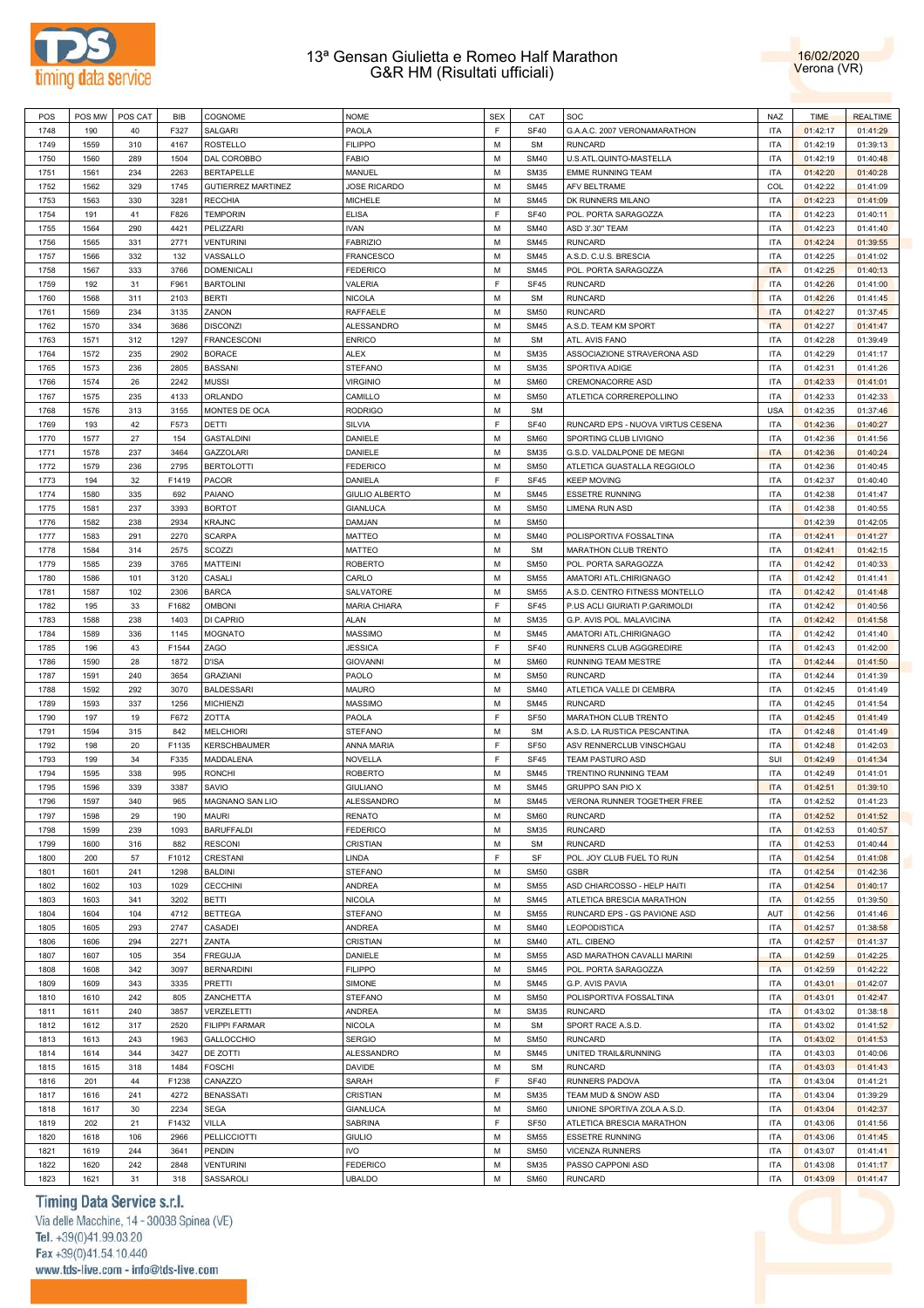# 13ª Gensan Giulietta e Romeo Half Marathon
## G&R HM (Risultati ufficiali)

16/02/2020
Verona (VR)

| POS | POS MW | POS CAT | BIB | COGNOME | NOME | SEX | CAT | SOC | NAZ | TIME | REALTIME |
|---|---|---|---|---|---|---|---|---|---|---|---|
| 1748 | 190 | 40 | F327 | SALGARI | PAOLA | F | SF40 | G.A.A.C. 2007 VERONAMARATHON | ITA | 01:42:17 | 01:41:29 |
| 1749 | 1559 | 310 | 4167 | ROSTELLO | FILIPPO | M | SM | RUNCARD | ITA | 01:42:19 | 01:39:13 |
| 1750 | 1560 | 289 | 1504 | DAL COROBBO | FABIO | M | SM40 | U.S.ATL.QUINTO-MASTELLA | ITA | 01:42:19 | 01:40:48 |
| 1751 | 1561 | 234 | 2263 | BERTAPELLE | MANUEL | M | SM35 | EMME RUNNING TEAM | ITA | 01:42:20 | 01:40:28 |
| 1752 | 1562 | 329 | 1745 | GUTIERREZ MARTINEZ | JOSE RICARDO | M | SM45 | AFV BELTRAME | COL | 01:42:22 | 01:41:09 |
| 1753 | 1563 | 330 | 3281 | RECCHIA | MICHELE | M | SM45 | DK RUNNERS MILANO | ITA | 01:42:23 | 01:41:09 |
| 1754 | 191 | 41 | F826 | TEMPORIN | ELISA | F | SF40 | POL. PORTA SARAGOZZA | ITA | 01:42:23 | 01:40:11 |
| 1755 | 1564 | 290 | 4421 | PELIZZARI | IVAN | M | SM40 | ASD 3'.30" TEAM | ITA | 01:42:23 | 01:41:40 |
| 1756 | 1565 | 331 | 2771 | VENTURINI | FABRIZIO | M | SM45 | RUNCARD | ITA | 01:42:24 | 01:39:55 |
| 1757 | 1566 | 332 | 132 | VASSALLO | FRANCESCO | M | SM45 | A.S.D. C.U.S. BRESCIA | ITA | 01:42:25 | 01:41:02 |
| 1758 | 1567 | 333 | 3766 | DOMENICALI | FEDERICO | M | SM45 | POL. PORTA SARAGOZZA | ITA | 01:42:25 | 01:40:13 |
| 1759 | 192 | 31 | F961 | BARTOLINI | VALERIA | F | SF45 | RUNCARD | ITA | 01:42:26 | 01:41:00 |
| 1760 | 1568 | 311 | 2103 | BERTI | NICOLA | M | SM | RUNCARD | ITA | 01:42:26 | 01:41:45 |
| 1761 | 1569 | 234 | 3135 | ZANON | RAFFAELE | M | SM50 | RUNCARD | ITA | 01:42:27 | 01:37:45 |
| 1762 | 1570 | 334 | 3686 | DISCONZI | ALESSANDRO | M | SM45 | A.S.D. TEAM KM SPORT | ITA | 01:42:27 | 01:41:47 |
| 1763 | 1571 | 312 | 1297 | FRANCESCONI | ENRICO | M | SM | ATL. AVIS FANO | ITA | 01:42:28 | 01:39:49 |
| 1764 | 1572 | 235 | 2902 | BORACE | ALEX | M | SM35 | ASSOCIAZIONE STRAVERONA ASD | ITA | 01:42:29 | 01:41:17 |
| 1765 | 1573 | 236 | 2805 | BASSANI | STEFANO | M | SM35 | SPORTIVA ADIGE | ITA | 01:42:31 | 01:41:26 |
| 1766 | 1574 | 26 | 2242 | MUSSI | VIRGINIO | M | SM60 | CREMONACORRE ASD | ITA | 01:42:33 | 01:41:01 |
| 1767 | 1575 | 235 | 4133 | ORLANDO | CAMILLO | M | SM50 | ATLETICA CORREREPOLLINO | ITA | 01:42:33 | 01:42:33 |
| 1768 | 1576 | 313 | 3155 | MONTES DE OCA | RODRIGO | M | SM |  | USA | 01:42:35 | 01:37:46 |
| 1769 | 193 | 42 | F573 | DETTI | SILVIA | F | SF40 | RUNCARD EPS - NUOVA VIRTUS CESENA | ITA | 01:42:36 | 01:40:27 |
| 1770 | 1577 | 27 | 154 | GASTALDINI | DANIELE | M | SM60 | SPORTING CLUB LIVIGNO | ITA | 01:42:36 | 01:41:56 |
| 1771 | 1578 | 237 | 3464 | GAZZOLARI | DANIELE | M | SM35 | G.S.D. VALDALPONE DE MEGNI | ITA | 01:42:36 | 01:40:24 |
| 1772 | 1579 | 236 | 2795 | BERTOLOTTI | FEDERICO | M | SM50 | ATLETICA GUASTALLA REGGIOLO | ITA | 01:42:36 | 01:40:45 |
| 1773 | 194 | 32 | F1419 | PACOR | DANIELA | F | SF45 | KEEP MOVING | ITA | 01:42:37 | 01:40:40 |
| 1774 | 1580 | 335 | 692 | PAIANO | GIULIO ALBERTO | M | SM45 | ESSETRE RUNNING | ITA | 01:42:38 | 01:41:47 |
| 1775 | 1581 | 237 | 3393 | BORTOT | GIANLUCA | M | SM50 | LIMENA RUN ASD | ITA | 01:42:38 | 01:40:55 |
| 1776 | 1582 | 238 | 2934 | KRAJNC | DAMJAN | M | SM50 |  |  | 01:42:39 | 01:42:05 |
| 1777 | 1583 | 291 | 2270 | SCARPA | MATTEO | M | SM40 | POLISPORTIVA FOSSALTINA | ITA | 01:42:41 | 01:41:27 |
| 1778 | 1584 | 314 | 2575 | SCOZZI | MATTEO | M | SM | MARATHON CLUB TRENTO | ITA | 01:42:41 | 01:42:15 |
| 1779 | 1585 | 239 | 3765 | MATTEINI | ROBERTO | M | SM50 | POL. PORTA SARAGOZZA | ITA | 01:42:42 | 01:40:33 |
| 1780 | 1586 | 101 | 3120 | CASALI | CARLO | M | SM55 | AMATORI ATL.CHIRIGNAGO | ITA | 01:42:42 | 01:41:41 |
| 1781 | 1587 | 102 | 2306 | BARCA | SALVATORE | M | SM55 | A.S.D. CENTRO FITNESS MONTELLO | ITA | 01:42:42 | 01:41:48 |
| 1782 | 195 | 33 | F1682 | OMBONI | MARIA CHIARA | F | SF45 | P.US ACLI GIURIATI P.GARIMOLDI | ITA | 01:42:42 | 01:40:56 |
| 1783 | 1588 | 238 | 1403 | DI CAPRIO | ALAN | M | SM35 | G.P. AVIS POL. MALAVICINA | ITA | 01:42:42 | 01:41:58 |
| 1784 | 1589 | 336 | 1145 | MOGNATO | MASSIMO | M | SM45 | AMATORI ATL.CHIRIGNAGO | ITA | 01:42:42 | 01:41:40 |
| 1785 | 196 | 43 | F1544 | ZAGO | JESSICA | F | SF40 | RUNNERS CLUB AGGGREDIRE | ITA | 01:42:43 | 01:42:00 |
| 1786 | 1590 | 28 | 1872 | D'ISA | GIOVANNI | M | SM60 | RUNNING TEAM MESTRE | ITA | 01:42:44 | 01:41:50 |
| 1787 | 1591 | 240 | 3654 | GRAZIANI | PAOLO | M | SM50 | RUNCARD | ITA | 01:42:44 | 01:41:39 |
| 1788 | 1592 | 292 | 3070 | BALDESSARI | MAURO | M | SM40 | ATLETICA VALLE DI CEMBRA | ITA | 01:42:45 | 01:41:49 |
| 1789 | 1593 | 337 | 1256 | MICHIENZI | MASSIMO | M | SM45 | RUNCARD | ITA | 01:42:45 | 01:41:54 |
| 1790 | 197 | 19 | F672 | ZOTTA | PAOLA | F | SF50 | MARATHON CLUB TRENTO | ITA | 01:42:45 | 01:41:49 |
| 1791 | 1594 | 315 | 842 | MELCHIORI | STEFANO | M | SM | A.S.D. LA RUSTICA PESCANTINA | ITA | 01:42:48 | 01:41:49 |
| 1792 | 198 | 20 | F1135 | KERSCHBAUMER | ANNA MARIA | F | SF50 | ASV RENNERCLUB VINSCHGAU | ITA | 01:42:48 | 01:42:03 |
| 1793 | 199 | 34 | F335 | MADDALENA | NOVELLA | F | SF45 | TEAM PASTURO ASD | SUI | 01:42:49 | 01:41:34 |
| 1794 | 1595 | 338 | 995 | RONCHI | ROBERTO | M | SM45 | TRENTINO RUNNING TEAM | ITA | 01:42:49 | 01:41:01 |
| 1795 | 1596 | 339 | 3387 | SAVIO | GIULIANO | M | SM45 | GRUPPO SAN PIO X | ITA | 01:42:51 | 01:39:10 |
| 1796 | 1597 | 340 | 965 | MAGNANO SAN LIO | ALESSANDRO | M | SM45 | VERONA RUNNER TOGETHER FREE | ITA | 01:42:52 | 01:41:23 |
| 1797 | 1598 | 29 | 190 | MAURI | RENATO | M | SM60 | RUNCARD | ITA | 01:42:52 | 01:41:52 |
| 1798 | 1599 | 239 | 1093 | BARUFFALDI | FEDERICO | M | SM35 | RUNCARD | ITA | 01:42:53 | 01:40:57 |
| 1799 | 1600 | 316 | 882 | RESCONI | CRISTIAN | M | SM | RUNCARD | ITA | 01:42:53 | 01:40:44 |
| 1800 | 200 | 57 | F1012 | CRESTANI | LINDA | F | SF | POL. JOY CLUB FUEL TO RUN | ITA | 01:42:54 | 01:41:08 |
| 1801 | 1601 | 241 | 1298 | BALDINI | STEFANO | M | SM50 | GSBR | ITA | 01:42:54 | 01:42:36 |
| 1802 | 1602 | 103 | 1029 | CECCHINI | ANDREA | M | SM55 | ASD CHIARCOSSO - HELP HAITI | ITA | 01:42:54 | 01:40:17 |
| 1803 | 1603 | 341 | 3202 | BETTI | NICOLA | M | SM45 | ATLETICA BRESCIA MARATHON | ITA | 01:42:55 | 01:39:50 |
| 1804 | 1604 | 104 | 4712 | BETTEGA | STEFANO | M | SM55 | RUNCARD EPS - GS PAVIONE ASD | AUT | 01:42:56 | 01:41:46 |
| 1805 | 1605 | 293 | 2747 | CASADEI | ANDREA | M | SM40 | LEOPODISTICA | ITA | 01:42:57 | 01:38:58 |
| 1806 | 1606 | 294 | 2271 | ZANTA | CRISTIAN | M | SM40 | ATL. CIBENO | ITA | 01:42:57 | 01:41:37 |
| 1807 | 1607 | 105 | 354 | FREGUJA | DANIELE | M | SM55 | ASD MARATHON CAVALLI MARINI | ITA | 01:42:59 | 01:42:25 |
| 1808 | 1608 | 342 | 3097 | BERNARDINI | FILIPPO | M | SM45 | POL. PORTA SARAGOZZA | ITA | 01:42:59 | 01:42:22 |
| 1809 | 1609 | 343 | 3335 | PRETTI | SIMONE | M | SM45 | G.P. AVIS PAVIA | ITA | 01:43:01 | 01:42:07 |
| 1810 | 1610 | 242 | 805 | ZANCHETTA | STEFANO | M | SM50 | POLISPORTIVA FOSSALTINA | ITA | 01:43:01 | 01:42:47 |
| 1811 | 1611 | 240 | 3857 | VERZELETTI | ANDREA | M | SM35 | RUNCARD | ITA | 01:43:02 | 01:38:18 |
| 1812 | 1612 | 317 | 2520 | FILIPPI FARMAR | NICOLA | M | SM | SPORT RACE A.S.D. | ITA | 01:43:02 | 01:41:52 |
| 1813 | 1613 | 243 | 1963 | GALLOCCHIO | SERGIO | M | SM50 | RUNCARD | ITA | 01:43:02 | 01:41:53 |
| 1814 | 1614 | 344 | 3427 | DE ZOTTI | ALESSANDRO | M | SM45 | UNITED TRAIL&RUNNING | ITA | 01:43:03 | 01:40:06 |
| 1815 | 1615 | 318 | 1484 | FOSCHI | DAVIDE | M | SM | RUNCARD | ITA | 01:43:03 | 01:41:43 |
| 1816 | 201 | 44 | F1238 | CANAZZO | SARAH | F | SF40 | RUNNERS PADOVA | ITA | 01:43:04 | 01:41:21 |
| 1817 | 1616 | 241 | 4272 | BENASSATI | CRISTIAN | M | SM35 | TEAM MUD & SNOW ASD | ITA | 01:43:04 | 01:39:29 |
| 1818 | 1617 | 30 | 2234 | SEGA | GIANLUCA | M | SM60 | UNIONE SPORTIVA ZOLA A.S.D. | ITA | 01:43:04 | 01:42:37 |
| 1819 | 202 | 21 | F1432 | VILLA | SABRINA | F | SF50 | ATLETICA BRESCIA MARATHON | ITA | 01:43:06 | 01:41:56 |
| 1820 | 1618 | 106 | 2966 | PELLICCIOTTI | GIULIO | M | SM55 | ESSETRE RUNNING | ITA | 01:43:06 | 01:41:45 |
| 1821 | 1619 | 244 | 3641 | PENDIN | IVO | M | SM50 | VICENZA RUNNERS | ITA | 01:43:07 | 01:41:41 |
| 1822 | 1620 | 242 | 2848 | VENTURINI | FEDERICO | M | SM35 | PASSO CAPPONI ASD | ITA | 01:43:08 | 01:41:17 |
| 1823 | 1621 | 31 | 318 | SASSAROLI | UBALDO | M | SM60 | RUNCARD | ITA | 01:43:09 | 01:41:47 |

Timing Data Service s.r.l.
Via delle Macchine, 14 - 30038 Spinea (VE)
Tel. +39(0)41.99.03.20
Fax +39(0)41.54.10.440
www.tds-live.com - info@tds-live.com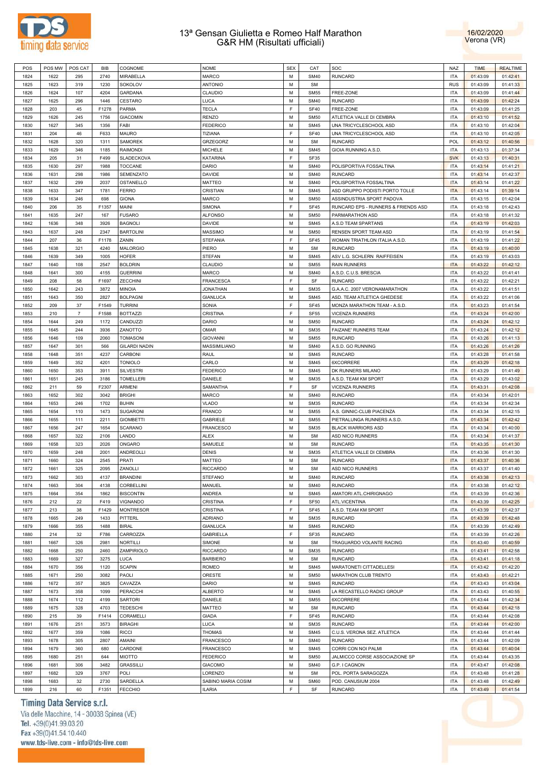# 13ª Gensan Giulietta e Romeo Half Marathon
## G&R HM (Risultati ufficiali)

16/02/2020
Verona (VR)

| POS | POS MW | POS CAT | BIB | COGNOME | NOME | SEX | CAT | SOC | NAZ | TIME | REALTIME |
|---|---|---|---|---|---|---|---|---|---|---|---|
| 1824 | 1622 | 295 | 2740 | MIRABELLA | MARCO | M | SM40 | RUNCARD | ITA | 01:43:09 | 01:42:41 |
| 1825 | 1623 | 319 | 1230 | SOKOLOV | ANTONIO | M | SM | | RUS | 01:43:09 | 01:41:33 |
| 1826 | 1624 | 107 | 4204 | GARDANA | CLAUDIO | M | SM55 | FREE-ZONE | ITA | 01:43:09 | 01:41:44 |
| 1827 | 1625 | 296 | 1446 | CESTARO | LUCA | M | SM40 | RUNCARD | ITA | 01:43:09 | 01:42:24 |
| 1828 | 203 | 45 | F1278 | PARMA | TECLA | F | SF40 | FREE-ZONE | ITA | 01:43:09 | 01:41:25 |
| 1829 | 1626 | 245 | 1756 | GIACOMIN | RENZO | M | SM50 | ATLETICA VALLE DI CEMBRA | ITA | 01:43:10 | 01:41:52 |
| 1830 | 1627 | 345 | 1356 | FABI | FEDERICO | M | SM45 | UNA TRICYCLESCHOOL ASD | ITA | 01:43:10 | 01:42:04 |
| 1831 | 204 | 46 | F633 | MAURO | TIZIANA | F | SF40 | UNA TRICYCLESCHOOL ASD | ITA | 01:43:10 | 01:42:05 |
| 1832 | 1628 | 320 | 1311 | SAMOREK | GRZEGORZ | M | SM | RUNCARD | POL | 01:43:12 | 01:40:56 |
| 1833 | 1629 | 346 | 1185 | RAIMONDI | MICHELE | M | SM45 | GIOIA RUNNING A.S.D. | ITA | 01:43:13 | 01:37:34 |
| 1834 | 205 | 31 | F499 | SLADECKOVA | KATARINA | F | SF35 | | SVK | 01:43:13 | 01:40:31 |
| 1835 | 1630 | 297 | 1988 | TOCCANE | DARIO | M | SM40 | POLISPORTIVA FOSSALTINA | ITA | 01:43:14 | 01:41:21 |
| 1836 | 1631 | 298 | 1986 | SEMENZATO | DAVIDE | M | SM40 | RUNCARD | ITA | 01:43:14 | 01:42:37 |
| 1837 | 1632 | 299 | 2037 | OSTANELLO | MATTEO | M | SM40 | POLISPORTIVA FOSSALTINA | ITA | 01:43:14 | 01:41:22 |
| 1838 | 1633 | 347 | 1781 | FERRO | CRISTIAN | M | SM45 | ASD GRUPPO PODISTI PORTO TOLLE | ITA | 01:43:14 | 01:39:14 |
| 1839 | 1634 | 246 | 698 | GIONA | MARCO | M | SM50 | ASSINDUSTRIA SPORT PADOVA | ITA | 01:43:15 | 01:42:04 |
| 1840 | 206 | 35 | F1357 | MAINI | SIMONA | F | SF45 | RUNCARD EPS - RUNNERS & FRIENDS ASD | ITA | 01:43:18 | 01:42:43 |
| 1841 | 1635 | 247 | 167 | FUSARO | ALFONSO | M | SM50 | PARMARATHON ASD | ITA | 01:43:18 | 01:41:32 |
| 1842 | 1636 | 348 | 3926 | BAGNOLI | DAVIDE | M | SM45 | A.S.D TEAM SPARTANS | ITA | 01:43:19 | 01:42:03 |
| 1843 | 1637 | 248 | 2347 | BARTOLINI | MASSIMO | M | SM50 | RENSEN SPORT TEAM ASD | ITA | 01:43:19 | 01:41:54 |
| 1844 | 207 | 36 | F1178 | ZANIN | STEFANIA | F | SF45 | WOMAN TRIATHLON ITALIA A.S.D. | ITA | 01:43:19 | 01:41:22 |
| 1845 | 1638 | 321 | 4240 | MALORGIO | PIERO | M | SM | RUNCARD | ITA | 01:43:19 | 01:40:00 |
| 1846 | 1639 | 349 | 1005 | HOFER | STEFAN | M | SM45 | ASV L.G. SCHLERN RAIFFEISEN | ITA | 01:43:19 | 01:43:03 |
| 1847 | 1640 | 108 | 2547 | BOLDRIN | CLAUDIO | M | SM55 | RAIN RUNNERS | ITA | 01:43:22 | 01:42:12 |
| 1848 | 1641 | 300 | 4155 | GUERRINI | MARCO | M | SM40 | A.S.D. C.U.S. BRESCIA | ITA | 01:43:22 | 01:41:41 |
| 1849 | 208 | 58 | F1697 | ZECCHINI | FRANCESCA | F | SF | RUNCARD | ITA | 01:43:22 | 01:42:21 |
| 1850 | 1642 | 243 | 3872 | MINOIA | JONATHAN | M | SM35 | G.A.A.C. 2007 VERONAMARATHON | ITA | 01:43:22 | 01:41:51 |
| 1851 | 1643 | 350 | 2827 | BOLPAGNI | GIANLUCA | M | SM45 | ASD. TEAM ATLETICA GHEDESE | ITA | 01:43:22 | 01:41:06 |
| 1852 | 209 | 37 | F1549 | TURRINI | SONIA | F | SF45 | MONZA MARATHON TEAM - A.S.D. | ITA | 01:43:23 | 01:41:54 |
| 1853 | 210 | 7 | F1588 | BOTTAZZI | CRISTINA | F | SF55 | VICENZA RUNNERS | ITA | 01:43:24 | 01:42:00 |
| 1854 | 1644 | 249 | 1172 | CANDUZZI | DARIO | M | SM50 | RUNCARD | ITA | 01:43:24 | 01:42:12 |
| 1855 | 1645 | 244 | 3936 | ZANOTTO | OMAR | M | SM35 | FAIZANE' RUNNERS TEAM | ITA | 01:43:24 | 01:42:12 |
| 1856 | 1646 | 109 | 2060 | TOMASONI | GIOVANNI | M | SM55 | RUNCARD | ITA | 01:43:26 | 01:41:13 |
| 1857 | 1647 | 301 | 566 | GILARDI NADIN | MASSIMILIANO | M | SM40 | A.S.D. GO RUNNING | ITA | 01:43:26 | 01:41:26 |
| 1858 | 1648 | 351 | 4237 | CARBONI | RAUL | M | SM45 | RUNCARD | ITA | 01:43:28 | 01:41:58 |
| 1859 | 1649 | 352 | 4201 | TONIOLO | CARLO | M | SM45 | 6XCORRERE | ITA | 01:43:29 | 01:42:18 |
| 1860 | 1650 | 353 | 3911 | SILVESTRI | FEDERICO | M | SM45 | DK RUNNERS MILANO | ITA | 01:43:29 | 01:41:49 |
| 1861 | 1651 | 245 | 3186 | TOMELLERI | DANIELE | M | SM35 | A.S.D. TEAM KM SPORT | ITA | 01:43:29 | 01:43:02 |
| 1862 | 211 | 59 | F2307 | ARMENI | SAMANTHA | F | SF | VICENZA RUNNERS | ITA | 01:43:31 | 01:42:08 |
| 1863 | 1652 | 302 | 3042 | BRIGHI | MARCO | M | SM40 | RUNCARD | ITA | 01:43:34 | 01:42:01 |
| 1864 | 1653 | 246 | 1702 | BUHIN | VLADO | M | SM35 | RUNCARD | ITA | 01:43:34 | 01:42:34 |
| 1865 | 1654 | 110 | 1473 | SUGARONI | FRANCO | M | SM55 | A.S. GINNIC-CLUB PIACENZA | ITA | 01:43:34 | 01:42:15 |
| 1866 | 1655 | 111 | 2211 | GIOMBETTI | GABRIELE | M | SM55 | PIETRALUNGA RUNNERS A.S.D. | ITA | 01:43:34 | 01:42:42 |
| 1867 | 1656 | 247 | 1654 | SCARANO | FRANCESCO | M | SM35 | BLACK WARRIORS ASD | ITA | 01:43:34 | 01:40:00 |
| 1868 | 1657 | 322 | 2106 | LANDO | ALEX | M | SM | ASD NICO RUNNERS | ITA | 01:43:34 | 01:41:37 |
| 1869 | 1658 | 323 | 2026 | ONGARO | SAMUELE | M | SM | RUNCARD | ITA | 01:43:35 | 01:41:30 |
| 1870 | 1659 | 248 | 2001 | ANDREOLLI | DENIS | M | SM35 | ATLETICA VALLE DI CEMBRA | ITA | 01:43:36 | 01:41:30 |
| 1871 | 1660 | 324 | 2545 | PRATI | MATTEO | M | SM | RUNCARD | ITA | 01:43:37 | 01:40:36 |
| 1872 | 1661 | 325 | 2095 | ZANOLLI | RICCARDO | M | SM | ASD NICO RUNNERS | ITA | 01:43:37 | 01:41:40 |
| 1873 | 1662 | 303 | 4137 | BRANDINI | STEFANO | M | SM40 | RUNCARD | ITA | 01:43:38 | 01:42:13 |
| 1874 | 1663 | 304 | 4138 | CORBELLINI | MANUEL | M | SM40 | RUNCARD | ITA | 01:43:38 | 01:42:12 |
| 1875 | 1664 | 354 | 1862 | BISCONTIN | ANDREA | M | SM45 | AMATORI ATL.CHIRIGNAGO | ITA | 01:43:39 | 01:42:36 |
| 1876 | 212 | 22 | F419 | VIGNANDO | CRISTINA | F | SF50 | ATL.VICENTINA | ITA | 01:43:39 | 01:42:25 |
| 1877 | 213 | 38 | F1429 | MONTRESOR | CRISTINA | F | SF45 | A.S.D. TEAM KM SPORT | ITA | 01:43:39 | 01:42:37 |
| 1878 | 1665 | 249 | 1433 | PITTERL | ADRIANO | M | SM35 | RUNCARD | ITA | 01:43:39 | 01:42:48 |
| 1879 | 1666 | 355 | 1488 | BIRAL | GIANLUCA | M | SM45 | RUNCARD | ITA | 01:43:39 | 01:42:49 |
| 1880 | 214 | 32 | F786 | CARROZZA | GABRIELLA | F | SF35 | RUNCARD | ITA | 01:43:39 | 01:42:26 |
| 1881 | 1667 | 326 | 2981 | NORTILLI | SIMONE | M | SM | TRAGUARDO VOLANTE RACING | ITA | 01:43:40 | 01:40:59 |
| 1882 | 1668 | 250 | 2460 | ZAMPIRIOLO | RICCARDO | M | SM35 | RUNCARD | ITA | 01:43:41 | 01:42:58 |
| 1883 | 1669 | 327 | 3275 | LUCA | BARBIERO | M | SM | RUNCARD | ITA | 01:43:41 | 01:41:18 |
| 1884 | 1670 | 356 | 1120 | SCAPIN | ROMEO | M | SM45 | MARATONETI CITTADELLESI | ITA | 01:43:42 | 01:42:20 |
| 1885 | 1671 | 250 | 3082 | PAOLI | ORESTE | M | SM50 | MARATHON CLUB TRENTO | ITA | 01:43:43 | 01:42:21 |
| 1886 | 1672 | 357 | 3825 | CAVAZZA | DARIO | M | SM45 | RUNCARD | ITA | 01:43:43 | 01:43:04 |
| 1887 | 1673 | 358 | 1099 | PERACCHI | ALBERTO | M | SM45 | LA RECASTELLO RADICI GROUP | ITA | 01:43:43 | 01:40:55 |
| 1888 | 1674 | 112 | 4199 | SARTORI | DANIELE | M | SM55 | 6XCORRERE | ITA | 01:43:44 | 01:42:34 |
| 1889 | 1675 | 328 | 4703 | TEDESCHI | MATTEO | M | SM | RUNCARD | ITA | 01:43:44 | 01:42:18 |
| 1890 | 215 | 39 | F1414 | CORAMELLI | GIADA | F | SF45 | RUNCARD | ITA | 01:43:44 | 01:42:08 |
| 1891 | 1676 | 251 | 3573 | BIRAGHI | LUCA | M | SM35 | RUNCARD | ITA | 01:43:44 | 01:42:00 |
| 1892 | 1677 | 359 | 1086 | RICCI | THOMAS | M | SM45 | C.U.S. VERONA SEZ. ATLETICA | ITA | 01:43:44 | 01:41:44 |
| 1893 | 1678 | 305 | 2807 | AMAINI | FRANCESCO | M | SM40 | RUNCARD | ITA | 01:43:44 | 01:42:09 |
| 1894 | 1679 | 360 | 680 | CARDONE | FRANCESCO | M | SM45 | CORRI CON NOI PALMI | ITA | 01:43:44 | 01:40:04 |
| 1895 | 1680 | 251 | 644 | MIOTTO | FEDERICO | M | SM50 | JALMICCO CORSE ASSOCIAZIONE SP | ITA | 01:43:44 | 01:43:35 |
| 1896 | 1681 | 306 | 3482 | GRASSILLI | GIACOMO | M | SM40 | G.P. I CAGNON | ITA | 01:43:47 | 01:42:08 |
| 1897 | 1682 | 329 | 3767 | POLI | LORENZO | M | SM | POL. PORTA SARAGOZZA | ITA | 01:43:48 | 01:41:28 |
| 1898 | 1683 | 32 | 2730 | SARDELLA | SABINO MARIA COSIM | M | SM60 | POD. CANUSIUM 2004 | ITA | 01:43:48 | 01:42:49 |
| 1899 | 216 | 60 | F1351 | FECCHIO | ILARIA | F | SF | RUNCARD | ITA | 01:43:49 | 01:41:54 |

Timing Data Service s.r.l.
Via delle Macchine, 14 - 30038 Spinea (VE)
Tel. +39(0)41.99.03.20
Fax +39(0)41.54.10.440
www.tds-live.com - info@tds-live.com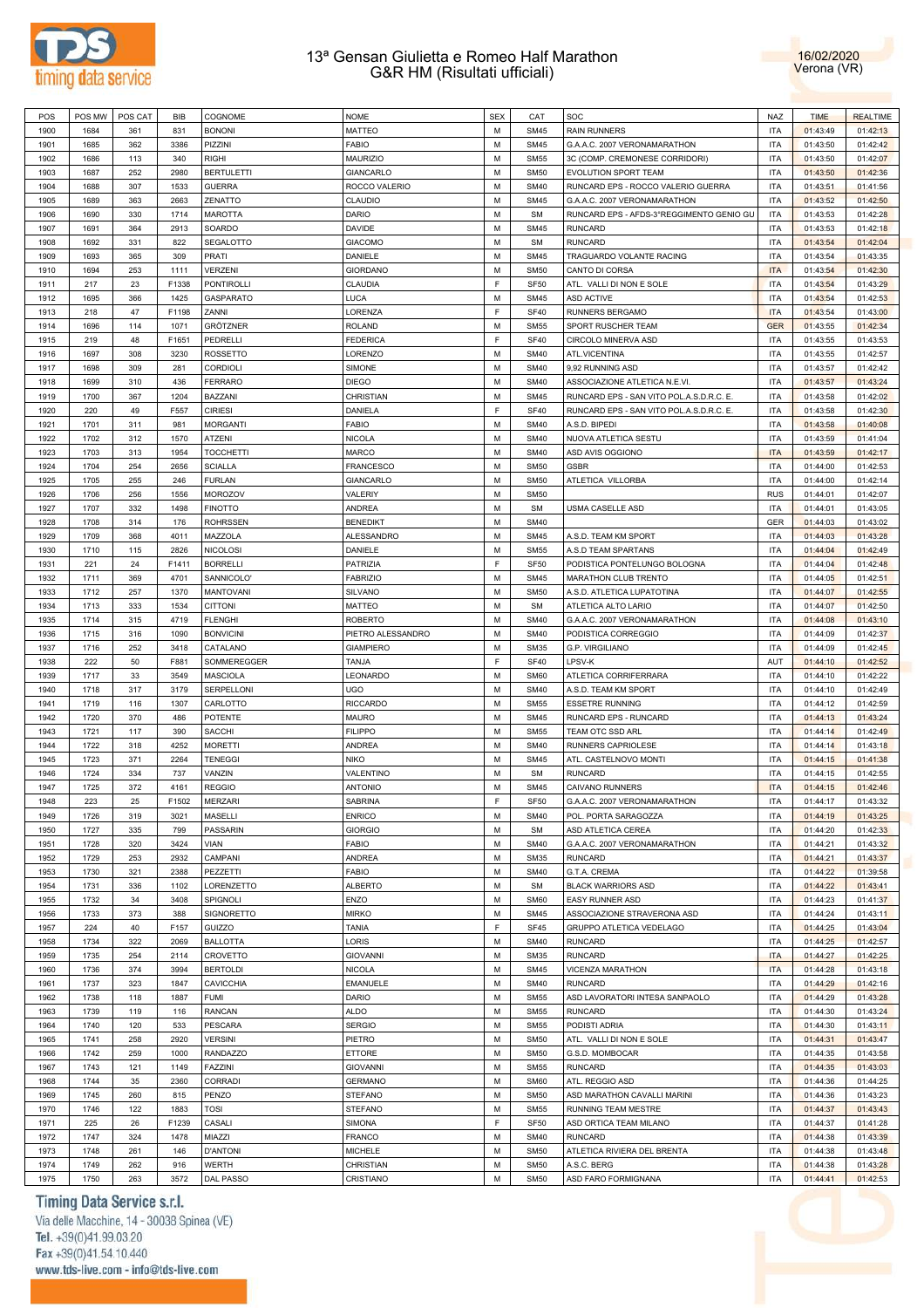| POS | POS MW | POS CAT | BIB | COGNOME | NOME | SEX | CAT | SOC | NAZ | TIME | REALTIME |
|---|---|---|---|---|---|---|---|---|---|---|---|
| 1900 | 1684 | 361 | 831 | BONONI | MATTEO | M | SM45 | RAIN RUNNERS | ITA | 01:43:49 | 01:42:13 |
| 1901 | 1685 | 362 | 3386 | PIZZINI | FABIO | M | SM45 | G.A.A.C. 2007 VERONAMARATHON | ITA | 01:43:50 | 01:42:42 |
| 1902 | 1686 | 113 | 340 | RIGHI | MAURIZIO | M | SM55 | 3C (COMP. CREMONESE CORRIDORI) | ITA | 01:43:50 | 01:42:07 |
| 1903 | 1687 | 252 | 2980 | BERTULETTI | GIANCARLO | M | SM50 | EVOLUTION SPORT TEAM | ITA | 01:43:50 | 01:42:36 |
| 1904 | 1688 | 307 | 1533 | GUERRA | ROCCO VALERIO | M | SM40 | RUNCARD EPS - ROCCO VALERIO GUERRA | ITA | 01:43:51 | 01:41:56 |
| 1905 | 1689 | 363 | 2663 | ZENATTO | CLAUDIO | M | SM45 | G.A.A.C. 2007 VERONAMARATHON | ITA | 01:43:52 | 01:42:50 |
| 1906 | 1690 | 330 | 1714 | MAROTTA | DARIO | M | SM | RUNCARD EPS - AFDS-3°REGGIMENTO GENIO GU | ITA | 01:43:53 | 01:42:28 |
| 1907 | 1691 | 364 | 2913 | SOARDO | DAVIDE | M | SM45 | RUNCARD | ITA | 01:43:53 | 01:42:18 |
| 1908 | 1692 | 331 | 822 | SEGALOTTO | GIACOMO | M | SM | RUNCARD | ITA | 01:43:54 | 01:42:04 |
| 1909 | 1693 | 365 | 309 | PRATI | DANIELE | M | SM45 | TRAGUARDO VOLANTE RACING | ITA | 01:43:54 | 01:43:35 |
| 1910 | 1694 | 253 | 1111 | VERZENI | GIORDANO | M | SM50 | CANTO DI CORSA | ITA | 01:43:54 | 01:42:30 |
| 1911 | 217 | 23 | F1338 | PONTIROLLI | CLAUDIA | F | SF50 | ATL. VALLI DI NON E SOLE | ITA | 01:43:54 | 01:43:29 |
| 1912 | 1695 | 366 | 1425 | GASPARATO | LUCA | M | SM45 | ASD ACTIVE | ITA | 01:43:54 | 01:42:53 |
| 1913 | 218 | 47 | F1198 | ZANNI | LORENZA | F | SF40 | RUNNERS BERGAMO | ITA | 01:43:54 | 01:43:00 |
| 1914 | 1696 | 114 | 1071 | GRÖTZNER | ROLAND | M | SM55 | SPORT RUSCHER TEAM | GER | 01:43:55 | 01:42:34 |
| 1915 | 219 | 48 | F1651 | PEDRELLI | FEDERICA | F | SF40 | CIRCOLO MINERVA ASD | ITA | 01:43:55 | 01:43:53 |
| 1916 | 1697 | 308 | 3230 | ROSSETTO | LORENZO | M | SM40 | ATL.VICENTINA | ITA | 01:43:55 | 01:42:57 |
| 1917 | 1698 | 309 | 281 | CORDIOLI | SIMONE | M | SM40 | 9,92 RUNNING ASD | ITA | 01:43:57 | 01:42:42 |
| 1918 | 1699 | 310 | 436 | FERRARO | DIEGO | M | SM40 | ASSOCIAZIONE ATLETICA N.E.VI. | ITA | 01:43:57 | 01:43:24 |
| 1919 | 1700 | 367 | 1204 | BAZZANI | CHRISTIAN | M | SM45 | RUNCARD EPS - SAN VITO POL.A.S.D.R.C. E. | ITA | 01:43:58 | 01:42:02 |
| 1920 | 220 | 49 | F557 | CIRIESI | DANIELA | F | SF40 | RUNCARD EPS - SAN VITO POL.A.S.D.R.C. E. | ITA | 01:43:58 | 01:42:30 |
| 1921 | 1701 | 311 | 981 | MORGANTI | FABIO | M | SM40 | A.S.D. BIPEDI | ITA | 01:43:58 | 01:40:08 |
| 1922 | 1702 | 312 | 1570 | ATZENI | NICOLA | M | SM40 | NUOVA ATLETICA SESTU | ITA | 01:43:59 | 01:41:04 |
| 1923 | 1703 | 313 | 1954 | TOCCHETTI | MARCO | M | SM40 | ASD AVIS OGGIONO | ITA | 01:43:59 | 01:42:17 |
| 1924 | 1704 | 254 | 2656 | SCIALLA | FRANCESCO | M | SM50 | GSBR | ITA | 01:44:00 | 01:42:53 |
| 1925 | 1705 | 255 | 246 | FURLAN | GIANCARLO | M | SM50 | ATLETICA VILLORBA | ITA | 01:44:00 | 01:42:14 |
| 1926 | 1706 | 256 | 1556 | MOROZOV | VALERIY | M | SM50 | | RUS | 01:44:01 | 01:42:07 |
| 1927 | 1707 | 332 | 1498 | FINOTTO | ANDREA | M | SM | USMA CASELLE ASD | ITA | 01:44:01 | 01:43:05 |
| 1928 | 1708 | 314 | 176 | ROHRSSEN | BENEDIKT | M | SM40 | | GER | 01:44:03 | 01:43:02 |
| 1929 | 1709 | 368 | 4011 | MAZZOLA | ALESSANDRO | M | SM45 | A.S.D. TEAM KM SPORT | ITA | 01:44:03 | 01:43:28 |
| 1930 | 1710 | 115 | 2826 | NICOLOSI | DANIELE | M | SM55 | A.S.D TEAM SPARTANS | ITA | 01:44:04 | 01:42:49 |
| 1931 | 221 | 24 | F1411 | BORRELLI | PATRIZIA | F | SF50 | PODISTICA PONTELUNGO BOLOGNA | ITA | 01:44:04 | 01:42:48 |
| 1932 | 1711 | 369 | 4701 | SANNICOLO' | FABRIZIO | M | SM45 | MARATHON CLUB TRENTO | ITA | 01:44:05 | 01:42:51 |
| 1933 | 1712 | 257 | 1370 | MANTOVANI | SILVANO | M | SM50 | A.S.D. ATLETICA LUPATOTINA | ITA | 01:44:07 | 01:42:55 |
| 1934 | 1713 | 333 | 1534 | CITTONI | MATTEO | M | SM | ATLETICA ALTO LARIO | ITA | 01:44:07 | 01:42:50 |
| 1935 | 1714 | 315 | 4719 | FLENGHI | ROBERTO | M | SM40 | G.A.A.C. 2007 VERONAMARATHON | ITA | 01:44:08 | 01:43:10 |
| 1936 | 1715 | 316 | 1090 | BONVICINI | PIETRO ALESSANDRO | M | SM40 | PODISTICA CORREGGIO | ITA | 01:44:09 | 01:42:37 |
| 1937 | 1716 | 252 | 3418 | CATALANO | GIAMPIERO | M | SM35 | G.P. VIRGILIANO | ITA | 01:44:09 | 01:42:45 |
| 1938 | 222 | 50 | F881 | SOMMEREGGER | TANJA | F | SF40 | LPSV-K | AUT | 01:44:10 | 01:42:52 |
| 1939 | 1717 | 33 | 3549 | MASCIOLA | LEONARDO | M | SM60 | ATLETICA CORRIFERRARA | ITA | 01:44:10 | 01:42:22 |
| 1940 | 1718 | 317 | 3179 | SERPELLONI | UGO | M | SM40 | A.S.D. TEAM KM SPORT | ITA | 01:44:10 | 01:42:49 |
| 1941 | 1719 | 116 | 1307 | CARLOTTO | RICCARDO | M | SM55 | ESSETRE RUNNING | ITA | 01:44:12 | 01:42:59 |
| 1942 | 1720 | 370 | 486 | POTENTE | MAURO | M | SM45 | RUNCARD EPS - RUNCARD | ITA | 01:44:13 | 01:43:24 |
| 1943 | 1721 | 117 | 390 | SACCHI | FILIPPO | M | SM55 | TEAM OTC SSD ARL | ITA | 01:44:14 | 01:42:49 |
| 1944 | 1722 | 318 | 4252 | MORETTI | ANDREA | M | SM40 | RUNNERS CAPRIOLESE | ITA | 01:44:14 | 01:43:18 |
| 1945 | 1723 | 371 | 2264 | TENEGGI | NIKO | M | SM45 | ATL. CASTELNOVO MONTI | ITA | 01:44:15 | 01:41:38 |
| 1946 | 1724 | 334 | 737 | VANZIN | VALENTINO | M | SM | RUNCARD | ITA | 01:44:15 | 01:42:55 |
| 1947 | 1725 | 372 | 4161 | REGGIO | ANTONIO | M | SM45 | CAIVANO RUNNERS | ITA | 01:44:15 | 01:42:46 |
| 1948 | 223 | 25 | F1502 | MERZARI | SABRINA | F | SF50 | G.A.A.C. 2007 VERONAMARATHON | ITA | 01:44:17 | 01:43:32 |
| 1949 | 1726 | 319 | 3021 | MASELLI | ENRICO | M | SM40 | POL. PORTA SARAGOZZA | ITA | 01:44:19 | 01:43:25 |
| 1950 | 1727 | 335 | 799 | PASSARIN | GIORGIO | M | SM | ASD ATLETICA CEREA | ITA | 01:44:20 | 01:42:33 |
| 1951 | 1728 | 320 | 3424 | VIAN | FABIO | M | SM40 | G.A.A.C. 2007 VERONAMARATHON | ITA | 01:44:21 | 01:43:32 |
| 1952 | 1729 | 253 | 2932 | CAMPANI | ANDREA | M | SM35 | RUNCARD | ITA | 01:44:21 | 01:43:37 |
| 1953 | 1730 | 321 | 2388 | PEZZETTI | FABIO | M | SM40 | G.T.A. CREMA | ITA | 01:44:22 | 01:39:58 |
| 1954 | 1731 | 336 | 1102 | LORENZETTO | ALBERTO | M | SM | BLACK WARRIORS ASD | ITA | 01:44:22 | 01:43:41 |
| 1955 | 1732 | 34 | 3408 | SPIGNOLI | ENZO | M | SM60 | EASY RUNNER ASD | ITA | 01:44:23 | 01:41:37 |
| 1956 | 1733 | 373 | 388 | SIGNORETTO | MIRKO | M | SM45 | ASSOCIAZIONE STRAVERONA ASD | ITA | 01:44:24 | 01:43:11 |
| 1957 | 224 | 40 | F157 | GUIZZO | TANIA | F | SF45 | GRUPPO ATLETICA VEDELAGO | ITA | 01:44:25 | 01:43:04 |
| 1958 | 1734 | 322 | 2069 | BALLOTTA | LORIS | M | SM40 | RUNCARD | ITA | 01:44:25 | 01:42:57 |
| 1959 | 1735 | 254 | 2114 | CROVETTO | GIOVANNI | M | SM35 | RUNCARD | ITA | 01:44:27 | 01:42:25 |
| 1960 | 1736 | 374 | 3994 | BERTOLDI | NICOLA | M | SM45 | VICENZA MARATHON | ITA | 01:44:28 | 01:43:18 |
| 1961 | 1737 | 323 | 1847 | CAVICCHIA | EMANUELE | M | SM40 | RUNCARD | ITA | 01:44:29 | 01:42:16 |
| 1962 | 1738 | 118 | 1887 | FUMI | DARIO | M | SM55 | ASD LAVORATORI INTESA SANPAOLO | ITA | 01:44:29 | 01:43:28 |
| 1963 | 1739 | 119 | 116 | RANCAN | ALDO | M | SM55 | RUNCARD | ITA | 01:44:30 | 01:43:24 |
| 1964 | 1740 | 120 | 533 | PESCARA | SERGIO | M | SM55 | PODISTI ADRIA | ITA | 01:44:30 | 01:43:11 |
| 1965 | 1741 | 258 | 2920 | VERSINI | PIETRO | M | SM50 | ATL. VALLI DI NON E SOLE | ITA | 01:44:31 | 01:43:47 |
| 1966 | 1742 | 259 | 1000 | RANDAZZO | ETTORE | M | SM50 | G.S.D. MOMBOCAR | ITA | 01:44:35 | 01:43:58 |
| 1967 | 1743 | 121 | 1149 | FAZZINI | GIOVANNI | M | SM55 | RUNCARD | ITA | 01:44:35 | 01:43:03 |
| 1968 | 1744 | 35 | 2360 | CORRADI | GERMANO | M | SM60 | ATL. REGGIO ASD | ITA | 01:44:36 | 01:44:25 |
| 1969 | 1745 | 260 | 815 | PENZO | STEFANO | M | SM50 | ASD MARATHON CAVALLI MARINI | ITA | 01:44:36 | 01:43:23 |
| 1970 | 1746 | 122 | 1883 | TOSI | STEFANO | M | SM55 | RUNNING TEAM MESTRE | ITA | 01:44:37 | 01:43:43 |
| 1971 | 225 | 26 | F1239 | CASALI | SIMONA | F | SF50 | ASD ORTICA TEAM MILANO | ITA | 01:44:37 | 01:41:28 |
| 1972 | 1747 | 324 | 1478 | MIAZZI | FRANCO | M | SM40 | RUNCARD | ITA | 01:44:38 | 01:43:39 |
| 1973 | 1748 | 261 | 146 | D'ANTONI | MICHELE | M | SM50 | ATLETICA RIVIERA DEL BRENTA | ITA | 01:44:38 | 01:43:48 |
| 1974 | 1749 | 262 | 916 | WERTH | CHRISTIAN | M | SM50 | A.S.C. BERG | ITA | 01:44:38 | 01:43:28 |
| 1975 | 1750 | 263 | 3572 | DAL PASSO | CRISTIANO | M | SM50 | ASD FARO FORMIGNANA | ITA | 01:44:41 | 01:42:53 |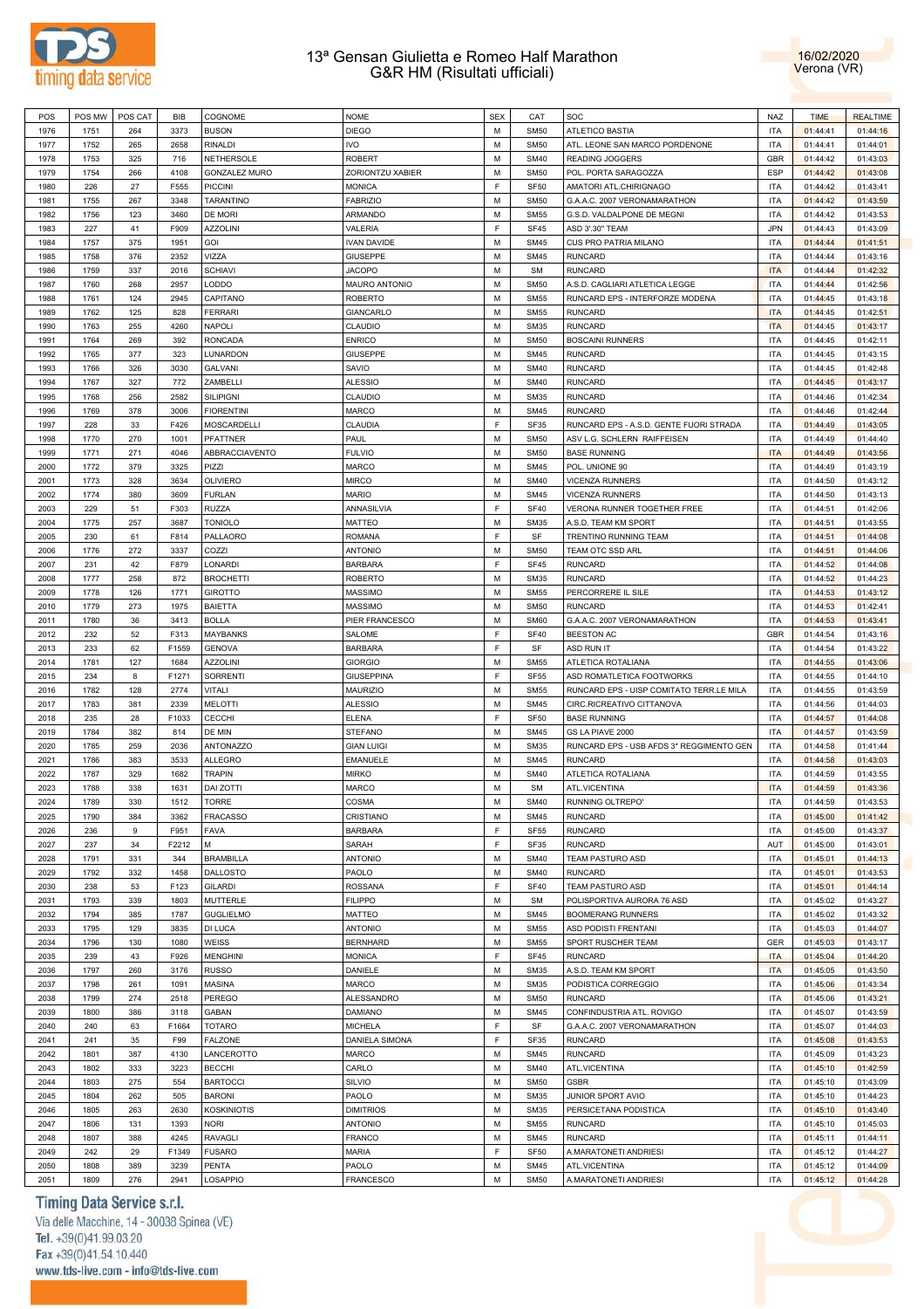# 13ª Gensan Giulietta e Romeo Half Marathon
## G&R HM (Risultati ufficiali)

16/02/2020
Verona (VR)

| POS | POS MW | POS CAT | BIB | COGNOME | NOME | SEX | CAT | SOC | NAZ | TIME | REALTIME |
|---|---|---|---|---|---|---|---|---|---|---|---|
| 1976 | 1751 | 264 | 3373 | BUSON | DIEGO | M | SM50 | ATLETICO BASTIA | ITA | 01:44:41 | 01:44:16 |
| 1977 | 1752 | 265 | 2658 | RINALDI | IVO | M | SM50 | ATL. LEONE SAN MARCO PORDENONE | ITA | 01:44:41 | 01:44:01 |
| 1978 | 1753 | 325 | 716 | NETHERSOLE | ROBERT | M | SM40 | READING JOGGERS | GBR | 01:44:42 | 01:43:03 |
| 1979 | 1754 | 266 | 4108 | GONZALEZ MURO | ZORIONTZU XABIER | M | SM50 | POL. PORTA SARAGOZZA | ESP | 01:44:42 | 01:43:08 |
| 1980 | 226 | 27 | F555 | PICCINI | MONICA | F | SF50 | AMATORI ATL.CHIRIGNAGO | ITA | 01:44:42 | 01:43:41 |
| 1981 | 1755 | 267 | 3348 | TARANTINO | FABRIZIO | M | SM50 | G.A.A.C. 2007 VERONAMARATHON | ITA | 01:44:42 | 01:43:59 |
| 1982 | 1756 | 123 | 3460 | DE MORI | ARMANDO | M | SM55 | G.S.D. VALDALPONE DE MEGNI | ITA | 01:44:42 | 01:43:53 |
| 1983 | 227 | 41 | F909 | AZZOLINI | VALERIA | F | SF45 | ASD 3'.30" TEAM | JPN | 01:44:43 | 01:43:09 |
| 1984 | 1757 | 375 | 1951 | GOI | IVAN DAVIDE | M | SM45 | CUS PRO PATRIA MILANO | ITA | 01:44:44 | 01:41:51 |
| 1985 | 1758 | 376 | 2352 | VIZZA | GIUSEPPE | M | SM45 | RUNCARD | ITA | 01:44:44 | 01:43:16 |
| 1986 | 1759 | 337 | 2016 | SCHIAVI | JACOPO | M | SM | RUNCARD | ITA | 01:44:44 | 01:42:32 |
| 1987 | 1760 | 268 | 2957 | LODDO | MAURO ANTONIO | M | SM50 | A.S.D. CAGLIARI ATLETICA LEGGE | ITA | 01:44:44 | 01:42:56 |
| 1988 | 1761 | 124 | 2945 | CAPITANO | ROBERTO | M | SM55 | RUNCARD EPS - INTERFORZE MODENA | ITA | 01:44:45 | 01:43:18 |
| 1989 | 1762 | 125 | 828 | FERRARI | GIANCARLO | M | SM55 | RUNCARD | ITA | 01:44:45 | 01:42:51 |
| 1990 | 1763 | 255 | 4260 | NAPOLI | CLAUDIO | M | SM35 | RUNCARD | ITA | 01:44:45 | 01:43:17 |
| 1991 | 1764 | 269 | 392 | RONCADA | ENRICO | M | SM50 | BOSCAINI RUNNERS | ITA | 01:44:45 | 01:42:11 |
| 1992 | 1765 | 377 | 323 | LUNARDON | GIUSEPPE | M | SM45 | RUNCARD | ITA | 01:44:45 | 01:43:15 |
| 1993 | 1766 | 326 | 3030 | GALVANI | SAVIO | M | SM40 | RUNCARD | ITA | 01:44:45 | 01:42:48 |
| 1994 | 1767 | 327 | 772 | ZAMBELLI | ALESSIO | M | SM40 | RUNCARD | ITA | 01:44:45 | 01:43:17 |
| 1995 | 1768 | 256 | 2582 | SILIPIGNI | CLAUDIO | M | SM35 | RUNCARD | ITA | 01:44:46 | 01:42:34 |
| 1996 | 1769 | 378 | 3006 | FIORENTINI | MARCO | M | SM45 | RUNCARD | ITA | 01:44:46 | 01:42:44 |
| 1997 | 228 | 33 | F426 | MOSCARDELLI | CLAUDIA | F | SF35 | RUNCARD EPS - A.S.D. GENTE FUORI STRADA | ITA | 01:44:49 | 01:43:05 |
| 1998 | 1770 | 270 | 1001 | PFATTNER | PAUL | M | SM50 | ASV L.G. SCHLERN RAIFFEISEN | ITA | 01:44:49 | 01:44:40 |
| 1999 | 1771 | 271 | 4046 | ABBRACCIAVENTO | FULVIO | M | SM50 | BASE RUNNING | ITA | 01:44:49 | 01:43:56 |
| 2000 | 1772 | 379 | 3325 | PIZZI | MARCO | M | SM45 | POL. UNIONE 90 | ITA | 01:44:49 | 01:43:19 |
| 2001 | 1773 | 328 | 3634 | OLIVIERO | MIRCO | M | SM40 | VICENZA RUNNERS | ITA | 01:44:50 | 01:43:12 |
| 2002 | 1774 | 380 | 3609 | FURLAN | MARIO | M | SM45 | VICENZA RUNNERS | ITA | 01:44:50 | 01:43:13 |
| 2003 | 229 | 51 | F303 | RUZZA | ANNASILVIA | F | SF40 | VERONA RUNNER TOGETHER FREE | ITA | 01:44:51 | 01:42:06 |
| 2004 | 1775 | 257 | 3687 | TONIOLO | MATTEO | M | SM35 | A.S.D. TEAM KM SPORT | ITA | 01:44:51 | 01:43:55 |
| 2005 | 230 | 61 | F814 | PALLAORO | ROMANA | F | SF | TRENTINO RUNNING TEAM | ITA | 01:44:51 | 01:44:08 |
| 2006 | 1776 | 272 | 3337 | COZZI | ANTONIO | M | SM50 | TEAM OTC SSD ARL | ITA | 01:44:51 | 01:44:06 |
| 2007 | 231 | 42 | F879 | LONARDI | BARBARA | F | SF45 | RUNCARD | ITA | 01:44:52 | 01:44:08 |
| 2008 | 1777 | 258 | 872 | BROCHETTI | ROBERTO | M | SM35 | RUNCARD | ITA | 01:44:52 | 01:44:23 |
| 2009 | 1778 | 126 | 1771 | GIROTTO | MASSIMO | M | SM55 | PERCORRERE IL SILE | ITA | 01:44:53 | 01:43:12 |
| 2010 | 1779 | 273 | 1975 | BAIETTA | MASSIMO | M | SM50 | RUNCARD | ITA | 01:44:53 | 01:42:41 |
| 2011 | 1780 | 36 | 3413 | BOLLA | PIER FRANCESCO | M | SM60 | G.A.A.C. 2007 VERONAMARATHON | ITA | 01:44:53 | 01:43:41 |
| 2012 | 232 | 52 | F313 | MAYBANKS | SALOME | F | SF40 | BEESTON AC | GBR | 01:44:54 | 01:43:16 |
| 2013 | 233 | 62 | F1559 | GENOVA | BARBARA | F | SF | ASD RUN IT | ITA | 01:44:54 | 01:43:22 |
| 2014 | 1781 | 127 | 1684 | AZZOLINI | GIORGIO | M | SM55 | ATLETICA ROTALIANA | ITA | 01:44:55 | 01:43:06 |
| 2015 | 234 | 8 | F1271 | SORRENTI | GIUSEPPINA | F | SF55 | ASD ROMATLETICA FOOTWORKS | ITA | 01:44:55 | 01:44:10 |
| 2016 | 1782 | 128 | 2774 | VITALI | MAURIZIO | M | SM55 | RUNCARD EPS - UISP COMITATO TERR.LE MILA | ITA | 01:44:55 | 01:43:59 |
| 2017 | 1783 | 381 | 2339 | MELOTTI | ALESSIO | M | SM45 | CIRC.RICREATIVO CITTANOVA | ITA | 01:44:56 | 01:44:03 |
| 2018 | 235 | 28 | F1033 | CECCHI | ELENA | F | SF50 | BASE RUNNING | ITA | 01:44:57 | 01:44:08 |
| 2019 | 1784 | 382 | 814 | DE MIN | STEFANO | M | SM45 | GS LA PIAVE 2000 | ITA | 01:44:57 | 01:43:59 |
| 2020 | 1785 | 259 | 2036 | ANTONAZZO | GIAN LUIGI | M | SM35 | RUNCARD EPS - USB AFDS 3° REGGIMENTO GEN | ITA | 01:44:58 | 01:41:44 |
| 2021 | 1786 | 383 | 3533 | ALLEGRO | EMANUELE | M | SM45 | RUNCARD | ITA | 01:44:58 | 01:43:03 |
| 2022 | 1787 | 329 | 1682 | TRAPIN | MIRKO | M | SM40 | ATLETICA ROTALIANA | ITA | 01:44:59 | 01:43:55 |
| 2023 | 1788 | 338 | 1631 | DAI ZOTTI | MARCO | M | SM | ATL.VICENTINA | ITA | 01:44:59 | 01:43:36 |
| 2024 | 1789 | 330 | 1512 | TORRE | COSMA | M | SM40 | RUNNING OLTREPO' | ITA | 01:44:59 | 01:43:53 |
| 2025 | 1790 | 384 | 3362 | FRACASSO | CRISTIANO | M | SM45 | RUNCARD | ITA | 01:45:00 | 01:41:42 |
| 2026 | 236 | 9 | F951 | FAVA | BARBARA | F | SF55 | RUNCARD | ITA | 01:45:00 | 01:43:37 |
| 2027 | 237 | 34 | F2212 | M | SARAH | F | SF35 | RUNCARD | AUT | 01:45:00 | 01:43:01 |
| 2028 | 1791 | 331 | 344 | BRAMBILLA | ANTONIO | M | SM40 | TEAM PASTURO ASD | ITA | 01:45:01 | 01:44:13 |
| 2029 | 1792 | 332 | 1458 | DALLOSTO | PAOLO | M | SM40 | RUNCARD | ITA | 01:45:01 | 01:43:53 |
| 2030 | 238 | 53 | F123 | GILARDI | ROSSANA | F | SF40 | TEAM PASTURO ASD | ITA | 01:45:01 | 01:44:14 |
| 2031 | 1793 | 339 | 1803 | MUTTERLE | FILIPPO | M | SM | POLISPORTIVA AURORA 76 ASD | ITA | 01:45:02 | 01:43:27 |
| 2032 | 1794 | 385 | 1787 | GUGLIELMO | MATTEO | M | SM45 | BOOMERANG RUNNERS | ITA | 01:45:02 | 01:43:32 |
| 2033 | 1795 | 129 | 3835 | DI LUCA | ANTONIO | M | SM55 | ASD PODISTI FRENTANI | ITA | 01:45:03 | 01:44:07 |
| 2034 | 1796 | 130 | 1080 | WEISS | BERNHARD | M | SM55 | SPORT RUSCHER TEAM | GER | 01:45:03 | 01:43:17 |
| 2035 | 239 | 43 | F926 | MENGHINI | MONICA | F | SF45 | RUNCARD | ITA | 01:45:04 | 01:44:20 |
| 2036 | 1797 | 260 | 3176 | RUSSO | DANIELE | M | SM35 | A.S.D. TEAM KM SPORT | ITA | 01:45:05 | 01:43:50 |
| 2037 | 1798 | 261 | 1091 | MASINA | MARCO | M | SM35 | PODISTICA CORREGGIO | ITA | 01:45:06 | 01:43:34 |
| 2038 | 1799 | 274 | 2518 | PEREGO | ALESSANDRO | M | SM50 | RUNCARD | ITA | 01:45:06 | 01:43:21 |
| 2039 | 1800 | 386 | 3118 | GABAN | DAMIANO | M | SM45 | CONFINDUSTRIA ATL. ROVIGO | ITA | 01:45:07 | 01:43:59 |
| 2040 | 240 | 63 | F1664 | TOTARO | MICHELA | F | SF | G.A.A.C. 2007 VERONAMARATHON | ITA | 01:45:07 | 01:44:03 |
| 2041 | 241 | 35 | F99 | FALZONE | DANIELA SIMONA | F | SF35 | RUNCARD | ITA | 01:45:08 | 01:43:53 |
| 2042 | 1801 | 387 | 4130 | LANCEROTTO | MARCO | M | SM45 | RUNCARD | ITA | 01:45:09 | 01:43:23 |
| 2043 | 1802 | 333 | 3223 | BECCHI | CARLO | M | SM40 | ATL.VICENTINA | ITA | 01:45:10 | 01:42:59 |
| 2044 | 1803 | 275 | 554 | BARTOCCI | SILVIO | M | SM50 | GSBR | ITA | 01:45:10 | 01:43:09 |
| 2045 | 1804 | 262 | 505 | BARONI | PAOLO | M | SM35 | JUNIOR SPORT AVIO | ITA | 01:45:10 | 01:44:23 |
| 2046 | 1805 | 263 | 2630 | KOSKINIOTIS | DIMITRIOS | M | SM35 | PERSICETANA PODISTICA | ITA | 01:45:10 | 01:43:40 |
| 2047 | 1806 | 131 | 1393 | NORI | ANTONIO | M | SM55 | RUNCARD | ITA | 01:45:10 | 01:45:03 |
| 2048 | 1807 | 388 | 4245 | RAVAGLI | FRANCO | M | SM45 | RUNCARD | ITA | 01:45:11 | 01:44:11 |
| 2049 | 242 | 29 | F1349 | FUSARO | MARIA | F | SF50 | A.MARATONETI ANDRIESI | ITA | 01:45:12 | 01:44:27 |
| 2050 | 1808 | 389 | 3239 | PENTA | PAOLO | M | SM45 | ATL.VICENTINA | ITA | 01:45:12 | 01:44:09 |
| 2051 | 1809 | 276 | 2941 | LOSAPPIO | FRANCESCO | M | SM50 | A.MARATONETI ANDRIESI | ITA | 01:45:12 | 01:44:28 |

Timing Data Service s.r.l.
Via delle Macchine, 14 - 30038 Spinea (VE)
Tel. +39(0)41.99.03.20
Fax +39(0)41.54.10.440
www.tds-live.com - info@tds-live.com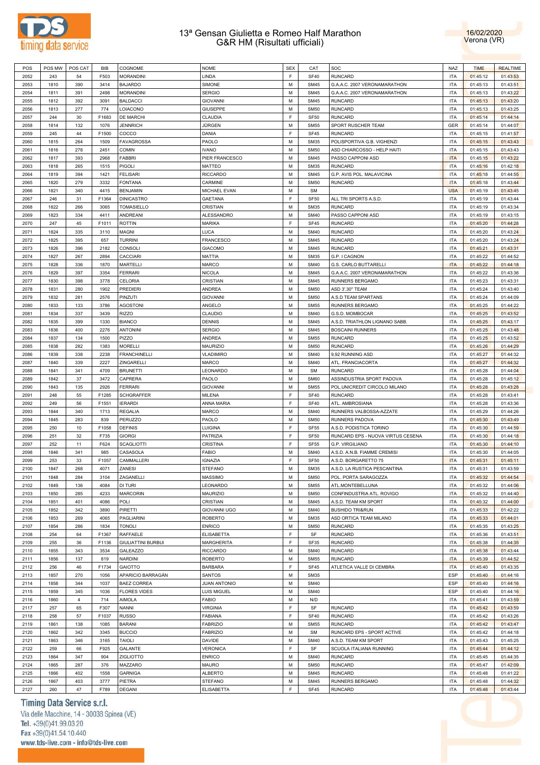# 13ª Gensan Giulietta e Romeo Half Marathon
## G&R HM (Risultati ufficiali)

16/02/2020
Verona (VR)

| POS | POS MW | POS CAT | BIB | COGNOME | NOME | SEX | CAT | SOC | NAZ | TIME | REALTIME |
|---|---|---|---|---|---|---|---|---|---|---|---|
| 2052 | 243 | 54 | F503 | MORANDINI | LINDA | F | SF40 | RUNCARD | ITA | 01:45:12 | 01:43:53 |
| 2053 | 1810 | 390 | 3414 | BAJARDO | SIMONE | M | SM45 | G.A.A.C. 2007 VERONAMARATHON | ITA | 01:45:13 | 01:43:51 |
| 2054 | 1811 | 391 | 2498 | MORANDINI | SERGIO | M | SM45 | G.A.A.C. 2007 VERONAMARATHON | ITA | 01:45:13 | 01:43:22 |
| 2055 | 1812 | 392 | 3091 | BALDACCI | GIOVANNI | M | SM45 | RUNCARD | ITA | 01:45:13 | 01:43:20 |
| 2056 | 1813 | 277 | 774 | LOIACONO | GIUSEPPE | M | SM50 | RUNCARD | ITA | 01:45:13 | 01:43:25 |
| 2057 | 244 | 30 | F1683 | DE MARCHI | CLAUDIA | F | SF50 | RUNCARD | ITA | 01:45:14 | 01:44:14 |
| 2058 | 1814 | 132 | 1076 | JENNRICH | JÜRGEN | M | SM55 | SPORT RUSCHER TEAM | GER | 01:45:14 | 01:44:07 |
| 2059 | 245 | 44 | F1500 | COCCO | DANIA | F | SF45 | RUNCARD | ITA | 01:45:15 | 01:41:57 |
| 2060 | 1815 | 264 | 1509 | FAVAGROSSA | PAOLO | M | SM35 | POLISPORTIVA G.B. VIGHENZI | ITA | 01:45:15 | 01:43:43 |
| 2061 | 1816 | 278 | 2451 | COMIN | IVANO | M | SM50 | ASD CHIARCOSSO - HELP HAITI | ITA | 01:45:15 | 01:43:43 |
| 2062 | 1817 | 393 | 2968 | FABBRI | PIER FRANCESCO | M | SM45 | PASSO CAPPONI ASD | ITA | 01:45:15 | 01:43:22 |
| 2063 | 1818 | 265 | 1515 | PIGOLI | MATTEO | M | SM35 | RUNCARD | ITA | 01:45:16 | 01:42:18 |
| 2064 | 1819 | 394 | 1421 | FELISARI | RICCARDO | M | SM45 | G.P. AVIS POL. MALAVICINA | ITA | 01:45:18 | 01:44:55 |
| 2065 | 1820 | 279 | 3332 | FONTANA | CARMINE | M | SM50 | RUNCARD | ITA | 01:45:18 | 01:43:44 |
| 2066 | 1821 | 340 | 4415 | BENJAMIN | MICHAEL EVAN | M | SM | | USA | 01:45:19 | 01:43:45 |
| 2067 | 246 | 31 | F1364 | DINICASTRO | GAETANA | F | SF50 | ALL TRI SPORTS A.S.D. | ITA | 01:45:19 | 01:43:44 |
| 2068 | 1822 | 266 | 3065 | TOMASIELLO | CRISTIAN | M | SM35 | RUNCARD | ITA | 01:45:19 | 01:43:34 |
| 2069 | 1823 | 334 | 4411 | ANDREANI | ALESSANDRO | M | SM40 | PASSO CAPPONI ASD | ITA | 01:45:19 | 01:43:15 |
| 2070 | 247 | 45 | F1011 | ROTTIN | MARIKA | F | SF45 | RUNCARD | ITA | 01:45:20 | 01:44:28 |
| 2071 | 1824 | 335 | 3110 | MAGNI | LUCA | M | SM40 | RUNCARD | ITA | 01:45:20 | 01:43:24 |
| 2072 | 1825 | 395 | 657 | TURRINI | FRANCESCO | M | SM45 | RUNCARD | ITA | 01:45:20 | 01:43:24 |
| 2073 | 1826 | 396 | 2182 | CONSOLI | GIACOMO | M | SM45 | RUNCARD | ITA | 01:45:21 | 01:43:31 |
| 2074 | 1827 | 267 | 2894 | CACCIARI | MATTIA | M | SM35 | G.P. I CAGNON | ITA | 01:45:22 | 01:44:52 |
| 2075 | 1828 | 336 | 1870 | MARTELLI | MARCO | M | SM40 | G.S. CARLO BUTTARELLI | ITA | 01:45:22 | 01:44:18 |
| 2076 | 1829 | 397 | 3354 | FERRARI | NICOLA | M | SM45 | G.A.A.C. 2007 VERONAMARATHON | ITA | 01:45:22 | 01:43:36 |
| 2077 | 1830 | 398 | 3778 | CELORIA | CRISTIAN | M | SM45 | RUNNERS BERGAMO | ITA | 01:45:23 | 01:43:31 |
| 2078 | 1831 | 280 | 1902 | PREDIERI | ANDREA | M | SM50 | ASD 3'.30" TEAM | ITA | 01:45:24 | 01:43:40 |
| 2079 | 1832 | 281 | 2576 | PINZUTI | GIOVANNI | M | SM50 | A.S.D TEAM SPARTANS | ITA | 01:45:24 | 01:44:09 |
| 2080 | 1833 | 133 | 3786 | AGOSTONI | ANGELO | M | SM55 | RUNNERS BERGAMO | ITA | 01:45:25 | 01:44:22 |
| 2081 | 1834 | 337 | 3439 | RIZZO | CLAUDIO | M | SM40 | G.S.D. MOMBOCAR | ITA | 01:45:25 | 01:43:52 |
| 2082 | 1835 | 399 | 1330 | BIANCO | DENNIS | M | SM45 | A.S.D. TRIATHLON LIGNANO SABB. | ITA | 01:45:25 | 01:43:17 |
| 2083 | 1836 | 400 | 2276 | ANTONINI | SERGIO | M | SM45 | BOSCAINI RUNNERS | ITA | 01:45:25 | 01:43:48 |
| 2084 | 1837 | 134 | 1500 | PIZZO | ANDREA | M | SM55 | RUNCARD | ITA | 01:45:25 | 01:43:52 |
| 2085 | 1838 | 282 | 1383 | MORELLI | MAURIZIO | M | SM50 | RUNCARD | ITA | 01:45:26 | 01:44:29 |
| 2086 | 1839 | 338 | 2238 | FRANCHINELLI | VLADIMIRO | M | SM40 | 9,92 RUNNING ASD | ITA | 01:45:27 | 01:44:32 |
| 2087 | 1840 | 339 | 2227 | ZINGARELLI | MARCO | M | SM40 | ATL. FRANCIACORTA | ITA | 01:45:27 | 01:44:32 |
| 2088 | 1841 | 341 | 4709 | BRUNETTI | LEONARDO | M | SM | RUNCARD | ITA | 01:45:28 | 01:44:04 |
| 2089 | 1842 | 37 | 3472 | CAPRERA | PAOLO | M | SM60 | ASSINDUSTRIA SPORT PADOVA | ITA | 01:45:28 | 01:45:12 |
| 2090 | 1843 | 135 | 2926 | FERRARI | GIOVANNI | M | SM55 | POL.UNICREDIT CIRCOLO MILANO | ITA | 01:45:28 | 01:43:28 |
| 2091 | 248 | 55 | F1285 | SCHGRAFFER | MILENA | F | SF40 | RUNCARD | ITA | 01:45:28 | 01:43:41 |
| 2092 | 249 | 56 | F1551 | IERARDI | ANNA MARIA | F | SF40 | ATL. AMBROSIANA | ITA | 01:45:28 | 01:43:36 |
| 2093 | 1844 | 340 | 1713 | REGALIA | MARCO | M | SM40 | RUNNERS VALBOSSA-AZZATE | ITA | 01:45:29 | 01:44:26 |
| 2094 | 1845 | 283 | 839 | PERUZZO | PAOLO | M | SM50 | RUNNERS PADOVA | ITA | 01:45:30 | 01:43:49 |
| 2095 | 250 | 10 | F1058 | DEFINIS | LUIGINA | F | SF55 | A.S.D. PODISTICA TORINO | ITA | 01:45:30 | 01:44:59 |
| 2096 | 251 | 32 | F735 | GIORGI | PATRIZIA | F | SF50 | RUNCARD EPS - NUOVA VIRTUS CESENA | ITA | 01:45:30 | 01:44:18 |
| 2097 | 252 | 11 | F624 | SCAGLIOTTI | CRISTINA | F | SF55 | G.P. VIRGILIANO | ITA | 01:45:30 | 01:44:10 |
| 2098 | 1846 | 341 | 985 | CASASOLA | FABIO | M | SM40 | A.S.D. A.N.B. FIAMME CREMISI | ITA | 01:45:30 | 01:44:05 |
| 2099 | 253 | 33 | F1057 | CAMMALLERI | IGNAZIA | F | SF50 | A.S.D. BORGARETTO 75 | ITA | 01:45:31 | 01:45:11 |
| 2100 | 1847 | 268 | 4071 | ZANESI | STEFANO | M | SM35 | A.S.D. LA RUSTICA PESCANTINA | ITA | 01:45:31 | 01:43:59 |
| 2101 | 1848 | 284 | 3104 | ZAGANELLI | MASSIMO | M | SM50 | POL. PORTA SARAGOZZA | ITA | 01:45:32 | 01:44:54 |
| 2102 | 1849 | 136 | 4084 | DI TURI | LEONARDO | M | SM55 | ATL.MONTEBELLUNA | ITA | 01:45:32 | 01:44:06 |
| 2103 | 1850 | 285 | 4233 | MARCORIN | MAURIZIO | M | SM50 | CONFINDUSTRIA ATL. ROVIGO | ITA | 01:45:32 | 01:44:40 |
| 2104 | 1851 | 401 | 4086 | POLI | CRISTIAN | M | SM45 | A.S.D. TEAM KM SPORT | ITA | 01:45:32 | 01:44:00 |
| 2105 | 1852 | 342 | 3890 | PIRETTI | GIOVANNI UGO | M | SM40 | BUSHIDO TRI&RUN | ITA | 01:45:33 | 01:42:22 |
| 2106 | 1853 | 269 | 4065 | PAGLIARINI | ROBERTO | M | SM35 | ASD ORTICA TEAM MILANO | ITA | 01:45:33 | 01:44:01 |
| 2107 | 1854 | 286 | 1834 | TONOLI | ENRICO | M | SM50 | RUNCARD | ITA | 01:45:35 | 01:43:25 |
| 2108 | 254 | 64 | F1367 | RAFFAELE | ELISABETTA | F | SF | RUNCARD | ITA | 01:45:36 | 01:43:51 |
| 2109 | 255 | 36 | F1136 | GIULIATTINI BURBUI | MARGHERITA | F | SF35 | RUNCARD | ITA | 01:45:38 | 01:44:35 |
| 2110 | 1855 | 343 | 3534 | GALEAZZO | RICCARDO | M | SM40 | RUNCARD | ITA | 01:45:38 | 01:43:44 |
| 2111 | 1856 | 137 | 819 | NARDINI | ROBERTO | M | SM55 | RUNNERS PADOVA | ITA | 01:45:39 | 01:44:52 |
| 2112 | 256 | 46 | F1734 | GAIOTTO | BARBARA | F | SF45 | ATLETICA VALLE DI CEMBRA | ITA | 01:45:40 | 01:43:35 |
| 2113 | 1857 | 270 | 1056 | APARICIO BARRAGÁN | SANTOS | M | SM35 | | ESP | 01:45:40 | 01:44:16 |
| 2114 | 1858 | 344 | 1037 | BAEZ CORREA | JUAN ANTONIO | M | SM40 | | ESP | 01:45:40 | 01:44:16 |
| 2115 | 1859 | 345 | 1036 | FLORES VIDES | LUIS MIGUEL | M | SM40 | | ESP | 01:45:40 | 01:44:16 |
| 2116 | 1860 | 4 | 714 | AIMOLA | FABIO | M | N/D | | ITA | 01:45:41 | 01:43:59 |
| 2117 | 257 | 65 | F307 | NANNI | VIRGINIA | F | SF | RUNCARD | ITA | 01:45:42 | 01:43:59 |
| 2118 | 258 | 57 | F1037 | RUSSO | FABIANA | F | SF40 | RUNCARD | ITA | 01:45:42 | 01:43:26 |
| 2119 | 1861 | 138 | 1085 | BARANI | FABRIZIO | M | SM55 | RUNCARD | ITA | 01:45:42 | 01:43:47 |
| 2120 | 1862 | 342 | 3345 | BUCCIO | FABRIZIO | M | SM | RUNCARD EPS - SPORT ACTIVE | ITA | 01:45:42 | 01:44:18 |
| 2121 | 1863 | 346 | 3165 | TAIOLI | DAVIDE | M | SM40 | A.S.D. TEAM KM SPORT | ITA | 01:45:43 | 01:45:25 |
| 2122 | 259 | 66 | F925 | GALANTE | VERONICA | F | SF | SCUOLA ITALIANA RUNNING | ITA | 01:45:44 | 01:44:12 |
| 2123 | 1864 | 347 | 904 | ZIGLIOTTO | ENRICO | M | SM40 | RUNCARD | ITA | 01:45:45 | 01:44:35 |
| 2124 | 1865 | 287 | 376 | MAZZARO | MAURO | M | SM50 | RUNCARD | ITA | 01:45:47 | 01:42:09 |
| 2125 | 1866 | 402 | 1558 | GARNIGA | ALBERTO | M | SM45 | RUNCARD | ITA | 01:45:48 | 01:41:22 |
| 2126 | 1867 | 403 | 3777 | PIETRA | STEFANO | M | SM45 | RUNNERS BERGAMO | ITA | 01:45:48 | 01:44:32 |
| 2127 | 260 | 47 | F789 | DEGANI | ELISABETTA | F | SF45 | RUNCARD | ITA | 01:45:48 | 01:43:44 |

Timing Data Service s.r.l.
Via delle Macchine, 14 - 30038 Spinea (VE)
Tel. +39(0)41.99.03.20
Fax +39(0)41.54.10.440
www.tds-live.com - info@tds-live.com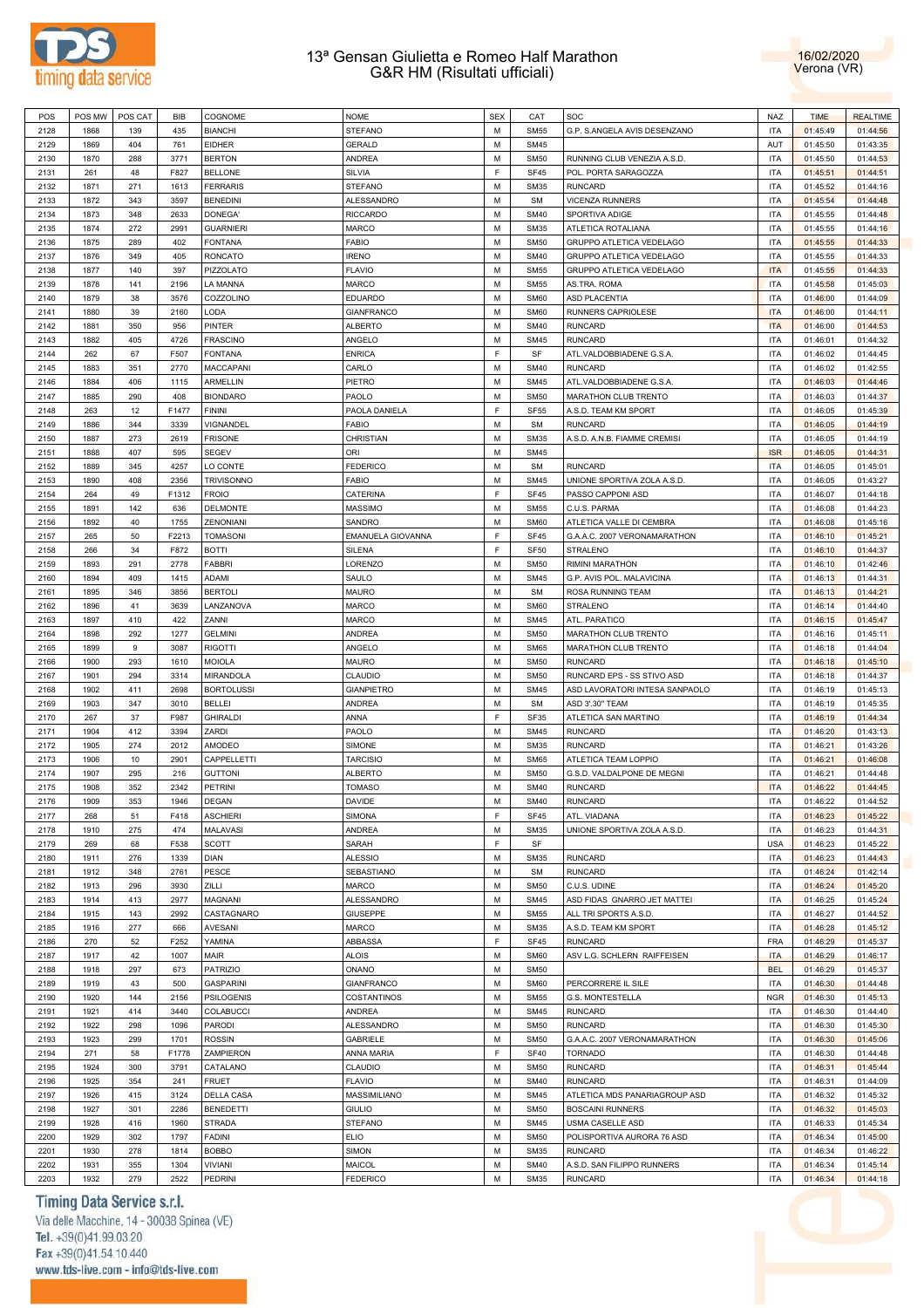# 13ª Gensan Giulietta e Romeo Half Marathon
## G&R HM (Risultati ufficiali)

16/02/2020
Verona (VR)

| POS | POS MW | POS CAT | BIB | COGNOME | NOME | SEX | CAT | SOC | NAZ | TIME | REALTIME |
|---|---|---|---|---|---|---|---|---|---|---|---|
| 2128 | 1868 | 139 | 435 | BIANCHI | STEFANO | M | SM55 | G.P. S.ANGELA AVIS DESENZANO | ITA | 01:45:49 | 01:44:56 |
| 2129 | 1869 | 404 | 761 | EIDHER | GERALD | M | SM45 | | AUT | 01:45:50 | 01:43:35 |
| 2130 | 1870 | 288 | 3771 | BERTON | ANDREA | M | SM50 | RUNNING CLUB VENEZIA A.S.D. | ITA | 01:45:50 | 01:44:53 |
| 2131 | 261 | 48 | F827 | BELLONE | SILVIA | F | SF45 | POL. PORTA SARAGOZZA | ITA | 01:45:51 | 01:44:51 |
| 2132 | 1871 | 271 | 1613 | FERRARIS | STEFANO | M | SM35 | RUNCARD | ITA | 01:45:52 | 01:44:16 |
| 2133 | 1872 | 343 | 3597 | BENEDINI | ALESSANDRO | M | SM | VICENZA RUNNERS | ITA | 01:45:54 | 01:44:48 |
| 2134 | 1873 | 348 | 2633 | DONEGA' | RICCARDO | M | SM40 | SPORTIVA ADIGE | ITA | 01:45:55 | 01:44:48 |
| 2135 | 1874 | 272 | 2991 | GUARNIERI | MARCO | M | SM35 | ATLETICA ROTALIANA | ITA | 01:45:55 | 01:44:16 |
| 2136 | 1875 | 289 | 402 | FONTANA | FABIO | M | SM50 | GRUPPO ATLETICA VEDELAGO | ITA | 01:45:55 | 01:44:33 |
| 2137 | 1876 | 349 | 405 | RONCATO | IRENO | M | SM40 | GRUPPO ATLETICA VEDELAGO | ITA | 01:45:55 | 01:44:33 |
| 2138 | 1877 | 140 | 397 | PIZZOLATO | FLAVIO | M | SM55 | GRUPPO ATLETICA VEDELAGO | ITA | 01:45:55 | 01:44:33 |
| 2139 | 1878 | 141 | 2196 | LA MANNA | MARCO | M | SM55 | AS.TRA. ROMA | ITA | 01:45:58 | 01:45:03 |
| 2140 | 1879 | 38 | 3576 | COZZOLINO | EDUARDO | M | SM60 | ASD PLACENTIA | ITA | 01:46:00 | 01:44:09 |
| 2141 | 1880 | 39 | 2160 | LODA | GIANFRANCO | M | SM60 | RUNNERS CAPRIOLESE | ITA | 01:46:00 | 01:44:11 |
| 2142 | 1881 | 350 | 956 | PINTER | ALBERTO | M | SM40 | RUNCARD | ITA | 01:46:00 | 01:44:53 |
| 2143 | 1882 | 405 | 4726 | FRASCINO | ANGELO | M | SM45 | RUNCARD | ITA | 01:46:01 | 01:44:32 |
| 2144 | 262 | 67 | F507 | FONTANA | ENRICA | F | SF | ATL.VALDOBBIADENE G.S.A. | ITA | 01:46:02 | 01:44:45 |
| 2145 | 1883 | 351 | 2770 | MACCAPANI | CARLO | M | SM40 | RUNCARD | ITA | 01:46:02 | 01:42:55 |
| 2146 | 1884 | 406 | 1115 | ARMELLIN | PIETRO | M | SM45 | ATL.VALDOBBIADENE G.S.A. | ITA | 01:46:03 | 01:44:46 |
| 2147 | 1885 | 290 | 408 | BIONDARO | PAOLO | M | SM50 | MARATHON CLUB TRENTO | ITA | 01:46:03 | 01:44:37 |
| 2148 | 263 | 12 | F1477 | FININI | PAOLA DANIELA | F | SF55 | A.S.D. TEAM KM SPORT | ITA | 01:46:05 | 01:45:39 |
| 2149 | 1886 | 344 | 3339 | VIGNANDEL | FABIO | M | SM | RUNCARD | ITA | 01:46:05 | 01:44:19 |
| 2150 | 1887 | 273 | 2619 | FRISONE | CHRISTIAN | M | SM35 | A.S.D. A.N.B. FIAMME CREMISI | ITA | 01:46:05 | 01:44:19 |
| 2151 | 1888 | 407 | 595 | SEGEV | ORI | M | SM45 | | ISR | 01:46:05 | 01:44:31 |
| 2152 | 1889 | 345 | 4257 | LO CONTE | FEDERICO | M | SM | RUNCARD | ITA | 01:46:05 | 01:45:01 |
| 2153 | 1890 | 408 | 2356 | TRIVISONNO | FABIO | M | SM45 | UNIONE SPORTIVA ZOLA A.S.D. | ITA | 01:46:05 | 01:43:27 |
| 2154 | 264 | 49 | F1312 | FROIO | CATERINA | F | SF45 | PASSO CAPPONI ASD | ITA | 01:46:07 | 01:44:18 |
| 2155 | 1891 | 142 | 636 | DELMONTE | MASSIMO | M | SM55 | C.U.S. PARMA | ITA | 01:46:08 | 01:44:23 |
| 2156 | 1892 | 40 | 1755 | ZENONIANI | SANDRO | M | SM60 | ATLETICA VALLE DI CEMBRA | ITA | 01:46:08 | 01:45:16 |
| 2157 | 265 | 50 | F2213 | TOMASONI | EMANUELA GIOVANNA | F | SF45 | G.A.A.C. 2007 VERONAMARATHON | ITA | 01:46:10 | 01:45:21 |
| 2158 | 266 | 34 | F872 | BOTTI | SILENA | F | SF50 | STRALENO | ITA | 01:46:10 | 01:44:37 |
| 2159 | 1893 | 291 | 2778 | FABBRI | LORENZO | M | SM50 | RIMINI MARATHON | ITA | 01:46:10 | 01:42:46 |
| 2160 | 1894 | 409 | 1415 | ADAMI | SAULO | M | SM45 | G.P. AVIS POL. MALAVICINA | ITA | 01:46:13 | 01:44:31 |
| 2161 | 1895 | 346 | 3856 | BERTOLI | MAURO | M | SM | ROSA RUNNING TEAM | ITA | 01:46:13 | 01:44:21 |
| 2162 | 1896 | 41 | 3639 | LANZANOVA | MARCO | M | SM60 | STRALENO | ITA | 01:46:14 | 01:44:40 |
| 2163 | 1897 | 410 | 422 | ZANNI | MARCO | M | SM45 | ATL. PARATICO | ITA | 01:46:15 | 01:45:47 |
| 2164 | 1898 | 292 | 1277 | GELMINI | ANDREA | M | SM50 | MARATHON CLUB TRENTO | ITA | 01:46:16 | 01:45:11 |
| 2165 | 1899 | 9 | 3087 | RIGOTTI | ANGELO | M | SM65 | MARATHON CLUB TRENTO | ITA | 01:46:18 | 01:44:04 |
| 2166 | 1900 | 293 | 1610 | MOIOLA | MAURO | M | SM50 | RUNCARD | ITA | 01:46:18 | 01:45:10 |
| 2167 | 1901 | 294 | 3314 | MIRANDOLA | CLAUDIO | M | SM50 | RUNCARD EPS - SS STIVO ASD | ITA | 01:46:18 | 01:44:37 |
| 2168 | 1902 | 411 | 2698 | BORTOLUSSI | GIANPIETRO | M | SM45 | ASD LAVORATORI INTESA SANPAOLO | ITA | 01:46:19 | 01:45:13 |
| 2169 | 1903 | 347 | 3010 | BELLEI | ANDREA | M | SM | ASD 3'.30" TEAM | ITA | 01:46:19 | 01:45:35 |
| 2170 | 267 | 37 | F987 | GHIRALDI | ANNA | F | SF35 | ATLETICA SAN MARTINO | ITA | 01:46:19 | 01:44:34 |
| 2171 | 1904 | 412 | 3394 | ZARDI | PAOLO | M | SM45 | RUNCARD | ITA | 01:46:20 | 01:43:13 |
| 2172 | 1905 | 274 | 2012 | AMODEO | SIMONE | M | SM35 | RUNCARD | ITA | 01:46:21 | 01:43:26 |
| 2173 | 1906 | 10 | 2901 | CAPPELLETTI | TARCISIO | M | SM65 | ATLETICA TEAM LOPPIO | ITA | 01:46:21 | 01:46:08 |
| 2174 | 1907 | 295 | 216 | GUTTONI | ALBERTO | M | SM50 | G.S.D. VALDALPONE DE MEGNI | ITA | 01:46:21 | 01:44:48 |
| 2175 | 1908 | 352 | 2342 | PETRINI | TOMASO | M | SM40 | RUNCARD | ITA | 01:46:22 | 01:44:45 |
| 2176 | 1909 | 353 | 1946 | DEGAN | DAVIDE | M | SM40 | RUNCARD | ITA | 01:46:22 | 01:44:52 |
| 2177 | 268 | 51 | F418 | ASCHIERI | SIMONA | F | SF45 | ATL. VIADANA | ITA | 01:46:23 | 01:45:22 |
| 2178 | 1910 | 275 | 474 | MALAVASI | ANDREA | M | SM35 | UNIONE SPORTIVA ZOLA A.S.D. | ITA | 01:46:23 | 01:44:31 |
| 2179 | 269 | 68 | F538 | SCOTT | SARAH | F | SF | | USA | 01:46:23 | 01:45:22 |
| 2180 | 1911 | 276 | 1339 | DIAN | ALESSIO | M | SM35 | RUNCARD | ITA | 01:46:23 | 01:44:43 |
| 2181 | 1912 | 348 | 2761 | PESCE | SEBASTIANO | M | SM | RUNCARD | ITA | 01:46:24 | 01:42:14 |
| 2182 | 1913 | 296 | 3930 | ZILLI | MARCO | M | SM50 | C.U.S. UDINE | ITA | 01:46:24 | 01:45:20 |
| 2183 | 1914 | 413 | 2977 | MAGNANI | ALESSANDRO | M | SM45 | ASD FIDAS GNARRO JET MATTEI | ITA | 01:46:25 | 01:45:24 |
| 2184 | 1915 | 143 | 2992 | CASTAGNARO | GIUSEPPE | M | SM55 | ALL TRI SPORTS A.S.D. | ITA | 01:46:27 | 01:44:52 |
| 2185 | 1916 | 277 | 666 | AVESANI | MARCO | M | SM35 | A.S.D. TEAM KM SPORT | ITA | 01:46:28 | 01:45:12 |
| 2186 | 270 | 52 | F252 | YAMINA | ABBASSA | F | SF45 | RUNCARD | FRA | 01:46:29 | 01:45:37 |
| 2187 | 1917 | 42 | 1007 | MAIR | ALOIS | M | SM60 | ASV L.G. SCHLERN RAIFFEISEN | ITA | 01:46:29 | 01:46:17 |
| 2188 | 1918 | 297 | 673 | PATRIZIO | ONANO | M | SM50 | | BEL | 01:46:29 | 01:45:37 |
| 2189 | 1919 | 43 | 500 | GASPARINI | GIANFRANCO | M | SM60 | PERCORRERE IL SILE | ITA | 01:46:30 | 01:44:48 |
| 2190 | 1920 | 144 | 2156 | PSILOGENIS | COSTANTINOS | M | SM55 | G.S. MONTESTELLA | NGR | 01:46:30 | 01:45:13 |
| 2191 | 1921 | 414 | 3440 | COLABUCCI | ANDREA | M | SM45 | RUNCARD | ITA | 01:46:30 | 01:44:40 |
| 2192 | 1922 | 298 | 1096 | PARODI | ALESSANDRO | M | SM50 | RUNCARD | ITA | 01:46:30 | 01:45:30 |
| 2193 | 1923 | 299 | 1701 | ROSSIN | GABRIELE | M | SM50 | G.A.A.C. 2007 VERONAMARATHON | ITA | 01:46:30 | 01:45:06 |
| 2194 | 271 | 58 | F1778 | ZAMPIERON | ANNA MARIA | F | SF40 | TORNADO | ITA | 01:46:30 | 01:44:48 |
| 2195 | 1924 | 300 | 3791 | CATALANO | CLAUDIO | M | SM50 | RUNCARD | ITA | 01:46:31 | 01:45:44 |
| 2196 | 1925 | 354 | 241 | FRUET | FLAVIO | M | SM40 | RUNCARD | ITA | 01:46:31 | 01:44:09 |
| 2197 | 1926 | 415 | 3124 | DELLA CASA | MASSIMILIANO | M | SM45 | ATLETICA MDS PANARIAGROUP ASD | ITA | 01:46:32 | 01:45:32 |
| 2198 | 1927 | 301 | 2286 | BENEDETTI | GIULIO | M | SM50 | BOSCAINI RUNNERS | ITA | 01:46:32 | 01:45:03 |
| 2199 | 1928 | 416 | 1960 | STRADA | STEFANO | M | SM45 | USMA CASELLE ASD | ITA | 01:46:33 | 01:45:34 |
| 2200 | 1929 | 302 | 1797 | FADINI | ELIO | M | SM50 | POLISPORTIVA AURORA 76 ASD | ITA | 01:46:34 | 01:45:00 |
| 2201 | 1930 | 278 | 1814 | BOBBO | SIMON | M | SM35 | RUNCARD | ITA | 01:46:34 | 01:46:22 |
| 2202 | 1931 | 355 | 1304 | VIVIANI | MAICOL | M | SM40 | A.S.D. SAN FILIPPO RUNNERS | ITA | 01:46:34 | 01:45:14 |
| 2203 | 1932 | 279 | 2522 | PEDRINI | FEDERICO | M | SM35 | RUNCARD | ITA | 01:46:34 | 01:44:18 |

Timing Data Service s.r.l.
Via delle Macchine, 14 - 30038 Spinea (VE)
Tel. +39(0)41.99.03.20
Fax +39(0)41.54.10.440
www.tds-live.com - info@tds-live.com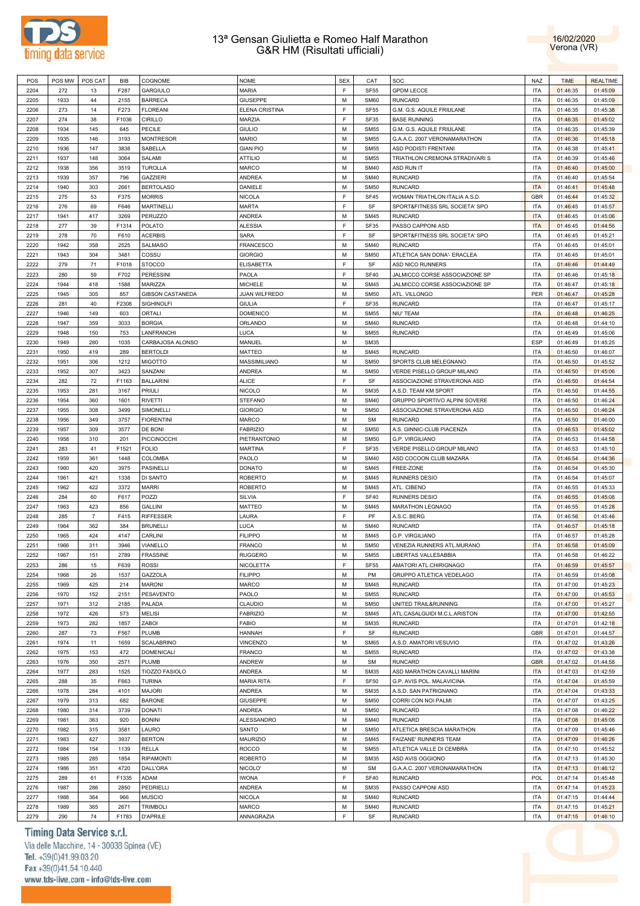# 13ª Gensan Giulietta e Romeo Half Marathon
## G&R HM (Risultati ufficiali)

16/02/2020
Verona (VR)

| POS | POS MW | POS CAT | BIB | COGNOME | NOME | SEX | CAT | SOC | NAZ | TIME | REALTIME |
|---|---|---|---|---|---|---|---|---|---|---|---|
| 2204 | 272 | 13 | F287 | GARGIULO | MARIA | F | SF55 | GPDM LECCE | ITA | 01:46:35 | 01:45:09 |
| 2205 | 1933 | 44 | 2155 | BARRECA | GIUSEPPE | M | SM60 | RUNCARD | ITA | 01:46:35 | 01:45:09 |
| 2206 | 273 | 14 | F273 | FLOREANI | ELENA CRISTINA | F | SF55 | G.M. G.S. AQUILE FRIULANE | ITA | 01:46:35 | 01:45:38 |
| 2207 | 274 | 38 | F1036 | CIRILLO | MARZIA | F | SF35 | BASE RUNNING | ITA | 01:46:35 | 01:45:02 |
| 2208 | 1934 | 145 | 645 | PECILE | GIULIO | M | SM55 | G.M. G.S. AQUILE FRIULANE | ITA | 01:46:35 | 01:45:39 |
| 2209 | 1935 | 146 | 3193 | MONTRESOR | MARIO | M | SM55 | G.A.A.C. 2007 VERONAMARATHON | ITA | 01:46:36 | 01:45:18 |
| 2210 | 1936 | 147 | 3838 | SABELLA | GIAN PIO | M | SM55 | ASD PODISTI FRENTANI | ITA | 01:46:38 | 01:45:41 |
| 2211 | 1937 | 148 | 3064 | SALAMI | ATTILIO | M | SM55 | TRIATHLON CREMONA STRADIVARI S | ITA | 01:46:39 | 01:45:46 |
| 2212 | 1938 | 356 | 3519 | TUROLLA | MARCO | M | SM40 | ASD RUN IT | ITA | 01:46:40 | 01:45:00 |
| 2213 | 1939 | 357 | 796 | GAZZIERI | ANDREA | M | SM40 | RUNCARD | ITA | 01:46:40 | 01:45:54 |
| 2214 | 1940 | 303 | 2661 | BERTOLASO | DANIELE | M | SM50 | RUNCARD | ITA | 01:46:41 | 01:45:48 |
| 2215 | 275 | 53 | F375 | MORRIS | NICOLA | F | SF45 | WOMAN TRIATHLON ITALIA A.S.D. | GBR | 01:46:44 | 01:45:32 |
| 2216 | 276 | 69 | F646 | MARTINELLI | MARTA | F | SF | SPORT&FITNESS SRL SOCIETA' SPO | ITA | 01:46:45 | 01:45:57 |
| 2217 | 1941 | 417 | 3269 | PERUZZO | ANDREA | M | SM45 | RUNCARD | ITA | 01:46:45 | 01:45:06 |
| 2218 | 277 | 39 | F1314 | POLATO | ALESSIA | F | SF35 | PASSO CAPPONI ASD | ITA | 01:46:45 | 01:44:56 |
| 2219 | 278 | 70 | F610 | ACERBIS | SARA | F | SF | SPORT&FITNESS SRL SOCIETA' SPO | ITA | 01:46:45 | 01:45:21 |
| 2220 | 1942 | 358 | 2525 | SALMASO | FRANCESCO | M | SM40 | RUNCARD | ITA | 01:46:45 | 01:45:01 |
| 2221 | 1943 | 304 | 3481 | COSSU | GIORGIO | M | SM50 | ATLETICA SAN DONA'- ERACLEA | ITA | 01:46:45 | 01:45:01 |
| 2222 | 279 | 71 | F1018 | STOCCO | ELISABETTA | F | SF | ASD NICO RUNNERS | ITA | 01:46:46 | 01:44:49 |
| 2223 | 280 | 59 | F702 | PERESSINI | PAOLA | F | SF40 | JALMICCO CORSE ASSOCIAZIONE SP | ITA | 01:46:46 | 01:45:18 |
| 2224 | 1944 | 418 | 1588 | MARIZZA | MICHELE | M | SM45 | JALMICCO CORSE ASSOCIAZIONE SP | ITA | 01:46:47 | 01:45:18 |
| 2225 | 1945 | 305 | 857 | GIBSON CASTANEDA | JUAN WILFREDO | M | SM50 | ATL. VILLONGO | PER | 01:46:47 | 01:45:28 |
| 2226 | 281 | 40 | F2308 | SIGHINOLFI | GIULIA | F | SF35 | RUNCARD | ITA | 01:46:47 | 01:45:17 |
| 2227 | 1946 | 149 | 603 | ORTALI | DOMENICO | M | SM55 | NIU' TEAM | ITA | 01:46:48 | 01:46:25 |
| 2228 | 1947 | 359 | 3033 | BORGIA | ORLANDO | M | SM40 | RUNCARD | ITA | 01:46:48 | 01:44:10 |
| 2229 | 1948 | 150 | 753 | LANFRANCHI | LUCA | M | SM55 | RUNCARD | ITA | 01:46:49 | 01:45:06 |
| 2230 | 1949 | 280 | 1035 | CARBAJOSA ALONSO | MANUEL | M | SM35 | | ESP | 01:46:49 | 01:45:25 |
| 2231 | 1950 | 419 | 289 | BERTOLDI | MATTEO | M | SM45 | RUNCARD | ITA | 01:46:50 | 01:46:07 |
| 2232 | 1951 | 306 | 1212 | MIGOTTO | MASSIMILIANO | M | SM50 | SPORTS CLUB MELEGNANO | ITA | 01:46:50 | 01:45:52 |
| 2233 | 1952 | 307 | 3423 | SANZANI | ANDREA | M | SM50 | VERDE PISELLO GROUP MILANO | ITA | 01:46:50 | 01:45:06 |
| 2234 | 282 | 72 | F1163 | BALLARINI | ALICE | F | SF | ASSOCIAZIONE STRAVERONA ASD | ITA | 01:46:50 | 01:44:54 |
| 2235 | 1953 | 281 | 3167 | PRIULI | NICOLO | M | SM35 | A.S.D. TEAM KM SPORT | ITA | 01:46:50 | 01:44:55 |
| 2236 | 1954 | 360 | 1601 | RIVETTI | STEFANO | M | SM40 | GRUPPO SPORTIVO ALPINI SOVERE | ITA | 01:46:50 | 01:46:24 |
| 2237 | 1955 | 308 | 3499 | SIMONELLI | GIORGIO | M | SM50 | ASSOCIAZIONE STRAVERONA ASD | ITA | 01:46:50 | 01:46:24 |
| 2238 | 1956 | 349 | 3757 | FIORENTINI | MARCO | M | SM | RUNCARD | ITA | 01:46:50 | 01:46:00 |
| 2239 | 1957 | 309 | 3577 | DE BONI | FABRIZIO | M | SM50 | A.S. GINNIC-CLUB PIACENZA | ITA | 01:46:53 | 01:45:02 |
| 2240 | 1958 | 310 | 201 | PICCINOCCHI | PIETRANTONIO | M | SM50 | G.P. VIRGILIANO | ITA | 01:46:53 | 01:44:58 |
| 2241 | 283 | 41 | F1521 | FOLIO | MARTINA | F | SF35 | VERDE PISELLO GROUP MILANO | ITA | 01:46:53 | 01:45:10 |
| 2242 | 1959 | 361 | 1448 | COLOMBA | PAOLO | M | SM40 | ASD COCOON CLUB MAZARA | ITA | 01:46:54 | 01:44:36 |
| 2243 | 1960 | 420 | 3975 | PASINELLI | DONATO | M | SM45 | FREE-ZONE | ITA | 01:46:54 | 01:45:30 |
| 2244 | 1961 | 421 | 1338 | DI SANTO | ROBERTO | M | SM45 | RUNNERS DESIO | ITA | 01:46:54 | 01:45:07 |
| 2245 | 1962 | 422 | 3372 | MARRI | ROBERTO | M | SM45 | ATL. CIBENO | ITA | 01:46:55 | 01:45:33 |
| 2246 | 284 | 60 | F617 | POZZI | SILVIA | F | SF40 | RUNNERS DESIO | ITA | 01:46:55 | 01:45:08 |
| 2247 | 1963 | 423 | 856 | GALLINI | MATTEO | M | SM45 | MARATHON LEGNAGO | ITA | 01:46:55 | 01:45:28 |
| 2248 | 285 | 7 | F415 | RIFFESSER | LAURA | F | PF | A.S.C. BERG | ITA | 01:46:56 | 01:45:46 |
| 2249 | 1964 | 362 | 384 | BRUNELLI | LUCA | M | SM40 | RUNCARD | ITA | 01:46:57 | 01:45:18 |
| 2250 | 1965 | 424 | 4147 | CARLINI | FILIPPO | M | SM45 | G.P. VIRGILIANO | ITA | 01:46:57 | 01:45:28 |
| 2251 | 1966 | 311 | 3946 | VIANELLO | FRANCO | M | SM50 | VENEZIA RUNNERS ATL.MURANO | ITA | 01:46:58 | 01:45:09 |
| 2252 | 1967 | 151 | 2789 | FRASSINE | RUGGERO | M | SM55 | LIBERTAS VALLESABBIA | ITA | 01:46:58 | 01:46:22 |
| 2253 | 286 | 15 | F639 | ROSSI | NICOLETTA | F | SF55 | AMATORI ATL.CHIRIGNAGO | ITA | 01:46:59 | 01:45:57 |
| 2254 | 1968 | 26 | 1537 | GAZZOLA | FILIPPO | M | PM | GRUPPO ATLETICA VEDELAGO | ITA | 01:46:59 | 01:45:08 |
| 2255 | 1969 | 425 | 214 | MARONI | MARCO | M | SM45 | RUNCARD | ITA | 01:47:00 | 01:45:23 |
| 2256 | 1970 | 152 | 2151 | PESAVENTO | PAOLO | M | SM55 | RUNCARD | ITA | 01:47:00 | 01:45:53 |
| 2257 | 1971 | 312 | 2185 | PALADA | CLAUDIO | M | SM50 | UNITED TRAIL&RUNNING | ITA | 01:47:00 | 01:45:27 |
| 2258 | 1972 | 426 | 573 | MELISI | FABRIZIO | M | SM45 | ATL.CASALGUIDI M.C.L.ARISTON | ITA | 01:47:00 | 01:42:55 |
| 2259 | 1973 | 282 | 1857 | ZABOI | FABIO | M | SM35 | RUNCARD | ITA | 01:47:01 | 01:42:18 |
| 2260 | 287 | 73 | F567 | PLUMB | HANNAH | F | SF | RUNCARD | GBR | 01:47:01 | 01:44:57 |
| 2261 | 1974 | 11 | 1659 | SCALABRINO | VINCENZO | M | SM65 | A.S.D. AMATORI VESUVIO | ITA | 01:47:02 | 01:43:26 |
| 2262 | 1975 | 153 | 472 | DOMENICALI | FRANCO | M | SM55 | RUNCARD | ITA | 01:47:02 | 01:43:38 |
| 2263 | 1976 | 350 | 2571 | PLUMB | ANDREW | M | SM | RUNCARD | GBR | 01:47:02 | 01:44:58 |
| 2264 | 1977 | 283 | 1525 | TIOZZO FASIOLO | ANDREA | M | SM35 | ASD MARATHON CAVALLI MARINI | ITA | 01:47:03 | 01:42:59 |
| 2265 | 288 | 35 | F663 | TURINA | MARIA RITA | F | SF50 | G.P. AVIS POL. MALAVICINA | ITA | 01:47:04 | 01:45:59 |
| 2266 | 1978 | 284 | 4101 | MAJORI | ANDREA | M | SM35 | A.S.D. SAN PATRIGNANO | ITA | 01:47:04 | 01:43:33 |
| 2267 | 1979 | 313 | 682 | BARONE | GIUSEPPE | M | SM50 | CORRI CON NOI PALMI | ITA | 01:47:07 | 01:43:25 |
| 2268 | 1980 | 314 | 3739 | DONATI | ANDREA | M | SM50 | RUNCARD | ITA | 01:47:08 | 01:46:22 |
| 2269 | 1981 | 363 | 920 | BONINI | ALESSANDRO | M | SM40 | RUNCARD | ITA | 01:47:08 | 01:45:08 |
| 2270 | 1982 | 315 | 3581 | LAURO | SANTO | M | SM50 | ATLETICA BRESCIA MARATHON | ITA | 01:47:09 | 01:45:46 |
| 2271 | 1983 | 427 | 3937 | BERTON | MAURIZIO | M | SM45 | FAIZANE' RUNNERS TEAM | ITA | 01:47:09 | 01:46:26 |
| 2272 | 1984 | 154 | 1139 | RELLA | ROCCO | M | SM55 | ATLETICA VALLE DI CEMBRA | ITA | 01:47:10 | 01:45:52 |
| 2273 | 1985 | 285 | 1854 | RIPAMONTI | ROBERTO | M | SM35 | ASD AVIS OGGIONO | ITA | 01:47:13 | 01:45:30 |
| 2274 | 1986 | 351 | 4720 | DALL'ORA | NICOLO' | M | SM | G.A.A.C. 2007 VERONAMARATHON | ITA | 01:47:13 | 01:46:12 |
| 2275 | 289 | 61 | F1335 | ADAM | IWONA | F | SF40 | RUNCARD | POL | 01:47:14 | 01:45:48 |
| 2276 | 1987 | 286 | 2850 | PEDRIELLI | ANDREA | M | SM35 | PASSO CAPPONI ASD | ITA | 01:47:14 | 01:45:23 |
| 2277 | 1988 | 364 | 966 | MUSCIO | NICOLA | M | SM40 | RUNCARD | ITA | 01:47:15 | 01:44:44 |
| 2278 | 1989 | 365 | 2671 | TRIMBOLI | MARCO | M | SM40 | RUNCARD | ITA | 01:47:15 | 01:45:21 |
| 2279 | 290 | 74 | F1783 | D'APRILE | ANNAGRAZIA | F | SF | RUNCARD | ITA | 01:47:15 | 01:46:10 |

Timing Data Service s.r.l.
Via delle Macchine, 14 - 30038 Spinea (VE)
Tel. +39(0)41.99.03.20
Fax +39(0)41.54.10.440
www.tds-live.com - info@tds-live.com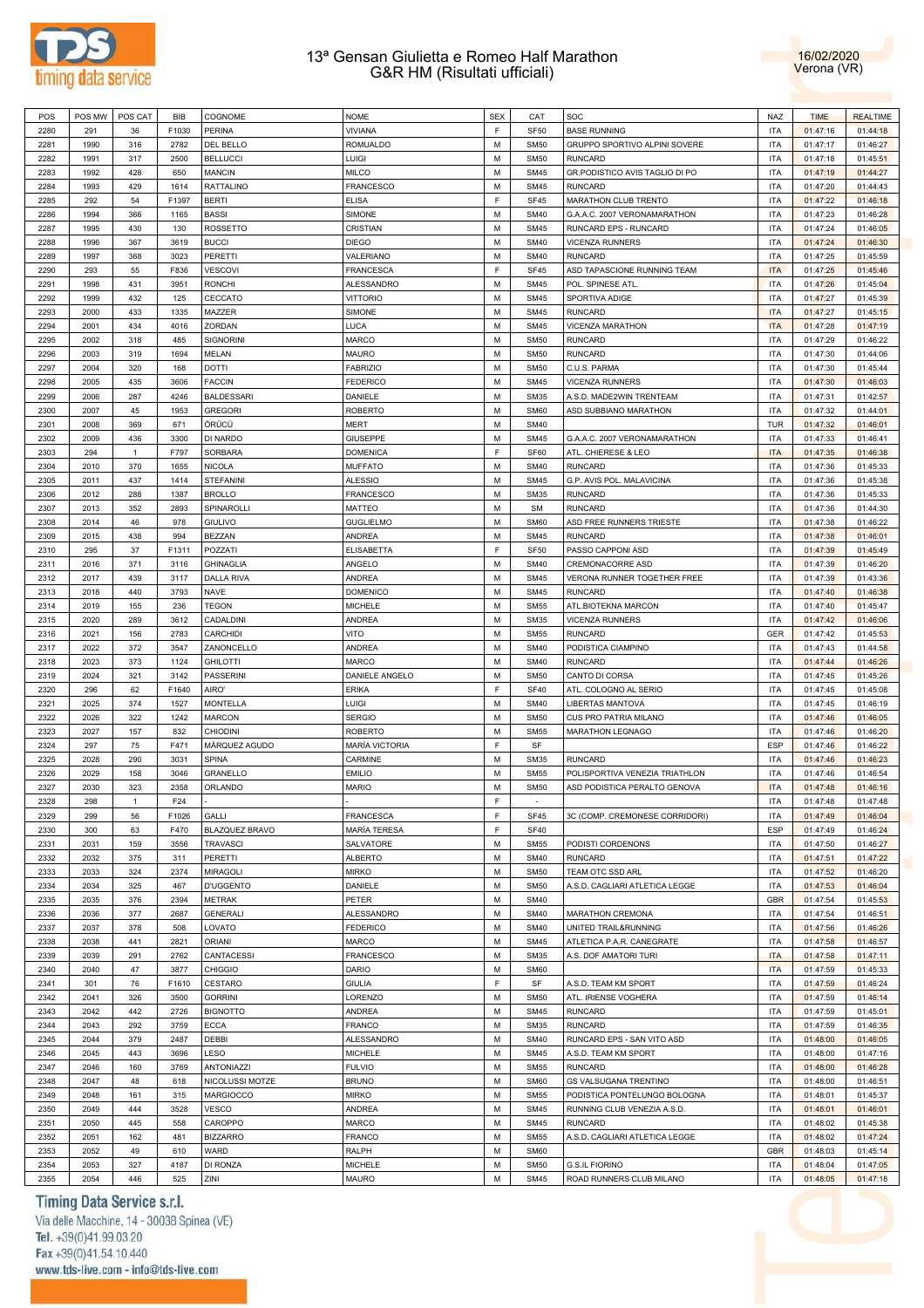# 13ª Gensan Giulietta e Romeo Half Marathon
## G&R HM (Risultati ufficiali)

16/02/2020
Verona (VR)

| POS | POS MW | POS CAT | BIB | COGNOME | NOME | SEX | CAT | SOC | NAZ | TIME | REALTIME |
|---|---|---|---|---|---|---|---|---|---|---|---|
| 2280 | 291 | 36 | F1030 | PERINA | VIVIANA | F | SF50 | BASE RUNNING | ITA | 01:47:16 | 01:44:18 |
| 2281 | 1990 | 316 | 2782 | DEL BELLO | ROMUALDO | M | SM50 | GRUPPO SPORTIVO ALPINI SOVERE | ITA | 01:47:17 | 01:46:27 |
| 2282 | 1991 | 317 | 2500 | BELLUCCI | LUIGI | M | SM50 | RUNCARD | ITA | 01:47:18 | 01:45:51 |
| 2283 | 1992 | 428 | 650 | MANCIN | MILCO | M | SM45 | GR.PODISTICO AVIS TAGLIO DI PO | ITA | 01:47:19 | 01:44:27 |
| 2284 | 1993 | 429 | 1614 | RATTALINO | FRANCESCO | M | SM45 | RUNCARD | ITA | 01:47:20 | 01:44:43 |
| 2285 | 292 | 54 | F1397 | BERTI | ELISA | F | SF45 | MARATHON CLUB TRENTO | ITA | 01:47:22 | 01:46:18 |
| 2286 | 1994 | 366 | 1165 | BASSI | SIMONE | M | SM40 | G.A.A.C. 2007 VERONAMARATHON | ITA | 01:47:23 | 01:46:28 |
| 2287 | 1995 | 430 | 130 | ROSSETTO | CRISTIAN | M | SM45 | RUNCARD EPS - RUNCARD | ITA | 01:47:24 | 01:46:05 |
| 2288 | 1996 | 367 | 3619 | BUCCI | DIEGO | M | SM40 | VICENZA RUNNERS | ITA | 01:47:24 | 01:46:30 |
| 2289 | 1997 | 368 | 3023 | PERETTI | VALERIANO | M | SM40 | RUNCARD | ITA | 01:47:25 | 01:45:59 |
| 2290 | 293 | 55 | F836 | VESCOVI | FRANCESCA | F | SF45 | ASD TAPASCIONE RUNNING TEAM | ITA | 01:47:25 | 01:45:46 |
| 2291 | 1998 | 431 | 3951 | RONCHI | ALESSANDRO | M | SM45 | POL. SPINESE ATL. | ITA | 01:47:26 | 01:45:04 |
| 2292 | 1999 | 432 | 125 | CECCATO | VITTORIO | M | SM45 | SPORTIVA ADIGE | ITA | 01:47:27 | 01:45:39 |
| 2293 | 2000 | 433 | 1335 | MAZZER | SIMONE | M | SM45 | RUNCARD | ITA | 01:47:27 | 01:45:15 |
| 2294 | 2001 | 434 | 4016 | ZORDAN | LUCA | M | SM45 | VICENZA MARATHON | ITA | 01:47:28 | 01:47:19 |
| 2295 | 2002 | 318 | 485 | SIGNORINI | MARCO | M | SM50 | RUNCARD | ITA | 01:47:29 | 01:46:22 |
| 2296 | 2003 | 319 | 1694 | MELAN | MAURO | M | SM50 | RUNCARD | ITA | 01:47:30 | 01:44:06 |
| 2297 | 2004 | 320 | 168 | DOTTI | FABRIZIO | M | SM50 | C.U.S. PARMA | ITA | 01:47:30 | 01:45:44 |
| 2298 | 2005 | 435 | 3606 | FACCIN | FEDERICO | M | SM45 | VICENZA RUNNERS | ITA | 01:47:30 | 01:46:03 |
| 2299 | 2006 | 287 | 4246 | BALDESSARI | DANIELE | M | SM35 | A.S.D. MADE2WIN TRENTEAM | ITA | 01:47:31 | 01:42:57 |
| 2300 | 2007 | 45 | 1953 | GREGORI | ROBERTO | M | SM60 | ASD SUBBIANO MARATHON | ITA | 01:47:32 | 01:44:01 |
| 2301 | 2008 | 369 | 671 | ÖRÜCÜ | MERT | M | SM40 | | TUR | 01:47:32 | 01:46:01 |
| 2302 | 2009 | 436 | 3300 | DI NARDO | GIUSEPPE | M | SM45 | G.A.A.C. 2007 VERONAMARATHON | ITA | 01:47:33 | 01:46:41 |
| 2303 | 294 | 1 | F797 | SORBARA | DOMENICA | F | SF60 | ATL. CHIERESE & LEO | ITA | 01:47:35 | 01:46:38 |
| 2304 | 2010 | 370 | 1655 | NICOLA | MUFFATO | M | SM40 | RUNCARD | ITA | 01:47:36 | 01:45:33 |
| 2305 | 2011 | 437 | 1414 | STEFANINI | ALESSIO | M | SM45 | G.P. AVIS POL. MALAVICINA | ITA | 01:47:36 | 01:45:38 |
| 2306 | 2012 | 288 | 1387 | BROLLO | FRANCESCO | M | SM35 | RUNCARD | ITA | 01:47:36 | 01:45:33 |
| 2307 | 2013 | 352 | 2893 | SPINAROLLI | MATTEO | M | SM | RUNCARD | ITA | 01:47:36 | 01:44:30 |
| 2308 | 2014 | 46 | 978 | GIULIVO | GUGLIELMO | M | SM60 | ASD FREE RUNNERS TRIESTE | ITA | 01:47:38 | 01:46:22 |
| 2309 | 2015 | 438 | 994 | BEZZAN | ANDREA | M | SM45 | RUNCARD | ITA | 01:47:38 | 01:46:01 |
| 2310 | 295 | 37 | F1311 | POZZATI | ELISABETTA | F | SF50 | PASSO CAPPONI ASD | ITA | 01:47:39 | 01:45:49 |
| 2311 | 2016 | 371 | 3116 | GHINAGLIA | ANGELO | M | SM40 | CREMONACORRE ASD | ITA | 01:47:39 | 01:46:20 |
| 2312 | 2017 | 439 | 3117 | DALLA RIVA | ANDREA | M | SM45 | VERONA RUNNER TOGETHER FREE | ITA | 01:47:39 | 01:43:36 |
| 2313 | 2018 | 440 | 3793 | NAVE | DOMENICO | M | SM45 | RUNCARD | ITA | 01:47:40 | 01:46:38 |
| 2314 | 2019 | 155 | 236 | TEGON | MICHELE | M | SM55 | ATL.BIOTEKNA MARCON | ITA | 01:47:40 | 01:45:47 |
| 2315 | 2020 | 289 | 3612 | CADALDINI | ANDREA | M | SM35 | VICENZA RUNNERS | ITA | 01:47:42 | 01:46:06 |
| 2316 | 2021 | 156 | 2783 | CARCHIDI | VITO | M | SM55 | RUNCARD | GER | 01:47:42 | 01:45:53 |
| 2317 | 2022 | 372 | 3547 | ZANONCELLO | ANDREA | M | SM40 | PODISTICA CIAMPINO | ITA | 01:47:43 | 01:44:58 |
| 2318 | 2023 | 373 | 1124 | GHILOTTI | MARCO | M | SM40 | RUNCARD | ITA | 01:47:44 | 01:46:26 |
| 2319 | 2024 | 321 | 3142 | PASSERINI | DANIELE ANGELO | M | SM50 | CANTO DI CORSA | ITA | 01:47:45 | 01:45:26 |
| 2320 | 296 | 62 | F1640 | AIRO' | ERIKA | F | SF40 | ATL. COLOGNO AL SERIO | ITA | 01:47:45 | 01:45:08 |
| 2321 | 2025 | 374 | 1527 | MONTELLA | LUIGI | M | SM40 | LIBERTAS MANTOVA | ITA | 01:47:45 | 01:46:19 |
| 2322 | 2026 | 322 | 1242 | MARCON | SERGIO | M | SM50 | CUS PRO PATRIA MILANO | ITA | 01:47:46 | 01:46:05 |
| 2323 | 2027 | 157 | 832 | CHIODINI | ROBERTO | M | SM55 | MARATHON LEGNAGO | ITA | 01:47:46 | 01:46:20 |
| 2324 | 297 | 75 | F471 | MÁRQUEZ AGUDO | MARÍA VICTORIA | F | SF | | ESP | 01:47:46 | 01:46:22 |
| 2325 | 2028 | 290 | 3031 | SPINA | CARMINE | M | SM35 | RUNCARD | ITA | 01:47:46 | 01:46:23 |
| 2326 | 2029 | 158 | 3046 | GRANELLO | EMILIO | M | SM55 | POLISPORTIVA VENEZIA TRIATHLON | ITA | 01:47:46 | 01:46:54 |
| 2327 | 2030 | 323 | 2358 | ORLANDO | MARIO | M | SM50 | ASD PODISTICA PERALTO GENOVA | ITA | 01:47:48 | 01:46:16 |
| 2328 | 298 | 1 | F24 | - | - | F | - | | ITA | 01:47:48 | 01:47:48 |
| 2329 | 299 | 56 | F1026 | GALLI | FRANCESCA | F | SF45 | 3C (COMP. CREMONESE CORRIDORI) | ITA | 01:47:49 | 01:46:04 |
| 2330 | 300 | 63 | F470 | BLAZQUEZ BRAVO | MARÍA TERESA | F | SF40 | | ESP | 01:47:49 | 01:46:24 |
| 2331 | 2031 | 159 | 3556 | TRAVASCI | SALVATORE | M | SM55 | PODISTI CORDENONS | ITA | 01:47:50 | 01:46:27 |
| 2332 | 2032 | 375 | 311 | PERETTI | ALBERTO | M | SM40 | RUNCARD | ITA | 01:47:51 | 01:47:22 |
| 2333 | 2033 | 324 | 2374 | MIRAGOLI | MIRKO | M | SM50 | TEAM OTC SSD ARL | ITA | 01:47:52 | 01:46:20 |
| 2334 | 2034 | 325 | 467 | D'UGGENTO | DANIELE | M | SM50 | A.S.D. CAGLIARI ATLETICA LEGGE | ITA | 01:47:53 | 01:46:04 |
| 2335 | 2035 | 376 | 2394 | METRAK | PETER | M | SM40 | | GBR | 01:47:54 | 01:45:53 |
| 2336 | 2036 | 377 | 2687 | GENERALI | ALESSANDRO | M | SM40 | MARATHON CREMONA | ITA | 01:47:54 | 01:46:51 |
| 2337 | 2037 | 378 | 508 | LOVATO | FEDERICO | M | SM40 | UNITED TRAIL&RUNNING | ITA | 01:47:56 | 01:46:26 |
| 2338 | 2038 | 441 | 2821 | ORIANI | MARCO | M | SM45 | ATLETICA P.A.R. CANEGRATE | ITA | 01:47:58 | 01:46:57 |
| 2339 | 2039 | 291 | 2762 | CANTACESSI | FRANCESCO | M | SM35 | A.S. DOF AMATORI TURI | ITA | 01:47:58 | 01:47:11 |
| 2340 | 2040 | 47 | 3877 | CHIGGIO | DARIO | M | SM60 | | ITA | 01:47:59 | 01:45:33 |
| 2341 | 301 | 76 | F1610 | CESTARO | GIULIA | F | SF | A.S.D. TEAM KM SPORT | ITA | 01:47:59 | 01:46:24 |
| 2342 | 2041 | 326 | 3500 | GORRINI | LORENZO | M | SM50 | ATL. IRIENSE VOGHERA | ITA | 01:47:59 | 01:46:14 |
| 2343 | 2042 | 442 | 2726 | BIGNOTTO | ANDREA | M | SM45 | RUNCARD | ITA | 01:47:59 | 01:45:01 |
| 2344 | 2043 | 292 | 3759 | ECCA | FRANCO | M | SM35 | RUNCARD | ITA | 01:47:59 | 01:46:35 |
| 2345 | 2044 | 379 | 2487 | DEBBI | ALESSANDRO | M | SM40 | RUNCARD EPS - SAN VITO ASD | ITA | 01:48:00 | 01:46:05 |
| 2346 | 2045 | 443 | 3696 | LESO | MICHELE | M | SM45 | A.S.D. TEAM KM SPORT | ITA | 01:48:00 | 01:47:16 |
| 2347 | 2046 | 160 | 3769 | ANTONIAZZI | FULVIO | M | SM55 | RUNCARD | ITA | 01:48:00 | 01:46:28 |
| 2348 | 2047 | 48 | 618 | NICOLUSSI MOTZE | BRUNO | M | SM60 | GS VALSUGANA TRENTINO | ITA | 01:48:00 | 01:46:51 |
| 2349 | 2048 | 161 | 315 | MARGIOCCO | MIRKO | M | SM55 | PODISTICA PONTELUNGO BOLOGNA | ITA | 01:48:01 | 01:45:37 |
| 2350 | 2049 | 444 | 3528 | VESCO | ANDREA | M | SM45 | RUNNING CLUB VENEZIA A.S.D. | ITA | 01:48:01 | 01:46:01 |
| 2351 | 2050 | 445 | 558 | CAROPPO | MARCO | M | SM45 | RUNCARD | ITA | 01:48:02 | 01:45:38 |
| 2352 | 2051 | 162 | 481 | BIZZARRO | FRANCO | M | SM55 | A.S.D. CAGLIARI ATLETICA LEGGE | ITA | 01:48:02 | 01:47:24 |
| 2353 | 2052 | 49 | 610 | WARD | RALPH | M | SM60 | | GBR | 01:48:03 | 01:45:14 |
| 2354 | 2053 | 327 | 4187 | DI RONZA | MICHELE | M | SM50 | G.S.IL FIORINO | ITA | 01:48:04 | 01:47:05 |
| 2355 | 2054 | 446 | 525 | ZINI | MAURO | M | SM45 | ROAD RUNNERS CLUB MILANO | ITA | 01:48:05 | 01:47:18 |

Timing Data Service s.r.l.
Via delle Macchine, 14 - 30038 Spinea (VE)
Tel. +39(0)41.99.03.20
Fax +39(0)41.54.10.440
www.tds-live.com - info@tds-live.com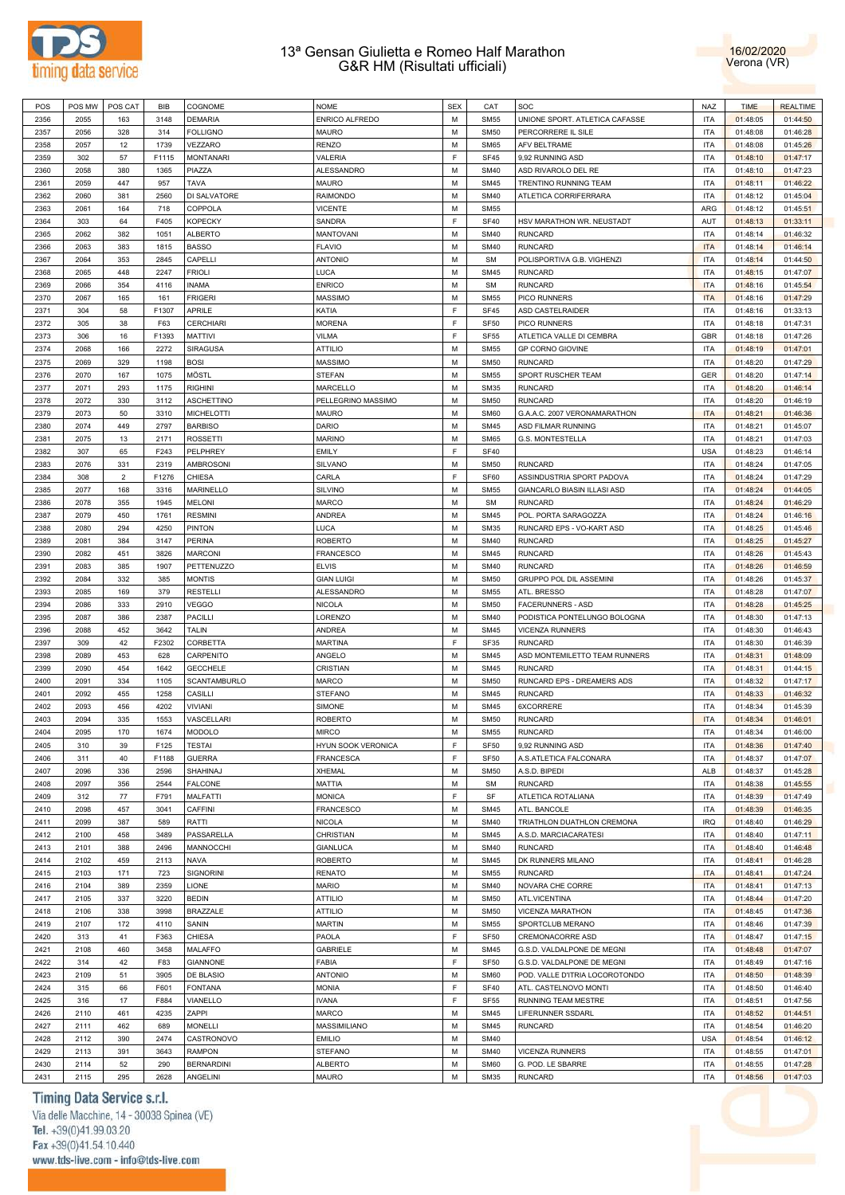# 13ª Gensan Giulietta e Romeo Half Marathon
## G&R HM (Risultati ufficiali)

16/02/2020
Verona (VR)

| POS | POS MW | POS CAT | BIB | COGNOME | NOME | SEX | CAT | SOC | NAZ | TIME | REALTIME |
|---|---|---|---|---|---|---|---|---|---|---|---|
| 2356 | 2055 | 163 | 3148 | DEMARIA | ENRICO ALFREDO | M | SM55 | UNIONE SPORT. ATLETICA CAFASSE | ITA | 01:48:05 | 01:44:50 |
| 2357 | 2056 | 328 | 314 | FOLLIGNO | MAURO | M | SM50 | PERCORRERE IL SILE | ITA | 01:48:08 | 01:46:28 |
| 2358 | 2057 | 12 | 1739 | VEZZARO | RENZO | M | SM65 | AFV BELTRAME | ITA | 01:48:08 | 01:45:26 |
| 2359 | 302 | 57 | F1115 | MONTANARI | VALERIA | F | SF45 | 9,92 RUNNING ASD | ITA | 01:48:10 | 01:47:17 |
| 2360 | 2058 | 380 | 1365 | PIAZZA | ALESSANDRO | M | SM40 | ASD RIVAROLO DEL RE | ITA | 01:48:10 | 01:47:23 |
| 2361 | 2059 | 447 | 957 | TAVA | MAURO | M | SM45 | TRENTINO RUNNING TEAM | ITA | 01:48:11 | 01:46:22 |
| 2362 | 2060 | 381 | 2560 | DI SALVATORE | RAIMONDO | M | SM40 | ATLETICA CORRIFERRARA | ITA | 01:48:12 | 01:45:04 |
| 2363 | 2061 | 164 | 718 | COPPOLA | VICENTE | M | SM55 | | ARG | 01:48:12 | 01:45:51 |
| 2364 | 303 | 64 | F405 | KOPECKY | SANDRA | F | SF40 | HSV MARATHON WR. NEUSTADT | AUT | 01:48:13 | 01:33:11 |
| 2365 | 2062 | 382 | 1051 | ALBERTO | MANTOVANI | M | SM40 | RUNCARD | ITA | 01:48:14 | 01:46:32 |
| 2366 | 2063 | 383 | 1815 | BASSO | FLAVIO | M | SM40 | RUNCARD | ITA | 01:48:14 | 01:46:14 |
| 2367 | 2064 | 353 | 2845 | CAPELLI | ANTONIO | M | SM | POLISPORTIVA G.B. VIGHENZI | ITA | 01:48:14 | 01:44:50 |
| 2368 | 2065 | 448 | 2247 | FRIOLI | LUCA | M | SM45 | RUNCARD | ITA | 01:48:15 | 01:47:07 |
| 2369 | 2066 | 354 | 4116 | INAMA | ENRICO | M | SM | RUNCARD | ITA | 01:48:16 | 01:45:54 |
| 2370 | 2067 | 165 | 161 | FRIGERI | MASSIMO | M | SM55 | PICO RUNNERS | ITA | 01:48:16 | 01:47:29 |
| 2371 | 304 | 58 | F1307 | APRILE | KATIA | F | SF45 | ASD CASTELRAIDER | ITA | 01:48:16 | 01:33:13 |
| 2372 | 305 | 38 | F63 | CERCHIARI | MORENA | F | SF50 | PICO RUNNERS | ITA | 01:48:18 | 01:47:31 |
| 2373 | 306 | 16 | F1393 | MATTIVI | VILMA | F | SF55 | ATLETICA VALLE DI CEMBRA | GBR | 01:48:18 | 01:47:26 |
| 2374 | 2068 | 166 | 2272 | SIRAGUSA | ATTILIO | M | SM55 | GP CORNO GIOVINE | ITA | 01:48:19 | 01:47:01 |
| 2375 | 2069 | 329 | 1198 | BOSI | MASSIMO | M | SM50 | RUNCARD | ITA | 01:48:20 | 01:47:29 |
| 2376 | 2070 | 167 | 1075 | MÖSTL | STEFAN | M | SM55 | SPORT RUSCHER TEAM | GER | 01:48:20 | 01:47:14 |
| 2377 | 2071 | 293 | 1175 | RIGHINI | MARCELLO | M | SM35 | RUNCARD | ITA | 01:48:20 | 01:46:14 |
| 2378 | 2072 | 330 | 3112 | ASCHETTINO | PELLEGRINO MASSIMO | M | SM50 | RUNCARD | ITA | 01:48:20 | 01:46:19 |
| 2379 | 2073 | 50 | 3310 | MICHELOTTI | MAURO | M | SM60 | G.A.A.C. 2007 VERONAMARATHON | ITA | 01:48:21 | 01:46:36 |
| 2380 | 2074 | 449 | 2797 | BARBISO | DARIO | M | SM45 | ASD FILMAR RUNNING | ITA | 01:48:21 | 01:45:07 |
| 2381 | 2075 | 13 | 2171 | ROSSETTI | MARINO | M | SM65 | G.S. MONTESTELLA | ITA | 01:48:21 | 01:47:03 |
| 2382 | 307 | 65 | F243 | PELPHREY | EMILY | F | SF40 | | USA | 01:48:23 | 01:46:14 |
| 2383 | 2076 | 331 | 2319 | AMBROSONI | SILVANO | M | SM50 | RUNCARD | ITA | 01:48:24 | 01:47:05 |
| 2384 | 308 | 2 | F1276 | CHIESA | CARLA | F | SF60 | ASSINDUSTRIA SPORT PADOVA | ITA | 01:48:24 | 01:47:29 |
| 2385 | 2077 | 168 | 3316 | MARINELLO | SILVINO | M | SM55 | GIANCARLO BIASIN ILLASI ASD | ITA | 01:48:24 | 01:44:05 |
| 2386 | 2078 | 355 | 1945 | MELONI | MARCO | M | SM | RUNCARD | ITA | 01:48:24 | 01:46:29 |
| 2387 | 2079 | 450 | 1761 | RESMINI | ANDREA | M | SM45 | POL. PORTA SARAGOZZA | ITA | 01:48:24 | 01:46:16 |
| 2388 | 2080 | 294 | 4250 | PINTON | LUCA | M | SM35 | RUNCARD EPS - VO-KART ASD | ITA | 01:48:25 | 01:45:46 |
| 2389 | 2081 | 384 | 3147 | PERINA | ROBERTO | M | SM40 | RUNCARD | ITA | 01:48:25 | 01:45:27 |
| 2390 | 2082 | 451 | 3826 | MARCONI | FRANCESCO | M | SM45 | RUNCARD | ITA | 01:48:26 | 01:45:43 |
| 2391 | 2083 | 385 | 1907 | PETTENUZZO | ELVIS | M | SM40 | RUNCARD | ITA | 01:48:26 | 01:46:59 |
| 2392 | 2084 | 332 | 385 | MONTIS | GIAN LUIGI | M | SM50 | GRUPPO POL DIL ASSEMINI | ITA | 01:48:26 | 01:45:37 |
| 2393 | 2085 | 169 | 379 | RESTELLI | ALESSANDRO | M | SM55 | ATL. BRESSO | ITA | 01:48:28 | 01:47:07 |
| 2394 | 2086 | 333 | 2910 | VEGGO | NICOLA | M | SM50 | FACERUNNERS - ASD | ITA | 01:48:28 | 01:45:25 |
| 2395 | 2087 | 386 | 2387 | PACILLI | LORENZO | M | SM40 | PODISTICA PONTELUNGO BOLOGNA | ITA | 01:48:30 | 01:47:13 |
| 2396 | 2088 | 452 | 3642 | TALIN | ANDREA | M | SM45 | VICENZA RUNNERS | ITA | 01:48:30 | 01:46:43 |
| 2397 | 309 | 42 | F2302 | CORBETTA | MARTINA | F | SF35 | RUNCARD | ITA | 01:48:30 | 01:46:39 |
| 2398 | 2089 | 453 | 628 | CARPENITO | ANGELO | M | SM45 | ASD MONTEMILETTO TEAM RUNNERS | ITA | 01:48:31 | 01:48:09 |
| 2399 | 2090 | 454 | 1642 | GECCHELE | CRISTIAN | M | SM45 | RUNCARD | ITA | 01:48:31 | 01:44:15 |
| 2400 | 2091 | 334 | 1105 | SCANTAMBURLO | MARCO | M | SM50 | RUNCARD EPS - DREAMERS ADS | ITA | 01:48:32 | 01:47:17 |
| 2401 | 2092 | 455 | 1258 | CASILLI | STEFANO | M | SM45 | RUNCARD | ITA | 01:48:33 | 01:46:32 |
| 2402 | 2093 | 456 | 4202 | VIVIANI | SIMONE | M | SM45 | 6XCORRERE | ITA | 01:48:34 | 01:45:39 |
| 2403 | 2094 | 335 | 1553 | VASCELLARI | ROBERTO | M | SM50 | RUNCARD | ITA | 01:48:34 | 01:46:01 |
| 2404 | 2095 | 170 | 1674 | MODOLO | MIRCO | M | SM55 | RUNCARD | ITA | 01:48:34 | 01:46:00 |
| 2405 | 310 | 39 | F125 | TESTAI | HYUN SOOK VERONICA | F | SF50 | 9,92 RUNNING ASD | ITA | 01:48:36 | 01:47:40 |
| 2406 | 311 | 40 | F1188 | GUERRA | FRANCESCA | F | SF50 | A.S.ATLETICA FALCONARA | ITA | 01:48:37 | 01:47:07 |
| 2407 | 2096 | 336 | 2596 | SHAHINAJ | XHEMAL | M | SM50 | A.S.D. BIPEDI | ALB | 01:48:37 | 01:45:28 |
| 2408 | 2097 | 356 | 2544 | FALCONE | MATTIA | M | SM | RUNCARD | ITA | 01:48:38 | 01:45:55 |
| 2409 | 312 | 77 | F791 | MALFATTI | MONICA | F | SF | ATLETICA ROTALIANA | ITA | 01:48:39 | 01:47:49 |
| 2410 | 2098 | 457 | 3041 | CAFFINI | FRANCESCO | M | SM45 | ATL. BANCOLE | ITA | 01:48:39 | 01:46:35 |
| 2411 | 2099 | 387 | 589 | RATTI | NICOLA | M | SM40 | TRIATHLON DUATHLON CREMONA | IRQ | 01:48:40 | 01:46:29 |
| 2412 | 2100 | 458 | 3489 | PASSARELLA | CHRISTIAN | M | SM45 | A.S.D. MARCIACARATESI | ITA | 01:48:40 | 01:47:11 |
| 2413 | 2101 | 388 | 2496 | MANNOCCHI | GIANLUCA | M | SM40 | RUNCARD | ITA | 01:48:40 | 01:46:48 |
| 2414 | 2102 | 459 | 2113 | NAVA | ROBERTO | M | SM45 | DK RUNNERS MILANO | ITA | 01:48:41 | 01:46:28 |
| 2415 | 2103 | 171 | 723 | SIGNORINI | RENATO | M | SM55 | RUNCARD | ITA | 01:48:41 | 01:47:24 |
| 2416 | 2104 | 389 | 2359 | LIONE | MARIO | M | SM40 | NOVARA CHE CORRE | ITA | 01:48:41 | 01:47:13 |
| 2417 | 2105 | 337 | 3220 | BEDIN | ATTILIO | M | SM50 | ATL.VICENTINA | ITA | 01:48:44 | 01:47:20 |
| 2418 | 2106 | 338 | 3998 | BRAZZALE | ATTILIO | M | SM50 | VICENZA MARATHON | ITA | 01:48:45 | 01:47:36 |
| 2419 | 2107 | 172 | 4110 | SANIN | MARTIN | M | SM55 | SPORTCLUB MERANO | ITA | 01:48:46 | 01:47:39 |
| 2420 | 313 | 41 | F363 | CHIESA | PAOLA | F | SF50 | CREMONACORRE ASD | ITA | 01:48:47 | 01:47:15 |
| 2421 | 2108 | 460 | 3458 | MALAFFO | GABRIELE | M | SM45 | G.S.D. VALDALPONE DE MEGNI | ITA | 01:48:48 | 01:47:07 |
| 2422 | 314 | 42 | F83 | GIANNONE | FABIA | F | SF50 | G.S.D. VALDALPONE DE MEGNI | ITA | 01:48:49 | 01:47:16 |
| 2423 | 2109 | 51 | 3905 | DE BLASIO | ANTONIO | M | SM60 | POD. VALLE D'ITRIA LOCOROTONDO | ITA | 01:48:50 | 01:48:39 |
| 2424 | 315 | 66 | F601 | FONTANA | MONIA | F | SF40 | ATL. CASTELNOVO MONTI | ITA | 01:48:50 | 01:46:40 |
| 2425 | 316 | 17 | F884 | VIANELLO | IVANA | F | SF55 | RUNNING TEAM MESTRE | ITA | 01:48:51 | 01:47:56 |
| 2426 | 2110 | 461 | 4235 | ZAPPI | MARCO | M | SM45 | LIFERUNNER SSDARL | ITA | 01:48:52 | 01:44:51 |
| 2427 | 2111 | 462 | 689 | MONELLI | MASSIMILIANO | M | SM45 | RUNCARD | ITA | 01:48:54 | 01:46:20 |
| 2428 | 2112 | 390 | 2474 | CASTRONOVO | EMILIO | M | SM40 | | USA | 01:48:54 | 01:46:12 |
| 2429 | 2113 | 391 | 3643 | RAMPON | STEFANO | M | SM40 | VICENZA RUNNERS | ITA | 01:48:55 | 01:47:01 |
| 2430 | 2114 | 52 | 290 | BERNARDINI | ALBERTO | M | SM60 | G. POD. LE SBARRE | ITA | 01:48:55 | 01:47:28 |
| 2431 | 2115 | 295 | 2628 | ANGELINI | MAURO | M | SM35 | RUNCARD | ITA | 01:48:56 | 01:47:03 |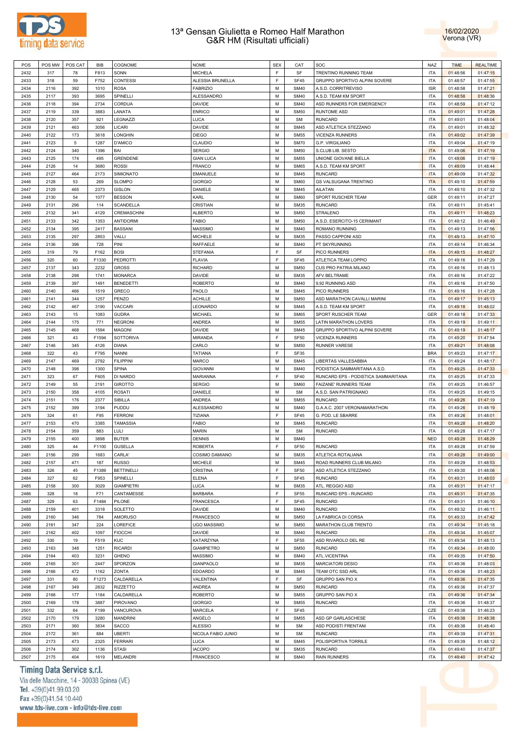# 13ª Gensan Giulietta e Romeo Half Marathon
## G&R HM (Risultati ufficiali)

16/02/2020
Verona (VR)

| POS | POS MW | POS CAT | BIB | COGNOME | NOME | SEX | CAT | SOC | NAZ | TIME | REALTIME |
|---|---|---|---|---|---|---|---|---|---|---|---|
| 2432 | 317 | 78 | F813 | SONN | MICHELA | F | SF | TRENTINO RUNNING TEAM | ITA | 01:48:56 | 01:47:15 |
| 2433 | 318 | 59 | F752 | CONTESSI | ALESSIA BRUNELLA | F | SF45 | GRUPPO SPORTIVO ALPINI SOVERE | ITA | 01:48:57 | 01:47:55 |
| 2434 | 2116 | 392 | 1010 | ROSA | FABRIZIO | M | SM40 | A.S.D. CORRITREVISO | ISR | 01:48:58 | 01:47:21 |
| 2435 | 2117 | 393 | 3695 | SPINELLI | ALESSANDRO | M | SM40 | A.S.D. TEAM KM SPORT | ITA | 01:48:58 | 01:48:36 |
| 2436 | 2118 | 394 | 2734 | CORDUA | DAVIDE | M | SM40 | ASD RUNNERS FOR EMERGENCY | ITA | 01:48:59 | 01:47:12 |
| 2437 | 2119 | 339 | 3883 | LANATA | ENRICO | M | SM50 | RUNTOME ASD | ITA | 01:49:01 | 01:47:28 |
| 2438 | 2120 | 357 | 921 | LEGNAZZI | LUCA | M | SM | RUNCARD | ITA | 01:49:01 | 01:48:04 |
| 2439 | 2121 | 463 | 3056 | LICARI | DAVIDE | M | SM45 | ASD ATLETICA STEZZANO | ITA | 01:49:01 | 01:48:32 |
| 2440 | 2122 | 173 | 3618 | LONGHIN | DIEGO | M | SM55 | VICENZA RUNNERS | ITA | 01:49:02 | 01:47:39 |
| 2441 | 2123 | 5 | 1287 | D'AMICO | CLAUDIO | M | SM70 | G.P. VIRGILIANO | ITA | 01:49:04 | 01:47:19 |
| 2442 | 2124 | 340 | 1396 | BAI | SERGIO | M | SM50 | S.CLUB LIB. SESTO | ITA | 01:49:06 | 01:47:19 |
| 2443 | 2125 | 174 | 495 | GRENDENE | GIAN LUCA | M | SM55 | UNIONE GIOVANE BIELLA | ITA | 01:49:06 | 01:47:19 |
| 2444 | 2126 | 14 | 3680 | ROSSI | FRANCO | M | SM65 | A.S.D. TEAM KM SPORT | ITA | 01:49:09 | 01:48:44 |
| 2445 | 2127 | 464 | 2173 | SIMIONATO | EMANUELE | M | SM45 | RUNCARD | ITA | 01:49:09 | 01:47:32 |
| 2446 | 2128 | 53 | 269 | SLOMPO | GIORGIO | M | SM60 | GS VALSUGANA TRENTINO | ITA | 01:49:10 | 01:47:59 |
| 2447 | 2129 | 465 | 2373 | GISLON | DANIELE | M | SM45 | AILATAN | ITA | 01:49:10 | 01:47:32 |
| 2448 | 2130 | 54 | 1077 | BESSON | KARL | M | SM60 | SPORT RUSCHER TEAM | GER | 01:49:11 | 01:47:27 |
| 2449 | 2131 | 296 | 114 | SCANDELLA | CRISTIAN | M | SM35 | RUNCARD | ITA | 01:49:11 | 01:45:41 |
| 2450 | 2132 | 341 | 4129 | CREMASCHINI | ALBERTO | M | SM50 | STRALENO | ITA | 01:49:11 | 01:48:23 |
| 2451 | 2133 | 342 | 1353 | ANTIDORMI | FABIO | M | SM50 | A.S.D. ESERCITO-15 CERIMANT | ITA | 01:49:12 | 01:46:49 |
| 2452 | 2134 | 395 | 2417 | BASSANI | MASSIMO | M | SM40 | ROMANO RUNNING | ITA | 01:49:13 | 01:47:56 |
| 2453 | 2135 | 297 | 2853 | VALLI | MICHELE | M | SM35 | PASSO CAPPONI ASD | ITA | 01:49:13 | 01:47:10 |
| 2454 | 2136 | 396 | 728 | PINI | RAFFAELE | M | SM40 | PT SKYRUNNING | ITA | 01:49:14 | 01:46:34 |
| 2455 | 319 | 79 | F162 | BOSI | STEFANIA | F | SF | PICO RUNNERS | ITA | 01:49:15 | 01:48:27 |
| 2456 | 320 | 60 | F1330 | PEDROTTI | FLAVIA | F | SF45 | ATLETICA TEAM LOPPIO | ITA | 01:49:16 | 01:47:29 |
| 2457 | 2137 | 343 | 2232 | GROSS | RICHARD | M | SM50 | CUS PRO PATRIA MILANO | ITA | 01:49:16 | 01:48:13 |
| 2458 | 2138 | 298 | 1741 | MONARCA | DAVIDE | M | SM35 | AFV BELTRAME | ITA | 01:49:16 | 01:47:22 |
| 2459 | 2139 | 397 | 1491 | BENEDETTI | ROBERTO | M | SM40 | 9,92 RUNNING ASD | ITA | 01:49:16 | 01:47:50 |
| 2460 | 2140 | 466 | 1519 | GRECO | PAOLO | M | SM45 | PICO RUNNERS | ITA | 01:49:16 | 01:47:28 |
| 2461 | 2141 | 344 | 1257 | PENZO | ACHILLE | M | SM50 | ASD MARATHON CAVALLI MARINI | ITA | 01:49:17 | 01:45:13 |
| 2462 | 2142 | 467 | 3190 | VACCARI | LEONARDO | M | SM45 | A.S.D. TEAM KM SPORT | ITA | 01:49:18 | 01:48:02 |
| 2463 | 2143 | 15 | 1083 | GUDRA | MICHAEL | M | SM65 | SPORT RUSCHER TEAM | GER | 01:49:18 | 01:47:33 |
| 2464 | 2144 | 175 | 771 | NEGRONI | ANDREA | M | SM55 | LATIN MARATHON LOVERS | ITA | 01:49:19 | 01:49:11 |
| 2465 | 2145 | 468 | 1594 | MAGONI | DAVIDE | M | SM45 | GRUPPO SPORTIVO ALPINI SOVERE | ITA | 01:49:19 | 01:48:17 |
| 2466 | 321 | 43 | F1594 | SOTTORIVA | MIRANDA | F | SF50 | VICENZA RUNNERS | ITA | 01:49:20 | 01:47:54 |
| 2467 | 2146 | 345 | 4126 | DIANA | CARLO | M | SM50 | RUNNER VARESE | ITA | 01:49:21 | 01:48:08 |
| 2468 | 322 | 43 | F795 | NANNI | TATIANA | F | SF35 | | BRA | 01:49:23 | 01:47:17 |
| 2469 | 2147 | 469 | 2792 | FILIPPINI | MARCO | M | SM45 | LIBERTAS VALLESABBIA | ITA | 01:49:24 | 01:48:17 |
| 2470 | 2148 | 398 | 1300 | SPINA | GIOVANNI | M | SM40 | PODISTICA SAMMARITANA A.S.D. | ITA | 01:49:25 | 01:47:33 |
| 2471 | 323 | 67 | F605 | DI NARDO | MARIANNA | F | SF40 | RUNCARD EPS - PODISTICA SAMMARITANA | ITA | 01:49:25 | 01:47:33 |
| 2472 | 2149 | 55 | 2191 | GIROTTO | SERGIO | M | SM60 | FAIZANE' RUNNERS TEAM | ITA | 01:49:25 | 01:46:57 |
| 2473 | 2150 | 358 | 4105 | ROSATI | DANIELE | M | SM | A.S.D. SAN PATRIGNANO | ITA | 01:49:25 | 01:49:15 |
| 2474 | 2151 | 176 | 2377 | SIBILLA | ANDREA | M | SM55 | RUNCARD | ITA | 01:49:26 | 01:47:19 |
| 2475 | 2152 | 399 | 3194 | PUDDU | ALESSANDRO | M | SM40 | G.A.A.C. 2007 VERONAMARATHON | ITA | 01:49:26 | 01:48:19 |
| 2476 | 324 | 61 | F95 | FERRONI | TIZIANA | F | SF45 | G. POD. LE SBARRE | ITA | 01:49:26 | 01:48:01 |
| 2477 | 2153 | 470 | 3385 | TAMASSIA | FABIO | M | SM45 | RUNCARD | ITA | 01:49:28 | 01:48:20 |
| 2478 | 2154 | 359 | 883 | LULI | MARIN | M | SM | RUNCARD | ITA | 01:49:28 | 01:47:17 |
| 2479 | 2155 | 400 | 3898 | BUTER | DENNIS | M | SM40 | | NED | 01:49:28 | 01:48:29 |
| 2480 | 325 | 44 | F1100 | GUSELLA | ROBERTA | F | SF50 | RUNCARD | ITA | 01:49:28 | 01:47:59 |
| 2481 | 2156 | 299 | 1683 | CARLA' | COSIMO DAMIANO | M | SM35 | ATLETICA ROTALIANA | ITA | 01:49:28 | 01:49:00 |
| 2482 | 2157 | 471 | 187 | RUSSO | MICHELE | M | SM45 | ROAD RUNNERS CLUB MILANO | ITA | 01:49:29 | 01:48:53 |
| 2483 | 326 | 45 | F1389 | BETTINELLI | CRISTINA | F | SF50 | ASD ATLETICA STEZZANO | ITA | 01:49:30 | 01:48:06 |
| 2484 | 327 | 62 | F953 | SPINELLI | ELENA | F | SF45 | RUNCARD | ITA | 01:49:31 | 01:48:03 |
| 2485 | 2158 | 300 | 3029 | GIAMPIETRI | LUCA | M | SM35 | ATL. REGGIO ASD | ITA | 01:49:31 | 01:47:17 |
| 2486 | 328 | 18 | F71 | CANTAMESSE | BARBARA | F | SF55 | RUNCARD EPS - RUNCARD | ITA | 01:49:31 | 01:47:35 |
| 2487 | 329 | 63 | F1484 | PILONE | FRANCESCA | F | SF45 | RUNCARD | ITA | 01:49:31 | 01:46:10 |
| 2488 | 2159 | 401 | 3318 | SOLETTO | DAVIDE | M | SM40 | RUNCARD | ITA | 01:49:32 | 01:46:11 |
| 2489 | 2160 | 346 | 784 | AMORUSO | FRANCESCO | M | SM50 | LA FABRICA DI CORSA | ITA | 01:49:33 | 01:47:42 |
| 2490 | 2161 | 347 | 224 | LOREFICE | UGO MASSIMO | M | SM50 | MARATHON CLUB TRENTO | ITA | 01:49:34 | 01:45:18 |
| 2491 | 2162 | 402 | 1097 | FIOCCHI | DAVIDE | M | SM40 | RUNCARD | ITA | 01:49:34 | 01:45:07 |
| 2492 | 330 | 19 | F519 | KUC | KATARZYNA | F | SF55 | ASD RIVAROLO DEL RE | ITA | 01:49:34 | 01:48:13 |
| 2493 | 2163 | 348 | 1251 | RICARDI | GIAMPIETRO | M | SM50 | RUNCARD | ITA | 01:49:34 | 01:48:00 |
| 2494 | 2164 | 403 | 3231 | GHENO | MASSIMO | M | SM40 | ATL.VICENTINA | ITA | 01:49:35 | 01:47:50 |
| 2495 | 2165 | 301 | 2447 | SPORZON | GIANPAOLO | M | SM35 | MARCIATORI DESIO | ITA | 01:49:36 | 01:48:03 |
| 2496 | 2166 | 472 | 1162 | ZONTA | EDOARDO | M | SM45 | TEAM OTC SSD ARL | ITA | 01:49:36 | 01:48:23 |
| 2497 | 331 | 80 | F1273 | CALDARELLA | VALENTINA | F | SF | GRUPPO SAN PIO X | ITA | 01:49:36 | 01:47:35 |
| 2498 | 2167 | 349 | 2832 | RIZZETTO | ANDREA | M | SM50 | RUNCARD | ITA | 01:49:36 | 01:47:37 |
| 2499 | 2168 | 177 | 1184 | CALDARELLA | ROBERTO | M | SM55 | GRUPPO SAN PIO X | ITA | 01:49:36 | 01:47:34 |
| 2500 | 2169 | 178 | 3887 | PIROVANO | GIORGIO | M | SM55 | RUNCARD | ITA | 01:49:36 | 01:48:37 |
| 2501 | 332 | 64 | F199 | VANCUROVA | MARCELA | F | SF45 | | CZE | 01:49:38 | 01:46:23 |
| 2502 | 2170 | 179 | 3280 | MANDRINI | ANGELO | M | SM55 | ASD GP GARLASCHESE | ITA | 01:49:38 | 01:48:38 |
| 2503 | 2171 | 360 | 3834 | SACCO | ALESSIO | M | SM | ASD PODISTI FRENTANI | ITA | 01:49:38 | 01:48:40 |
| 2504 | 2172 | 361 | 884 | UBERTI | NICOLA FABIO JUNIO | M | SM | RUNCARD | ITA | 01:49:39 | 01:47:31 |
| 2505 | 2173 | 473 | 2325 | FERRARI | LUCA | M | SM45 | POLISPORTIVA TORRILE | ITA | 01:49:39 | 01:48:12 |
| 2506 | 2174 | 302 | 1136 | STASI | IACOPO | M | SM35 | RUNCARD | ITA | 01:49:40 | 01:47:37 |
| 2507 | 2175 | 404 | 1619 | MELANDRI | FRANCESCO | M | SM40 | RAIN RUNNERS | ITA | 01:49:40 | 01:47:42 |

Timing Data Service s.r.l.
Via delle Macchine, 14 - 30038 Spinea (VE)
Tel. +39(0)41.99.03.20
Fax +39(0)41.54.10.440
www.tds-live.com - info@tds-live.com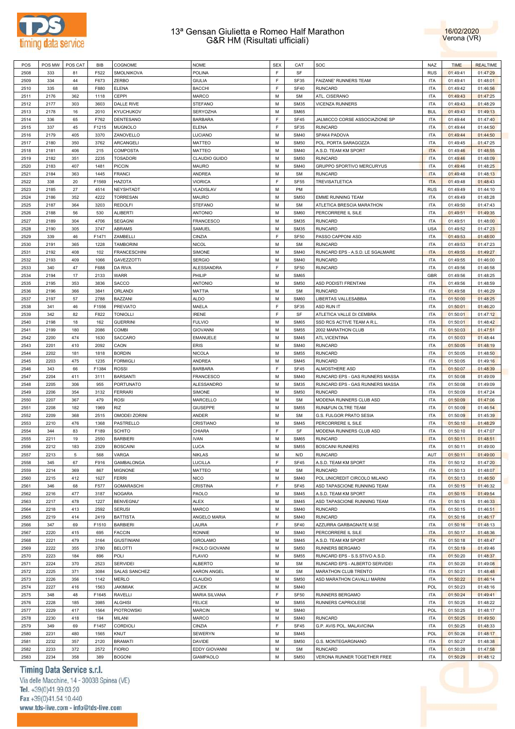# 13ª Gensan Giulietta e Romeo Half Marathon
## G&R HM (Risultati ufficiali)

16/02/2020
Verona (VR)

| POS | POS MW | POS CAT | BIB | COGNOME | NOME | SEX | CAT | SOC | NAZ | TIME | REALTIME |
|---|---|---|---|---|---|---|---|---|---|---|---|
| 2508 | 333 | 81 | F522 | SMOLNIKOVA | POLINA | F | SF | | RUS | 01:49:41 | 01:47:29 |
| 2509 | 334 | 44 | F673 | ZERBO | GIULIA | F | SF35 | FAIZANE' RUNNERS TEAM | ITA | 01:49:41 | 01:48:01 |
| 2510 | 335 | 68 | F880 | ELENA | BACCHI | F | SF40 | RUNCARD | ITA | 01:49:42 | 01:46:56 |
| 2511 | 2176 | 362 | 1118 | CEPPI | MARCO | M | SM | ATL. CISERANO | ITA | 01:49:43 | 01:47:25 |
| 2512 | 2177 | 303 | 3603 | DALLE RIVE | STEFANO | M | SM35 | VICENZA RUNNERS | ITA | 01:49:43 | 01:48:29 |
| 2513 | 2178 | 16 | 2010 | KYUCHUKOV | SERYOZHA | M | SM65 | | BUL | 01:49:43 | 01:49:13 |
| 2514 | 336 | 65 | F762 | DENTESANO | BARBARA | F | SF45 | JALMICCO CORSE ASSOCIAZIONE SP | ITA | 01:49:44 | 01:47:40 |
| 2515 | 337 | 45 | F1215 | MUGNOLO | ELENA | F | SF35 | RUNCARD | ITA | 01:49:44 | 01:44:50 |
| 2516 | 2179 | 405 | 3370 | ZANOVELLO | LUCIANO | M | SM40 | SPAK4 PADOVA | ITA | 01:49:44 | 01:44:50 |
| 2517 | 2180 | 350 | 3762 | ARCANGELI | MATTEO | M | SM50 | POL. PORTA SARAGOZZA | ITA | 01:49:45 | 01:47:25 |
| 2518 | 2181 | 406 | 215 | COMPOSTA | MATTEO | M | SM40 | A.S.D. TEAM KM SPORT | ITA | 01:49:46 | 01:48:55 |
| 2519 | 2182 | 351 | 2235 | TOSADORI | CLAUDIO GUIDO | M | SM50 | RUNCARD | ITA | 01:49:46 | 01:48:09 |
| 2520 | 2183 | 407 | 1481 | PICCIN | MAURO | M | SM40 | GRUPPO SPORTIVO MERCURYUS | ITA | 01:49:46 | 01:48:25 |
| 2521 | 2184 | 363 | 1445 | FRANCI | ANDREA | M | SM | RUNCARD | ITA | 01:49:48 | 01:48:13 |
| 2522 | 338 | 20 | F1569 | HAZOTA | VIORICA | F | SF55 | TREVISATLETICA | ITA | 01:49:48 | 01:48:43 |
| 2523 | 2185 | 27 | 4514 | NEYSHTADT | VLADISLAV | M | PM | | RUS | 01:49:49 | 01:44:10 |
| 2524 | 2186 | 352 | 4222 | TORRESAN | MAURO | M | SM50 | EMME RUNNING TEAM | ITA | 01:49:49 | 01:48:28 |
| 2525 | 2187 | 364 | 3203 | REDOLFI | STEFANO | M | SM | ATLETICA BRESCIA MARATHON | ITA | 01:49:50 | 01:47:43 |
| 2526 | 2188 | 56 | 530 | ALIBERTI | ANTONIO | M | SM60 | PERCORRERE IL SILE | ITA | 01:49:51 | 01:49:35 |
| 2527 | 2189 | 304 | 4706 | SEGAGNI | FRANCESCO | M | SM35 | RUNCARD | ITA | 01:49:51 | 01:48:00 |
| 2528 | 2190 | 305 | 3747 | ABRAMS | SAMUEL | M | SM35 | RUNCARD | USA | 01:49:52 | 01:47:23 |
| 2529 | 339 | 46 | F1471 | ZAMBELLI | CINZIA | F | SF50 | PASSO CAPPONI ASD | ITA | 01:49:53 | 01:48:00 |
| 2530 | 2191 | 365 | 1228 | TAMBORINI | NICOL | M | SM | RUNCARD | ITA | 01:49:53 | 01:47:23 |
| 2531 | 2192 | 408 | 102 | FRANCESCHINI | SIMONE | M | SM40 | RUNCARD EPS - A.S.D. LE SGALMARE | ITA | 01:49:55 | 01:49:27 |
| 2532 | 2193 | 409 | 1066 | GAVEZZOTTI | SERGIO | M | SM40 | RUNCARD | ITA | 01:49:55 | 01:46:00 |
| 2533 | 340 | 47 | F688 | DA RIVA | ALESSANDRA | F | SF50 | RUNCARD | ITA | 01:49:56 | 01:46:58 |
| 2534 | 2194 | 17 | 2133 | WARR | PHILIP | M | SM65 | | GBR | 01:49:56 | 01:48:25 |
| 2535 | 2195 | 353 | 3836 | SACCO | ANTONIO | M | SM50 | ASD PODISTI FRENTANI | ITA | 01:49:56 | 01:48:59 |
| 2536 | 2196 | 366 | 3841 | ORLANDI | MATTIA | M | SM | RUNCARD | ITA | 01:49:58 | 01:46:29 |
| 2537 | 2197 | 57 | 2788 | BAZZANI | ALDO | M | SM60 | LIBERTAS VALLESABBIA | ITA | 01:50:00 | 01:48:25 |
| 2538 | 341 | 46 | F1556 | PREVIATO | MAELA | F | SF35 | ASD RUN IT | ITA | 01:50:01 | 01:46:20 |
| 2539 | 342 | 82 | F822 | TONIOLLI | IRENE | F | SF | ATLETICA VALLE DI CEMBRA | ITA | 01:50:01 | 01:47:12 |
| 2540 | 2198 | 18 | 162 | GUERRINI | FULVIO | M | SM65 | SSD RCS ACTIVE TEAM A R.L. | ITA | 01:50:01 | 01:48:42 |
| 2541 | 2199 | 180 | 2086 | COMBI | GIOVANNI | M | SM55 | 2002 MARATHON CLUB | ITA | 01:50:03 | 01:47:51 |
| 2542 | 2200 | 474 | 1630 | SACCARO | EMANUELE | M | SM45 | ATL.VICENTINA | ITA | 01:50:03 | 01:48:44 |
| 2543 | 2201 | 410 | 2092 | CAON | ERIS | M | SM40 | RUNCARD | ITA | 01:50:05 | 01:48:19 |
| 2544 | 2202 | 181 | 1818 | BORDIN | NICOLA | M | SM55 | RUNCARD | ITA | 01:50:05 | 01:48:50 |
| 2545 | 2203 | 475 | 1235 | FORMIGLI | ANDREA | M | SM45 | RUNCARD | ITA | 01:50:05 | 01:49:16 |
| 2546 | 343 | 66 | F1384 | ROSSI | BARBARA | F | SF45 | ALMOSTHERE ASD | ITA | 01:50:07 | 01:48:39 |
| 2547 | 2204 | 411 | 3111 | BARSANTI | FRANCESCO | M | SM40 | RUNCARD EPS - GAS RUNNERS MASSA | ITA | 01:50:08 | 01:49:09 |
| 2548 | 2205 | 306 | 955 | PORTUNATO | ALESSANDRO | M | SM35 | RUNCARD EPS - GAS RUNNERS MASSA | ITA | 01:50:08 | 01:49:09 |
| 2549 | 2206 | 354 | 3132 | FERRARI | SIMONE | M | SM50 | RUNCARD | ITA | 01:50:09 | 01:47:24 |
| 2550 | 2207 | 367 | 479 | ROSI | MARCELLO | M | SM | MODENA RUNNERS CLUB ASD | ITA | 01:50:09 | 01:47:06 |
| 2551 | 2208 | 182 | 1969 | RIZ | GIUSEPPE | M | SM55 | RUN&FUN OLTRE TEAM | ITA | 01:50:09 | 01:46:54 |
| 2552 | 2209 | 368 | 2515 | OMODEI ZORINI | ANDER | M | SM | G.S. FULGOR PRATO SESIA | ITA | 01:50:09 | 01:45:39 |
| 2553 | 2210 | 476 | 1368 | PASTRELLO | CRISTIANO | M | SM45 | PERCORRERE IL SILE | ITA | 01:50:10 | 01:48:29 |
| 2554 | 344 | 83 | F189 | SCHITO | CHIARA | F | SF | MODENA RUNNERS CLUB ASD | ITA | 01:50:10 | 01:47:07 |
| 2555 | 2211 | 19 | 2550 | BARBIERI | IVAN | M | SM65 | RUNCARD | ITA | 01:50:11 | 01:48:51 |
| 2556 | 2212 | 183 | 2329 | BOSCAINI | LUCA | M | SM55 | BOSCAINI RUNNERS | ITA | 01:50:11 | 01:49:00 |
| 2557 | 2213 | 5 | 568 | VARGA | NIKLAS | M | N/D | RUNCARD | AUT | 01:50:11 | 01:49:00 |
| 2558 | 345 | 67 | F916 | GAMBALONGA | LUCILLA | F | SF45 | A.S.D. TEAM KM SPORT | ITA | 01:50:12 | 01:47:20 |
| 2559 | 2214 | 369 | 867 | MIGNONE | MATTEO | M | SM | RUNCARD | ITA | 01:50:13 | 01:48:07 |
| 2560 | 2215 | 412 | 1627 | FERRI | NICO | M | SM40 | POL.UNICREDIT CIRCOLO MILANO | ITA | 01:50:13 | 01:46:50 |
| 2561 | 346 | 68 | F577 | GOMARASCHI | CRISTINA | F | SF45 | ASD TAPASCIONE RUNNING TEAM | ITA | 01:50:15 | 01:46:32 |
| 2562 | 2216 | 477 | 3187 | NOGARA | PAOLO | M | SM45 | A.S.D. TEAM KM SPORT | ITA | 01:50:15 | 01:49:54 |
| 2563 | 2217 | 478 | 1227 | BENVEGNU' | ALEX | M | SM45 | ASD TAPASCIONE RUNNING TEAM | ITA | 01:50:15 | 01:46:33 |
| 2564 | 2218 | 413 | 2592 | SERUSI | MARCO | M | SM40 | RUNCARD | ITA | 01:50:15 | 01:46:51 |
| 2565 | 2219 | 414 | 2419 | BATTISTA | ANGELO MARIA | M | SM40 | RUNCARD | ITA | 01:50:16 | 01:46:17 |
| 2566 | 347 | 69 | F1510 | BARBIERI | LAURA | F | SF40 | AZZURRA GARBAGNATE M.SE | ITA | 01:50:16 | 01:48:13 |
| 2567 | 2220 | 415 | 695 | FACCIN | RONNIE | M | SM40 | PERCORRERE IL SILE | ITA | 01:50:17 | 01:48:36 |
| 2568 | 2221 | 479 | 3164 | GIUSTINIANI | GIROLAMO | M | SM45 | A.S.D. TEAM KM SPORT | ITA | 01:50:18 | 01:48:47 |
| 2569 | 2222 | 355 | 3780 | BELOTTI | PAOLO GIOVANNI | M | SM50 | RUNNERS BERGAMO | ITA | 01:50:19 | 01:49:46 |
| 2570 | 2223 | 184 | 896 | POLI | FLAVIO | M | SM55 | RUNCARD EPS - S.S.STIVO A.S.D. | ITA | 01:50:20 | 01:48:37 |
| 2571 | 2224 | 370 | 2523 | SERVIDEI | ALBERTO | M | SM | RUNCARD EPS - ALBERTO SERVIDEI | ITA | 01:50:20 | 01:49:08 |
| 2572 | 2225 | 371 | 3084 | SALAS SANCHEZ | AARON ANGEL | M | SM | MARATHON CLUB TRENTO | ITA | 01:50:21 | 01:48:48 |
| 2573 | 2226 | 356 | 1142 | MERLO | CLAUDIO | M | SM50 | ASD MARATHON CAVALLI MARINI | ITA | 01:50:22 | 01:46:14 |
| 2574 | 2227 | 416 | 1563 | JAKIMIAK | JACEK | M | SM40 | | POL | 01:50:23 | 01:48:16 |
| 2575 | 348 | 48 | F1645 | RAVELLI | MARIA SILVANA | F | SF50 | RUNNERS BERGAMO | ITA | 01:50:24 | 01:49:41 |
| 2576 | 2228 | 185 | 3985 | ALGHISI | FELICE | M | SM55 | RUNNERS CAPRIOLESE | ITA | 01:50:25 | 01:48:22 |
| 2577 | 2229 | 417 | 1564 | PIOTROWSKI | MARCIN | M | SM40 | | POL | 01:50:25 | 01:48:17 |
| 2578 | 2230 | 418 | 194 | MILANI | MARCO | M | SM40 | RUNCARD | ITA | 01:50:25 | 01:49:50 |
| 2579 | 349 | 69 | F1457 | CORDIOLI | CINZIA | F | SF45 | G.P. AVIS POL. MALAVICINA | ITA | 01:50:25 | 01:48:33 |
| 2580 | 2231 | 480 | 1565 | KNUT | SEWERYN | M | SM45 | | POL | 01:50:26 | 01:48:17 |
| 2581 | 2232 | 357 | 2120 | BRAMATI | DAVIDE | M | SM50 | G.S. MONTEGARGNANO | ITA | 01:50:27 | 01:48:38 |
| 2582 | 2233 | 372 | 2572 | FIORIO | EDDY GIOVANNI | M | SM | RUNCARD | ITA | 01:50:28 | 01:47:58 |
| 2583 | 2234 | 358 | 389 | BOGONI | GIAMPAOLO | M | SM50 | VERONA RUNNER TOGETHER FREE | ITA | 01:50:29 | 01:48:12 |

Timing Data Service s.r.l.
Via delle Macchine, 14 - 30038 Spinea (VE)
Tel. +39(0)41.99.03.20
Fax +39(0)41.54.10.440
www.tds-live.com - info@tds-live.com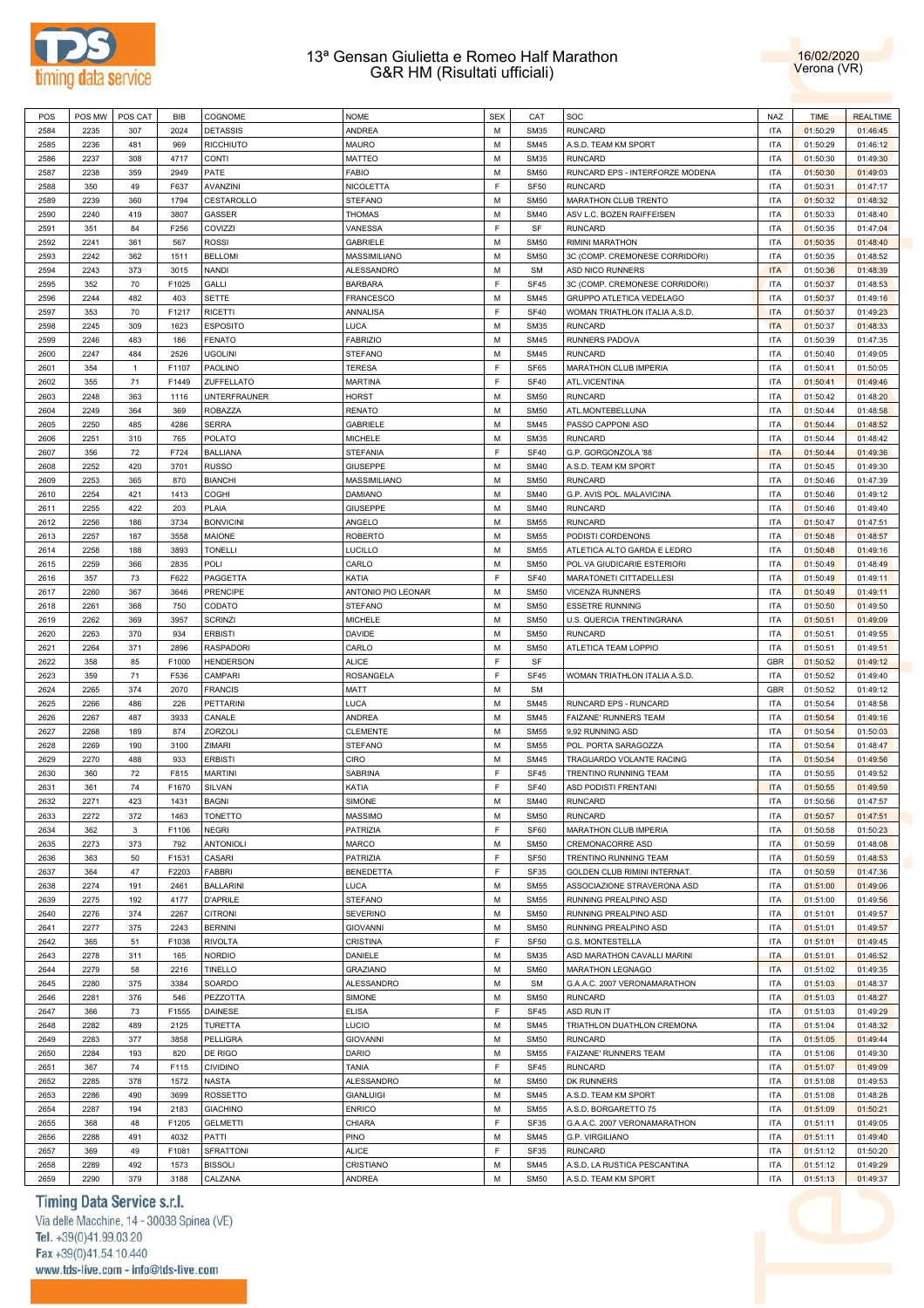# 13ª Gensan Giulietta e Romeo Half Marathon
## G&R HM (Risultati ufficiali)

16/02/2020
Verona (VR)

| POS | POS MW | POS CAT | BIB | COGNOME | NOME | SEX | CAT | SOC | NAZ | TIME | REALTIME |
|---|---|---|---|---|---|---|---|---|---|---|---|
| 2584 | 2235 | 307 | 2024 | DETASSIS | ANDREA | M | SM35 | RUNCARD | ITA | 01:50:29 | 01:46:45 |
| 2585 | 2236 | 481 | 969 | RICCHIUTO | MAURO | M | SM45 | A.S.D. TEAM KM SPORT | ITA | 01:50:29 | 01:46:12 |
| 2586 | 2237 | 308 | 4717 | CONTI | MATTEO | M | SM35 | RUNCARD | ITA | 01:50:30 | 01:49:30 |
| 2587 | 2238 | 359 | 2949 | PATE | FABIO | M | SM50 | RUNCARD EPS - INTERFORZE MODENA | ITA | 01:50:30 | 01:49:03 |
| 2588 | 350 | 49 | F637 | AVANZINI | NICOLETTA | F | SF50 | RUNCARD | ITA | 01:50:31 | 01:47:17 |
| 2589 | 2239 | 360 | 1794 | CESTAROLLO | STEFANO | M | SM50 | MARATHON CLUB TRENTO | ITA | 01:50:32 | 01:48:32 |
| 2590 | 2240 | 419 | 3807 | GASSER | THOMAS | M | SM40 | ASV L.C. BOZEN RAIFFEISEN | ITA | 01:50:33 | 01:48:40 |
| 2591 | 351 | 84 | F256 | COVIZZI | VANESSA | F | SF | RUNCARD | ITA | 01:50:35 | 01:47:04 |
| 2592 | 2241 | 361 | 567 | ROSSI | GABRIELE | M | SM50 | RIMINI MARATHON | ITA | 01:50:35 | 01:48:40 |
| 2593 | 2242 | 362 | 1511 | BELLOMI | MASSIMILIANO | M | SM50 | 3C (COMP. CREMONESE CORRIDORI) | ITA | 01:50:35 | 01:48:52 |
| 2594 | 2243 | 373 | 3015 | NANDI | ALESSANDRO | M | SM | ASD NICO RUNNERS | ITA | 01:50:36 | 01:48:39 |
| 2595 | 352 | 70 | F1025 | GALLI | BARBARA | F | SF45 | 3C (COMP. CREMONESE CORRIDORI) | ITA | 01:50:37 | 01:48:53 |
| 2596 | 2244 | 482 | 403 | SETTE | FRANCESCO | M | SM45 | GRUPPO ATLETICA VEDELAGO | ITA | 01:50:37 | 01:49:16 |
| 2597 | 353 | 70 | F1217 | RICETTI | ANNALISA | F | SF40 | WOMAN TRIATHLON ITALIA A.S.D. | ITA | 01:50:37 | 01:49:23 |
| 2598 | 2245 | 309 | 1623 | ESPOSITO | LUCA | M | SM35 | RUNCARD | ITA | 01:50:37 | 01:48:33 |
| 2599 | 2246 | 483 | 186 | FENATO | FABRIZIO | M | SM45 | RUNNERS PADOVA | ITA | 01:50:39 | 01:47:35 |
| 2600 | 2247 | 484 | 2526 | UGOLINI | STEFANO | M | SM45 | RUNCARD | ITA | 01:50:40 | 01:49:05 |
| 2601 | 354 | 1 | F1107 | PAOLINO | TERESA | F | SF65 | MARATHON CLUB IMPERIA | ITA | 01:50:41 | 01:50:05 |
| 2602 | 355 | 71 | F1449 | ZUFFELLATO | MARTINA | F | SF40 | ATL.VICENTINA | ITA | 01:50:41 | 01:49:46 |
| 2603 | 2248 | 363 | 1116 | UNTERFRAUNER | HORST | M | SM50 | RUNCARD | ITA | 01:50:42 | 01:48:20 |
| 2604 | 2249 | 364 | 369 | ROBAZZA | RENATO | M | SM50 | ATL.MONTEBELLUNA | ITA | 01:50:44 | 01:48:58 |
| 2605 | 2250 | 485 | 4286 | SERRA | GABRIELE | M | SM45 | PASSO CAPPONI ASD | ITA | 01:50:44 | 01:48:52 |
| 2606 | 2251 | 310 | 765 | POLATO | MICHELE | M | SM35 | RUNCARD | ITA | 01:50:44 | 01:48:42 |
| 2607 | 356 | 72 | F724 | BALLIANA | STEFANIA | F | SF40 | G.P. GORGONZOLA '88 | ITA | 01:50:44 | 01:49:36 |
| 2608 | 2252 | 420 | 3701 | RUSSO | GIUSEPPE | M | SM40 | A.S.D. TEAM KM SPORT | ITA | 01:50:45 | 01:49:30 |
| 2609 | 2253 | 365 | 870 | BIANCHI | MASSIMILIANO | M | SM50 | RUNCARD | ITA | 01:50:46 | 01:47:39 |
| 2610 | 2254 | 421 | 1413 | COGHI | DAMIANO | M | SM40 | G.P. AVIS POL. MALAVICINA | ITA | 01:50:46 | 01:49:12 |
| 2611 | 2255 | 422 | 203 | PLAIA | GIUSEPPE | M | SM40 | RUNCARD | ITA | 01:50:46 | 01:49:40 |
| 2612 | 2256 | 186 | 3734 | BONVICINI | ANGELO | M | SM55 | RUNCARD | ITA | 01:50:47 | 01:47:51 |
| 2613 | 2257 | 187 | 3558 | MAIONE | ROBERTO | M | SM55 | PODISTI CORDENONS | ITA | 01:50:48 | 01:48:57 |
| 2614 | 2258 | 188 | 3893 | TONELLI | LUCILLO | M | SM55 | ATLETICA ALTO GARDA E LEDRO | ITA | 01:50:48 | 01:49:16 |
| 2615 | 2259 | 366 | 2835 | POLI | CARLO | M | SM50 | POL.VA GIUDICARIE ESTERIORI | ITA | 01:50:49 | 01:48:49 |
| 2616 | 357 | 73 | F622 | PAGGETTA | KATIA | F | SF40 | MARATONETI CITTADELLESI | ITA | 01:50:49 | 01:49:11 |
| 2617 | 2260 | 367 | 3646 | PRENCIPE | ANTONIO PIO LEONAR | M | SM50 | VICENZA RUNNERS | ITA | 01:50:49 | 01:49:11 |
| 2618 | 2261 | 368 | 750 | CODATO | STEFANO | M | SM50 | ESSETRE RUNNING | ITA | 01:50:50 | 01:49:50 |
| 2619 | 2262 | 369 | 3957 | SCRINZI | MICHELE | M | SM50 | U.S. QUERCIA TRENTINGRANA | ITA | 01:50:51 | 01:49:09 |
| 2620 | 2263 | 370 | 934 | ERBISTI | DAVIDE | M | SM50 | RUNCARD | ITA | 01:50:51 | 01:49:55 |
| 2621 | 2264 | 371 | 2896 | RASPADORI | CARLO | M | SM50 | ATLETICA TEAM LOPPIO | ITA | 01:50:51 | 01:49:51 |
| 2622 | 358 | 85 | F1000 | HENDERSON | ALICE | F | SF |  | GBR | 01:50:52 | 01:49:12 |
| 2623 | 359 | 71 | F536 | CAMPARI | ROSANGELA | F | SF45 | WOMAN TRIATHLON ITALIA A.S.D. | ITA | 01:50:52 | 01:49:40 |
| 2624 | 2265 | 374 | 2070 | FRANCIS | MATT | M | SM |  | GBR | 01:50:52 | 01:49:12 |
| 2625 | 2266 | 486 | 226 | PETTARINI | LUCA | M | SM45 | RUNCARD EPS - RUNCARD | ITA | 01:50:54 | 01:48:58 |
| 2626 | 2267 | 487 | 3933 | CANALE | ANDREA | M | SM45 | FAIZANE' RUNNERS TEAM | ITA | 01:50:54 | 01:49:16 |
| 2627 | 2268 | 189 | 874 | ZORZOLI | CLEMENTE | M | SM55 | 9,92 RUNNING ASD | ITA | 01:50:54 | 01:50:03 |
| 2628 | 2269 | 190 | 3100 | ZIMARI | STEFANO | M | SM55 | POL. PORTA SARAGOZZA | ITA | 01:50:54 | 01:48:47 |
| 2629 | 2270 | 488 | 933 | ERBISTI | CIRO | M | SM45 | TRAGUARDO VOLANTE RACING | ITA | 01:50:54 | 01:49:56 |
| 2630 | 360 | 72 | F815 | MARTINI | SABRINA | F | SF45 | TRENTINO RUNNING TEAM | ITA | 01:50:55 | 01:49:52 |
| 2631 | 361 | 74 | F1670 | SILVAN | KATIA | F | SF40 | ASD PODISTI FRENTANI | ITA | 01:50:55 | 01:49:59 |
| 2632 | 2271 | 423 | 1431 | BAGNI | SIMONE | M | SM40 | RUNCARD | ITA | 01:50:56 | 01:47:57 |
| 2633 | 2272 | 372 | 1463 | TONETTO | MASSIMO | M | SM50 | RUNCARD | ITA | 01:50:57 | 01:47:51 |
| 2634 | 362 | 3 | F1106 | NEGRI | PATRIZIA | F | SF60 | MARATHON CLUB IMPERIA | ITA | 01:50:58 | 01:50:23 |
| 2635 | 2273 | 373 | 792 | ANTONIOLI | MARCO | M | SM50 | CREMONACORRE ASD | ITA | 01:50:59 | 01:48:08 |
| 2636 | 363 | 50 | F1531 | CASARI | PATRIZIA | F | SF50 | TRENTINO RUNNING TEAM | ITA | 01:50:59 | 01:48:53 |
| 2637 | 364 | 47 | F2203 | FABBRI | BENEDETTA | F | SF35 | GOLDEN CLUB RIMINI INTERNAT. | ITA | 01:50:59 | 01:47:36 |
| 2638 | 2274 | 191 | 2461 | BALLARINI | LUCA | M | SM55 | ASSOCIAZIONE STRAVERONA ASD | ITA | 01:51:00 | 01:49:06 |
| 2639 | 2275 | 192 | 4177 | D'APRILE | STEFANO | M | SM55 | RUNNING PREALPINO ASD | ITA | 01:51:00 | 01:49:56 |
| 2640 | 2276 | 374 | 2267 | CITRONI | SEVERINO | M | SM50 | RUNNING PREALPINO ASD | ITA | 01:51:01 | 01:49:57 |
| 2641 | 2277 | 375 | 2243 | BERNINI | GIOVANNI | M | SM50 | RUNNING PREALPINO ASD | ITA | 01:51:01 | 01:49:57 |
| 2642 | 365 | 51 | F1038 | RIVOLTA | CRISTINA | F | SF50 | G.S. MONTESTELLA | ITA | 01:51:01 | 01:49:45 |
| 2643 | 2278 | 311 | 165 | NORDIO | DANIELE | M | SM35 | ASD MARATHON CAVALLI MARINI | ITA | 01:51:01 | 01:46:52 |
| 2644 | 2279 | 58 | 2216 | TINELLO | GRAZIANO | M | SM60 | MARATHON LEGNAGO | ITA | 01:51:02 | 01:49:35 |
| 2645 | 2280 | 375 | 3384 | SOARDO | ALESSANDRO | M | SM | G.A.A.C. 2007 VERONAMARATHON | ITA | 01:51:03 | 01:48:37 |
| 2646 | 2281 | 376 | 546 | PEZZOTTA | SIMONE | M | SM50 | RUNCARD | ITA | 01:51:03 | 01:48:27 |
| 2647 | 366 | 73 | F1555 | DAINESE | ELISA | F | SF45 | ASD RUN IT | ITA | 01:51:03 | 01:49:29 |
| 2648 | 2282 | 489 | 2125 | TURETTA | LUCIO | M | SM45 | TRIATHLON DUATHLON CREMONA | ITA | 01:51:04 | 01:48:32 |
| 2649 | 2283 | 377 | 3858 | PELLIGRA | GIOVANNI | M | SM50 | RUNCARD | ITA | 01:51:05 | 01:49:44 |
| 2650 | 2284 | 193 | 820 | DE RIGO | DARIO | M | SM55 | FAIZANE' RUNNERS TEAM | ITA | 01:51:06 | 01:49:30 |
| 2651 | 367 | 74 | F115 | CIVIDINO | TANIA | F | SF45 | RUNCARD | ITA | 01:51:07 | 01:49:09 |
| 2652 | 2285 | 378 | 1572 | NASTA | ALESSANDRO | M | SM50 | DK RUNNERS | ITA | 01:51:08 | 01:49:53 |
| 2653 | 2286 | 490 | 3699 | ROSSETTO | GIANLUIGI | M | SM45 | A.S.D. TEAM KM SPORT | ITA | 01:51:08 | 01:48:28 |
| 2654 | 2287 | 194 | 2183 | GIACHINO | ENRICO | M | SM55 | A.S.D. BORGARETTO 75 | ITA | 01:51:09 | 01:50:21 |
| 2655 | 368 | 48 | F1205 | GELMETTI | CHIARA | F | SF35 | G.A.A.C. 2007 VERONAMARATHON | ITA | 01:51:11 | 01:49:05 |
| 2656 | 2288 | 491 | 4032 | PATTI | PINO | M | SM45 | G.P. VIRGILIANO | ITA | 01:51:11 | 01:49:40 |
| 2657 | 369 | 49 | F1081 | SFRATTONI | ALICE | F | SF35 | RUNCARD | ITA | 01:51:12 | 01:50:20 |
| 2658 | 2289 | 492 | 1573 | BISSOLI | CRISTIANO | M | SM45 | A.S.D. LA RUSTICA PESCANTINA | ITA | 01:51:12 | 01:49:29 |
| 2659 | 2290 | 379 | 3188 | CALZANA | ANDREA | M | SM50 | A.S.D. TEAM KM SPORT | ITA | 01:51:13 | 01:49:37 |

Timing Data Service s.r.l.
Via delle Macchine, 14 - 30038 Spinea (VE)
Tel. +39(0)41.99.03.20
Fax +39(0)41.54.10.440
www.tds-live.com - info@tds-live.com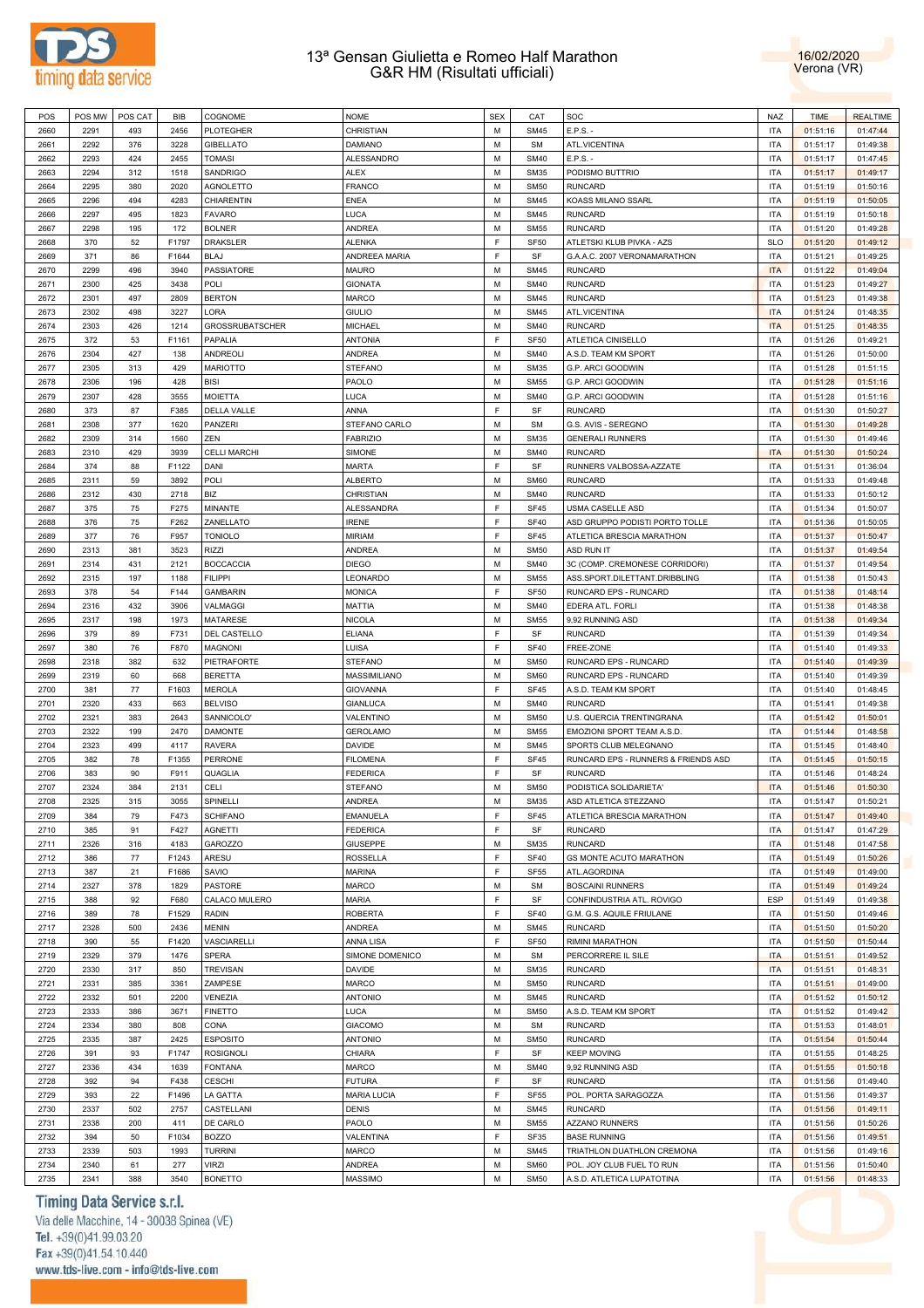# 13ª Gensan Giulietta e Romeo Half Marathon
## G&R HM (Risultati ufficiali)

16/02/2020
Verona (VR)

| POS | POS MW | POS CAT | BIB | COGNOME | NOME | SEX | CAT | SOC | NAZ | TIME | REALTIME |
|---|---|---|---|---|---|---|---|---|---|---|---|
| 2660 | 2291 | 493 | 2456 | PLOTEGHER | CHRISTIAN | M | SM45 | E.P.S. - | ITA | 01:51:16 | 01:47:44 |
| 2661 | 2292 | 376 | 3228 | GIBELLATO | DAMIANO | M | SM | ATL.VICENTINA | ITA | 01:51:17 | 01:49:38 |
| 2662 | 2293 | 424 | 2455 | TOMASI | ALESSANDRO | M | SM40 | E.P.S. - | ITA | 01:51:17 | 01:47:45 |
| 2663 | 2294 | 312 | 1518 | SANDRIGO | ALEX | M | SM35 | PODISMO BUTTRIO | ITA | 01:51:17 | 01:49:17 |
| 2664 | 2295 | 380 | 2020 | AGNOLETTO | FRANCO | M | SM50 | RUNCARD | ITA | 01:51:19 | 01:50:16 |
| 2665 | 2296 | 494 | 4283 | CHIARENTIN | ENEA | M | SM45 | KOASS MILANO SSARL | ITA | 01:51:19 | 01:50:05 |
| 2666 | 2297 | 495 | 1823 | FAVARO | LUCA | M | SM45 | RUNCARD | ITA | 01:51:19 | 01:50:18 |
| 2667 | 2298 | 195 | 172 | BOLNER | ANDREA | M | SM55 | RUNCARD | ITA | 01:51:20 | 01:49:28 |
| 2668 | 370 | 52 | F1797 | DRAKSLER | ALENKA | F | SF50 | ATLETSKI KLUB PIVKA - AZS | SLO | 01:51:20 | 01:49:12 |
| 2669 | 371 | 86 | F1644 | BLAJ | ANDREEA MARIA | F | SF | G.A.A.C. 2007 VERONAMARATHON | ITA | 01:51:21 | 01:49:25 |
| 2670 | 2299 | 496 | 3940 | PASSIATORE | MAURO | M | SM45 | RUNCARD | ITA | 01:51:22 | 01:49:04 |
| 2671 | 2300 | 425 | 3438 | POLI | GIONATA | M | SM40 | RUNCARD | ITA | 01:51:23 | 01:49:27 |
| 2672 | 2301 | 497 | 2809 | BERTON | MARCO | M | SM45 | RUNCARD | ITA | 01:51:23 | 01:49:38 |
| 2673 | 2302 | 498 | 3227 | LORA | GIULIO | M | SM45 | ATL.VICENTINA | ITA | 01:51:24 | 01:48:35 |
| 2674 | 2303 | 426 | 1214 | GROSSRUBATSCHER | MICHAEL | M | SM40 | RUNCARD | ITA | 01:51:25 | 01:48:35 |
| 2675 | 372 | 53 | F1161 | PAPALIA | ANTONIA | F | SF50 | ATLETICA CINISELLO | ITA | 01:51:26 | 01:49:21 |
| 2676 | 2304 | 427 | 138 | ANDREOLI | ANDREA | M | SM40 | A.S.D. TEAM KM SPORT | ITA | 01:51:26 | 01:50:00 |
| 2677 | 2305 | 313 | 429 | MARIOTTO | STEFANO | M | SM35 | G.P. ARCI GOODWIN | ITA | 01:51:28 | 01:51:15 |
| 2678 | 2306 | 196 | 428 | BISI | PAOLO | M | SM55 | G.P. ARCI GOODWIN | ITA | 01:51:28 | 01:51:16 |
| 2679 | 2307 | 428 | 3555 | MOIETTA | LUCA | M | SM40 | G.P. ARCI GOODWIN | ITA | 01:51:28 | 01:51:16 |
| 2680 | 373 | 87 | F385 | DELLA VALLE | ANNA | F | SF | RUNCARD | ITA | 01:51:30 | 01:50:27 |
| 2681 | 2308 | 377 | 1620 | PANZERI | STEFANO CARLO | M | SM | G.S. AVIS - SEREGNO | ITA | 01:51:30 | 01:49:28 |
| 2682 | 2309 | 314 | 1560 | ZEN | FABRIZIO | M | SM35 | GENERALI RUNNERS | ITA | 01:51:30 | 01:49:46 |
| 2683 | 2310 | 429 | 3939 | CELLI MARCHI | SIMONE | M | SM40 | RUNCARD | ITA | 01:51:30 | 01:50:24 |
| 2684 | 374 | 88 | F1122 | DANI | MARTA | F | SF | RUNNERS VALBOSSA-AZZATE | ITA | 01:51:31 | 01:36:04 |
| 2685 | 2311 | 59 | 3892 | POLI | ALBERTO | M | SM60 | RUNCARD | ITA | 01:51:33 | 01:49:48 |
| 2686 | 2312 | 430 | 2718 | BIZ | CHRISTIAN | M | SM40 | RUNCARD | ITA | 01:51:33 | 01:50:12 |
| 2687 | 375 | 75 | F275 | MINANTE | ALESSANDRA | F | SF45 | USMA CASELLE ASD | ITA | 01:51:34 | 01:50:07 |
| 2688 | 376 | 75 | F262 | ZANELLATO | IRENE | F | SF40 | ASD GRUPPO PODISTI PORTO TOLLE | ITA | 01:51:36 | 01:50:05 |
| 2689 | 377 | 76 | F957 | TONIOLO | MIRIAM | F | SF45 | ATLETICA BRESCIA MARATHON | ITA | 01:51:37 | 01:50:47 |
| 2690 | 2313 | 381 | 3523 | RIZZI | ANDREA | M | SM50 | ASD RUN IT | ITA | 01:51:37 | 01:49:54 |
| 2691 | 2314 | 431 | 2121 | BOCCACCIA | DIEGO | M | SM40 | 3C (COMP. CREMONESE CORRIDORI) | ITA | 01:51:37 | 01:49:54 |
| 2692 | 2315 | 197 | 1188 | FILIPPI | LEONARDO | M | SM55 | ASS.SPORT.DILETTANT.DRIBBLING | ITA | 01:51:38 | 01:50:43 |
| 2693 | 378 | 54 | F144 | GAMBARIN | MONICA | F | SF50 | RUNCARD EPS - RUNCARD | ITA | 01:51:38 | 01:48:14 |
| 2694 | 2316 | 432 | 3906 | VALMAGGI | MATTIA | M | SM40 | EDERA ATL. FORLI | ITA | 01:51:38 | 01:48:38 |
| 2695 | 2317 | 198 | 1973 | MATARESE | NICOLA | M | SM55 | 9,92 RUNNING ASD | ITA | 01:51:38 | 01:49:34 |
| 2696 | 379 | 89 | F731 | DEL CASTELLO | ELIANA | F | SF | RUNCARD | ITA | 01:51:39 | 01:49:34 |
| 2697 | 380 | 76 | F870 | MAGNONI | LUISA | F | SF40 | FREE-ZONE | ITA | 01:51:40 | 01:49:33 |
| 2698 | 2318 | 382 | 632 | PIETRAFORTE | STEFANO | M | SM50 | RUNCARD EPS - RUNCARD | ITA | 01:51:40 | 01:49:39 |
| 2699 | 2319 | 60 | 668 | BERETTA | MASSIMILIANO | M | SM60 | RUNCARD EPS - RUNCARD | ITA | 01:51:40 | 01:49:39 |
| 2700 | 381 | 77 | F1603 | MEROLA | GIOVANNA | F | SF45 | A.S.D. TEAM KM SPORT | ITA | 01:51:40 | 01:48:45 |
| 2701 | 2320 | 433 | 663 | BELVISO | GIANLUCA | M | SM40 | RUNCARD | ITA | 01:51:41 | 01:49:38 |
| 2702 | 2321 | 383 | 2643 | SANNICOLO' | VALENTINO | M | SM50 | U.S. QUERCIA TRENTINGRANA | ITA | 01:51:42 | 01:50:01 |
| 2703 | 2322 | 199 | 2470 | DAMONTE | GEROLAMO | M | SM55 | EMOZIONI SPORT TEAM A.S.D. | ITA | 01:51:44 | 01:48:58 |
| 2704 | 2323 | 499 | 4117 | RAVERA | DAVIDE | M | SM45 | SPORTS CLUB MELEGNANO | ITA | 01:51:45 | 01:48:40 |
| 2705 | 382 | 78 | F1355 | PERRONE | FILOMENA | F | SF45 | RUNCARD EPS - RUNNERS & FRIENDS ASD | ITA | 01:51:45 | 01:50:15 |
| 2706 | 383 | 90 | F911 | QUAGLIA | FEDERICA | F | SF | RUNCARD | ITA | 01:51:46 | 01:48:24 |
| 2707 | 2324 | 384 | 2131 | CELI | STEFANO | M | SM50 | PODISTICA SOLIDARIETA' | ITA | 01:51:46 | 01:50:30 |
| 2708 | 2325 | 315 | 3055 | SPINELLI | ANDREA | M | SM35 | ASD ATLETICA STEZZANO | ITA | 01:51:47 | 01:50:21 |
| 2709 | 384 | 79 | F473 | SCHIFANO | EMANUELA | F | SF45 | ATLETICA BRESCIA MARATHON | ITA | 01:51:47 | 01:49:40 |
| 2710 | 385 | 91 | F427 | AGNETTI | FEDERICA | F | SF | RUNCARD | ITA | 01:51:47 | 01:47:29 |
| 2711 | 2326 | 316 | 4183 | GAROZZO | GIUSEPPE | M | SM35 | RUNCARD | ITA | 01:51:48 | 01:47:58 |
| 2712 | 386 | 77 | F1243 | ARESU | ROSSELLA | F | SF40 | GS MONTE ACUTO MARATHON | ITA | 01:51:49 | 01:50:26 |
| 2713 | 387 | 21 | F1686 | SAVIO | MARINA | F | SF55 | ATL.AGORDINA | ITA | 01:51:49 | 01:49:00 |
| 2714 | 2327 | 378 | 1829 | PASTORE | MARCO | M | SM | BOSCAINI RUNNERS | ITA | 01:51:49 | 01:49:24 |
| 2715 | 388 | 92 | F680 | CALACO MULERO | MARIA | F | SF | CONFINDUSTRIA ATL. ROVIGO | ESP | 01:51:49 | 01:49:38 |
| 2716 | 389 | 78 | F1529 | RADIN | ROBERTA | F | SF40 | G.M. G.S. AQUILE FRIULANE | ITA | 01:51:50 | 01:49:46 |
| 2717 | 2328 | 500 | 2436 | MENIN | ANDREA | M | SM45 | RUNCARD | ITA | 01:51:50 | 01:50:20 |
| 2718 | 390 | 55 | F1420 | VASCIARELLI | ANNA LISA | F | SF50 | RIMINI MARATHON | ITA | 01:51:50 | 01:50:44 |
| 2719 | 2329 | 379 | 1476 | SPERA | SIMONE DOMENICO | M | SM | PERCORRERE IL SILE | ITA | 01:51:51 | 01:49:52 |
| 2720 | 2330 | 317 | 850 | TREVISAN | DAVIDE | M | SM35 | RUNCARD | ITA | 01:51:51 | 01:48:31 |
| 2721 | 2331 | 385 | 3361 | ZAMPESE | MARCO | M | SM50 | RUNCARD | ITA | 01:51:51 | 01:49:00 |
| 2722 | 2332 | 501 | 2200 | VENEZIA | ANTONIO | M | SM45 | RUNCARD | ITA | 01:51:52 | 01:50:12 |
| 2723 | 2333 | 386 | 3671 | FINETTO | LUCA | M | SM50 | A.S.D. TEAM KM SPORT | ITA | 01:51:52 | 01:49:42 |
| 2724 | 2334 | 380 | 808 | CONA | GIACOMO | M | SM | RUNCARD | ITA | 01:51:53 | 01:48:01 |
| 2725 | 2335 | 387 | 2425 | ESPOSITO | ANTONIO | M | SM50 | RUNCARD | ITA | 01:51:54 | 01:50:44 |
| 2726 | 391 | 93 | F1747 | ROSIGNOLI | CHIARA | F | SF | KEEP MOVING | ITA | 01:51:55 | 01:48:25 |
| 2727 | 2336 | 434 | 1639 | FONTANA | MARCO | M | SM40 | 9,92 RUNNING ASD | ITA | 01:51:55 | 01:50:18 |
| 2728 | 392 | 94 | F438 | CESCHI | FUTURA | F | SF | RUNCARD | ITA | 01:51:56 | 01:49:40 |
| 2729 | 393 | 22 | F1496 | LA GATTA | MARIA LUCIA | F | SF55 | POL. PORTA SARAGOZZA | ITA | 01:51:56 | 01:49:37 |
| 2730 | 2337 | 502 | 2757 | CASTELLANI | DENIS | M | SM45 | RUNCARD | ITA | 01:51:56 | 01:49:11 |
| 2731 | 2338 | 200 | 411 | DE CARLO | PAOLO | M | SM55 | AZZANO RUNNERS | ITA | 01:51:56 | 01:50:26 |
| 2732 | 394 | 50 | F1034 | BOZZO | VALENTINA | F | SF35 | BASE RUNNING | ITA | 01:51:56 | 01:49:51 |
| 2733 | 2339 | 503 | 1993 | TURRINI | MARCO | M | SM45 | TRIATHLON DUATHLON CREMONA | ITA | 01:51:56 | 01:49:16 |
| 2734 | 2340 | 61 | 277 | VIRZI | ANDREA | M | SM60 | POL. JOY CLUB FUEL TO RUN | ITA | 01:51:56 | 01:50:40 |
| 2735 | 2341 | 388 | 3540 | BONETTO | MASSIMO | M | SM50 | A.S.D. ATLETICA LUPATOTINA | ITA | 01:51:56 | 01:48:33 |

Timing Data Service s.r.l.
Via delle Macchine, 14 - 30038 Spinea (VE)
Tel. +39(0)41.99.03.20
Fax +39(0)41.54.10.440
www.tds-live.com - info@tds-live.com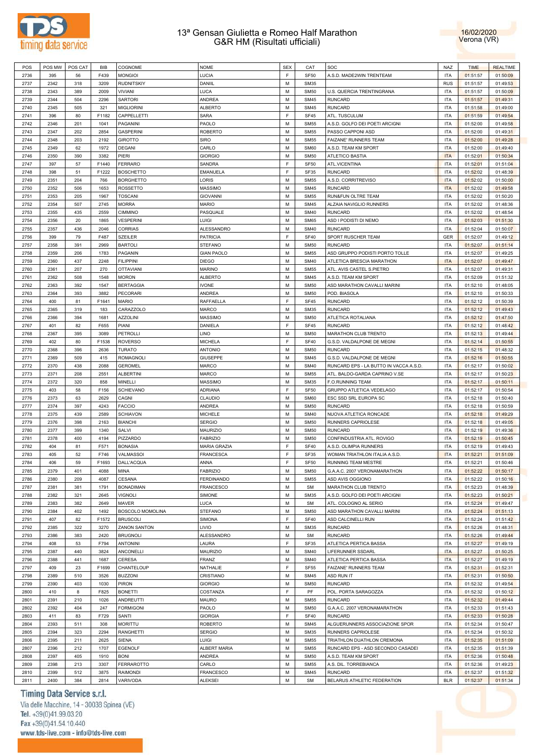# 13ª Gensan Giulietta e Romeo Half Marathon
## G&R HM (Risultati ufficiali)

16/02/2020
Verona (VR)

| POS | POS MW | POS CAT | BIB | COGNOME | NOME | SEX | CAT | SOC | NAZ | TIME | REALTIME |
|---|---|---|---|---|---|---|---|---|---|---|---|
| 2736 | 395 | 56 | F439 | MONGIOI | LUCIA | F | SF50 | A.S.D. MADE2WIN TRENTEAM | ITA | 01:51:57 | 01:50:09 |
| 2737 | 2342 | 318 | 3209 | RUDNITSKIY | DANIIL | M | SM35 | | RUS | 01:51:57 | 01:49:53 |
| 2738 | 2343 | 389 | 2009 | VIVIANI | LUCA | M | SM50 | U.S. QUERCIA TRENTINGRANA | ITA | 01:51:57 | 01:50:09 |
| 2739 | 2344 | 504 | 2296 | SARTORI | ANDREA | M | SM45 | RUNCARD | ITA | 01:51:57 | 01:49:31 |
| 2740 | 2345 | 505 | 321 | MIGLIORINI | ALBERTO | M | SM45 | RUNCARD | ITA | 01:51:58 | 01:49:00 |
| 2741 | 396 | 80 | F1182 | CAPPELLETTI | SARA | F | SF45 | ATL. TUSCULUM | ITA | 01:51:59 | 01:49:54 |
| 2742 | 2346 | 201 | 1041 | PAGANINI | PAOLO | M | SM55 | A.S.D. GOLFO DEI POETI ARCIGNI | ITA | 01:52:00 | 01:49:58 |
| 2743 | 2347 | 202 | 2854 | GASPERINI | ROBERTO | M | SM55 | PASSO CAPPONI ASD | ITA | 01:52:00 | 01:49:31 |
| 2744 | 2348 | 203 | 2192 | GIROTTO | SIRO | M | SM55 | FAIZANE' RUNNERS TEAM | ITA | 01:52:00 | 01:49:28 |
| 2745 | 2349 | 62 | 1972 | DEGANI | CARLO | M | SM60 | A.S.D. TEAM KM SPORT | ITA | 01:52:00 | 01:49:40 |
| 2746 | 2350 | 390 | 3382 | PIERI | GIORGIO | M | SM50 | ATLETICO BASTIA | ITA | 01:52:01 | 01:50:34 |
| 2747 | 397 | 57 | F1440 | FERRARO | SANDRA | F | SF50 | ATL.VICENTINA | ITA | 01:52:01 | 01:51:04 |
| 2748 | 398 | 51 | F1222 | BOSCHETTO | EMANUELA | F | SF35 | RUNCARD | ITA | 01:52:02 | 01:48:39 |
| 2749 | 2351 | 204 | 766 | BORGHETTO | LORIS | M | SM55 | A.S.D. CORRITREVISO | ITA | 01:52:02 | 01:50:00 |
| 2750 | 2352 | 506 | 1653 | ROSSETTO | MASSIMO | M | SM45 | RUNCARD | ITA | 01:52:02 | 01:49:58 |
| 2751 | 2353 | 205 | 1967 | TOSCANI | GIOVANNI | M | SM55 | RUN&FUN OLTRE TEAM | ITA | 01:52:02 | 01:50:20 |
| 2752 | 2354 | 507 | 2745 | MORRA | MARIO | M | SM45 | ALZAIA NAVIGLIO RUNNERS | ITA | 01:52:02 | 01:48:36 |
| 2753 | 2355 | 435 | 2559 | CIMMINO | PASQUALE | M | SM40 | RUNCARD | ITA | 01:52:02 | 01:48:54 |
| 2754 | 2356 | 20 | 1865 | VESPERINI | LUIGI | M | SM65 | ASD I PODISTI DI NEMO | ITA | 01:52:03 | 01:51:30 |
| 2755 | 2357 | 436 | 2046 | CORRIAS | ALESSANDRO | M | SM40 | RUNCARD | ITA | 01:52:04 | 01:50:07 |
| 2756 | 399 | 79 | F487 | SZEILER | PATRICIA | F | SF40 | SPORT RUSCHER TEAM | GER | 01:52:07 | 01:49:12 |
| 2757 | 2358 | 391 | 2969 | BARTOLI | STEFANO | M | SM50 | RUNCARD | ITA | 01:52:07 | 01:51:14 |
| 2758 | 2359 | 206 | 1783 | PAGANIN | GIAN PAOLO | M | SM55 | ASD GRUPPO PODISTI PORTO TOLLE | ITA | 01:52:07 | 01:49:25 |
| 2759 | 2360 | 437 | 2248 | FILIPPINI | DIEGO | M | SM40 | ATLETICA BRESCIA MARATHON | ITA | 01:52:07 | 01:49:47 |
| 2760 | 2361 | 207 | 270 | OTTAVIANI | MARINO | M | SM55 | ATL. AVIS CASTEL S.PIETRO | ITA | 01:52:07 | 01:49:31 |
| 2761 | 2362 | 508 | 1548 | MORON | ALBERTO | M | SM45 | A.S.D. TEAM KM SPORT | ITA | 01:52:09 | 01:51:32 |
| 2762 | 2363 | 392 | 1547 | BERTAGGIA | IVONE | M | SM50 | ASD MARATHON CAVALLI MARINI | ITA | 01:52:10 | 01:48:05 |
| 2763 | 2364 | 393 | 3882 | PECORARI | ANDREA | M | SM50 | POD. BIASOLA | ITA | 01:52:10 | 01:50:33 |
| 2764 | 400 | 81 | F1641 | MARIO | RAFFAELLA | F | SF45 | RUNCARD | ITA | 01:52:12 | 01:50:39 |
| 2765 | 2365 | 319 | 183 | CARAZZOLO | MARCO | M | SM35 | RUNCARD | ITA | 01:52:12 | 01:49:43 |
| 2766 | 2366 | 394 | 1681 | AZZOLINI | MASSIMO | M | SM50 | ATLETICA ROTALIANA | ITA | 01:52:12 | 01:47:50 |
| 2767 | 401 | 82 | F655 | PIANI | DANIELA | F | SF45 | RUNCARD | ITA | 01:52:12 | 01:48:42 |
| 2768 | 2367 | 395 | 3089 | PETROLLI | LINO | M | SM50 | MARATHON CLUB TRENTO | ITA | 01:52:13 | 01:49:44 |
| 2769 | 402 | 80 | F1538 | ROVERSO | MICHELA | F | SF40 | G.S.D. VALDALPONE DE MEGNI | ITA | 01:52:14 | 01:50:55 |
| 2770 | 2368 | 396 | 2636 | TURATO | ANTONIO | M | SM50 | RUNCARD | ITA | 01:52:15 | 01:48:32 |
| 2771 | 2369 | 509 | 415 | ROMAGNOLI | GIUSEPPE | M | SM45 | G.S.D. VALDALPONE DE MEGNI | ITA | 01:52:16 | 01:50:55 |
| 2772 | 2370 | 438 | 2088 | GEROMEL | MARCO | M | SM40 | RUNCARD EPS - LA BUTTO IN VACCA A.S.D. | ITA | 01:52:17 | 01:50:02 |
| 2773 | 2371 | 208 | 2551 | ALBERTINI | MARCO | M | SM55 | ATL. BALDO-GARDA CAPRINO V.SE | ITA | 01:52:17 | 01:50:23 |
| 2774 | 2372 | 320 | 858 | MINELLI | MASSIMO | M | SM35 | F.O.RUNNING TEAM | ITA | 01:52:17 | 01:50:11 |
| 2775 | 403 | 58 | F156 | SCHIEVANO | ADRIANA | F | SF50 | GRUPPO ATLETICA VEDELAGO | ITA | 01:52:17 | 01:50:54 |
| 2776 | 2373 | 63 | 2629 | CAGNI | CLAUDIO | M | SM60 | ESC SSD SRL EUROPA SC | ITA | 01:52:18 | 01:50:40 |
| 2777 | 2374 | 397 | 4243 | FACCIO | ANDREA | M | SM50 | RUNCARD | ITA | 01:52:18 | 01:50:59 |
| 2778 | 2375 | 439 | 2589 | SCHIAVON | MICHELE | M | SM40 | NUOVA ATLETICA RONCADE | ITA | 01:52:18 | 01:49:29 |
| 2779 | 2376 | 398 | 2163 | BIANCHI | SERGIO | M | SM50 | RUNNERS CAPRIOLESE | ITA | 01:52:18 | 01:49:05 |
| 2780 | 2377 | 399 | 1340 | SALVI | MAURIZIO | M | SM50 | RUNCARD | ITA | 01:52:19 | 01:49:36 |
| 2781 | 2378 | 400 | 4194 | PIZZARDO | FABRIZIO | M | SM50 | CONFINDUSTRIA ATL. ROVIGO | ITA | 01:52:19 | 01:50:45 |
| 2782 | 404 | 81 | F571 | BONASIA | MARIA GRAZIA | F | SF40 | A.S.D. OLIMPIA RUNNERS | ITA | 01:52:19 | 01:49:43 |
| 2783 | 405 | 52 | F746 | VALMASSOI | FRANCESCA | F | SF35 | WOMAN TRIATHLON ITALIA A.S.D. | ITA | 01:52:21 | 01:51:09 |
| 2784 | 406 | 59 | F1693 | DALL'ACQUA | ANNA | F | SF50 | RUNNING TEAM MESTRE | ITA | 01:52:21 | 01:50:46 |
| 2785 | 2379 | 401 | 4088 | MINA | FABRIZIO | M | SM50 | G.A.A.C. 2007 VERONAMARATHON | ITA | 01:52:22 | 01:50:17 |
| 2786 | 2380 | 209 | 4087 | CESANA | FERDINANDO | M | SM55 | ASD AVIS OGGIONO | ITA | 01:52:22 | 01:50:16 |
| 2787 | 2381 | 381 | 1791 | BONADIMAN | FRANCESCO | M | SM | MARATHON CLUB TRENTO | ITA | 01:52:23 | 01:48:39 |
| 2788 | 2382 | 321 | 2645 | VIGNOLI | SIMONE | M | SM35 | A.S.D. GOLFO DEI POETI ARCIGNI | ITA | 01:52:23 | 01:50:21 |
| 2789 | 2383 | 382 | 2649 | MAVER | LUCA | M | SM | ATL. COLOGNO AL SERIO | ITA | 01:52:24 | 01:49:47 |
| 2790 | 2384 | 402 | 1492 | BOSCOLO MOMOLINA | STEFANO | M | SM50 | ASD MARATHON CAVALLI MARINI | ITA | 01:52:24 | 01:51:13 |
| 2791 | 407 | 82 | F1572 | BRUSCOLI | SIMONA | F | SF40 | ASD CALCINELLI RUN | ITA | 01:52:24 | 01:51:42 |
| 2792 | 2385 | 322 | 3270 | ZANON SANTON | LIVIO | M | SM35 | RUNCARD | ITA | 01:52:26 | 01:48:31 |
| 2793 | 2386 | 383 | 2420 | BRUGNOLI | ALESSANDRO | M | SM | RUNCARD | ITA | 01:52:26 | 01:49:44 |
| 2794 | 408 | 53 | F794 | ANTONINI | LAURA | F | SF35 | ATLETICA PERTICA BASSA | ITA | 01:52:27 | 01:49:19 |
| 2795 | 2387 | 440 | 3824 | ANCONELLI | MAURIZIO | M | SM40 | LIFERUNNER SSDARL | ITA | 01:52:27 | 01:50:25 |
| 2796 | 2388 | 441 | 1687 | CERESA | FRANZ | M | SM40 | ATLETICA PERTICA BASSA | ITA | 01:52:27 | 01:49:19 |
| 2797 | 409 | 23 | F1699 | CHANTELOUP | NATHALIE | F | SF55 | FAIZANE' RUNNERS TEAM | ITA | 01:52:31 | 01:52:31 |
| 2798 | 2389 | 510 | 3526 | BUZZONI | CRISTIANO | M | SM45 | ASD RUN IT | ITA | 01:52:31 | 01:50:50 |
| 2799 | 2390 | 403 | 1030 | PIRON | GIORGIO | M | SM50 | RUNCARD | ITA | 01:52:32 | 01:49:54 |
| 2800 | 410 | 8 | F825 | BONETTI | COSTANZA | F | PF | POL. PORTA SARAGOZZA | ITA | 01:52:32 | 01:50:12 |
| 2801 | 2391 | 210 | 1026 | ANDREUTTI | MAURO | M | SM55 | RUNCARD | ITA | 01:52:32 | 01:49:44 |
| 2802 | 2392 | 404 | 247 | FORMIGONI | PAOLO | M | SM50 | G.A.A.C. 2007 VERONAMARATHON | ITA | 01:52:33 | 01:51:43 |
| 2803 | 411 | 83 | F729 | SANTI | GIORGIA | F | SF40 | RUNCARD | ITA | 01:52:33 | 01:50:28 |
| 2804 | 2393 | 511 | 308 | MORITTU | ROBERTO | M | SM45 | ALGUERUNNERS ASSOCIAZIONE SPOR | ITA | 01:52:34 | 01:50:47 |
| 2805 | 2394 | 323 | 2294 | RANGHETTI | SERGIO | M | SM35 | RUNNERS CAPRIOLESE | ITA | 01:52:34 | 01:50:32 |
| 2806 | 2395 | 211 | 2625 | SIENA | LUIGI | M | SM55 | TRIATHLON DUATHLON CREMONA | ITA | 01:52:35 | 01:51:09 |
| 2807 | 2396 | 212 | 1707 | EGENOLF | ALBERT MARIA | M | SM55 | RUNCARD EPS - ASD SECONDO CASADEI | ITA | 01:52:35 | 01:51:39 |
| 2808 | 2397 | 405 | 1910 | BONI | ANDREA | M | SM50 | A.S.D. TEAM KM SPORT | ITA | 01:52:36 | 01:50:48 |
| 2809 | 2398 | 213 | 3307 | FERRAROTTO | CARLO | M | SM55 | A.S. DIL. TORREBIANCA | ITA | 01:52:36 | 01:49:23 |
| 2810 | 2399 | 512 | 3875 | RAIMONDI | FRANCESCO | M | SM45 | RUNCARD | ITA | 01:52:37 | 01:51:32 |
| 2811 | 2400 | 384 | 2814 | VARIVODA | ALEKSEI | M | SM | BELARUS ATHLETIC FEDERATION | BLR | 01:52:37 | 01:51:34 |

Timing Data Service s.r.l.
Via delle Macchine, 14 - 30038 Spinea (VE)
Tel. +39(0)41.99.03.20
Fax +39(0)41.54.10.440
www.tds-live.com - info@tds-live.com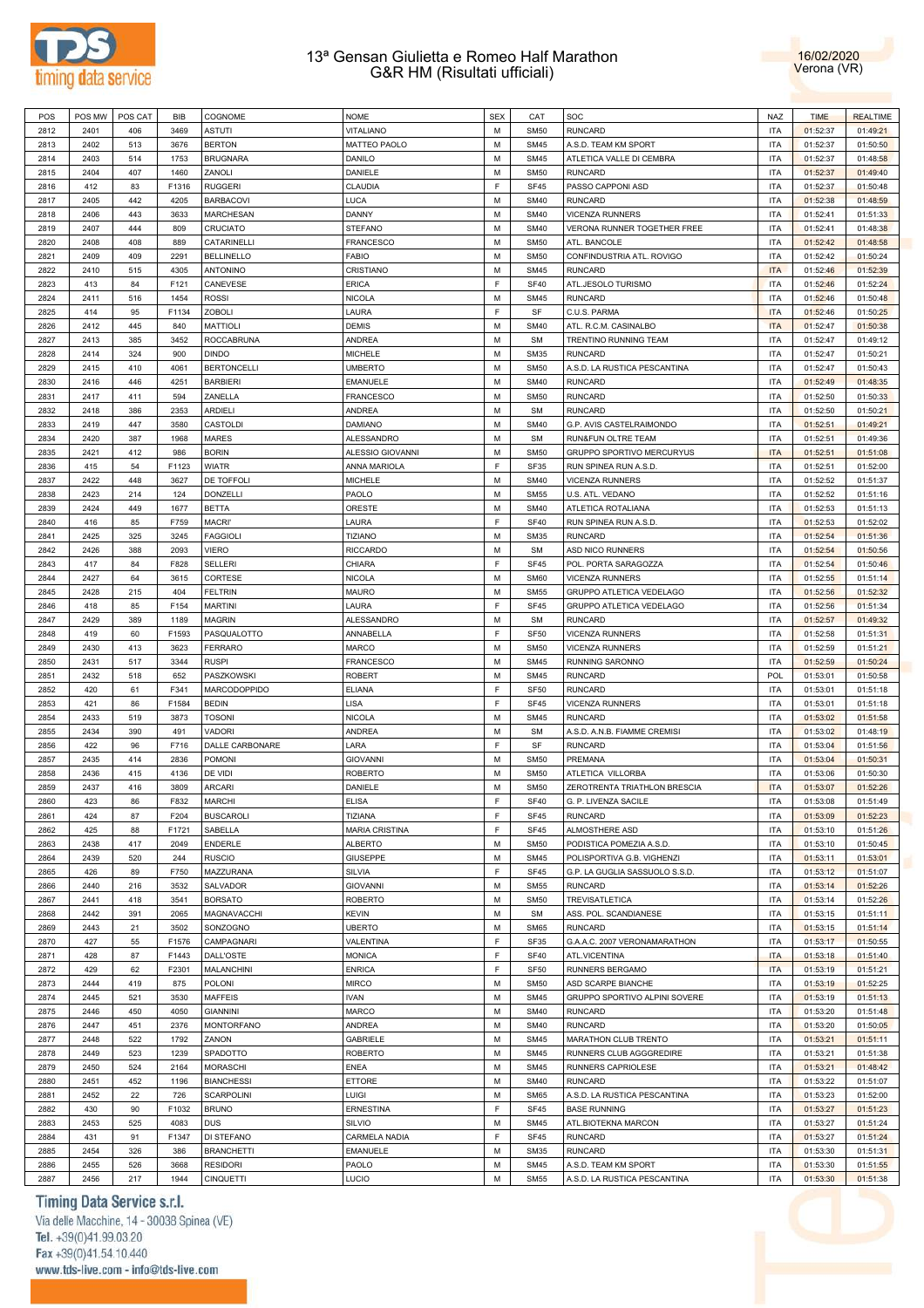# 13ª Gensan Giulietta e Romeo Half Marathon
## G&R HM (Risultati ufficiali)

16/02/2020
Verona (VR)

| POS | POS MW | POS CAT | BIB | COGNOME | NOME | SEX | CAT | SOC | NAZ | TIME | REALTIME |
|---|---|---|---|---|---|---|---|---|---|---|---|
| 2812 | 2401 | 406 | 3469 | ASTUTI | VITALIANO | M | SM50 | RUNCARD | ITA | 01:52:37 | 01:49:21 |
| 2813 | 2402 | 513 | 3676 | BERTON | MATTEO PAOLO | M | SM45 | A.S.D. TEAM KM SPORT | ITA | 01:52:37 | 01:50:50 |
| 2814 | 2403 | 514 | 1753 | BRUGNARA | DANILO | M | SM45 | ATLETICA VALLE DI CEMBRA | ITA | 01:52:37 | 01:48:58 |
| 2815 | 2404 | 407 | 1460 | ZANOLI | DANIELE | M | SM50 | RUNCARD | ITA | 01:52:37 | 01:49:40 |
| 2816 | 412 | 83 | F1316 | RUGGERI | CLAUDIA | F | SF45 | PASSO CAPPONI ASD | ITA | 01:52:37 | 01:50:48 |
| 2817 | 2405 | 442 | 4205 | BARBACOVI | LUCA | M | SM40 | RUNCARD | ITA | 01:52:38 | 01:48:59 |
| 2818 | 2406 | 443 | 3633 | MARCHESAN | DANNY | M | SM40 | VICENZA RUNNERS | ITA | 01:52:41 | 01:51:33 |
| 2819 | 2407 | 444 | 809 | CRUCIATO | STEFANO | M | SM40 | VERONA RUNNER TOGETHER FREE | ITA | 01:52:41 | 01:48:38 |
| 2820 | 2408 | 408 | 889 | CATARINELLI | FRANCESCO | M | SM50 | ATL. BANCOLE | ITA | 01:52:42 | 01:48:58 |
| 2821 | 2409 | 409 | 2291 | BELLINELLO | FABIO | M | SM50 | CONFINDUSTRIA ATL. ROVIGO | ITA | 01:52:42 | 01:50:24 |
| 2822 | 2410 | 515 | 4305 | ANTONINO | CRISTIANO | M | SM45 | RUNCARD | ITA | 01:52:46 | 01:52:39 |
| 2823 | 413 | 84 | F121 | CANEVESE | ERICA | F | SF40 | ATL.JESOLO TURISMO | ITA | 01:52:46 | 01:52:24 |
| 2824 | 2411 | 516 | 1454 | ROSSI | NICOLA | M | SM45 | RUNCARD | ITA | 01:52:46 | 01:50:48 |
| 2825 | 414 | 95 | F1134 | ZOBOLI | LAURA | F | SF | C.U.S. PARMA | ITA | 01:52:46 | 01:50:25 |
| 2826 | 2412 | 445 | 840 | MATTIOLI | DEMIS | M | SM40 | ATL. R.C.M. CASINALBO | ITA | 01:52:47 | 01:50:38 |
| 2827 | 2413 | 385 | 3452 | ROCCABRUNA | ANDREA | M | SM | TRENTINO RUNNING TEAM | ITA | 01:52:47 | 01:49:12 |
| 2828 | 2414 | 324 | 900 | DINDO | MICHELE | M | SM35 | RUNCARD | ITA | 01:52:47 | 01:50:21 |
| 2829 | 2415 | 410 | 4061 | BERTONCELLI | UMBERTO | M | SM50 | A.S.D. LA RUSTICA PESCANTINA | ITA | 01:52:47 | 01:50:43 |
| 2830 | 2416 | 446 | 4251 | BARBIERI | EMANUELE | M | SM40 | RUNCARD | ITA | 01:52:49 | 01:48:35 |
| 2831 | 2417 | 411 | 594 | ZANELLA | FRANCESCO | M | SM50 | RUNCARD | ITA | 01:52:50 | 01:50:33 |
| 2832 | 2418 | 386 | 2353 | ARDIELI | ANDREA | M | SM | RUNCARD | ITA | 01:52:50 | 01:50:21 |
| 2833 | 2419 | 447 | 3580 | CASTOLDI | DAMIANO | M | SM40 | G.P. AVIS CASTELRAIMONDO | ITA | 01:52:51 | 01:49:21 |
| 2834 | 2420 | 387 | 1968 | MARES | ALESSANDRO | M | SM | RUN&FUN OLTRE TEAM | ITA | 01:52:51 | 01:49:36 |
| 2835 | 2421 | 412 | 986 | BORIN | ALESSIO GIOVANNI | M | SM50 | GRUPPO SPORTIVO MERCURYUS | ITA | 01:52:51 | 01:51:08 |
| 2836 | 415 | 54 | F1123 | WIATR | ANNA MARIOLA | F | SF35 | RUN SPINEA RUN A.S.D. | ITA | 01:52:51 | 01:52:00 |
| 2837 | 2422 | 448 | 3627 | DE TOFFOLI | MICHELE | M | SM40 | VICENZA RUNNERS | ITA | 01:52:52 | 01:51:37 |
| 2838 | 2423 | 214 | 124 | DONZELLI | PAOLO | M | SM55 | U.S. ATL. VEDANO | ITA | 01:52:52 | 01:51:16 |
| 2839 | 2424 | 449 | 1677 | BETTA | ORESTE | M | SM40 | ATLETICA ROTALIANA | ITA | 01:52:53 | 01:51:13 |
| 2840 | 416 | 85 | F759 | MACRI' | LAURA | F | SF40 | RUN SPINEA RUN A.S.D. | ITA | 01:52:53 | 01:52:02 |
| 2841 | 2425 | 325 | 3245 | FAGGIOLI | TIZIANO | M | SM35 | RUNCARD | ITA | 01:52:54 | 01:51:36 |
| 2842 | 2426 | 388 | 2093 | VIERO | RICCARDO | M | SM | ASD NICO RUNNERS | ITA | 01:52:54 | 01:50:56 |
| 2843 | 417 | 84 | F828 | SELLERI | CHIARA | F | SF45 | POL. PORTA SARAGOZZA | ITA | 01:52:54 | 01:50:46 |
| 2844 | 2427 | 64 | 3615 | CORTESE | NICOLA | M | SM60 | VICENZA RUNNERS | ITA | 01:52:55 | 01:51:14 |
| 2845 | 2428 | 215 | 404 | FELTRIN | MAURO | M | SM55 | GRUPPO ATLETICA VEDELAGO | ITA | 01:52:56 | 01:52:32 |
| 2846 | 418 | 85 | F154 | MARTINI | LAURA | F | SF45 | GRUPPO ATLETICA VEDELAGO | ITA | 01:52:56 | 01:51:34 |
| 2847 | 2429 | 389 | 1189 | MAGRIN | ALESSANDRO | M | SM | RUNCARD | ITA | 01:52:57 | 01:49:32 |
| 2848 | 419 | 60 | F1593 | PASQUALOTTO | ANNABELLA | F | SF50 | VICENZA RUNNERS | ITA | 01:52:58 | 01:51:31 |
| 2849 | 2430 | 413 | 3623 | FERRARO | MARCO | M | SM50 | VICENZA RUNNERS | ITA | 01:52:59 | 01:51:21 |
| 2850 | 2431 | 517 | 3344 | RUSPI | FRANCESCO | M | SM45 | RUNNING SARONNO | ITA | 01:52:59 | 01:50:24 |
| 2851 | 2432 | 518 | 652 | PASZKOWSKI | ROBERT | M | SM45 | RUNCARD | POL | 01:53:01 | 01:50:58 |
| 2852 | 420 | 61 | F341 | MARCODOPPIDO | ELIANA | F | SF50 | RUNCARD | ITA | 01:53:01 | 01:51:18 |
| 2853 | 421 | 86 | F1584 | BEDIN | LISA | F | SF45 | VICENZA RUNNERS | ITA | 01:53:01 | 01:51:18 |
| 2854 | 2433 | 519 | 3873 | TOSONI | NICOLA | M | SM45 | RUNCARD | ITA | 01:53:02 | 01:51:58 |
| 2855 | 2434 | 390 | 491 | VADORI | ANDREA | M | SM | A.S.D. A.N.B. FIAMME CREMISI | ITA | 01:53:02 | 01:48:19 |
| 2856 | 422 | 96 | F716 | DALLE CARBONARE | LARA | F | SF | RUNCARD | ITA | 01:53:04 | 01:51:56 |
| 2857 | 2435 | 414 | 2836 | POMONI | GIOVANNI | M | SM50 | PREMANA | ITA | 01:53:04 | 01:50:31 |
| 2858 | 2436 | 415 | 4136 | DE VIDI | ROBERTO | M | SM50 | ATLETICA VILLORBA | ITA | 01:53:06 | 01:50:30 |
| 2859 | 2437 | 416 | 3809 | ARCARI | DANIELE | M | SM50 | ZEROTRENTA TRIATHLON BRESCIA | ITA | 01:53:07 | 01:52:26 |
| 2860 | 423 | 86 | F832 | MARCHI | ELISA | F | SF40 | G. P. LIVENZA SACILE | ITA | 01:53:08 | 01:51:49 |
| 2861 | 424 | 87 | F204 | BUSCAROLI | TIZIANA | F | SF45 | RUNCARD | ITA | 01:53:09 | 01:52:23 |
| 2862 | 425 | 88 | F1721 | SABELLA | MARIA CRISTINA | F | SF45 | ALMOSTHERE ASD | ITA | 01:53:10 | 01:51:26 |
| 2863 | 2438 | 417 | 2049 | ENDERLE | ALBERTO | M | SM50 | PODISTICA POMEZIA A.S.D. | ITA | 01:53:10 | 01:50:45 |
| 2864 | 2439 | 520 | 244 | RUSCIO | GIUSEPPE | M | SM45 | POLISPORTIVA G.B. VIGHENZI | ITA | 01:53:11 | 01:53:01 |
| 2865 | 426 | 89 | F750 | MAZZURANA | SILVIA | F | SF45 | G.P. LA GUGLIA SASSUOLO S.S.D. | ITA | 01:53:12 | 01:51:07 |
| 2866 | 2440 | 216 | 3532 | SALVADOR | GIOVANNI | M | SM55 | RUNCARD | ITA | 01:53:14 | 01:52:26 |
| 2867 | 2441 | 418 | 3541 | BORSATO | ROBERTO | M | SM50 | TREVISATLETICA | ITA | 01:53:14 | 01:52:26 |
| 2868 | 2442 | 391 | 2065 | MAGNAVACCHI | KEVIN | M | SM | ASS. POL. SCANDIANESE | ITA | 01:53:15 | 01:51:11 |
| 2869 | 2443 | 21 | 3502 | SONZOGNO | UBERTO | M | SM65 | RUNCARD | ITA | 01:53:15 | 01:51:14 |
| 2870 | 427 | 55 | F1576 | CAMPAGNARI | VALENTINA | F | SF35 | G.A.A.C. 2007 VERONAMARATHON | ITA | 01:53:17 | 01:50:55 |
| 2871 | 428 | 87 | F1443 | DALL'OSTE | MONICA | F | SF40 | ATL.VICENTINA | ITA | 01:53:18 | 01:51:40 |
| 2872 | 429 | 62 | F2301 | MALANCHINI | ENRICA | F | SF50 | RUNNERS BERGAMO | ITA | 01:53:19 | 01:51:21 |
| 2873 | 2444 | 419 | 875 | POLONI | MIRCO | M | SM50 | ASD SCARPE BIANCHE | ITA | 01:53:19 | 01:52:25 |
| 2874 | 2445 | 521 | 3530 | MAFFEIS | IVAN | M | SM45 | GRUPPO SPORTIVO ALPINI SOVERE | ITA | 01:53:19 | 01:51:13 |
| 2875 | 2446 | 450 | 4050 | GIANNINI | MARCO | M | SM40 | RUNCARD | ITA | 01:53:20 | 01:51:48 |
| 2876 | 2447 | 451 | 2376 | MONTORFANO | ANDREA | M | SM40 | RUNCARD | ITA | 01:53:20 | 01:50:05 |
| 2877 | 2448 | 522 | 1792 | ZANON | GABRIELE | M | SM45 | MARATHON CLUB TRENTO | ITA | 01:53:21 | 01:51:11 |
| 2878 | 2449 | 523 | 1239 | SPADOTTO | ROBERTO | M | SM45 | RUNNERS CLUB AGGGREDIRE | ITA | 01:53:21 | 01:51:38 |
| 2879 | 2450 | 524 | 2164 | MORASCHI | ENEA | M | SM45 | RUNNERS CAPRIOLESE | ITA | 01:53:21 | 01:48:42 |
| 2880 | 2451 | 452 | 1196 | BIANCHESSI | ETTORE | M | SM40 | RUNCARD | ITA | 01:53:22 | 01:51:07 |
| 2881 | 2452 | 22 | 726 | SCARPOLINI | LUIGI | M | SM65 | A.S.D. LA RUSTICA PESCANTINA | ITA | 01:53:23 | 01:52:00 |
| 2882 | 430 | 90 | F1032 | BRUNO | ERNESTINA | F | SF45 | BASE RUNNING | ITA | 01:53:27 | 01:51:23 |
| 2883 | 2453 | 525 | 4083 | DUS | SILVIO | M | SM45 | ATL.BIOTEKNA MARCON | ITA | 01:53:27 | 01:51:24 |
| 2884 | 431 | 91 | F1347 | DI STEFANO | CARMELA NADIA | F | SF45 | RUNCARD | ITA | 01:53:27 | 01:51:24 |
| 2885 | 2454 | 326 | 386 | BRANCHETTI | EMANUELE | M | SM35 | RUNCARD | ITA | 01:53:30 | 01:51:31 |
| 2886 | 2455 | 526 | 3668 | RESIDORI | PAOLO | M | SM45 | A.S.D. TEAM KM SPORT | ITA | 01:53:30 | 01:51:55 |
| 2887 | 2456 | 217 | 1944 | CINQUETTI | LUCIO | M | SM55 | A.S.D. LA RUSTICA PESCANTINA | ITA | 01:53:30 | 01:51:38 |

Timing Data Service s.r.l.
Via delle Macchine, 14 - 30038 Spinea (VE)
Tel. +39(0)41.99.03.20
Fax +39(0)41.54.10.440
www.tds-live.com - info@tds-live.com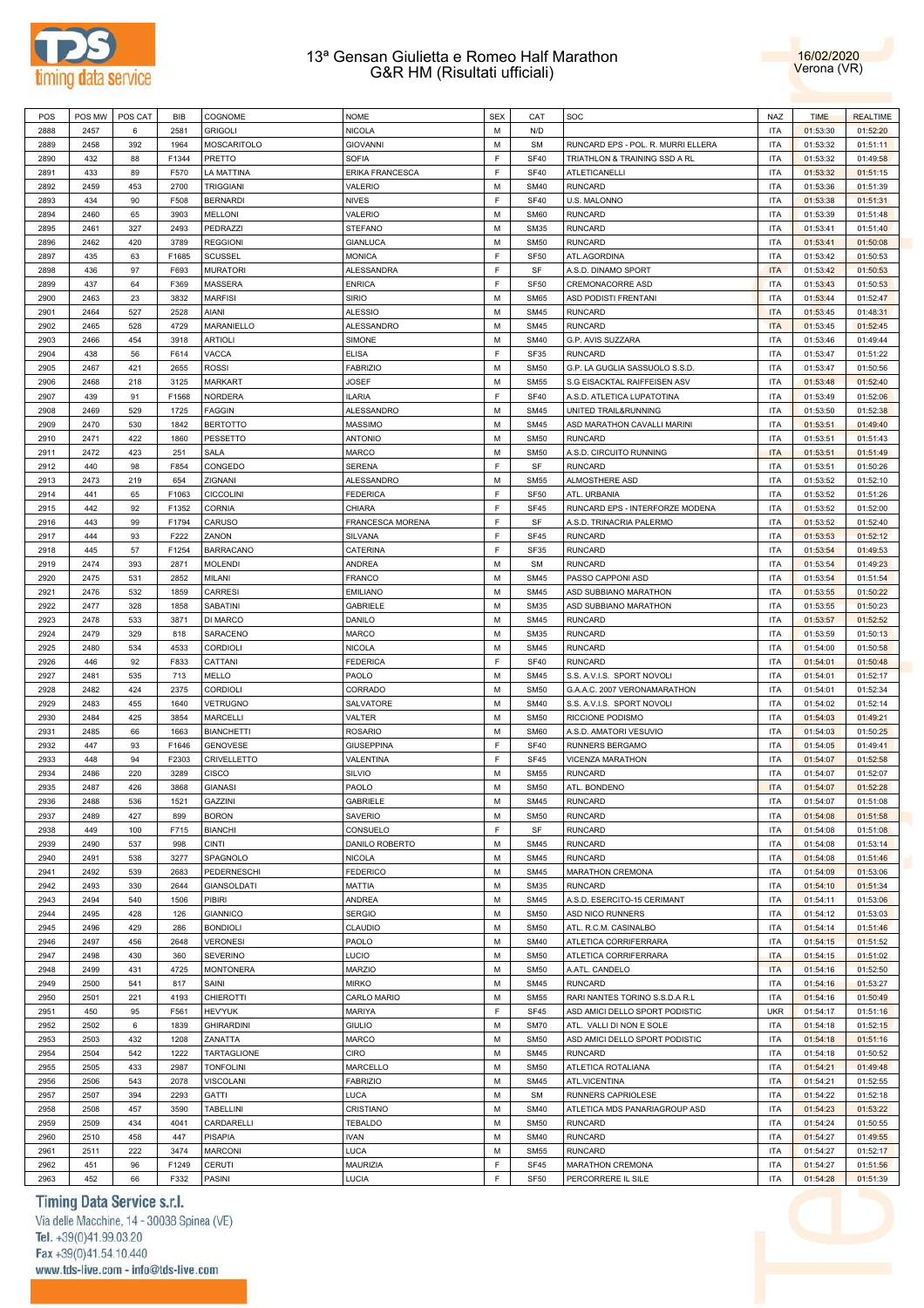# 13ª Gensan Giulietta e Romeo Half Marathon
## G&R HM (Risultati ufficiali)

16/02/2020
Verona (VR)

| POS | POS MW | POS CAT | BIB | COGNOME | NOME | SEX | CAT | SOC | NAZ | TIME | REALTIME |
|---|---|---|---|---|---|---|---|---|---|---|---|
| 2888 | 2457 | 6 | 2581 | GRIGOLI | NICOLA | M | N/D | | ITA | 01:53:30 | 01:52:20 |
| 2889 | 2458 | 392 | 1964 | MOSCARITOLO | GIOVANNI | M | SM | RUNCARD EPS - POL. R. MURRI ELLERA | ITA | 01:53:32 | 01:51:11 |
| 2890 | 432 | 88 | F1344 | PRETTO | SOFIA | F | SF40 | TRIATHLON & TRAINING SSD A RL | ITA | 01:53:32 | 01:49:58 |
| 2891 | 433 | 89 | F570 | LA MATTINA | ERIKA FRANCESCA | F | SF40 | ATLETICANELLI | ITA | 01:53:32 | 01:51:15 |
| 2892 | 2459 | 453 | 2700 | TRIGGIANI | VALERIO | M | SM40 | RUNCARD | ITA | 01:53:36 | 01:51:39 |
| 2893 | 434 | 90 | F508 | BERNARDI | NIVES | F | SF40 | U.S. MALONNO | ITA | 01:53:38 | 01:51:31 |
| 2894 | 2460 | 65 | 3903 | MELLONI | VALERIO | M | SM60 | RUNCARD | ITA | 01:53:39 | 01:51:48 |
| 2895 | 2461 | 327 | 2493 | PEDRAZZI | STEFANO | M | SM35 | RUNCARD | ITA | 01:53:41 | 01:51:40 |
| 2896 | 2462 | 420 | 3789 | REGGIONI | GIANLUCA | M | SM50 | RUNCARD | ITA | 01:53:41 | 01:50:08 |
| 2897 | 435 | 63 | F1685 | SCUSSEL | MONICA | F | SF50 | ATL.AGORDINA | ITA | 01:53:42 | 01:50:53 |
| 2898 | 436 | 97 | F693 | MURATORI | ALESSANDRA | F | SF | A.S.D. DINAMO SPORT | ITA | 01:53:42 | 01:50:53 |
| 2899 | 437 | 64 | F369 | MASSERA | ENRICA | F | SF50 | CREMONACORRE ASD | ITA | 01:53:43 | 01:50:53 |
| 2900 | 2463 | 23 | 3832 | MARFISI | SIRIO | M | SM65 | ASD PODISTI FRENTANI | ITA | 01:53:44 | 01:52:47 |
| 2901 | 2464 | 527 | 2528 | AIANI | ALESSIO | M | SM45 | RUNCARD | ITA | 01:53:45 | 01:48:31 |
| 2902 | 2465 | 528 | 4729 | MARANIELLO | ALESSANDRO | M | SM45 | RUNCARD | ITA | 01:53:45 | 01:52:45 |
| 2903 | 2466 | 454 | 3918 | ARTIOLI | SIMONE | M | SM40 | G.P. AVIS SUZZARA | ITA | 01:53:46 | 01:49:44 |
| 2904 | 438 | 56 | F614 | VACCA | ELISA | F | SF35 | RUNCARD | ITA | 01:53:47 | 01:51:22 |
| 2905 | 2467 | 421 | 2655 | ROSSI | FABRIZIO | M | SM50 | G.P. LA GUGLIA SASSUOLO S.S.D. | ITA | 01:53:47 | 01:50:56 |
| 2906 | 2468 | 218 | 3125 | MARKART | JOSEF | M | SM55 | S.G EISACKTAL RAIFFEISEN ASV | ITA | 01:53:48 | 01:52:40 |
| 2907 | 439 | 91 | F1568 | NORDERA | ILARIA | F | SF40 | A.S.D. ATLETICA LUPATOTINA | ITA | 01:53:49 | 01:52:06 |
| 2908 | 2469 | 529 | 1725 | FAGGIN | ALESSANDRO | M | SM45 | UNITED TRAIL&RUNNING | ITA | 01:53:50 | 01:52:38 |
| 2909 | 2470 | 530 | 1842 | BERTOTTO | MASSIMO | M | SM45 | ASD MARATHON CAVALLI MARINI | ITA | 01:53:51 | 01:49:40 |
| 2910 | 2471 | 422 | 1860 | PESSETTO | ANTONIO | M | SM50 | RUNCARD | ITA | 01:53:51 | 01:51:43 |
| 2911 | 2472 | 423 | 251 | SALA | MARCO | M | SM50 | A.S.D. CIRCUITO RUNNING | ITA | 01:53:51 | 01:51:49 |
| 2912 | 440 | 98 | F854 | CONGEDO | SERENA | F | SF | RUNCARD | ITA | 01:53:51 | 01:50:26 |
| 2913 | 2473 | 219 | 654 | ZIGNANI | ALESSANDRO | M | SM55 | ALMOSTHERE ASD | ITA | 01:53:52 | 01:52:10 |
| 2914 | 441 | 65 | F1063 | CICCOLINI | FEDERICA | F | SF50 | ATL. URBANIA | ITA | 01:53:52 | 01:51:26 |
| 2915 | 442 | 92 | F1352 | CORNIA | CHIARA | F | SF45 | RUNCARD EPS - INTERFORZE MODENA | ITA | 01:53:52 | 01:52:00 |
| 2916 | 443 | 99 | F1794 | CARUSO | FRANCESCA MORENA | F | SF | A.S.D. TRINACRIA PALERMO | ITA | 01:53:52 | 01:52:40 |
| 2917 | 444 | 93 | F222 | ZANON | SILVANA | F | SF45 | RUNCARD | ITA | 01:53:53 | 01:52:12 |
| 2918 | 445 | 57 | F1254 | BARRACANO | CATERINA | F | SF35 | RUNCARD | ITA | 01:53:54 | 01:49:53 |
| 2919 | 2474 | 393 | 2871 | MOLENDI | ANDREA | M | SM | RUNCARD | ITA | 01:53:54 | 01:49:23 |
| 2920 | 2475 | 531 | 2852 | MILANI | FRANCO | M | SM45 | PASSO CAPPONI ASD | ITA | 01:53:54 | 01:51:54 |
| 2921 | 2476 | 532 | 1859 | CARRESI | EMILIANO | M | SM45 | ASD SUBBIANO MARATHON | ITA | 01:53:55 | 01:50:22 |
| 2922 | 2477 | 328 | 1858 | SABATINI | GABRIELE | M | SM35 | ASD SUBBIANO MARATHON | ITA | 01:53:55 | 01:50:23 |
| 2923 | 2478 | 533 | 3871 | DI MARCO | DANILO | M | SM45 | RUNCARD | ITA | 01:53:57 | 01:52:52 |
| 2924 | 2479 | 329 | 818 | SARACENO | MARCO | M | SM35 | RUNCARD | ITA | 01:53:59 | 01:50:13 |
| 2925 | 2480 | 534 | 4533 | CORDIOLI | NICOLA | M | SM45 | RUNCARD | ITA | 01:54:00 | 01:50:58 |
| 2926 | 446 | 92 | F833 | CATTANI | FEDERICA | F | SF40 | RUNCARD | ITA | 01:54:01 | 01:50:48 |
| 2927 | 2481 | 535 | 713 | MELLO | PAOLO | M | SM45 | S.S. A.V.I.S. SPORT NOVOLI | ITA | 01:54:01 | 01:52:17 |
| 2928 | 2482 | 424 | 2375 | CORDIOLI | CORRADO | M | SM50 | G.A.A.C. 2007 VERONAMARATHON | ITA | 01:54:01 | 01:52:34 |
| 2929 | 2483 | 455 | 1640 | VETRUGNO | SALVATORE | M | SM40 | S.S. A.V.I.S. SPORT NOVOLI | ITA | 01:54:02 | 01:52:14 |
| 2930 | 2484 | 425 | 3854 | MARCELLI | VALTER | M | SM50 | RICCIONE PODISMO | ITA | 01:54:03 | 01:49:21 |
| 2931 | 2485 | 66 | 1663 | BIANCHETTI | ROSARIO | M | SM60 | A.S.D. AMATORI VESUVIO | ITA | 01:54:03 | 01:50:25 |
| 2932 | 447 | 93 | F1646 | GENOVESE | GIUSEPPINA | F | SF40 | RUNNERS BERGAMO | ITA | 01:54:05 | 01:49:41 |
| 2933 | 448 | 94 | F2303 | CRIVELLETTO | VALENTINA | F | SF45 | VICENZA MARATHON | ITA | 01:54:07 | 01:52:58 |
| 2934 | 2486 | 220 | 3289 | CISCO | SILVIO | M | SM55 | RUNCARD | ITA | 01:54:07 | 01:52:07 |
| 2935 | 2487 | 426 | 3868 | GIANASI | PAOLO | M | SM50 | ATL. BONDENO | ITA | 01:54:07 | 01:52:28 |
| 2936 | 2488 | 536 | 1521 | GAZZINI | GABRIELE | M | SM45 | RUNCARD | ITA | 01:54:07 | 01:51:08 |
| 2937 | 2489 | 427 | 899 | BORON | SAVERIO | M | SM50 | RUNCARD | ITA | 01:54:08 | 01:51:58 |
| 2938 | 449 | 100 | F715 | BIANCHI | CONSUELO | F | SF | RUNCARD | ITA | 01:54:08 | 01:51:08 |
| 2939 | 2490 | 537 | 998 | CINTI | DANILO ROBERTO | M | SM45 | RUNCARD | ITA | 01:54:08 | 01:53:14 |
| 2940 | 2491 | 538 | 3277 | SPAGNOLO | NICOLA | M | SM45 | RUNCARD | ITA | 01:54:08 | 01:51:46 |
| 2941 | 2492 | 539 | 2683 | PEDERNESCHI | FEDERICO | M | SM45 | MARATHON CREMONA | ITA | 01:54:09 | 01:53:06 |
| 2942 | 2493 | 330 | 2644 | GIANSOLDATI | MATTIA | M | SM35 | RUNCARD | ITA | 01:54:10 | 01:51:34 |
| 2943 | 2494 | 540 | 1506 | PIBIRI | ANDREA | M | SM45 | A.S.D. ESERCITO-15 CERIMANT | ITA | 01:54:11 | 01:53:06 |
| 2944 | 2495 | 428 | 126 | GIANNICO | SERGIO | M | SM50 | ASD NICO RUNNERS | ITA | 01:54:12 | 01:53:03 |
| 2945 | 2496 | 429 | 286 | BONDIOLI | CLAUDIO | M | SM50 | ATL. R.C.M. CASINALBO | ITA | 01:54:14 | 01:51:46 |
| 2946 | 2497 | 456 | 2648 | VERONESI | PAOLO | M | SM40 | ATLETICA CORRIFERRARA | ITA | 01:54:15 | 01:51:52 |
| 2947 | 2498 | 430 | 360 | SEVERINO | LUCIO | M | SM50 | ATLETICA CORRIFERRARA | ITA | 01:54:15 | 01:51:02 |
| 2948 | 2499 | 431 | 4725 | MONTONERA | MARZIO | M | SM50 | A.ATL. CANDELO | ITA | 01:54:16 | 01:52:50 |
| 2949 | 2500 | 541 | 817 | SAINI | MIRKO | M | SM45 | RUNCARD | ITA | 01:54:16 | 01:53:27 |
| 2950 | 2501 | 221 | 4193 | CHIEROTTI | CARLO MARIO | M | SM55 | RARI NANTES TORINO S.S.D.A R.L | ITA | 01:54:16 | 01:50:49 |
| 2951 | 450 | 95 | F561 | HEV'YUK | MARIYA | F | SF45 | ASD AMICI DELLO SPORT PODISTIC | UKR | 01:54:17 | 01:51:16 |
| 2952 | 2502 | 6 | 1839 | GHIRARDINI | GIULIO | M | SM70 | ATL. VALLI DI NON E SOLE | ITA | 01:54:18 | 01:52:15 |
| 2953 | 2503 | 432 | 1208 | ZANATTA | MARCO | M | SM50 | ASD AMICI DELLO SPORT PODISTIC | ITA | 01:54:18 | 01:51:16 |
| 2954 | 2504 | 542 | 1222 | TARTAGLIONE | CIRO | M | SM45 | RUNCARD | ITA | 01:54:18 | 01:50:52 |
| 2955 | 2505 | 433 | 2987 | TONFOLINI | MARCELLO | M | SM50 | ATLETICA ROTALIANA | ITA | 01:54:21 | 01:49:48 |
| 2956 | 2506 | 543 | 2078 | VISCOLANI | FABRIZIO | M | SM45 | ATL.VICENTINA | ITA | 01:54:21 | 01:52:55 |
| 2957 | 2507 | 394 | 2293 | GATTI | LUCA | M | SM | RUNNERS CAPRIOLESE | ITA | 01:54:22 | 01:52:18 |
| 2958 | 2508 | 457 | 3590 | TABELLINI | CRISTIANO | M | SM40 | ATLETICA MDS PANARIAGROUP ASD | ITA | 01:54:23 | 01:53:22 |
| 2959 | 2509 | 434 | 4041 | CARDARELLI | TEBALDO | M | SM50 | RUNCARD | ITA | 01:54:24 | 01:50:55 |
| 2960 | 2510 | 458 | 447 | PISAPIA | IVAN | M | SM40 | RUNCARD | ITA | 01:54:27 | 01:49:55 |
| 2961 | 2511 | 222 | 3474 | MARCONI | LUCA | M | SM55 | RUNCARD | ITA | 01:54:27 | 01:52:17 |
| 2962 | 451 | 96 | F1249 | CERUTI | MAURIZIA | F | SF45 | MARATHON CREMONA | ITA | 01:54:27 | 01:51:56 |
| 2963 | 452 | 66 | F332 | PASINI | LUCIA | F | SF50 | PERCORRERE IL SILE | ITA | 01:54:28 | 01:51:39 |

Timing Data Service s.r.l.
Via delle Macchine, 14 - 30038 Spinea (VE)
Tel. +39(0)41.99.03.20
Fax +39(0)41.54.10.440
www.tds-live.com - info@tds-live.com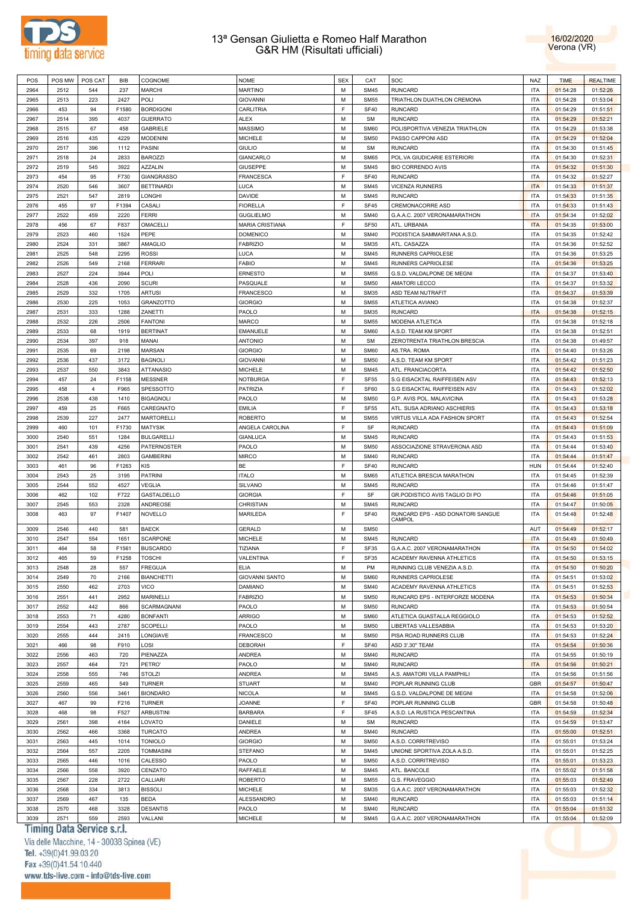# 13ª Gensan Giulietta e Romeo Half Marathon
## G&R HM (Risultati ufficiali)

16/02/2020
Verona (VR)

| POS | POS MW | POS CAT | BIB | COGNOME | NOME | SEX | CAT | SOC | NAZ | TIME | REALTIME |
|---|---|---|---|---|---|---|---|---|---|---|---|
| 2964 | 2512 | 544 | 237 | MARCHI | MARTINO | M | SM45 | RUNCARD | ITA | 01:54:28 | 01:52:26 |
| 2965 | 2513 | 223 | 2427 | POLI | GIOVANNI | M | SM55 | TRIATHLON DUATHLON CREMONA | ITA | 01:54:28 | 01:53:04 |
| 2966 | 453 | 94 | F1580 | BORDIGONI | CARLITRIA | F | SF40 | RUNCARD | ITA | 01:54:29 | 01:51:51 |
| 2967 | 2514 | 395 | 4037 | GUERRATO | ALEX | M | SM | RUNCARD | ITA | 01:54:29 | 01:52:21 |
| 2968 | 2515 | 67 | 458 | GABRIELE | MASSIMO | M | SM60 | POLISPORTIVA VENEZIA TRIATHLON | ITA | 01:54:29 | 01:53:38 |
| 2969 | 2516 | 435 | 4229 | MODENINI | MICHELE | M | SM50 | PASSO CAPPONI ASD | ITA | 01:54:29 | 01:52:04 |
| 2970 | 2517 | 396 | 1112 | PASINI | GIULIO | M | SM | RUNCARD | ITA | 01:54:30 | 01:51:45 |
| 2971 | 2518 | 24 | 2833 | BAROZZI | GIANCARLO | M | SM65 | POL.VA GIUDICARIE ESTERIORI | ITA | 01:54:30 | 01:52:31 |
| 2972 | 2519 | 545 | 3922 | AZZALIN | GIUSEPPE | M | SM45 | BIO CORRENDO AVIS | ITA | 01:54:32 | 01:51:30 |
| 2973 | 454 | 95 | F730 | GIANGRASSO | FRANCESCA | F | SF40 | RUNCARD | ITA | 01:54:32 | 01:52:27 |
| 2974 | 2520 | 546 | 3607 | BETTINARDI | LUCA | M | SM45 | VICENZA RUNNERS | ITA | 01:54:33 | 01:51:37 |
| 2975 | 2521 | 547 | 2819 | LONGHI | DAVIDE | M | SM45 | RUNCARD | ITA | 01:54:33 | 01:51:35 |
| 2976 | 455 | 97 | F1394 | CASALI | FIORELLA | F | SF45 | CREMONACORRE ASD | ITA | 01:54:33 | 01:51:43 |
| 2977 | 2522 | 459 | 2220 | FERRI | GUGLIELMO | M | SM40 | G.A.A.C. 2007 VERONAMARATHON | ITA | 01:54:34 | 01:52:02 |
| 2978 | 456 | 67 | F837 | OMACELLI | MARIA CRISTIANA | F | SF50 | ATL. URBANIA | ITA | 01:54:35 | 01:53:00 |
| 2979 | 2523 | 460 | 1524 | PEPE | DOMENICO | M | SM40 | PODISTICA SAMMARITANA A.S.D. | ITA | 01:54:35 | 01:52:42 |
| 2980 | 2524 | 331 | 3867 | AMAGLIO | FABRIZIO | M | SM35 | ATL. CASAZZA | ITA | 01:54:36 | 01:52:52 |
| 2981 | 2525 | 548 | 2295 | ROSSI | LUCA | M | SM45 | RUNNERS CAPRIOLESE | ITA | 01:54:36 | 01:53:25 |
| 2982 | 2526 | 549 | 2168 | FERRARI | FABIO | M | SM45 | RUNNERS CAPRIOLESE | ITA | 01:54:36 | 01:53:25 |
| 2983 | 2527 | 224 | 3944 | POLI | ERNESTO | M | SM55 | G.S.D. VALDALPONE DE MEGNI | ITA | 01:54:37 | 01:53:40 |
| 2984 | 2528 | 436 | 2090 | SCURI | PASQUALE | M | SM50 | AMATORI LECCO | ITA | 01:54:37 | 01:53:32 |
| 2985 | 2529 | 332 | 1705 | ARTUSI | FRANCESCO | M | SM35 | ASD TEAM NUTRAFIT | ITA | 01:54:37 | 01:53:39 |
| 2986 | 2530 | 225 | 1053 | GRANZOTTO | GIORGIO | M | SM55 | ATLETICA AVIANO | ITA | 01:54:38 | 01:52:37 |
| 2987 | 2531 | 333 | 1288 | ZANETTI | PAOLO | M | SM35 | RUNCARD | ITA | 01:54:38 | 01:52:15 |
| 2988 | 2532 | 226 | 2506 | FANTONI | MARCO | M | SM55 | MODENA ATLETICA | ITA | 01:54:38 | 01:52:18 |
| 2989 | 2533 | 68 | 1919 | BERTINAT | EMANUELE | M | SM60 | A.S.D. TEAM KM SPORT | ITA | 01:54:38 | 01:52:51 |
| 2990 | 2534 | 397 | 918 | MANAI | ANTONIO | M | SM | ZEROTRENTA TRIATHLON BRESCIA | ITA | 01:54:38 | 01:49:57 |
| 2991 | 2535 | 69 | 2198 | MARSAN | GIORGIO | M | SM60 | AS.TRA. ROMA | ITA | 01:54:40 | 01:53:26 |
| 2992 | 2536 | 437 | 3172 | BAGNOLI | GIOVANNI | M | SM50 | A.S.D. TEAM KM SPORT | ITA | 01:54:42 | 01:51:23 |
| 2993 | 2537 | 550 | 3843 | ATTANASIO | MICHELE | M | SM45 | ATL. FRANCIACORTA | ITA | 01:54:42 | 01:52:50 |
| 2994 | 457 | 24 | F1158 | MESSNER | NOTBURGA | F | SF55 | S.G EISACKTAL RAIFFEISEN ASV | ITA | 01:54:43 | 01:52:13 |
| 2995 | 458 | 4 | F965 | SPESSOTTO | PATRIZIA | F | SF60 | S.G EISACKTAL RAIFFEISEN ASV | ITA | 01:54:43 | 01:52:02 |
| 2996 | 2538 | 438 | 1410 | BIGAGNOLI | PAOLO | M | SM50 | G.P. AVIS POL. MALAVICINA | ITA | 01:54:43 | 01:53:28 |
| 2997 | 459 | 25 | F665 | CAREGNATO | EMILIA | F | SF55 | ATL. SUSA ADRIANO ASCHIERIS | ITA | 01:54:43 | 01:53:18 |
| 2998 | 2539 | 227 | 2477 | MARTORELLI | ROBERTO | M | SM55 | VIRTUS VILLA ADA FASHION SPORT | ITA | 01:54:43 | 01:52:54 |
| 2999 | 460 | 101 | F1730 | MATYSIK | ANGELA CAROLINA | F | SF | RUNCARD | ITA | 01:54:43 | 01:51:09 |
| 3000 | 2540 | 551 | 1284 | BULGARELLI | GIANLUCA | M | SM45 | RUNCARD | ITA | 01:54:43 | 01:51:53 |
| 3001 | 2541 | 439 | 4256 | PATERNOSTER | PAOLO | M | SM50 | ASSOCIAZIONE STRAVERONA ASD | ITA | 01:54:44 | 01:53:40 |
| 3002 | 2542 | 461 | 2803 | GAMBERINI | MIRCO | M | SM40 | RUNCARD | ITA | 01:54:44 | 01:51:47 |
| 3003 | 461 | 96 | F1263 | KIS | BE | F | SF40 | RUNCARD | HUN | 01:54:44 | 01:52:40 |
| 3004 | 2543 | 25 | 3195 | PATRINI | ITALO | M | SM65 | ATLETICA BRESCIA MARATHON | ITA | 01:54:45 | 01:52:39 |
| 3005 | 2544 | 552 | 4527 | VEGLIA | SILVANO | M | SM45 | RUNCARD | ITA | 01:54:46 | 01:51:47 |
| 3006 | 462 | 102 | F722 | GASTALDELLO | GIORGIA | F | SF | GR.PODISTICO AVIS TAGLIO DI PO | ITA | 01:54:46 | 01:51:05 |
| 3007 | 2545 | 553 | 2328 | ANDREOSE | CHRISTIAN | M | SM45 | RUNCARD | ITA | 01:54:47 | 01:50:05 |
| 3008 | 463 | 97 | F1407 | NOVELLO | MARILEDA | F | SF40 | RUNCARD EPS - ASD DONATORI SANGUE CAMPOL | ITA | 01:54:48 | 01:52:48 |
| 3009 | 2546 | 440 | 581 | BAECK | GERALD | M | SM50 | | AUT | 01:54:49 | 01:52:17 |
| 3010 | 2547 | 554 | 1651 | SCARPONE | MICHELE | M | SM45 | RUNCARD | ITA | 01:54:49 | 01:50:49 |
| 3011 | 464 | 58 | F1561 | BUSCARDO | TIZIANA | F | SF35 | G.A.A.C. 2007 VERONAMARATHON | ITA | 01:54:50 | 01:54:02 |
| 3012 | 465 | 59 | F1258 | TOSCHI | VALENTINA | F | SF35 | ACADEMY RAVENNA ATHLETICS | ITA | 01:54:50 | 01:53:15 |
| 3013 | 2548 | 28 | 557 | FREGUJA | ELIA | M | PM | RUNNING CLUB VENEZIA A.S.D. | ITA | 01:54:50 | 01:50:20 |
| 3014 | 2549 | 70 | 2166 | BIANCHETTI | GIOVANNI SANTO | M | SM60 | RUNNERS CAPRIOLESE | ITA | 01:54:51 | 01:53:02 |
| 3015 | 2550 | 462 | 2703 | VICO | DAMIANO | M | SM40 | ACADEMY RAVENNA ATHLETICS | ITA | 01:54:51 | 01:52:53 |
| 3016 | 2551 | 441 | 2952 | MARINELLI | FABRIZIO | M | SM50 | RUNCARD EPS - INTERFORZE MODENA | ITA | 01:54:53 | 01:50:34 |
| 3017 | 2552 | 442 | 866 | SCARMAGNANI | PAOLO | M | SM50 | RUNCARD | ITA | 01:54:53 | 01:50:54 |
| 3018 | 2553 | 71 | 4280 | BONFANTI | ARRIGO | M | SM60 | ATLETICA GUASTALLA REGGIOLO | ITA | 01:54:53 | 01:52:52 |
| 3019 | 2554 | 443 | 2787 | SCOPELLI | PAOLO | M | SM50 | LIBERTAS VALLESABBIA | ITA | 01:54:53 | 01:53:20 |
| 3020 | 2555 | 444 | 2415 | LONGIAVE | FRANCESCO | M | SM50 | PISA ROAD RUNNERS CLUB | ITA | 01:54:53 | 01:52:24 |
| 3021 | 466 | 98 | F910 | LOSI | DEBORAH | F | SF40 | ASD 3'.30" TEAM | ITA | 01:54:54 | 01:50:36 |
| 3022 | 2556 | 463 | 720 | PIENAZZA | ANDREA | M | SM40 | RUNCARD | ITA | 01:54:55 | 01:50:19 |
| 3023 | 2557 | 464 | 721 | PETRO' | PAOLO | M | SM40 | RUNCARD | ITA | 01:54:56 | 01:50:21 |
| 3024 | 2558 | 555 | 746 | STOLZI | ANDREA | M | SM45 | A.S. AMATORI VILLA PAMPHILI | ITA | 01:54:56 | 01:51:56 |
| 3025 | 2559 | 465 | 549 | TURNER | STUART | M | SM40 | POPLAR RUNNING CLUB | GBR | 01:54:57 | 01:50:47 |
| 3026 | 2560 | 556 | 3461 | BIONDARO | NICOLA | M | SM45 | G.S.D. VALDALPONE DE MEGNI | ITA | 01:54:58 | 01:52:06 |
| 3027 | 467 | 99 | F216 | TURNER | JOANNE | F | SF40 | POPLAR RUNNING CLUB | GBR | 01:54:58 | 01:50:48 |
| 3028 | 468 | 98 | F527 | ARBUSTINI | BARBARA | F | SF45 | A.S.D. LA RUSTICA PESCANTINA | ITA | 01:54:59 | 01:52:34 |
| 3029 | 2561 | 398 | 4164 | LOVATO | DANIELE | M | SM | RUNCARD | ITA | 01:54:59 | 01:53:47 |
| 3030 | 2562 | 466 | 3368 | TURCATO | ANDREA | M | SM40 | RUNCARD | ITA | 01:55:00 | 01:52:51 |
| 3031 | 2563 | 445 | 1014 | TONIOLO | GIORGIO | M | SM50 | A.S.D. CORRITREVISO | ITA | 01:55:01 | 01:53:24 |
| 3032 | 2564 | 557 | 2205 | TOMMASINI | STEFANO | M | SM45 | UNIONE SPORTIVA ZOLA A.S.D. | ITA | 01:55:01 | 01:52:25 |
| 3033 | 2565 | 446 | 1016 | CALESSO | PAOLO | M | SM50 | A.S.D. CORRITREVISO | ITA | 01:55:01 | 01:53:23 |
| 3034 | 2566 | 558 | 3920 | CENZATO | RAFFAELE | M | SM45 | ATL. BANCOLE | ITA | 01:55:02 | 01:51:58 |
| 3035 | 2567 | 228 | 2722 | CALLIARI | ROBERTO | M | SM55 | G.S. FRAVEGGIO | ITA | 01:55:03 | 01:52:49 |
| 3036 | 2568 | 334 | 3813 | BISSOLI | MICHELE | M | SM35 | G.A.A.C. 2007 VERONAMARATHON | ITA | 01:55:03 | 01:52:32 |
| 3037 | 2569 | 467 | 135 | BEDA | ALESSANDRO | M | SM40 | RUNCARD | ITA | 01:55:03 | 01:51:14 |
| 3038 | 2570 | 468 | 3328 | DESANTIS | PAOLO | M | SM40 | RUNCARD | ITA | 01:55:04 | 01:51:32 |
| 3039 | 2571 | 559 | 2593 | VALLANI | MICHELE | M | SM45 | G.A.A.C. 2007 VERONAMARATHON | ITA | 01:55:04 | 01:52:09 |

Timing Data Service s.r.l.
Via delle Macchine, 14 - 30038 Spinea (VE)
Tel. +39(0)41.99.03.20
Fax +39(0)41.54.10.440
www.tds-live.com - info@tds-live.com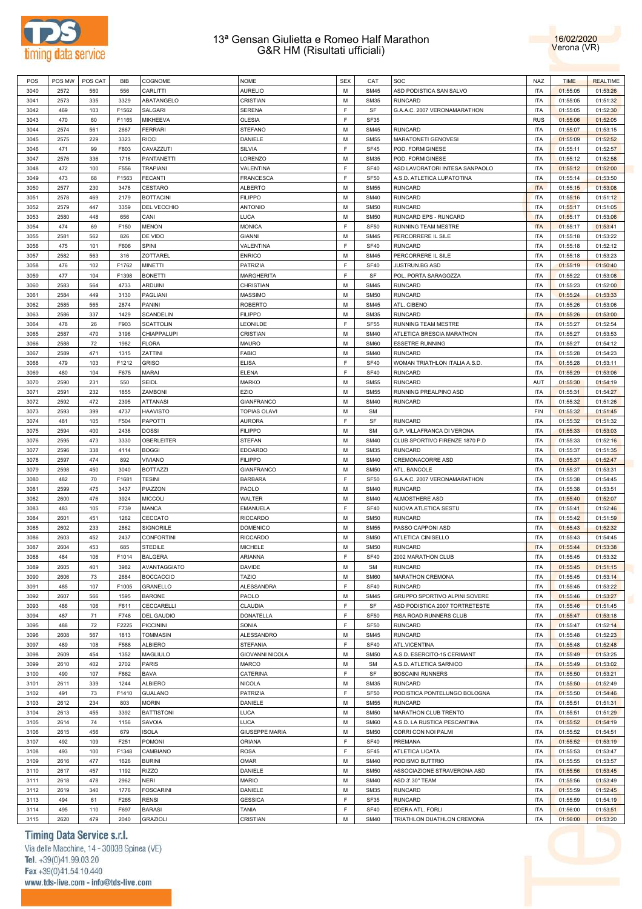| POS | POS MW | POS CAT | BIB | COGNOME | NOME | SEX | CAT | SOC | NAZ | TIME | REALTIME |
|---|---|---|---|---|---|---|---|---|---|---|---|
| 3040 | 2572 | 560 | 556 | CARLITTI | AURELIO | M | SM45 | ASD PODISTICA SAN SALVO | ITA | 01:55:05 | 01:53:26 |
| 3041 | 2573 | 335 | 3329 | ABATANGELO | CRISTIAN | M | SM35 | RUNCARD | ITA | 01:55:05 | 01:51:32 |
| 3042 | 469 | 103 | F1562 | SALGARI | SERENA | F | SF | G.A.A.C. 2007 VERONAMARATHON | ITA | 01:55:05 | 01:52:30 |
| 3043 | 470 | 60 | F1165 | MIKHEEVA | OLESIA | F | SF35 | | RUS | 01:55:06 | 01:52:05 |
| 3044 | 2574 | 561 | 2667 | FERRARI | STEFANO | M | SM45 | RUNCARD | ITA | 01:55:07 | 01:53:15 |
| 3045 | 2575 | 229 | 3323 | RICCI | DANIELE | M | SM55 | MARATONETI GENOVESI | ITA | 01:55:09 | 01:52:52 |
| 3046 | 471 | 99 | F803 | CAVAZZUTI | SILVIA | F | SF45 | POD. FORMIGINESE | ITA | 01:55:11 | 01:52:57 |
| 3047 | 2576 | 336 | 1716 | PANTANETTI | LORENZO | M | SM35 | POD. FORMIGINESE | ITA | 01:55:12 | 01:52:58 |
| 3048 | 472 | 100 | F556 | TRAPIANI | VALENTINA | F | SF40 | ASD LAVORATORI INTESA SANPAOLO | ITA | 01:55:12 | 01:52:00 |
| 3049 | 473 | 68 | F1563 | FECANTI | FRANCESCA | F | SF50 | A.S.D. ATLETICA LUPATOTINA | ITA | 01:55:14 | 01:53:50 |
| 3050 | 2577 | 230 | 3478 | CESTARO | ALBERTO | M | SM55 | RUNCARD | ITA | 01:55:15 | 01:53:08 |
| 3051 | 2578 | 469 | 2179 | BOTTACINI | FILIPPO | M | SM40 | RUNCARD | ITA | 01:55:16 | 01:51:12 |
| 3052 | 2579 | 447 | 3359 | DEL VECCHIO | ANTONIO | M | SM50 | RUNCARD | ITA | 01:55:17 | 01:51:05 |
| 3053 | 2580 | 448 | 656 | CANI | LUCA | M | SM50 | RUNCARD EPS - RUNCARD | ITA | 01:55:17 | 01:53:06 |
| 3054 | 474 | 69 | F150 | MENON | MONICA | F | SF50 | RUNNING TEAM MESTRE | ITA | 01:55:17 | 01:53:41 |
| 3055 | 2581 | 562 | 826 | DE VIDO | GIANNI | M | SM45 | PERCORRERE IL SILE | ITA | 01:55:18 | 01:53:22 |
| 3056 | 475 | 101 | F606 | SPINI | VALENTINA | F | SF40 | RUNCARD | ITA | 01:55:18 | 01:52:12 |
| 3057 | 2582 | 563 | 316 | ZOTTAREL | ENRICO | M | SM45 | PERCORRERE IL SILE | ITA | 01:55:18 | 01:53:23 |
| 3058 | 476 | 102 | F1762 | MINETTI | PATRIZIA | F | SF40 | JUSTRUN.BG ASD | ITA | 01:55:19 | 01:50:40 |
| 3059 | 477 | 104 | F1398 | BONETTI | MARGHERITA | F | SF | POL. POLISPORTIVA SARAGOZZA | ITA | 01:55:22 | 01:53:08 |
| 3060 | 2583 | 564 | 4733 | ARDUINI | CHRISTIAN | M | SM45 | RUNCARD | ITA | 01:55:23 | 01:52:00 |
| 3061 | 2584 | 449 | 3130 | PAGLIANI | MASSIMO | M | SM50 | RUNCARD | ITA | 01:55:24 | 01:53:33 |
| 3062 | 2585 | 565 | 2874 | PANINI | ROBERTO | M | SM45 | ATL. CIBENO | ITA | 01:55:26 | 01:53:06 |
| 3063 | 2586 | 337 | 1429 | SCANDELIN | FILIPPO | M | SM35 | RUNCARD | ITA | 01:55:26 | 01:53:00 |
| 3064 | 478 | 26 | F903 | SCATTOLIN | LEONILDE | F | SF55 | RUNNING TEAM MESTRE | ITA | 01:55:27 | 01:52:54 |
| 3065 | 2587 | 470 | 3196 | CHIAPPALUPI | CRISTIAN | M | SM40 | ATLETICA BRESCIA MARATHON | ITA | 01:55:27 | 01:53:53 |
| 3066 | 2588 | 72 | 1982 | FLORA | MAURO | M | SM60 | ESSETRE RUNNING | ITA | 01:55:27 | 01:54:12 |
| 3067 | 2589 | 471 | 1315 | ZATTINI | FABIO | M | SM40 | RUNCARD | ITA | 01:55:28 | 01:54:23 |
| 3068 | 479 | 103 | F1212 | GRISO | ELISA | F | SF40 | WOMAN TRIATHLON ITALIA A.S.D. | ITA | 01:55:28 | 01:53:11 |
| 3069 | 480 | 104 | F675 | MARAI | ELENA | F | SF40 | RUNCARD | ITA | 01:55:29 | 01:53:06 |
| 3070 | 2590 | 231 | 550 | SEIDL | MARKO | M | SM55 | RUNCARD | AUT | 01:55:30 | 01:54:19 |
| 3071 | 2591 | 232 | 1855 | ZAMBONI | EZIO | M | SM55 | RUNNING PREALPINO ASD | ITA | 01:55:31 | 01:54:27 |
| 3072 | 2592 | 472 | 2395 | ATTANASI | GIANFRANCO | M | SM40 | RUNCARD | ITA | 01:55:32 | 01:51:26 |
| 3073 | 2593 | 399 | 4737 | HAAVISTO | TOPIAS OLAVI | M | SM | | FIN | 01:55:32 | 01:51:45 |
| 3074 | 481 | 105 | F504 | PAPOTTI | AURORA | F | SF | RUNCARD | ITA | 01:55:32 | 01:51:32 |
| 3075 | 2594 | 400 | 2438 | DOSSI | FILIPPO | M | SM | G.P. VILLAFRANCA DI VERONA | ITA | 01:55:33 | 01:53:03 |
| 3076 | 2595 | 473 | 3330 | OBERLEITER | STEFAN | M | SM40 | CLUB SPORTIVO FIRENZE 1870 P.D | ITA | 01:55:33 | 01:52:16 |
| 3077 | 2596 | 338 | 4114 | BOGGI | EDOARDO | M | SM35 | RUNCARD | ITA | 01:55:37 | 01:51:35 |
| 3078 | 2597 | 474 | 892 | VIVIANO | FILIPPO | M | SM40 | CREMONACORRE ASD | ITA | 01:55:37 | 01:52:47 |
| 3079 | 2598 | 450 | 3040 | BOTTAZZI | GIANFRANCO | M | SM50 | ATL. BANCOLE | ITA | 01:55:37 | 01:53:31 |
| 3080 | 482 | 70 | F1681 | TESINI | BARBARA | F | SF50 | G.A.A.C. 2007 VERONAMARATHON | ITA | 01:55:38 | 01:54:45 |
| 3081 | 2599 | 475 | 3437 | PIAZZON | PAOLO | M | SM40 | RUNCARD | ITA | 01:55:38 | 01:53:51 |
| 3082 | 2600 | 476 | 3924 | MICCOLI | WALTER | M | SM40 | ALMOSTHERE ASD | ITA | 01:55:40 | 01:52:07 |
| 3083 | 483 | 105 | F739 | MANCA | EMANUELA | F | SF40 | NUOVA ATLETICA SESTU | ITA | 01:55:41 | 01:52:46 |
| 3084 | 2601 | 451 | 1262 | CECCATO | RICCARDO | M | SM50 | RUNCARD | ITA | 01:55:42 | 01:51:59 |
| 3085 | 2602 | 233 | 2862 | SIGNORILE | DOMENICO | M | SM55 | PASSO CAPPONI ASD | ITA | 01:55:43 | 01:52:32 |
| 3086 | 2603 | 452 | 2437 | CONFORTINI | RICCARDO | M | SM50 | ATLETICA CINISELLO | ITA | 01:55:43 | 01:54:45 |
| 3087 | 2604 | 453 | 685 | STEDILE | MICHELE | M | SM50 | RUNCARD | ITA | 01:55:44 | 01:53:38 |
| 3088 | 484 | 106 | F1014 | BALGERA | ARIANNA | F | SF40 | 2002 MARATHON CLUB | ITA | 01:55:45 | 01:53:32 |
| 3089 | 2605 | 401 | 3982 | AVANTAGGIATO | DAVIDE | M | SM | RUNCARD | ITA | 01:55:45 | 01:51:15 |
| 3090 | 2606 | 73 | 2684 | BOCCACCIO | TAZIO | M | SM60 | MARATHON CREMONA | ITA | 01:55:45 | 01:53:14 |
| 3091 | 485 | 107 | F1005 | GRANELLO | ALESSANDRA | F | SF40 | RUNCARD | ITA | 01:55:45 | 01:53:22 |
| 3092 | 2607 | 566 | 1595 | BARONE | PAOLO | M | SM45 | GRUPPO SPORTIVO ALPINI SOVERE | ITA | 01:55:46 | 01:53:27 |
| 3093 | 486 | 106 | F611 | CECCARELLI | CLAUDIA | F | SF | ASD PODISTICA 2007 TORTRETESTE | ITA | 01:55:46 | 01:51:45 |
| 3094 | 487 | 71 | F748 | DEL GAUDIO | DONATELLA | F | SF50 | PISA ROAD RUNNERS CLUB | ITA | 01:55:47 | 01:53:18 |
| 3095 | 488 | 72 | F2225 | PICCININI | SONIA | F | SF50 | RUNCARD | ITA | 01:55:47 | 01:52:14 |
| 3096 | 2608 | 567 | 1813 | TOMMASIN | ALESSANDRO | M | SM45 | RUNCARD | ITA | 01:55:48 | 01:52:23 |
| 3097 | 489 | 108 | F588 | ALBIERO | STEFANIA | F | SF40 | ATL.VICENTINA | ITA | 01:55:48 | 01:52:48 |
| 3098 | 2609 | 454 | 1352 | MAGLIULO | GIOVANNI NICOLA | M | SM50 | A.S.D. ESERCITO-15 CERIMANT | ITA | 01:55:49 | 01:53:25 |
| 3099 | 2610 | 402 | 2702 | PARIS | MARCO | M | SM | A.S.D. ATLETICA SARNICO | ITA | 01:55:49 | 01:53:02 |
| 3100 | 490 | 107 | F862 | BAVA | CATERINA | F | SF | BOSCAINI RUNNERS | ITA | 01:55:50 | 01:53:21 |
| 3101 | 2611 | 339 | 1244 | ALBIERO | NICOLA | M | SM35 | RUNCARD | ITA | 01:55:50 | 01:52:49 |
| 3102 | 491 | 73 | F1410 | GUALANO | PATRIZIA | F | SF50 | PODISTICA PONTELUNGO BOLOGNA | ITA | 01:55:50 | 01:54:46 |
| 3103 | 2612 | 234 | 803 | MORIN | DANIELE | M | SM55 | RUNCARD | ITA | 01:55:51 | 01:51:31 |
| 3104 | 2613 | 455 | 3392 | BATTISTONI | LUCA | M | SM50 | MARATHON CLUB TRENTO | ITA | 01:55:51 | 01:51:29 |
| 3105 | 2614 | 74 | 1156 | SAVOIA | LUCA | M | SM60 | A.S.D. LA RUSTICA PESCANTINA | ITA | 01:55:52 | 01:54:19 |
| 3106 | 2615 | 456 | 679 | ISOLA | GIUSEPPE MARIA | M | SM50 | CORRI CON NOI PALMI | ITA | 01:55:52 | 01:54:51 |
| 3107 | 492 | 109 | F251 | POMONI | ORIANA | F | SF40 | PREMANA | ITA | 01:55:52 | 01:53:19 |
| 3108 | 493 | 100 | F1348 | CAMBIANO | ROSA | F | SF45 | ATLETICA LICATA | ITA | 01:55:53 | 01:53:47 |
| 3109 | 2616 | 477 | 1626 | BURINI | OMAR | M | SM40 | PODISMO BUTTRIO | ITA | 01:55:55 | 01:53:57 |
| 3110 | 2617 | 457 | 1192 | RIZZO | DANIELE | M | SM50 | ASSOCIAZIONE STRAVERONA ASD | ITA | 01:55:56 | 01:53:45 |
| 3111 | 2618 | 478 | 2962 | NERI | MARIO | M | SM40 | ASD 3'.30" TEAM | ITA | 01:55:56 | 01:53:49 |
| 3112 | 2619 | 340 | 1776 | FOSCARINI | DANIELE | M | SM35 | RUNCARD | ITA | 01:55:59 | 01:52:45 |
| 3113 | 494 | 61 | F265 | RENSI | GESSICA | F | SF35 | RUNCARD | ITA | 01:55:59 | 01:54:19 |
| 3114 | 495 | 110 | F697 | BARASI | TANIA | F | SF40 | EDERA ATL. FORLI | ITA | 01:56:00 | 01:53:51 |
| 3115 | 2620 | 479 | 2040 | GRAZIOLI | CRISTIAN | M | SM40 | TRIATHLON DUATHLON CREMONA | ITA | 01:56:00 | 01:53:20 |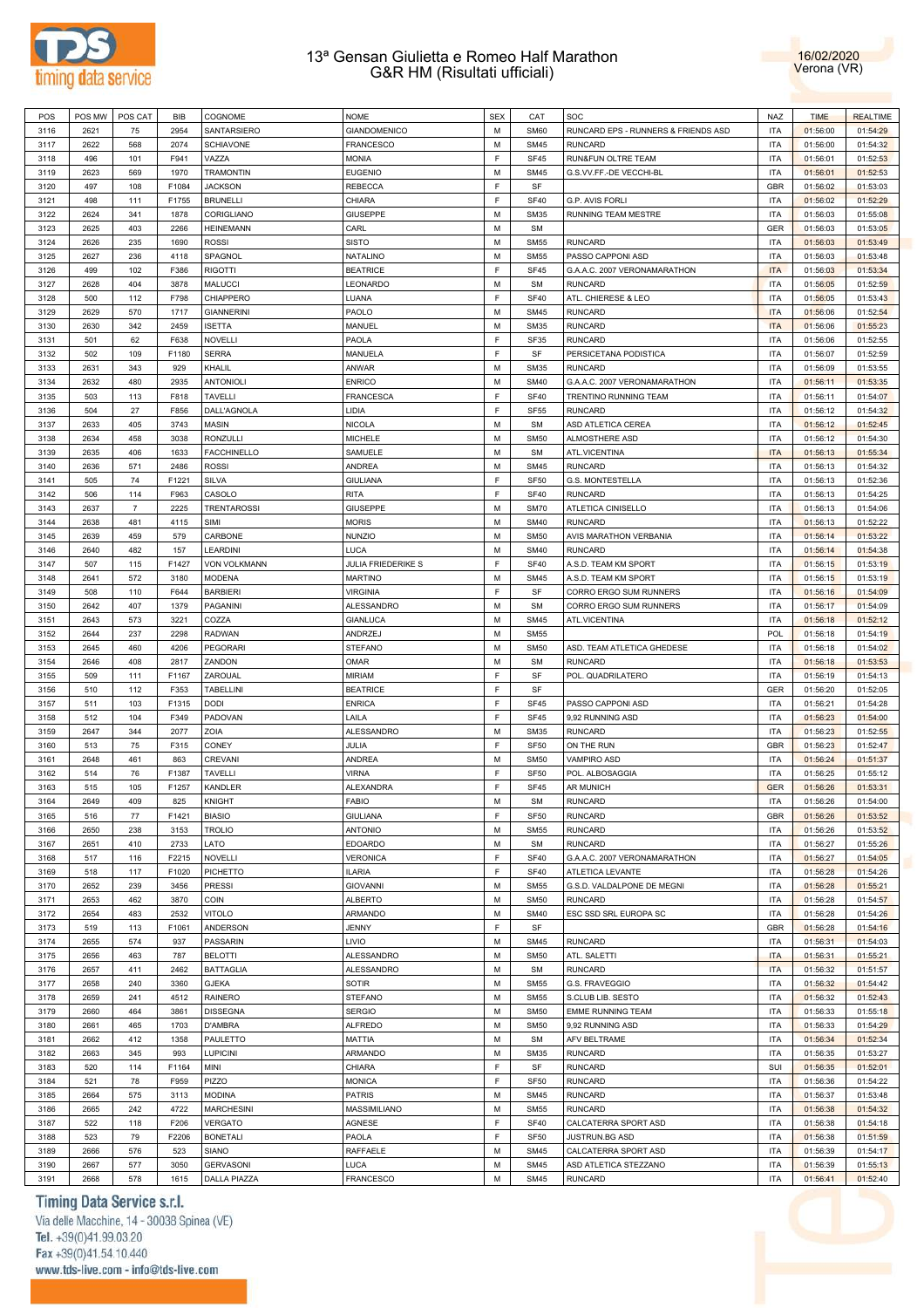# 13ª Gensan Giulietta e Romeo Half Marathon
## G&R HM (Risultati ufficiali)

16/02/2020
Verona (VR)

| POS | POS MW | POS CAT | BIB | COGNOME | NOME | SEX | CAT | SOC | NAZ | TIME | REALTIME |
|---|---|---|---|---|---|---|---|---|---|---|---|
| 3116 | 2621 | 75 | 2954 | SANTARSIERO | GIANDOMENICO | M | SM60 | RUNCARD EPS - RUNNERS & FRIENDS ASD | ITA | 01:56:00 | 01:54:29 |
| 3117 | 2622 | 568 | 2074 | SCHIAVONE | FRANCESCO | M | SM45 | RUNCARD | ITA | 01:56:00 | 01:54:32 |
| 3118 | 496 | 101 | F941 | VAZZA | MONIA | F | SF45 | RUN&FUN OLTRE TEAM | ITA | 01:56:01 | 01:52:53 |
| 3119 | 2623 | 569 | 1970 | TRAMONTIN | EUGENIO | M | SM45 | G.S.VV.FF.-DE VECCHI-BL | ITA | 01:56:01 | 01:52:53 |
| 3120 | 497 | 108 | F1084 | JACKSON | REBECCA | F | SF | | GBR | 01:56:02 | 01:53:03 |
| 3121 | 498 | 111 | F1755 | BRUNELLI | CHIARA | F | SF40 | G.P. AVIS FORLI | ITA | 01:56:02 | 01:52:29 |
| 3122 | 2624 | 341 | 1878 | CORIGLIANO | GIUSEPPE | M | SM35 | RUNNING TEAM MESTRE | ITA | 01:56:03 | 01:55:08 |
| 3123 | 2625 | 403 | 2266 | HEINEMANN | CARL | M | SM | | GER | 01:56:03 | 01:53:05 |
| 3124 | 2626 | 235 | 1690 | ROSSI | SISTO | M | SM55 | RUNCARD | ITA | 01:56:03 | 01:53:49 |
| 3125 | 2627 | 236 | 4118 | SPAGNOL | NATALINO | M | SM55 | PASSO CAPPONI ASD | ITA | 01:56:03 | 01:53:48 |
| 3126 | 499 | 102 | F386 | RIGOTTI | BEATRICE | F | SF45 | G.A.A.C. 2007 VERONAMARATHON | ITA | 01:56:03 | 01:53:34 |
| 3127 | 2628 | 404 | 3878 | MALUCCI | LEONARDO | M | SM | RUNCARD | ITA | 01:56:05 | 01:52:59 |
| 3128 | 500 | 112 | F798 | CHIAPPERO | LUANA | F | SF40 | ATL. CHIERESE & LEO | ITA | 01:56:05 | 01:53:43 |
| 3129 | 2629 | 570 | 1717 | GIANNERINI | PAOLO | M | SM45 | RUNCARD | ITA | 01:56:06 | 01:52:54 |
| 3130 | 2630 | 342 | 2459 | ISETTA | MANUEL | M | SM35 | RUNCARD | ITA | 01:56:06 | 01:55:23 |
| 3131 | 501 | 62 | F638 | NOVELLI | PAOLA | F | SF35 | RUNCARD | ITA | 01:56:06 | 01:52:55 |
| 3132 | 502 | 109 | F1180 | SERRA | MANUELA | F | SF | PERSICETANA PODISTICA | ITA | 01:56:07 | 01:52:59 |
| 3133 | 2631 | 343 | 929 | KHALIL | ANWAR | M | SM35 | RUNCARD | ITA | 01:56:09 | 01:53:55 |
| 3134 | 2632 | 480 | 2935 | ANTONIOLI | ENRICO | M | SM40 | G.A.A.C. 2007 VERONAMARATHON | ITA | 01:56:11 | 01:53:35 |
| 3135 | 503 | 113 | F818 | TAVELLI | FRANCESCA | F | SF40 | TRENTINO RUNNING TEAM | ITA | 01:56:11 | 01:54:07 |
| 3136 | 504 | 27 | F856 | DALL'AGNOLA | LIDIA | F | SF55 | RUNCARD | ITA | 01:56:12 | 01:54:32 |
| 3137 | 2633 | 405 | 3743 | MASIN | NICOLA | M | SM | ASD ATLETICA CEREA | ITA | 01:56:12 | 01:52:45 |
| 3138 | 2634 | 458 | 3038 | RONZULLI | MICHELE | M | SM50 | ALMOSTHERE ASD | ITA | 01:56:12 | 01:54:30 |
| 3139 | 2635 | 406 | 1633 | FACCHINELLO | SAMUELE | M | SM | ATL.VICENTINA | ITA | 01:56:13 | 01:55:34 |
| 3140 | 2636 | 571 | 2486 | ROSSI | ANDREA | M | SM45 | RUNCARD | ITA | 01:56:13 | 01:54:32 |
| 3141 | 505 | 74 | F1221 | SILVA | GIULIANA | F | SF50 | G.S. MONTESTELLA | ITA | 01:56:13 | 01:52:36 |
| 3142 | 506 | 114 | F963 | CASOLO | RITA | F | SF40 | RUNCARD | ITA | 01:56:13 | 01:54:25 |
| 3143 | 2637 | 7 | 2225 | TRENTAROSSI | GIUSEPPE | M | SM70 | ATLETICA CINISELLO | ITA | 01:56:13 | 01:54:06 |
| 3144 | 2638 | 481 | 4115 | SIMI | MORIS | M | SM40 | RUNCARD | ITA | 01:56:13 | 01:52:22 |
| 3145 | 2639 | 459 | 579 | CARBONE | NUNZIO | M | SM50 | AVIS MARATHON VERBANIA | ITA | 01:56:14 | 01:53:22 |
| 3146 | 2640 | 482 | 157 | LEARDINI | LUCA | M | SM40 | RUNCARD | ITA | 01:56:14 | 01:54:38 |
| 3147 | 507 | 115 | F1427 | VON VOLKMANN | JULIA FRIEDERIKE S | F | SF40 | A.S.D. TEAM KM SPORT | ITA | 01:56:15 | 01:53:19 |
| 3148 | 2641 | 572 | 3180 | MODENA | MARTINO | M | SM45 | A.S.D. TEAM KM SPORT | ITA | 01:56:15 | 01:53:19 |
| 3149 | 508 | 110 | F644 | BARBIERI | VIRGINIA | F | SF | CORRO ERGO SUM RUNNERS | ITA | 01:56:16 | 01:54:09 |
| 3150 | 2642 | 407 | 1379 | PAGANINI | ALESSANDRO | M | SM | CORRO ERGO SUM RUNNERS | ITA | 01:56:17 | 01:54:09 |
| 3151 | 2643 | 573 | 3221 | COZZA | GIANLUCA | M | SM45 | ATL.VICENTINA | ITA | 01:56:18 | 01:52:12 |
| 3152 | 2644 | 237 | 2298 | RADWAN | ANDRZEJ | M | SM55 | | POL | 01:56:18 | 01:54:19 |
| 3153 | 2645 | 460 | 4206 | PEGORARI | STEFANO | M | SM50 | ASD. TEAM ATLETICA GHEDESE | ITA | 01:56:18 | 01:54:02 |
| 3154 | 2646 | 408 | 2817 | ZANDON | OMAR | M | SM | RUNCARD | ITA | 01:56:18 | 01:53:53 |
| 3155 | 509 | 111 | F1167 | ZAROUAL | MIRIAM | F | SF | POL. QUADRILATERO | ITA | 01:56:19 | 01:54:13 |
| 3156 | 510 | 112 | F353 | TABELLINI | BEATRICE | F | SF | | GER | 01:56:20 | 01:52:05 |
| 3157 | 511 | 103 | F1315 | DODI | ENRICA | F | SF45 | PASSO CAPPONI ASD | ITA | 01:56:21 | 01:54:28 |
| 3158 | 512 | 104 | F349 | PADOVAN | LAILA | F | SF45 | 9,92 RUNNING ASD | ITA | 01:56:23 | 01:54:00 |
| 3159 | 2647 | 344 | 2077 | ZOIA | ALESSANDRO | M | SM35 | RUNCARD | ITA | 01:56:23 | 01:52:55 |
| 3160 | 513 | 75 | F315 | CONEY | JULIA | F | SF50 | ON THE RUN | GBR | 01:56:23 | 01:52:47 |
| 3161 | 2648 | 461 | 863 | CREVANI | ANDREA | M | SM50 | VAMPIRO ASD | ITA | 01:56:24 | 01:51:37 |
| 3162 | 514 | 76 | F1387 | TAVELLI | VIRNA | F | SF50 | POL. ALBOSAGGIA | ITA | 01:56:25 | 01:55:12 |
| 3163 | 515 | 105 | F1257 | KANDLER | ALEXANDRA | F | SF45 | AR MUNICH | GER | 01:56:26 | 01:53:31 |
| 3164 | 2649 | 409 | 825 | KNIGHT | FABIO | M | SM | RUNCARD | ITA | 01:56:26 | 01:54:00 |
| 3165 | 516 | 77 | F1421 | BIASIO | GIULIANA | F | SF50 | RUNCARD | GBR | 01:56:26 | 01:53:52 |
| 3166 | 2650 | 238 | 3153 | TROLIO | ANTONIO | M | SM55 | RUNCARD | ITA | 01:56:26 | 01:53:52 |
| 3167 | 2651 | 410 | 2733 | LATO | EDOARDO | M | SM | RUNCARD | ITA | 01:56:27 | 01:55:26 |
| 3168 | 517 | 116 | F2215 | NOVELLI | VERONICA | F | SF40 | G.A.A.C. 2007 VERONAMARATHON | ITA | 01:56:27 | 01:54:05 |
| 3169 | 518 | 117 | F1020 | PICHETTO | ILARIA | F | SF40 | ATLETICA LEVANTE | ITA | 01:56:28 | 01:54:26 |
| 3170 | 2652 | 239 | 3456 | PRESSI | GIOVANNI | M | SM55 | G.S.D. VALDALPONE DE MEGNI | ITA | 01:56:28 | 01:55:21 |
| 3171 | 2653 | 462 | 3870 | COIN | ALBERTO | M | SM50 | RUNCARD | ITA | 01:56:28 | 01:54:57 |
| 3172 | 2654 | 483 | 2532 | VITOLO | ARMANDO | M | SM40 | ESC SSD SRL EUROPA SC | ITA | 01:56:28 | 01:54:26 |
| 3173 | 519 | 113 | F1061 | ANDERSON | JENNY | F | SF | | GBR | 01:56:28 | 01:54:16 |
| 3174 | 2655 | 574 | 937 | PASSARIN | LIVIO | M | SM45 | RUNCARD | ITA | 01:56:31 | 01:54:03 |
| 3175 | 2656 | 463 | 787 | BELOTTI | ALESSANDRO | M | SM50 | ATL. SALETTI | ITA | 01:56:31 | 01:55:21 |
| 3176 | 2657 | 411 | 2462 | BATTAGLIA | ALESSANDRO | M | SM | RUNCARD | ITA | 01:56:32 | 01:51:57 |
| 3177 | 2658 | 240 | 3360 | GJEKA | SOTIR | M | SM55 | G.S. FRAVEGGIO | ITA | 01:56:32 | 01:54:42 |
| 3178 | 2659 | 241 | 4512 | RAINERO | STEFANO | M | SM55 | S.CLUB LIB. SESTO | ITA | 01:56:32 | 01:52:43 |
| 3179 | 2660 | 464 | 3861 | DISSEGNA | SERGIO | M | SM50 | EMME RUNNING TEAM | ITA | 01:56:33 | 01:55:18 |
| 3180 | 2661 | 465 | 1703 | D'AMBRA | ALFREDO | M | SM50 | 9,92 RUNNING ASD | ITA | 01:56:33 | 01:54:29 |
| 3181 | 2662 | 412 | 1358 | PAULETTO | MATTIA | M | SM | AFV BELTRAME | ITA | 01:56:34 | 01:52:34 |
| 3182 | 2663 | 345 | 993 | LUPICINI | ARMANDO | M | SM35 | RUNCARD | ITA | 01:56:35 | 01:53:27 |
| 3183 | 520 | 114 | F1164 | MINI | CHIARA | F | SF | RUNCARD | SUI | 01:56:35 | 01:52:01 |
| 3184 | 521 | 78 | F959 | PIZZO | MONICA | F | SF50 | RUNCARD | ITA | 01:56:36 | 01:54:22 |
| 3185 | 2664 | 575 | 3113 | MODINA | PATRIS | M | SM45 | RUNCARD | ITA | 01:56:37 | 01:53:48 |
| 3186 | 2665 | 242 | 4722 | MARCHESINI | MASSIMILIANO | M | SM55 | RUNCARD | ITA | 01:56:38 | 01:54:32 |
| 3187 | 522 | 118 | F206 | VERGATO | AGNESE | F | SF40 | CALCATERRA SPORT ASD | ITA | 01:56:38 | 01:54:18 |
| 3188 | 523 | 79 | F2206 | BONETALI | PAOLA | F | SF50 | JUSTRUN.BG ASD | ITA | 01:56:38 | 01:51:59 |
| 3189 | 2666 | 576 | 523 | SIANO | RAFFAELE | M | SM45 | CALCATERRA SPORT ASD | ITA | 01:56:39 | 01:54:17 |
| 3190 | 2667 | 577 | 3050 | GERVASONI | LUCA | M | SM45 | ASD ATLETICA STEZZANO | ITA | 01:56:39 | 01:55:13 |
| 3191 | 2668 | 578 | 1615 | DALLA PIAZZA | FRANCESCO | M | SM45 | RUNCARD | ITA | 01:56:41 | 01:52:40 |

Timing Data Service s.r.l.
Via delle Macchine, 14 - 30038 Spinea (VE)
Tel. +39(0)41.99.03.20
Fax +39(0)41.54.10.440
www.tds-live.com - info@tds-live.com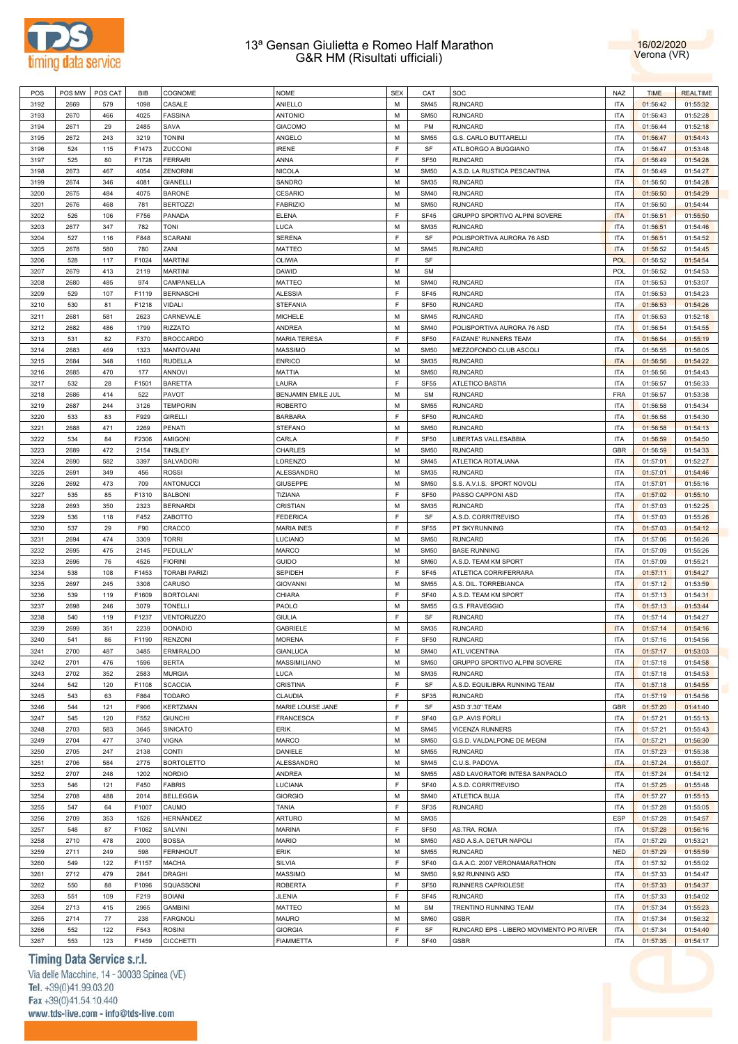# 13ª Gensan Giulietta e Romeo Half Marathon
## G&R HM (Risultati ufficiali)

16/02/2020
Verona (VR)

| POS | POS MW | POS CAT | BIB | COGNOME | NOME | SEX | CAT | SOC | NAZ | TIME | REALTIME |
|---|---|---|---|---|---|---|---|---|---|---|---|
| 3192 | 2669 | 579 | 1098 | CASALE | ANIELLO | M | SM45 | RUNCARD | ITA | 01:56:42 | 01:55:32 |
| 3193 | 2670 | 466 | 4025 | FASSINA | ANTONIO | M | SM50 | RUNCARD | ITA | 01:56:43 | 01:52:28 |
| 3194 | 2671 | 29 | 2485 | SAVA | GIACOMO | M | PM | RUNCARD | ITA | 01:56:44 | 01:52:18 |
| 3195 | 2672 | 243 | 3219 | TONINI | ANGELO | M | SM55 | G.S. CARLO BUTTARELLI | ITA | 01:56:47 | 01:54:43 |
| 3196 | 524 | 115 | F1473 | ZUCCONI | IRENE | F | SF | ATL.BORGO A BUGGIANO | ITA | 01:56:47 | 01:53:48 |
| 3197 | 525 | 80 | F1728 | FERRARI | ANNA | F | SF50 | RUNCARD | ITA | 01:56:49 | 01:54:28 |
| 3198 | 2673 | 467 | 4054 | ZENORINI | NICOLA | M | SM50 | A.S.D. LA RUSTICA PESCANTINA | ITA | 01:56:49 | 01:54:27 |
| 3199 | 2674 | 346 | 4081 | GIANELLI | SANDRO | M | SM35 | RUNCARD | ITA | 01:56:50 | 01:54:28 |
| 3200 | 2675 | 484 | 4075 | BARONE | CESARIO | M | SM40 | RUNCARD | ITA | 01:56:50 | 01:54:29 |
| 3201 | 2676 | 468 | 781 | BERTOZZI | FABRIZIO | M | SM50 | RUNCARD | ITA | 01:56:50 | 01:54:44 |
| 3202 | 526 | 106 | F756 | PANADA | ELENA | F | SF45 | GRUPPO SPORTIVO ALPINI SOVERE | ITA | 01:56:51 | 01:55:50 |
| 3203 | 2677 | 347 | 782 | TONI | LUCA | M | SM35 | RUNCARD | ITA | 01:56:51 | 01:54:46 |
| 3204 | 527 | 116 | F848 | SCARANI | SERENA | F | SF | POLISPORTIVA AURORA 76 ASD | ITA | 01:56:51 | 01:54:52 |
| 3205 | 2678 | 580 | 780 | ZANI | MATTEO | M | SM45 | RUNCARD | ITA | 01:56:52 | 01:54:45 |
| 3206 | 528 | 117 | F1024 | MARTINI | OLIWIA | F | SF | | POL | 01:56:52 | 01:54:54 |
| 3207 | 2679 | 413 | 2119 | MARTINI | DAWID | M | SM | | POL | 01:56:52 | 01:54:53 |
| 3208 | 2680 | 485 | 974 | CAMPANELLA | MATTEO | M | SM40 | RUNCARD | ITA | 01:56:53 | 01:53:07 |
| 3209 | 529 | 107 | F1119 | BERNASCHI | ALESSIA | F | SF45 | RUNCARD | ITA | 01:56:53 | 01:54:23 |
| 3210 | 530 | 81 | F1218 | VIDALI | STEFANIA | F | SF50 | RUNCARD | ITA | 01:56:53 | 01:54:26 |
| 3211 | 2681 | 581 | 2623 | CARNEVALE | MICHELE | M | SM45 | RUNCARD | ITA | 01:56:53 | 01:52:18 |
| 3212 | 2682 | 486 | 1799 | RIZZATO | ANDREA | M | SM40 | POLISPORTIVA AURORA 76 ASD | ITA | 01:56:54 | 01:54:55 |
| 3213 | 531 | 82 | F370 | BROCCARDO | MARIA TERESA | F | SF50 | FAIZANE' RUNNERS TEAM | ITA | 01:56:54 | 01:55:19 |
| 3214 | 2683 | 469 | 1323 | MANTOVANI | MASSIMO | M | SM50 | MEZZOFONDO CLUB ASCOLI | ITA | 01:56:55 | 01:56:05 |
| 3215 | 2684 | 348 | 1160 | RUDELLA | ENRICO | M | SM35 | RUNCARD | ITA | 01:56:56 | 01:54:22 |
| 3216 | 2685 | 470 | 177 | ANNOVI | MATTIA | M | SM50 | RUNCARD | ITA | 01:56:56 | 01:54:43 |
| 3217 | 532 | 28 | F1501 | BARETTA | LAURA | F | SF55 | ATLETICO BASTIA | ITA | 01:56:57 | 01:56:33 |
| 3218 | 2686 | 414 | 522 | PAVOT | BENJAMIN EMILE JUL | M | SM | RUNCARD | FRA | 01:56:57 | 01:53:38 |
| 3219 | 2687 | 244 | 3126 | TEMPORIN | ROBERTO | M | SM55 | RUNCARD | ITA | 01:56:58 | 01:54:34 |
| 3220 | 533 | 83 | F929 | GIRELLI | BARBARA | F | SF50 | RUNCARD | ITA | 01:56:58 | 01:54:30 |
| 3221 | 2688 | 471 | 2269 | PENATI | STEFANO | M | SM50 | RUNCARD | ITA | 01:56:58 | 01:54:13 |
| 3222 | 534 | 84 | F2306 | AMIGONI | CARLA | F | SF50 | LIBERTAS VALLESABBIA | ITA | 01:56:59 | 01:54:50 |
| 3223 | 2689 | 472 | 2154 | TINSLEY | CHARLES | M | SM50 | RUNCARD | GBR | 01:56:59 | 01:54:33 |
| 3224 | 2690 | 582 | 3397 | SALVADORI | LORENZO | M | SM45 | ATLETICA ROTALIANA | ITA | 01:57:01 | 01:52:27 |
| 3225 | 2691 | 349 | 456 | ROSSI | ALESSANDRO | M | SM35 | RUNCARD | ITA | 01:57:01 | 01:54:46 |
| 3226 | 2692 | 473 | 709 | ANTONUCCI | GIUSEPPE | M | SM50 | S.S. A.V.I.S. SPORT NOVOLI | ITA | 01:57:01 | 01:55:16 |
| 3227 | 535 | 85 | F1310 | BALBONI | TIZIANA | F | SF50 | PASSO CAPPONI ASD | ITA | 01:57:02 | 01:55:10 |
| 3228 | 2693 | 350 | 2323 | BERNARDI | CRISTIAN | M | SM35 | RUNCARD | ITA | 01:57:03 | 01:52:25 |
| 3229 | 536 | 118 | F452 | ZABOTTO | FEDERICA | F | SF | A.S.D. CORRITREVISO | ITA | 01:57:03 | 01:55:26 |
| 3230 | 537 | 29 | F90 | CRACCO | MARIA INES | F | SF55 | PT SKYRUNNING | ITA | 01:57:03 | 01:54:12 |
| 3231 | 2694 | 474 | 3309 | TORRI | LUCIANO | M | SM50 | RUNCARD | ITA | 01:57:06 | 01:56:26 |
| 3232 | 2695 | 475 | 2145 | PEDULLA' | MARCO | M | SM50 | BASE RUNNING | ITA | 01:57:09 | 01:55:26 |
| 3233 | 2696 | 76 | 4526 | FIORINI | GUIDO | M | SM60 | A.S.D. TEAM KM SPORT | ITA | 01:57:09 | 01:55:21 |
| 3234 | 538 | 108 | F1453 | TORABI PARIZI | SEPIDEH | F | SF45 | ATLETICA CORRIFERRARA | ITA | 01:57:11 | 01:54:27 |
| 3235 | 2697 | 245 | 3308 | CARUSO | GIOVANNI | M | SM55 | A.S. DIL. TORREBIANCA | ITA | 01:57:12 | 01:53:59 |
| 3236 | 539 | 119 | F1609 | BORTOLANI | CHIARA | F | SF40 | A.S.D. TEAM KM SPORT | ITA | 01:57:13 | 01:54:31 |
| 3237 | 2698 | 246 | 3079 | TONELLI | PAOLO | M | SM55 | G.S. FRAVEGGIO | ITA | 01:57:13 | 01:53:44 |
| 3238 | 540 | 119 | F1237 | VENTORUZZO | GIULIA | F | SF | RUNCARD | ITA | 01:57:14 | 01:54:27 |
| 3239 | 2699 | 351 | 2239 | DONADIO | GABRIELE | M | SM35 | RUNCARD | ITA | 01:57:14 | 01:54:16 |
| 3240 | 541 | 86 | F1190 | RENZONI | MORENA | F | SF50 | RUNCARD | ITA | 01:57:16 | 01:54:56 |
| 3241 | 2700 | 487 | 3485 | ERMIRALDO | GIANLUCA | M | SM40 | ATL.VICENTINA | ITA | 01:57:17 | 01:53:03 |
| 3242 | 2701 | 476 | 1596 | BERTA | MASSIMILIANO | M | SM50 | GRUPPO SPORTIVO ALPINI SOVERE | ITA | 01:57:18 | 01:54:58 |
| 3243 | 2702 | 352 | 2583 | MURGIA | LUCA | M | SM35 | RUNCARD | ITA | 01:57:18 | 01:54:53 |
| 3244 | 542 | 120 | F1108 | SCACCIA | CRISTINA | F | SF | A.S.D. EQUILIBRA RUNNING TEAM | ITA | 01:57:18 | 01:54:55 |
| 3245 | 543 | 63 | F864 | TODARO | CLAUDIA | F | SF35 | RUNCARD | ITA | 01:57:19 | 01:54:56 |
| 3246 | 544 | 121 | F906 | KERTZMAN | MARIE LOUISE JANE | F | SF | ASD 3'.30" TEAM | GBR | 01:57:20 | 01:41:40 |
| 3247 | 545 | 120 | F552 | GIUNCHI | FRANCESCA | F | SF40 | G.P. AVIS FORLI | ITA | 01:57:21 | 01:55:13 |
| 3248 | 2703 | 583 | 3645 | SINICATO | ERIK | M | SM45 | VICENZA RUNNERS | ITA | 01:57:21 | 01:55:43 |
| 3249 | 2704 | 477 | 3740 | VIGNA | MARCO | M | SM50 | G.S.D. VALDALPONE DE MEGNI | ITA | 01:57:21 | 01:56:30 |
| 3250 | 2705 | 247 | 2138 | CONTI | DANIELE | M | SM55 | RUNCARD | ITA | 01:57:23 | 01:55:38 |
| 3251 | 2706 | 584 | 2775 | BORTOLETTO | ALESSANDRO | M | SM45 | C.U.S. PADOVA | ITA | 01:57:24 | 01:55:07 |
| 3252 | 2707 | 248 | 1202 | NORDIO | ANDREA | M | SM55 | ASD LAVORATORI INTESA SANPAOLO | ITA | 01:57:24 | 01:54:12 |
| 3253 | 546 | 121 | F450 | FABRIS | LUCIANA | F | SF40 | A.S.D. CORRITREVISO | ITA | 01:57:25 | 01:55:48 |
| 3254 | 2708 | 488 | 2014 | BELLEGGIA | GIORGIO | M | SM40 | ATLETICA BUJA | ITA | 01:57:27 | 01:55:13 |
| 3255 | 547 | 64 | F1007 | CAUMO | TANIA | F | SF35 | RUNCARD | ITA | 01:57:28 | 01:55:05 |
| 3256 | 2709 | 353 | 1526 | HERNÁNDEZ | ARTURO | M | SM35 | | ESP | 01:57:28 | 01:54:57 |
| 3257 | 548 | 87 | F1062 | SALVINI | MARINA | F | SF50 | AS.TRA. ROMA | ITA | 01:57:28 | 01:56:16 |
| 3258 | 2710 | 478 | 2000 | BOSSA | MARIO | M | SM50 | ASD A.S.A. DETUR NAPOLI | ITA | 01:57:29 | 01:53:21 |
| 3259 | 2711 | 249 | 598 | FERNHOUT | ERIK | M | SM55 | RUNCARD | NED | 01:57:29 | 01:55:59 |
| 3260 | 549 | 122 | F1157 | MACHA | SILVIA | F | SF40 | G.A.A.C. 2007 VERONAMARATHON | ITA | 01:57:32 | 01:55:02 |
| 3261 | 2712 | 479 | 2841 | DRAGHI | MASSIMO | M | SM50 | 9,92 RUNNING ASD | ITA | 01:57:33 | 01:54:47 |
| 3262 | 550 | 88 | F1096 | SQUASSONI | ROBERTA | F | SF50 | RUNNERS CAPRIOLESE | ITA | 01:57:33 | 01:54:37 |
| 3263 | 551 | 109 | F219 | BOIANI | JLENIA | F | SF45 | RUNCARD | ITA | 01:57:33 | 01:54:02 |
| 3264 | 2713 | 415 | 2965 | GAMBINI | MATTEO | M | SM | TRENTINO RUNNING TEAM | ITA | 01:57:34 | 01:55:23 |
| 3265 | 2714 | 77 | 238 | FARGNOLI | MAURO | M | SM60 | GSBR | ITA | 01:57:34 | 01:56:32 |
| 3266 | 552 | 122 | F543 | ROSINI | GIORGIA | F | SF | RUNCARD EPS - LIBERO MOVIMENTO PO RIVER | ITA | 01:57:34 | 01:54:40 |
| 3267 | 553 | 123 | F1459 | CICCHETTI | FIAMMETTA | F | SF40 | GSBR | ITA | 01:57:35 | 01:54:17 |

Timing Data Service s.r.l.
Via delle Macchine, 14 - 30038 Spinea (VE)
Tel. +39(0)41.99.03.20
Fax +39(0)41.54.10.440
www.tds-live.com - info@tds-live.com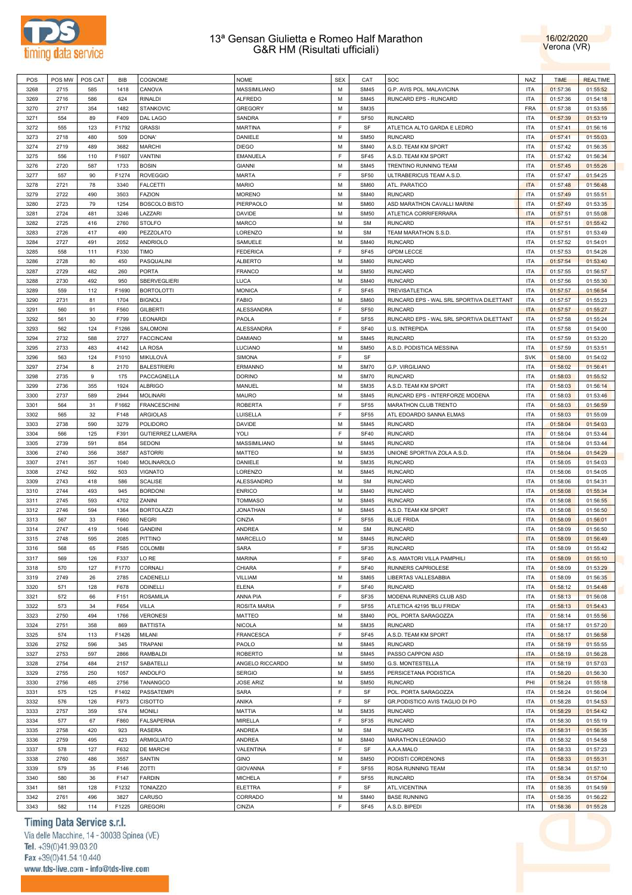# 13ª Gensan Giulietta e Romeo Half Marathon
## G&R HM (Risultati ufficiali)

16/02/2020
Verona (VR)

| POS | POS MW | POS CAT | BIB | COGNOME | NOME | SEX | CAT | SOC | NAZ | TIME | REALTIME |
|---|---|---|---|---|---|---|---|---|---|---|---|
| 3268 | 2715 | 585 | 1418 | CANOVA | MASSIMILIANO | M | SM45 | G.P. AVIS POL. MALAVICINA | ITA | 01:57:36 | 01:55:52 |
| 3269 | 2716 | 586 | 624 | RINALDI | ALFREDO | M | SM45 | RUNCARD EPS - RUNCARD | ITA | 01:57:36 | 01:54:18 |
| 3270 | 2717 | 354 | 1482 | STANKOVIC | GREGORY | M | SM35 | | FRA | 01:57:38 | 01:53:55 |
| 3271 | 554 | 89 | F409 | DAL LAGO | SANDRA | F | SF50 | RUNCARD | ITA | 01:57:39 | 01:53:19 |
| 3272 | 555 | 123 | F1792 | GRASSI | MARTINA | F | SF | ATLETICA ALTO GARDA E LEDRO | ITA | 01:57:41 | 01:56:16 |
| 3273 | 2718 | 480 | 509 | DONA' | DANIELE | M | SM50 | RUNCARD | ITA | 01:57:41 | 01:55:03 |
| 3274 | 2719 | 489 | 3682 | MARCHI | DIEGO | M | SM40 | A.S.D. TEAM KM SPORT | ITA | 01:57:42 | 01:56:35 |
| 3275 | 556 | 110 | F1607 | VANTINI | EMANUELA | F | SF45 | A.S.D. TEAM KM SPORT | ITA | 01:57:42 | 01:56:34 |
| 3276 | 2720 | 587 | 1733 | BOSIN | GIANNI | M | SM45 | TRENTINO RUNNING TEAM | ITA | 01:57:45 | 01:55:26 |
| 3277 | 557 | 90 | F1274 | ROVEGGIO | MARTA | F | SF50 | ULTRABERICUS TEAM A.S.D. | ITA | 01:57:47 | 01:54:25 |
| 3278 | 2721 | 78 | 3340 | FALCETTI | MARIO | M | SM60 | ATL. PARATICO | ITA | 01:57:48 | 01:56:48 |
| 3279 | 2722 | 490 | 3503 | FAZION | MORENO | M | SM40 | RUNCARD | ITA | 01:57:49 | 01:55:51 |
| 3280 | 2723 | 79 | 1254 | BOSCOLO BISTO | PIERPAOLO | M | SM60 | ASD MARATHON CAVALLI MARINI | ITA | 01:57:49 | 01:53:35 |
| 3281 | 2724 | 481 | 3246 | LAZZARI | DAVIDE | M | SM50 | ATLETICA CORRIFERRARA | ITA | 01:57:51 | 01:55:08 |
| 3282 | 2725 | 416 | 2760 | STOLFO | MARCO | M | SM | RUNCARD | ITA | 01:57:51 | 01:55:42 |
| 3283 | 2726 | 417 | 490 | PEZZOLATO | LORENZO | M | SM | TEAM MARATHON S.S.D. | ITA | 01:57:51 | 01:53:49 |
| 3284 | 2727 | 491 | 2052 | ANDRIOLO | SAMUELE | M | SM40 | RUNCARD | ITA | 01:57:52 | 01:54:01 |
| 3285 | 558 | 111 | F330 | TIMO | FEDERICA | F | SF45 | GPDM LECCE | ITA | 01:57:53 | 01:54:26 |
| 3286 | 2728 | 80 | 450 | PASQUALINI | ALBERTO | M | SM60 | RUNCARD | ITA | 01:57:54 | 01:53:40 |
| 3287 | 2729 | 482 | 260 | PORTA | FRANCO | M | SM50 | RUNCARD | ITA | 01:57:55 | 01:56:57 |
| 3288 | 2730 | 492 | 950 | SBERVEGLIERI | LUCA | M | SM40 | RUNCARD | ITA | 01:57:56 | 01:55:30 |
| 3289 | 559 | 112 | F1690 | BORTOLOTTI | MONICA | F | SF45 | TREVISATLETICA | ITA | 01:57:57 | 01:56:54 |
| 3290 | 2731 | 81 | 1704 | BIGNOLI | FABIO | M | SM60 | RUNCARD EPS - WAL SRL SPORTIVA DILETTANT | ITA | 01:57:57 | 01:55:23 |
| 3291 | 560 | 91 | F560 | GILBERTI | ALESSANDRA | F | SF50 | RUNCARD | ITA | 01:57:57 | 01:55:27 |
| 3292 | 561 | 30 | F799 | LEONARDI | PAOLA | F | SF55 | RUNCARD EPS - WAL SRL SPORTIVA DILETTANT | ITA | 01:57:58 | 01:55:24 |
| 3293 | 562 | 124 | F1266 | SALOMONI | ALESSANDRA | F | SF40 | U.S. INTREPIDA | ITA | 01:57:58 | 01:54:00 |
| 3294 | 2732 | 588 | 2727 | FACCINCANI | DAMIANO | M | SM45 | RUNCARD | ITA | 01:57:59 | 01:53:20 |
| 3295 | 2733 | 483 | 4142 | LA ROSA | LUCIANO | M | SM50 | A.S.D. PODISTICA MESSINA | ITA | 01:57:59 | 01:53:51 |
| 3296 | 563 | 124 | F1010 | MIKULOVÁ | SIMONA | F | SF | | SVK | 01:58:00 | 01:54:02 |
| 3297 | 2734 | 8 | 2170 | BALESTRIERI | ERMANNO | M | SM70 | G.P. VIRGILIANO | ITA | 01:58:02 | 01:56:41 |
| 3298 | 2735 | 9 | 175 | PACCAGNELLA | DORINO | M | SM70 | RUNCARD | ITA | 01:58:03 | 01:55:52 |
| 3299 | 2736 | 355 | 1924 | ALBRIGO | MANUEL | M | SM35 | A.S.D. TEAM KM SPORT | ITA | 01:58:03 | 01:56:14 |
| 3300 | 2737 | 589 | 2944 | MOLINARI | MAURO | M | SM45 | RUNCARD EPS - INTERFORZE MODENA | ITA | 01:58:03 | 01:53:46 |
| 3301 | 564 | 31 | F1662 | FRANCESCHINI | ROBERTA | F | SF55 | MARATHON CLUB TRENTO | ITA | 01:58:03 | 01:56:59 |
| 3302 | 565 | 32 | F148 | ARGIOLAS | LUISELLA | F | SF55 | ATL EDOARDO SANNA ELMAS | ITA | 01:58:03 | 01:55:09 |
| 3303 | 2738 | 590 | 3279 | POLIDORO | DAVIDE | M | SM45 | RUNCARD | ITA | 01:58:04 | 01:54:03 |
| 3304 | 566 | 125 | F391 | GUTIERREZ LLAMERA | YOLI | F | SF40 | RUNCARD | ITA | 01:58:04 | 01:53:44 |
| 3305 | 2739 | 591 | 854 | SEDONI | MASSIMILIANO | M | SM45 | RUNCARD | ITA | 01:58:04 | 01:53:44 |
| 3306 | 2740 | 356 | 3587 | ASTORRI | MATTEO | M | SM35 | UNIONE SPORTIVA ZOLA A.S.D. | ITA | 01:58:04 | 01:54:29 |
| 3307 | 2741 | 357 | 1040 | MOLINAROLO | DANIELE | M | SM35 | RUNCARD | ITA | 01:58:05 | 01:54:03 |
| 3308 | 2742 | 592 | 503 | VIGNATO | LORENZO | M | SM45 | RUNCARD | ITA | 01:58:06 | 01:54:05 |
| 3309 | 2743 | 418 | 586 | SCALISE | ALESSANDRO | M | SM | RUNCARD | ITA | 01:58:06 | 01:54:31 |
| 3310 | 2744 | 493 | 945 | BORDONI | ENRICO | M | SM40 | RUNCARD | ITA | 01:58:08 | 01:55:34 |
| 3311 | 2745 | 593 | 4702 | ZANINI | TOMMASO | M | SM45 | RUNCARD | ITA | 01:58:08 | 01:56:55 |
| 3312 | 2746 | 594 | 1364 | BORTOLAZZI | JONATHAN | M | SM45 | A.S.D. TEAM KM SPORT | ITA | 01:58:08 | 01:56:50 |
| 3313 | 567 | 33 | F660 | NEGRI | CINZIA | F | SF55 | BLUE FRIDA | ITA | 01:58:09 | 01:56:01 |
| 3314 | 2747 | 419 | 1046 | GANDINI | ANDREA | M | SM | RUNCARD | ITA | 01:58:09 | 01:56:50 |
| 3315 | 2748 | 595 | 2085 | PITTINO | MARCELLO | M | SM45 | RUNCARD | ITA | 01:58:09 | 01:56:49 |
| 3316 | 568 | 65 | F585 | COLOMBI | SARA | F | SF35 | RUNCARD | ITA | 01:58:09 | 01:55:42 |
| 3317 | 569 | 126 | F337 | LO RE | MARINA | F | SF40 | A.S. AMATORI VILLA PAMPHILI | ITA | 01:58:09 | 01:55:10 |
| 3318 | 570 | 127 | F1770 | CORNALI | CHIARA | F | SF40 | RUNNERS CAPRIOLESE | ITA | 01:58:09 | 01:53:29 |
| 3319 | 2749 | 26 | 2785 | CADENELLI | VILLIAM | M | SM65 | LIBERTAS VALLESABBIA | ITA | 01:58:09 | 01:56:35 |
| 3320 | 571 | 128 | F678 | ODINELLI | ELENA | F | SF40 | RUNCARD | ITA | 01:58:12 | 01:54:48 |
| 3321 | 572 | 66 | F151 | ROSAMILIA | ANNA PIA | F | SF35 | MODENA RUNNERS CLUB ASD | ITA | 01:58:13 | 01:56:08 |
| 3322 | 573 | 34 | F654 | VILLA | ROSITA MARIA | F | SF55 | ATLETICA 42195 'BLU FRIDA' | ITA | 01:58:13 | 01:54:43 |
| 3323 | 2750 | 494 | 1766 | VERONESI | MATTEO | M | SM40 | POL. PORTA SARAGOZZA | ITA | 01:58:14 | 01:55:56 |
| 3324 | 2751 | 358 | 869 | BATTISTA | NICOLA | M | SM35 | RUNCARD | ITA | 01:58:17 | 01:57:20 |
| 3325 | 574 | 113 | F1426 | MILANI | FRANCESCA | F | SF45 | A.S.D. TEAM KM SPORT | ITA | 01:58:17 | 01:56:58 |
| 3326 | 2752 | 596 | 345 | TRAPANI | PAOLO | M | SM45 | RUNCARD | ITA | 01:58:19 | 01:55:55 |
| 3327 | 2753 | 597 | 2866 | RAMBALDI | ROBERTO | M | SM45 | PASSO CAPPONI ASD | ITA | 01:58:19 | 01:56:28 |
| 3328 | 2754 | 484 | 2157 | SABATELLI | ANGELO RICCARDO | M | SM50 | G.S. MONTESTELLA | ITA | 01:58:19 | 01:57:03 |
| 3329 | 2755 | 250 | 1057 | ANDOLFO | SERGIO | M | SM55 | PERSICETANA PODISTICA | ITA | 01:58:20 | 01:56:30 |
| 3330 | 2756 | 485 | 2756 | TANANGCO | JOSE ARIZ | M | SM50 | RUNCARD | PHI | 01:58:24 | 01:55:18 |
| 3331 | 575 | 125 | F1402 | PASSATEMPI | SARA | F | SF | POL. PORTA SARAGOZZA | ITA | 01:58:24 | 01:56:04 |
| 3332 | 576 | 126 | F973 | CISOTTO | ANIKA | F | SF | GR.PODISTICO AVIS TAGLIO DI PO | ITA | 01:58:28 | 01:54:53 |
| 3333 | 2757 | 359 | 574 | MONILI | MATTIA | M | SM35 | RUNCARD | ITA | 01:58:29 | 01:54:42 |
| 3334 | 577 | 67 | F860 | FALSAPERNA | MIRELLA | F | SF35 | RUNCARD | ITA | 01:58:30 | 01:55:19 |
| 3335 | 2758 | 420 | 923 | RASERA | ANDREA | M | SM | RUNCARD | ITA | 01:58:31 | 01:56:35 |
| 3336 | 2759 | 495 | 423 | ARMIGLIATO | ANDREA | M | SM40 | MARATHON LEGNAGO | ITA | 01:58:32 | 01:54:58 |
| 3337 | 578 | 127 | F632 | DE MARCHI | VALENTINA | F | SF | A.A.A.MALO | ITA | 01:58:33 | 01:57:23 |
| 3338 | 2760 | 486 | 3557 | SANTIN | GINO | M | SM50 | PODISTI CORDENONS | ITA | 01:58:33 | 01:55:31 |
| 3339 | 579 | 35 | F146 | ZOTTI | GIOVANNA | F | SF55 | ROSA RUNNING TEAM | ITA | 01:58:34 | 01:57:10 |
| 3340 | 580 | 36 | F147 | FARDIN | MICHELA | F | SF55 | RUNCARD | ITA | 01:58:34 | 01:57:04 |
| 3341 | 581 | 128 | F1232 | TONIAZZO | ELETTRA | F | SF | ATL.VICENTINA | ITA | 01:58:35 | 01:54:59 |
| 3342 | 2761 | 496 | 3827 | CARUSO | CORRADO | M | SM40 | BASE RUNNING | ITA | 01:58:35 | 01:56:22 |
| 3343 | 582 | 114 | F1225 | GREGORI | CINZIA | F | SF45 | A.S.D. BIPEDI | ITA | 01:58:36 | 01:55:28 |

Timing Data Service s.r.l.
Via delle Macchine, 14 - 30038 Spinea (VE)
Tel. +39(0)41.99.03.20
Fax +39(0)41.54.10.440
www.tds-live.com - info@tds-live.com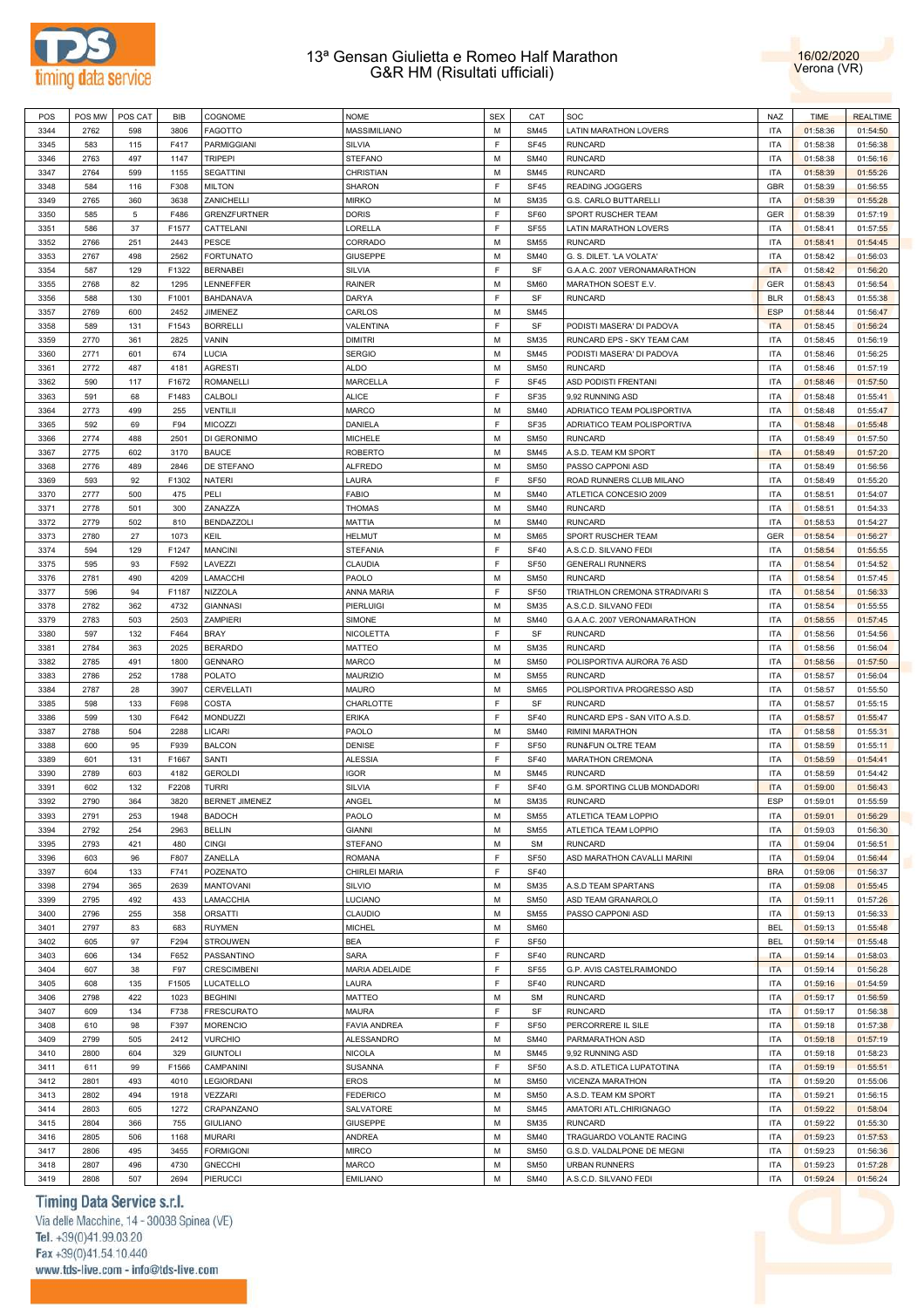# 13ª Gensan Giulietta e Romeo Half Marathon
## G&R HM (Risultati ufficiali)

16/02/2020
Verona (VR)

| POS | POS MW | POS CAT | BIB | COGNOME | NOME | SEX | CAT | SOC | NAZ | TIME | REALTIME |
|---|---|---|---|---|---|---|---|---|---|---|---|
| 3344 | 2762 | 598 | 3806 | FAGOTTO | MASSIMILIANO | M | SM45 | LATIN MARATHON LOVERS | ITA | 01:58:36 | 01:54:50 |
| 3345 | 583 | 115 | F417 | PARMIGGIANI | SILVIA | F | SF45 | RUNCARD | ITA | 01:58:38 | 01:56:38 |
| 3346 | 2763 | 497 | 1147 | TRIPEPI | STEFANO | M | SM40 | RUNCARD | ITA | 01:58:38 | 01:56:16 |
| 3347 | 2764 | 599 | 1155 | SEGATTINI | CHRISTIAN | M | SM45 | RUNCARD | ITA | 01:58:39 | 01:55:26 |
| 3348 | 584 | 116 | F308 | MILTON | SHARON | F | SF45 | READING JOGGERS | GBR | 01:58:39 | 01:56:55 |
| 3349 | 2765 | 360 | 3638 | ZANICHELLI | MIRKO | M | SM35 | G.S. CARLO BUTTARELLI | ITA | 01:58:39 | 01:55:28 |
| 3350 | 585 | 5 | F486 | GRENZFURTNER | DORIS | F | SF60 | SPORT RUSCHER TEAM | GER | 01:58:39 | 01:57:19 |
| 3351 | 586 | 37 | F1577 | CATTELANI | LORELLA | F | SF55 | LATIN MARATHON LOVERS | ITA | 01:58:41 | 01:57:55 |
| 3352 | 2766 | 251 | 2443 | PESCE | CORRADO | M | SM55 | RUNCARD | ITA | 01:58:41 | 01:54:45 |
| 3353 | 2767 | 498 | 2562 | FORTUNATO | GIUSEPPE | M | SM40 | G. S. DILET. 'LA VOLATA' | ITA | 01:58:42 | 01:56:03 |
| 3354 | 587 | 129 | F1322 | BERNABEI | SILVIA | F | SF | G.A.A.C. 2007 VERONAMARATHON | ITA | 01:58:42 | 01:56:20 |
| 3355 | 2768 | 82 | 1295 | LENNEFFER | RAINER | M | SM60 | MARATHON SOEST E.V. | GER | 01:58:43 | 01:56:54 |
| 3356 | 588 | 130 | F1001 | BAHDANAVA | DARYA | F | SF | RUNCARD | BLR | 01:58:43 | 01:55:38 |
| 3357 | 2769 | 600 | 2452 | JIMENEZ | CARLOS | M | SM45 | | ESP | 01:58:44 | 01:56:47 |
| 3358 | 589 | 131 | F1543 | BORRELLI | VALENTINA | F | SF | PODISTI MASERA' DI PADOVA | ITA | 01:58:45 | 01:56:24 |
| 3359 | 2770 | 361 | 2825 | VANIN | DIMITRI | M | SM35 | RUNCARD EPS - SKY TEAM CAM | ITA | 01:58:45 | 01:56:19 |
| 3360 | 2771 | 601 | 674 | LUCIA | SERGIO | M | SM45 | PODISTI MASERA' DI PADOVA | ITA | 01:58:46 | 01:56:25 |
| 3361 | 2772 | 487 | 4181 | AGRESTI | ALDO | M | SM50 | RUNCARD | ITA | 01:58:46 | 01:57:19 |
| 3362 | 590 | 117 | F1672 | ROMANELLI | MARCELLA | F | SF45 | ASD PODISTI FRENTANI | ITA | 01:58:46 | 01:57:50 |
| 3363 | 591 | 68 | F1483 | CALBOLI | ALICE | F | SF35 | 9,92 RUNNING ASD | ITA | 01:58:48 | 01:55:41 |
| 3364 | 2773 | 499 | 255 | VENTILII | MARCO | M | SM40 | ADRIATICO TEAM POLISPORTIVA | ITA | 01:58:48 | 01:55:47 |
| 3365 | 592 | 69 | F94 | MICOZZI | DANIELA | F | SF35 | ADRIATICO TEAM POLISPORTIVA | ITA | 01:58:48 | 01:55:48 |
| 3366 | 2774 | 488 | 2501 | DI GERONIMO | MICHELE | M | SM50 | RUNCARD | ITA | 01:58:49 | 01:57:50 |
| 3367 | 2775 | 602 | 3170 | BAUCE | ROBERTO | M | SM45 | A.S.D. TEAM KM SPORT | ITA | 01:58:49 | 01:57:20 |
| 3368 | 2776 | 489 | 2846 | DE STEFANO | ALFREDO | M | SM50 | PASSO CAPPONI ASD | ITA | 01:58:49 | 01:56:56 |
| 3369 | 593 | 92 | F1302 | NATERI | LAURA | F | SF50 | ROAD RUNNERS CLUB MILANO | ITA | 01:58:49 | 01:55:20 |
| 3370 | 2777 | 500 | 475 | PELI | FABIO | M | SM40 | ATLETICA CONCESIO 2009 | ITA | 01:58:51 | 01:54:07 |
| 3371 | 2778 | 501 | 300 | ZANAZZA | THOMAS | M | SM40 | RUNCARD | ITA | 01:58:51 | 01:54:33 |
| 3372 | 2779 | 502 | 810 | BENDAZZOLI | MATTIA | M | SM40 | RUNCARD | ITA | 01:58:53 | 01:54:27 |
| 3373 | 2780 | 27 | 1073 | KEIL | HELMUT | M | SM65 | SPORT RUSCHER TEAM | GER | 01:58:54 | 01:56:27 |
| 3374 | 594 | 129 | F1247 | MANCINI | STEFANIA | F | SF40 | A.S.C.D. SILVANO FEDI | ITA | 01:58:54 | 01:55:55 |
| 3375 | 595 | 93 | F592 | LAVEZZI | CLAUDIA | F | SF50 | GENERALI RUNNERS | ITA | 01:58:54 | 01:54:52 |
| 3376 | 2781 | 490 | 4209 | LAMACCHI | PAOLO | M | SM50 | RUNCARD | ITA | 01:58:54 | 01:57:45 |
| 3377 | 596 | 94 | F1187 | NIZZOLA | ANNA MARIA | F | SF50 | TRIATHLON CREMONA STRADIVARI S | ITA | 01:58:54 | 01:56:33 |
| 3378 | 2782 | 362 | 4732 | GIANNASI | PIERLUIGI | M | SM35 | A.S.C.D. SILVANO FEDI | ITA | 01:58:54 | 01:55:55 |
| 3379 | 2783 | 503 | 2503 | ZAMPIERI | SIMONE | M | SM40 | G.A.A.C. 2007 VERONAMARATHON | ITA | 01:58:55 | 01:57:45 |
| 3380 | 597 | 132 | F464 | BRAY | NICOLETTA | F | SF | RUNCARD | ITA | 01:58:56 | 01:54:56 |
| 3381 | 2784 | 363 | 2025 | BERARDO | MATTEO | M | SM35 | RUNCARD | ITA | 01:58:56 | 01:56:04 |
| 3382 | 2785 | 491 | 1800 | GENNARO | MARCO | M | SM50 | POLISPORTIVA AURORA 76 ASD | ITA | 01:58:56 | 01:57:50 |
| 3383 | 2786 | 252 | 1788 | POLATO | MAURIZIO | M | SM55 | RUNCARD | ITA | 01:58:57 | 01:56:04 |
| 3384 | 2787 | 28 | 3907 | CERVELLATI | MAURO | M | SM65 | POLISPORTIVA PROGRESSO ASD | ITA | 01:58:57 | 01:55:50 |
| 3385 | 598 | 133 | F698 | COSTA | CHARLOTTE | F | SF | RUNCARD | ITA | 01:58:57 | 01:55:15 |
| 3386 | 599 | 130 | F642 | MONDUZZI | ERIKA | F | SF40 | RUNCARD EPS - SAN VITO A.S.D. | ITA | 01:58:57 | 01:55:47 |
| 3387 | 2788 | 504 | 2288 | LICARI | PAOLO | M | SM40 | RIMINI MARATHON | ITA | 01:58:58 | 01:55:31 |
| 3388 | 600 | 95 | F939 | BALCON | DENISE | F | SF50 | RUN&FUN OLTRE TEAM | ITA | 01:58:59 | 01:55:11 |
| 3389 | 601 | 131 | F1667 | SANTI | ALESSIA | F | SF40 | MARATHON CREMONA | ITA | 01:58:59 | 01:54:41 |
| 3390 | 2789 | 603 | 4182 | GEROLDI | IGOR | M | SM45 | RUNCARD | ITA | 01:58:59 | 01:54:42 |
| 3391 | 602 | 132 | F2208 | TURRI | SILVIA | F | SF40 | G.M. SPORTING CLUB MONDADORI | ITA | 01:59:00 | 01:56:43 |
| 3392 | 2790 | 364 | 3820 | BERNET JIMENEZ | ANGEL | M | SM35 | RUNCARD | ESP | 01:59:01 | 01:55:59 |
| 3393 | 2791 | 253 | 1948 | BADOCH | PAOLO | M | SM55 | ATLETICA TEAM LOPPIO | ITA | 01:59:01 | 01:56:29 |
| 3394 | 2792 | 254 | 2963 | BELLIN | GIANNI | M | SM55 | ATLETICA TEAM LOPPIO | ITA | 01:59:03 | 01:56:30 |
| 3395 | 2793 | 421 | 480 | CINGI | STEFANO | M | SM | RUNCARD | ITA | 01:59:04 | 01:56:51 |
| 3396 | 603 | 96 | F807 | ZANELLA | ROMANA | F | SF50 | ASD MARATHON CAVALLI MARINI | ITA | 01:59:04 | 01:56:44 |
| 3397 | 604 | 133 | F741 | POZENATO | CHIRLEI MARIA | F | SF40 | | BRA | 01:59:06 | 01:56:37 |
| 3398 | 2794 | 365 | 2639 | MANTOVANI | SILVIO | M | SM35 | A.S.D TEAM SPARTANS | ITA | 01:59:08 | 01:55:45 |
| 3399 | 2795 | 492 | 433 | LAMACCHIA | LUCIANO | M | SM50 | ASD TEAM GRANAROLO | ITA | 01:59:11 | 01:57:26 |
| 3400 | 2796 | 255 | 358 | ORSATTI | CLAUDIO | M | SM55 | PASSO CAPPONI ASD | ITA | 01:59:13 | 01:56:33 |
| 3401 | 2797 | 83 | 683 | RUYMEN | MICHEL | M | SM60 | | BEL | 01:59:13 | 01:55:48 |
| 3402 | 605 | 97 | F294 | STROUWEN | BEA | F | SF50 | | BEL | 01:59:14 | 01:55:48 |
| 3403 | 606 | 134 | F652 | PASSANTINO | SARA | F | SF40 | RUNCARD | ITA | 01:59:14 | 01:58:03 |
| 3404 | 607 | 38 | F97 | CRESCIMBENI | MARIA ADELAIDE | F | SF55 | G.P. AVIS CASTELRAIMONDO | ITA | 01:59:14 | 01:56:28 |
| 3405 | 608 | 135 | F1505 | LUCATELLO | LAURA | F | SF40 | RUNCARD | ITA | 01:59:16 | 01:54:59 |
| 3406 | 2798 | 422 | 1023 | BEGHINI | MATTEO | M | SM | RUNCARD | ITA | 01:59:17 | 01:56:59 |
| 3407 | 609 | 134 | F738 | FRESCURATO | MAURA | F | SF | RUNCARD | ITA | 01:59:17 | 01:56:38 |
| 3408 | 610 | 98 | F397 | MORENCIO | FAVIA ANDREA | F | SF50 | PERCORRERE IL SILE | ITA | 01:59:18 | 01:57:38 |
| 3409 | 2799 | 505 | 2412 | VURCHIO | ALESSANDRO | M | SM40 | PARMARATHON ASD | ITA | 01:59:18 | 01:57:19 |
| 3410 | 2800 | 604 | 329 | GIUNTOLI | NICOLA | M | SM45 | 9,92 RUNNING ASD | ITA | 01:59:18 | 01:58:23 |
| 3411 | 611 | 99 | F1566 | CAMPANINI | SUSANNA | F | SF50 | A.S.D. ATLETICA LUPATOTINA | ITA | 01:59:19 | 01:55:51 |
| 3412 | 2801 | 493 | 4010 | LEGIORDANI | EROS | M | SM50 | VICENZA MARATHON | ITA | 01:59:20 | 01:55:06 |
| 3413 | 2802 | 494 | 1918 | VEZZARI | FEDERICO | M | SM50 | A.S.D. TEAM KM SPORT | ITA | 01:59:21 | 01:56:15 |
| 3414 | 2803 | 605 | 1272 | CRAPANZANO | SALVATORE | M | SM45 | AMATORI ATL.CHIRIGNAGO | ITA | 01:59:22 | 01:58:04 |
| 3415 | 2804 | 366 | 755 | GIULIANO | GIUSEPPE | M | SM35 | RUNCARD | ITA | 01:59:22 | 01:55:30 |
| 3416 | 2805 | 506 | 1168 | MURARI | ANDREA | M | SM40 | TRAGUARDO VOLANTE RACING | ITA | 01:59:23 | 01:57:53 |
| 3417 | 2806 | 495 | 3455 | FORMIGONI | MIRCO | M | SM50 | G.S.D. VALDALPONE DE MEGNI | ITA | 01:59:23 | 01:56:36 |
| 3418 | 2807 | 496 | 4730 | GNECCHI | MARCO | M | SM50 | URBAN RUNNERS | ITA | 01:59:23 | 01:57:28 |
| 3419 | 2808 | 507 | 2694 | PIERUCCI | EMILIANO | M | SM40 | A.S.C.D. SILVANO FEDI | ITA | 01:59:24 | 01:56:24 |

Timing Data Service s.r.l.
Via delle Macchine, 14 - 30038 Spinea (VE)
Tel. +39(0)41.99.03.20
Fax +39(0)41.54.10.440
www.tds-live.com - info@tds-live.com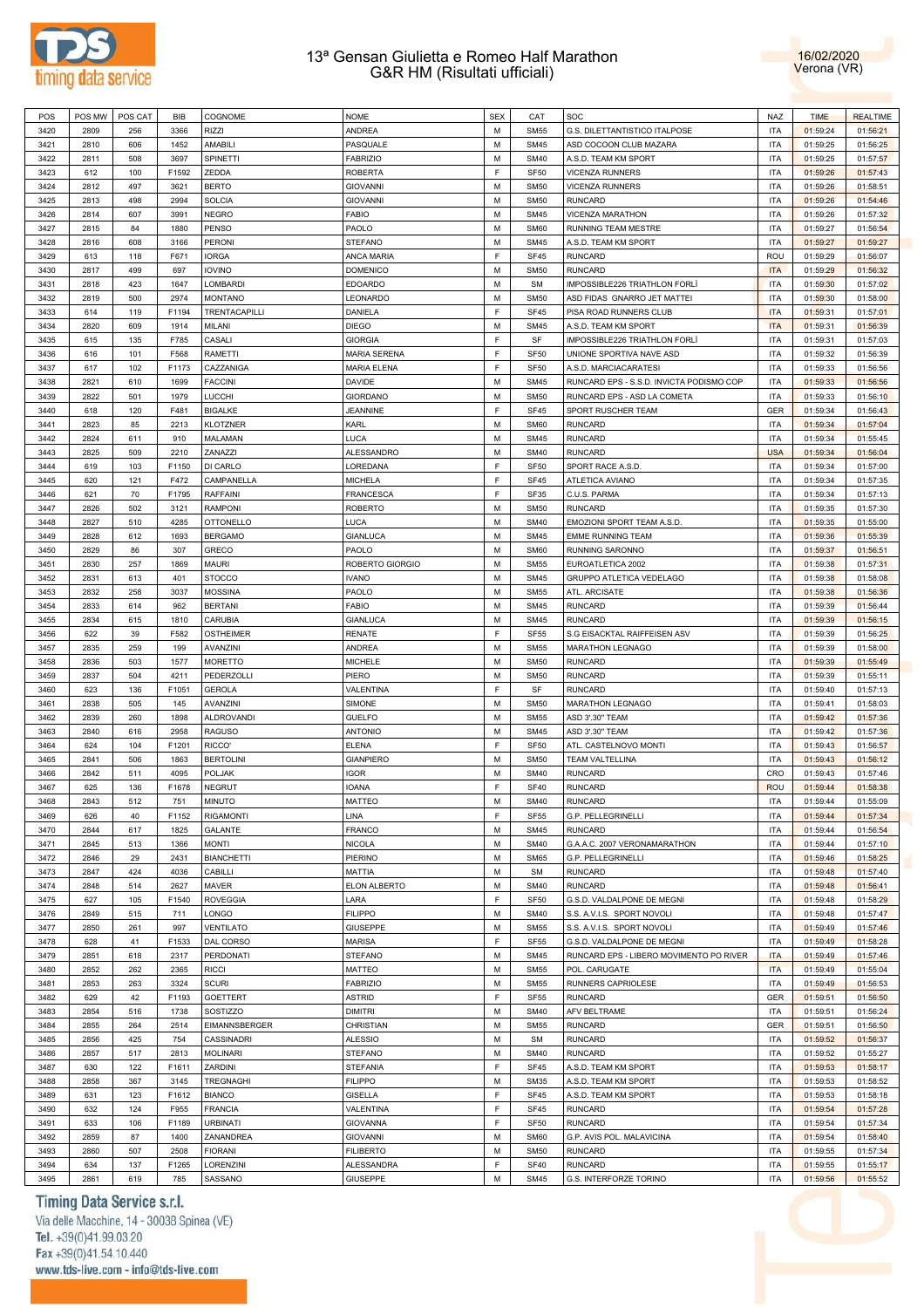# 13ª Gensan Giulietta e Romeo Half Marathon
## G&R HM (Risultati ufficiali)

16/02/2020
Verona (VR)

| POS | POS MW | POS CAT | BIB | COGNOME | NOME | SEX | CAT | SOC | NAZ | TIME | REALTIME |
|---|---|---|---|---|---|---|---|---|---|---|---|
| 3420 | 2809 | 256 | 3366 | RIZZI | ANDREA | M | SM55 | G.S. DILETTANTISTICO ITALPOSE | ITA | 01:59:24 | 01:56:21 |
| 3421 | 2810 | 606 | 1452 | AMABILI | PASQUALE | M | SM45 | ASD COCOON CLUB MAZARA | ITA | 01:59:25 | 01:56:25 |
| 3422 | 2811 | 508 | 3697 | SPINETTI | FABRIZIO | M | SM40 | A.S.D. TEAM KM SPORT | ITA | 01:59:25 | 01:57:57 |
| 3423 | 612 | 100 | F1592 | ZEDDA | CINZIA | F | SF50 | VICENZA RUNNERS | ITA | 01:59:26 | 01:57:43 |
| 3424 | 2812 | 497 | 3621 | BERTO | GIOVANNI | M | SM50 | VICENZA RUNNERS | ITA | 01:59:26 | 01:58:51 |
| 3425 | 2813 | 498 | 2994 | SOLCIA | GIOVANNI | M | SM50 | RUNCARD | ITA | 01:59:26 | 01:54:46 |
| 3426 | 2814 | 607 | 3991 | NEGRO | FABIO | M | SM45 | VICENZA MARATHON | ITA | 01:59:26 | 01:57:32 |
| 3427 | 2815 | 84 | 1880 | PENSO | PAOLO | M | SM60 | RUNNING TEAM MESTRE | ITA | 01:59:27 | 01:56:54 |
| 3428 | 2816 | 608 | 3166 | PERONI | STEFANO | M | SM45 | A.S.D. TEAM KM SPORT | ITA | 01:59:27 | 01:59:27 |
| 3429 | 613 | 118 | F671 | IORGA | ANCA MARIA | F | SF45 | RUNCARD | ROU | 01:59:29 | 01:56:07 |
| 3430 | 2817 | 499 | 697 | IOVINO | DOMENICO | M | SM50 | RUNCARD | ITA | 01:59:29 | 01:56:32 |
| 3431 | 2818 | 423 | 1647 | LOMBARDI | EDOARDO | M | SM | IMPOSSIBLE226 TRIATHLON FORLÌ | ITA | 01:59:30 | 01:57:02 |
| 3432 | 2819 | 500 | 2974 | MONTANO | LEONARDO | M | SM50 | ASD FIDAS GNARRO JET MATTEI | ITA | 01:59:30 | 01:58:00 |
| 3433 | 614 | 119 | F1194 | TRENTACAPILLI | DANIELA | F | SF45 | PISA ROAD RUNNERS CLUB | ITA | 01:59:31 | 01:57:01 |
| 3434 | 2820 | 609 | 1914 | MILANI | DIEGO | M | SM45 | A.S.D. TEAM KM SPORT | ITA | 01:59:31 | 01:56:39 |
| 3435 | 615 | 135 | F785 | CASALI | GIORGIA | F | SF | IMPOSSIBLE226 TRIATHLON FORLÌ | ITA | 01:59:31 | 01:57:03 |
| 3436 | 616 | 101 | F568 | RAMETTI | MARIA SERENA | F | SF50 | UNIONE SPORTIVA NAVE ASD | ITA | 01:59:32 | 01:56:39 |
| 3437 | 617 | 102 | F1173 | CAZZANIGA | MARIA ELENA | F | SF50 | A.S.D. MARCIACARATESI | ITA | 01:59:33 | 01:56:56 |
| 3438 | 2821 | 610 | 1699 | FACCINI | DAVIDE | M | SM45 | RUNCARD EPS - S.S.D. INVICTA PODISMO COP | ITA | 01:59:33 | 01:56:56 |
| 3439 | 2822 | 501 | 1979 | LUCCHI | GIORDANO | M | SM50 | RUNCARD EPS - ASD LA COMETA | ITA | 01:59:33 | 01:56:10 |
| 3440 | 618 | 120 | F481 | BIGALKE | JEANNINE | F | SF45 | SPORT RUSCHER TEAM | GER | 01:59:34 | 01:56:43 |
| 3441 | 2823 | 85 | 2213 | KLOTZNER | KARL | M | SM60 | RUNCARD | ITA | 01:59:34 | 01:57:04 |
| 3442 | 2824 | 611 | 910 | MALAMAN | LUCA | M | SM45 | RUNCARD | ITA | 01:59:34 | 01:55:45 |
| 3443 | 2825 | 509 | 2210 | ZANAZZI | ALESSANDRO | M | SM40 | RUNCARD | USA | 01:59:34 | 01:56:04 |
| 3444 | 619 | 103 | F1150 | DI CARLO | LOREDANA | F | SF50 | SPORT RACE A.S.D. | ITA | 01:59:34 | 01:57:00 |
| 3445 | 620 | 121 | F472 | CAMPANELLA | MICHELA | F | SF45 | ATLETICA AVIANO | ITA | 01:59:34 | 01:57:35 |
| 3446 | 621 | 70 | F1795 | RAFFAINI | FRANCESCA | F | SF35 | C.U.S. PARMA | ITA | 01:59:34 | 01:57:13 |
| 3447 | 2826 | 502 | 3121 | RAMPONI | ROBERTO | M | SM50 | RUNCARD | ITA | 01:59:35 | 01:57:30 |
| 3448 | 2827 | 510 | 4285 | OTTONELLO | LUCA | M | SM40 | EMOZIONI SPORT TEAM A.S.D. | ITA | 01:59:35 | 01:55:00 |
| 3449 | 2828 | 612 | 1693 | BERGAMO | GIANLUCA | M | SM45 | EMME RUNNING TEAM | ITA | 01:59:36 | 01:55:39 |
| 3450 | 2829 | 86 | 307 | GRECO | PAOLO | M | SM60 | RUNNING SARONNO | ITA | 01:59:37 | 01:56:51 |
| 3451 | 2830 | 257 | 1869 | MAURI | ROBERTO GIORGIO | M | SM55 | EUROATLETICA 2002 | ITA | 01:59:38 | 01:57:31 |
| 3452 | 2831 | 613 | 401 | STOCCO | IVANO | M | SM45 | GRUPPO ATLETICA VEDELAGO | ITA | 01:59:38 | 01:58:08 |
| 3453 | 2832 | 258 | 3037 | MOSSINA | PAOLO | M | SM55 | ATL. ARCISATE | ITA | 01:59:38 | 01:56:36 |
| 3454 | 2833 | 614 | 962 | BERTANI | FABIO | M | SM45 | RUNCARD | ITA | 01:59:39 | 01:56:44 |
| 3455 | 2834 | 615 | 1810 | CARUBIA | GIANLUCA | M | SM45 | RUNCARD | ITA | 01:59:39 | 01:56:15 |
| 3456 | 622 | 39 | F582 | OSTHEIMER | RENATE | F | SF55 | S.G EISACKTAL RAIFFEISEN ASV | ITA | 01:59:39 | 01:56:25 |
| 3457 | 2835 | 259 | 199 | AVANZINI | ANDREA | M | SM55 | MARATHON LEGNAGO | ITA | 01:59:39 | 01:58:00 |
| 3458 | 2836 | 503 | 1577 | MORETTO | MICHELE | M | SM50 | RUNCARD | ITA | 01:59:39 | 01:55:49 |
| 3459 | 2837 | 504 | 4211 | PEDERZOLLI | PIERO | M | SM50 | RUNCARD | ITA | 01:59:39 | 01:55:11 |
| 3460 | 623 | 136 | F1051 | GEROLA | VALENTINA | F | SF | RUNCARD | ITA | 01:59:40 | 01:57:13 |
| 3461 | 2838 | 505 | 145 | AVANZINI | SIMONE | M | SM50 | MARATHON LEGNAGO | ITA | 01:59:41 | 01:58:03 |
| 3462 | 2839 | 260 | 1898 | ALDROVANDI | GUELFO | M | SM55 | ASD 3'.30'' TEAM | ITA | 01:59:42 | 01:57:36 |
| 3463 | 2840 | 616 | 2958 | RAGUSO | ANTONIO | M | SM45 | ASD 3'.30'' TEAM | ITA | 01:59:42 | 01:57:36 |
| 3464 | 624 | 104 | F1201 | RICCO' | ELENA | F | SF50 | ATL. CASTELNOVO MONTI | ITA | 01:59:43 | 01:56:57 |
| 3465 | 2841 | 506 | 1863 | BERTOLINI | GIANPIERO | M | SM50 | TEAM VALTELLINA | ITA | 01:59:43 | 01:56:12 |
| 3466 | 2842 | 511 | 4095 | POLJAK | IGOR | M | SM40 | RUNCARD | CRO | 01:59:43 | 01:57:46 |
| 3467 | 625 | 136 | F1678 | NEGRUT | IOANA | F | SF40 | RUNCARD | ROU | 01:59:44 | 01:58:38 |
| 3468 | 2843 | 512 | 751 | MINUTO | MATTEO | M | SM40 | RUNCARD | ITA | 01:59:44 | 01:55:09 |
| 3469 | 626 | 40 | F1152 | RIGAMONTI | LINA | F | SF55 | G.P. PELLEGRINELLI | ITA | 01:59:44 | 01:57:34 |
| 3470 | 2844 | 617 | 1825 | GALANTE | FRANCO | M | SM45 | RUNCARD | ITA | 01:59:44 | 01:56:54 |
| 3471 | 2845 | 513 | 1366 | MONTI | NICOLA | M | SM40 | G.A.A.C. 2007 VERONAMARATHON | ITA | 01:59:44 | 01:57:10 |
| 3472 | 2846 | 29 | 2431 | BIANCHETTI | PIERINO | M | SM65 | G.P. PELLEGRINELLI | ITA | 01:59:46 | 01:58:25 |
| 3473 | 2847 | 424 | 4036 | CABILLI | MATTIA | M | SM | RUNCARD | ITA | 01:59:48 | 01:57:40 |
| 3474 | 2848 | 514 | 2627 | MAVER | ELON ALBERTO | M | SM40 | RUNCARD | ITA | 01:59:48 | 01:56:41 |
| 3475 | 627 | 105 | F1540 | ROVEGGIA | LARA | F | SF50 | G.S.D. VALDALPONE DE MEGNI | ITA | 01:59:48 | 01:58:29 |
| 3476 | 2849 | 515 | 711 | LONGO | FILIPPO | M | SM40 | S.S. A.V.I.S. SPORT NOVOLI | ITA | 01:59:48 | 01:57:47 |
| 3477 | 2850 | 261 | 997 | VENTILATO | GIUSEPPE | M | SM55 | S.S. A.V.I.S. SPORT NOVOLI | ITA | 01:59:49 | 01:57:46 |
| 3478 | 628 | 41 | F1533 | DAL CORSO | MARISA | F | SF55 | G.S.D. VALDALPONE DE MEGNI | ITA | 01:59:49 | 01:58:28 |
| 3479 | 2851 | 618 | 2317 | PERDONATI | STEFANO | M | SM45 | RUNCARD EPS - LIBERO MOVIMENTO PO RIVER | ITA | 01:59:49 | 01:57:46 |
| 3480 | 2852 | 262 | 2365 | RICCI | MATTEO | M | SM55 | POL. CARUGATE | ITA | 01:59:49 | 01:55:04 |
| 3481 | 2853 | 263 | 3324 | SCURI | FABRIZIO | M | SM55 | RUNNERS CAPRIOLESE | ITA | 01:59:49 | 01:56:53 |
| 3482 | 629 | 42 | F1193 | GOETTERT | ASTRID | F | SF55 | RUNCARD | GER | 01:59:51 | 01:56:50 |
| 3483 | 2854 | 516 | 1738 | SOSTIZZO | DIMITRI | M | SM40 | AFV BELTRAME | ITA | 01:59:51 | 01:56:24 |
| 3484 | 2855 | 264 | 2514 | EIMANNSBERGER | CHRISTIAN | M | SM55 | RUNCARD | GER | 01:59:51 | 01:56:50 |
| 3485 | 2856 | 425 | 754 | CASSINADRI | ALESSIO | M | SM | RUNCARD | ITA | 01:59:52 | 01:56:37 |
| 3486 | 2857 | 517 | 2813 | MOLINARI | STEFANO | M | SM40 | RUNCARD | ITA | 01:59:52 | 01:55:27 |
| 3487 | 630 | 122 | F1611 | ZARDINI | STEFANIA | F | SF45 | A.S.D. TEAM KM SPORT | ITA | 01:59:53 | 01:58:17 |
| 3488 | 2858 | 367 | 3145 | TREGNAGHI | FILIPPO | M | SM35 | A.S.D. TEAM KM SPORT | ITA | 01:59:53 | 01:58:52 |
| 3489 | 631 | 123 | F1612 | BIANCO | GISELLA | F | SF45 | A.S.D. TEAM KM SPORT | ITA | 01:59:53 | 01:58:18 |
| 3490 | 632 | 124 | F955 | FRANCIA | VALENTINA | F | SF45 | RUNCARD | ITA | 01:59:54 | 01:57:28 |
| 3491 | 633 | 106 | F1189 | URBINATI | GIOVANNA | F | SF50 | RUNCARD | ITA | 01:59:54 | 01:57:34 |
| 3492 | 2859 | 87 | 1400 | ZANANDREA | GIOVANNI | M | SM60 | G.P. AVIS POL. MALAVICINA | ITA | 01:59:54 | 01:58:40 |
| 3493 | 2860 | 507 | 2508 | FIORANI | FILIBERTO | M | SM50 | RUNCARD | ITA | 01:59:55 | 01:57:34 |
| 3494 | 634 | 137 | F1265 | LORENZINI | ALESSANDRA | F | SF40 | RUNCARD | ITA | 01:59:55 | 01:55:17 |
| 3495 | 2861 | 619 | 785 | SASSANO | GIUSEPPE | M | SM45 | G.S. INTERFORZE TORINO | ITA | 01:59:56 | 01:55:52 |

Timing Data Service s.r.l.
Via delle Macchine, 14 - 30038 Spinea (VE)
Tel. +39(0)41.99.03.20
Fax +39(0)41.54.10.440
www.tds-live.com - info@tds-live.com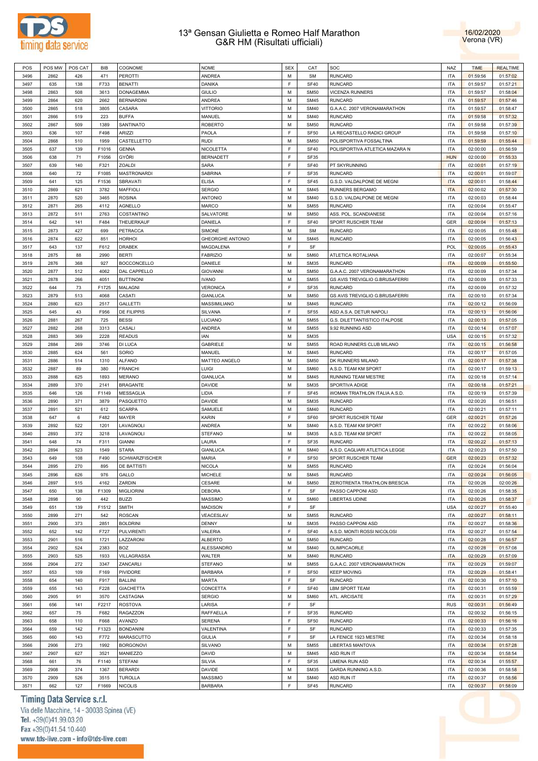# 13ª Gensan Giulietta e Romeo Half Marathon
## G&R HM (Risultati ufficiali)

16/02/2020
Verona (VR)

| POS | POS MW | POS CAT | BIB | COGNOME | NOME | SEX | CAT | SOC | NAZ | TIME | REALTIME |
|---|---|---|---|---|---|---|---|---|---|---|---|
| 3496 | 2862 | 426 | 471 | PEROTTI | ANDREA | M | SM | RUNCARD | ITA | 01:59:56 | 01:57:02 |
| 3497 | 635 | 138 | F733 | BENATTI | DANIKA | F | SF40 | RUNCARD | ITA | 01:59:57 | 01:57:21 |
| 3498 | 2863 | 508 | 3613 | DONAGEMMA | GIULIO | M | SM50 | VICENZA RUNNERS | ITA | 01:59:57 | 01:58:04 |
| 3499 | 2864 | 620 | 2662 | BERNARDINI | ANDREA | M | SM45 | RUNCARD | ITA | 01:59:57 | 01:57:46 |
| 3500 | 2865 | 518 | 3805 | CASARA | VITTORIO | M | SM40 | G.A.A.C. 2007 VERONAMARATHON | ITA | 01:59:57 | 01:58:47 |
| 3501 | 2866 | 519 | 223 | BUFFA | MANUEL | M | SM40 | RUNCARD | ITA | 01:59:58 | 01:57:32 |
| 3502 | 2867 | 509 | 1389 | SANTINATO | ROBERTO | M | SM50 | RUNCARD | ITA | 01:59:58 | 01:57:39 |
| 3503 | 636 | 107 | F498 | ARIZZI | PAOLA | F | SF50 | LA RECASTELLO RADICI GROUP | ITA | 01:59:58 | 01:57:10 |
| 3504 | 2868 | 510 | 1959 | CASTELLETTO | RUDI | M | SM50 | POLISPORTIVA FOSSALTINA | ITA | 01:59:59 | 01:55:44 |
| 3505 | 637 | 139 | F1016 | GENNA | NICOLETTA | F | SF40 | POLISPORTIVA ATLETICA MAZARA N | ITA | 02:00:00 | 01:56:59 |
| 3506 | 638 | 71 | F1056 | GYÖRI | BERNADETT | F | SF35 |  | HUN | 02:00:00 | 01:55:33 |
| 3507 | 639 | 140 | F321 | ZOALDI | SARA | F | SF40 | PT SKYRUNNING | ITA | 02:00:01 | 01:57:19 |
| 3508 | 640 | 72 | F1085 | MASTRONARDI | SABRINA | F | SF35 | RUNCARD | ITA | 02:00:01 | 01:59:07 |
| 3509 | 641 | 125 | F1536 | SBRAVATI | ELISA | F | SF45 | G.S.D. VALDALPONE DE MEGNI | ITA | 02:00:01 | 01:58:44 |
| 3510 | 2869 | 621 | 3782 | MAFFIOLI | SERGIO | M | SM45 | RUNNERS BERGAMO | ITA | 02:00:02 | 01:57:30 |
| 3511 | 2870 | 520 | 3465 | ROSINA | ANTONIO | M | SM40 | G.S.D. VALDALPONE DE MEGNI | ITA | 02:00:03 | 01:58:44 |
| 3512 | 2871 | 265 | 4112 | AGNELLO | MARCO | M | SM55 | RUNCARD | ITA | 02:00:04 | 01:55:47 |
| 3513 | 2872 | 511 | 2763 | COSTANTINO | SALVATORE | M | SM50 | ASS. POL. SCANDIANESE | ITA | 02:00:04 | 01:57:16 |
| 3514 | 642 | 141 | F484 | THEUERKAUF | DANIELA | F | SF40 | SPORT RUSCHER TEAM | GER | 02:00:04 | 01:57:13 |
| 3515 | 2873 | 427 | 699 | PETRACCA | SIMONE | M | SM | RUNCARD | ITA | 02:00:05 | 01:55:48 |
| 3516 | 2874 | 622 | 851 | HORHOI | GHEORGHE ANTONIO | M | SM45 | RUNCARD | ITA | 02:00:05 | 01:56:43 |
| 3517 | 643 | 137 | F612 | DRABEK | MAGDALENA | F | SF |  | POL | 02:00:05 | 01:55:43 |
| 3518 | 2875 | 88 | 2990 | BERTI | FABRIZIO | M | SM60 | ATLETICA ROTALIANA | ITA | 02:00:07 | 01:55:34 |
| 3519 | 2876 | 368 | 927 | BOCCONCELLO | DANIELE | M | SM35 | RUNCARD | ITA | 02:00:09 | 01:55:50 |
| 3520 | 2877 | 512 | 4062 | DAL CAPPELLO | GIOVANNI | M | SM50 | G.A.A.C. 2007 VERONAMARATHON | ITA | 02:00:09 | 01:57:34 |
| 3521 | 2878 | 266 | 4051 | BUTTINONI | IVANO | M | SM55 | GS AVIS TREVIGLIO G.BRUSAFERRI | ITA | 02:00:09 | 01:57:33 |
| 3522 | 644 | 73 | F1725 | MALAGNI | VERONICA | F | SF35 | RUNCARD | ITA | 02:00:09 | 01:57:32 |
| 3523 | 2879 | 513 | 4068 | CASATI | GIANLUCA | M | SM50 | GS AVIS TREVIGLIO G.BRUSAFERRI | ITA | 02:00:10 | 01:57:34 |
| 3524 | 2880 | 623 | 2517 | GALLETTI | MASSIMILIANO | M | SM45 | RUNCARD | ITA | 02:00:12 | 01:56:09 |
| 3525 | 645 | 43 | F956 | DE FILIPPIS | SILVANA | F | SF55 | ASD A.S.A. DETUR NAPOLI | ITA | 02:00:13 | 01:56:06 |
| 3526 | 2881 | 267 | 725 | BESSI | LUCIANO | M | SM55 | G.S. DILETTANTISTICO ITALPOSE | ITA | 02:00:13 | 01:57:05 |
| 3527 | 2882 | 268 | 3313 | CASALI | ANDREA | M | SM55 | 9,92 RUNNING ASD | ITA | 02:00:14 | 01:57:07 |
| 3528 | 2883 | 369 | 2228 | READUS | IAN | M | SM35 |  | USA | 02:00:15 | 01:57:32 |
| 3529 | 2884 | 269 | 3746 | DI LUCA | GABRIELE | M | SM55 | ROAD RUNNERS CLUB MILANO | ITA | 02:00:15 | 01:56:58 |
| 3530 | 2885 | 624 | 561 | SORIO | MANUEL | M | SM45 | RUNCARD | ITA | 02:00:17 | 01:57:05 |
| 3531 | 2886 | 514 | 1310 | ALFANO | MATTEO ANGELO | M | SM50 | DK RUNNERS MILANO | ITA | 02:00:17 | 01:57:38 |
| 3532 | 2887 | 89 | 380 | FRANCHI | LUIGI | M | SM60 | A.S.D. TEAM KM SPORT | ITA | 02:00:17 | 01:59:13 |
| 3533 | 2888 | 625 | 1893 | MERANO | GIANLUCA | M | SM45 | RUNNING TEAM MESTRE | ITA | 02:00:18 | 01:57:14 |
| 3534 | 2889 | 370 | 2141 | BRAGANTE | DAVIDE | M | SM35 | SPORTIVA ADIGE | ITA | 02:00:18 | 01:57:21 |
| 3535 | 646 | 126 | F1149 | MESSAGLIA | LIDIA | F | SF45 | WOMAN TRIATHLON ITALIA A.S.D. | ITA | 02:00:19 | 01:57:39 |
| 3536 | 2890 | 371 | 3879 | PASQUETTO | DAVIDE | M | SM35 | RUNCARD | ITA | 02:00:20 | 01:56:51 |
| 3537 | 2891 | 521 | 612 | SCARPA | SAMUELE | M | SM40 | RUNCARD | ITA | 02:00:21 | 01:57:11 |
| 3538 | 647 | 6 | F482 | MAYER | KARIN | F | SF60 | SPORT RUSCHER TEAM | GER | 02:00:21 | 01:57:26 |
| 3539 | 2892 | 522 | 1201 | LAVAGNOLI | ANDREA | M | SM40 | A.S.D. TEAM KM SPORT | ITA | 02:00:22 | 01:58:06 |
| 3540 | 2893 | 372 | 3218 | LAVAGNOLI | STEFANO | M | SM35 | A.S.D. TEAM KM SPORT | ITA | 02:00:22 | 01:58:05 |
| 3541 | 648 | 74 | F311 | GIANNI | LAURA | F | SF35 | RUNCARD | ITA | 02:00:22 | 01:57:13 |
| 3542 | 2894 | 523 | 1549 | STARA | GIANLUCA | M | SM40 | A.S.D. CAGLIARI ATLETICA LEGGE | ITA | 02:00:23 | 01:57:50 |
| 3543 | 649 | 108 | F490 | SCHWARZFISCHER | MARIA | F | SF50 | SPORT RUSCHER TEAM | GER | 02:00:23 | 01:57:32 |
| 3544 | 2895 | 270 | 895 | DE BATTISTI | NICOLA | M | SM55 | RUNCARD | ITA | 02:00:24 | 01:56:04 |
| 3545 | 2896 | 626 | 976 | GALLO | MICHELE | M | SM45 | RUNCARD | ITA | 02:00:24 | 01:56:05 |
| 3546 | 2897 | 515 | 4162 | ZARDIN | CESARE | M | SM50 | ZEROTRENTA TRIATHLON BRESCIA | ITA | 02:00:26 | 02:00:26 |
| 3547 | 650 | 138 | F1309 | MIGLIORINI | DEBORA | F | SF | PASSO CAPPONI ASD | ITA | 02:00:26 | 01:58:35 |
| 3548 | 2898 | 90 | 442 | BUZZI | MASSIMO | M | SM60 | LIBERTAS UDINE | ITA | 02:00:26 | 01:58:37 |
| 3549 | 651 | 139 | F1512 | SMITH | MADISON | F | SF |  | USA | 02:00:27 | 01:55:40 |
| 3550 | 2899 | 271 | 542 | ROSCAN | VEACESLAV | M | SM55 | RUNCARD | ITA | 02:00:27 | 01:58:11 |
| 3551 | 2900 | 373 | 2851 | BOLDRINI | DENNY | M | SM35 | PASSO CAPPONI ASD | ITA | 02:00:27 | 01:58:36 |
| 3552 | 652 | 142 | F727 | PULVIRENTI | VALERIA | F | SF40 | A.S.D. MONTI ROSSI NICOLOSI | ITA | 02:00:27 | 01:57:54 |
| 3553 | 2901 | 516 | 1721 | LAZZARONI | ALBERTO | M | SM50 | RUNCARD | ITA | 02:00:28 | 01:56:57 |
| 3554 | 2902 | 524 | 2383 | BOZ | ALESSANDRO | M | SM40 | OLIMPICAORLE | ITA | 02:00:28 | 01:57:08 |
| 3555 | 2903 | 525 | 1933 | VILLAGRASSA | WALTER | M | SM40 | RUNCARD | ITA | 02:00:29 | 01:57:09 |
| 3556 | 2904 | 272 | 3347 | ZANCARLI | STEFANO | M | SM55 | G.A.A.C. 2007 VERONAMARATHON | ITA | 02:00:29 | 01:59:07 |
| 3557 | 653 | 109 | F169 | PIVIDORE | BARBARA | F | SF50 | KEEP MOVING | ITA | 02:00:29 | 01:58:41 |
| 3558 | 654 | 140 | F917 | BALLINI | MARTA | F | SF | RUNCARD | ITA | 02:00:30 | 01:57:10 |
| 3559 | 655 | 143 | F228 | GIACHETTA | CONCETTA | F | SF40 | LBM SPORT TEAM | ITA | 02:00:31 | 01:55:59 |
| 3560 | 2905 | 91 | 3570 | CASTAGNA | SERGIO | M | SM60 | ATL. ARCISATE | ITA | 02:00:31 | 01:57:29 |
| 3561 | 656 | 141 | F2217 | ROSTOVA | LARISA | F | SF |  | RUS | 02:00:31 | 01:56:49 |
| 3562 | 657 | 75 | F682 | RAGAZZON | RAFFAELLA | F | SF35 | RUNCARD | ITA | 02:00:32 | 01:56:15 |
| 3563 | 658 | 110 | F668 | AVANZO | SERENA | F | SF50 | RUNCARD | ITA | 02:00:33 | 01:56:16 |
| 3564 | 659 | 142 | F1323 | BONDANINI | VALENTINA | F | SF | RUNCARD | ITA | 02:00:33 | 01:57:35 |
| 3565 | 660 | 143 | F772 | MARASCUTTO | GIULIA | F | SF | LA FENICE 1923 MESTRE | ITA | 02:00:34 | 01:58:18 |
| 3566 | 2906 | 273 | 1992 | BORGONOVI | SILVANO | M | SM55 | LIBERTAS MANTOVA | ITA | 02:00:34 | 01:57:28 |
| 3567 | 2907 | 627 | 3521 | MANIEZZO | DAVID | M | SM45 | ASD RUN IT | ITA | 02:00:34 | 01:58:54 |
| 3568 | 661 | 76 | F1140 | STEFANI | SILVIA | F | SF35 | LIMENA RUN ASD | ITA | 02:00:34 | 01:55:57 |
| 3569 | 2908 | 374 | 1367 | BERARDI | DAVIDE | M | SM35 | GARDA RUNNING A.S.D. | ITA | 02:00:36 | 01:58:58 |
| 3570 | 2909 | 526 | 3515 | TUROLLA | MASSIMO | M | SM40 | ASD RUN IT | ITA | 02:00:37 | 01:58:56 |
| 3571 | 662 | 127 | F1669 | NICOLIS | BARBARA | F | SF45 | RUNCARD | ITA | 02:00:37 | 01:58:09 |

Timing Data Service s.r.l.
Via delle Macchine, 14 - 30038 Spinea (VE)
Tel. +39(0)41.99.03.20
Fax +39(0)41.54.10.440
www.tds-live.com - info@tds-live.com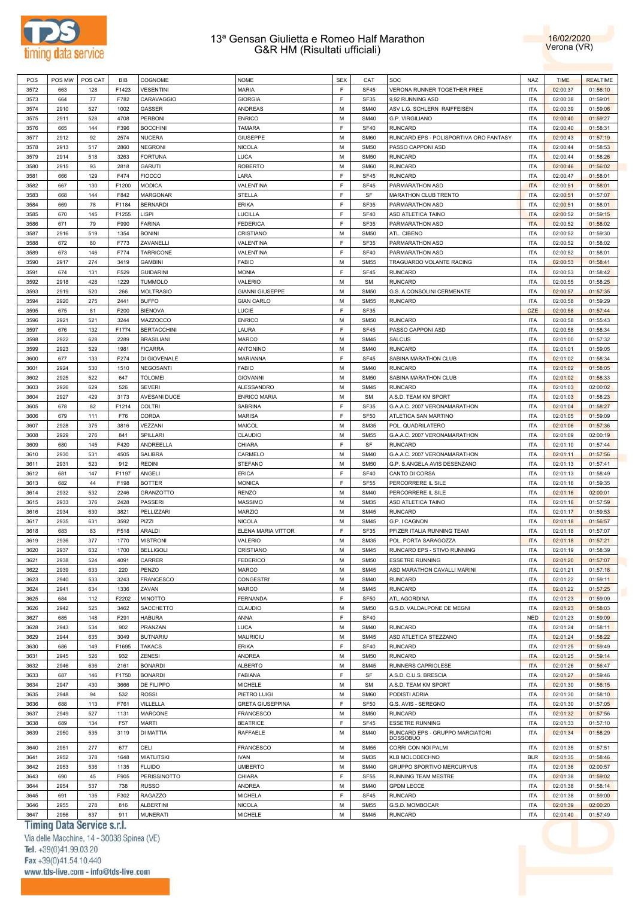# 13ª Gensan Giulietta e Romeo Half Marathon
## G&R HM (Risultati ufficiali)

16/02/2020
Verona (VR)

| POS | POS MW | POS CAT | BIB | COGNOME | NOME | SEX | CAT | SOC | NAZ | TIME | REALTIME |
|---|---|---|---|---|---|---|---|---|---|---|---|
| 3572 | 663 | 128 | F1423 | VESENTINI | MARIA | F | SF45 | VERONA RUNNER TOGETHER FREE | ITA | 02:00:37 | 01:56:10 |
| 3573 | 664 | 77 | F782 | CARAVAGGIO | GIORGIA | F | SF35 | 9,92 RUNNING ASD | ITA | 02:00:38 | 01:59:01 |
| 3574 | 2910 | 527 | 1002 | GASSER | ANDREAS | M | SM40 | ASV L.G. SCHLERN RAIFFEISEN | ITA | 02:00:39 | 01:59:06 |
| 3575 | 2911 | 528 | 4708 | PERBONI | ENRICO | M | SM40 | G.P. VIRGILIANO | ITA | 02:00:40 | 01:59:27 |
| 3576 | 665 | 144 | F396 | BOCCHINI | TAMARA | F | SF40 | RUNCARD | ITA | 02:00:40 | 01:58:31 |
| 3577 | 2912 | 92 | 2574 | NUCERA | GIUSEPPE | M | SM60 | RUNCARD EPS - POLISPORTIVA ORO FANTASY | ITA | 02:00:43 | 01:57:19 |
| 3578 | 2913 | 517 | 2860 | NEGRONI | NICOLA | M | SM50 | PASSO CAPPONI ASD | ITA | 02:00:44 | 01:58:53 |
| 3579 | 2914 | 518 | 3263 | FORTUNA | LUCA | M | SM50 | RUNCARD | ITA | 02:00:44 | 01:58:26 |
| 3580 | 2915 | 93 | 2818 | GARUTI | ROBERTO | M | SM60 | RUNCARD | ITA | 02:00:46 | 01:56:02 |
| 3581 | 666 | 129 | F474 | FIOCCO | LARA | F | SF45 | RUNCARD | ITA | 02:00:47 | 01:58:01 |
| 3582 | 667 | 130 | F1200 | MODICA | VALENTINA | F | SF45 | PARMARATHON ASD | ITA | 02:00:51 | 01:58:01 |
| 3583 | 668 | 144 | F842 | MARGONAR | STELLA | F | SF | MARATHON CLUB TRENTO | ITA | 02:00:51 | 01:57:07 |
| 3584 | 669 | 78 | F1184 | BERNARDI | ERIKA | F | SF35 | PARMARATHON ASD | ITA | 02:00:51 | 01:58:01 |
| 3585 | 670 | 145 | F1255 | LISPI | LUCILLA | F | SF40 | ASD ATLETICA TAINO | ITA | 02:00:52 | 01:59:15 |
| 3586 | 671 | 79 | F990 | FARINA | FEDERICA | F | SF35 | PARMARATHON ASD | ITA | 02:00:52 | 01:58:02 |
| 3587 | 2916 | 519 | 1354 | BONINI | CRISTIANO | M | SM50 | ATL. CIBENO | ITA | 02:00:52 | 01:59:30 |
| 3588 | 672 | 80 | F773 | ZAVANELLI | VALENTINA | F | SF35 | PARMARATHON ASD | ITA | 02:00:52 | 01:58:02 |
| 3589 | 673 | 146 | F774 | TARRICONE | VALENTINA | F | SF40 | PARMARATHON ASD | ITA | 02:00:52 | 01:58:01 |
| 3590 | 2917 | 274 | 3419 | GAMBINI | FABIO | M | SM55 | TRAGUARDO VOLANTE RACING | ITA | 02:00:53 | 01:58:41 |
| 3591 | 674 | 131 | F529 | GUIDARINI | MONIA | F | SF45 | RUNCARD | ITA | 02:00:53 | 01:58:42 |
| 3592 | 2918 | 428 | 1229 | TUMMOLO | VALERIO | M | SM | RUNCARD | ITA | 02:00:55 | 01:58:25 |
| 3593 | 2919 | 520 | 266 | MOLTRASIO | GIANNI GIUSEPPE | M | SM50 | G.S. A.CONSOLINI CERMENATE | ITA | 02:00:57 | 01:57:35 |
| 3594 | 2920 | 275 | 2441 | BUFFO | GIAN CARLO | M | SM55 | RUNCARD | ITA | 02:00:58 | 01:59:29 |
| 3595 | 675 | 81 | F200 | BIENOVA | LUCIE | F | SF35 | | CZE | 02:00:58 | 01:57:44 |
| 3596 | 2921 | 521 | 3244 | MAZZOCCO | ENRICO | M | SM50 | RUNCARD | ITA | 02:00:58 | 01:55:43 |
| 3597 | 676 | 132 | F1774 | BERTACCHINI | LAURA | F | SF45 | PASSO CAPPONI ASD | ITA | 02:00:58 | 01:58:34 |
| 3598 | 2922 | 628 | 2289 | BRASILIANI | MARCO | M | SM45 | SALCUS | ITA | 02:01:00 | 01:57:32 |
| 3599 | 2923 | 529 | 1981 | FICARRA | ANTONINO | M | SM40 | RUNCARD | ITA | 02:01:01 | 01:59:05 |
| 3600 | 677 | 133 | F274 | DI GIOVENALE | MARIANNA | F | SF45 | SABINA MARATHON CLUB | ITA | 02:01:02 | 01:58:34 |
| 3601 | 2924 | 530 | 1510 | NEGOSANTI | FABIO | M | SM40 | RUNCARD | ITA | 02:01:02 | 01:58:05 |
| 3602 | 2925 | 522 | 647 | TOLOMEI | GIOVANNI | M | SM50 | SABINA MARATHON CLUB | ITA | 02:01:02 | 01:58:33 |
| 3603 | 2926 | 629 | 526 | SEVERI | ALESSANDRO | M | SM45 | RUNCARD | ITA | 02:01:03 | 02:00:02 |
| 3604 | 2927 | 429 | 3173 | AVESANI DUCE | ENRICO MARIA | M | SM | A.S.D. TEAM KM SPORT | ITA | 02:01:03 | 01:58:23 |
| 3605 | 678 | 82 | F1214 | COLTRI | SABRINA | F | SF35 | G.A.A.C. 2007 VERONAMARATHON | ITA | 02:01:04 | 01:58:27 |
| 3606 | 679 | 111 | F76 | CORDA | MARISA | F | SF50 | ATLETICA SAN MARTINO | ITA | 02:01:05 | 01:59:09 |
| 3607 | 2928 | 375 | 3816 | VEZZANI | MAICOL | M | SM35 | POL. QUADRILATERO | ITA | 02:01:06 | 01:57:36 |
| 3608 | 2929 | 276 | 841 | SPILLARI | CLAUDIO | M | SM55 | G.A.A.C. 2007 VERONAMARATHON | ITA | 02:01:09 | 02:00:19 |
| 3609 | 680 | 145 | F420 | ANDREELLA | CHIARA | F | SF | RUNCARD | ITA | 02:01:10 | 01:57:44 |
| 3610 | 2930 | 531 | 4505 | SALIBRA | CARMELO | M | SM40 | G.A.A.C. 2007 VERONAMARATHON | ITA | 02:01:11 | 01:57:56 |
| 3611 | 2931 | 523 | 912 | REDINI | STEFANO | M | SM50 | G.P. S.ANGELA AVIS DESENZANO | ITA | 02:01:13 | 01:57:41 |
| 3612 | 681 | 147 | F1197 | ANGELI | ERICA | F | SF40 | CANTO DI CORSA | ITA | 02:01:13 | 01:58:49 |
| 3613 | 682 | 44 | F198 | BOTTER | MONICA | F | SF55 | PERCORRERE IL SILE | ITA | 02:01:16 | 01:59:35 |
| 3614 | 2932 | 532 | 2246 | GRANZOTTO | RENZO | M | SM40 | PERCORRERE IL SILE | ITA | 02:01:16 | 02:00:01 |
| 3615 | 2933 | 376 | 2428 | PASSERI | MASSIMO | M | SM35 | ASD ATLETICA TAINO | ITA | 02:01:16 | 01:57:59 |
| 3616 | 2934 | 630 | 3821 | PELLIZZARI | MARZIO | M | SM45 | RUNCARD | ITA | 02:01:17 | 01:59:53 |
| 3617 | 2935 | 631 | 3592 | PIZZI | NICOLA | M | SM45 | G.P. I CAGNON | ITA | 02:01:18 | 01:56:57 |
| 3618 | 683 | 83 | F518 | ARALDI | ELENA MARIA VITTOR | F | SF35 | PFIZER ITALIA RUNNING TEAM | ITA | 02:01:18 | 01:57:07 |
| 3619 | 2936 | 377 | 1770 | MISTRONI | VALERIO | M | SM35 | POL. PORTA SARAGOZZA | ITA | 02:01:18 | 01:57:21 |
| 3620 | 2937 | 632 | 1700 | BELLIGOLI | CRISTIANO | M | SM45 | RUNCARD EPS - STIVO RUNNING | ITA | 02:01:19 | 01:58:39 |
| 3621 | 2938 | 524 | 4091 | CARRER | FEDERICO | M | SM50 | ESSETRE RUNNING | ITA | 02:01:20 | 01:57:07 |
| 3622 | 2939 | 633 | 220 | PENZO | MARCO | M | SM45 | ASD MARATHON CAVALLI MARINI | ITA | 02:01:21 | 01:57:18 |
| 3623 | 2940 | 533 | 3243 | FRANCESCO | CONGESTRI' | M | SM40 | RUNCARD | ITA | 02:01:22 | 01:59:11 |
| 3624 | 2941 | 634 | 1336 | ZAVAN | MARCO | M | SM45 | RUNCARD | ITA | 02:01:22 | 01:57:25 |
| 3625 | 684 | 112 | F2202 | MINOTTO | FERNANDA | F | SF50 | ATL.AGORDINA | ITA | 02:01:23 | 01:59:09 |
| 3626 | 2942 | 525 | 3462 | SACCHETTO | CLAUDIO | M | SM50 | G.S.D. VALDALPONE DE MEGNI | ITA | 02:01:23 | 01:58:03 |
| 3627 | 685 | 148 | F291 | HABURA | ANNA | F | SF40 | | NED | 02:01:23 | 01:59:09 |
| 3628 | 2943 | 534 | 902 | PRANZAN | LUCA | M | SM40 | RUNCARD | ITA | 02:01:24 | 01:58:11 |
| 3629 | 2944 | 635 | 3049 | BUTNARIU | MAURICIU | M | SM45 | ASD ATLETICA STEZZANO | ITA | 02:01:24 | 01:58:22 |
| 3630 | 686 | 149 | F1695 | TAKACS | ERIKA | F | SF40 | RUNCARD | ITA | 02:01:25 | 01:59:49 |
| 3631 | 2945 | 526 | 932 | ZENESI | ANDREA | M | SM50 | RUNCARD | ITA | 02:01:25 | 01:59:14 |
| 3632 | 2946 | 636 | 2161 | BONARDI | ALBERTO | M | SM45 | RUNNERS CAPRIOLESE | ITA | 02:01:26 | 01:56:47 |
| 3633 | 687 | 146 | F1750 | BONARDI | FABIANA | F | SF | A.S.D. C.U.S. BRESCIA | ITA | 02:01:27 | 01:59:46 |
| 3634 | 2947 | 430 | 3666 | DE FILIPPO | MICHELE | M | SM | A.S.D. TEAM KM SPORT | ITA | 02:01:30 | 01:56:15 |
| 3635 | 2948 | 94 | 532 | ROSSI | PIETRO LUIGI | M | SM60 | PODISTI ADRIA | ITA | 02:01:30 | 01:58:10 |
| 3636 | 688 | 113 | F761 | VILLELLA | GRETA GIUSEPPINA | F | SF50 | G.S. AVIS - SEREGNO | ITA | 02:01:30 | 01:57:05 |
| 3637 | 2949 | 527 | 1131 | MARCONE | FRANCESCO | M | SM50 | RUNCARD | ITA | 02:01:32 | 01:57:56 |
| 3638 | 689 | 134 | F57 | MARTI | BEATRICE | F | SF45 | ESSETRE RUNNING | ITA | 02:01:33 | 01:57:10 |
| 3639 | 2950 | 535 | 3119 | DI MATTIA | RAFFAELE | M | SM40 | RUNCARD EPS - GRUPPO MARCIATORI DOSSOBUO | ITA | 02:01:34 | 01:58:29 |
| 3640 | 2951 | 277 | 677 | CELI | FRANCESCO | M | SM55 | CORRI CON NOI PALMI | ITA | 02:01:35 | 01:57:51 |
| 3641 | 2952 | 378 | 1648 | MIATLITSKI | IVAN | M | SM35 | KLB MOLODECHNO | BLR | 02:01:35 | 01:58:46 |
| 3642 | 2953 | 536 | 1135 | FLUIDO | UMBERTO | M | SM40 | GRUPPO SPORTIVO MERCURYUS | ITA | 02:01:36 | 02:00:57 |
| 3643 | 690 | 45 | F905 | PERISSINOTTO | CHIARA | F | SF55 | RUNNING TEAM MESTRE | ITA | 02:01:38 | 01:59:02 |
| 3644 | 2954 | 537 | 738 | RUSSO | ANDREA | M | SM40 | GPDM LECCE | ITA | 02:01:38 | 01:58:14 |
| 3645 | 691 | 135 | F302 | RAGAZZO | MICHELA | F | SF45 | RUNCARD | ITA | 02:01:38 | 01:59:00 |
| 3646 | 2955 | 278 | 816 | ALBERTINI | NICOLA | M | SM55 | G.S.D. MOMBOCAR | ITA | 02:01:39 | 02:00:20 |
| 3647 | 2956 | 637 | 911 | MUNERATI | MICHELE | M | SM45 | RUNCARD | ITA | 02:01:40 | 01:57:49 |

Timing Data Service s.r.l.
Via delle Macchine, 14 - 30038 Spinea (VE)
Tel. +39(0)41.99.03.20
Fax +39(0)41.54.10.440
www.tds-live.com - info@tds-live.com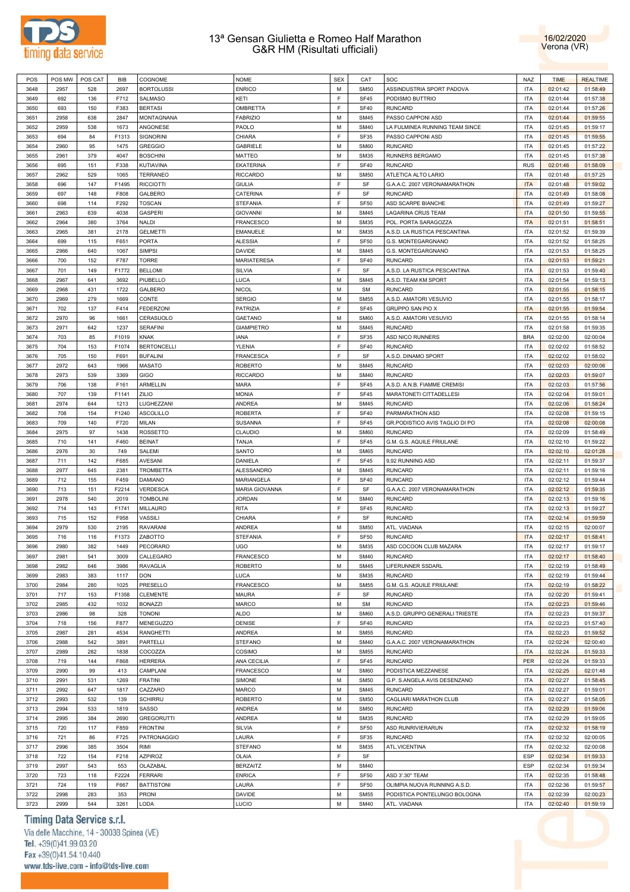# 13ª Gensan Giulietta e Romeo Half Marathon
## G&R HM (Risultati ufficiali)

16/02/2020
Verona (VR)

| POS | POS MW | POS CAT | BIB | COGNOME | NOME | SEX | CAT | SOC | NAZ | TIME | REALTIME |
|---|---|---|---|---|---|---|---|---|---|---|---|
| 3648 | 2957 | 528 | 2697 | BORTOLUSSI | ENRICO | M | SM50 | ASSINDUSTRIA SPORT PADOVA | ITA | 02:01:42 | 01:58:49 |
| 3649 | 692 | 136 | F712 | SALMASO | KETI | F | SF45 | PODISMO BUTTRIO | ITA | 02:01:44 | 01:57:38 |
| 3650 | 693 | 150 | F383 | BERTASI | OMBRETTA | F | SF40 | RUNCARD | ITA | 02:01:44 | 01:57:26 |
| 3651 | 2958 | 638 | 2847 | MONTAGNANA | FABRIZIO | M | SM45 | PASSO CAPPONI ASD | ITA | 02:01:44 | 01:59:55 |
| 3652 | 2959 | 538 | 1673 | ANGONESE | PAOLO | M | SM40 | LA FULMINEA RUNNING TEAM SINCE | ITA | 02:01:45 | 01:59:17 |
| 3653 | 694 | 84 | F1313 | SIGNORINI | CHIARA | F | SF35 | PASSO CAPPONI ASD | ITA | 02:01:45 | 01:59:55 |
| 3654 | 2960 | 95 | 1475 | GREGGIO | GABRIELE | M | SM60 | RUNCARD | ITA | 02:01:45 | 01:57:22 |
| 3655 | 2961 | 379 | 4047 | BOSCHINI | MATTEO | M | SM35 | RUNNERS BERGAMO | ITA | 02:01:45 | 01:57:38 |
| 3656 | 695 | 151 | F338 | KUTIAVINA | EKATERINA | F | SF40 | RUNCARD | RUS | 02:01:46 | 01:58:09 |
| 3657 | 2962 | 529 | 1065 | TERRANEO | RICCARDO | M | SM50 | ATLETICA ALTO LARIO | ITA | 02:01:48 | 01:57:25 |
| 3658 | 696 | 147 | F1495 | RICCIOTTI | GIULIA | F | SF | G.A.A.C. 2007 VERONAMARATHON | ITA | 02:01:48 | 01:59:02 |
| 3659 | 697 | 148 | F808 | GALBERO | CATERINA | F | SF | RUNCARD | ITA | 02:01:49 | 01:58:08 |
| 3660 | 698 | 114 | F292 | TOSCAN | STEFANIA | F | SF50 | ASD SCARPE BIANCHE | ITA | 02:01:49 | 01:59:27 |
| 3661 | 2963 | 639 | 4038 | GASPERI | GIOVANNI | M | SM45 | LAGARINA CRUS TEAM | ITA | 02:01:50 | 01:59:55 |
| 3662 | 2964 | 380 | 3764 | NALDI | FRANCESCO | M | SM35 | POL. PORTA SARAGOZZA | ITA | 02:01:51 | 01:58:51 |
| 3663 | 2965 | 381 | 2178 | GELMETTI | EMANUELE | M | SM35 | A.S.D. LA RUSTICA PESCANTINA | ITA | 02:01:52 | 01:59:39 |
| 3664 | 699 | 115 | F651 | PORTA | ALESSIA | F | SF50 | G.S. MONTEGARGNANO | ITA | 02:01:52 | 01:58:25 |
| 3665 | 2966 | 640 | 1067 | SIMPSI | DAVIDE | M | SM45 | G.S. MONTEGARGNANO | ITA | 02:01:53 | 01:58:25 |
| 3666 | 700 | 152 | F787 | TORRE | MARIATERESA | F | SF40 | RUNCARD | ITA | 02:01:53 | 01:59:21 |
| 3667 | 701 | 149 | F1772 | BELLOMI | SILVIA | F | SF | A.S.D. LA RUSTICA PESCANTINA | ITA | 02:01:53 | 01:59:40 |
| 3668 | 2967 | 641 | 3692 | PIUBELLO | LUCA | M | SM45 | A.S.D. TEAM KM SPORT | ITA | 02:01:54 | 01:59:13 |
| 3669 | 2968 | 431 | 1722 | GALBERO | NICOL | M | SM | RUNCARD | ITA | 02:01:55 | 01:58:15 |
| 3670 | 2969 | 279 | 1669 | CONTE | SERGIO | M | SM55 | A.S.D. AMATORI VESUVIO | ITA | 02:01:55 | 01:58:17 |
| 3671 | 702 | 137 | F414 | FEDERZONI | PATRIZIA | F | SF45 | GRUPPO SAN PIO X | ITA | 02:01:55 | 01:59:54 |
| 3672 | 2970 | 96 | 1661 | CERASUOLO | GAETANO | M | SM60 | A.S.D. AMATORI VESUVIO | ITA | 02:01:55 | 01:58:14 |
| 3673 | 2971 | 642 | 1237 | SERAFINI | GIAMPIETRO | M | SM45 | RUNCARD | ITA | 02:01:58 | 01:59:35 |
| 3674 | 703 | 85 | F1019 | KNAK | IANA | F | SF35 | ASD NICO RUNNERS | BRA | 02:02:00 | 02:00:04 |
| 3675 | 704 | 153 | F1074 | BERTONCELLI | YLENIA | F | SF40 | RUNCARD | ITA | 02:02:02 | 01:58:52 |
| 3676 | 705 | 150 | F691 | BUFALINI | FRANCESCA | F | SF | A.S.D. DINAMO SPORT | ITA | 02:02:02 | 01:58:02 |
| 3677 | 2972 | 643 | 1966 | MASATO | ROBERTO | M | SM45 | RUNCARD | ITA | 02:02:03 | 02:00:06 |
| 3678 | 2973 | 539 | 3369 | GIGO | RICCARDO | M | SM40 | RUNCARD | ITA | 02:02:03 | 01:59:07 |
| 3679 | 706 | 138 | F161 | ARMELLIN | MARA | F | SF45 | A.S.D. A.N.B. FIAMME CREMISI | ITA | 02:02:03 | 01:57:56 |
| 3680 | 707 | 139 | F1141 | ZILIO | MONIA | F | SF45 | MARATONETI CITTADELLESI | ITA | 02:02:04 | 01:59:01 |
| 3681 | 2974 | 644 | 1213 | LUGHEZZANI | ANDREA | M | SM45 | RUNCARD | ITA | 02:02:06 | 01:58:24 |
| 3682 | 708 | 154 | F1240 | ASCOLILLO | ROBERTA | F | SF40 | PARMARATHON ASD | ITA | 02:02:08 | 01:59:15 |
| 3683 | 709 | 140 | F720 | MILAN | SUSANNA | F | SF45 | GR.PODISTICO AVIS TAGLIO DI PO | ITA | 02:02:08 | 02:00:08 |
| 3684 | 2975 | 97 | 1438 | ROSSETTO | CLAUDIO | M | SM60 | RUNCARD | ITA | 02:02:09 | 01:58:49 |
| 3685 | 710 | 141 | F460 | BEINAT | TANJA | F | SF45 | G.M. G.S. AQUILE FRIULANE | ITA | 02:02:10 | 01:59:22 |
| 3686 | 2976 | 30 | 749 | SALEMI | SANTO | M | SM65 | RUNCARD | ITA | 02:02:10 | 02:01:28 |
| 3687 | 711 | 142 | F685 | AVESANI | DANIELA | F | SF45 | 9,92 RUNNING ASD | ITA | 02:02:11 | 01:59:37 |
| 3688 | 2977 | 645 | 2381 | TROMBETTA | ALESSANDRO | M | SM45 | RUNCARD | ITA | 02:02:11 | 01:59:16 |
| 3689 | 712 | 155 | F459 | DAMIANO | MARIANGELA | F | SF40 | RUNCARD | ITA | 02:02:12 | 01:59:44 |
| 3690 | 713 | 151 | F2214 | VERDESCA | MARIA GIOVANNA | F | SF | G.A.A.C. 2007 VERONAMARATHON | ITA | 02:02:12 | 01:59:35 |
| 3691 | 2978 | 540 | 2019 | TOMBOLINI | JORDAN | M | SM40 | RUNCARD | ITA | 02:02:13 | 01:59:16 |
| 3692 | 714 | 143 | F1741 | MILLAURO | RITA | F | SF45 | RUNCARD | ITA | 02:02:13 | 01:59:27 |
| 3693 | 715 | 152 | F958 | VASSILI | CHIARA | F | SF | RUNCARD | ITA | 02:02:14 | 01:59:59 |
| 3694 | 2979 | 530 | 2195 | RAVARANI | ANDREA | M | SM50 | ATL. VIADANA | ITA | 02:02:15 | 02:00:07 |
| 3695 | 716 | 116 | F1373 | ZABOTTO | STEFANIA | F | SF50 | RUNCARD | ITA | 02:02:17 | 01:58:41 |
| 3696 | 2980 | 382 | 1449 | PECORARO | UGO | M | SM35 | ASD COCOON CLUB MAZARA | ITA | 02:02:17 | 01:59:17 |
| 3697 | 2981 | 541 | 3009 | CALLEGARO | FRANCESCO | M | SM40 | RUNCARD | ITA | 02:02:17 | 01:58:40 |
| 3698 | 2982 | 646 | 3986 | RAVAGLIA | ROBERTO | M | SM45 | LIFERUNNER SSDARL | ITA | 02:02:19 | 01:58:49 |
| 3699 | 2983 | 383 | 1117 | DON | LUCA | M | SM35 | RUNCARD | ITA | 02:02:19 | 01:59:44 |
| 3700 | 2984 | 280 | 1025 | PRESELLO | FRANCESCO | M | SM55 | G.M. G.S. AQUILE FRIULANE | ITA | 02:02:19 | 01:58:22 |
| 3701 | 717 | 153 | F1358 | CLEMENTE | MAURA | F | SF | RUNCARD | ITA | 02:02:20 | 01:59:41 |
| 3702 | 2985 | 432 | 1032 | BONAZZI | MARCO | M | SM | RUNCARD | ITA | 02:02:23 | 01:59:46 |
| 3703 | 2986 | 98 | 328 | TONONI | ALDO | M | SM60 | A.S.D. GRUPPO GENERALI TRIESTE | ITA | 02:02:23 | 01:59:37 |
| 3704 | 718 | 156 | F877 | MENEGUZZO | DENISE | F | SF40 | RUNCARD | ITA | 02:02:23 | 01:57:40 |
| 3705 | 2987 | 281 | 4534 | RANGHETTI | ANDREA | M | SM55 | RUNCARD | ITA | 02:02:23 | 01:59:52 |
| 3706 | 2988 | 542 | 3891 | PARTELLI | STEFANO | M | SM40 | G.A.A.C. 2007 VERONAMARATHON | ITA | 02:02:24 | 02:00:40 |
| 3707 | 2989 | 282 | 1838 | COCOZZA | COSIMO | M | SM55 | RUNCARD | ITA | 02:02:24 | 01:59:33 |
| 3708 | 719 | 144 | F868 | HERRERA | ANA CECILIA | F | SF45 | RUNCARD | PER | 02:02:24 | 01:59:33 |
| 3709 | 2990 | 99 | 413 | CAMPLANI | FRANCESCO | M | SM60 | PODISTICA MEZZANESE | ITA | 02:02:25 | 02:01:48 |
| 3710 | 2991 | 531 | 1269 | FRATINI | SIMONE | M | SM50 | G.P. S.ANGELA AVIS DESENZANO | ITA | 02:02:27 | 01:58:45 |
| 3711 | 2992 | 647 | 1817 | CAZZARO | MARCO | M | SM45 | RUNCARD | ITA | 02:02:27 | 01:59:01 |
| 3712 | 2993 | 532 | 139 | SCHIRRU | ROBERTO | M | SM50 | CAGLIARI MARATHON CLUB | ITA | 02:02:27 | 01:58:05 |
| 3713 | 2994 | 533 | 1819 | SASSO | ANDREA | M | SM50 | RUNCARD | ITA | 02:02:29 | 01:59:06 |
| 3714 | 2995 | 384 | 2690 | GREGORUTTI | ANDREA | M | SM35 | RUNCARD | ITA | 02:02:29 | 01:59:05 |
| 3715 | 720 | 117 | F859 | FRONTINI | SILVIA | F | SF50 | ASD RUNRIVIERARUN | ITA | 02:02:32 | 01:58:19 |
| 3716 | 721 | 86 | F725 | PATRONAGGIO | LAURA | F | SF35 | RUNCARD | ITA | 02:02:32 | 02:00:05 |
| 3717 | 2996 | 385 | 3504 | RIMI | STEFANO | M | SM35 | ATL.VICENTINA | ITA | 02:02:32 | 02:00:08 |
| 3718 | 722 | 154 | F218 | AZPIROZ | OLAIA | F | SF | | ESP | 02:02:34 | 01:59:33 |
| 3719 | 2997 | 543 | 553 | OLAZABAL | BERZAITZ | M | SM40 | | ESP | 02:02:34 | 01:59:34 |
| 3720 | 723 | 118 | F2224 | FERRARI | ENRICA | F | SF50 | ASD 3'.30" TEAM | ITA | 02:02:35 | 01:58:48 |
| 3721 | 724 | 119 | F667 | BATTISTONI | LAURA | F | SF50 | OLIMPIA NUOVA RUNNING A.S.D. | ITA | 02:02:36 | 01:59:57 |
| 3722 | 2998 | 283 | 353 | PRONI | DAVIDE | M | SM55 | PODISTICA PONTELUNGO BOLOGNA | ITA | 02:02:39 | 02:00:23 |
| 3723 | 2999 | 544 | 3261 | LODA | LUCIO | M | SM40 | ATL. VIADANA | ITA | 02:02:40 | 01:59:19 |

Timing Data Service s.r.l.
Via delle Macchine, 14 - 30038 Spinea (VE)
Tel. +39(0)41.99.03.20
Fax +39(0)41.54.10.440
www.tds-live.com - info@tds-live.com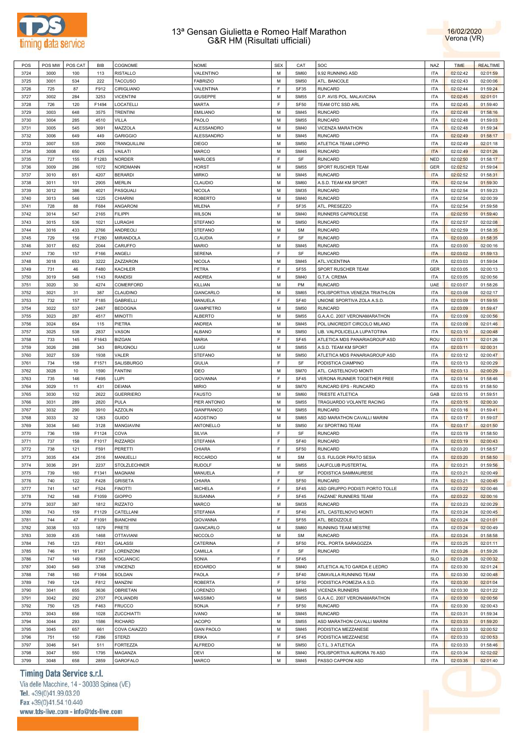# 13ª Gensan Giulietta e Romeo Half Marathon
## G&R HM (Risultati ufficiali)

16/02/2020
Verona (VR)

| POS | POS MW | POS CAT | BIB | COGNOME | NOME | SEX | CAT | SOC | NAZ | TIME | REALTIME |
|---|---|---|---|---|---|---|---|---|---|---|---|
| 3724 | 3000 | 100 | 113 | RISTALLO | VALENTINO | M | SM60 | 9,92 RUNNING ASD | ITA | 02:02:42 | 02:01:59 |
| 3725 | 3001 | 534 | 222 | TACCUSO | FABRIZIO | M | SM50 | ATL. BANCOLE | ITA | 02:02:43 | 02:00:06 |
| 3726 | 725 | 87 | F912 | CIRIGLIANO | VALENTINA | F | SF35 | RUNCARD | ITA | 02:02:44 | 01:59:24 |
| 3727 | 3002 | 284 | 3253 | VICENTINI | GIUSEPPE | M | SM55 | G.P. AVIS POL. MALAVICINA | ITA | 02:02:45 | 02:01:01 |
| 3728 | 726 | 120 | F1494 | LOCATELLI | MARTA | F | SF50 | TEAM OTC SSD ARL | ITA | 02:02:45 | 01:59:40 |
| 3729 | 3003 | 648 | 3575 | TRENTINI | EMILIANO | M | SM45 | RUNCARD | ITA | 02:02:48 | 01:58:16 |
| 3730 | 3004 | 285 | 4510 | VILLA | PAOLO | M | SM55 | RUNCARD | ITA | 02:02:48 | 01:59:03 |
| 3731 | 3005 | 545 | 3691 | MAZZOLA | ALESSANDRO | M | SM40 | VICENZA MARATHON | ITA | 02:02:48 | 01:59:34 |
| 3732 | 3006 | 649 | 449 | GARIGGIO | ALESSANDRO | M | SM45 | RUNCARD | ITA | 02:02:49 | 01:58:17 |
| 3733 | 3007 | 535 | 2900 | TRANQUILLINI | DIEGO | M | SM50 | ATLETICA TEAM LOPPIO | ITA | 02:02:49 | 02:01:18 |
| 3734 | 3008 | 650 | 425 | VAILATI | MARCO | M | SM45 | RUNCARD | ITA | 02:02:49 | 02:01:26 |
| 3735 | 727 | 155 | F1283 | NORDER | MARLOES | F | SF | RUNCARD | NED | 02:02:50 | 01:58:17 |
| 3736 | 3009 | 286 | 1072 | NORDMANN | HORST | M | SM55 | SPORT RUSCHER TEAM | GER | 02:02:52 | 01:59:04 |
| 3737 | 3010 | 651 | 4207 | BERARDI | MIRKO | M | SM45 | RUNCARD | ITA | 02:02:52 | 01:58:31 |
| 3738 | 3011 | 101 | 2905 | MERLIN | CLAUDIO | M | SM60 | A.S.D. TEAM KM SPORT | ITA | 02:02:54 | 01:59:30 |
| 3739 | 3012 | 386 | 4021 | PASQUALI | NICOLA | M | SM35 | RUNCARD | ITA | 02:02:54 | 01:59:23 |
| 3740 | 3013 | 546 | 1225 | CHIARINI | ROBERTO | M | SM40 | RUNCARD | ITA | 02:02:54 | 02:00:39 |
| 3741 | 728 | 88 | F684 | ANGARONI | MILENA | F | SF35 | ATL. PRESEZZO | ITA | 02:02:54 | 01:59:58 |
| 3742 | 3014 | 547 | 2165 | FILIPPI | WILSON | M | SM40 | RUNNERS CAPRIOLESE | ITA | 02:02:55 | 01:59:40 |
| 3743 | 3015 | 536 | 1021 | LURAGHI | STEFANO | M | SM50 | RUNCARD | ITA | 02:02:57 | 02:02:08 |
| 3744 | 3016 | 433 | 2766 | ANDREOLI | STEFANO | M | SM | RUNCARD | ITA | 02:02:59 | 01:58:35 |
| 3745 | 729 | 156 | F1280 | MIRANDOLA | CLAUDIA | F | SF | RUNCARD | ITA | 02:03:00 | 01:58:35 |
| 3746 | 3017 | 652 | 2044 | CARUFFO | MARIO | M | SM45 | RUNCARD | ITA | 02:03:00 | 02:00:16 |
| 3747 | 730 | 157 | F166 | ANGELI | SERENA | F | SF | RUNCARD | ITA | 02:03:02 | 01:59:13 |
| 3748 | 3018 | 653 | 3222 | ZAZZARON | NICOLA | M | SM45 | ATL.VICENTINA | ITA | 02:03:03 | 01:59:04 |
| 3749 | 731 | 46 | F480 | KACHLER | PETRA | F | SF55 | SPORT RUSCHER TEAM | GER | 02:03:05 | 02:00:13 |
| 3750 | 3019 | 548 | 1143 | RANDISI | ANDREA | M | SM40 | G.T.A. CREMA | ITA | 02:03:05 | 02:00:56 |
| 3751 | 3020 | 30 | 4274 | COMERFORD | KILLIAN | M | PM | RUNCARD | UAE | 02:03:07 | 01:58:26 |
| 3752 | 3021 | 31 | 387 | CLAUDINO | GIANCARLO | M | SM65 | POLISPORTIVA VENEZIA TRIATHLON | ITA | 02:03:08 | 02:02:17 |
| 3753 | 732 | 157 | F185 | GABRIELLI | MANUELA | F | SF40 | UNIONE SPORTIVA ZOLA A.S.D. | ITA | 02:03:09 | 01:59:55 |
| 3754 | 3022 | 537 | 2467 | BEDOGNA | GIAMPIETRO | M | SM50 | RUNCARD | ITA | 02:03:09 | 01:59:47 |
| 3755 | 3023 | 287 | 4517 | MINOTTI | ALBERTO | M | SM55 | G.A.A.C. 2007 VERONAMARATHON | ITA | 02:03:09 | 02:00:56 |
| 3756 | 3024 | 654 | 115 | PIETRA | ANDREA | M | SM45 | POL.UNICREDIT CIRCOLO MILANO | ITA | 02:03:09 | 02:01:46 |
| 3757 | 3025 | 538 | 2837 | VASON | ALBANO | M | SM50 | LIB. VALPOLICELLA LUPATOTINA | ITA | 02:03:10 | 02:00:48 |
| 3758 | 733 | 145 | F1643 | BIZGAN | MARIA | F | SF45 | ATLETICA MDS PANARIAGROUP ASD | ROU | 02:03:11 | 02:01:26 |
| 3759 | 3026 | 288 | 343 | BRUGNOLI | LUIGI | M | SM55 | A.S.D. TEAM KM SPORT | ITA | 02:03:11 | 02:00:31 |
| 3760 | 3027 | 539 | 1938 | VALER | STEFANO | M | SM50 | ATLETICA MDS PANARIAGROUP ASD | ITA | 02:03:12 | 02:00:47 |
| 3761 | 734 | 158 | F1571 | SALISBURGO | GIULIA | F | SF | PODISTICA CIAMPINO | ITA | 02:03:13 | 02:00:29 |
| 3762 | 3028 | 10 | 1590 | FANTINI | IDEO | M | SM70 | ATL. CASTELNOVO MONTI | ITA | 02:03:13 | 02:00:29 |
| 3763 | 735 | 146 | F495 | LUPI | GIOVANNA | F | SF45 | VERONA RUNNER TOGETHER FREE | ITA | 02:03:14 | 01:58:46 |
| 3764 | 3029 | 11 | 431 | DEIANA | MIRIO | M | SM70 | RUNCARD EPS - RUNCARD | ITA | 02:03:15 | 01:58:50 |
| 3765 | 3030 | 102 | 2622 | GUERRIERO | FAUSTO | M | SM60 | TRIESTE ATLETICA | GAB | 02:03:15 | 01:59:51 |
| 3766 | 3031 | 289 | 2820 | PULA | PIER ANTONIO | M | SM55 | TRAGUARDO VOLANTE RACING | ITA | 02:03:15 | 02:00:30 |
| 3767 | 3032 | 290 | 3910 | AZZOLIN | GIANFRANCO | M | SM55 | RUNCARD | ITA | 02:03:16 | 01:59:41 |
| 3768 | 3033 | 32 | 1263 | GUIDO | AGOSTINO | M | SM65 | ASD MARATHON CAVALLI MARINI | ITA | 02:03:17 | 01:59:07 |
| 3769 | 3034 | 540 | 3128 | MANGIAVINI | ANTONELLO | M | SM50 | AV SPORTING TEAM | ITA | 02:03:17 | 02:01:50 |
| 3770 | 736 | 159 | F1124 | COVA | SILVIA | F | SF | RUNCARD | ITA | 02:03:19 | 01:58:50 |
| 3771 | 737 | 158 | F1017 | RIZZARDI | STEFANIA | F | SF40 | RUNCARD | ITA | 02:03:19 | 02:00:43 |
| 3772 | 738 | 121 | F591 | PERETTI | CHIARA | F | SF50 | RUNCARD | ITA | 02:03:20 | 01:58:57 |
| 3773 | 3035 | 434 | 2516 | MANUELLI | RICCARDO | M | SM | G.S. FULGOR PRATO SESIA | ITA | 02:03:20 | 01:58:50 |
| 3774 | 3036 | 291 | 2237 | STOLZLECHNER | RUDOLF | M | SM55 | LAUFCLUB PUSTERTAL | ITA | 02:03:21 | 01:59:56 |
| 3775 | 739 | 160 | F1341 | MAGNANI | MANUELA | F | SF | PODISTICA SAMMAURESE | ITA | 02:03:21 | 02:00:49 |
| 3776 | 740 | 122 | F428 | GRISETA | CHIARA | F | SF50 | RUNCARD | ITA | 02:03:21 | 02:00:45 |
| 3777 | 741 | 147 | F524 | FINOTTI | MICHELA | F | SF45 | ASD GRUPPO PODISTI PORTO TOLLE | ITA | 02:03:22 | 02:00:46 |
| 3778 | 742 | 148 | F1059 | GIOPPO | SUSANNA | F | SF45 | FAIZANE' RUNNERS TEAM | ITA | 02:03:22 | 02:00:16 |
| 3779 | 3037 | 387 | 1812 | RIZZATO | MARCO | M | SM35 | RUNCARD | ITA | 02:03:23 | 02:00:29 |
| 3780 | 743 | 159 | F1129 | CATELLANI | STEFANIA | F | SF40 | ATL. CASTELNOVO MONTI | ITA | 02:03:24 | 02:00:45 |
| 3781 | 744 | 47 | F1091 | BIANCHINI | GIOVANNA | F | SF55 | ATL. BEDIZZOLE | ITA | 02:03:24 | 02:01:01 |
| 3782 | 3038 | 103 | 1879 | PRETE | GIANCARLO | M | SM60 | RUNNING TEAM MESTRE | ITA | 02:03:24 | 02:00:49 |
| 3783 | 3039 | 435 | 1468 | OTTAVIANI | NICCOLO | M | SM | RUNCARD | ITA | 02:03:24 | 01:58:58 |
| 3784 | 745 | 123 | F831 | GALASSI | CATERINA | F | SF50 | POL. PORTA SARAGOZZA | ITA | 02:03:25 | 02:01:11 |
| 3785 | 746 | 161 | F267 | LORENZONI | CAMILLA | F | SF | RUNCARD | ITA | 02:03:26 | 01:59:26 |
| 3786 | 747 | 149 | F368 | KOCJANCIC | SONIA | F | SF45 | | SLO | 02:03:28 | 02:00:32 |
| 3787 | 3040 | 549 | 3748 | VINCENZI | EDOARDO | M | SM40 | ATLETICA ALTO GARDA E LEDRO | ITA | 02:03:30 | 02:01:24 |
| 3788 | 748 | 160 | F1064 | SOLDAN | PAOLA | F | SF40 | CIMAVILLA RUNNING TEAM | ITA | 02:03:30 | 02:00:48 |
| 3789 | 749 | 124 | F812 | MANZINI | ROBERTA | F | SF50 | PODISTICA POMEZIA A.S.D. | ITA | 02:03:30 | 02:01:04 |
| 3790 | 3041 | 655 | 3636 | OBRIETAN | LORENZO | M | SM45 | VICENZA RUNNERS | ITA | 02:03:30 | 02:01:22 |
| 3791 | 3042 | 292 | 2707 | POLIANDRI | MASSIMO | M | SM55 | G.A.A.C. 2007 VERONAMARATHON | ITA | 02:03:30 | 02:00:56 |
| 3792 | 750 | 125 | F463 | FRUCCO | SONJA | F | SF50 | RUNCARD | ITA | 02:03:30 | 02:00:43 |
| 3793 | 3043 | 656 | 1028 | ZUCCHIATTI | IVANO | M | SM45 | RUNCARD | ITA | 02:03:31 | 01:59:34 |
| 3794 | 3044 | 293 | 1586 | RICHARD | IACOPO | M | SM55 | ASD MARATHON CAVALLI MARINI | ITA | 02:03:33 | 01:59:20 |
| 3795 | 3045 | 657 | 661 | COVA CAIAZZO | GIAN PAOLO | M | SM45 | PODISTICA MEZZANESE | ITA | 02:03:33 | 02:00:52 |
| 3796 | 751 | 150 | F286 | STERZI | ERIKA | F | SF45 | PODISTICA MEZZANESE | ITA | 02:03:33 | 02:00:53 |
| 3797 | 3046 | 541 | 511 | FORTEZZA | ALFREDO | M | SM50 | C.T.L. 3 ATLETICA | ITA | 02:03:33 | 01:58:46 |
| 3798 | 3047 | 550 | 1795 | MAGANZA | DEVI | M | SM40 | POLISPORTIVA AURORA 76 ASD | ITA | 02:03:34 | 02:02:02 |
| 3799 | 3048 | 658 | 2859 | GAROFALO | MARCO | M | SM45 | PASSO CAPPONI ASD | ITA | 02:03:35 | 02:01:40 |

Timing Data Service s.r.l.
Via delle Macchine, 14 - 30038 Spinea (VE)
Tel. +39(0)41.99.03.20
Fax +39(0)41.54.10.440
www.tds-live.com - info@tds-live.com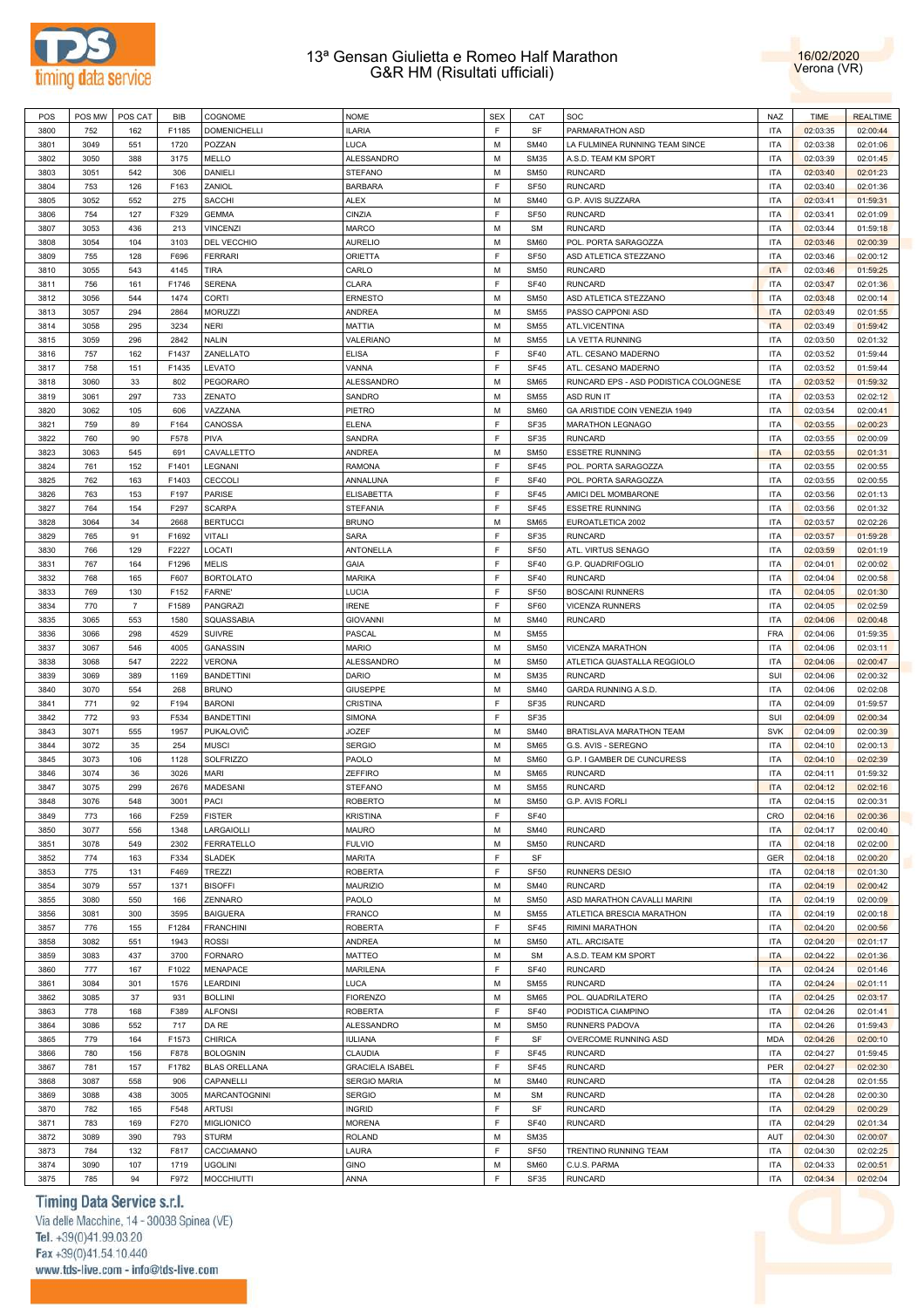# 13ª Gensan Giulietta e Romeo Half Marathon
## G&R HM (Risultati ufficiali)

16/02/2020
Verona (VR)

| POS | POS MW | POS CAT | BIB | COGNOME | NOME | SEX | CAT | SOC | NAZ | TIME | REALTIME |
|---|---|---|---|---|---|---|---|---|---|---|---|
| 3800 | 752 | 162 | F1185 | DOMENICHELLI | ILARIA | F | SF | PARMARATHON ASD | ITA | 02:03:35 | 02:00:44 |
| 3801 | 3049 | 551 | 1720 | POZZAN | LUCA | M | SM40 | LA FULMINEA RUNNING TEAM SINCE | ITA | 02:03:38 | 02:01:06 |
| 3802 | 3050 | 388 | 3175 | MELLO | ALESSANDRO | M | SM35 | A.S.D. TEAM KM SPORT | ITA | 02:03:39 | 02:01:45 |
| 3803 | 3051 | 542 | 306 | DANIELI | STEFANO | M | SM50 | RUNCARD | ITA | 02:03:40 | 02:01:23 |
| 3804 | 753 | 126 | F163 | ZANIOL | BARBARA | F | SF50 | RUNCARD | ITA | 02:03:40 | 02:01:36 |
| 3805 | 3052 | 552 | 275 | SACCHI | ALEX | M | SM40 | G.P. AVIS SUZZARA | ITA | 02:03:41 | 01:59:31 |
| 3806 | 754 | 127 | F329 | GEMMA | CINZIA | F | SF50 | RUNCARD | ITA | 02:03:41 | 02:01:09 |
| 3807 | 3053 | 436 | 213 | VINCENZI | MARCO | M | SM | RUNCARD | ITA | 02:03:44 | 01:59:18 |
| 3808 | 3054 | 104 | 3103 | DEL VECCHIO | AURELIO | M | SM60 | POL. PORTA SARAGOZZA | ITA | 02:03:46 | 02:00:39 |
| 3809 | 755 | 128 | F696 | FERRARI | ORIETTA | F | SF50 | ASD ATLETICA STEZZANO | ITA | 02:03:46 | 02:00:12 |
| 3810 | 3055 | 543 | 4145 | TIRA | CARLO | M | SM50 | RUNCARD | ITA | 02:03:46 | 01:59:25 |
| 3811 | 756 | 161 | F1746 | SERENA | CLARA | F | SF40 | RUNCARD | ITA | 02:03:47 | 02:01:36 |
| 3812 | 3056 | 544 | 1474 | CORTI | ERNESTO | M | SM50 | ASD ATLETICA STEZZANO | ITA | 02:03:48 | 02:00:14 |
| 3813 | 3057 | 294 | 2864 | MORUZZI | ANDREA | M | SM55 | PASSO CAPPONI ASD | ITA | 02:03:49 | 02:01:55 |
| 3814 | 3058 | 295 | 3234 | NERI | MATTIA | M | SM55 | ATL.VICENTINA | ITA | 02:03:49 | 01:59:42 |
| 3815 | 3059 | 296 | 2842 | NALIN | VALERIANO | M | SM55 | LA VETTA RUNNING | ITA | 02:03:50 | 02:01:32 |
| 3816 | 757 | 162 | F1437 | ZANELLATO | ELISA | F | SF40 | ATL. CESANO MADERNO | ITA | 02:03:52 | 01:59:44 |
| 3817 | 758 | 151 | F1435 | LEVATO | VANNA | F | SF45 | ATL. CESANO MADERNO | ITA | 02:03:52 | 01:59:44 |
| 3818 | 3060 | 33 | 802 | PEGORARO | ALESSANDRO | M | SM65 | RUNCARD EPS - ASD PODISTICA COLOGNESE | ITA | 02:03:52 | 01:59:32 |
| 3819 | 3061 | 297 | 733 | ZENATO | SANDRO | M | SM55 | ASD RUN IT | ITA | 02:03:53 | 02:02:12 |
| 3820 | 3062 | 105 | 606 | VAZZANA | PIETRO | M | SM60 | GA ARISTIDE COIN VENEZIA 1949 | ITA | 02:03:54 | 02:00:41 |
| 3821 | 759 | 89 | F164 | CANOSSA | ELENA | F | SF35 | MARATHON LEGNAGO | ITA | 02:03:55 | 02:00:23 |
| 3822 | 760 | 90 | F578 | PIVA | SANDRA | F | SF35 | RUNCARD | ITA | 02:03:55 | 02:00:09 |
| 3823 | 3063 | 545 | 691 | CAVALLETTO | ANDREA | M | SM50 | ESSETRE RUNNING | ITA | 02:03:55 | 02:01:31 |
| 3824 | 761 | 152 | F1401 | LEGNANI | RAMONA | F | SF45 | POL. PORTA SARAGOZZA | ITA | 02:03:55 | 02:00:55 |
| 3825 | 762 | 163 | F1403 | CECCOLI | ANNALUNA | F | SF40 | POL. PORTA SARAGOZZA | ITA | 02:03:55 | 02:00:55 |
| 3826 | 763 | 153 | F197 | PARISE | ELISABETTA | F | SF45 | AMICI DEL MOMBARONE | ITA | 02:03:56 | 02:01:13 |
| 3827 | 764 | 154 | F297 | SCARPA | STEFANIA | F | SF45 | ESSETRE RUNNING | ITA | 02:03:56 | 02:01:32 |
| 3828 | 3064 | 34 | 2668 | BERTUCCI | BRUNO | M | SM65 | EUROATLETICA 2002 | ITA | 02:03:57 | 02:02:26 |
| 3829 | 765 | 91 | F1692 | VITALI | SARA | F | SF35 | RUNCARD | ITA | 02:03:57 | 01:59:28 |
| 3830 | 766 | 129 | F2227 | LOCATI | ANTONELLA | F | SF50 | ATL. VIRTUS SENAGO | ITA | 02:03:59 | 02:01:19 |
| 3831 | 767 | 164 | F1296 | MELIS | GAIA | F | SF40 | G.P. QUADRIFOGLIO | ITA | 02:04:01 | 02:00:02 |
| 3832 | 768 | 165 | F607 | BORTOLATO | MARIKA | F | SF40 | RUNCARD | ITA | 02:04:04 | 02:00:58 |
| 3833 | 769 | 130 | F152 | FARNE' | LUCIA | F | SF50 | BOSCAINI RUNNERS | ITA | 02:04:05 | 02:01:30 |
| 3834 | 770 | 7 | F1589 | PANGRAZI | IRENE | F | SF60 | VICENZA RUNNERS | ITA | 02:04:05 | 02:02:59 |
| 3835 | 3065 | 553 | 1580 | SQUASSABIA | GIOVANNI | M | SM40 | RUNCARD | ITA | 02:04:06 | 02:00:48 |
| 3836 | 3066 | 298 | 4529 | SUIVRE | PASCAL | M | SM55 | | FRA | 02:04:06 | 01:59:35 |
| 3837 | 3067 | 546 | 4005 | GANASSIN | MARIO | M | SM50 | VICENZA MARATHON | ITA | 02:04:06 | 02:03:11 |
| 3838 | 3068 | 547 | 2222 | VERONA | ALESSANDRO | M | SM50 | ATLETICA GUASTALLA REGGIOLO | ITA | 02:04:06 | 02:00:47 |
| 3839 | 3069 | 389 | 1169 | BANDETTINI | DARIO | M | SM35 | RUNCARD | SUI | 02:04:06 | 02:00:32 |
| 3840 | 3070 | 554 | 268 | BRUNO | GIUSEPPE | M | SM40 | GARDA RUNNING A.S.D. | ITA | 02:04:06 | 02:02:08 |
| 3841 | 771 | 92 | F194 | BARONI | CRISTINA | F | SF35 | RUNCARD | ITA | 02:04:09 | 01:59:57 |
| 3842 | 772 | 93 | F534 | BANDETTINI | SIMONA | F | SF35 | | SUI | 02:04:09 | 02:00:34 |
| 3843 | 3071 | 555 | 1957 | PUKALOVIČ | JOZEF | M | SM40 | BRATISLAVA MARATHON TEAM | SVK | 02:04:09 | 02:00:39 |
| 3844 | 3072 | 35 | 254 | MUSCI | SERGIO | M | SM65 | G.S. AVIS - SEREGNO | ITA | 02:04:10 | 02:00:13 |
| 3845 | 3073 | 106 | 1128 | SOLFRIZZO | PAOLO | M | SM60 | G.P. I GAMBER DE CUNCURESS | ITA | 02:04:10 | 02:02:39 |
| 3846 | 3074 | 36 | 3026 | MARI | ZEFFIRO | M | SM65 | RUNCARD | ITA | 02:04:11 | 01:59:32 |
| 3847 | 3075 | 299 | 2676 | MADESANI | STEFANO | M | SM55 | RUNCARD | ITA | 02:04:12 | 02:02:16 |
| 3848 | 3076 | 548 | 3001 | PACI | ROBERTO | M | SM50 | G.P. AVIS FORLI | ITA | 02:04:15 | 02:00:31 |
| 3849 | 773 | 166 | F259 | FISTER | KRISTINA | F | SF40 | | CRO | 02:04:16 | 02:00:36 |
| 3850 | 3077 | 556 | 1348 | LARGAIOLLI | MAURO | M | SM40 | RUNCARD | ITA | 02:04:17 | 02:00:40 |
| 3851 | 3078 | 549 | 2302 | FERRATELLO | FULVIO | M | SM50 | RUNCARD | ITA | 02:04:18 | 02:02:00 |
| 3852 | 774 | 163 | F334 | SLADEK | MARITA | F | SF | | GER | 02:04:18 | 02:00:20 |
| 3853 | 775 | 131 | F469 | TREZZI | ROBERTA | F | SF50 | RUNNERS DESIO | ITA | 02:04:18 | 02:01:30 |
| 3854 | 3079 | 557 | 1371 | BISOFFI | MAURIZIO | M | SM40 | RUNCARD | ITA | 02:04:19 | 02:00:42 |
| 3855 | 3080 | 550 | 166 | ZENNARO | PAOLO | M | SM50 | ASD MARATHON CAVALLI MARINI | ITA | 02:04:19 | 02:00:09 |
| 3856 | 3081 | 300 | 3595 | BAIGUERA | FRANCO | M | SM55 | ATLETICA BRESCIA MARATHON | ITA | 02:04:19 | 02:00:18 |
| 3857 | 776 | 155 | F1284 | FRANCHINI | ROBERTA | F | SF45 | RIMINI MARATHON | ITA | 02:04:20 | 02:00:56 |
| 3858 | 3082 | 551 | 1943 | ROSSI | ANDREA | M | SM50 | ATL. ARCISATE | ITA | 02:04:20 | 02:01:17 |
| 3859 | 3083 | 437 | 3700 | FORNARO | MATTEO | M | SM | A.S.D. TEAM KM SPORT | ITA | 02:04:22 | 02:01:36 |
| 3860 | 777 | 167 | F1022 | MENAPACE | MARILENA | F | SF40 | RUNCARD | ITA | 02:04:24 | 02:01:46 |
| 3861 | 3084 | 301 | 1576 | LEARDINI | LUCA | M | SM55 | RUNCARD | ITA | 02:04:24 | 02:01:11 |
| 3862 | 3085 | 37 | 931 | BOLLINI | FIORENZO | M | SM65 | POL. QUADRILATERO | ITA | 02:04:25 | 02:03:17 |
| 3863 | 778 | 168 | F389 | ALFONSI | ROBERTA | F | SF40 | PODISTICA CIAMPINO | ITA | 02:04:26 | 02:01:41 |
| 3864 | 3086 | 552 | 717 | DA RE | ALESSANDRO | M | SM50 | RUNNERS PADOVA | ITA | 02:04:26 | 01:59:43 |
| 3865 | 779 | 164 | F1573 | CHIRICA | IULIANA | F | SF | OVERCOME RUNNING ASD | MDA | 02:04:26 | 02:00:10 |
| 3866 | 780 | 156 | F878 | BOLOGNIN | CLAUDIA | F | SF45 | RUNCARD | ITA | 02:04:27 | 01:59:45 |
| 3867 | 781 | 157 | F1782 | BLAS ORELLANA | GRACIELA ISABEL | F | SF45 | RUNCARD | PER | 02:04:27 | 02:02:30 |
| 3868 | 3087 | 558 | 906 | CAPANELLI | SERGIO MARIA | M | SM40 | RUNCARD | ITA | 02:04:28 | 02:01:55 |
| 3869 | 3088 | 438 | 3005 | MARCANTOGNINI | SERGIO | M | SM | RUNCARD | ITA | 02:04:28 | 02:00:30 |
| 3870 | 782 | 165 | F548 | ARTUSI | INGRID | F | SF | RUNCARD | ITA | 02:04:29 | 02:00:29 |
| 3871 | 783 | 169 | F270 | MIGLIONICO | MORENA | F | SF40 | RUNCARD | ITA | 02:04:29 | 02:01:34 |
| 3872 | 3089 | 390 | 793 | STURM | ROLAND | M | SM35 | | AUT | 02:04:30 | 02:00:07 |
| 3873 | 784 | 132 | F817 | CACCIAMANO | LAURA | F | SF50 | TRENTINO RUNNING TEAM | ITA | 02:04:30 | 02:02:25 |
| 3874 | 3090 | 107 | 1719 | UGOLINI | GINO | M | SM60 | C.U.S. PARMA | ITA | 02:04:33 | 02:00:51 |
| 3875 | 785 | 94 | F972 | MOCCHIUTTI | ANNA | F | SF35 | RUNCARD | ITA | 02:04:34 | 02:02:04 |

Timing Data Service s.r.l.
Via delle Macchine, 14 - 30038 Spinea (VE)
Tel. +39(0)41.99.03.20
Fax +39(0)41.54.10.440
www.tds-live.com - info@tds-live.com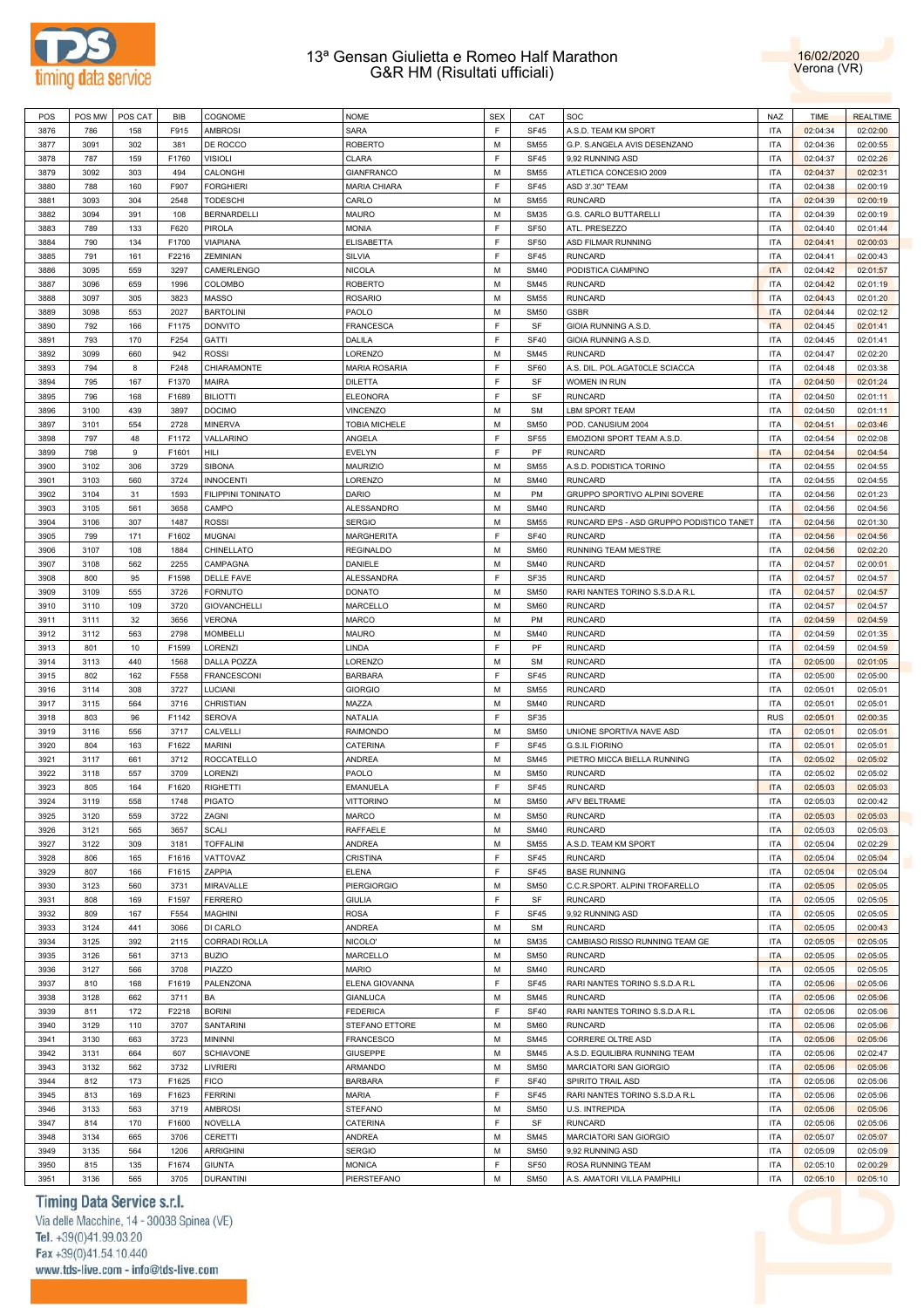# 13ª Gensan Giulietta e Romeo Half Marathon
## G&R HM (Risultati ufficiali)

16/02/2020
Verona (VR)

| POS | POS MW | POS CAT | BIB | COGNOME | NOME | SEX | CAT | SOC | NAZ | TIME | REALTIME |
|---|---|---|---|---|---|---|---|---|---|---|---|
| 3876 | 786 | 158 | F915 | AMBROSI | SARA | F | SF45 | A.S.D. TEAM KM SPORT | ITA | 02:04:34 | 02:02:00 |
| 3877 | 3091 | 302 | 381 | DE ROCCO | ROBERTO | M | SM55 | G.P. S.ANGELA AVIS DESENZANO | ITA | 02:04:36 | 02:00:55 |
| 3878 | 787 | 159 | F1760 | VISIOLI | CLARA | F | SF45 | 9,92 RUNNING ASD | ITA | 02:04:37 | 02:02:26 |
| 3879 | 3092 | 303 | 494 | CALONGHI | GIANFRANCO | M | SM55 | ATLETICA CONCESIO 2009 | ITA | 02:04:37 | 02:02:31 |
| 3880 | 788 | 160 | F907 | FORGHIERI | MARIA CHIARA | F | SF45 | ASD 3'.30'' TEAM | ITA | 02:04:38 | 02:00:19 |
| 3881 | 3093 | 304 | 2548 | TODESCHI | CARLO | M | SM55 | RUNCARD | ITA | 02:04:39 | 02:00:19 |
| 3882 | 3094 | 391 | 108 | BERNARDELLI | MAURO | M | SM35 | G.S. CARLO BUTTARELLI | ITA | 02:04:39 | 02:00:19 |
| 3883 | 789 | 133 | F620 | PIROLA | MONIA | F | SF50 | ATL. PRESEZZO | ITA | 02:04:40 | 02:01:44 |
| 3884 | 790 | 134 | F1700 | VIAPIANA | ELISABETTA | F | SF50 | ASD FILMAR RUNNING | ITA | 02:04:41 | 02:00:03 |
| 3885 | 791 | 161 | F2216 | ZEMINIAN | SILVIA | F | SF45 | RUNCARD | ITA | 02:04:41 | 02:00:43 |
| 3886 | 3095 | 559 | 3297 | CAMERLENGO | NICOLA | M | SM40 | PODISTICA CIAMPINO | ITA | 02:04:42 | 02:01:57 |
| 3887 | 3096 | 659 | 1996 | COLOMBO | ROBERTO | M | SM45 | RUNCARD | ITA | 02:04:42 | 02:01:19 |
| 3888 | 3097 | 305 | 3823 | MASSO | ROSARIO | M | SM55 | RUNCARD | ITA | 02:04:43 | 02:01:20 |
| 3889 | 3098 | 553 | 2027 | BARTOLINI | PAOLO | M | SM50 | GSBR | ITA | 02:04:44 | 02:02:12 |
| 3890 | 792 | 166 | F1175 | DONVITO | FRANCESCA | F | SF | GIOIA RUNNING A.S.D. | ITA | 02:04:45 | 02:01:41 |
| 3891 | 793 | 170 | F254 | GATTI | DALILA | F | SF40 | GIOIA RUNNING A.S.D. | ITA | 02:04:45 | 02:01:41 |
| 3892 | 3099 | 660 | 942 | ROSSI | LORENZO | M | SM45 | RUNCARD | ITA | 02:04:47 | 02:02:20 |
| 3893 | 794 | 8 | F248 | CHIARAMONTE | MARIA ROSARIA | F | SF60 | A.S. DIL. POL.AGAT0CLE SCIACCA | ITA | 02:04:48 | 02:03:38 |
| 3894 | 795 | 167 | F1370 | MAIRA | DILETTA | F | SF | WOMEN IN RUN | ITA | 02:04:50 | 02:01:24 |
| 3895 | 796 | 168 | F1689 | BILIOTTI | ELEONORA | F | SF | RUNCARD | ITA | 02:04:50 | 02:01:11 |
| 3896 | 3100 | 439 | 3897 | DOCIMO | VINCENZO | M | SM | LBM SPORT TEAM | ITA | 02:04:50 | 02:01:11 |
| 3897 | 3101 | 554 | 2728 | MINERVA | TOBIA MICHELE | M | SM50 | POD. CANUSIUM 2004 | ITA | 02:04:51 | 02:03:46 |
| 3898 | 797 | 48 | F1172 | VALLARINO | ANGELA | F | SF55 | EMOZIONI SPORT TEAM A.S.D. | ITA | 02:04:54 | 02:02:08 |
| 3899 | 798 | 9 | F1601 | HILI | EVELYN | F | PF | RUNCARD | ITA | 02:04:54 | 02:04:54 |
| 3900 | 3102 | 306 | 3729 | SIBONA | MAURIZIO | M | SM55 | A.S.D. PODISTICA TORINO | ITA | 02:04:55 | 02:04:55 |
| 3901 | 3103 | 560 | 3724 | INNOCENTI | LORENZO | M | SM40 | RUNCARD | ITA | 02:04:55 | 02:04:55 |
| 3902 | 3104 | 31 | 1593 | FILIPPINI TONINATO | DARIO | M | PM | GRUPPO SPORTIVO ALPINI SOVERE | ITA | 02:04:56 | 02:01:23 |
| 3903 | 3105 | 561 | 3658 | CAMPO | ALESSANDRO | M | SM40 | RUNCARD | ITA | 02:04:56 | 02:04:56 |
| 3904 | 3106 | 307 | 1487 | ROSSI | SERGIO | M | SM55 | RUNCARD EPS - ASD GRUPPO PODISTICO TANET | ITA | 02:04:56 | 02:01:30 |
| 3905 | 799 | 171 | F1602 | MUGNAI | MARGHERITA | F | SF40 | RUNCARD | ITA | 02:04:56 | 02:04:56 |
| 3906 | 3107 | 108 | 1884 | CHINELLATO | REGINALDO | M | SM60 | RUNNING TEAM MESTRE | ITA | 02:04:56 | 02:02:20 |
| 3907 | 3108 | 562 | 2255 | CAMPAGNA | DANIELE | M | SM40 | RUNCARD | ITA | 02:04:57 | 02:00:01 |
| 3908 | 800 | 95 | F1598 | DELLE FAVE | ALESSANDRA | F | SF35 | RUNCARD | ITA | 02:04:57 | 02:04:57 |
| 3909 | 3109 | 555 | 3726 | FORNUTO | DONATO | M | SM50 | RARI NANTES TORINO S.S.D.A R.L | ITA | 02:04:57 | 02:04:57 |
| 3910 | 3110 | 109 | 3720 | GIOVANCHELLI | MARCELLO | M | SM60 | RUNCARD | ITA | 02:04:57 | 02:04:57 |
| 3911 | 3111 | 32 | 3656 | VERONA | MARCO | M | PM | RUNCARD | ITA | 02:04:59 | 02:04:59 |
| 3912 | 3112 | 563 | 2798 | MOMBELLI | MAURO | M | SM40 | RUNCARD | ITA | 02:04:59 | 02:01:35 |
| 3913 | 801 | 10 | F1599 | LORENZI | LINDA | F | PF | RUNCARD | ITA | 02:04:59 | 02:04:59 |
| 3914 | 3113 | 440 | 1568 | DALLA POZZA | LORENZO | M | SM | RUNCARD | ITA | 02:05:00 | 02:01:05 |
| 3915 | 802 | 162 | F558 | FRANCESCONI | BARBARA | F | SF45 | RUNCARD | ITA | 02:05:00 | 02:05:00 |
| 3916 | 3114 | 308 | 3727 | LUCIANI | GIORGIO | M | SM55 | RUNCARD | ITA | 02:05:01 | 02:05:01 |
| 3917 | 3115 | 564 | 3716 | CHRISTIAN | MAZZA | M | SM40 | RUNCARD | ITA | 02:05:01 | 02:05:01 |
| 3918 | 803 | 96 | F1142 | SEROVA | NATALIA | F | SF35 | | RUS | 02:05:01 | 02:00:35 |
| 3919 | 3116 | 556 | 3717 | CALVELLI | RAIMONDO | M | SM50 | UNIONE SPORTIVA NAVE ASD | ITA | 02:05:01 | 02:05:01 |
| 3920 | 804 | 163 | F1622 | MARINI | CATERINA | F | SF45 | G.S.IL FIORINO | ITA | 02:05:01 | 02:05:01 |
| 3921 | 3117 | 661 | 3712 | ROCCATELLO | ANDREA | M | SM45 | PIETRO MICCA BIELLA RUNNING | ITA | 02:05:02 | 02:05:02 |
| 3922 | 3118 | 557 | 3709 | LORENZI | PAOLO | M | SM50 | RUNCARD | ITA | 02:05:02 | 02:05:02 |
| 3923 | 805 | 164 | F1620 | RIGHETTI | EMANUELA | F | SF45 | RUNCARD | ITA | 02:05:03 | 02:05:03 |
| 3924 | 3119 | 558 | 1748 | PIGATO | VITTORINO | M | SM50 | AFV BELTRAME | ITA | 02:05:03 | 02:00:42 |
| 3925 | 3120 | 559 | 3722 | ZAGNI | MARCO | M | SM50 | RUNCARD | ITA | 02:05:03 | 02:05:03 |
| 3926 | 3121 | 565 | 3657 | SCALI | RAFFAELE | M | SM40 | RUNCARD | ITA | 02:05:03 | 02:05:03 |
| 3927 | 3122 | 309 | 3181 | TOFFALINI | ANDREA | M | SM55 | A.S.D. TEAM KM SPORT | ITA | 02:05:04 | 02:02:29 |
| 3928 | 806 | 165 | F1616 | VATTOVAZ | CRISTINA | F | SF45 | RUNCARD | ITA | 02:05:04 | 02:05:04 |
| 3929 | 807 | 166 | F1615 | ZAPPIA | ELENA | F | SF45 | BASE RUNNING | ITA | 02:05:04 | 02:05:04 |
| 3930 | 3123 | 560 | 3731 | MIRAVALLE | PIERGIORGIO | M | SM50 | C.C.R.SPORT. ALPINI TROFARELLO | ITA | 02:05:05 | 02:05:05 |
| 3931 | 808 | 169 | F1597 | FERRERO | GIULIA | F | SF | RUNCARD | ITA | 02:05:05 | 02:05:05 |
| 3932 | 809 | 167 | F554 | MAGHINI | ROSA | F | SF45 | 9,92 RUNNING ASD | ITA | 02:05:05 | 02:05:05 |
| 3933 | 3124 | 441 | 3066 | DI CARLO | ANDREA | M | SM | RUNCARD | ITA | 02:05:05 | 02:00:43 |
| 3934 | 3125 | 392 | 2115 | CORRADI ROLLA | NICOLO' | M | SM35 | CAMBIASO RISSO RUNNING TEAM GE | ITA | 02:05:05 | 02:05:05 |
| 3935 | 3126 | 561 | 3713 | BUZIO | MARCELLO | M | SM50 | RUNCARD | ITA | 02:05:05 | 02:05:05 |
| 3936 | 3127 | 566 | 3708 | PIAZZO | MARIO | M | SM40 | RUNCARD | ITA | 02:05:05 | 02:05:05 |
| 3937 | 810 | 168 | F1619 | PALENZONA | ELENA GIOVANNA | F | SF45 | RARI NANTES TORINO S.S.D.A R.L | ITA | 02:05:06 | 02:05:06 |
| 3938 | 3128 | 662 | 3711 | BA | GIANLUCA | M | SM45 | RUNCARD | ITA | 02:05:06 | 02:05:06 |
| 3939 | 811 | 172 | F2218 | BORINI | FEDERICA | F | SF40 | RARI NANTES TORINO S.S.D.A R.L | ITA | 02:05:06 | 02:05:06 |
| 3940 | 3129 | 110 | 3707 | SANTARINI | STEFANO ETTORE | M | SM60 | RUNCARD | ITA | 02:05:06 | 02:05:06 |
| 3941 | 3130 | 663 | 3723 | MININNI | FRANCESCO | M | SM45 | CORRERE OLTRE ASD | ITA | 02:05:06 | 02:05:06 |
| 3942 | 3131 | 664 | 607 | SCHIAVONE | GIUSEPPE | M | SM45 | A.S.D. EQUILIBRA RUNNING TEAM | ITA | 02:05:06 | 02:02:47 |
| 3943 | 3132 | 562 | 3732 | LIVRIERI | ARMANDO | M | SM50 | MARCIATORI SAN GIORGIO | ITA | 02:05:06 | 02:05:06 |
| 3944 | 812 | 173 | F1625 | FICO | BARBARA | F | SF40 | SPIRITO TRAIL ASD | ITA | 02:05:06 | 02:05:06 |
| 3945 | 813 | 169 | F1623 | FERRINI | MARIA | F | SF45 | RARI NANTES TORINO S.S.D.A R.L | ITA | 02:05:06 | 02:05:06 |
| 3946 | 3133 | 563 | 3719 | AMBROSI | STEFANO | M | SM50 | U.S. INTREPIDA | ITA | 02:05:06 | 02:05:06 |
| 3947 | 814 | 170 | F1600 | NOVELLA | CATERINA | F | SF | RUNCARD | ITA | 02:05:06 | 02:05:06 |
| 3948 | 3134 | 665 | 3706 | CERETTI | ANDREA | M | SM45 | MARCIATORI SAN GIORGIO | ITA | 02:05:07 | 02:05:07 |
| 3949 | 3135 | 564 | 1206 | ARRIGHINI | SERGIO | M | SM50 | 9,92 RUNNING ASD | ITA | 02:05:09 | 02:05:09 |
| 3950 | 815 | 135 | F1674 | GIUNTA | MONICA | F | SF50 | ROSA RUNNING TEAM | ITA | 02:05:10 | 02:00:29 |
| 3951 | 3136 | 565 | 3705 | DURANTINI | PIERSTEFANO | M | SM50 | A.S.D. AMATORI VILLA PAMPHILI | ITA | 02:05:10 | 02:05:10 |

Timing Data Service s.r.l.
Via delle Macchine, 14 - 30038 Spinea (VE)
Tel. +39(0)41.99.03.20
Fax +39(0)41.54.10.440
www.tds-live.com - info@tds-live.com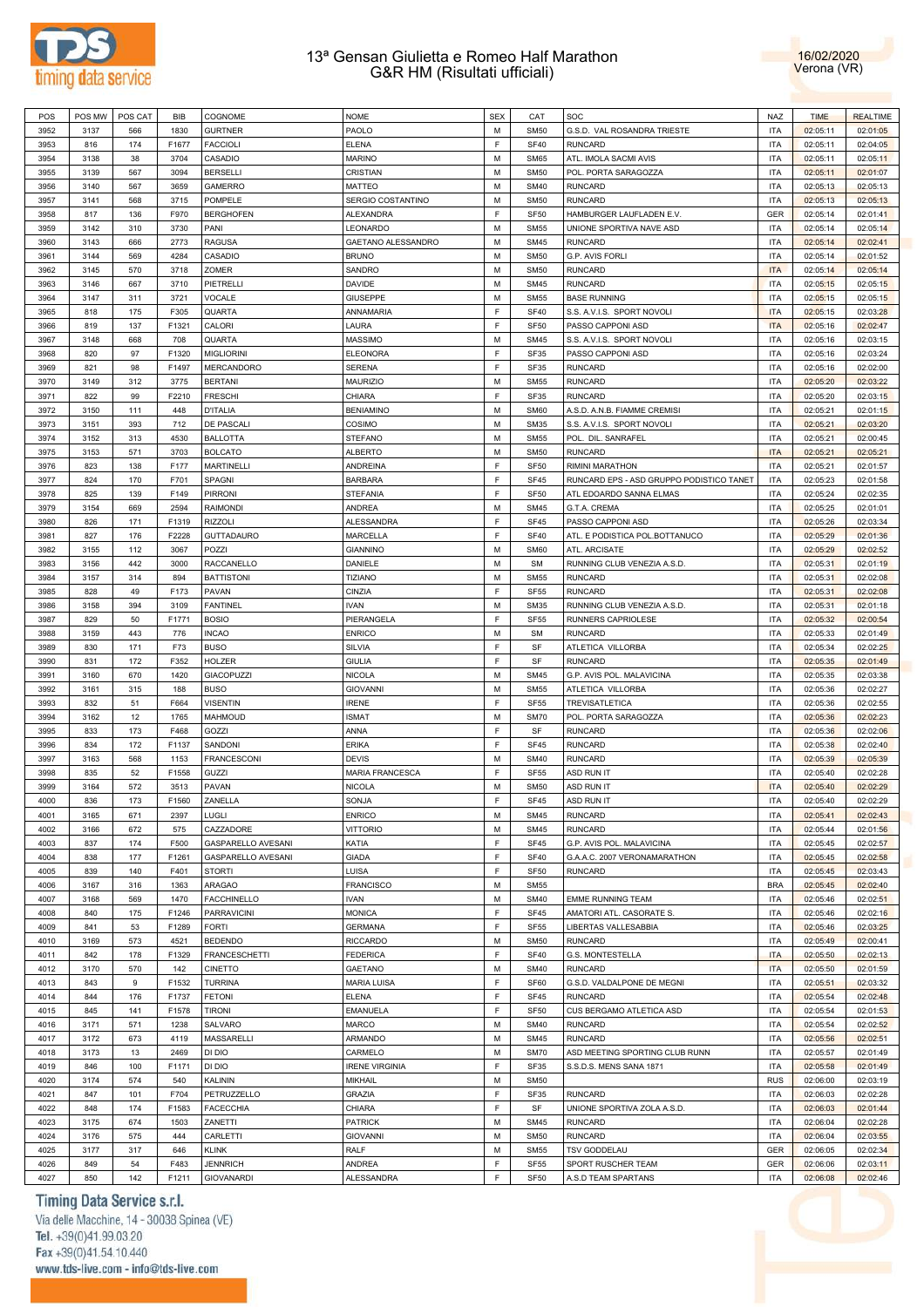# 13ª Gensan Giulietta e Romeo Half Marathon
## G&R HM (Risultati ufficiali)

16/02/2020
Verona (VR)

| POS | POS MW | POS CAT | BIB | COGNOME | NOME | SEX | CAT | SOC | NAZ | TIME | REALTIME |
|---|---|---|---|---|---|---|---|---|---|---|---|
| 3952 | 3137 | 566 | 1830 | GURTNER | PAOLO | M | SM50 | G.S.D. VAL ROSANDRA TRIESTE | ITA | 02:05:11 | 02:01:05 |
| 3953 | 816 | 174 | F1677 | FACCIOLI | ELENA | F | SF40 | RUNCARD | ITA | 02:05:11 | 02:04:05 |
| 3954 | 3138 | 38 | 3704 | CASADIO | MARINO | M | SM65 | ATL. IMOLA SACMI AVIS | ITA | 02:05:11 | 02:05:11 |
| 3955 | 3139 | 567 | 3094 | BERSELLI | CRISTIAN | M | SM50 | POL. PORTA SARAGOZZA | ITA | 02:05:11 | 02:01:07 |
| 3956 | 3140 | 567 | 3659 | GAMERRO | MATTEO | M | SM40 | RUNCARD | ITA | 02:05:13 | 02:05:13 |
| 3957 | 3141 | 568 | 3715 | POMPELE | SERGIO COSTANTINO | M | SM50 | RUNCARD | ITA | 02:05:13 | 02:05:13 |
| 3958 | 817 | 136 | F970 | BERGHOFEN | ALEXANDRA | F | SF50 | HAMBURGER LAUFLADEN E.V. | GER | 02:05:14 | 02:01:41 |
| 3959 | 3142 | 310 | 3730 | PANI | LEONARDO | M | SM55 | UNIONE SPORTIVA NAVE ASD | ITA | 02:05:14 | 02:05:14 |
| 3960 | 3143 | 666 | 2773 | RAGUSA | GAETANO ALESSANDRO | M | SM45 | RUNCARD | ITA | 02:05:14 | 02:02:41 |
| 3961 | 3144 | 569 | 4284 | CASADIO | BRUNO | M | SM50 | G.P. AVIS FORLI | ITA | 02:05:14 | 02:01:52 |
| 3962 | 3145 | 570 | 3718 | ZOMER | SANDRO | M | SM50 | RUNCARD | ITA | 02:05:14 | 02:05:14 |
| 3963 | 3146 | 667 | 3710 | PIETRELLI | DAVIDE | M | SM45 | RUNCARD | ITA | 02:05:15 | 02:05:15 |
| 3964 | 3147 | 311 | 3721 | VOCALE | GIUSEPPE | M | SM55 | BASE RUNNING | ITA | 02:05:15 | 02:05:15 |
| 3965 | 818 | 175 | F305 | QUARTA | ANNAMARIA | F | SF40 | S.S. A.V.I.S. SPORT NOVOLI | ITA | 02:05:15 | 02:03:28 |
| 3966 | 819 | 137 | F1321 | CALORI | LAURA | F | SF50 | PASSO CAPPONI ASD | ITA | 02:05:16 | 02:02:47 |
| 3967 | 3148 | 668 | 708 | QUARTA | MASSIMO | M | SM45 | S.S. A.V.I.S. SPORT NOVOLI | ITA | 02:05:16 | 02:03:15 |
| 3968 | 820 | 97 | F1320 | MIGLIORINI | ELEONORA | F | SF35 | PASSO CAPPONI ASD | ITA | 02:05:16 | 02:03:24 |
| 3969 | 821 | 98 | F1497 | MERCANDORO | SERENA | F | SF35 | RUNCARD | ITA | 02:05:16 | 02:02:00 |
| 3970 | 3149 | 312 | 3775 | BERTANI | MAURIZIO | M | SM55 | RUNCARD | ITA | 02:05:20 | 02:03:22 |
| 3971 | 822 | 99 | F2210 | FRESCHI | CHIARA | F | SF35 | RUNCARD | ITA | 02:05:20 | 02:03:15 |
| 3972 | 3150 | 111 | 448 | D'ITALIA | BENIAMINO | M | SM60 | A.S.D. A.N.B. FIAMME CREMISI | ITA | 02:05:21 | 02:01:15 |
| 3973 | 3151 | 393 | 712 | DE PASCALI | COSIMO | M | SM35 | S.S. A.V.I.S. SPORT NOVOLI | ITA | 02:05:21 | 02:03:20 |
| 3974 | 3152 | 313 | 4530 | BALLOTTA | STEFANO | M | SM55 | POL. DIL. SANRAFEL | ITA | 02:05:21 | 02:00:45 |
| 3975 | 3153 | 571 | 3703 | BOLCATO | ALBERTO | M | SM50 | RUNCARD | ITA | 02:05:21 | 02:05:21 |
| 3976 | 823 | 138 | F177 | MARTINELLI | ANDREINA | F | SF50 | RIMINI MARATHON | ITA | 02:05:21 | 02:01:57 |
| 3977 | 824 | 170 | F701 | SPAGNI | BARBARA | F | SF45 | RUNCARD EPS - ASD GRUPPO PODISTICO TANET | ITA | 02:05:23 | 02:01:58 |
| 3978 | 825 | 139 | F149 | PIRRONI | STEFANIA | F | SF50 | ATL EDOARDO SANNA ELMAS | ITA | 02:05:24 | 02:02:35 |
| 3979 | 3154 | 669 | 2594 | RAIMONDI | ANDREA | M | SM45 | G.T.A. CREMA | ITA | 02:05:25 | 02:01:01 |
| 3980 | 826 | 171 | F1319 | RIZZOLI | ALESSANDRA | F | SF45 | PASSO CAPPONI ASD | ITA | 02:05:26 | 02:03:34 |
| 3981 | 827 | 176 | F2228 | GUTTADAURO | MARCELLA | F | SF40 | ATL. E PODISTICA POL.BOTTANUCO | ITA | 02:05:29 | 02:01:36 |
| 3982 | 3155 | 112 | 3067 | POZZI | GIANNINO | M | SM60 | ATL. ARCISATE | ITA | 02:05:29 | 02:02:52 |
| 3983 | 3156 | 442 | 3000 | RACCANELLO | DANIELE | M | SM | RUNNING CLUB VENEZIA A.S.D. | ITA | 02:05:31 | 02:01:19 |
| 3984 | 3157 | 314 | 894 | BATTISTONI | TIZIANO | M | SM55 | RUNCARD | ITA | 02:05:31 | 02:02:08 |
| 3985 | 828 | 49 | F173 | PAVAN | CINZIA | F | SF55 | RUNCARD | ITA | 02:05:31 | 02:02:08 |
| 3986 | 3158 | 394 | 3109 | FANTINEL | IVAN | M | SM35 | RUNNING CLUB VENEZIA A.S.D. | ITA | 02:05:31 | 02:01:18 |
| 3987 | 829 | 50 | F1771 | BOSIO | PIERANGELA | F | SF55 | RUNNERS CAPRIOLESE | ITA | 02:05:32 | 02:00:54 |
| 3988 | 3159 | 443 | 776 | INCAO | ENRICO | M | SM | RUNCARD | ITA | 02:05:33 | 02:01:49 |
| 3989 | 830 | 171 | F73 | BUSO | SILVIA | F | SF | ATLETICA VILLORBA | ITA | 02:05:34 | 02:02:25 |
| 3990 | 831 | 172 | F352 | HOLZER | GIULIA | F | SF | RUNCARD | ITA | 02:05:35 | 02:01:49 |
| 3991 | 3160 | 670 | 1420 | GIACOPUZZI | NICOLA | M | SM45 | G.P. AVIS POL. MALAVICINA | ITA | 02:05:35 | 02:03:38 |
| 3992 | 3161 | 315 | 188 | BUSO | GIOVANNI | M | SM55 | ATLETICA VILLORBA | ITA | 02:05:36 | 02:02:27 |
| 3993 | 832 | 51 | F664 | VISENTIN | IRENE | F | SF55 | TREVISATLETICA | ITA | 02:05:36 | 02:02:55 |
| 3994 | 3162 | 12 | 1765 | MAHMOUD | ISMAT | M | SM70 | POL. PORTA SARAGOZZA | ITA | 02:05:36 | 02:02:23 |
| 3995 | 833 | 173 | F468 | GOZZI | ANNA | F | SF | RUNCARD | ITA | 02:05:36 | 02:02:06 |
| 3996 | 834 | 172 | F1137 | SANDONI | ERIKA | F | SF45 | RUNCARD | ITA | 02:05:38 | 02:02:40 |
| 3997 | 3163 | 568 | 1153 | FRANCESCONI | DEVIS | M | SM40 | RUNCARD | ITA | 02:05:39 | 02:05:39 |
| 3998 | 835 | 52 | F1558 | GUZZI | MARIA FRANCESCA | F | SF55 | ASD RUN IT | ITA | 02:05:40 | 02:02:28 |
| 3999 | 3164 | 572 | 3513 | PAVAN | NICOLA | M | SM50 | ASD RUN IT | ITA | 02:05:40 | 02:02:29 |
| 4000 | 836 | 173 | F1560 | ZANELLA | SONJA | F | SF45 | ASD RUN IT | ITA | 02:05:40 | 02:02:29 |
| 4001 | 3165 | 671 | 2397 | LUGLI | ENRICO | M | SM45 | RUNCARD | ITA | 02:05:41 | 02:02:43 |
| 4002 | 3166 | 672 | 575 | CAZZADORE | VITTORIO | M | SM45 | RUNCARD | ITA | 02:05:44 | 02:01:56 |
| 4003 | 837 | 174 | F500 | GASPARELLO AVESANI | KATIA | F | SF45 | G.P. AVIS POL. MALAVICINA | ITA | 02:05:45 | 02:02:57 |
| 4004 | 838 | 177 | F1261 | GASPARELLO AVESANI | GIADA | F | SF40 | G.A.A.C. 2007 VERONAMARATHON | ITA | 02:05:45 | 02:02:58 |
| 4005 | 839 | 140 | F401 | STORTI | LUISA | F | SF50 | RUNCARD | ITA | 02:05:45 | 02:03:43 |
| 4006 | 3167 | 316 | 1363 | ARAGAO | FRANCISCO | M | SM55 | | BRA | 02:05:45 | 02:02:40 |
| 4007 | 3168 | 569 | 1470 | FACCHINELLO | IVAN | M | SM40 | EMME RUNNING TEAM | ITA | 02:05:46 | 02:02:51 |
| 4008 | 840 | 175 | F1246 | PARRAVICINI | MONICA | F | SF45 | AMATORI ATL. CASORATE S. | ITA | 02:05:46 | 02:02:16 |
| 4009 | 841 | 53 | F1289 | FORTI | GERMANA | F | SF55 | LIBERTAS VALLESABBIA | ITA | 02:05:46 | 02:03:25 |
| 4010 | 3169 | 573 | 4521 | BEDENDO | RICCARDO | M | SM50 | RUNCARD | ITA | 02:05:49 | 02:00:41 |
| 4011 | 842 | 178 | F1329 | FRANCESCHETTI | FEDERICA | F | SF40 | G.S. MONTESTELLA | ITA | 02:05:50 | 02:02:13 |
| 4012 | 3170 | 570 | 142 | CINETTO | GAETANO | M | SM40 | RUNCARD | ITA | 02:05:50 | 02:01:59 |
| 4013 | 843 | 9 | F1532 | TURRINA | MARIA LUISA | F | SF60 | G.S.D. VALDALPONE DE MEGNI | ITA | 02:05:51 | 02:03:32 |
| 4014 | 844 | 176 | F1737 | FETONI | ELENA | F | SF45 | RUNCARD | ITA | 02:05:54 | 02:02:48 |
| 4015 | 845 | 141 | F1578 | TIRONI | EMANUELA | F | SF50 | CUS BERGAMO ATLETICA ASD | ITA | 02:05:54 | 02:01:53 |
| 4016 | 3171 | 571 | 1238 | SALVARO | MARCO | M | SM40 | RUNCARD | ITA | 02:05:54 | 02:02:52 |
| 4017 | 3172 | 673 | 4119 | MASSARELLI | ARMANDO | M | SM45 | RUNCARD | ITA | 02:05:56 | 02:02:51 |
| 4018 | 3173 | 13 | 2469 | DI DIO | CARMELO | M | SM70 | ASD MEETING SPORTING CLUB RUNN | ITA | 02:05:57 | 02:01:49 |
| 4019 | 846 | 100 | F1171 | DI DIO | IRENE VIRGINIA | F | SF35 | S.S.D.S. MENS SANA 1871 | ITA | 02:05:58 | 02:01:49 |
| 4020 | 3174 | 574 | 540 | KALININ | MIKHAIL | M | SM50 | | RUS | 02:06:00 | 02:03:19 |
| 4021 | 847 | 101 | F704 | PETRUZZELLO | GRAZIA | F | SF35 | RUNCARD | ITA | 02:06:03 | 02:02:28 |
| 4022 | 848 | 174 | F1583 | FACECCHIA | CHIARA | F | SF | UNIONE SPORTIVA ZOLA A.S.D. | ITA | 02:06:03 | 02:01:44 |
| 4023 | 3175 | 674 | 1503 | ZANETTI | PATRICK | M | SM45 | RUNCARD | ITA | 02:06:04 | 02:02:28 |
| 4024 | 3176 | 575 | 444 | CARLETTI | GIOVANNI | M | SM50 | RUNCARD | ITA | 02:06:04 | 02:03:55 |
| 4025 | 3177 | 317 | 646 | KLINK | RALF | M | SM55 | TSV GODDELAU | GER | 02:06:05 | 02:02:34 |
| 4026 | 849 | 54 | F483 | JENNRICH | ANDREA | F | SF55 | SPORT RUSCHER TEAM | GER | 02:06:06 | 02:03:11 |
| 4027 | 850 | 142 | F1211 | GIOVANARDI | ALESSANDRA | F | SF50 | A.S.D TEAM SPARTANS | ITA | 02:06:08 | 02:02:46 |

Timing Data Service s.r.l.
Via delle Macchine, 14 - 30038 Spinea (VE)
Tel. +39(0)41.99.03.20
Fax +39(0)41.54.10.440
www.tds-live.com - info@tds-live.com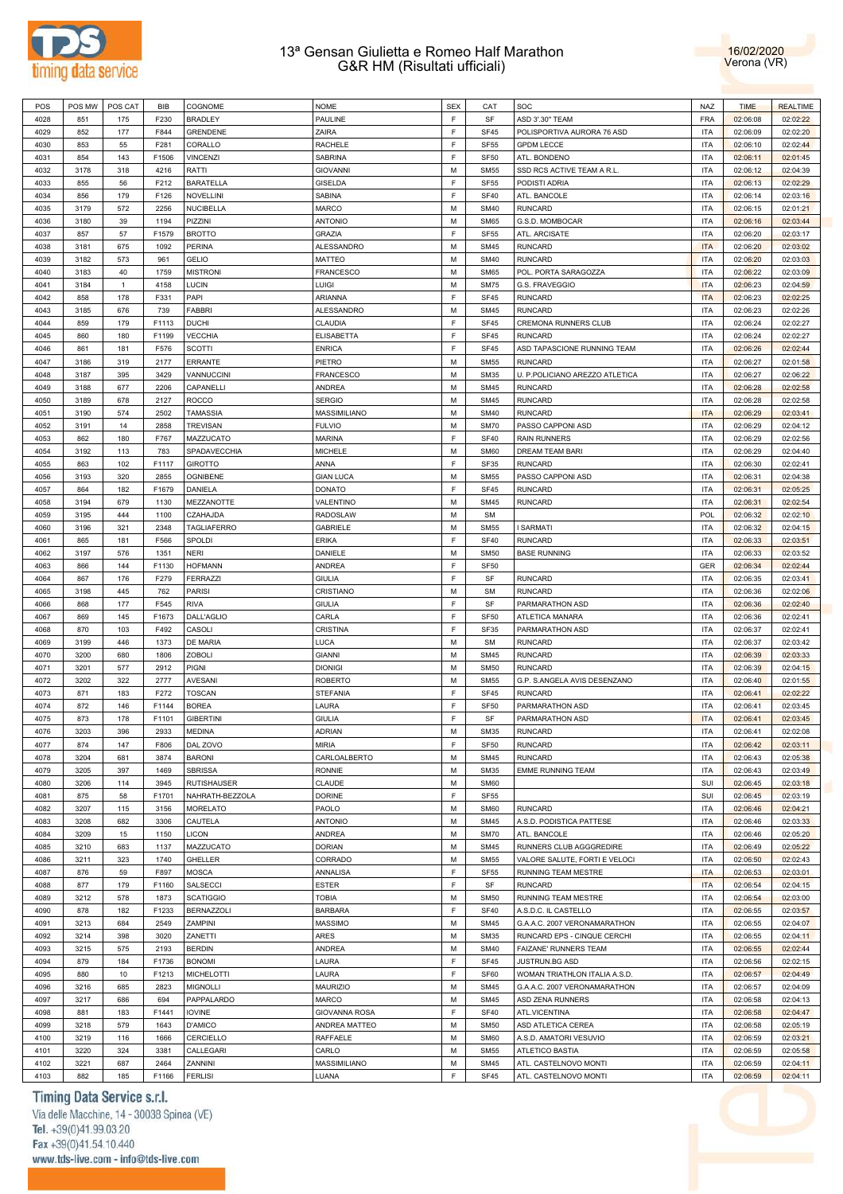# 13ª Gensan Giulietta e Romeo Half Marathon
## G&R HM (Risultati ufficiali)

16/02/2020
Verona (VR)

| POS | POS MW | POS CAT | BIB | COGNOME | NOME | SEX | CAT | SOC | NAZ | TIME | REALTIME |
|---|---|---|---|---|---|---|---|---|---|---|---|
| 4028 | 851 | 175 | F230 | BRADLEY | PAULINE | F | SF | ASD 3'.30" TEAM | FRA | 02:06:08 | 02:02:22 |
| 4029 | 852 | 177 | F844 | GRENDENE | ZAIRA | F | SF45 | POLISPORTIVA AURORA 76 ASD | ITA | 02:06:09 | 02:02:20 |
| 4030 | 853 | 55 | F281 | CORALLO | RACHELE | F | SF55 | GPDM LECCE | ITA | 02:06:10 | 02:02:44 |
| 4031 | 854 | 143 | F1506 | VINCENZI | SABRINA | F | SF50 | ATL. BONDENO | ITA | 02:06:11 | 02:01:45 |
| 4032 | 3178 | 318 | 4216 | RATTI | GIOVANNI | M | SM55 | SSD RCS ACTIVE TEAM A R.L. | ITA | 02:06:12 | 02:04:39 |
| 4033 | 855 | 56 | F212 | BARATELLA | GISELDA | F | SF55 | PODISTI ADRIA | ITA | 02:06:13 | 02:02:29 |
| 4034 | 856 | 179 | F126 | NOVELLINI | SABINA | F | SF40 | ATL. BANCOLE | ITA | 02:06:14 | 02:03:16 |
| 4035 | 3179 | 572 | 2256 | NUCIBELLA | MARCO | M | SM40 | RUNCARD | ITA | 02:06:15 | 02:01:21 |
| 4036 | 3180 | 39 | 1194 | PIZZINI | ANTONIO | M | SM65 | G.S.D. MOMBOCAR | ITA | 02:06:16 | 02:03:44 |
| 4037 | 857 | 57 | F1579 | BROTTO | GRAZIA | F | SF55 | ATL. ARCISATE | ITA | 02:06:20 | 02:03:17 |
| 4038 | 3181 | 675 | 1092 | PERINA | ALESSANDRO | M | SM45 | RUNCARD | ITA | 02:06:20 | 02:03:02 |
| 4039 | 3182 | 573 | 961 | GELIO | MATTEO | M | SM40 | RUNCARD | ITA | 02:06:20 | 02:03:03 |
| 4040 | 3183 | 40 | 1759 | MISTRONI | FRANCESCO | M | SM65 | POL. PORTA SARAGOZZA | ITA | 02:06:22 | 02:03:09 |
| 4041 | 3184 | 1 | 4158 | LUCIN | LUIGI | M | SM75 | G.S. FRAVEGGIO | ITA | 02:06:23 | 02:04:59 |
| 4042 | 858 | 178 | F331 | PAPI | ARIANNA | F | SF45 | RUNCARD | ITA | 02:06:23 | 02:02:25 |
| 4043 | 3185 | 676 | 739 | FABBRI | ALESSANDRO | M | SM45 | RUNCARD | ITA | 02:06:23 | 02:02:26 |
| 4044 | 859 | 179 | F1113 | DUCHI | CLAUDIA | F | SF45 | CREMONA RUNNERS CLUB | ITA | 02:06:24 | 02:02:27 |
| 4045 | 860 | 180 | F1199 | VECCHIA | ELISABETTA | F | SF45 | RUNCARD | ITA | 02:06:24 | 02:02:27 |
| 4046 | 861 | 181 | F576 | SCOTTI | ENRICA | F | SF45 | ASD TAPASCIONE RUNNING TEAM | ITA | 02:06:26 | 02:02:44 |
| 4047 | 3186 | 319 | 2177 | ERRANTE | PIETRO | M | SM55 | RUNCARD | ITA | 02:06:27 | 02:01:58 |
| 4048 | 3187 | 395 | 3429 | VANNUCCINI | FRANCESCO | M | SM35 | U. P.POLICIANO AREZZO ATLETICA | ITA | 02:06:27 | 02:06:22 |
| 4049 | 3188 | 677 | 2206 | CAPANELLI | ANDREA | M | SM45 | RUNCARD | ITA | 02:06:28 | 02:02:58 |
| 4050 | 3189 | 678 | 2127 | ROCCO | SERGIO | M | SM45 | RUNCARD | ITA | 02:06:28 | 02:02:58 |
| 4051 | 3190 | 574 | 2502 | TAMASSIA | MASSIMILIANO | M | SM40 | RUNCARD | ITA | 02:06:29 | 02:03:41 |
| 4052 | 3191 | 14 | 2858 | TREVISAN | FULVIO | M | SM70 | PASSO CAPPONI ASD | ITA | 02:06:29 | 02:04:12 |
| 4053 | 862 | 180 | F767 | MAZZUCATO | MARINA | F | SF40 | RAIN RUNNERS | ITA | 02:06:29 | 02:02:56 |
| 4054 | 3192 | 113 | 783 | SPADAVECCHIA | MICHELE | M | SM60 | DREAM TEAM BARI | ITA | 02:06:29 | 02:04:40 |
| 4055 | 863 | 102 | F1117 | GIROTTO | ANNA | F | SF35 | RUNCARD | ITA | 02:06:30 | 02:02:41 |
| 4056 | 3193 | 320 | 2855 | OGNIBENE | GIAN LUCA | M | SM55 | PASSO CAPPONI ASD | ITA | 02:06:31 | 02:04:38 |
| 4057 | 864 | 182 | F1679 | DANIELA | DONATO | F | SF45 | RUNCARD | ITA | 02:06:31 | 02:05:25 |
| 4058 | 3194 | 679 | 1130 | MEZZANOTTE | VALENTINO | M | SM45 | RUNCARD | ITA | 02:06:31 | 02:02:54 |
| 4059 | 3195 | 444 | 1100 | CZAHAJDA | RADOSLAW | M | SM |  | POL | 02:06:32 | 02:02:10 |
| 4060 | 3196 | 321 | 2348 | TAGLIAFERRO | GABRIELE | M | SM55 | I SARMATI | ITA | 02:06:32 | 02:04:15 |
| 4061 | 865 | 181 | F566 | SPOLDI | ERIKA | F | SF40 | RUNCARD | ITA | 02:06:33 | 02:03:51 |
| 4062 | 3197 | 576 | 1351 | NERI | DANIELE | M | SM50 | BASE RUNNING | ITA | 02:06:33 | 02:03:52 |
| 4063 | 866 | 144 | F1130 | HOFMANN | ANDREA | F | SF50 |  | GER | 02:06:34 | 02:02:44 |
| 4064 | 867 | 176 | F279 | FERRAZZI | GIULIA | F | SF | RUNCARD | ITA | 02:06:35 | 02:03:41 |
| 4065 | 3198 | 445 | 762 | PARISI | CRISTIANO | M | SM | RUNCARD | ITA | 02:06:36 | 02:02:06 |
| 4066 | 868 | 177 | F545 | RIVA | GIULIA | F | SF | PARMARATHON ASD | ITA | 02:06:36 | 02:02:40 |
| 4067 | 869 | 145 | F1673 | DALL'AGLIO | CARLA | F | SF50 | ATLETICA MANARA | ITA | 02:06:36 | 02:02:41 |
| 4068 | 870 | 103 | F492 | CASOLI | CRISTINA | F | SF35 | PARMARATHON ASD | ITA | 02:06:37 | 02:02:41 |
| 4069 | 3199 | 446 | 1373 | DE MARIA | LUCA | M | SM | RUNCARD | ITA | 02:06:37 | 02:03:42 |
| 4070 | 3200 | 680 | 1806 | ZOBOLI | GIANNI | M | SM45 | RUNCARD | ITA | 02:06:39 | 02:03:33 |
| 4071 | 3201 | 577 | 2912 | PIGNI | DIONIGI | M | SM50 | RUNCARD | ITA | 02:06:39 | 02:04:15 |
| 4072 | 3202 | 322 | 2777 | AVESANI | ROBERTO | M | SM55 | G.P. S.ANGELA AVIS DESENZANO | ITA | 02:06:40 | 02:01:55 |
| 4073 | 871 | 183 | F272 | TOSCAN | STEFANIA | F | SF45 | RUNCARD | ITA | 02:06:41 | 02:02:22 |
| 4074 | 872 | 146 | F1144 | BOREA | LAURA | F | SF50 | PARMARATHON ASD | ITA | 02:06:41 | 02:03:45 |
| 4075 | 873 | 178 | F1101 | GIBERTINI | GIULIA | F | SF | PARMARATHON ASD | ITA | 02:06:41 | 02:03:45 |
| 4076 | 3203 | 396 | 2933 | MEDINA | ADRIAN | M | SM35 | RUNCARD | ITA | 02:06:41 | 02:02:08 |
| 4077 | 874 | 147 | F806 | DAL ZOVO | MIRIA | F | SF50 | RUNCARD | ITA | 02:06:42 | 02:03:11 |
| 4078 | 3204 | 681 | 3874 | BARONI | CARLOALBERTO | M | SM45 | RUNCARD | ITA | 02:06:43 | 02:05:38 |
| 4079 | 3205 | 397 | 1469 | SBRISSA | RONNIE | M | SM35 | EMME RUNNING TEAM | ITA | 02:06:43 | 02:03:49 |
| 4080 | 3206 | 114 | 3945 | RUTISHAUSER | CLAUDE | M | SM60 |  | SUI | 02:06:45 | 02:03:18 |
| 4081 | 875 | 58 | F1701 | NAHRATH-BEZZOLA | DORINE | F | SF55 |  | SUI | 02:06:45 | 02:03:19 |
| 4082 | 3207 | 115 | 3156 | MORELATO | PAOLO | M | SM60 | RUNCARD | ITA | 02:06:46 | 02:04:21 |
| 4083 | 3208 | 682 | 3306 | CAUTELA | ANTONIO | M | SM45 | A.S.D. PODISTICA PATTESE | ITA | 02:06:46 | 02:03:33 |
| 4084 | 3209 | 15 | 1150 | LICON | ANDREA | M | SM70 | ATL. BANCOLE | ITA | 02:06:46 | 02:05:20 |
| 4085 | 3210 | 683 | 1137 | MAZZUCATO | DORIAN | M | SM45 | RUNNERS CLUB AGGGREDIRE | ITA | 02:06:49 | 02:05:22 |
| 4086 | 3211 | 323 | 1740 | GHELLER | CORRADO | M | SM55 | VALORE SALUTE, FORTI E VELOCI | ITA | 02:06:50 | 02:02:43 |
| 4087 | 876 | 59 | F897 | MOSCA | ANNALISA | F | SF55 | RUNNING TEAM MESTRE | ITA | 02:06:53 | 02:03:01 |
| 4088 | 877 | 179 | F1160 | SALSECCI | ESTER | F | SF | RUNCARD | ITA | 02:06:54 | 02:04:15 |
| 4089 | 3212 | 578 | 1873 | SCATIGGIO | TOBIA | M | SM50 | RUNNING TEAM MESTRE | ITA | 02:06:54 | 02:03:00 |
| 4090 | 878 | 182 | F1233 | BERNAZZOLI | BARBARA | F | SF40 | A.S.D.C. IL CASTELLO | ITA | 02:06:55 | 02:03:57 |
| 4091 | 3213 | 684 | 2549 | ZAMPINI | MASSIMO | M | SM45 | G.A.A.C. 2007 VERONAMARATHON | ITA | 02:06:55 | 02:04:07 |
| 4092 | 3214 | 398 | 3020 | ZANETTI | ARES | M | SM35 | RUNCARD EPS - CINQUE CERCHI | ITA | 02:06:55 | 02:04:11 |
| 4093 | 3215 | 575 | 2193 | BERDIN | ANDREA | M | SM40 | FAIZANE' RUNNERS TEAM | ITA | 02:06:55 | 02:02:44 |
| 4094 | 879 | 184 | F1736 | BONOMI | LAURA | F | SF45 | JUSTRUN.BG ASD | ITA | 02:06:56 | 02:02:15 |
| 4095 | 880 | 10 | F1213 | MICHELOTTI | LAURA | F | SF60 | WOMAN TRIATHLON ITALIA A.S.D. | ITA | 02:06:57 | 02:04:49 |
| 4096 | 3216 | 685 | 2823 | MIGNOLLI | MAURIZIO | M | SM45 | G.A.A.C. 2007 VERONAMARATHON | ITA | 02:06:57 | 02:04:09 |
| 4097 | 3217 | 686 | 694 | PAPPALARDO | MARCO | M | SM45 | ASD ZENA RUNNERS | ITA | 02:06:58 | 02:04:13 |
| 4098 | 881 | 183 | F1441 | IOVINE | GIOVANNA ROSA | F | SF40 | ATL.VICENTINA | ITA | 02:06:58 | 02:04:47 |
| 4099 | 3218 | 579 | 1643 | D'AMICO | ANDREA MATTEO | M | SM50 | ASD ATLETICA CEREA | ITA | 02:06:58 | 02:05:19 |
| 4100 | 3219 | 116 | 1666 | CERCIELLO | RAFFAELE | M | SM60 | A.S.D. AMATORI VESUVIO | ITA | 02:06:59 | 02:03:21 |
| 4101 | 3220 | 324 | 3381 | CALLEGARI | CARLO | M | SM55 | ATLETICO BASTIA | ITA | 02:06:59 | 02:05:58 |
| 4102 | 3221 | 687 | 2464 | ZANNINI | MASSIMILIANO | M | SM45 | ATL. CASTELNOVO MONTI | ITA | 02:06:59 | 02:04:11 |
| 4103 | 882 | 185 | F1166 | FERLISI | LUANA | F | SF45 | ATL. CASTELNOVO MONTI | ITA | 02:06:59 | 02:04:11 |

Timing Data Service s.r.l.
Via delle Macchine, 14 - 30038 Spinea (VE)
Tel. +39(0)41.99.03.20
Fax +39(0)41.54.10.440
www.tds-live.com - info@tds-live.com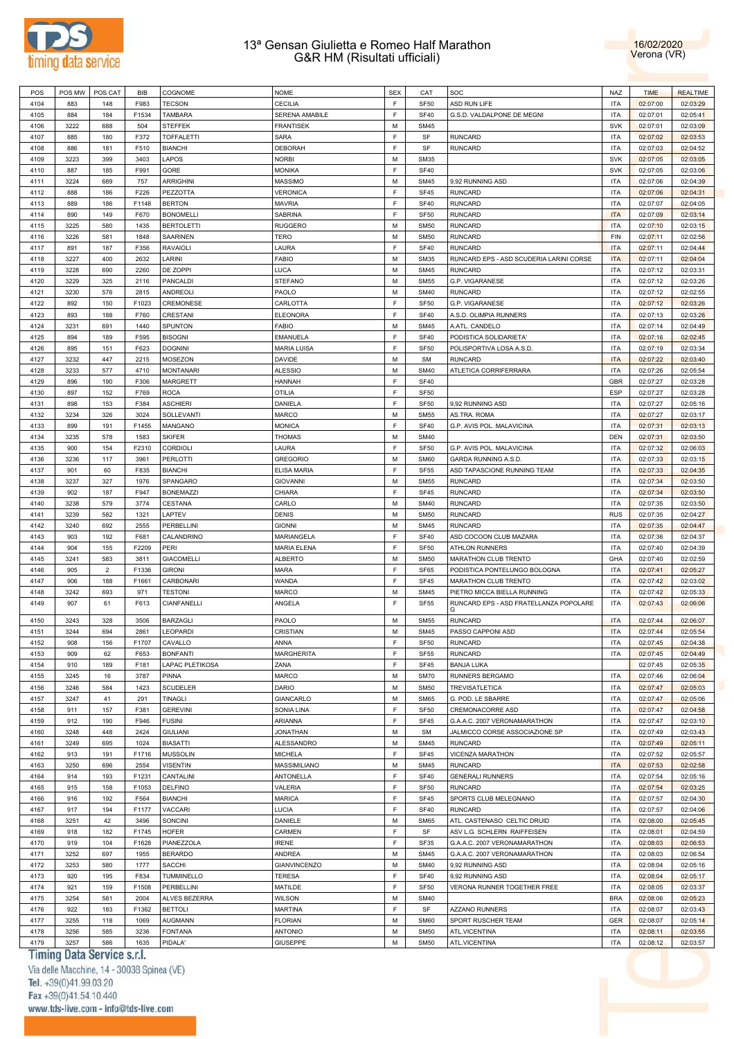# 13ª Gensan Giulietta e Romeo Half Marathon
## G&R HM (Risultati ufficiali)

16/02/2020
Verona (VR)

| POS | POS MW | POS CAT | BIB | COGNOME | NOME | SEX | CAT | SOC | NAZ | TIME | REALTIME |
|---|---|---|---|---|---|---|---|---|---|---|---|
| 4104 | 883 | 148 | F983 | TECSON | CECILIA | F | SF50 | ASD RUN LIFE | ITA | 02:07:00 | 02:03:29 |
| 4105 | 884 | 184 | F1534 | TAMBARA | SERENA AMABILE | F | SF40 | G.S.D. VALDALPONE DE MEGNI | ITA | 02:07:01 | 02:05:41 |
| 4106 | 3222 | 688 | 504 | STEFFEK | FRANTISEK | M | SM45 | | SVK | 02:07:01 | 02:03:09 |
| 4107 | 885 | 180 | F372 | TOFFALETTI | SARA | F | SF | RUNCARD | ITA | 02:07:02 | 02:03:53 |
| 4108 | 886 | 181 | F510 | BIANCHI | DEBORAH | F | SF | RUNCARD | ITA | 02:07:03 | 02:04:52 |
| 4109 | 3223 | 399 | 3403 | LAPOS | NORBI | M | SM35 | | SVK | 02:07:05 | 02:03:05 |
| 4110 | 887 | 185 | F991 | GORE | MONIKA | F | SF40 | | SVK | 02:07:05 | 02:03:06 |
| 4111 | 3224 | 689 | 757 | ARRIGHINI | MASSIMO | M | SM45 | 9,92 RUNNING ASD | ITA | 02:07:06 | 02:04:39 |
| 4112 | 888 | 186 | F226 | PEZZOTTA | VERONICA | F | SF45 | RUNCARD | ITA | 02:07:06 | 02:04:31 |
| 4113 | 889 | 186 | F1148 | BERTON | MAVRIA | F | SF40 | RUNCARD | ITA | 02:07:07 | 02:04:05 |
| 4114 | 890 | 149 | F670 | BONOMELLI | SABRINA | F | SF50 | RUNCARD | ITA | 02:07:09 | 02:03:14 |
| 4115 | 3225 | 580 | 1435 | BERTOLETTI | RUGGERO | M | SM50 | RUNCARD | ITA | 02:07:10 | 02:03:15 |
| 4116 | 3226 | 581 | 1848 | SAARINEN | TERO | M | SM50 | RUNCARD | FIN | 02:07:11 | 02:02:56 |
| 4117 | 891 | 187 | F356 | RAVAIOLI | LAURA | F | SF40 | RUNCARD | ITA | 02:07:11 | 02:04:44 |
| 4118 | 3227 | 400 | 2632 | LARINI | FABIO | M | SM35 | RUNCARD EPS - ASD SCUDERIA LARINI CORSE | ITA | 02:07:11 | 02:04:04 |
| 4119 | 3228 | 690 | 2260 | DE ZOPPI | LUCA | M | SM45 | RUNCARD | ITA | 02:07:12 | 02:03:31 |
| 4120 | 3229 | 325 | 2116 | PANCALDI | STEFANO | M | SM55 | G.P. VIGARANESE | ITA | 02:07:12 | 02:03:26 |
| 4121 | 3230 | 576 | 2815 | ANDREOLI | PAOLO | M | SM40 | RUNCARD | ITA | 02:07:12 | 02:02:55 |
| 4122 | 892 | 150 | F1023 | CREMONESE | CARLOTTA | F | SF50 | G.P. VIGARANESE | ITA | 02:07:12 | 02:03:26 |
| 4123 | 893 | 188 | F760 | CRESTANI | ELEONORA | F | SF40 | A.S.D. OLIMPIA RUNNERS | ITA | 02:07:13 | 02:03:26 |
| 4124 | 3231 | 691 | 1440 | SPUNTON | FABIO | M | SM45 | A.ATL. CANDELO | ITA | 02:07:14 | 02:04:49 |
| 4125 | 894 | 189 | F595 | BISOGNI | EMANUELA | F | SF40 | PODISTICA SOLIDARIETA' | ITA | 02:07:16 | 02:02:45 |
| 4126 | 895 | 151 | F623 | DOGNINI | MARIA LUISA | F | SF50 | POLISPORTIVA LOSA A.S.D. | ITA | 02:07:19 | 02:03:34 |
| 4127 | 3232 | 447 | 2215 | MOSEZON | DAVIDE | M | SM | RUNCARD | ITA | 02:07:22 | 02:03:40 |
| 4128 | 3233 | 577 | 4710 | MONTANARI | ALESSIO | M | SM40 | ATLETICA CORRIFERRARA | ITA | 02:07:26 | 02:05:54 |
| 4129 | 896 | 190 | F306 | MARGRETT | HANNAH | F | SF40 | | GBR | 02:07:27 | 02:03:28 |
| 4130 | 897 | 152 | F769 | ROCA | OTILIA | F | SF50 | | ESP | 02:07:27 | 02:03:28 |
| 4131 | 898 | 153 | F384 | ASCHIERI | DANIELA | F | SF50 | 9,92 RUNNING ASD | ITA | 02:07:27 | 02:05:16 |
| 4132 | 3234 | 326 | 3024 | SOLLEVANTI | MARCO | M | SM55 | AS.TRA. ROMA | ITA | 02:07:27 | 02:03:17 |
| 4133 | 899 | 191 | F1455 | MANGANO | MONICA | F | SF40 | G.P. AVIS POL. MALAVICINA | ITA | 02:07:31 | 02:03:13 |
| 4134 | 3235 | 578 | 1583 | SKIFER | THOMAS | M | SM40 | | DEN | 02:07:31 | 02:03:50 |
| 4135 | 900 | 154 | F2310 | CORDIOLI | LAURA | F | SF50 | G.P. AVIS POL. MALAVICINA | ITA | 02:07:32 | 02:06:03 |
| 4136 | 3236 | 117 | 3961 | PERLOTTI | GREGORIO | M | SM60 | GARDA RUNNING A.S.D. | ITA | 02:07:33 | 02:03:15 |
| 4137 | 901 | 60 | F835 | BIANCHI | ELISA MARIA | F | SF55 | ASD TAPASCIONE RUNNING TEAM | ITA | 02:07:33 | 02:04:35 |
| 4138 | 3237 | 327 | 1976 | SPANGARO | GIOVANNI | M | SM55 | RUNCARD | ITA | 02:07:34 | 02:03:50 |
| 4139 | 902 | 187 | F947 | BONEMAZZI | CHIARA | F | SF45 | RUNCARD | ITA | 02:07:34 | 02:03:50 |
| 4140 | 3238 | 579 | 3774 | CESTANA | CARLO | M | SM40 | RUNCARD | ITA | 02:07:35 | 02:03:50 |
| 4141 | 3239 | 582 | 1321 | LAPTEV | DENIS | M | SM50 | RUNCARD | RUS | 02:07:35 | 02:04:27 |
| 4142 | 3240 | 692 | 2555 | PERBELLINI | GIONNI | M | SM45 | RUNCARD | ITA | 02:07:35 | 02:04:47 |
| 4143 | 903 | 192 | F681 | CALANDRINO | MARIANGELA | F | SF40 | ASD COCOON CLUB MAZARA | ITA | 02:07:36 | 02:04:37 |
| 4144 | 904 | 155 | F2209 | PERI | MARIA ELENA | F | SF50 | ATHLON RUNNERS | ITA | 02:07:40 | 02:04:39 |
| 4145 | 3241 | 583 | 3811 | GIACOMELLI | ALBERTO | M | SM50 | MARATHON CLUB TRENTO | GHA | 02:07:40 | 02:02:59 |
| 4146 | 905 | 2 | F1336 | GIRONI | MARA | F | SF65 | PODISTICA PONTELUNGO BOLOGNA | ITA | 02:07:41 | 02:05:27 |
| 4147 | 906 | 188 | F1661 | CARBONARI | WANDA | F | SF45 | MARATHON CLUB TRENTO | ITA | 02:07:42 | 02:03:02 |
| 4148 | 3242 | 693 | 971 | TESTONI | MARCO | M | SM45 | PIETRO MICCA BIELLA RUNNING | ITA | 02:07:42 | 02:05:33 |
| 4149 | 907 | 61 | F613 | CIANFANELLI | ANGELA | F | SF55 | RUNCARD EPS - ASD FRATELLANZA POPOLARE G | ITA | 02:07:43 | 02:06:06 |
| 4150 | 3243 | 328 | 3506 | BARZAGLI | PAOLO | M | SM55 | RUNCARD | ITA | 02:07:44 | 02:06:07 |
| 4151 | 3244 | 694 | 2861 | LEOPARDI | CRISTIAN | M | SM45 | PASSO CAPPONI ASD | ITA | 02:07:44 | 02:05:54 |
| 4152 | 908 | 156 | F1707 | CAVALLO | ANNA | F | SF50 | RUNCARD | ITA | 02:07:45 | 02:04:38 |
| 4153 | 909 | 62 | F653 | BONFANTI | MARGHERITA | F | SF55 | RUNCARD | ITA | 02:07:45 | 02:04:49 |
| 4154 | 910 | 189 | F181 | LAPAC PLETIKOSA | ZANA | F | SF45 | BANJA LUKA | | 02:07:45 | 02:05:35 |
| 4155 | 3245 | 16 | 3787 | PINNA | MARCO | M | SM70 | RUNNERS BERGAMO | ITA | 02:07:46 | 02:06:04 |
| 4156 | 3246 | 584 | 1423 | SCUDELER | DARIO | M | SM50 | TREVISATLETICA | ITA | 02:07:47 | 02:05:03 |
| 4157 | 3247 | 41 | 291 | TINAGLI | GIANCARLO | M | SM65 | G. POD. LE SBARRE | ITA | 02:07:47 | 02:05:06 |
| 4158 | 911 | 157 | F381 | GEREVINI | SONIA LINA | F | SF50 | CREMONACORRE ASD | ITA | 02:07:47 | 02:04:58 |
| 4159 | 912 | 190 | F946 | FUSINI | ARIANNA | F | SF45 | G.A.A.C. 2007 VERONAMARATHON | ITA | 02:07:47 | 02:03:10 |
| 4160 | 3248 | 448 | 2424 | GIULIANI | JONATHAN | M | SM | JALMICCO CORSE ASSOCIAZIONE SP | ITA | 02:07:49 | 02:03:43 |
| 4161 | 3249 | 695 | 1024 | BIASATTI | ALESSANDRO | M | SM45 | RUNCARD | ITA | 02:07:49 | 02:05:11 |
| 4162 | 913 | 191 | F1716 | MUSSOLIN | MICHELA | F | SF45 | VICENZA MARATHON | ITA | 02:07:52 | 02:05:57 |
| 4163 | 3250 | 696 | 2554 | VISENTIN | MASSIMILIANO | M | SM45 | RUNCARD | ITA | 02:07:53 | 02:02:58 |
| 4164 | 914 | 193 | F1231 | CANTALINI | ANTONELLA | F | SF40 | GENERALI RUNNERS | ITA | 02:07:54 | 02:05:16 |
| 4165 | 915 | 158 | F1053 | DELFINO | VALERIA | F | SF50 | RUNCARD | ITA | 02:07:54 | 02:03:25 |
| 4166 | 916 | 192 | F564 | BIANCHI | MARICA | F | SF45 | SPORTS CLUB MELEGNANO | ITA | 02:07:57 | 02:04:30 |
| 4167 | 917 | 194 | F1177 | VACCARI | LUCIA | F | SF40 | RUNCARD | ITA | 02:07:57 | 02:04:06 |
| 4168 | 3251 | 42 | 3496 | SONCINI | DANIELE | M | SM65 | ATL. CASTENASO CELTIC DRUID | ITA | 02:08:00 | 02:05:45 |
| 4169 | 918 | 182 | F1745 | HOFER | CARMEN | F | SF | ASV L.G. SCHLERN RAIFFEISEN | ITA | 02:08:01 | 02:04:59 |
| 4170 | 919 | 104 | F1628 | PIANEZZOLA | IRENE | F | SF35 | G.A.A.C. 2007 VERONAMARATHON | ITA | 02:08:03 | 02:06:53 |
| 4171 | 3252 | 697 | 1955 | BERARDO | ANDREA | M | SM45 | G.A.A.C. 2007 VERONAMARATHON | ITA | 02:08:03 | 02:06:54 |
| 4172 | 3253 | 580 | 1777 | SACCHI | GIANVINCENZO | M | SM40 | 9,92 RUNNING ASD | ITA | 02:08:04 | 02:05:16 |
| 4173 | 920 | 195 | F834 | TUMMINELLO | TERESA | F | SF40 | 9,92 RUNNING ASD | ITA | 02:08:04 | 02:05:17 |
| 4174 | 921 | 159 | F1508 | PERBELLINI | MATILDE | F | SF50 | VERONA RUNNER TOGETHER FREE | ITA | 02:08:05 | 02:03:37 |
| 4175 | 3254 | 581 | 2004 | ALVES BEZERRA | WILSON | M | SM40 | | BRA | 02:08:06 | 02:05:23 |
| 4176 | 922 | 183 | F1362 | BETTOLI | MARTINA | F | SF | AZZANO RUNNERS | ITA | 02:08:07 | 02:03:43 |
| 4177 | 3255 | 118 | 1069 | AUGMANN | FLORIAN | M | SM60 | SPORT RUSCHER TEAM | GER | 02:08:07 | 02:05:14 |
| 4178 | 3256 | 585 | 3236 | FONTANA | ANTONIO | M | SM50 | ATL.VICENTINA | ITA | 02:08:11 | 02:03:55 |
| 4179 | 3257 | 586 | 1635 | PIDALA' | GIUSEPPE | M | SM50 | ATL.VICENTINA | ITA | 02:08:12 | 02:03:57 |

Timing Data Service s.r.l.
Via delle Macchine, 14 - 30038 Spinea (VE)
Tel. +39(0)41.99.03.20
Fax +39(0)41.54.10.440
www.tds-live.com - info@tds-live.com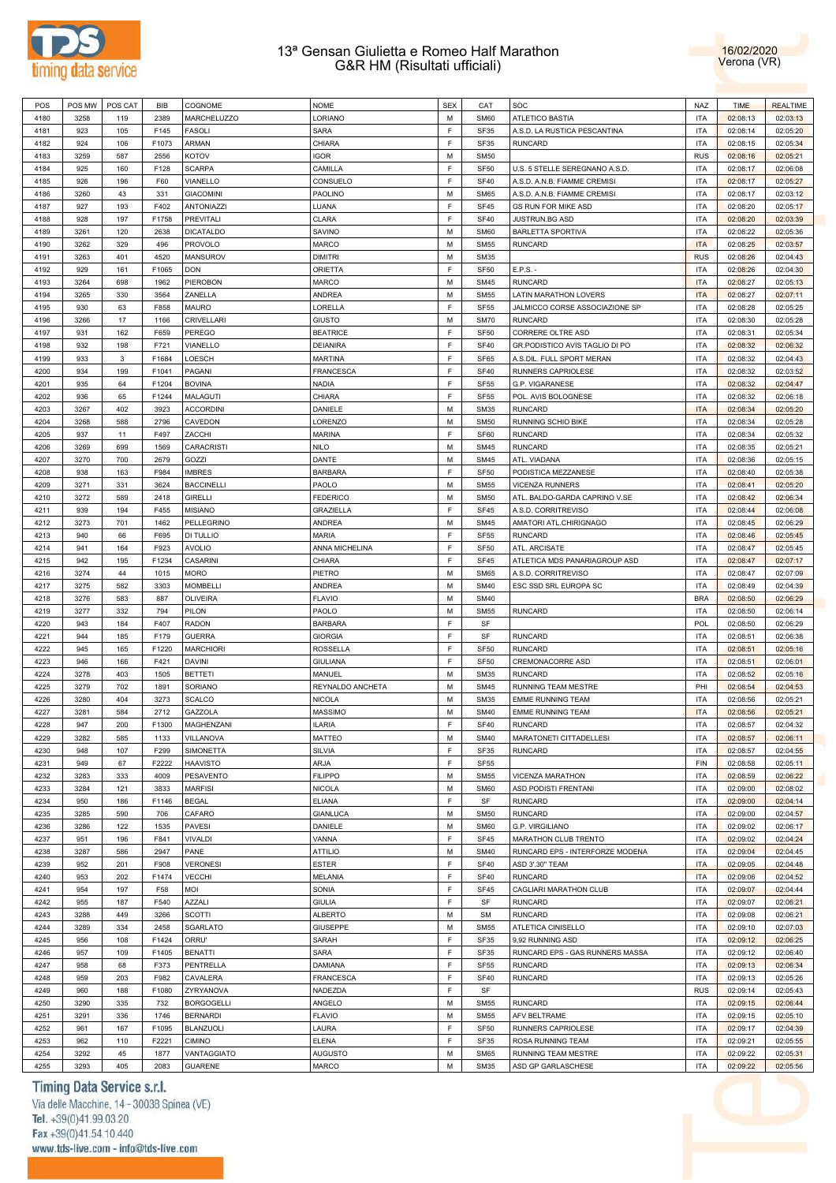# 13ª Gensan Giulietta e Romeo Half Marathon
## G&R HM (Risultati ufficiali)

16/02/2020
Verona (VR)

| POS | POS MW | POS CAT | BIB | COGNOME | NOME | SEX | CAT | SOC | NAZ | TIME | REALTIME |
|---|---|---|---|---|---|---|---|---|---|---|---|
| 4180 | 3258 | 119 | 2389 | MARCHELUZZO | LORIANO | M | SM60 | ATLETICO BASTIA | ITA | 02:08:13 | 02:03:13 |
| 4181 | 923 | 105 | F145 | FASOLI | SARA | F | SF35 | A.S.D. LA RUSTICA PESCANTINA | ITA | 02:08:14 | 02:05:20 |
| 4182 | 924 | 106 | F1073 | ARMAN | CHIARA | F | SF35 | RUNCARD | ITA | 02:08:15 | 02:05:34 |
| 4183 | 3259 | 587 | 2556 | KOTOV | IGOR | M | SM50 | | RUS | 02:08:16 | 02:05:21 |
| 4184 | 925 | 160 | F128 | SCARPA | CAMILLA | F | SF50 | U.S. 5 STELLE SEREGNANO A.S.D. | ITA | 02:08:17 | 02:06:08 |
| 4185 | 926 | 196 | F60 | VIANELLO | CONSUELO | F | SF40 | A.S.D. A.N.B. FIAMME CREMISI | ITA | 02:08:17 | 02:05:27 |
| 4186 | 3260 | 43 | 331 | GIACOMINI | PAOLINO | M | SM65 | A.S.D. A.N.B. FIAMME CREMISI | ITA | 02:08:17 | 02:03:12 |
| 4187 | 927 | 193 | F402 | ANTONIAZZI | LUANA | F | SF45 | GS RUN FOR MIKE ASD | ITA | 02:08:20 | 02:05:17 |
| 4188 | 928 | 197 | F1758 | PREVITALI | CLARA | F | SF40 | JUSTRUN.BG ASD | ITA | 02:08:20 | 02:03:39 |
| 4189 | 3261 | 120 | 2638 | DICATALDO | SAVINO | M | SM60 | BARLETTA SPORTIVA | ITA | 02:08:22 | 02:05:36 |
| 4190 | 3262 | 329 | 496 | PROVOLO | MARCO | M | SM55 | RUNCARD | ITA | 02:08:25 | 02:03:57 |
| 4191 | 3263 | 401 | 4520 | MANSUROV | DIMITRI | M | SM35 | | RUS | 02:08:26 | 02:04:43 |
| 4192 | 929 | 161 | F1065 | DON | ORIETTA | F | SF50 | E.P.S. - | ITA | 02:08:26 | 02:04:30 |
| 4193 | 3264 | 698 | 1962 | PIEROBON | MARCO | M | SM45 | RUNCARD | ITA | 02:08:27 | 02:05:13 |
| 4194 | 3265 | 330 | 3564 | ZANELLA | ANDREA | M | SM55 | LATIN MARATHON LOVERS | ITA | 02:08:27 | 02:07:11 |
| 4195 | 930 | 63 | F858 | MAURO | LORELLA | F | SF55 | JALMICCO CORSE ASSOCIAZIONE SP | ITA | 02:08:28 | 02:05:25 |
| 4196 | 3266 | 17 | 1166 | CRIVELLARI | GIUSTO | M | SM70 | RUNCARD | ITA | 02:08:30 | 02:05:28 |
| 4197 | 931 | 162 | F659 | PEREGO | BEATRICE | F | SF50 | CORRERE OLTRE ASD | ITA | 02:08:31 | 02:05:34 |
| 4198 | 932 | 198 | F721 | VIANELLO | DEIANIRA | F | SF40 | GR.PODISTICO AVIS TAGLIO DI PO | ITA | 02:08:32 | 02:06:32 |
| 4199 | 933 | 3 | F1684 | LOESCH | MARTINA | F | SF65 | A.S.DIL. FULL SPORT MERAN | ITA | 02:08:32 | 02:04:43 |
| 4200 | 934 | 199 | F1041 | PAGANI | FRANCESCA | F | SF40 | RUNNERS CAPRIOLESE | ITA | 02:08:32 | 02:03:52 |
| 4201 | 935 | 64 | F1204 | BOVINA | NADIA | F | SF55 | G.P. VIGARANESE | ITA | 02:08:32 | 02:04:47 |
| 4202 | 936 | 65 | F1244 | MALAGUTI | CHIARA | F | SF55 | POL. AVIS BOLOGNESE | ITA | 02:08:32 | 02:06:18 |
| 4203 | 3267 | 402 | 3923 | ACCORDINI | DANIELE | M | SM35 | RUNCARD | ITA | 02:08:34 | 02:05:20 |
| 4204 | 3268 | 588 | 2796 | CAVEDON | LORENZO | M | SM50 | RUNNING SCHIO BIKE | ITA | 02:08:34 | 02:05:28 |
| 4205 | 937 | 11 | F497 | ZACCHI | MARINA | F | SF60 | RUNCARD | ITA | 02:08:34 | 02:05:32 |
| 4206 | 3269 | 699 | 1569 | CARACRISTI | NILO | M | SM45 | RUNCARD | ITA | 02:08:35 | 02:05:21 |
| 4207 | 3270 | 700 | 2679 | GOZZI | DANTE | M | SM45 | ATL. VIADANA | ITA | 02:08:36 | 02:05:15 |
| 4208 | 938 | 163 | F984 | IMBRES | BARBARA | F | SF50 | PODISTICA MEZZANESE | ITA | 02:08:40 | 02:05:38 |
| 4209 | 3271 | 331 | 3624 | BACCINELLI | PAOLO | M | SM55 | VICENZA RUNNERS | ITA | 02:08:41 | 02:05:20 |
| 4210 | 3272 | 589 | 2418 | GIRELLI | FEDERICO | M | SM50 | ATL. BALDO-GARDA CAPRINO V.SE | ITA | 02:08:42 | 02:06:34 |
| 4211 | 939 | 194 | F455 | MISIANO | GRAZIELLA | F | SF45 | A.S.D. CORRITREVISO | ITA | 02:08:44 | 02:06:08 |
| 4212 | 3273 | 701 | 1462 | PELLEGRINO | ANDREA | M | SM45 | AMATORI ATL.CHIRIGNAGO | ITA | 02:08:45 | 02:06:29 |
| 4213 | 940 | 66 | F695 | DI TULLIO | MARIA | F | SF55 | RUNCARD | ITA | 02:08:46 | 02:05:45 |
| 4214 | 941 | 164 | F923 | AVOLIO | ANNA MICHELINA | F | SF50 | ATL. ARCISATE | ITA | 02:08:47 | 02:05:45 |
| 4215 | 942 | 195 | F1234 | CASARINI | CHIARA | F | SF45 | ATLETICA PANARIAGROUP ASD | ITA | 02:08:47 | 02:07:17 |
| 4216 | 3274 | 44 | 1015 | MORO | PIETRO | M | SM65 | A.S.D. CORRITREVISO | ITA | 02:08:47 | 02:07:09 |
| 4217 | 3275 | 582 | 3303 | MOMBELLI | ANDREA | M | SM40 | ESC SSD SRL EUROPA SC | ITA | 02:08:49 | 02:04:39 |
| 4218 | 3276 | 583 | 887 | OLIVEIRA | FLAVIO | M | SM40 | | BRA | 02:08:50 | 02:06:29 |
| 4219 | 3277 | 332 | 794 | PILON | PAOLO | M | SM55 | RUNCARD | ITA | 02:08:50 | 02:06:14 |
| 4220 | 943 | 184 | F407 | RADON | BARBARA | F | SF | | POL | 02:08:50 | 02:06:29 |
| 4221 | 944 | 185 | F179 | GUERRA | GIORGIA | F | SF | RUNCARD | ITA | 02:08:51 | 02:06:38 |
| 4222 | 945 | 165 | F1220 | MARCHIORI | ROSSELLA | F | SF50 | RUNCARD | ITA | 02:08:51 | 02:05:16 |
| 4223 | 946 | 166 | F421 | DAVINI | GIULIANA | F | SF50 | CREMONACORRE ASD | ITA | 02:08:51 | 02:06:01 |
| 4224 | 3278 | 403 | 1505 | BETTETI | MANUEL | M | SM35 | RUNCARD | ITA | 02:08:52 | 02:05:16 |
| 4225 | 3279 | 702 | 1891 | SORIANO | REYNALDO ANCHETA | M | SM45 | RUNNING TEAM MESTRE | PHI | 02:08:54 | 02:04:53 |
| 4226 | 3280 | 404 | 3273 | SCALCO | NICOLA | M | SM35 | EMME RUNNING TEAM | ITA | 02:08:56 | 02:05:21 |
| 4227 | 3281 | 584 | 2712 | GAZZOLA | MASSIMO | M | SM40 | EMME RUNNING TEAM | ITA | 02:08:56 | 02:05:21 |
| 4228 | 947 | 200 | F1300 | MAGHENZANI | ILARIA | F | SF40 | RUNCARD | ITA | 02:08:57 | 02:04:32 |
| 4229 | 3282 | 585 | 1133 | VILLANOVA | MATTEO | M | SM40 | MARATONETI CITTADELLESI | ITA | 02:08:57 | 02:06:11 |
| 4230 | 948 | 107 | F299 | SIMONETTA | SILVIA | F | SF35 | RUNCARD | ITA | 02:08:57 | 02:04:55 |
| 4231 | 949 | 67 | F2222 | HAAVISTO | ARJA | F | SF55 | | FIN | 02:08:58 | 02:05:11 |
| 4232 | 3283 | 333 | 4009 | PESAVENTO | FILIPPO | M | SM55 | VICENZA MARATHON | ITA | 02:08:59 | 02:06:22 |
| 4233 | 3284 | 121 | 3833 | MARFISI | NICOLA | M | SM60 | ASD PODISTI FRENTANI | ITA | 02:09:00 | 02:08:02 |
| 4234 | 950 | 186 | F1146 | BEGAL | ELIANA | F | SF | RUNCARD | ITA | 02:09:00 | 02:04:14 |
| 4235 | 3285 | 590 | 706 | CAFARO | GIANLUCA | M | SM50 | RUNCARD | ITA | 02:09:00 | 02:04:57 |
| 4236 | 3286 | 122 | 1535 | PAVESI | DANIELE | M | SM60 | G.P. VIRGILIANO | ITA | 02:09:02 | 02:06:17 |
| 4237 | 951 | 196 | F841 | VIVALDI | VANNA | F | SF45 | MARATHON CLUB TRENTO | ITA | 02:09:02 | 02:04:24 |
| 4238 | 3287 | 586 | 2947 | PANE | ATTILIO | M | SM40 | RUNCARD EPS - INTERFORZE MODENA | ITA | 02:09:04 | 02:04:45 |
| 4239 | 952 | 201 | F908 | VERONESI | ESTER | F | SF40 | ASD 3'.30" TEAM | ITA | 02:09:05 | 02:04:48 |
| 4240 | 953 | 202 | F1474 | VECCHI | MELANIA | F | SF40 | RUNCARD | ITA | 02:09:06 | 02:04:52 |
| 4241 | 954 | 197 | F58 | MOI | SONIA | F | SF45 | CAGLIARI MARATHON CLUB | ITA | 02:09:07 | 02:04:44 |
| 4242 | 955 | 187 | F540 | AZZALI | GIULIA | F | SF | RUNCARD | ITA | 02:09:07 | 02:06:21 |
| 4243 | 3288 | 449 | 3266 | SCOTTI | ALBERTO | M | SM | RUNCARD | ITA | 02:09:08 | 02:06:21 |
| 4244 | 3289 | 334 | 2458 | SGARLATO | GIUSEPPE | M | SM55 | ATLETICA CINISELLO | ITA | 02:09:10 | 02:07:03 |
| 4245 | 956 | 108 | F1424 | ORRU' | SARAH | F | SF35 | 9,92 RUNNING ASD | ITA | 02:09:12 | 02:06:25 |
| 4246 | 957 | 109 | F1405 | BENATTI | SARA | F | SF35 | RUNCARD EPS - GAS RUNNERS MASSA | ITA | 02:09:12 | 02:06:40 |
| 4247 | 958 | 68 | F373 | PENTRELLA | DAMIANA | F | SF55 | RUNCARD | ITA | 02:09:13 | 02:06:34 |
| 4248 | 959 | 203 | F982 | CAVALERA | FRANCESCA | F | SF40 | RUNCARD | ITA | 02:09:13 | 02:05:26 |
| 4249 | 960 | 188 | F1080 | ZYRYANOVA | NADEZDA | F | SF | | RUS | 02:09:14 | 02:05:43 |
| 4250 | 3290 | 335 | 732 | BORGOGELLI | ANGELO | M | SM55 | RUNCARD | ITA | 02:09:15 | 02:06:44 |
| 4251 | 3291 | 336 | 1746 | BERNARDI | FLAVIO | M | SM55 | AFV BELTRAME | ITA | 02:09:15 | 02:05:10 |
| 4252 | 961 | 167 | F1095 | BLANZUOLI | LAURA | F | SF50 | RUNNERS CAPRIOLESE | ITA | 02:09:17 | 02:04:39 |
| 4253 | 962 | 110 | F2221 | CIMINO | ELENA | F | SF35 | ROSA RUNNING TEAM | ITA | 02:09:21 | 02:05:55 |
| 4254 | 3292 | 45 | 1877 | VANTAGGIATO | AUGUSTO | M | SM65 | RUNNING TEAM MESTRE | ITA | 02:09:22 | 02:05:31 |
| 4255 | 3293 | 405 | 2083 | GUARENE | MARCO | M | SM35 | ASD GP GARLASCHESE | ITA | 02:09:22 | 02:05:56 |

Timing Data Service s.r.l.
Via delle Macchine, 14 - 30038 Spinea (VE)
Tel. +39(0)41.99.03.20
Fax +39(0)41.54.10.440
www.tds-live.com - info@tds-live.com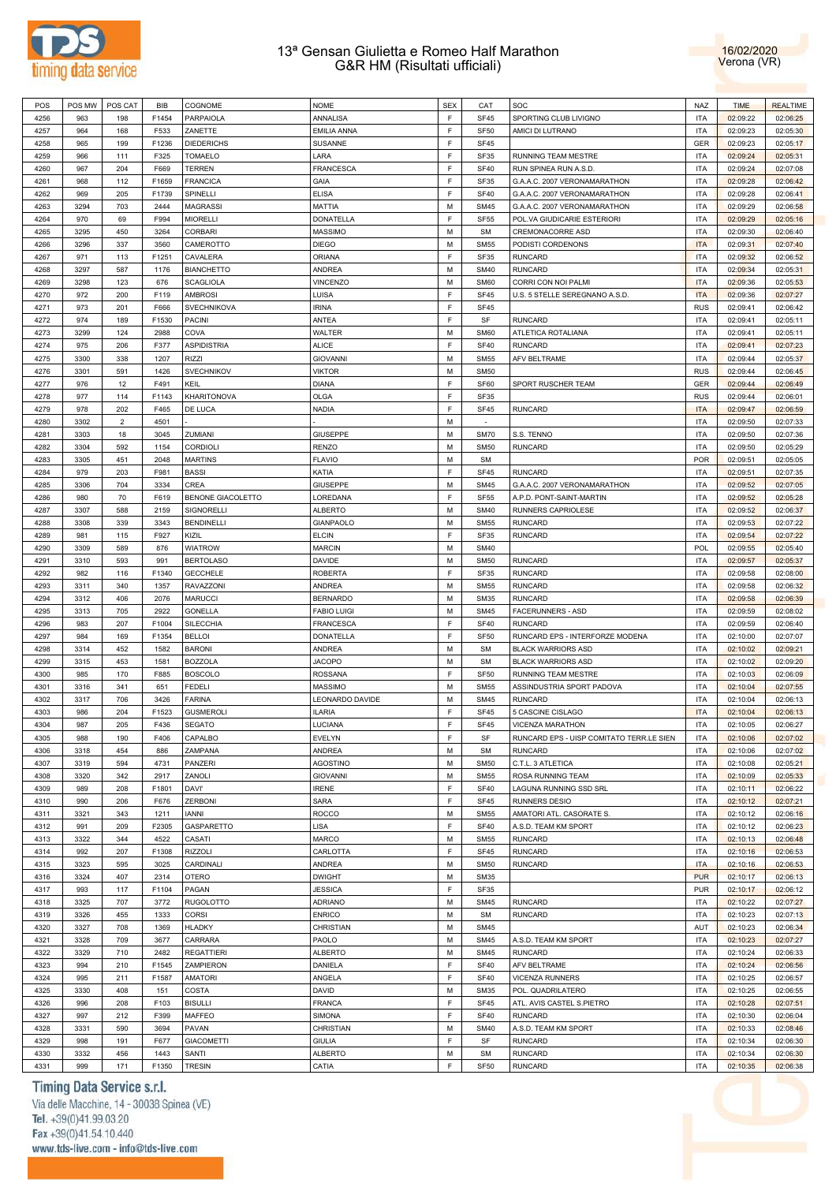# 13ª Gensan Giulietta e Romeo Half Marathon
## G&R HM (Risultati ufficiali)

16/02/2020
Verona (VR)

| POS | POS MW | POS CAT | BIB | COGNOME | NOME | SEX | CAT | SOC | NAZ | TIME | REALTIME |
|---|---|---|---|---|---|---|---|---|---|---|---|
| 4256 | 963 | 198 | F1454 | PARPAIOLA | ANNALISA | F | SF45 | SPORTING CLUB LIVIGNO | ITA | 02:09:22 | 02:06:25 |
| 4257 | 964 | 168 | F533 | ZANETTE | EMILIA ANNA | F | SF50 | AMICI DI LUTRANO | ITA | 02:09:23 | 02:05:30 |
| 4258 | 965 | 199 | F1236 | DIEDERICHS | SUSANNE | F | SF45 | | GER | 02:09:23 | 02:05:17 |
| 4259 | 966 | 111 | F325 | TOMAELO | LARA | F | SF35 | RUNNING TEAM MESTRE | ITA | 02:09:24 | 02:05:31 |
| 4260 | 967 | 204 | F669 | TERREN | FRANCESCA | F | SF40 | RUN SPINEA RUN A.S.D. | ITA | 02:09:24 | 02:07:08 |
| 4261 | 968 | 112 | F1659 | FRANCICA | GAIA | F | SF35 | G.A.A.C. 2007 VERONAMARATHON | ITA | 02:09:28 | 02:06:42 |
| 4262 | 969 | 205 | F1739 | SPINELLI | ELISA | F | SF40 | G.A.A.C. 2007 VERONAMARATHON | ITA | 02:09:28 | 02:06:41 |
| 4263 | 3294 | 703 | 2444 | MAGRASSI | MATTIA | M | SM45 | G.A.A.C. 2007 VERONAMARATHON | ITA | 02:09:29 | 02:06:58 |
| 4264 | 970 | 69 | F994 | MIORELLI | DONATELLA | F | SF55 | POL.VA GIUDICARIE ESTERIORI | ITA | 02:09:29 | 02:05:16 |
| 4265 | 3295 | 450 | 3264 | CORBARI | MASSIMO | M | SM | CREMONACORRE ASD | ITA | 02:09:30 | 02:06:40 |
| 4266 | 3296 | 337 | 3560 | CAMEROTTO | DIEGO | M | SM55 | PODISTI CORDENONS | ITA | 02:09:31 | 02:07:40 |
| 4267 | 971 | 113 | F1251 | CAVALERA | ORIANA | F | SF35 | RUNCARD | ITA | 02:09:32 | 02:06:52 |
| 4268 | 3297 | 587 | 1176 | BIANCHETTO | ANDREA | M | SM40 | RUNCARD | ITA | 02:09:34 | 02:05:31 |
| 4269 | 3298 | 123 | 676 | SCAGLIOLA | VINCENZO | M | SM60 | CORRI CON NOI PALMI | ITA | 02:09:36 | 02:05:53 |
| 4270 | 972 | 200 | F119 | AMBROSI | LUISA | F | SF45 | U.S. 5 STELLE SEREGNANO A.S.D. | ITA | 02:09:36 | 02:07:27 |
| 4271 | 973 | 201 | F666 | SVECHNIKOVA | IRINA | F | SF45 | | RUS | 02:09:41 | 02:06:42 |
| 4272 | 974 | 189 | F1530 | PACINI | ANTEA | F | SF | RUNCARD | ITA | 02:09:41 | 02:05:11 |
| 4273 | 3299 | 124 | 2988 | COVA | WALTER | M | SM60 | ATLETICA ROTALIANA | ITA | 02:09:41 | 02:05:11 |
| 4274 | 975 | 206 | F377 | ASPIDISTRIA | ALICE | F | SF40 | RUNCARD | ITA | 02:09:41 | 02:07:23 |
| 4275 | 3300 | 338 | 1207 | RIZZI | GIOVANNI | M | SM55 | AFV BELTRAME | ITA | 02:09:44 | 02:05:37 |
| 4276 | 3301 | 591 | 1426 | SVECHNIKOV | VIKTOR | M | SM50 | | RUS | 02:09:44 | 02:06:45 |
| 4277 | 976 | 12 | F491 | KEIL | DIANA | F | SF60 | SPORT RUSCHER TEAM | GER | 02:09:44 | 02:06:49 |
| 4278 | 977 | 114 | F1143 | KHARITONOVA | OLGA | F | SF35 | | RUS | 02:09:44 | 02:06:01 |
| 4279 | 978 | 202 | F465 | DE LUCA | NADIA | F | SF45 | RUNCARD | ITA | 02:09:47 | 02:06:59 |
| 4280 | 3302 | 2 | 4501 | - | - | M | - | | ITA | 02:09:50 | 02:07:33 |
| 4281 | 3303 | 18 | 3045 | ZUMIANI | GIUSEPPE | M | SM70 | S.S. TENNO | ITA | 02:09:50 | 02:07:36 |
| 4282 | 3304 | 592 | 1154 | CORDIOLI | RENZO | M | SM50 | RUNCARD | ITA | 02:09:50 | 02:05:29 |
| 4283 | 3305 | 451 | 2048 | MARTINS | FLAVIO | M | SM | | POR | 02:09:51 | 02:05:05 |
| 4284 | 979 | 203 | F981 | BASSI | KATIA | F | SF45 | RUNCARD | ITA | 02:09:51 | 02:07:35 |
| 4285 | 3306 | 704 | 3334 | CREA | GIUSEPPE | M | SM45 | G.A.A.C. 2007 VERONAMARATHON | ITA | 02:09:52 | 02:07:05 |
| 4286 | 980 | 70 | F619 | BENONE GIACOLETTO | LOREDANA | F | SF55 | A.P.D. PONT-SAINT-MARTIN | ITA | 02:09:52 | 02:05:28 |
| 4287 | 3307 | 588 | 2159 | SIGNORELLI | ALBERTO | M | SM40 | RUNNERS CAPRIOLESE | ITA | 02:09:52 | 02:06:37 |
| 4288 | 3308 | 339 | 3343 | BENDINELLI | GIANPAOLO | M | SM55 | RUNCARD | ITA | 02:09:53 | 02:07:22 |
| 4289 | 981 | 115 | F927 | KIZIL | ELCIN | F | SF35 | RUNCARD | ITA | 02:09:54 | 02:07:22 |
| 4290 | 3309 | 589 | 876 | WIATROW | MARCIN | M | SM40 | | POL | 02:09:55 | 02:05:40 |
| 4291 | 3310 | 593 | 991 | BERTOLASO | DAVIDE | M | SM50 | RUNCARD | ITA | 02:09:57 | 02:05:37 |
| 4292 | 982 | 116 | F1340 | GECCHELE | ROBERTA | F | SF35 | RUNCARD | ITA | 02:09:58 | 02:08:00 |
| 4293 | 3311 | 340 | 1357 | RAVAZZONI | ANDREA | M | SM55 | RUNCARD | ITA | 02:09:58 | 02:06:32 |
| 4294 | 3312 | 406 | 2076 | MARUCCI | BERNARDO | M | SM35 | RUNCARD | ITA | 02:09:58 | 02:06:39 |
| 4295 | 3313 | 705 | 2922 | GONELLA | FABIO LUIGI | M | SM45 | FACERUNNERS - ASD | ITA | 02:09:59 | 02:08:02 |
| 4296 | 983 | 207 | F1004 | SILECCHIA | FRANCESCA | F | SF40 | RUNCARD | ITA | 02:09:59 | 02:06:40 |
| 4297 | 984 | 169 | F1354 | BELLOI | DONATELLA | F | SF50 | RUNCARD EPS - INTERFORZE MODENA | ITA | 02:10:00 | 02:07:07 |
| 4298 | 3314 | 452 | 1582 | BARONI | ANDREA | M | SM | BLACK WARRIORS ASD | ITA | 02:10:02 | 02:09:21 |
| 4299 | 3315 | 453 | 1581 | BOZZOLA | JACOPO | M | SM | BLACK WARRIORS ASD | ITA | 02:10:02 | 02:09:20 |
| 4300 | 985 | 170 | F885 | BOSCOLO | ROSSANA | F | SF50 | RUNNING TEAM MESTRE | ITA | 02:10:03 | 02:06:09 |
| 4301 | 3316 | 341 | 651 | FEDELI | MASSIMO | M | SM55 | ASSINDUSTRIA SPORT PADOVA | ITA | 02:10:04 | 02:07:55 |
| 4302 | 3317 | 706 | 3426 | FARINA | LEONARDO DAVIDE | M | SM45 | RUNCARD | ITA | 02:10:04 | 02:06:13 |
| 4303 | 986 | 204 | F1523 | GUSMEROLI | ILARIA | F | SF45 | 5 CASCINE CISLAGO | ITA | 02:10:04 | 02:06:13 |
| 4304 | 987 | 205 | F436 | SEGATO | LUCIANA | F | SF45 | VICENZA MARATHON | ITA | 02:10:05 | 02:06:27 |
| 4305 | 988 | 190 | F406 | CAPALBO | EVELYN | F | SF | RUNCARD EPS - UISP COMITATO TERR.LE SIEN | ITA | 02:10:06 | 02:07:02 |
| 4306 | 3318 | 454 | 886 | ZAMPANA | ANDREA | M | SM | RUNCARD | ITA | 02:10:06 | 02:07:02 |
| 4307 | 3319 | 594 | 4731 | PANZERI | AGOSTINO | M | SM50 | C.T.L. 3 ATLETICA | ITA | 02:10:08 | 02:05:21 |
| 4308 | 3320 | 342 | 2917 | ZANOLI | GIOVANNI | M | SM55 | ROSA RUNNING TEAM | ITA | 02:10:09 | 02:05:33 |
| 4309 | 989 | 208 | F1801 | DAVI' | IRENE | F | SF40 | LAGUNA RUNNING SSD SRL | ITA | 02:10:11 | 02:06:22 |
| 4310 | 990 | 206 | F676 | ZERBONI | SARA | F | SF45 | RUNNERS DESIO | ITA | 02:10:12 | 02:07:21 |
| 4311 | 3321 | 343 | 1211 | IANNI | ROCCO | M | SM55 | AMATORI ATL. CASORATE S. | ITA | 02:10:12 | 02:06:16 |
| 4312 | 991 | 209 | F2305 | GASPARETTO | LISA | F | SF40 | A.S.D. TEAM KM SPORT | ITA | 02:10:12 | 02:06:23 |
| 4313 | 3322 | 344 | 4522 | CASATI | MARCO | M | SM55 | RUNCARD | ITA | 02:10:13 | 02:06:48 |
| 4314 | 992 | 207 | F1308 | RIZZOLI | CARLOTTA | F | SF45 | RUNCARD | ITA | 02:10:16 | 02:06:53 |
| 4315 | 3323 | 595 | 3025 | CARDINALI | ANDREA | M | SM50 | RUNCARD | ITA | 02:10:16 | 02:06:53 |
| 4316 | 3324 | 407 | 2314 | OTERO | DWIGHT | M | SM35 | | PUR | 02:10:17 | 02:06:13 |
| 4317 | 993 | 117 | F1104 | PAGAN | JESSICA | F | SF35 | | PUR | 02:10:17 | 02:06:12 |
| 4318 | 3325 | 707 | 3772 | RUGOLOTTO | ADRIANO | M | SM45 | RUNCARD | ITA | 02:10:22 | 02:07:27 |
| 4319 | 3326 | 455 | 1333 | CORSI | ENRICO | M | SM | RUNCARD | ITA | 02:10:23 | 02:07:13 |
| 4320 | 3327 | 708 | 1369 | HLADKY | CHRISTIAN | M | SM45 | | AUT | 02:10:23 | 02:06:34 |
| 4321 | 3328 | 709 | 3677 | CARRARA | PAOLO | M | SM45 | A.S.D. TEAM KM SPORT | ITA | 02:10:23 | 02:07:27 |
| 4322 | 3329 | 710 | 2482 | REGATTIERI | ALBERTO | M | SM45 | RUNCARD | ITA | 02:10:24 | 02:06:33 |
| 4323 | 994 | 210 | F1545 | ZAMPIERON | DANIELA | F | SF40 | AFV BELTRAME | ITA | 02:10:24 | 02:06:56 |
| 4324 | 995 | 211 | F1587 | AMATORI | ANGELA | F | SF40 | VICENZA RUNNERS | ITA | 02:10:25 | 02:06:57 |
| 4325 | 3330 | 408 | 151 | COSTA | DAVID | M | SM35 | POL. QUADRILATERO | ITA | 02:10:25 | 02:06:55 |
| 4326 | 996 | 208 | F103 | BISULLI | FRANCA | F | SF45 | ATL. AVIS CASTEL S.PIETRO | ITA | 02:10:28 | 02:07:51 |
| 4327 | 997 | 212 | F399 | MAFFEO | SIMONA | F | SF40 | RUNCARD | ITA | 02:10:30 | 02:06:04 |
| 4328 | 3331 | 590 | 3694 | PAVAN | CHRISTIAN | M | SM40 | A.S.D. TEAM KM SPORT | ITA | 02:10:33 | 02:08:46 |
| 4329 | 998 | 191 | F677 | GIACOMETTI | GIULIA | F | SF | RUNCARD | ITA | 02:10:34 | 02:06:30 |
| 4330 | 3332 | 456 | 1443 | SANTI | ALBERTO | M | SM | RUNCARD | ITA | 02:10:34 | 02:06:30 |
| 4331 | 999 | 171 | F1350 | TRESIN | CATIA | F | SF50 | RUNCARD | ITA | 02:10:35 | 02:06:38 |

Timing Data Service s.r.l.
Via delle Macchine, 14 - 30038 Spinea (VE)
Tel. +39(0)41.99.03.20
Fax +39(0)41.54.10.440
www.tds-live.com - info@tds-live.com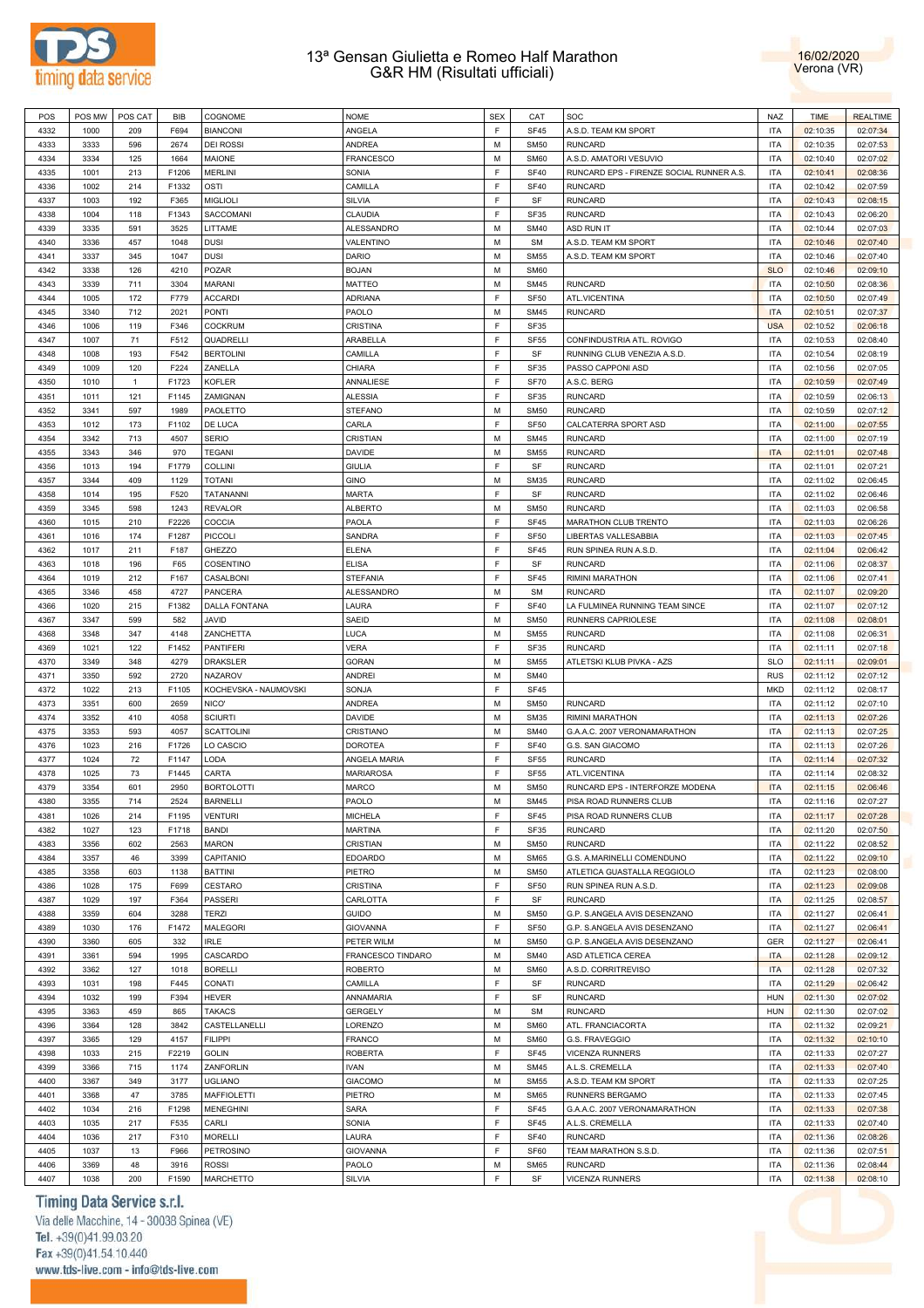# 13ª Gensan Giulietta e Romeo Half Marathon
## G&R HM (Risultati ufficiali)

16/02/2020
Verona (VR)

| POS | POS MW | POS CAT | BIB | COGNOME | NOME | SEX | CAT | SOC | NAZ | TIME | REALTIME |
|---|---|---|---|---|---|---|---|---|---|---|---|
| 4332 | 1000 | 209 | F694 | BIANCONI | ANGELA | F | SF45 | A.S.D. TEAM KM SPORT | ITA | 02:10:35 | 02:07:34 |
| 4333 | 3333 | 596 | 2674 | DEI ROSSI | ANDREA | M | SM50 | RUNCARD | ITA | 02:10:35 | 02:07:53 |
| 4334 | 3334 | 125 | 1664 | MAIONE | FRANCESCO | M | SM60 | A.S.D. AMATORI VESUVIO | ITA | 02:10:40 | 02:07:02 |
| 4335 | 1001 | 213 | F1206 | MERLINI | SONIA | F | SF40 | RUNCARD EPS - FIRENZE SOCIAL RUNNER A.S. | ITA | 02:10:41 | 02:08:36 |
| 4336 | 1002 | 214 | F1332 | OSTI | CAMILLA | F | SF40 | RUNCARD | ITA | 02:10:42 | 02:07:59 |
| 4337 | 1003 | 192 | F365 | MIGLIOLI | SILVIA | F | SF | RUNCARD | ITA | 02:10:43 | 02:08:15 |
| 4338 | 1004 | 118 | F1343 | SACCOMANI | CLAUDIA | F | SF35 | RUNCARD | ITA | 02:10:43 | 02:06:20 |
| 4339 | 3335 | 591 | 3525 | LITTAME | ALESSANDRO | M | SM40 | ASD RUN IT | ITA | 02:10:44 | 02:07:03 |
| 4340 | 3336 | 457 | 1048 | DUSI | VALENTINO | M | SM | A.S.D. TEAM KM SPORT | ITA | 02:10:46 | 02:07:40 |
| 4341 | 3337 | 345 | 1047 | DUSI | DARIO | M | SM55 | A.S.D. TEAM KM SPORT | ITA | 02:10:46 | 02:07:40 |
| 4342 | 3338 | 126 | 4210 | POZAR | BOJAN | M | SM60 | | SLO | 02:10:46 | 02:09:10 |
| 4343 | 3339 | 711 | 3304 | MARANI | MATTEO | M | SM45 | RUNCARD | ITA | 02:10:50 | 02:08:36 |
| 4344 | 1005 | 172 | F779 | ACCARDI | ADRIANA | F | SF50 | ATL.VICENTINA | ITA | 02:10:50 | 02:07:49 |
| 4345 | 3340 | 712 | 2021 | PONTI | PAOLO | M | SM45 | RUNCARD | ITA | 02:10:51 | 02:07:37 |
| 4346 | 1006 | 119 | F346 | COCKRUM | CRISTINA | F | SF35 | | USA | 02:10:52 | 02:06:18 |
| 4347 | 1007 | 71 | F512 | QUADRELLI | ARABELLA | F | SF55 | CONFINDUSTRIA ATL. ROVIGO | ITA | 02:10:53 | 02:08:40 |
| 4348 | 1008 | 193 | F542 | BERTOLINI | CAMILLA | F | SF | RUNNING CLUB VENEZIA A.S.D. | ITA | 02:10:54 | 02:08:19 |
| 4349 | 1009 | 120 | F224 | ZANELLA | CHIARA | F | SF35 | PASSO CAPPONI ASD | ITA | 02:10:56 | 02:07:05 |
| 4350 | 1010 | 1 | F1723 | KOFLER | ANNALIESE | F | SF70 | A.S.C. BERG | ITA | 02:10:59 | 02:07:49 |
| 4351 | 1011 | 121 | F1145 | ZAMIGNAN | ALESSIA | F | SF35 | RUNCARD | ITA | 02:10:59 | 02:06:13 |
| 4352 | 3341 | 597 | 1989 | PAOLETTO | STEFANO | M | SM50 | RUNCARD | ITA | 02:10:59 | 02:07:12 |
| 4353 | 1012 | 173 | F1102 | DE LUCA | CARLA | F | SF50 | CALCATERRA SPORT ASD | ITA | 02:11:00 | 02:07:55 |
| 4354 | 3342 | 713 | 4507 | SERIO | CRISTIAN | M | SM45 | RUNCARD | ITA | 02:11:00 | 02:07:19 |
| 4355 | 3343 | 346 | 970 | TEGANI | DAVIDE | M | SM55 | RUNCARD | ITA | 02:11:01 | 02:07:48 |
| 4356 | 1013 | 194 | F1779 | COLLINI | GIULIA | F | SF | RUNCARD | ITA | 02:11:01 | 02:07:21 |
| 4357 | 3344 | 409 | 1129 | TOTANI | GINO | M | SM35 | RUNCARD | ITA | 02:11:02 | 02:06:45 |
| 4358 | 1014 | 195 | F520 | TATANANNI | MARTA | F | SF | RUNCARD | ITA | 02:11:02 | 02:06:46 |
| 4359 | 3345 | 598 | 1243 | REVALOR | ALBERTO | M | SM50 | RUNCARD | ITA | 02:11:03 | 02:06:58 |
| 4360 | 1015 | 210 | F2226 | COCCIA | PAOLA | F | SF45 | MARATHON CLUB TRENTO | ITA | 02:11:03 | 02:06:26 |
| 4361 | 1016 | 174 | F1287 | PICCOLI | SANDRA | F | SF50 | LIBERTAS VALLESABBIA | ITA | 02:11:03 | 02:07:45 |
| 4362 | 1017 | 211 | F187 | GHEZZO | ELENA | F | SF45 | RUN SPINEA RUN A.S.D. | ITA | 02:11:04 | 02:06:42 |
| 4363 | 1018 | 196 | F65 | COSENTINO | ELISA | F | SF | RUNCARD | ITA | 02:11:06 | 02:08:37 |
| 4364 | 1019 | 212 | F167 | CASALBONI | STEFANIA | F | SF45 | RIMINI MARATHON | ITA | 02:11:06 | 02:07:41 |
| 4365 | 3346 | 458 | 4727 | PANCERA | ALESSANDRO | M | SM | RUNCARD | ITA | 02:11:07 | 02:09:20 |
| 4366 | 1020 | 215 | F1382 | DALLA FONTANA | LAURA | F | SF40 | LA FULMINEA RUNNING TEAM SINCE | ITA | 02:11:07 | 02:07:12 |
| 4367 | 3347 | 599 | 582 | JAVID | SAEID | M | SM50 | RUNNERS CAPRIOLESE | ITA | 02:11:08 | 02:08:01 |
| 4368 | 3348 | 347 | 4148 | ZANCHETTA | LUCA | M | SM55 | RUNCARD | ITA | 02:11:08 | 02:06:31 |
| 4369 | 1021 | 122 | F1452 | PANTIFERI | VERA | F | SF35 | RUNCARD | ITA | 02:11:11 | 02:07:18 |
| 4370 | 3349 | 348 | 4279 | DRAKSLER | GORAN | M | SM55 | ATLETSKI KLUB PIVKA - AZS | SLO | 02:11:11 | 02:09:01 |
| 4371 | 3350 | 592 | 2720 | NAZAROV | ANDREI | M | SM40 | | RUS | 02:11:12 | 02:07:12 |
| 4372 | 1022 | 213 | F1105 | KOCHEVSKA - NAUMOVSKI | SONJA | F | SF45 | | MKD | 02:11:12 | 02:08:17 |
| 4373 | 3351 | 600 | 2659 | NICO' | ANDREA | M | SM50 | RUNCARD | ITA | 02:11:12 | 02:07:10 |
| 4374 | 3352 | 410 | 4058 | SCIURTI | DAVIDE | M | SM35 | RIMINI MARATHON | ITA | 02:11:13 | 02:07:26 |
| 4375 | 3353 | 593 | 4057 | SCATTOLINI | CRISTIANO | M | SM40 | G.A.A.C. 2007 VERONAMARATHON | ITA | 02:11:13 | 02:07:25 |
| 4376 | 1023 | 216 | F1726 | LO CASCIO | DOROTEA | F | SF40 | G.S. SAN GIACOMO | ITA | 02:11:13 | 02:07:26 |
| 4377 | 1024 | 72 | F1147 | LODA | ANGELA MARIA | F | SF55 | RUNCARD | ITA | 02:11:14 | 02:07:32 |
| 4378 | 1025 | 73 | F1445 | CARTA | MARIAROSA | F | SF55 | ATL.VICENTINA | ITA | 02:11:14 | 02:08:32 |
| 4379 | 3354 | 601 | 2950 | BORTOLOTTI | MARCO | M | SM50 | RUNCARD EPS - INTERFORZE MODENA | ITA | 02:11:15 | 02:06:46 |
| 4380 | 3355 | 714 | 2524 | BARNELLI | PAOLO | M | SM45 | PISA ROAD RUNNERS CLUB | ITA | 02:11:16 | 02:07:27 |
| 4381 | 1026 | 214 | F1195 | VENTURI | MICHELA | F | SF45 | PISA ROAD RUNNERS CLUB | ITA | 02:11:17 | 02:07:28 |
| 4382 | 1027 | 123 | F1718 | BANDI | MARTINA | F | SF35 | RUNCARD | ITA | 02:11:20 | 02:07:50 |
| 4383 | 3356 | 602 | 2563 | MARON | CRISTIAN | M | SM50 | RUNCARD | ITA | 02:11:22 | 02:08:52 |
| 4384 | 3357 | 46 | 3399 | CAPITANIO | EDOARDO | M | SM65 | G.S. A.MARINELLI COMENDUNO | ITA | 02:11:22 | 02:09:10 |
| 4385 | 3358 | 603 | 1138 | BATTINI | PIETRO | M | SM50 | ATLETICA GUASTALLA REGGIOLO | ITA | 02:11:23 | 02:08:00 |
| 4386 | 1028 | 175 | F699 | CESTARO | CRISTINA | F | SF50 | RUN SPINEA RUN A.S.D. | ITA | 02:11:23 | 02:09:08 |
| 4387 | 1029 | 197 | F364 | PASSERI | CARLOTTA | F | SF | RUNCARD | ITA | 02:11:25 | 02:08:57 |
| 4388 | 3359 | 604 | 3288 | TERZI | GUIDO | M | SM50 | G.P. S.ANGELA AVIS DESENZANO | ITA | 02:11:27 | 02:06:41 |
| 4389 | 1030 | 176 | F1472 | MALEGORI | GIOVANNA | F | SF50 | G.P. S.ANGELA AVIS DESENZANO | ITA | 02:11:27 | 02:06:41 |
| 4390 | 3360 | 605 | 332 | IRLE | PETER WILM | M | SM50 | G.P. S.ANGELA AVIS DESENZANO | GER | 02:11:27 | 02:06:41 |
| 4391 | 3361 | 594 | 1995 | CASCARDO | FRANCESCO TINDARO | M | SM40 | ASD ATLETICA CEREA | ITA | 02:11:28 | 02:09:12 |
| 4392 | 3362 | 127 | 1018 | BORELLI | ROBERTO | M | SM60 | A.S.D. CORRITREVISO | ITA | 02:11:28 | 02:07:32 |
| 4393 | 1031 | 198 | F445 | CONATI | CAMILLA | F | SF | RUNCARD | ITA | 02:11:29 | 02:06:42 |
| 4394 | 1032 | 199 | F394 | HEVER | ANNAMARIA | F | SF | RUNCARD | HUN | 02:11:30 | 02:07:02 |
| 4395 | 3363 | 459 | 865 | TAKACS | GERGELY | M | SM | RUNCARD | HUN | 02:11:30 | 02:07:02 |
| 4396 | 3364 | 128 | 3842 | CASTELLANELLI | LORENZO | M | SM60 | ATL. FRANCIACORTA | ITA | 02:11:32 | 02:09:21 |
| 4397 | 3365 | 129 | 4157 | FILIPPI | FRANCO | M | SM60 | G.S. FRAVEGGIO | ITA | 02:11:32 | 02:10:10 |
| 4398 | 1033 | 215 | F2219 | GOLIN | ROBERTA | F | SF45 | VICENZA RUNNERS | ITA | 02:11:33 | 02:07:27 |
| 4399 | 3366 | 715 | 1174 | ZANFORLIN | IVAN | M | SM45 | A.L.S. CREMELLA | ITA | 02:11:33 | 02:07:40 |
| 4400 | 3367 | 349 | 3177 | UGLIANO | GIACOMO | M | SM55 | A.S.D. TEAM KM SPORT | ITA | 02:11:33 | 02:07:25 |
| 4401 | 3368 | 47 | 3785 | MAFFIOLETTI | PIETRO | M | SM65 | RUNNERS BERGAMO | ITA | 02:11:33 | 02:07:45 |
| 4402 | 1034 | 216 | F1298 | MENEGHINI | SARA | F | SF45 | G.A.A.C. 2007 VERONAMARATHON | ITA | 02:11:33 | 02:07:38 |
| 4403 | 1035 | 217 | F535 | CARLI | SONIA | F | SF45 | A.L.S. CREMELLA | ITA | 02:11:33 | 02:07:40 |
| 4404 | 1036 | 217 | F310 | MORELLI | LAURA | F | SF40 | RUNCARD | ITA | 02:11:36 | 02:08:26 |
| 4405 | 1037 | 13 | F966 | PETROSINO | GIOVANNA | F | SF60 | TEAM MARATHON S.S.D. | ITA | 02:11:36 | 02:07:51 |
| 4406 | 3369 | 48 | 3916 | ROSSI | PAOLO | M | SM65 | RUNCARD | ITA | 02:11:36 | 02:08:44 |
| 4407 | 1038 | 200 | F1590 | MARCHETTO | SILVIA | F | SF | VICENZA RUNNERS | ITA | 02:11:38 | 02:08:10 |

Timing Data Service s.r.l.
Via delle Macchine, 14 - 30038 Spinea (VE)
Tel. +39(0)41.99.03.20
Fax +39(0)41.54.10.440
www.tds-live.com - info@tds-live.com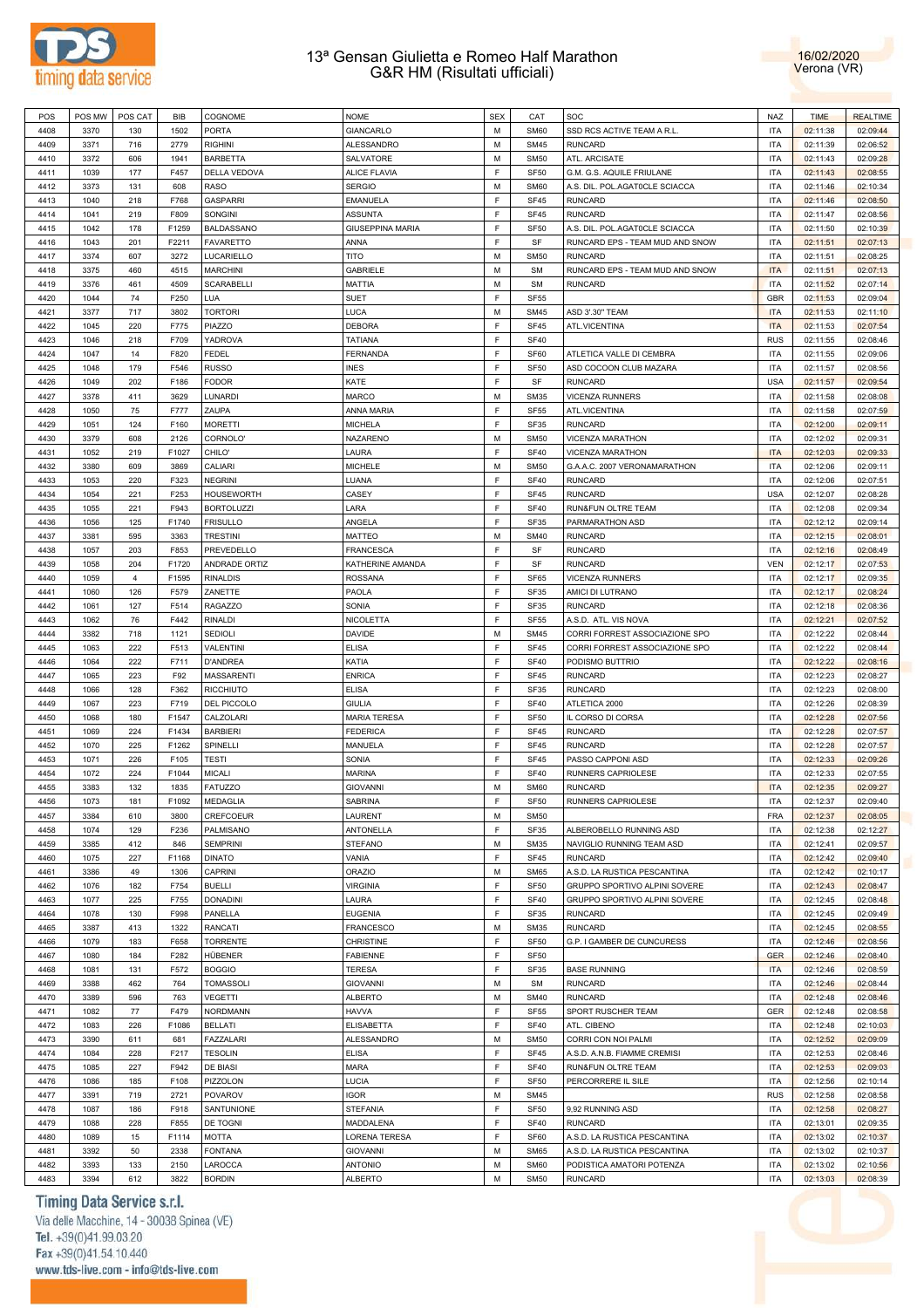# 13ª Gensan Giulietta e Romeo Half Marathon
## G&R HM (Risultati ufficiali)

16/02/2020
Verona (VR)

| POS | POS MW | POS CAT | BIB | COGNOME | NOME | SEX | CAT | SOC | NAZ | TIME | REALTIME |
|---|---|---|---|---|---|---|---|---|---|---|---|
| 4408 | 3370 | 130 | 1502 | PORTA | GIANCARLO | M | SM60 | SSD RCS ACTIVE TEAM A R.L. | ITA | 02:11:38 | 02:09:44 |
| 4409 | 3371 | 716 | 2779 | RIGHINI | ALESSANDRO | M | SM45 | RUNCARD | ITA | 02:11:39 | 02:06:52 |
| 4410 | 3372 | 606 | 1941 | BARBETTA | SALVATORE | M | SM50 | ATL. ARCISATE | ITA | 02:11:43 | 02:09:28 |
| 4411 | 1039 | 177 | F457 | DELLA VEDOVA | ALICE FLAVIA | F | SF50 | G.M. G.S. AQUILE FRIULANE | ITA | 02:11:43 | 02:08:55 |
| 4412 | 3373 | 131 | 608 | RASO | SERGIO | M | SM60 | A.S. DIL. POL.AGAT0CLE SCIACCA | ITA | 02:11:46 | 02:10:34 |
| 4413 | 1040 | 218 | F768 | GASPARRI | EMANUELA | F | SF45 | RUNCARD | ITA | 02:11:46 | 02:08:50 |
| 4414 | 1041 | 219 | F809 | SONGINI | ASSUNTA | F | SF45 | RUNCARD | ITA | 02:11:47 | 02:08:56 |
| 4415 | 1042 | 178 | F1259 | BALDASSANO | GIUSEPPINA MARIA | F | SF50 | A.S. DIL. POL.AGAT0CLE SCIACCA | ITA | 02:11:50 | 02:10:39 |
| 4416 | 1043 | 201 | F2211 | FAVARETTO | ANNA | F | SF | RUNCARD EPS - TEAM MUD AND SNOW | ITA | 02:11:51 | 02:07:13 |
| 4417 | 3374 | 607 | 3272 | LUCARIELLO | TITO | M | SM50 | RUNCARD | ITA | 02:11:51 | 02:08:25 |
| 4418 | 3375 | 460 | 4515 | MARCHINI | GABRIELE | M | SM | RUNCARD EPS - TEAM MUD AND SNOW | ITA | 02:11:51 | 02:07:13 |
| 4419 | 3376 | 461 | 4509 | SCARABELLI | MATTIA | M | SM | RUNCARD | ITA | 02:11:52 | 02:07:14 |
| 4420 | 1044 | 74 | F250 | LUA | SUET | F | SF55 |  | GBR | 02:11:53 | 02:09:04 |
| 4421 | 3377 | 717 | 3802 | TORTORI | LUCA | M | SM45 | ASD 3'.30'' TEAM | ITA | 02:11:53 | 02:11:10 |
| 4422 | 1045 | 220 | F775 | PIAZZO | DEBORA | F | SF45 | ATL.VICENTINA | ITA | 02:11:53 | 02:07:54 |
| 4423 | 1046 | 218 | F709 | YADROVA | TATIANA | F | SF40 |  | RUS | 02:11:55 | 02:08:46 |
| 4424 | 1047 | 14 | F820 | FEDEL | FERNANDA | F | SF60 | ATLETICA VALLE DI CEMBRA | ITA | 02:11:55 | 02:09:06 |
| 4425 | 1048 | 179 | F546 | RUSSO | INES | F | SF50 | ASD COCOON CLUB MAZARA | ITA | 02:11:57 | 02:08:56 |
| 4426 | 1049 | 202 | F186 | FODOR | KATE | F | SF | RUNCARD | USA | 02:11:57 | 02:09:54 |
| 4427 | 3378 | 411 | 3629 | LUNARDI | MARCO | M | SM35 | VICENZA RUNNERS | ITA | 02:11:58 | 02:08:08 |
| 4428 | 1050 | 75 | F777 | ZAUPA | ANNA MARIA | F | SF55 | ATL.VICENTINA | ITA | 02:11:58 | 02:07:59 |
| 4429 | 1051 | 124 | F160 | MORETTI | MICHELA | F | SF35 | RUNCARD | ITA | 02:12:00 | 02:09:11 |
| 4430 | 3379 | 608 | 2126 | CORNOLO' | NAZARENO | M | SM50 | VICENZA MARATHON | ITA | 02:12:02 | 02:09:31 |
| 4431 | 1052 | 219 | F1027 | CHILO' | LAURA | F | SF40 | VICENZA MARATHON | ITA | 02:12:03 | 02:09:33 |
| 4432 | 3380 | 609 | 3869 | CALIARI | MICHELE | M | SM50 | G.A.A.C. 2007 VERONAMARATHON | ITA | 02:12:06 | 02:09:11 |
| 4433 | 1053 | 220 | F323 | NEGRINI | LUANA | F | SF40 | RUNCARD | ITA | 02:12:06 | 02:07:51 |
| 4434 | 1054 | 221 | F253 | HOUSEWORTH | CASEY | F | SF45 | RUNCARD | USA | 02:12:07 | 02:08:28 |
| 4435 | 1055 | 221 | F943 | BORTOLUZZI | LARA | F | SF40 | RUN&FUN OLTRE TEAM | ITA | 02:12:08 | 02:09:34 |
| 4436 | 1056 | 125 | F1740 | FRISULLO | ANGELA | F | SF35 | PARMARATHON ASD | ITA | 02:12:12 | 02:09:14 |
| 4437 | 3381 | 595 | 3363 | TRESTINI | MATTEO | M | SM40 | RUNCARD | ITA | 02:12:15 | 02:08:01 |
| 4438 | 1057 | 203 | F853 | PREVEDELLO | FRANCESCA | F | SF | RUNCARD | ITA | 02:12:16 | 02:08:49 |
| 4439 | 1058 | 204 | F1720 | ANDRADE ORTIZ | KATHERINE AMANDA | F | SF | RUNCARD | VEN | 02:12:17 | 02:07:53 |
| 4440 | 1059 | 4 | F1595 | RINALDIS | ROSSANA | F | SF65 | VICENZA RUNNERS | ITA | 02:12:17 | 02:09:35 |
| 4441 | 1060 | 126 | F579 | ZANETTE | PAOLA | F | SF35 | AMICI DI LUTRANO | ITA | 02:12:17 | 02:08:24 |
| 4442 | 1061 | 127 | F514 | RAGAZZO | SONIA | F | SF35 | RUNCARD | ITA | 02:12:18 | 02:08:36 |
| 4443 | 1062 | 76 | F442 | RINALDI | NICOLETTA | F | SF55 | A.S.D. ATL. VIS NOVA | ITA | 02:12:21 | 02:07:52 |
| 4444 | 3382 | 718 | 1121 | SEDIOLI | DAVIDE | M | SM45 | CORRI FORREST ASSOCIAZIONE SPO | ITA | 02:12:22 | 02:08:44 |
| 4445 | 1063 | 222 | F513 | VALENTINI | ELISA | F | SF45 | CORRI FORREST ASSOCIAZIONE SPO | ITA | 02:12:22 | 02:08:44 |
| 4446 | 1064 | 222 | F711 | D'ANDREA | KATIA | F | SF40 | PODISMO BUTTRIO | ITA | 02:12:22 | 02:08:16 |
| 4447 | 1065 | 223 | F92 | MASSARENTI | ENRICA | F | SF45 | RUNCARD | ITA | 02:12:23 | 02:08:27 |
| 4448 | 1066 | 128 | F362 | RICCHIUTO | ELISA | F | SF35 | RUNCARD | ITA | 02:12:23 | 02:08:00 |
| 4449 | 1067 | 223 | F719 | DEL PICCOLO | GIULIA | F | SF40 | ATLETICA 2000 | ITA | 02:12:26 | 02:08:39 |
| 4450 | 1068 | 180 | F1547 | CALZOLARI | MARIA TERESA | F | SF50 | IL CORSO DI CORSA | ITA | 02:12:28 | 02:07:56 |
| 4451 | 1069 | 224 | F1434 | BARBIERI | FEDERICA | F | SF45 | RUNCARD | ITA | 02:12:28 | 02:07:57 |
| 4452 | 1070 | 225 | F1262 | SPINELLI | MANUELA | F | SF45 | RUNCARD | ITA | 02:12:28 | 02:07:57 |
| 4453 | 1071 | 226 | F105 | TESTI | SONIA | F | SF45 | PASSO CAPPONI ASD | ITA | 02:12:33 | 02:09:26 |
| 4454 | 1072 | 224 | F1044 | MICALI | MARINA | F | SF40 | RUNNERS CAPRIOLESE | ITA | 02:12:33 | 02:07:55 |
| 4455 | 3383 | 132 | 1835 | FATUZZO | GIOVANNI | M | SM60 | RUNCARD | ITA | 02:12:35 | 02:09:27 |
| 4456 | 1073 | 181 | F1092 | MEDAGLIA | SABRINA | F | SF50 | RUNNERS CAPRIOLESE | ITA | 02:12:37 | 02:09:40 |
| 4457 | 3384 | 610 | 3800 | CREFCOEUR | LAURENT | M | SM50 |  | FRA | 02:12:37 | 02:08:05 |
| 4458 | 1074 | 129 | F236 | PALMISANO | ANTONELLA | F | SF35 | ALBEROBELLO RUNNING ASD | ITA | 02:12:38 | 02:12:27 |
| 4459 | 3385 | 412 | 846 | SEMPRINI | STEFANO | M | SM35 | NAVIGLIO RUNNING TEAM ASD | ITA | 02:12:41 | 02:09:57 |
| 4460 | 1075 | 227 | F1168 | DINATO | VANIA | F | SF45 | RUNCARD | ITA | 02:12:42 | 02:09:40 |
| 4461 | 3386 | 49 | 1306 | CAPRINI | ORAZIO | M | SM65 | A.S.D. LA RUSTICA PESCANTINA | ITA | 02:12:42 | 02:10:17 |
| 4462 | 1076 | 182 | F754 | BUELLI | VIRGINIA | F | SF50 | GRUPPO SPORTIVO ALPINI SOVERE | ITA | 02:12:43 | 02:08:47 |
| 4463 | 1077 | 225 | F755 | DONADINI | LAURA | F | SF40 | GRUPPO SPORTIVO ALPINI SOVERE | ITA | 02:12:45 | 02:08:48 |
| 4464 | 1078 | 130 | F998 | PANELLA | EUGENIA | F | SF35 | RUNCARD | ITA | 02:12:45 | 02:09:49 |
| 4465 | 3387 | 413 | 1322 | RANCATI | FRANCESCO | M | SM35 | RUNCARD | ITA | 02:12:45 | 02:08:55 |
| 4466 | 1079 | 183 | F658 | TORRENTE | CHRISTINE | F | SF50 | G.P. I GAMBER DE CUNCURESS | ITA | 02:12:46 | 02:08:56 |
| 4467 | 1080 | 184 | F282 | HÜBENER | FABIENNE | F | SF50 |  | GER | 02:12:46 | 02:08:40 |
| 4468 | 1081 | 131 | F572 | BOGGIO | TERESA | F | SF35 | BASE RUNNING | ITA | 02:12:46 | 02:08:59 |
| 4469 | 3388 | 462 | 764 | TOMASSOLI | GIOVANNI | M | SM | RUNCARD | ITA | 02:12:46 | 02:08:44 |
| 4470 | 3389 | 596 | 763 | VEGETTI | ALBERTO | M | SM40 | RUNCARD | ITA | 02:12:48 | 02:08:46 |
| 4471 | 1082 | 77 | F479 | NORDMANN | HAVVA | F | SF55 | SPORT RUSCHER TEAM | GER | 02:12:48 | 02:08:58 |
| 4472 | 1083 | 226 | F1086 | BELLATI | ELISABETTA | F | SF40 | ATL. CIBENO | ITA | 02:12:48 | 02:10:03 |
| 4473 | 3390 | 611 | 681 | FAZZALARI | ALESSANDRO | M | SM50 | CORRI CON NOI PALMI | ITA | 02:12:52 | 02:09:09 |
| 4474 | 1084 | 228 | F217 | TESOLIN | ELISA | F | SF45 | A.S.D. A.N.B. FIAMME CREMISI | ITA | 02:12:53 | 02:08:46 |
| 4475 | 1085 | 227 | F942 | DE BIASI | MARA | F | SF40 | RUN&FUN OLTRE TEAM | ITA | 02:12:53 | 02:09:03 |
| 4476 | 1086 | 185 | F108 | PIZZOLON | LUCIA | F | SF50 | PERCORRERE IL SILE | ITA | 02:12:56 | 02:10:14 |
| 4477 | 3391 | 719 | 2721 | POVAROV | IGOR | M | SM45 |  | RUS | 02:12:58 | 02:08:58 |
| 4478 | 1087 | 186 | F918 | SANTUNIONE | STEFANIA | F | SF50 | 9,92 RUNNING ASD | ITA | 02:12:58 | 02:08:27 |
| 4479 | 1088 | 228 | F855 | DE TOGNI | MADDALENA | F | SF40 | RUNCARD | ITA | 02:13:01 | 02:09:35 |
| 4480 | 1089 | 15 | F1114 | MOTTA | LORENA TERESA | F | SF60 | A.S.D. LA RUSTICA PESCANTINA | ITA | 02:13:02 | 02:10:37 |
| 4481 | 3392 | 50 | 2338 | FONTANA | GIOVANNI | M | SM65 | A.S.D. LA RUSTICA PESCANTINA | ITA | 02:13:02 | 02:10:37 |
| 4482 | 3393 | 133 | 2150 | LAROCCA | ANTONIO | M | SM60 | PODISTICA AMATORI POTENZA | ITA | 02:13:02 | 02:10:56 |
| 4483 | 3394 | 612 | 3822 | BORDIN | ALBERTO | M | SM50 | RUNCARD | ITA | 02:13:03 | 02:08:39 |

Timing Data Service s.r.l.
Via delle Macchine, 14 - 30038 Spinea (VE)
Tel. +39(0)41.99.03.20
Fax +39(0)41.54.10.440
www.tds-live.com - info@tds-live.com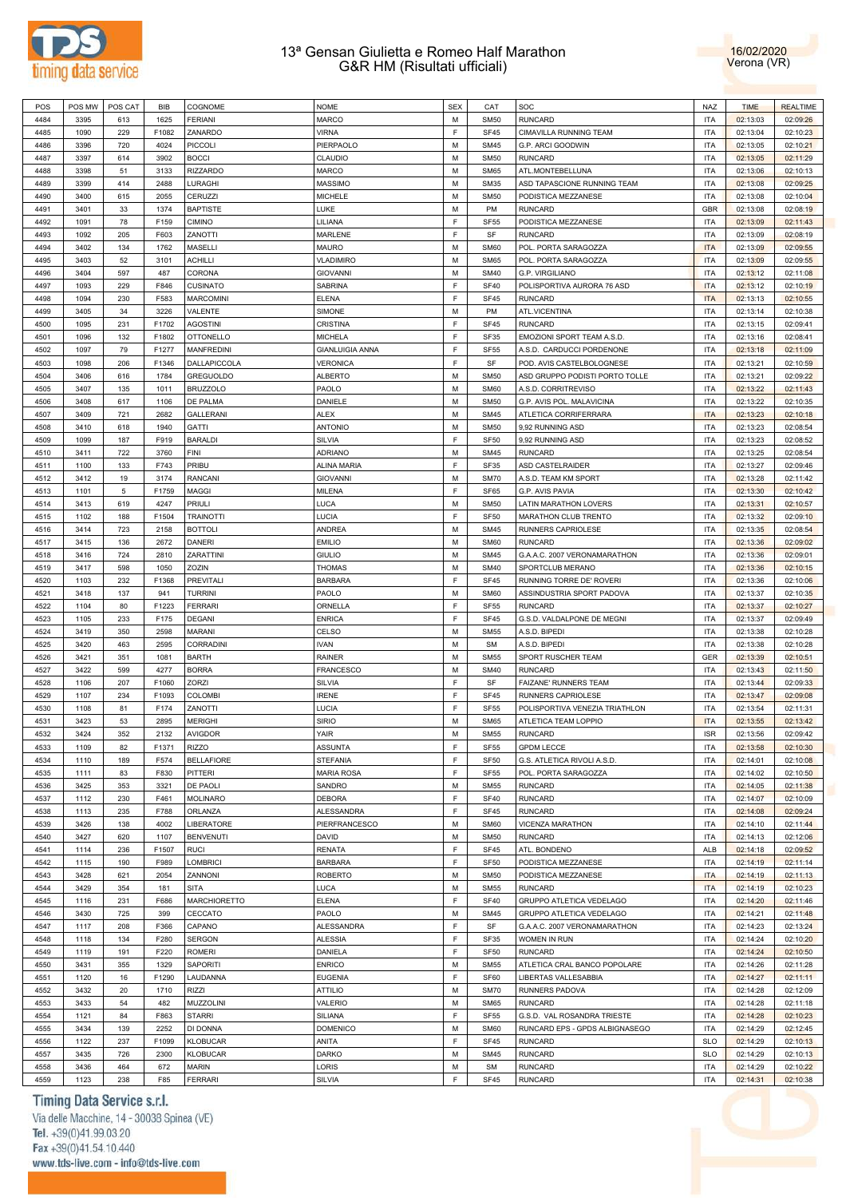# 13ª Gensan Giulietta e Romeo Half Marathon
## G&R HM (Risultati ufficiali)

16/02/2020
Verona (VR)

| POS | POS MW | POS CAT | BIB | COGNOME | NOME | SEX | CAT | SOC | NAZ | TIME | REALTIME |
|---|---|---|---|---|---|---|---|---|---|---|---|
| 4484 | 3395 | 613 | 1625 | FERIANI | MARCO | M | SM50 | RUNCARD | ITA | 02:13:03 | 02:09:26 |
| 4485 | 1090 | 229 | F1082 | ZANARDO | VIRNA | F | SF45 | CIMAVILLA RUNNING TEAM | ITA | 02:13:04 | 02:10:23 |
| 4486 | 3396 | 720 | 4024 | PICCOLI | PIERPAOLO | M | SM45 | G.P. ARCI GOODWIN | ITA | 02:13:05 | 02:10:21 |
| 4487 | 3397 | 614 | 3902 | BOCCI | CLAUDIO | M | SM50 | RUNCARD | ITA | 02:13:05 | 02:11:29 |
| 4488 | 3398 | 51 | 3133 | RIZZARDO | MARCO | M | SM65 | ATL.MONTEBELLUNA | ITA | 02:13:06 | 02:10:13 |
| 4489 | 3399 | 414 | 2488 | LURAGHI | MASSIMO | M | SM35 | ASD TAPASCIONE RUNNING TEAM | ITA | 02:13:08 | 02:09:25 |
| 4490 | 3400 | 615 | 2055 | CERUZZI | MICHELE | M | SM50 | PODISTICA MEZZANESE | ITA | 02:13:08 | 02:10:04 |
| 4491 | 3401 | 33 | 1374 | BAPTISTE | LUKE | M | PM | RUNCARD | GBR | 02:13:08 | 02:08:19 |
| 4492 | 1091 | 78 | F159 | CIMINO | LILIANA | F | SF55 | PODISTICA MEZZANESE | ITA | 02:13:09 | 02:11:43 |
| 4493 | 1092 | 205 | F603 | ZANOTTI | MARLENE | F | SF | RUNCARD | ITA | 02:13:09 | 02:08:19 |
| 4494 | 3402 | 134 | 1762 | MASELLI | MAURO | M | SM60 | POL. PORTA SARAGOZZA | ITA | 02:13:09 | 02:09:55 |
| 4495 | 3403 | 52 | 3101 | ACHILLI | VLADIMIRO | M | SM65 | POL. PORTA SARAGOZZA | ITA | 02:13:09 | 02:09:55 |
| 4496 | 3404 | 597 | 487 | CORONA | GIOVANNI | M | SM40 | G.P. VIRGILIANO | ITA | 02:13:12 | 02:11:08 |
| 4497 | 1093 | 229 | F846 | CUSINATO | SABRINA | F | SF40 | POLISPORTIVA AURORA 76 ASD | ITA | 02:13:12 | 02:10:19 |
| 4498 | 1094 | 230 | F583 | MARCOMINI | ELENA | F | SF45 | RUNCARD | ITA | 02:13:13 | 02:10:55 |
| 4499 | 3405 | 34 | 3226 | VALENTE | SIMONE | M | PM | ATL.VICENTINA | ITA | 02:13:14 | 02:10:38 |
| 4500 | 1095 | 231 | F1702 | AGOSTINI | CRISTINA | F | SF45 | RUNCARD | ITA | 02:13:15 | 02:09:41 |
| 4501 | 1096 | 132 | F1802 | OTTONELLO | MICHELA | F | SF35 | EMOZIONI SPORT TEAM A.S.D. | ITA | 02:13:16 | 02:08:41 |
| 4502 | 1097 | 79 | F1277 | MANFREDINI | GIANLUIGIA ANNA | F | SF55 | A.S.D. CARDUCCI PORDENONE | ITA | 02:13:18 | 02:11:09 |
| 4503 | 1098 | 206 | F1346 | DALLAPICCOLA | VERONICA | F | SF | POD. AVIS CASTELBOLOGNESE | ITA | 02:13:21 | 02:10:59 |
| 4504 | 3406 | 616 | 1784 | GREGUOLDO | ALBERTO | M | SM50 | ASD GRUPPO PODISTI PORTO TOLLE | ITA | 02:13:21 | 02:09:22 |
| 4505 | 3407 | 135 | 1011 | BRUZZOLO | PAOLO | M | SM60 | A.S.D. CORRITREVISO | ITA | 02:13:22 | 02:11:43 |
| 4506 | 3408 | 617 | 1106 | DE PALMA | DANIELE | M | SM50 | G.P. AVIS POL. MALAVICINA | ITA | 02:13:22 | 02:10:35 |
| 4507 | 3409 | 721 | 2682 | GALLERANI | ALEX | M | SM45 | ATLETICA CORRIFERRARA | ITA | 02:13:23 | 02:10:18 |
| 4508 | 3410 | 618 | 1940 | GATTI | ANTONIO | M | SM50 | 9,92 RUNNING ASD | ITA | 02:13:23 | 02:08:54 |
| 4509 | 1099 | 187 | F919 | BARALDI | SILVIA | F | SF50 | 9,92 RUNNING ASD | ITA | 02:13:23 | 02:08:52 |
| 4510 | 3411 | 722 | 3760 | FINI | ADRIANO | M | SM45 | RUNCARD | ITA | 02:13:25 | 02:08:54 |
| 4511 | 1100 | 133 | F743 | PRIBU | ALINA MARIA | F | SF35 | ASD CASTELRAIDER | ITA | 02:13:27 | 02:09:46 |
| 4512 | 3412 | 19 | 3174 | RANCANI | GIOVANNI | M | SM70 | A.S.D. TEAM KM SPORT | ITA | 02:13:28 | 02:11:42 |
| 4513 | 1101 | 5 | F1759 | MAGGI | MILENA | F | SF65 | G.P. AVIS PAVIA | ITA | 02:13:30 | 02:10:42 |
| 4514 | 3413 | 619 | 4247 | PRIULI | LUCA | M | SM50 | LATIN MARATHON LOVERS | ITA | 02:13:31 | 02:10:57 |
| 4515 | 1102 | 188 | F1504 | TRAINOTTI | LUCIA | F | SF50 | MARATHON CLUB TRENTO | ITA | 02:13:32 | 02:09:10 |
| 4516 | 3414 | 723 | 2158 | BOTTOLI | ANDREA | M | SM45 | RUNNERS CAPRIOLESE | ITA | 02:13:35 | 02:08:54 |
| 4517 | 3415 | 136 | 2672 | DANERI | EMILIO | M | SM60 | RUNCARD | ITA | 02:13:36 | 02:09:02 |
| 4518 | 3416 | 724 | 2810 | ZARATTINI | GIULIO | M | SM45 | G.A.A.C. 2007 VERONAMARATHON | ITA | 02:13:36 | 02:09:01 |
| 4519 | 3417 | 598 | 1050 | ZOZIN | THOMAS | M | SM40 | SPORTCLUB MERANO | ITA | 02:13:36 | 02:10:15 |
| 4520 | 1103 | 232 | F1368 | PREVITALI | BARBARA | F | SF45 | RUNNING TORRE DE' ROVERI | ITA | 02:13:36 | 02:10:06 |
| 4521 | 3418 | 137 | 941 | TURRINI | PAOLO | M | SM60 | ASSINDUSTRIA SPORT PADOVA | ITA | 02:13:37 | 02:10:35 |
| 4522 | 1104 | 80 | F1223 | FERRARI | ORNELLA | F | SF55 | RUNCARD | ITA | 02:13:37 | 02:10:27 |
| 4523 | 1105 | 233 | F175 | DEGANI | ENRICA | F | SF45 | G.S.D. VALDALPONE DE MEGNI | ITA | 02:13:37 | 02:09:49 |
| 4524 | 3419 | 350 | 2598 | MARANI | CELSO | M | SM55 | A.S.D. BIPEDI | ITA | 02:13:38 | 02:10:28 |
| 4525 | 3420 | 463 | 2595 | CORRADINI | IVAN | M | SM | A.S.D. BIPEDI | ITA | 02:13:38 | 02:10:28 |
| 4526 | 3421 | 351 | 1081 | BARTH | RAINER | M | SM55 | SPORT RUSCHER TEAM | GER | 02:13:39 | 02:10:51 |
| 4527 | 3422 | 599 | 4277 | BORRA | FRANCESCO | M | SM40 | RUNCARD | ITA | 02:13:43 | 02:11:50 |
| 4528 | 1106 | 207 | F1060 | ZORZI | SILVIA | F | SF | FAIZANE' RUNNERS TEAM | ITA | 02:13:44 | 02:09:33 |
| 4529 | 1107 | 234 | F1093 | COLOMBI | IRENE | F | SF45 | RUNNERS CAPRIOLESE | ITA | 02:13:47 | 02:09:08 |
| 4530 | 1108 | 81 | F174 | ZANOTTI | LUCIA | F | SF55 | POLISPORTIVA VENEZIA TRIATHLON | ITA | 02:13:54 | 02:11:31 |
| 4531 | 3423 | 53 | 2895 | MERIGHI | SIRIO | M | SM65 | ATLETICA TEAM LOPPIO | ITA | 02:13:55 | 02:13:42 |
| 4532 | 3424 | 352 | 2132 | AVIGDOR | YAIR | M | SM55 | RUNCARD | ISR | 02:13:56 | 02:09:42 |
| 4533 | 1109 | 82 | F1371 | RIZZO | ASSUNTA | F | SF55 | GPDM LECCE | ITA | 02:13:58 | 02:10:30 |
| 4534 | 1110 | 189 | F574 | BELLAFIORE | STEFANIA | F | SF50 | G.S. ATLETICA RIVOLI A.S.D. | ITA | 02:14:01 | 02:10:08 |
| 4535 | 1111 | 83 | F830 | PITTERI | MARIA ROSA | F | SF55 | POL. PORTA SARAGOZZA | ITA | 02:14:02 | 02:10:50 |
| 4536 | 3425 | 353 | 3321 | DE PAOLI | SANDRO | M | SM55 | RUNCARD | ITA | 02:14:05 | 02:11:38 |
| 4537 | 1112 | 230 | F461 | MOLINARO | DEBORA | F | SF40 | RUNCARD | ITA | 02:14:07 | 02:10:09 |
| 4538 | 1113 | 235 | F788 | ORLANZA | ALESSANDRA | F | SF45 | RUNCARD | ITA | 02:14:08 | 02:09:24 |
| 4539 | 3426 | 138 | 4002 | LIBERATORE | PIERFRANCESCO | M | SM60 | VICENZA MARATHON | ITA | 02:14:10 | 02:11:44 |
| 4540 | 3427 | 620 | 1107 | BENVENUTI | DAVID | M | SM50 | RUNCARD | ITA | 02:14:13 | 02:12:06 |
| 4541 | 1114 | 236 | F1507 | RUCI | RENATA | F | SF45 | ATL. BONDENO | ALB | 02:14:18 | 02:09:52 |
| 4542 | 1115 | 190 | F989 | LOMBRICI | BARBARA | F | SF50 | PODISTICA MEZZANESE | ITA | 02:14:19 | 02:11:14 |
| 4543 | 3428 | 621 | 2054 | ZANNONI | ROBERTO | M | SM50 | PODISTICA MEZZANESE | ITA | 02:14:19 | 02:11:13 |
| 4544 | 3429 | 354 | 181 | SITA | LUCA | M | SM55 | RUNCARD | ITA | 02:14:19 | 02:10:23 |
| 4545 | 1116 | 231 | F686 | MARCHIORETTO | ELENA | F | SF40 | GRUPPO ATLETICA VEDELAGO | ITA | 02:14:20 | 02:11:46 |
| 4546 | 3430 | 725 | 399 | CECCATO | PAOLO | M | SM45 | GRUPPO ATLETICA VEDELAGO | ITA | 02:14:21 | 02:11:48 |
| 4547 | 1117 | 208 | F366 | CAPANO | ALESSANDRA | F | SF | G.A.A.C. 2007 VERONAMARATHON | ITA | 02:14:23 | 02:13:24 |
| 4548 | 1118 | 134 | F280 | SERGON | ALESSIA | F | SF35 | WOMEN IN RUN | ITA | 02:14:24 | 02:10:20 |
| 4549 | 1119 | 191 | F220 | ROMERI | DANIELA | F | SF50 | RUNCARD | ITA | 02:14:24 | 02:10:50 |
| 4550 | 3431 | 355 | 1329 | SAPORITI | ENRICO | M | SM55 | ATLETICA CRAL BANCO POPOLARE | ITA | 02:14:26 | 02:11:28 |
| 4551 | 1120 | 16 | F1290 | LAUDANNA | EUGENIA | F | SF60 | LIBERTAS VALLESABBIA | ITA | 02:14:27 | 02:11:11 |
| 4552 | 3432 | 20 | 1710 | RIZZI | ATTILIO | M | SM70 | RUNNERS PADOVA | ITA | 02:14:28 | 02:12:09 |
| 4553 | 3433 | 54 | 482 | MUZZOLINI | VALERIO | M | SM65 | RUNCARD | ITA | 02:14:28 | 02:11:18 |
| 4554 | 1121 | 84 | F863 | STARRI | SILIANA | F | SF55 | G.S.D. VAL ROSANDRA TRIESTE | ITA | 02:14:28 | 02:10:23 |
| 4555 | 3434 | 139 | 2252 | DI DONNA | DOMENICO | M | SM60 | RUNCARD EPS - GPDS ALBIGNASEGO | ITA | 02:14:29 | 02:12:45 |
| 4556 | 1122 | 237 | F1099 | KLOBUCAR | ANITA | F | SF45 | RUNCARD | SLO | 02:14:29 | 02:10:13 |
| 4557 | 3435 | 726 | 2300 | KLOBUCAR | DARKO | M | SM45 | RUNCARD | SLO | 02:14:29 | 02:10:13 |
| 4558 | 3436 | 464 | 672 | MARIN | LORIS | M | SM | RUNCARD | ITA | 02:14:29 | 02:10:22 |
| 4559 | 1123 | 238 | F85 | FERRARI | SILVIA | F | SF45 | RUNCARD | ITA | 02:14:31 | 02:10:38 |

Timing Data Service s.r.l.
Via delle Macchine, 14 - 30038 Spinea (VE)
Tel. +39(0)41.99.03.20
Fax +39(0)41.54.10.440
www.tds-live.com - info@tds-live.com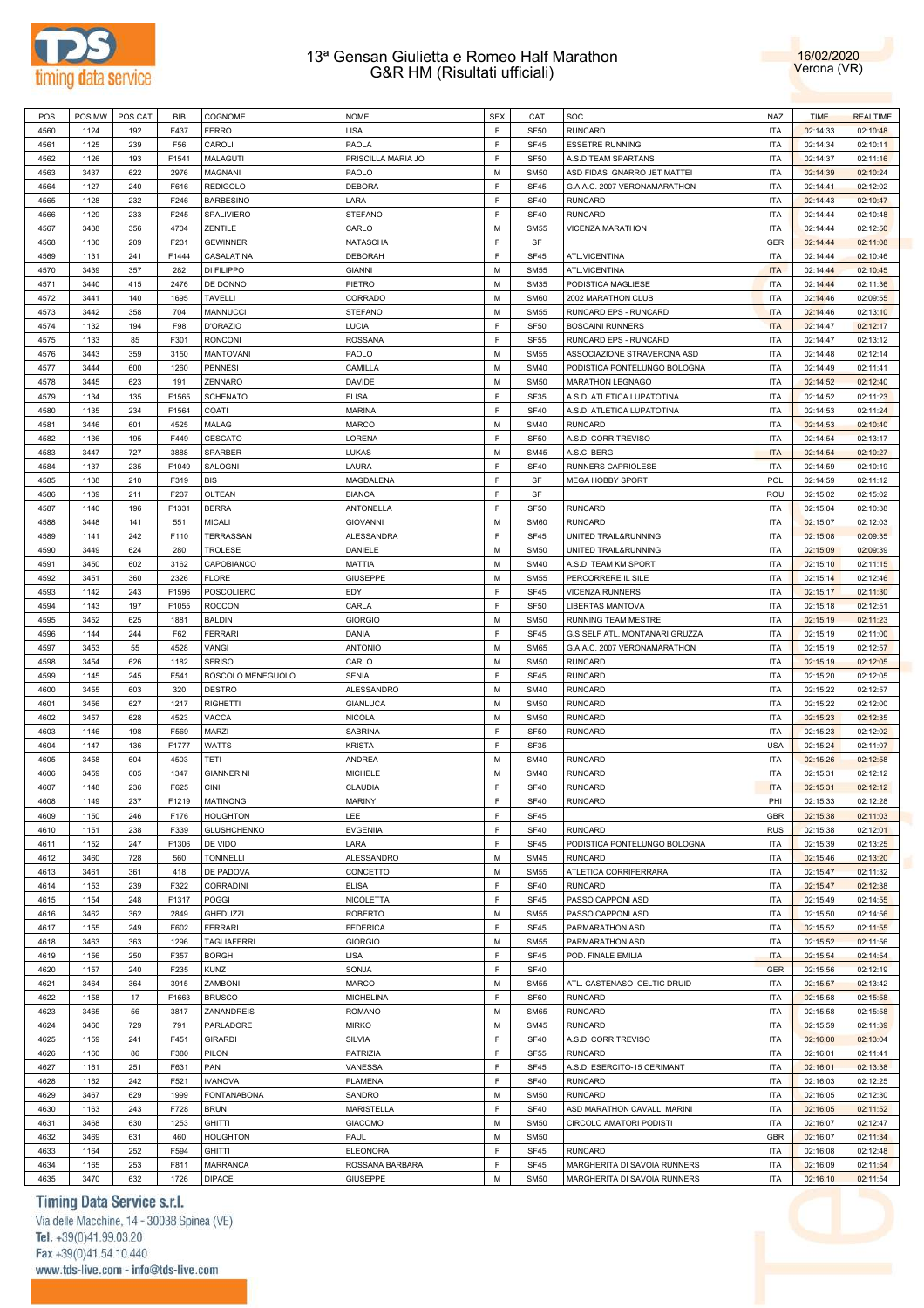# 13ª Gensan Giulietta e Romeo Half Marathon
## G&R HM (Risultati ufficiali)

16/02/2020
Verona (VR)

| POS | POS MW | POS CAT | BIB | COGNOME | NOME | SEX | CAT | SOC | NAZ | TIME | REALTIME |
|---|---|---|---|---|---|---|---|---|---|---|---|
| 4560 | 1124 | 192 | F437 | FERRO | LISA | F | SF50 | RUNCARD | ITA | 02:14:33 | 02:10:48 |
| 4561 | 1125 | 239 | F56 | CAROLI | PAOLA | F | SF45 | ESSETRE RUNNING | ITA | 02:14:34 | 02:10:11 |
| 4562 | 1126 | 193 | F1541 | MALAGUTI | PRISCILLA MARIA JO | F | SF50 | A.S.D TEAM SPARTANS | ITA | 02:14:37 | 02:11:16 |
| 4563 | 3437 | 622 | 2976 | MAGNANI | PAOLO | M | SM50 | ASD FIDAS GNARRO JET MATTEI | ITA | 02:14:39 | 02:10:24 |
| 4564 | 1127 | 240 | F616 | REDIGOLO | DEBORA | F | SF45 | G.A.A.C. 2007 VERONAMARATHON | ITA | 02:14:41 | 02:12:02 |
| 4565 | 1128 | 232 | F246 | BARBESINO | LARA | F | SF40 | RUNCARD | ITA | 02:14:43 | 02:10:47 |
| 4566 | 1129 | 233 | F245 | SPALIVIERO | STEFANO | F | SF40 | RUNCARD | ITA | 02:14:44 | 02:10:48 |
| 4567 | 3438 | 356 | 4704 | ZENTILE | CARLO | M | SM55 | VICENZA MARATHON | ITA | 02:14:44 | 02:12:50 |
| 4568 | 1130 | 209 | F231 | GEWINNER | NATASCHA | F | SF |  | GER | 02:14:44 | 02:11:08 |
| 4569 | 1131 | 241 | F1444 | CASALATINA | DEBORAH | F | SF45 | ATL.VICENTINA | ITA | 02:14:44 | 02:10:46 |
| 4570 | 3439 | 357 | 282 | DI FILIPPO | GIANNI | M | SM55 | ATL.VICENTINA | ITA | 02:14:44 | 02:10:45 |
| 4571 | 3440 | 415 | 2476 | DE DONNO | PIETRO | M | SM35 | PODISTICA MAGLIESE | ITA | 02:14:44 | 02:11:36 |
| 4572 | 3441 | 140 | 1695 | TAVELLI | CORRADO | M | SM60 | 2002 MARATHON CLUB | ITA | 02:14:46 | 02:09:55 |
| 4573 | 3442 | 358 | 704 | MANNUCCI | STEFANO | M | SM55 | RUNCARD EPS - RUNCARD | ITA | 02:14:46 | 02:13:10 |
| 4574 | 1132 | 194 | F98 | D'ORAZIO | LUCIA | F | SF50 | BOSCAINI RUNNERS | ITA | 02:14:47 | 02:12:17 |
| 4575 | 1133 | 85 | F301 | RONCONI | ROSSANA | F | SF55 | RUNCARD EPS - RUNCARD | ITA | 02:14:47 | 02:13:12 |
| 4576 | 3443 | 359 | 3150 | MANTOVANI | PAOLO | M | SM55 | ASSOCIAZIONE STRAVERONA ASD | ITA | 02:14:48 | 02:12:14 |
| 4577 | 3444 | 600 | 1260 | PENNESI | CAMILLA | M | SM40 | PODISTICA PONTELUNGO BOLOGNA | ITA | 02:14:49 | 02:11:41 |
| 4578 | 3445 | 623 | 191 | ZENNARO | DAVIDE | M | SM50 | MARATHON LEGNAGO | ITA | 02:14:52 | 02:12:40 |
| 4579 | 1134 | 135 | F1565 | SCHENATO | ELISA | F | SF35 | A.S.D. ATLETICA LUPATOTINA | ITA | 02:14:52 | 02:11:23 |
| 4580 | 1135 | 234 | F1564 | COATI | MARINA | F | SF40 | A.S.D. ATLETICA LUPATOTINA | ITA | 02:14:53 | 02:11:24 |
| 4581 | 3446 | 601 | 4525 | MALAG | MARCO | M | SM40 | RUNCARD | ITA | 02:14:53 | 02:10:40 |
| 4582 | 1136 | 195 | F449 | CESCATO | LORENA | F | SF50 | A.S.D. CORRITREVISO | ITA | 02:14:54 | 02:13:17 |
| 4583 | 3447 | 727 | 3888 | SPARBER | LUKAS | M | SM45 | A.S.C. BERG | ITA | 02:14:54 | 02:10:27 |
| 4584 | 1137 | 235 | F1049 | SALOGNI | LAURA | F | SF40 | RUNNERS CAPRIOLESE | ITA | 02:14:59 | 02:10:19 |
| 4585 | 1138 | 210 | F319 | BIS | MAGDALENA | F | SF | MEGA HOBBY SPORT | POL | 02:14:59 | 02:11:12 |
| 4586 | 1139 | 211 | F237 | OLTEAN | BIANCA | F | SF |  | ROU | 02:15:02 | 02:15:02 |
| 4587 | 1140 | 196 | F1331 | BERRA | ANTONELLA | F | SF50 | RUNCARD | ITA | 02:15:04 | 02:10:38 |
| 4588 | 3448 | 141 | 551 | MICALI | GIOVANNI | M | SM60 | RUNCARD | ITA | 02:15:07 | 02:12:03 |
| 4589 | 1141 | 242 | F110 | TERRASSAN | ALESSANDRA | F | SF45 | UNITED TRAIL&RUNNING | ITA | 02:15:08 | 02:09:35 |
| 4590 | 3449 | 624 | 280 | TROLESE | DANIELE | M | SM50 | UNITED TRAIL&RUNNING | ITA | 02:15:09 | 02:09:39 |
| 4591 | 3450 | 602 | 3162 | CAPOBIANCO | MATTIA | M | SM40 | A.S.D. TEAM KM SPORT | ITA | 02:15:10 | 02:11:15 |
| 4592 | 3451 | 360 | 2326 | FLORE | GIUSEPPE | M | SM55 | PERCORRERE IL SILE | ITA | 02:15:14 | 02:12:46 |
| 4593 | 1142 | 243 | F1596 | POSCOLIERO | EDY | F | SF45 | VICENZA RUNNERS | ITA | 02:15:17 | 02:11:30 |
| 4594 | 1143 | 197 | F1055 | ROCCON | CARLA | F | SF50 | LIBERTAS MANTOVA | ITA | 02:15:18 | 02:12:51 |
| 4595 | 3452 | 625 | 1881 | BALDIN | GIORGIO | M | SM50 | RUNNING TEAM MESTRE | ITA | 02:15:19 | 02:11:23 |
| 4596 | 1144 | 244 | F62 | FERRARI | DANIA | F | SF45 | G.S.SELF ATL. MONTANARI GRUZZA | ITA | 02:15:19 | 02:11:00 |
| 4597 | 3453 | 55 | 4528 | VANGI | ANTONIO | M | SM65 | G.A.A.C. 2007 VERONAMARATHON | ITA | 02:15:19 | 02:12:57 |
| 4598 | 3454 | 626 | 1182 | SFRISO | CARLO | M | SM50 | RUNCARD | ITA | 02:15:19 | 02:12:05 |
| 4599 | 1145 | 245 | F541 | BOSCOLO MENEGUOLO | SENIA | F | SF45 | RUNCARD | ITA | 02:15:20 | 02:12:05 |
| 4600 | 3455 | 603 | 320 | DESTRO | ALESSANDRO | M | SM40 | RUNCARD | ITA | 02:15:22 | 02:12:57 |
| 4601 | 3456 | 627 | 1217 | RIGHETTI | GIANLUCA | M | SM50 | RUNCARD | ITA | 02:15:22 | 02:12:00 |
| 4602 | 3457 | 628 | 4523 | VACCA | NICOLA | M | SM50 | RUNCARD | ITA | 02:15:23 | 02:12:35 |
| 4603 | 1146 | 198 | F569 | MARZI | SABRINA | F | SF50 | RUNCARD | ITA | 02:15:23 | 02:12:02 |
| 4604 | 1147 | 136 | F1777 | WATTS | KRISTA | F | SF35 |  | USA | 02:15:24 | 02:11:07 |
| 4605 | 3458 | 604 | 4503 | TETI | ANDREA | M | SM40 | RUNCARD | ITA | 02:15:26 | 02:12:58 |
| 4606 | 3459 | 605 | 1347 | GIANNERINI | MICHELE | M | SM40 | RUNCARD | ITA | 02:15:31 | 02:12:12 |
| 4607 | 1148 | 236 | F625 | CINI | CLAUDIA | F | SF40 | RUNCARD | ITA | 02:15:31 | 02:12:12 |
| 4608 | 1149 | 237 | F1219 | MATINONG | MARINY | F | SF40 | RUNCARD | PHI | 02:15:33 | 02:12:28 |
| 4609 | 1150 | 246 | F176 | HOUGHTON | LEE | F | SF45 |  | GBR | 02:15:38 | 02:11:03 |
| 4610 | 1151 | 238 | F339 | GLUSHCHENKO | EVGENIIA | F | SF40 | RUNCARD | RUS | 02:15:38 | 02:12:01 |
| 4611 | 1152 | 247 | F1306 | DE VIDO | LARA | F | SF45 | PODISTICA PONTELUNGO BOLOGNA | ITA | 02:15:39 | 02:13:25 |
| 4612 | 3460 | 728 | 560 | TONINELLI | ALESSANDRO | M | SM45 | RUNCARD | ITA | 02:15:46 | 02:13:20 |
| 4613 | 3461 | 361 | 418 | DE PADOVA | CONCETTO | M | SM55 | ATLETICA CORRIFERRARA | ITA | 02:15:47 | 02:11:32 |
| 4614 | 1153 | 239 | F322 | CORRADINI | ELISA | F | SF40 | RUNCARD | ITA | 02:15:47 | 02:12:38 |
| 4615 | 1154 | 248 | F1317 | POGGI | NICOLETTA | F | SF45 | PASSO CAPPONI ASD | ITA | 02:15:49 | 02:14:55 |
| 4616 | 3462 | 362 | 2849 | GHEDUZZI | ROBERTO | M | SM55 | PASSO CAPPONI ASD | ITA | 02:15:50 | 02:14:56 |
| 4617 | 1155 | 249 | F602 | FERRARI | FEDERICA | F | SF45 | PARMARATHON ASD | ITA | 02:15:52 | 02:11:55 |
| 4618 | 3463 | 363 | 1296 | TAGLIAFERRI | GIORGIO | M | SM55 | PARMARATHON ASD | ITA | 02:15:52 | 02:11:56 |
| 4619 | 1156 | 250 | F357 | BORGHI | LISA | F | SF45 | POD. FINALE EMILIA | ITA | 02:15:54 | 02:14:54 |
| 4620 | 1157 | 240 | F235 | KUNZ | SONJA | F | SF40 |  | GER | 02:15:56 | 02:12:19 |
| 4621 | 3464 | 364 | 3915 | ZAMBONI | MARCO | M | SM55 | ATL. CASTENASO CELTIC DRUID | ITA | 02:15:57 | 02:13:42 |
| 4622 | 1158 | 17 | F1663 | BRUSCO | MICHELINA | F | SF60 | RUNCARD | ITA | 02:15:58 | 02:15:58 |
| 4623 | 3465 | 56 | 3817 | ZANANDREIS | ROMANO | M | SM65 | RUNCARD | ITA | 02:15:58 | 02:15:58 |
| 4624 | 3466 | 729 | 791 | PARLADORE | MIRKO | M | SM45 | RUNCARD | ITA | 02:15:59 | 02:11:39 |
| 4625 | 1159 | 241 | F451 | GIRARDI | SILVIA | F | SF40 | A.S.D. CORRITREVISO | ITA | 02:16:00 | 02:13:04 |
| 4626 | 1160 | 86 | F380 | PILON | PATRIZIA | F | SF55 | RUNCARD | ITA | 02:16:01 | 02:11:41 |
| 4627 | 1161 | 251 | F631 | PAN | VANESSA | F | SF45 | A.S.D. ESERCITO-15 CERIMANT | ITA | 02:16:01 | 02:13:38 |
| 4628 | 1162 | 242 | F521 | IVANOVA | PLAMENA | F | SF40 | RUNCARD | ITA | 02:16:03 | 02:12:25 |
| 4629 | 3467 | 629 | 1999 | FONTANABONA | SANDRO | M | SM50 | RUNCARD | ITA | 02:16:05 | 02:12:30 |
| 4630 | 1163 | 243 | F728 | BRUN | MARISTELLA | F | SF40 | ASD MARATHON CAVALLI MARINI | ITA | 02:16:05 | 02:11:52 |
| 4631 | 3468 | 630 | 1253 | GHITTI | GIACOMO | M | SM50 | CIRCOLO AMATORI PODISTI | ITA | 02:16:07 | 02:12:47 |
| 4632 | 3469 | 631 | 460 | HOUGHTON | PAUL | M | SM50 |  | GBR | 02:16:07 | 02:11:34 |
| 4633 | 1164 | 252 | F594 | GHITTI | ELEONORA | F | SF45 | RUNCARD | ITA | 02:16:08 | 02:12:48 |
| 4634 | 1165 | 253 | F811 | MARRANCA | ROSSANA BARBARA | F | SF45 | MARGHERITA DI SAVOIA RUNNERS | ITA | 02:16:09 | 02:11:54 |
| 4635 | 3470 | 632 | 1726 | DIPACE | GIUSEPPE | M | SM50 | MARGHERITA DI SAVOIA RUNNERS | ITA | 02:16:10 | 02:11:54 |

Timing Data Service s.r.l.
Via delle Macchine, 14 - 30038 Spinea (VE)
Tel. +39(0)41.99.03.20
Fax +39(0)41.54.10.440
www.tds-live.com - info@tds-live.com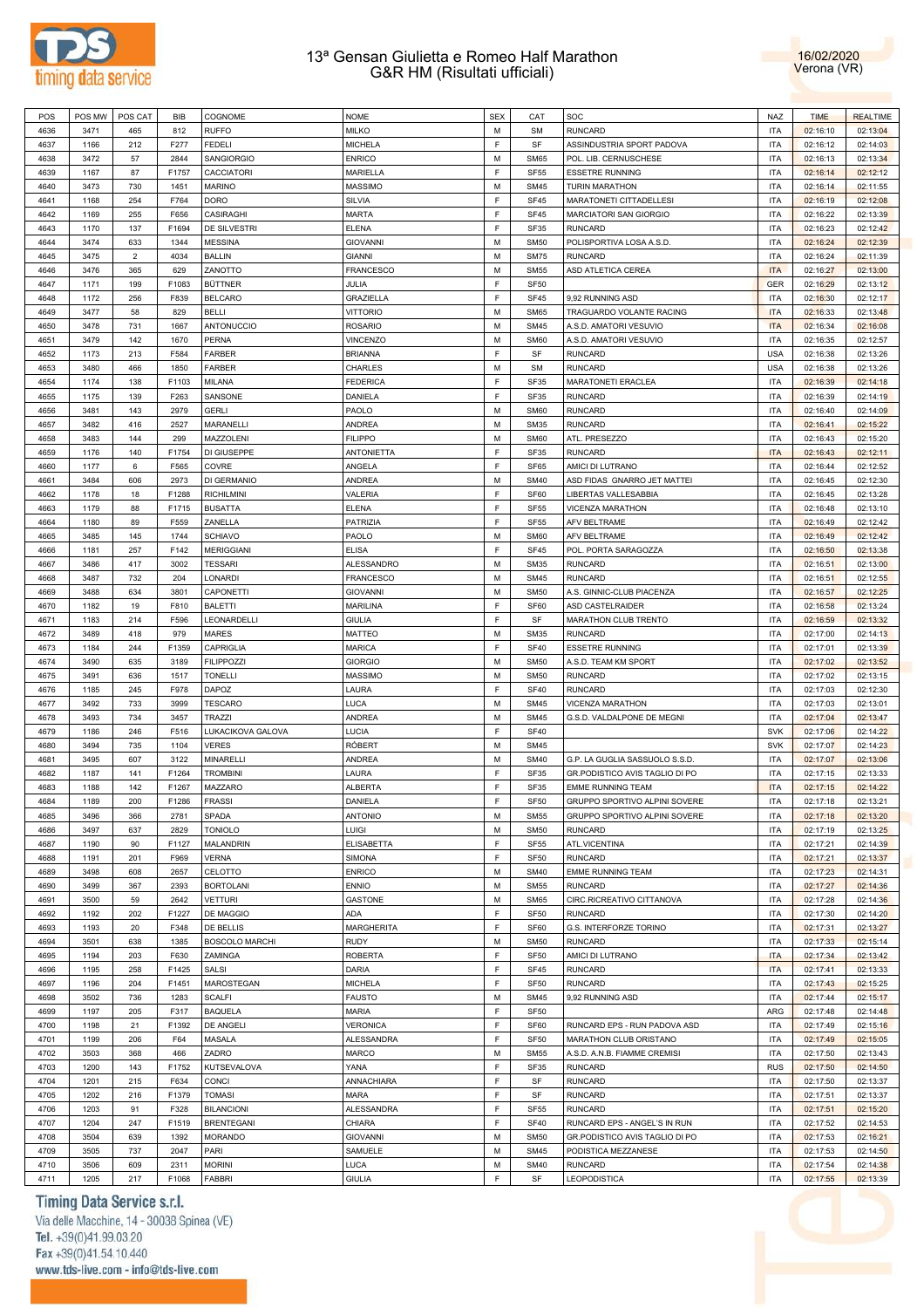# 13ª Gensan Giulietta e Romeo Half Marathon
## G&R HM (Risultati ufficiali)

16/02/2020
Verona (VR)

| POS | POS MW | POS CAT | BIB | COGNOME | NOME | SEX | CAT | SOC | NAZ | TIME | REALTIME |
|---|---|---|---|---|---|---|---|---|---|---|---|
| 4636 | 3471 | 465 | 812 | RUFFO | MILKO | M | SM | RUNCARD | ITA | 02:16:10 | 02:13:04 |
| 4637 | 1166 | 212 | F277 | FEDELI | MICHELA | F | SF | ASSINDUSTRIA SPORT PADOVA | ITA | 02:16:12 | 02:14:03 |
| 4638 | 3472 | 57 | 2844 | SANGIORGIO | ENRICO | M | SM65 | POL. LIB. CERNUSCHESE | ITA | 02:16:13 | 02:13:34 |
| 4639 | 1167 | 87 | F1757 | CACCIATORI | MARIELLA | F | SF55 | ESSETRE RUNNING | ITA | 02:16:14 | 02:12:12 |
| 4640 | 3473 | 730 | 1451 | MARINO | MASSIMO | M | SM45 | TURIN MARATHON | ITA | 02:16:14 | 02:11:55 |
| 4641 | 1168 | 254 | F764 | DORO | SILVIA | F | SF45 | MARATONETI CITTADELLESI | ITA | 02:16:19 | 02:12:08 |
| 4642 | 1169 | 255 | F656 | CASIRAGHI | MARTA | F | SF45 | MARCIATORI SAN GIORGIO | ITA | 02:16:22 | 02:13:39 |
| 4643 | 1170 | 137 | F1694 | DE SILVESTRI | ELENA | F | SF35 | RUNCARD | ITA | 02:16:23 | 02:12:42 |
| 4644 | 3474 | 633 | 1344 | MESSINA | GIOVANNI | M | SM50 | POLISPORTIVA LOSA A.S.D. | ITA | 02:16:24 | 02:12:39 |
| 4645 | 3475 | 2 | 4034 | BALLIN | GIANNI | M | SM75 | RUNCARD | ITA | 02:16:24 | 02:11:39 |
| 4646 | 3476 | 365 | 629 | ZANOTTO | FRANCESCO | M | SM55 | ASD ATLETICA CEREA | ITA | 02:16:27 | 02:13:00 |
| 4647 | 1171 | 199 | F1083 | BÜTTNER | JULIA | F | SF50 | | GER | 02:16:29 | 02:13:12 |
| 4648 | 1172 | 256 | F839 | BELCARO | GRAZIELLA | F | SF45 | 9,92 RUNNING ASD | ITA | 02:16:30 | 02:12:17 |
| 4649 | 3477 | 58 | 829 | BELLI | VITTORIO | M | SM65 | TRAGUARDO VOLANTE RACING | ITA | 02:16:33 | 02:13:48 |
| 4650 | 3478 | 731 | 1667 | ANTONUCCIO | ROSARIO | M | SM45 | A.S.D. AMATORI VESUVIO | ITA | 02:16:34 | 02:16:08 |
| 4651 | 3479 | 142 | 1670 | PERNA | VINCENZO | M | SM60 | A.S.D. AMATORI VESUVIO | ITA | 02:16:35 | 02:12:57 |
| 4652 | 1173 | 213 | F584 | FARBER | BRIANNA | F | SF | RUNCARD | USA | 02:16:38 | 02:13:26 |
| 4653 | 3480 | 466 | 1850 | FARBER | CHARLES | M | SM | RUNCARD | USA | 02:16:38 | 02:13:26 |
| 4654 | 1174 | 138 | F1103 | MILANA | FEDERICA | F | SF35 | MARATONETI ERACLEA | ITA | 02:16:39 | 02:14:18 |
| 4655 | 1175 | 139 | F263 | SANSONE | DANIELA | F | SF35 | RUNCARD | ITA | 02:16:39 | 02:14:19 |
| 4656 | 3481 | 143 | 2979 | GERLI | PAOLO | M | SM60 | RUNCARD | ITA | 02:16:40 | 02:14:09 |
| 4657 | 3482 | 416 | 2527 | MARANELLI | ANDREA | M | SM35 | RUNCARD | ITA | 02:16:41 | 02:15:22 |
| 4658 | 3483 | 144 | 299 | MAZZOLENI | FILIPPO | M | SM60 | ATL. PRESEZZO | ITA | 02:16:43 | 02:15:20 |
| 4659 | 1176 | 140 | F1754 | DI GIUSEPPE | ANTONIETTA | F | SF35 | RUNCARD | ITA | 02:16:43 | 02:12:11 |
| 4660 | 1177 | 6 | F565 | COVRE | ANGELA | F | SF65 | AMICI DI LUTRANO | ITA | 02:16:44 | 02:12:52 |
| 4661 | 3484 | 606 | 2973 | DI GERMANIO | ANDREA | M | SM40 | ASD FIDAS GNARRO JET MATTEI | ITA | 02:16:45 | 02:12:30 |
| 4662 | 1178 | 18 | F1288 | RICHILMINI | VALERIA | F | SF60 | LIBERTAS VALLESABBIA | ITA | 02:16:45 | 02:13:28 |
| 4663 | 1179 | 88 | F1715 | BUSATTA | ELENA | F | SF55 | VICENZA MARATHON | ITA | 02:16:48 | 02:13:10 |
| 4664 | 1180 | 89 | F559 | ZANELLA | PATRIZIA | F | SF55 | AFV BELTRAME | ITA | 02:16:49 | 02:12:42 |
| 4665 | 3485 | 145 | 1744 | SCHIAVO | PAOLO | M | SM60 | AFV BELTRAME | ITA | 02:16:49 | 02:12:42 |
| 4666 | 1181 | 257 | F142 | MERIGGIANI | ELISA | F | SF45 | POL. PORTA SARAGOZZA | ITA | 02:16:50 | 02:13:38 |
| 4667 | 3486 | 417 | 3002 | TESSARI | ALESSANDRO | M | SM35 | RUNCARD | ITA | 02:16:51 | 02:13:00 |
| 4668 | 3487 | 732 | 204 | LONARDI | FRANCESCO | M | SM45 | RUNCARD | ITA | 02:16:51 | 02:12:55 |
| 4669 | 3488 | 634 | 3801 | CAPONETTI | GIOVANNI | M | SM50 | A.S. GINNIC-CLUB PIACENZA | ITA | 02:16:57 | 02:12:25 |
| 4670 | 1182 | 19 | F810 | BALETTI | MARILINA | F | SF60 | ASD CASTELRAIDER | ITA | 02:16:58 | 02:13:24 |
| 4671 | 1183 | 214 | F596 | LEONARDELLI | GIULIA | F | SF | MARATHON CLUB TRENTO | ITA | 02:16:59 | 02:13:32 |
| 4672 | 3489 | 418 | 979 | MARES | MATTEO | M | SM35 | RUNCARD | ITA | 02:17:00 | 02:14:13 |
| 4673 | 1184 | 244 | F1359 | CAPRIGLIA | MARICA | F | SF40 | ESSETRE RUNNING | ITA | 02:17:01 | 02:13:39 |
| 4674 | 3490 | 635 | 3189 | FILIPPOZZI | GIORGIO | M | SM50 | A.S.D. TEAM KM SPORT | ITA | 02:17:02 | 02:13:52 |
| 4675 | 3491 | 636 | 1517 | TONELLI | MASSIMO | M | SM50 | RUNCARD | ITA | 02:17:02 | 02:13:15 |
| 4676 | 1185 | 245 | F978 | DAPOZ | LAURA | F | SF40 | RUNCARD | ITA | 02:17:03 | 02:12:30 |
| 4677 | 3492 | 733 | 3999 | TESCARO | LUCA | M | SM45 | VICENZA MARATHON | ITA | 02:17:03 | 02:13:01 |
| 4678 | 3493 | 734 | 3457 | TRAZZI | ANDREA | M | SM45 | G.S.D. VALDALPONE DE MEGNI | ITA | 02:17:04 | 02:13:47 |
| 4679 | 1186 | 246 | F516 | LUKACIKOVA GALOVA | LUCIA | F | SF40 | | SVK | 02:17:06 | 02:14:22 |
| 4680 | 3494 | 735 | 1104 | VERES | RÓBERT | M | SM45 | | SVK | 02:17:07 | 02:14:23 |
| 4681 | 3495 | 607 | 3122 | MINARELLI | ANDREA | M | SM40 | G.P. LA GUGLIA SASSUOLO S.S.D. | ITA | 02:17:07 | 02:13:06 |
| 4682 | 1187 | 141 | F1264 | TROMBINI | LAURA | F | SF35 | GR.PODISTICO AVIS TAGLIO DI PO | ITA | 02:17:15 | 02:13:33 |
| 4683 | 1188 | 142 | F1267 | MAZZARO | ALBERTA | F | SF35 | EMME RUNNING TEAM | ITA | 02:17:15 | 02:14:22 |
| 4684 | 1189 | 200 | F1286 | FRASSI | DANIELA | F | SF50 | GRUPPO SPORTIVO ALPINI SOVERE | ITA | 02:17:18 | 02:13:21 |
| 4685 | 3496 | 366 | 2781 | SPADA | ANTONIO | M | SM55 | GRUPPO SPORTIVO ALPINI SOVERE | ITA | 02:17:18 | 02:13:20 |
| 4686 | 3497 | 637 | 2829 | TONIOLO | LUIGI | M | SM50 | RUNCARD | ITA | 02:17:19 | 02:13:25 |
| 4687 | 1190 | 90 | F1127 | MALANDRIN | ELISABETTA | F | SF55 | ATL.VICENTINA | ITA | 02:17:21 | 02:14:39 |
| 4688 | 1191 | 201 | F969 | VERNA | SIMONA | F | SF50 | RUNCARD | ITA | 02:17:21 | 02:13:37 |
| 4689 | 3498 | 608 | 2657 | CELOTTO | ENRICO | M | SM40 | EMME RUNNING TEAM | ITA | 02:17:23 | 02:14:31 |
| 4690 | 3499 | 367 | 2393 | BORTOLANI | ENNIO | M | SM55 | RUNCARD | ITA | 02:17:27 | 02:14:36 |
| 4691 | 3500 | 59 | 2642 | VETTURI | GASTONE | M | SM65 | CIRC.RICREATIVO CITTANOVA | ITA | 02:17:28 | 02:14:36 |
| 4692 | 1192 | 202 | F1227 | DE MAGGIO | ADA | F | SF50 | RUNCARD | ITA | 02:17:30 | 02:14:20 |
| 4693 | 1193 | 20 | F348 | DE BELLIS | MARGHERITA | F | SF60 | G.S. INTERFORZE TORINO | ITA | 02:17:31 | 02:13:27 |
| 4694 | 3501 | 638 | 1385 | BOSCOLO MARCHI | RUDY | M | SM50 | RUNCARD | ITA | 02:17:33 | 02:15:14 |
| 4695 | 1194 | 203 | F630 | ZAMINGA | ROBERTA | F | SF50 | AMICI DI LUTRANO | ITA | 02:17:34 | 02:13:42 |
| 4696 | 1195 | 258 | F1425 | SALSI | DARIA | F | SF45 | RUNCARD | ITA | 02:17:41 | 02:13:33 |
| 4697 | 1196 | 204 | F1451 | MAROSTEGAN | MICHELA | F | SF50 | RUNCARD | ITA | 02:17:43 | 02:15:25 |
| 4698 | 3502 | 736 | 1283 | SCALFI | FAUSTO | M | SM45 | 9,92 RUNNING ASD | ITA | 02:17:44 | 02:15:17 |
| 4699 | 1197 | 205 | F317 | BAQUELA | MARIA | F | SF50 | | ARG | 02:17:48 | 02:14:48 |
| 4700 | 1198 | 21 | F1392 | DE ANGELI | VERONICA | F | SF60 | RUNCARD EPS - RUN PADOVA ASD | ITA | 02:17:49 | 02:15:16 |
| 4701 | 1199 | 206 | F64 | MASALA | ALESSANDRA | F | SF50 | MARATHON CLUB ORISTANO | ITA | 02:17:49 | 02:15:05 |
| 4702 | 3503 | 368 | 466 | ZADRO | MARCO | M | SM55 | A.S.D. A.N.B. FIAMME CREMISI | ITA | 02:17:50 | 02:13:43 |
| 4703 | 1200 | 143 | F1752 | KUTSEVALOVA | YANA | F | SF35 | RUNCARD | RUS | 02:17:50 | 02:14:50 |
| 4704 | 1201 | 215 | F634 | CONCI | ANNACHIARA | F | SF | RUNCARD | ITA | 02:17:50 | 02:13:37 |
| 4705 | 1202 | 216 | F1379 | TOMASI | MARA | F | SF | RUNCARD | ITA | 02:17:51 | 02:13:37 |
| 4706 | 1203 | 91 | F328 | BILANCIONI | ALESSANDRA | F | SF55 | RUNCARD | ITA | 02:17:51 | 02:15:20 |
| 4707 | 1204 | 247 | F1519 | BRENTEGANI | CHIARA | F | SF40 | RUNCARD EPS - ANGEL'S IN RUN | ITA | 02:17:52 | 02:14:53 |
| 4708 | 3504 | 639 | 1392 | MORANDO | GIOVANNI | M | SM50 | GR.PODISTICO AVIS TAGLIO DI PO | ITA | 02:17:53 | 02:16:21 |
| 4709 | 3505 | 737 | 2047 | PARI | SAMUELE | M | SM45 | PODISTICA MEZZANESE | ITA | 02:17:53 | 02:14:50 |
| 4710 | 3506 | 609 | 2311 | MORINI | LUCA | M | SM40 | RUNCARD | ITA | 02:17:54 | 02:14:38 |
| 4711 | 1205 | 217 | F1068 | FABBRI | GIULIA | F | SF | LEOPODISTICA | ITA | 02:17:55 | 02:13:39 |

Timing Data Service s.r.l.
Via delle Macchine, 14 - 30038 Spinea (VE)
Tel. +39(0)41.99.03.20
Fax +39(0)41.54.10.440
www.tds-live.com - info@tds-live.com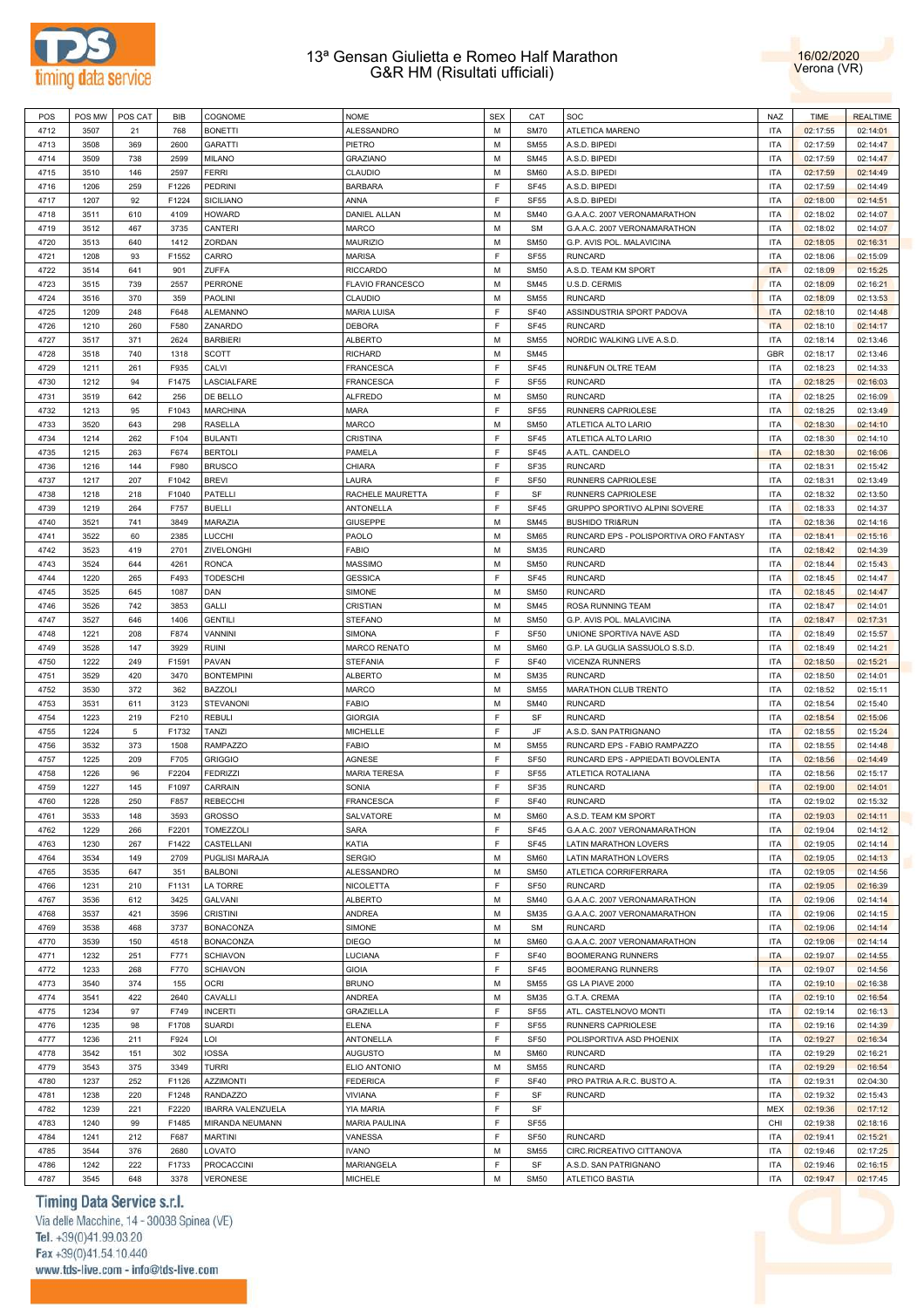# 13ª Gensan Giulietta e Romeo Half Marathon
## G&R HM (Risultati ufficiali)

16/02/2020
Verona (VR)

| POS | POS MW | POS CAT | BIB | COGNOME | NOME | SEX | CAT | SOC | NAZ | TIME | REALTIME |
|---|---|---|---|---|---|---|---|---|---|---|---|
| 4712 | 3507 | 21 | 768 | BONETTI | ALESSANDRO | M | SM70 | ATLETICA MARENO | ITA | 02:17:55 | 02:14:01 |
| 4713 | 3508 | 369 | 2600 | GARATTI | PIETRO | M | SM55 | A.S.D. BIPEDI | ITA | 02:17:59 | 02:14:47 |
| 4714 | 3509 | 738 | 2599 | MILANO | GRAZIANO | M | SM45 | A.S.D. BIPEDI | ITA | 02:17:59 | 02:14:47 |
| 4715 | 3510 | 146 | 2597 | FERRI | CLAUDIO | M | SM60 | A.S.D. BIPEDI | ITA | 02:17:59 | 02:14:49 |
| 4716 | 1206 | 259 | F1226 | PEDRINI | BARBARA | F | SF45 | A.S.D. BIPEDI | ITA | 02:17:59 | 02:14:49 |
| 4717 | 1207 | 92 | F1224 | SICILIANO | ANNA | F | SF55 | A.S.D. BIPEDI | ITA | 02:18:00 | 02:14:51 |
| 4718 | 3511 | 610 | 4109 | HOWARD | DANIEL ALLAN | M | SM40 | G.A.A.C. 2007 VERONAMARATHON | ITA | 02:18:02 | 02:14:07 |
| 4719 | 3512 | 467 | 3735 | CANTERI | MARCO | M | SM | G.A.A.C. 2007 VERONAMARATHON | ITA | 02:18:02 | 02:14:07 |
| 4720 | 3513 | 640 | 1412 | ZORDAN | MAURIZIO | M | SM50 | G.P. AVIS POL. MALAVICINA | ITA | 02:18:05 | 02:16:31 |
| 4721 | 1208 | 93 | F1552 | CARRO | MARISA | F | SF55 | RUNCARD | ITA | 02:18:06 | 02:15:09 |
| 4722 | 3514 | 641 | 901 | ZUFFA | RICCARDO | M | SM50 | A.S.D. TEAM KM SPORT | ITA | 02:18:09 | 02:15:25 |
| 4723 | 3515 | 739 | 2557 | PERRONE | FLAVIO FRANCESCO | M | SM45 | U.S.D. CERMIS | ITA | 02:18:09 | 02:16:21 |
| 4724 | 3516 | 370 | 359 | PAOLINI | CLAUDIO | M | SM55 | RUNCARD | ITA | 02:18:09 | 02:13:53 |
| 4725 | 1209 | 248 | F648 | ALEMANNO | MARIA LUISA | F | SF40 | ASSINDUSTRIA SPORT PADOVA | ITA | 02:18:10 | 02:14:48 |
| 4726 | 1210 | 260 | F580 | ZANARDO | DEBORA | F | SF45 | RUNCARD | ITA | 02:18:10 | 02:14:17 |
| 4727 | 3517 | 371 | 2624 | BARBIERI | ALBERTO | M | SM55 | NORDIC WALKING LIVE A.S.D. | ITA | 02:18:14 | 02:13:46 |
| 4728 | 3518 | 740 | 1318 | SCOTT | RICHARD | M | SM45 | | GBR | 02:18:17 | 02:13:46 |
| 4729 | 1211 | 261 | F935 | CALVI | FRANCESCA | F | SF45 | RUN&FUN OLTRE TEAM | ITA | 02:18:23 | 02:14:33 |
| 4730 | 1212 | 94 | F1475 | LASCIALFARE | FRANCESCA | F | SF55 | RUNCARD | ITA | 02:18:25 | 02:16:03 |
| 4731 | 3519 | 642 | 256 | DE BELLO | ALFREDO | M | SM50 | RUNCARD | ITA | 02:18:25 | 02:16:09 |
| 4732 | 1213 | 95 | F1043 | MARCHINA | MARA | F | SF55 | RUNNERS CAPRIOLESE | ITA | 02:18:25 | 02:13:49 |
| 4733 | 3520 | 643 | 298 | RASELLA | MARCO | M | SM50 | ATLETICA ALTO LARIO | ITA | 02:18:30 | 02:14:10 |
| 4734 | 1214 | 262 | F104 | BULANTI | CRISTINA | F | SF45 | ATLETICA ALTO LARIO | ITA | 02:18:30 | 02:14:10 |
| 4735 | 1215 | 263 | F674 | BERTOLI | PAMELA | F | SF45 | A.ATL. CANDELO | ITA | 02:18:30 | 02:16:06 |
| 4736 | 1216 | 144 | F980 | BRUSCO | CHIARA | F | SF35 | RUNCARD | ITA | 02:18:31 | 02:15:42 |
| 4737 | 1217 | 207 | F1042 | BREVI | LAURA | F | SF50 | RUNNERS CAPRIOLESE | ITA | 02:18:31 | 02:13:49 |
| 4738 | 1218 | 218 | F1040 | PATELLI | RACHELE MAURETTA | F | SF | RUNNERS CAPRIOLESE | ITA | 02:18:32 | 02:13:50 |
| 4739 | 1219 | 264 | F757 | BUELLI | ANTONELLA | F | SF45 | GRUPPO SPORTIVO ALPINI SOVERE | ITA | 02:18:33 | 02:14:37 |
| 4740 | 3521 | 741 | 3849 | MARAZIA | GIUSEPPE | M | SM45 | BUSHIDO TRI&RUN | ITA | 02:18:36 | 02:14:16 |
| 4741 | 3522 | 60 | 2385 | LUCCHI | PAOLO | M | SM65 | RUNCARD EPS - POLISPORTIVA ORO FANTASY | ITA | 02:18:41 | 02:15:16 |
| 4742 | 3523 | 419 | 2701 | ZIVELONGHI | FABIO | M | SM35 | RUNCARD | ITA | 02:18:42 | 02:14:39 |
| 4743 | 3524 | 644 | 4261 | RONCA | MASSIMO | M | SM50 | RUNCARD | ITA | 02:18:44 | 02:15:43 |
| 4744 | 1220 | 265 | F493 | TODESCHI | GESSICA | F | SF45 | RUNCARD | ITA | 02:18:45 | 02:14:47 |
| 4745 | 3525 | 645 | 1087 | DAN | SIMONE | M | SM50 | RUNCARD | ITA | 02:18:45 | 02:14:47 |
| 4746 | 3526 | 742 | 3853 | GALLI | CRISTIAN | M | SM45 | ROSA RUNNING TEAM | ITA | 02:18:47 | 02:14:01 |
| 4747 | 3527 | 646 | 1406 | GENTILI | STEFANO | M | SM50 | G.P. AVIS POL. MALAVICINA | ITA | 02:18:47 | 02:17:31 |
| 4748 | 1221 | 208 | F874 | VANNINI | SIMONA | F | SF50 | UNIONE SPORTIVA NAVE ASD | ITA | 02:18:49 | 02:15:57 |
| 4749 | 3528 | 147 | 3929 | RUINI | MARCO RENATO | M | SM60 | G.P. LA GUGLIA SASSUOLO S.S.D. | ITA | 02:18:49 | 02:14:21 |
| 4750 | 1222 | 249 | F1591 | PAVAN | STEFANIA | F | SF40 | VICENZA RUNNERS | ITA | 02:18:50 | 02:15:21 |
| 4751 | 3529 | 420 | 3470 | BONTEMPINI | ALBERTO | M | SM35 | RUNCARD | ITA | 02:18:50 | 02:14:01 |
| 4752 | 3530 | 372 | 362 | BAZZOLI | MARCO | M | SM55 | MARATHON CLUB TRENTO | ITA | 02:18:52 | 02:15:11 |
| 4753 | 3531 | 611 | 3123 | STEVANONI | FABIO | M | SM40 | RUNCARD | ITA | 02:18:54 | 02:15:40 |
| 4754 | 1223 | 219 | F210 | REBULI | GIORGIA | F | SF | RUNCARD | ITA | 02:18:54 | 02:15:06 |
| 4755 | 1224 | 5 | F1732 | TANZI | MICHELLE | F | JF | A.S.D. SAN PATRIGNANO | ITA | 02:18:55 | 02:15:24 |
| 4756 | 3532 | 373 | 1508 | RAMPAZZO | FABIO | M | SM55 | RUNCARD EPS - FABIO RAMPAZZO | ITA | 02:18:55 | 02:14:48 |
| 4757 | 1225 | 209 | F705 | GRIGGIO | AGNESE | F | SF50 | RUNCARD EPS - APPIEDATI BOVOLENTA | ITA | 02:18:56 | 02:14:49 |
| 4758 | 1226 | 96 | F2204 | FEDRIZZI | MARIA TERESA | F | SF55 | ATLETICA ROTALIANA | ITA | 02:18:56 | 02:15:17 |
| 4759 | 1227 | 145 | F1097 | CARRAIN | SONIA | F | SF35 | RUNCARD | ITA | 02:19:00 | 02:14:01 |
| 4760 | 1228 | 250 | F857 | REBECCHI | FRANCESCA | F | SF40 | RUNCARD | ITA | 02:19:02 | 02:15:32 |
| 4761 | 3533 | 148 | 3593 | GROSSO | SALVATORE | M | SM60 | A.S.D. TEAM KM SPORT | ITA | 02:19:03 | 02:14:11 |
| 4762 | 1229 | 266 | F2201 | TOMEZZOLI | SARA | F | SF45 | G.A.A.C. 2007 VERONAMARATHON | ITA | 02:19:04 | 02:14:12 |
| 4763 | 1230 | 267 | F1422 | CASTELLANI | KATIA | F | SF45 | LATIN MARATHON LOVERS | ITA | 02:19:05 | 02:14:14 |
| 4764 | 3534 | 149 | 2709 | PUGLISI MARAJA | SERGIO | M | SM60 | LATIN MARATHON LOVERS | ITA | 02:19:05 | 02:14:13 |
| 4765 | 3535 | 647 | 351 | BALBONI | ALESSANDRO | M | SM50 | ATLETICA CORRIFERRARA | ITA | 02:19:05 | 02:14:56 |
| 4766 | 1231 | 210 | F1131 | LA TORRE | NICOLETTA | F | SF50 | RUNCARD | ITA | 02:19:05 | 02:16:39 |
| 4767 | 3536 | 612 | 3425 | GALVANI | ALBERTO | M | SM40 | G.A.A.C. 2007 VERONAMARATHON | ITA | 02:19:06 | 02:14:14 |
| 4768 | 3537 | 421 | 3596 | CRISTINI | ANDREA | M | SM35 | G.A.A.C. 2007 VERONAMARATHON | ITA | 02:19:06 | 02:14:15 |
| 4769 | 3538 | 468 | 3737 | BONACONZA | SIMONE | M | SM | RUNCARD | ITA | 02:19:06 | 02:14:14 |
| 4770 | 3539 | 150 | 4518 | BONACONZA | DIEGO | M | SM60 | G.A.A.C. 2007 VERONAMARATHON | ITA | 02:19:06 | 02:14:14 |
| 4771 | 1232 | 251 | F771 | SCHIAVON | LUCIANA | F | SF40 | BOOMERANG RUNNERS | ITA | 02:19:07 | 02:14:55 |
| 4772 | 1233 | 268 | F770 | SCHIAVON | GIOIA | F | SF45 | BOOMERANG RUNNERS | ITA | 02:19:07 | 02:14:56 |
| 4773 | 3540 | 374 | 155 | OCRI | BRUNO | M | SM55 | GS LA PIAVE 2000 | ITA | 02:19:10 | 02:16:38 |
| 4774 | 3541 | 422 | 2640 | CAVALLI | ANDREA | M | SM35 | G.T.A. CREMA | ITA | 02:19:10 | 02:16:54 |
| 4775 | 1234 | 97 | F749 | INCERTI | GRAZIELLA | F | SF55 | ATL. CASTELNOVO MONTI | ITA | 02:19:14 | 02:16:13 |
| 4776 | 1235 | 98 | F1708 | SUARDI | ELENA | F | SF55 | RUNNERS CAPRIOLESE | ITA | 02:19:16 | 02:14:39 |
| 4777 | 1236 | 211 | F924 | LOI | ANTONELLA | F | SF50 | POLISPORTIVA ASD PHOENIX | ITA | 02:19:27 | 02:16:34 |
| 4778 | 3542 | 151 | 302 | IOSSA | AUGUSTO | M | SM60 | RUNCARD | ITA | 02:19:29 | 02:16:21 |
| 4779 | 3543 | 375 | 3349 | TURRI | ELIO ANTONIO | M | SM55 | RUNCARD | ITA | 02:19:29 | 02:16:54 |
| 4780 | 1237 | 252 | F1126 | AZZIMONTI | FEDERICA | F | SF40 | PRO PATRIA A.R.C. BUSTO A. | ITA | 02:19:31 | 02:04:30 |
| 4781 | 1238 | 220 | F1248 | RANDAZZO | VIVIANA | F | SF | RUNCARD | ITA | 02:19:32 | 02:15:43 |
| 4782 | 1239 | 221 | F2220 | IBARRA VALENZUELA | YIA MARIA | F | SF | | MEX | 02:19:36 | 02:17:12 |
| 4783 | 1240 | 99 | F1485 | MIRANDA NEUMANN | MARIA PAULINA | F | SF55 | | CHI | 02:19:38 | 02:18:16 |
| 4784 | 1241 | 212 | F687 | MARTINI | VANESSA | F | SF50 | RUNCARD | ITA | 02:19:41 | 02:15:21 |
| 4785 | 3544 | 376 | 2680 | LOVATO | IVANO | M | SM55 | CIRC.RICREATIVO CITTANOVA | ITA | 02:19:46 | 02:17:25 |
| 4786 | 1242 | 222 | F1733 | PROCACCINI | MARIANGELA | F | SF | A.S.D. SAN PATRIGNANO | ITA | 02:19:46 | 02:16:15 |
| 4787 | 3545 | 648 | 3378 | VERONESE | MICHELE | M | SM50 | ATLETICO BASTIA | ITA | 02:19:47 | 02:17:45 |

Timing Data Service s.r.l.
Via delle Macchine, 14 - 30038 Spinea (VE)
Tel. +39(0)41.99.03.20
Fax +39(0)41.54.10.440
www.tds-live.com - info@tds-live.com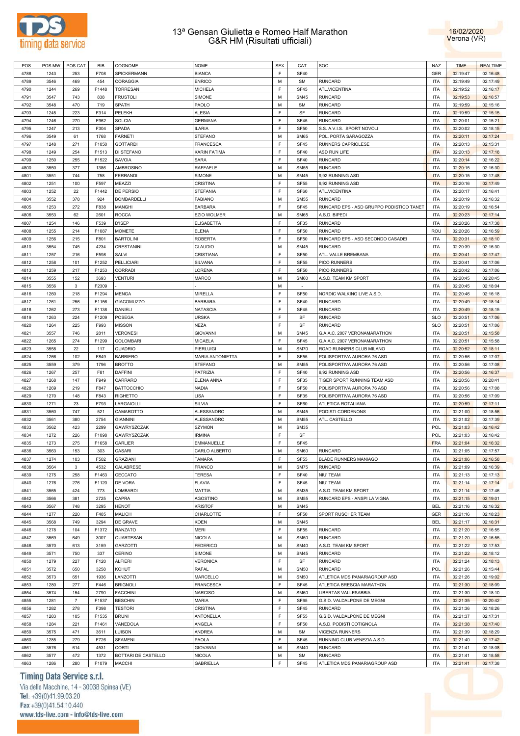# 13ª Gensan Giulietta e Romeo Half Marathon
## G&R HM (Risultati ufficiali)

16/02/2020
Verona (VR)

| POS | POS MW | POS CAT | BIB | COGNOME | NOME | SEX | CAT | SOC | NAZ | TIME | REALTIME |
|---|---|---|---|---|---|---|---|---|---|---|---|
| 4788 | 1243 | 253 | F708 | SPICKERMANN | BIANCA | F | SF40 | | GER | 02:19:47 | 02:16:48 |
| 4789 | 3546 | 469 | 454 | CORAGGIA | ENRICO | M | SM | RUNCARD | ITA | 02:19:49 | 02:17:49 |
| 4790 | 1244 | 269 | F1448 | TORRESAN | MICHELA | F | SF45 | ATL.VICENTINA | ITA | 02:19:52 | 02:16:17 |
| 4791 | 3547 | 743 | 838 | FRUSTOLI | SIMONE | M | SM45 | RUNCARD | ITA | 02:19:53 | 02:16:57 |
| 4792 | 3548 | 470 | 719 | SPATH | PAOLO | M | SM | RUNCARD | ITA | 02:19:59 | 02:15:16 |
| 4793 | 1245 | 223 | F314 | PELEKH | ALESIA | F | SF | RUNCARD | ITA | 02:19:59 | 02:15:15 |
| 4794 | 1246 | 270 | F962 | SOLCIA | GERMANA | F | SF45 | RUNCARD | ITA | 02:20:01 | 02:15:21 |
| 4795 | 1247 | 213 | F304 | SPADA | ILARIA | F | SF50 | S.S. A.V.I.S. SPORT NOVOLI | ITA | 02:20:02 | 02:18:15 |
| 4796 | 3549 | 61 | 1768 | FARNETI | STEFANO | M | SM65 | POL. PORTA SARAGOZZA | ITA | 02:20:11 | 02:17:24 |
| 4797 | 1248 | 271 | F1050 | GOTTARDI | FRANCESCA | F | SF45 | RUNNERS CAPRIOLESE | ITA | 02:20:13 | 02:15:31 |
| 4798 | 1249 | 254 | F1513 | DI STEFANO | KARIN FATIMA | F | SF40 | ASD RUN LIFE | ITA | 02:20:13 | 02:17:18 |
| 4799 | 1250 | 255 | F1522 | SAVOIA | SARA | F | SF40 | RUNCARD | ITA | 02:20:14 | 02:16:22 |
| 4800 | 3550 | 377 | 1386 | AMBROSINO | RAFFAELE | M | SM55 | RUNCARD | ITA | 02:20:15 | 02:16:30 |
| 4801 | 3551 | 744 | 758 | FERRANDI | SIMONE | M | SM45 | 9,92 RUNNING ASD | ITA | 02:20:15 | 02:17:48 |
| 4802 | 1251 | 100 | F597 | MEAZZI | CRISTINA | F | SF55 | 9,92 RUNNING ASD | ITA | 02:20:16 | 02:17:49 |
| 4803 | 1252 | 22 | F1442 | DE PERSIO | STEFANIA | F | SF60 | ATL.VICENTINA | ITA | 02:20:17 | 02:16:41 |
| 4804 | 3552 | 378 | 924 | BOMBARDELLI | FABIANO | M | SM55 | RUNCARD | ITA | 02:20:19 | 02:16:32 |
| 4805 | 1253 | 272 | F838 | MANGHI | BARBARA | F | SF45 | RUNCARD EPS - ASD GRUPPO PODISTICO TANET | ITA | 02:20:19 | 02:16:54 |
| 4806 | 3553 | 62 | 2601 | ROCCA | EZIO WOLMER | M | SM65 | A.S.D. BIPEDI | ITA | 02:20:23 | 02:17:14 |
| 4807 | 1254 | 146 | F539 | D'ISEP | ELISABETTA | F | SF35 | RUNCARD | ITA | 02:20:26 | 02:17:38 |
| 4808 | 1255 | 214 | F1087 | MOMETE | ELENA | F | SF50 | RUNCARD | ROU | 02:20:26 | 02:16:59 |
| 4809 | 1256 | 215 | F801 | BARTOLINI | ROBERTA | F | SF50 | RUNCARD EPS - ASD SECONDO CASADEI | ITA | 02:20:31 | 02:18:10 |
| 4810 | 3554 | 745 | 4234 | CRESTANINI | CLAUDIO | M | SM45 | RUNCARD | ITA | 02:20:39 | 02:16:30 |
| 4811 | 1257 | 216 | F598 | SALVI | CRISTIANA | F | SF50 | ATL. VALLE BREMBANA | ITA | 02:20:41 | 02:17:47 |
| 4812 | 1258 | 101 | F1252 | PELLICIARI | SILVANA | F | SF55 | PICO RUNNERS | ITA | 02:20:41 | 02:17:06 |
| 4813 | 1259 | 217 | F1253 | CORRADI | LORENA | F | SF50 | PICO RUNNERS | ITA | 02:20:42 | 02:17:06 |
| 4814 | 3555 | 152 | 3693 | VENTURI | MARCO | M | SM60 | A.S.D. TEAM KM SPORT | ITA | 02:20:45 | 02:20:45 |
| 4815 | 3556 | 3 | F2309 | - | - | M | - | | ITA | 02:20:45 | 02:18:04 |
| 4816 | 1260 | 218 | F1294 | MENGA | MIRELLA | F | SF50 | NORDIC WALKING LIVE A.S.D. | ITA | 02:20:46 | 02:16:18 |
| 4817 | 1261 | 256 | F1156 | GIACOMUZZO | BARBARA | F | SF40 | RUNCARD | ITA | 02:20:49 | 02:18:14 |
| 4818 | 1262 | 273 | F1138 | DANIELI | NATASCIA | F | SF45 | RUNCARD | ITA | 02:20:49 | 02:18:15 |
| 4819 | 1263 | 224 | F1209 | POSEGA | URSKA | F | SF | RUNCARD | SLO | 02:20:51 | 02:17:06 |
| 4820 | 1264 | 225 | F993 | MISSON | NEZA | F | SF | RUNCARD | SLO | 02:20:51 | 02:17:06 |
| 4821 | 3557 | 746 | 2811 | VERONESI | GIOVANNI | M | SM45 | G.A.A.C. 2007 VERONAMARATHON | ITA | 02:20:51 | 02:15:58 |
| 4822 | 1265 | 274 | F1299 | COLOMBARI | MICAELA | F | SF45 | G.A.A.C. 2007 VERONAMARATHON | ITA | 02:20:51 | 02:15:58 |
| 4823 | 3558 | 22 | 117 | QUADRIO | PIERLUIGI | M | SM70 | ROAD RUNNERS CLUB MILANO | ITA | 02:20:52 | 02:18:11 |
| 4824 | 1266 | 102 | F849 | BARBIERO | MARIA ANTONIETTA | F | SF55 | POLISPORTIVA AURORA 76 ASD | ITA | 02:20:56 | 02:17:07 |
| 4825 | 3559 | 379 | 1796 | BROTTO | STEFANO | M | SM55 | POLISPORTIVA AURORA 76 ASD | ITA | 02:20:56 | 02:17:08 |
| 4826 | 1267 | 257 | F81 | DAFFINI | PATRIZIA | F | SF40 | 9,92 RUNNING ASD | ITA | 02:20:56 | 02:16:37 |
| 4827 | 1268 | 147 | F949 | CARRARO | ELENA ANNA | F | SF35 | TIGER SPORT RUNNING TEAM ASD | ITA | 02:20:56 | 02:20:41 |
| 4828 | 1269 | 219 | F847 | BATTOCCHIO | NADIA | F | SF50 | POLISPORTIVA AURORA 76 ASD | ITA | 02:20:56 | 02:17:08 |
| 4829 | 1270 | 148 | F843 | RIGHETTO | LISA | F | SF35 | POLISPORTIVA AURORA 76 ASD | ITA | 02:20:56 | 02:17:09 |
| 4830 | 1271 | 23 | F793 | LARGAIOLLI | SILVIA | F | SF60 | ATLETICA ROTALIANA | ITA | 02:20:59 | 02:17:11 |
| 4831 | 3560 | 747 | 521 | CAMAROTTO | ALESSANDRO | M | SM45 | PODISTI CORDENONS | ITA | 02:21:00 | 02:18:56 |
| 4832 | 3561 | 380 | 2754 | GIANNINI | ALESSANDRO | M | SM55 | ATL. CASTELLO | ITA | 02:21:02 | 02:17:39 |
| 4833 | 3562 | 423 | 2299 | GAWRYSZCZAK | SZYMON | M | SM35 | | POL | 02:21:03 | 02:16:42 |
| 4834 | 1272 | 226 | F1098 | GAWRYSZCZAK | IRMINA | F | SF | | POL | 02:21:03 | 02:16:42 |
| 4835 | 1273 | 275 | F1658 | CARLIER | EMMANUELLE | F | SF45 | | FRA | 02:21:04 | 02:16:32 |
| 4836 | 3563 | 153 | 303 | CASARI | CARLO ALBERTO | M | SM60 | RUNCARD | ITA | 02:21:05 | 02:17:57 |
| 4837 | 1274 | 103 | F502 | GRAZIANI | TAMARA | F | SF55 | BLADE RUNNERS MANIAGO | ITA | 02:21:06 | 02:16:58 |
| 4838 | 3564 | 3 | 4532 | CALABRESE | FRANCO | M | SM75 | RUNCARD | ITA | 02:21:09 | 02:16:39 |
| 4839 | 1275 | 258 | F1463 | CECCATO | TERESA | F | SF40 | NIU' TEAM | ITA | 02:21:13 | 02:17:13 |
| 4840 | 1276 | 276 | F1120 | DE VORA | FLAVIA | F | SF45 | NIU' TEAM | ITA | 02:21:14 | 02:17:14 |
| 4841 | 3565 | 424 | 773 | LOMBARDI | MATTIA | M | SM35 | A.S.D. TEAM KM SPORT | ITA | 02:21:14 | 02:17:46 |
| 4842 | 3566 | 381 | 2725 | CAPRA | AGOSTINO | M | SM55 | RUNCARD EPS - ANSPI LA VIGNA | ITA | 02:21:15 | 02:19:01 |
| 4843 | 3567 | 748 | 3295 | HENOT | KRISTOF | M | SM45 | | BEL | 02:21:16 | 02:16:32 |
| 4844 | 1277 | 220 | F485 | MALICH | CHARLOTTE | F | SF50 | SPORT RUSCHER TEAM | GER | 02:21:16 | 02:18:23 |
| 4845 | 3568 | 749 | 3294 | DE GRAVE | KOEN | M | SM45 | | BEL | 02:21:17 | 02:16:31 |
| 4846 | 1278 | 104 | F1372 | RANZATO | MERI | F | SF55 | RUNCARD | ITA | 02:21:20 | 02:16:55 |
| 4847 | 3569 | 649 | 3007 | QUARTESAN | NICOLA | M | SM50 | RUNCARD | ITA | 02:21:20 | 02:16:55 |
| 4848 | 3570 | 613 | 3159 | GARZOTTI | FEDERICO | M | SM40 | A.S.D. TEAM KM SPORT | ITA | 02:21:22 | 02:17:53 |
| 4849 | 3571 | 750 | 337 | CERINO | SIMONE | M | SM45 | RUNCARD | ITA | 02:21:22 | 02:18:12 |
| 4850 | 1279 | 227 | F120 | ALFIERI | VERONICA | F | SF | RUNCARD | ITA | 02:21:24 | 02:18:13 |
| 4851 | 3572 | 650 | 3258 | KOHUT | RAFAL | M | SM50 | RUNCARD | POL | 02:21:26 | 02:15:44 |
| 4852 | 3573 | 651 | 1936 | LANZOTTI | MARCELLO | M | SM50 | ATLETICA MDS PANARIAGROUP ASD | ITA | 02:21:26 | 02:19:02 |
| 4853 | 1280 | 277 | F446 | BRIGNOLI | FRANCESCA | F | SF45 | ATLETICA BRESCIA MARATHON | ITA | 02:21:30 | 02:18:09 |
| 4854 | 3574 | 154 | 2790 | FACCHINI | NARCISO | M | SM60 | LIBERTAS VALLESABBIA | ITA | 02:21:30 | 02:18:10 |
| 4855 | 1281 | 7 | F1537 | BESCHIN | MARIA | F | SF65 | G.S.D. VALDALPONE DE MEGNI | ITA | 02:21:35 | 02:20:42 |
| 4856 | 1282 | 278 | F398 | TESTORI | CRISTINA | F | SF45 | RUNCARD | ITA | 02:21:36 | 02:18:26 |
| 4857 | 1283 | 105 | F1535 | BRUNI | ANTONELLA | F | SF55 | G.S.D. VALDALPONE DE MEGNI | ITA | 02:21:37 | 02:17:31 |
| 4858 | 1284 | 221 | F1461 | VANEDOLA | ANGELA | F | SF50 | A.S.D. PODISTI COTIGNOLA | ITA | 02:21:38 | 02:17:40 |
| 4859 | 3575 | 471 | 3611 | LUISON | ANDREA | M | SM | VICENZA RUNNERS | ITA | 02:21:39 | 02:18:29 |
| 4860 | 1285 | 279 | F726 | SFAMENI | PAOLA | F | SF45 | RUNNING CLUB VENEZIA A.S.D. | ITA | 02:21:40 | 02:17:42 |
| 4861 | 3576 | 614 | 4531 | CORTI | GIOVANNI | M | SM40 | RUNCARD | ITA | 02:21:41 | 02:18:08 |
| 4862 | 3577 | 472 | 1372 | BOTTARI DE CASTELLO | NICOLA | M | SM | RUNCARD | ITA | 02:21:41 | 02:18:58 |
| 4863 | 1286 | 280 | F1079 | MACCHI | GABRIELLA | F | SF45 | ATLETICA MDS PANARIAGROUP ASD | ITA | 02:21:41 | 02:17:38 |

Timing Data Service s.r.l.
Via delle Macchine, 14 - 30038 Spinea (VE)
Tel. +39(0)41.99.03.20
Fax +39(0)41.54.10.440
www.tds-live.com - info@tds-live.com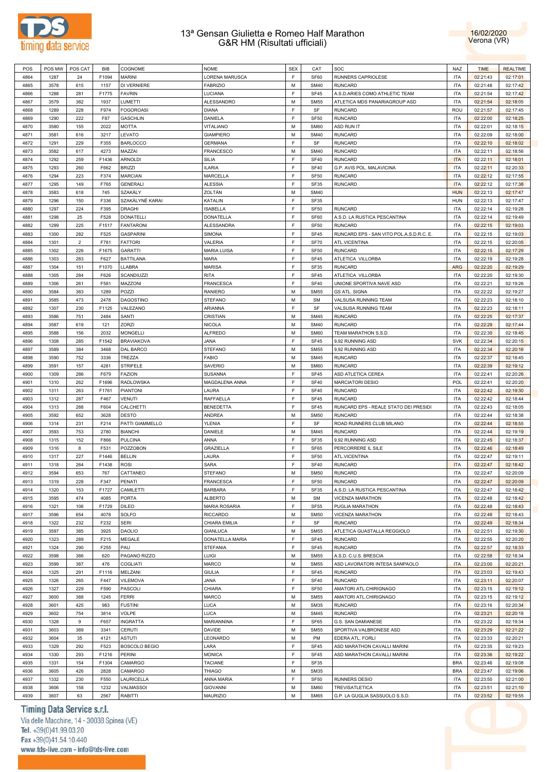# 13ª Gensan Giulietta e Romeo Half Marathon
## G&R HM (Risultati ufficiali)

16/02/2020
Verona (VR)

| POS | POS MW | POS CAT | BIB | COGNOME | NOME | SEX | CAT | SOC | NAZ | TIME | REALTIME |
|---|---|---|---|---|---|---|---|---|---|---|---|
| 4864 | 1287 | 24 | F1094 | MARINI | LORENA MARUSCA | F | SF60 | RUNNERS CAPRIOLESE | ITA | 02:21:43 | 02:17:01 |
| 4865 | 3578 | 615 | 1157 | DI VERNIERE | FABRIZIO | M | SM40 | RUNCARD | ITA | 02:21:48 | 02:17:42 |
| 4866 | 1288 | 281 | F1775 | FAVRIN | LUCIANA | F | SF45 | A.S.D.ARIES COMO ATHLETIC TEAM | ITA | 02:21:54 | 02:17:42 |
| 4867 | 3579 | 382 | 1937 | LUMETTI | ALESSANDRO | M | SM55 | ATLETICA MDS PANARIAGROUP ASD | ITA | 02:21:54 | 02:18:05 |
| 4868 | 1289 | 228 | F974 | FOGOROASI | DIANA | F | SF | RUNCARD | ROU | 02:21:57 | 02:17:45 |
| 4869 | 1290 | 222 | F87 | GASCHLIN | DANIELA | F | SF50 | RUNCARD | ITA | 02:22:00 | 02:18:25 |
| 4870 | 3580 | 155 | 2022 | MOTTA | VITALIANO | M | SM60 | ASD RUN IT | ITA | 02:22:01 | 02:18:15 |
| 4871 | 3581 | 616 | 3217 | LEVATO | GIAMPIERO | M | SM40 | RUNCARD | ITA | 02:22:09 | 02:18:00 |
| 4872 | 1291 | 229 | F355 | BARLOCCO | GERMANA | F | SF | RUNCARD | ITA | 02:22:10 | 02:18:02 |
| 4873 | 3582 | 617 | 4273 | MAZZAI | FRANCESCO | M | SM40 | RUNCARD | ITA | 02:22:11 | 02:18:56 |
| 4874 | 1292 | 259 | F1436 | ARNOLDI | SILIA | F | SF40 | RUNCARD | ITA | 02:22:11 | 02:18:01 |
| 4875 | 1293 | 260 | F662 | BRIZZI | ILARIA | F | SF40 | G.P. AVIS POL. MALAVICINA | ITA | 02:22:11 | 02:20:33 |
| 4876 | 1294 | 223 | F374 | MARCIAN | MARCELLA | F | SF50 | RUNCARD | ITA | 02:22:12 | 02:17:55 |
| 4877 | 1295 | 149 | F765 | GENERALI | ALESSIA | F | SF35 | RUNCARD | ITA | 02:22:12 | 02:17:38 |
| 4878 | 3583 | 618 | 745 | SZAKÁLY | ZOLTÁN | M | SM40 | | HUN | 02:22:13 | 02:17:47 |
| 4879 | 1296 | 150 | F336 | SZAKÁLYNÉ KARAI | KATALIN | F | SF35 | | HUN | 02:22:13 | 02:17:47 |
| 4880 | 1297 | 224 | F395 | DRAGHI | ISABELLA | F | SF50 | RUNCARD | ITA | 02:22:14 | 02:19:28 |
| 4881 | 1298 | 25 | F528 | DONATELLI | DONATELLA | F | SF60 | A.S.D. LA RUSTICA PESCANTINA | ITA | 02:22:14 | 02:19:49 |
| 4882 | 1299 | 225 | F1517 | FANTARONI | ALESSANDRA | F | SF50 | RUNCARD | ITA | 02:22:15 | 02:19:03 |
| 4883 | 1300 | 282 | F525 | GASPARINI | SIMONA | F | SF45 | RUNCARD EPS - SAN VITO POL.A.S.D.R.C. E. | ITA | 02:22:15 | 02:19:03 |
| 4884 | 1301 | 2 | F781 | FATTORI | VALERIA | F | SF70 | ATL.VICENTINA | ITA | 02:22:15 | 02:20:05 |
| 4885 | 1302 | 226 | F1675 | GARATTI | MARIA LUISA | F | SF50 | RUNCARD | ITA | 02:22:15 | 02:17:29 |
| 4886 | 1303 | 283 | F627 | BATTILANA | MARA | F | SF45 | ATLETICA VILLORBA | ITA | 02:22:19 | 02:19:28 |
| 4887 | 1304 | 151 | F1070 | LLABRA | MARISA | F | SF35 | RUNCARD | ARG | 02:22:20 | 02:19:29 |
| 4888 | 1305 | 284 | F626 | SCANDIUZZI | RITA | F | SF45 | ATLETICA VILLORBA | ITA | 02:22:20 | 02:19:30 |
| 4889 | 1306 | 261 | F581 | MAZZONI | FRANCESCA | F | SF40 | UNIONE SPORTIVA NAVE ASD | ITA | 02:22:21 | 02:19:26 |
| 4890 | 3584 | 383 | 1289 | POZZI | RANIERO | M | SM55 | GS ATL. SIGNA | ITA | 02:22:22 | 02:19:27 |
| 4891 | 3585 | 473 | 2478 | DAGOSTINO | STEFANO | M | SM | VALSUSA RUNNING TEAM | ITA | 02:22:23 | 02:18:10 |
| 4892 | 1307 | 230 | F1125 | VALEZANO | ARIANNA | F | SF | VALSUSA RUNNING TEAM | ITA | 02:22:23 | 02:18:11 |
| 4893 | 3586 | 751 | 2484 | SANTI | CRISTIAN | M | SM45 | RUNCARD | ITA | 02:22:25 | 02:17:37 |
| 4894 | 3587 | 619 | 121 | ZORZI | NICOLA | M | SM40 | RUNCARD | ITA | 02:22:29 | 02:17:44 |
| 4895 | 3588 | 156 | 2032 | MONGELLI | ALFREDO | M | SM60 | TEAM MARATHON S.S.D. | ITA | 02:22:30 | 02:18:45 |
| 4896 | 1308 | 285 | F1542 | BRAVIAKOVA | JANA | F | SF45 | 9,92 RUNNING ASD | SVK | 02:22:34 | 02:20:15 |
| 4897 | 3589 | 384 | 3468 | DAL BARCO | STEFANO | M | SM55 | 9,92 RUNNING ASD | ITA | 02:22:34 | 02:20:16 |
| 4898 | 3590 | 752 | 3336 | TREZZA | FABIO | M | SM45 | RUNCARD | ITA | 02:22:37 | 02:18:45 |
| 4899 | 3591 | 157 | 4281 | STRIFELE | SAVERIO | M | SM60 | RUNCARD | ITA | 02:22:39 | 02:19:12 |
| 4900 | 1309 | 286 | F679 | FAZION | SUSANNA | F | SF45 | ASD ATLETICA CEREA | ITA | 02:22:41 | 02:20:26 |
| 4901 | 1310 | 262 | F1696 | RADLOWSKA | MAGDALENA ANNA | F | SF40 | MARCIATORI DESIO | POL | 02:22:41 | 02:20:20 |
| 4902 | 1311 | 263 | F1761 | PIANTONI | LAURA | F | SF40 | RUNCARD | ITA | 02:22:42 | 02:19:30 |
| 4903 | 1312 | 287 | F467 | VENUTI | RAFFAELLA | F | SF45 | RUNCARD | ITA | 02:22:42 | 02:18:44 |
| 4904 | 1313 | 288 | F604 | CALCHETTI | BENEDETTA | F | SF45 | RUNCARD EPS - REALE STATO DEI PRESIDI | ITA | 02:22:43 | 02:18:05 |
| 4905 | 3592 | 652 | 3628 | DESTO | ANDREA | M | SM50 | RUNCARD | ITA | 02:22:44 | 02:18:38 |
| 4906 | 1314 | 231 | F214 | PATTI GIAMMELLO | YLENIA | F | SF | ROAD RUNNERS CLUB MILANO | ITA | 02:22:44 | 02:18:55 |
| 4907 | 3593 | 753 | 2780 | BIANCHI | DANIELE | M | SM45 | RUNCARD | ITA | 02:22:44 | 02:19:19 |
| 4908 | 1315 | 152 | F866 | PULCINA | ANNA | F | SF35 | 9,92 RUNNING ASD | ITA | 02:22:45 | 02:18:37 |
| 4909 | 1316 | 8 | F531 | POZZOBON | GRAZIELLA | F | SF65 | PERCORRERE IL SILE | ITA | 02:22:46 | 02:18:49 |
| 4910 | 1317 | 227 | F1446 | BELLIN | LAURA | F | SF50 | ATL.VICENTINA | ITA | 02:22:47 | 02:19:11 |
| 4911 | 1318 | 264 | F1438 | ROSI | SARA | F | SF40 | RUNCARD | ITA | 02:22:47 | 02:18:42 |
| 4912 | 3594 | 653 | 767 | CATTANEO | STEFANO | M | SM50 | RUNCARD | ITA | 02:22:47 | 02:20:09 |
| 4913 | 1319 | 228 | F347 | PENATI | FRANCESCA | F | SF50 | RUNCARD | ITA | 02:22:47 | 02:20:09 |
| 4914 | 1320 | 153 | F1727 | CAMILETTI | BARBARA | F | SF35 | A.S.D. LA RUSTICA PESCANTINA | ITA | 02:22:47 | 02:18:42 |
| 4915 | 3595 | 474 | 4085 | PORTA | ALBERTO | M | SM | VICENZA MARATHON | ITA | 02:22:48 | 02:18:42 |
| 4916 | 1321 | 106 | F1729 | DILEO | MARIA ROSARIA | F | SF55 | PUGLIA MARATHON | ITA | 02:22:48 | 02:18:43 |
| 4917 | 3596 | 654 | 4078 | SOLFO | RICCARDO | M | SM50 | VICENZA MARATHON | ITA | 02:22:48 | 02:18:43 |
| 4918 | 1322 | 232 | F232 | SERI | CHIARA EMILIA | F | SF | RUNCARD | ITA | 02:22:49 | 02:18:34 |
| 4919 | 3597 | 385 | 3925 | DAOLIO | GIANLUCA | M | SM55 | ATLETICA GUASTALLA REGGIOLO | ITA | 02:22:51 | 02:19:30 |
| 4920 | 1323 | 289 | F215 | MEGALE | DONATELLA MARIA | F | SF45 | RUNCARD | ITA | 02:22:55 | 02:20:20 |
| 4921 | 1324 | 290 | F255 | PAU | STEFANIA | F | SF45 | RUNCARD | ITA | 02:22:57 | 02:18:33 |
| 4922 | 3598 | 386 | 620 | PAGANO RIZZO | LUIGI | M | SM55 | A.S.D. C.U.S. BRESCIA | ITA | 02:22:58 | 02:18:34 |
| 4923 | 3599 | 387 | 476 | COGLIATI | MARCO | M | SM55 | ASD LAVORATORI INTESA SANPAOLO | ITA | 02:23:00 | 02:20:21 |
| 4924 | 1325 | 291 | F1116 | MELZANI | GIULIA | F | SF45 | RUNCARD | ITA | 02:23:03 | 02:19:43 |
| 4925 | 1326 | 265 | F447 | VILEMOVA | JANA | F | SF40 | RUNCARD | ITA | 02:23:11 | 02:20:07 |
| 4926 | 1327 | 229 | F590 | PASCOLI | CHIARA | F | SF50 | AMATORI ATL.CHIRIGNAGO | ITA | 02:23:15 | 02:19:12 |
| 4927 | 3600 | 388 | 1245 | FERRI | MARCO | M | SM55 | AMATORI ATL.CHIRIGNAGO | ITA | 02:23:15 | 02:19:12 |
| 4928 | 3601 | 425 | 983 | FUSTINI | LUCA | M | SM35 | RUNCARD | ITA | 02:23:16 | 02:20:34 |
| 4929 | 3602 | 754 | 3814 | VOLPE | LUCA | M | SM45 | RUNCARD | ITA | 02:23:21 | 02:20:18 |
| 4930 | 1328 | 9 | F657 | INGRATTA | MARIANNINA | F | SF65 | G.S. SAN DAMIANESE | ITA | 02:23:22 | 02:19:34 |
| 4931 | 3603 | 389 | 3341 | CERUTI | DAVIDE | M | SM55 | SPORTIVA VALBRONESE ASD | ITA | 02:23:29 | 02:21:22 |
| 4932 | 3604 | 35 | 4121 | ASTUTI | LEONARDO | M | PM | EDERA ATL. FORLI | ITA | 02:23:33 | 02:20:21 |
| 4933 | 1329 | 292 | F523 | BOSCOLO BEGIO | LARA | F | SF45 | ASD MARATHON CAVALLI MARINI | ITA | 02:23:35 | 02:19:23 |
| 4934 | 1330 | 293 | F1216 | PERINI | MONICA | F | SF45 | ASD MARATHON CAVALLI MARINI | ITA | 02:23:36 | 02:19:22 |
| 4935 | 1331 | 154 | F1304 | CAMARGO | TACIANE | F | SF35 | | BRA | 02:23:46 | 02:19:08 |
| 4936 | 3605 | 426 | 2828 | CAMARGO | THIAGO | M | SM35 | | BRA | 02:23:47 | 02:19:06 |
| 4937 | 1332 | 230 | F550 | LAURICELLA | ANNA MARIA | F | SF50 | RUNNERS DESIO | ITA | 02:23:50 | 02:21:00 |
| 4938 | 3606 | 158 | 1232 | VALMASSOI | GIOVANNI | M | SM60 | TREVISATLETICA | ITA | 02:23:51 | 02:21:10 |
| 4939 | 3607 | 63 | 2567 | RABITTI | MAURIZIO | M | SM65 | G.P. LA GUGLIA SASSUOLO S.S.D. | ITA | 02:23:52 | 02:19:55 |

Timing Data Service s.r.l.
Via delle Macchine, 14 - 30038 Spinea (VE)
Tel. +39(0)41.99.03.20
Fax +39(0)41.54.10.440
www.tds-live.com - info@tds-live.com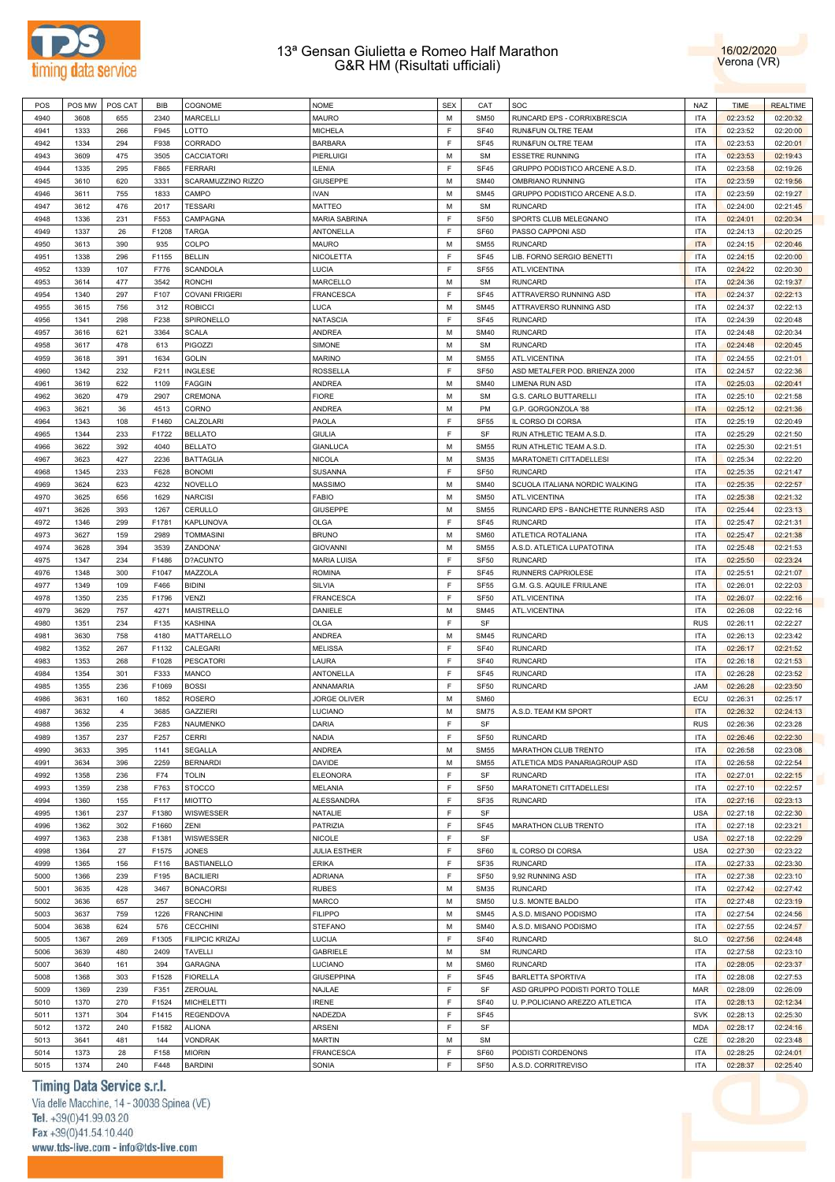# 13ª Gensan Giulietta e Romeo Half Marathon
## G&R HM (Risultati ufficiali)

16/02/2020
Verona (VR)

| POS | POS MW | POS CAT | BIB | COGNOME | NOME | SEX | CAT | SOC | NAZ | TIME | REALTIME |
|---|---|---|---|---|---|---|---|---|---|---|---|
| 4940 | 3608 | 655 | 2340 | MARCELLI | MAURO | M | SM50 | RUNCARD EPS - CORRIXBRESCIA | ITA | 02:23:52 | 02:20:32 |
| 4941 | 1333 | 266 | F945 | LOTTO | MICHELA | F | SF40 | RUN&FUN OLTRE TEAM | ITA | 02:23:52 | 02:20:00 |
| 4942 | 1334 | 294 | F938 | CORRADO | BARBARA | F | SF45 | RUN&FUN OLTRE TEAM | ITA | 02:23:53 | 02:20:01 |
| 4943 | 3609 | 475 | 3505 | CACCIATORI | PIERLUIGI | M | SM | ESSETRE RUNNING | ITA | 02:23:53 | 02:19:43 |
| 4944 | 1335 | 295 | F865 | FERRARI | ILENIA | F | SF45 | GRUPPO PODISTICO ARCENE A.S.D. | ITA | 02:23:58 | 02:19:26 |
| 4945 | 3610 | 620 | 3331 | SCARAMUZZINO RIZZO | GIUSEPPE | M | SM40 | OMBRIANO RUNNING | ITA | 02:23:59 | 02:19:56 |
| 4946 | 3611 | 755 | 1833 | CAMPO | IVAN | M | SM45 | GRUPPO PODISTICO ARCENE A.S.D. | ITA | 02:23:59 | 02:19:27 |
| 4947 | 3612 | 476 | 2017 | TESSARI | MATTEO | M | SM | RUNCARD | ITA | 02:24:00 | 02:21:45 |
| 4948 | 1336 | 231 | F553 | CAMPAGNA | MARIA SABRINA | F | SF50 | SPORTS CLUB MELEGNANO | ITA | 02:24:01 | 02:20:34 |
| 4949 | 1337 | 26 | F1208 | TARGA | ANTONELLA | F | SF60 | PASSO CAPPONI ASD | ITA | 02:24:13 | 02:20:25 |
| 4950 | 3613 | 390 | 935 | COLPO | MAURO | M | SM55 | RUNCARD | ITA | 02:24:15 | 02:20:46 |
| 4951 | 1338 | 296 | F1155 | BELLIN | NICOLETTA | F | SF45 | LIB. FORNO SERGIO BENETTI | ITA | 02:24:15 | 02:20:00 |
| 4952 | 1339 | 107 | F776 | SCANDOLA | LUCIA | F | SF55 | ATL.VICENTINA | ITA | 02:24:22 | 02:20:30 |
| 4953 | 3614 | 477 | 3542 | RONCHI | MARCELLO | M | SM | RUNCARD | ITA | 02:24:36 | 02:19:37 |
| 4954 | 1340 | 297 | F107 | COVANI FRIGERI | FRANCESCA | F | SF45 | ATTRAVERSO RUNNING ASD | ITA | 02:24:37 | 02:22:13 |
| 4955 | 3615 | 756 | 312 | ROBICCI | LUCA | M | SM45 | ATTRAVERSO RUNNING ASD | ITA | 02:24:37 | 02:22:13 |
| 4956 | 1341 | 298 | F238 | SPIRONELLO | NATASCIA | F | SF45 | RUNCARD | ITA | 02:24:39 | 02:20:48 |
| 4957 | 3616 | 621 | 3364 | SCALA | ANDREA | M | SM40 | RUNCARD | ITA | 02:24:48 | 02:20:34 |
| 4958 | 3617 | 478 | 613 | PIGOZZI | SIMONE | M | SM | RUNCARD | ITA | 02:24:48 | 02:20:45 |
| 4959 | 3618 | 391 | 1634 | GOLIN | MARINO | M | SM55 | ATL.VICENTINA | ITA | 02:24:55 | 02:21:01 |
| 4960 | 1342 | 232 | F211 | INGLESE | ROSSELLA | F | SF50 | ASD METALFER POD. BRIENZA 2000 | ITA | 02:24:57 | 02:22:36 |
| 4961 | 3619 | 622 | 1109 | FAGGIN | ANDREA | M | SM40 | LIMENA RUN ASD | ITA | 02:25:03 | 02:20:41 |
| 4962 | 3620 | 479 | 2907 | CREMONA | FIORE | M | SM | G.S. CARLO BUTTARELLI | ITA | 02:25:10 | 02:21:58 |
| 4963 | 3621 | 36 | 4513 | CORNO | ANDREA | M | PM | G.P. GORGONZOLA '88 | ITA | 02:25:12 | 02:21:36 |
| 4964 | 1343 | 108 | F1460 | CALZOLARI | PAOLA | F | SF55 | IL CORSO DI CORSA | ITA | 02:25:19 | 02:20:49 |
| 4965 | 1344 | 233 | F1722 | BELLATO | GIULIA | F | SF | RUN ATHLETIC TEAM A.S.D. | ITA | 02:25:29 | 02:21:50 |
| 4966 | 3622 | 392 | 4040 | BELLATO | GIANLUCA | M | SM55 | RUN ATHLETIC TEAM A.S.D. | ITA | 02:25:30 | 02:21:51 |
| 4967 | 3623 | 427 | 2236 | BATTAGLIA | NICOLA | M | SM35 | MARATONETI CITTADELLESI | ITA | 02:25:34 | 02:22:20 |
| 4968 | 1345 | 233 | F628 | BONOMI | SUSANNA | F | SF50 | RUNCARD | ITA | 02:25:35 | 02:21:47 |
| 4969 | 3624 | 623 | 4232 | NOVELLO | MASSIMO | M | SM40 | SCUOLA ITALIANA NORDIC WALKING | ITA | 02:25:35 | 02:22:57 |
| 4970 | 3625 | 656 | 1629 | NARCISI | FABIO | M | SM50 | ATL.VICENTINA | ITA | 02:25:38 | 02:21:32 |
| 4971 | 3626 | 393 | 1267 | CERULLO | GIUSEPPE | M | SM55 | RUNCARD EPS - BANCHETTE RUNNERS ASD | ITA | 02:25:44 | 02:23:13 |
| 4972 | 1346 | 299 | F1781 | KAPLUNOVA | OLGA | F | SF45 | RUNCARD | ITA | 02:25:47 | 02:21:31 |
| 4973 | 3627 | 159 | 2989 | TOMMASINI | BRUNO | M | SM60 | ATLETICA ROTALIANA | ITA | 02:25:47 | 02:21:38 |
| 4974 | 3628 | 394 | 3539 | ZANDONA' | GIOVANNI | M | SM55 | A.S.D. ATLETICA LUPATOTINA | ITA | 02:25:48 | 02:21:53 |
| 4975 | 1347 | 234 | F1486 | D?ACUNTO | MARIA LUISA | F | SF50 | RUNCARD | ITA | 02:25:50 | 02:23:24 |
| 4976 | 1348 | 300 | F1047 | MAZZOLA | ROMINA | F | SF45 | RUNNERS CAPRIOLESE | ITA | 02:25:51 | 02:21:07 |
| 4977 | 1349 | 109 | F466 | BIDINI | SILVIA | F | SF55 | G.M. G.S. AQUILE FRIULANE | ITA | 02:26:01 | 02:22:03 |
| 4978 | 1350 | 235 | F1796 | VENZI | FRANCESCA | F | SF50 | ATL.VICENTINA | ITA | 02:26:07 | 02:22:16 |
| 4979 | 3629 | 757 | 4271 | MAISTRELLO | DANIELE | M | SM45 | ATL.VICENTINA | ITA | 02:26:08 | 02:22:16 |
| 4980 | 1351 | 234 | F135 | KASHINA | OLGA | F | SF | | RUS | 02:26:11 | 02:22:27 |
| 4981 | 3630 | 758 | 4180 | MATTARELLO | ANDREA | M | SM45 | RUNCARD | ITA | 02:26:13 | 02:23:42 |
| 4982 | 1352 | 267 | F1132 | CALEGARI | MELISSA | F | SF40 | RUNCARD | ITA | 02:26:17 | 02:21:52 |
| 4983 | 1353 | 268 | F1028 | PESCATORI | LAURA | F | SF40 | RUNCARD | ITA | 02:26:18 | 02:21:53 |
| 4984 | 1354 | 301 | F333 | MANCO | ANTONELLA | F | SF45 | RUNCARD | ITA | 02:26:28 | 02:23:52 |
| 4985 | 1355 | 236 | F1069 | BOSSI | ANNAMARIA | F | SF50 | RUNCARD | JAM | 02:26:28 | 02:23:50 |
| 4986 | 3631 | 160 | 1852 | ROSERO | JORGE OLIVER | M | SM60 | | ECU | 02:26:31 | 02:25:17 |
| 4987 | 3632 | 4 | 3685 | GAZZIERI | LUCIANO | M | SM75 | A.S.D. TEAM KM SPORT | ITA | 02:26:32 | 02:24:13 |
| 4988 | 1356 | 235 | F283 | NAUMENKO | DARIA | F | SF | | RUS | 02:26:36 | 02:23:28 |
| 4989 | 1357 | 237 | F257 | CERRI | NADIA | F | SF50 | RUNCARD | ITA | 02:26:46 | 02:22:30 |
| 4990 | 3633 | 395 | 1141 | SEGALLA | ANDREA | M | SM55 | MARATHON CLUB TRENTO | ITA | 02:26:58 | 02:23:08 |
| 4991 | 3634 | 396 | 2259 | BERNARDI | DAVIDE | M | SM55 | ATLETICA MDS PANARIAGROUP ASD | ITA | 02:26:58 | 02:22:54 |
| 4992 | 1358 | 236 | F74 | TOLIN | ELEONORA | F | SF | RUNCARD | ITA | 02:27:01 | 02:22:15 |
| 4993 | 1359 | 238 | F763 | STOCCO | MELANIA | F | SF50 | MARATONETI CITTADELLESI | ITA | 02:27:10 | 02:22:57 |
| 4994 | 1360 | 155 | F117 | MIOTTO | ALESSANDRA | F | SF35 | RUNCARD | ITA | 02:27:16 | 02:23:13 |
| 4995 | 1361 | 237 | F1380 | WISWESSER | NATALIE | F | SF | | USA | 02:27:18 | 02:22:30 |
| 4996 | 1362 | 302 | F1660 | ZENI | PATRIZIA | F | SF45 | MARATHON CLUB TRENTO | ITA | 02:27:18 | 02:23:21 |
| 4997 | 1363 | 238 | F1381 | WISWESSER | NICOLE | F | SF | | USA | 02:27:18 | 02:22:29 |
| 4998 | 1364 | 27 | F1575 | JONES | JULIA ESTHER | F | SF60 | IL CORSO DI CORSA | USA | 02:27:30 | 02:23:22 |
| 4999 | 1365 | 156 | F116 | BASTIANELLO | ERIKA | F | SF35 | RUNCARD | ITA | 02:27:33 | 02:23:30 |
| 5000 | 1366 | 239 | F195 | BACILIERI | ADRIANA | F | SF50 | 9,92 RUNNING ASD | ITA | 02:27:38 | 02:23:10 |
| 5001 | 3635 | 428 | 3467 | BONACORSI | RUBES | M | SM35 | RUNCARD | ITA | 02:27:42 | 02:27:42 |
| 5002 | 3636 | 657 | 257 | SECCHI | MARCO | M | SM50 | U.S. MONTE BALDO | ITA | 02:27:48 | 02:23:19 |
| 5003 | 3637 | 759 | 1226 | FRANCHINI | FILIPPO | M | SM45 | A.S.D. MISANO PODISMO | ITA | 02:27:54 | 02:24:56 |
| 5004 | 3638 | 624 | 576 | CECCHINI | STEFANO | M | SM40 | A.S.D. MISANO PODISMO | ITA | 02:27:55 | 02:24:57 |
| 5005 | 1367 | 269 | F1305 | FILIPCIC KRIZAJ | LUCIJA | F | SF40 | RUNCARD | SLO | 02:27:56 | 02:24:48 |
| 5006 | 3639 | 480 | 2409 | TAVELLI | GABRIELE | M | SM | RUNCARD | ITA | 02:27:58 | 02:23:10 |
| 5007 | 3640 | 161 | 394 | GARAGNA | LUCIANO | M | SM60 | RUNCARD | ITA | 02:28:05 | 02:23:37 |
| 5008 | 1368 | 303 | F1528 | FIORELLA | GIUSEPPINA | F | SF45 | BARLETTA SPORTIVA | ITA | 02:28:08 | 02:27:53 |
| 5009 | 1369 | 239 | F351 | ZEROUAL | NAJLAE | F | SF | ASD GRUPPO PODISTI PORTO TOLLE | MAR | 02:28:09 | 02:26:09 |
| 5010 | 1370 | 270 | F1524 | MICHELETTI | IRENE | F | SF40 | U. P.POLICIANO AREZZO ATLETICA | ITA | 02:28:13 | 02:12:34 |
| 5011 | 1371 | 304 | F1415 | REGENDOVA | NADEZDA | F | SF45 | | SVK | 02:28:13 | 02:25:30 |
| 5012 | 1372 | 240 | F1582 | ALIONA | ARSENI | F | SF | | MDA | 02:28:17 | 02:24:16 |
| 5013 | 3641 | 481 | 144 | VONDRAK | MARTIN | M | SM | | CZE | 02:28:20 | 02:23:48 |
| 5014 | 1373 | 28 | F158 | MIORIN | FRANCESCA | F | SF60 | PODISTI CORDENONS | ITA | 02:28:25 | 02:24:01 |
| 5015 | 1374 | 240 | F448 | BARDINI | SONIA | F | SF50 | A.S.D. CORRITREVISO | ITA | 02:28:37 | 02:25:40 |

Timing Data Service s.r.l.
Via delle Macchine, 14 - 30038 Spinea (VE)
Tel. +39(0)41.99.03.20
Fax +39(0)41.54.10.440
www.tds-live.com - info@tds-live.com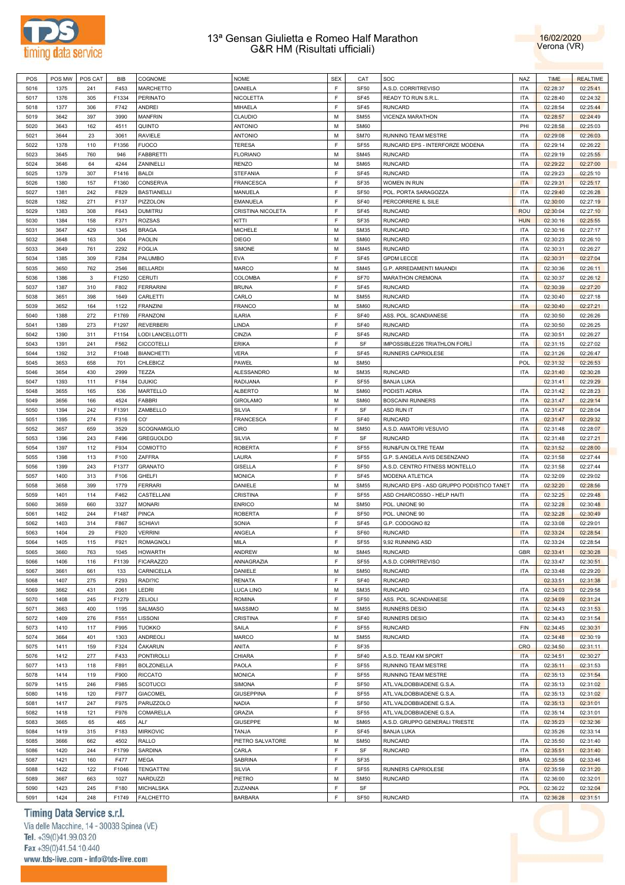# 13ª Gensan Giulietta e Romeo Half Marathon
## G&R HM (Risultati ufficiali)

16/02/2020
Verona (VR)

| POS | POS MW | POS CAT | BIB | COGNOME | NOME | SEX | CAT | SOC | NAZ | TIME | REALTIME |
|---|---|---|---|---|---|---|---|---|---|---|---|
| 5016 | 1375 | 241 | F453 | MARCHETTO | DANIELA | F | SF50 | A.S.D. CORRITREVISO | ITA | 02:28:37 | 02:25:41 |
| 5017 | 1376 | 305 | F1334 | PERINATO | NICOLETTA | F | SF45 | READY TO RUN S.R.L. | ITA | 02:28:40 | 02:24:32 |
| 5018 | 1377 | 306 | F742 | ANDREI | MIHAELA | F | SF45 | RUNCARD | ITA | 02:28:54 | 02:25:44 |
| 5019 | 3642 | 397 | 3990 | MANFRIN | CLAUDIO | M | SM55 | VICENZA MARATHON | ITA | 02:28:57 | 02:24:49 |
| 5020 | 3643 | 162 | 4511 | QUINTO | ANTONIO | M | SM60 | | PHI | 02:28:58 | 02:25:03 |
| 5021 | 3644 | 23 | 3061 | RAVIELE | ANTONIO | M | SM70 | RUNNING TEAM MESTRE | ITA | 02:29:08 | 02:26:03 |
| 5022 | 1378 | 110 | F1356 | FUOCO | TERESA | F | SF55 | RUNCARD EPS - INTERFORZE MODENA | ITA | 02:29:14 | 02:26:22 |
| 5023 | 3645 | 760 | 946 | FABBRETTI | FLORIANO | M | SM45 | RUNCARD | ITA | 02:29:19 | 02:25:55 |
| 5024 | 3646 | 64 | 4244 | ZANINELLI | RENZO | M | SM65 | RUNCARD | ITA | 02:29:22 | 02:27:00 |
| 5025 | 1379 | 307 | F1416 | BALDI | STEFANIA | F | SF45 | RUNCARD | ITA | 02:29:23 | 02:25:10 |
| 5026 | 1380 | 157 | F1360 | CONSERVA | FRANCESCA | F | SF35 | WOMEN IN RUN | ITA | 02:29:31 | 02:25:17 |
| 5027 | 1381 | 242 | F829 | BASTIANELLI | MANUELA | F | SF50 | POL. PORTA SARAGOZZA | ITA | 02:29:40 | 02:26:28 |
| 5028 | 1382 | 271 | F137 | PIZZOLON | EMANUELA | F | SF40 | PERCORRERE IL SILE | ITA | 02:30:00 | 02:27:19 |
| 5029 | 1383 | 308 | F643 | DUMITRU | CRISTINA NICOLETA | F | SF45 | RUNCARD | ROU | 02:30:04 | 02:27:10 |
| 5030 | 1384 | 158 | F371 | ROZSAS | KITTI | F | SF35 | RUNCARD | HUN | 02:30:16 | 02:25:55 |
| 5031 | 3647 | 429 | 1345 | BRAGA | MICHELE | M | SM35 | RUNCARD | ITA | 02:30:16 | 02:27:17 |
| 5032 | 3648 | 163 | 304 | PAOLIN | DIEGO | M | SM60 | RUNCARD | ITA | 02:30:23 | 02:26:10 |
| 5033 | 3649 | 761 | 2292 | FOGLIA | SIMONE | M | SM45 | RUNCARD | ITA | 02:30:31 | 02:26:27 |
| 5034 | 1385 | 309 | F284 | PALUMBO | EVA | F | SF45 | GPDM LECCE | ITA | 02:30:31 | 02:27:04 |
| 5035 | 3650 | 762 | 2546 | BELLARDI | MARCO | M | SM45 | G.P. ARREDAMENTI MAIANDI | ITA | 02:30:36 | 02:26:11 |
| 5036 | 1386 | 3 | F1250 | CERUTI | COLOMBA | F | SF70 | MARATHON CREMONA | ITA | 02:30:37 | 02:26:12 |
| 5037 | 1387 | 310 | F802 | FERRARINI | BRUNA | F | SF45 | RUNCARD | ITA | 02:30:39 | 02:27:20 |
| 5038 | 3651 | 398 | 1649 | CARLETTI | CARLO | M | SM55 | RUNCARD | ITA | 02:30:40 | 02:27:18 |
| 5039 | 3652 | 164 | 1122 | FRANZINI | FRANCO | M | SM60 | RUNCARD | ITA | 02:30:40 | 02:27:21 |
| 5040 | 1388 | 272 | F1769 | FRANZONI | ILARIA | F | SF40 | ASS. POL. SCANDIANESE | ITA | 02:30:50 | 02:26:26 |
| 5041 | 1389 | 273 | F1297 | REVERBERI | LINDA | F | SF40 | RUNCARD | ITA | 02:30:50 | 02:26:25 |
| 5042 | 1390 | 311 | F1154 | LODI LANCELLOTTI | CINZIA | F | SF45 | RUNCARD | ITA | 02:30:51 | 02:26:27 |
| 5043 | 1391 | 241 | F562 | CICCOTELLI | ERIKA | F | SF | IMPOSSIBLE226 TRIATHLON FORLÌ | ITA | 02:31:15 | 02:27:02 |
| 5044 | 1392 | 312 | F1048 | BIANCHETTI | VERA | F | SF45 | RUNNERS CAPRIOLESE | ITA | 02:31:26 | 02:26:47 |
| 5045 | 3653 | 658 | 701 | CHLEBICZ | PAWEŁ | M | SM50 | | POL | 02:31:32 | 02:26:53 |
| 5046 | 3654 | 430 | 2999 | TEZZA | ALESSANDRO | M | SM35 | RUNCARD | ITA | 02:31:40 | 02:30:28 |
| 5047 | 1393 | 111 | F184 | DJUKIC | RADIJANA | F | SF55 | BANJA LUKA | | 02:31:41 | 02:29:29 |
| 5048 | 3655 | 165 | 536 | MARTELLO | ALBERTO | M | SM60 | PODISTI ADRIA | ITA | 02:31:42 | 02:28:23 |
| 5049 | 3656 | 166 | 4524 | FABBRI | GIROLAMO | M | SM60 | BOSCAINI RUNNERS | ITA | 02:31:47 | 02:29:14 |
| 5050 | 1394 | 242 | F1391 | ZAMBELLO | SILVIA | F | SF | ASD RUN IT | ITA | 02:31:47 | 02:28:04 |
| 5051 | 1395 | 274 | F316 | CO' | FRANCESCA | F | SF40 | RUNCARD | ITA | 02:31:47 | 02:29:32 |
| 5052 | 3657 | 659 | 3529 | SCOGNAMIGLIO | CIRO | M | SM50 | A.S.D. AMATORI VESUVIO | ITA | 02:31:48 | 02:28:07 |
| 5053 | 1396 | 243 | F496 | GREGUOLDO | SILVIA | F | SF | RUNCARD | ITA | 02:31:48 | 02:27:21 |
| 5054 | 1397 | 112 | F934 | COMIOTTO | ROBERTA | F | SF55 | RUN&FUN OLTRE TEAM | ITA | 02:31:52 | 02:28:00 |
| 5055 | 1398 | 113 | F100 | ZAFFRA | LAURA | F | SF55 | G.P. S.ANGELA AVIS DESENZANO | ITA | 02:31:58 | 02:27:44 |
| 5056 | 1399 | 243 | F1377 | GRANATO | GISELLA | F | SF50 | A.S.D. CENTRO FITNESS MONTELLO | ITA | 02:31:58 | 02:27:44 |
| 5057 | 1400 | 313 | F106 | GHELFI | MONICA | F | SF45 | MODENA ATLETICA | ITA | 02:32:09 | 02:29:02 |
| 5058 | 3658 | 399 | 1779 | FERRARI | DANIELE | M | SM55 | RUNCARD EPS - ASD GRUPPO PODISTICO TANET | ITA | 02:32:20 | 02:28:56 |
| 5059 | 1401 | 114 | F462 | CASTELLANI | CRISTINA | F | SF55 | ASD CHIARCOSSO - HELP HAITI | ITA | 02:32:25 | 02:29:48 |
| 5060 | 3659 | 660 | 3327 | MONARI | ENRICO | M | SM50 | POL. UNIONE 90 | ITA | 02:32:28 | 02:30:48 |
| 5061 | 1402 | 244 | F1487 | PINCA | ROBERTA | F | SF50 | POL. UNIONE 90 | ITA | 02:32:28 | 02:30:49 |
| 5062 | 1403 | 314 | F867 | SCHIAVI | SONIA | F | SF45 | G.P. CODOGNO 82 | ITA | 02:33:08 | 02:29:01 |
| 5063 | 1404 | 29 | F920 | VERRINI | ANGELA | F | SF60 | RUNCARD | ITA | 02:33:24 | 02:28:54 |
| 5064 | 1405 | 115 | F921 | ROMAGNOLI | MILA | F | SF55 | 9,92 RUNNING ASD | ITA | 02:33:24 | 02:28:54 |
| 5065 | 3660 | 763 | 1045 | HOWARTH | ANDREW | M | SM45 | RUNCARD | GBR | 02:33:41 | 02:30:28 |
| 5066 | 1406 | 116 | F1139 | FICARAZZO | ANNAGRAZIA | F | SF55 | A.S.D. CORRITREVISO | ITA | 02:33:47 | 02:30:51 |
| 5067 | 3661 | 661 | 133 | CARNICELLA | DANIELE | M | SM50 | RUNCARD | ITA | 02:33:48 | 02:29:20 |
| 5068 | 1407 | 275 | F293 | RADI?IC | RENATA | F | SF40 | RUNCARD | | 02:33:51 | 02:31:38 |
| 5069 | 3662 | 431 | 2061 | LEDRI | LUCA LINO | M | SM35 | RUNCARD | ITA | 02:34:03 | 02:29:58 |
| 5070 | 1408 | 245 | F1279 | ZELIOLI | ROMINA | F | SF50 | ASS. POL. SCANDIANESE | ITA | 02:34:09 | 02:31:24 |
| 5071 | 3663 | 400 | 1195 | SALMASO | MASSIMO | M | SM55 | RUNNERS DESIO | ITA | 02:34:43 | 02:31:53 |
| 5072 | 1409 | 276 | F551 | LISSONI | CRISTINA | F | SF40 | RUNNERS DESIO | ITA | 02:34:43 | 02:31:54 |
| 5073 | 1410 | 117 | F995 | TUOKKO | SAILA | F | SF55 | RUNCARD | FIN | 02:34:45 | 02:30:31 |
| 5074 | 3664 | 401 | 1303 | ANDREOLI | MARCO | M | SM55 | RUNCARD | ITA | 02:34:48 | 02:30:19 |
| 5075 | 1411 | 159 | F324 | ČAKARUN | ANITA | F | SF35 | | CRO | 02:34:50 | 02:31:11 |
| 5076 | 1412 | 277 | F433 | PONTIROLLI | CHIARA | F | SF40 | A.S.D. TEAM KM SPORT | ITA | 02:34:51 | 02:30:27 |
| 5077 | 1413 | 118 | F891 | BOLZONELLA | PAOLA | F | SF55 | RUNNING TEAM MESTRE | ITA | 02:35:11 | 02:31:53 |
| 5078 | 1414 | 119 | F900 | RICCATO | MONICA | F | SF55 | RUNNING TEAM MESTRE | ITA | 02:35:13 | 02:31:54 |
| 5079 | 1415 | 246 | F985 | SCOTUCCI | SIMONA | F | SF50 | ATL.VALDOBBIADENE G.S.A. | ITA | 02:35:13 | 02:31:02 |
| 5080 | 1416 | 120 | F977 | GIACOMEL | GIUSEPPINA | F | SF55 | ATL.VALDOBBIADENE G.S.A. | ITA | 02:35:13 | 02:31:02 |
| 5081 | 1417 | 247 | F975 | PARUZZOLO | NADIA | F | SF50 | ATL.VALDOBBIADENE G.S.A. | ITA | 02:35:13 | 02:31:01 |
| 5082 | 1418 | 121 | F976 | COMARELLA | GRAZIA | F | SF55 | ATL.VALDOBBIADENE G.S.A. | ITA | 02:35:14 | 02:31:01 |
| 5083 | 3665 | 65 | 465 | ALI' | GIUSEPPE | M | SM65 | A.S.D. GRUPPO GENERALI TRIESTE | ITA | 02:35:23 | 02:32:36 |
| 5084 | 1419 | 315 | F183 | MIRKOVIC | TANJA | F | SF45 | BANJA LUKA | | 02:35:26 | 02:33:14 |
| 5085 | 3666 | 662 | 4502 | RALLO | PIETRO SALVATORE | M | SM50 | RUNCARD | ITA | 02:35:50 | 02:31:40 |
| 5086 | 1420 | 244 | F1799 | SARDINA | CARLA | F | SF | RUNCARD | ITA | 02:35:51 | 02:31:40 |
| 5087 | 1421 | 160 | F477 | MEGA | SABRINA | F | SF35 | | BRA | 02:35:56 | 02:33:46 |
| 5088 | 1422 | 122 | F1046 | TENGATTINI | SILVIA | F | SF55 | RUNNERS CAPRIOLESE | ITA | 02:35:59 | 02:31:20 |
| 5089 | 3667 | 663 | 1027 | NARDUZZI | PIETRO | M | SM50 | RUNCARD | ITA | 02:36:00 | 02:32:01 |
| 5090 | 1423 | 245 | F180 | MICHALSKA | ZUZANNA | F | SF | | POL | 02:36:22 | 02:32:04 |
| 5091 | 1424 | 248 | F1749 | FALCHETTO | BARBARA | F | SF50 | RUNCARD | ITA | 02:36:28 | 02:31:51 |

**Timing Data Service s.r.l.**
Via delle Macchine, 14 - 30038 Spinea (VE)
Tel. +39(0)41.99.03.20
Fax +39(0)41.54.10.440
www.tds-live.com - info@tds-live.com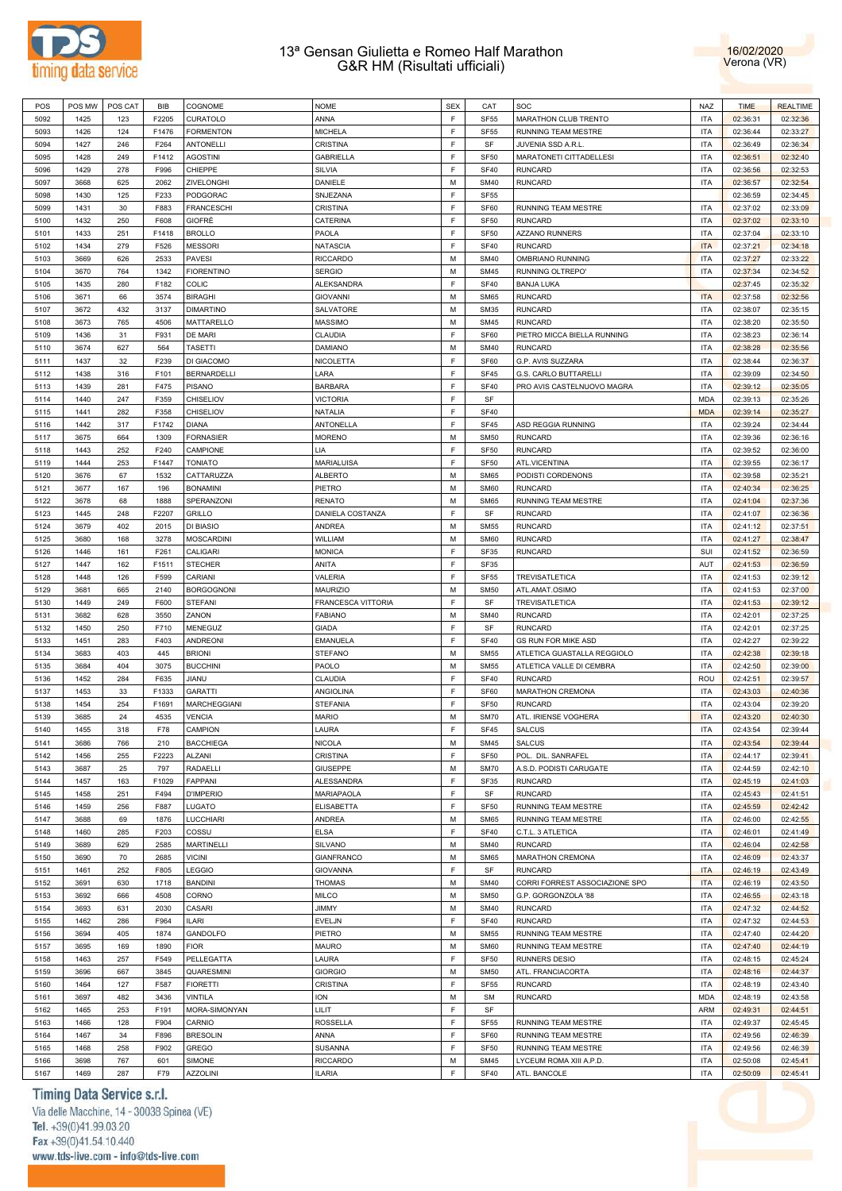# 13ª Gensan Giulietta e Romeo Half Marathon
## G&R HM (Risultati ufficiali)

16/02/2020
Verona (VR)

| POS | POS MW | POS CAT | BIB | COGNOME | NOME | SEX | CAT | SOC | NAZ | TIME | REALTIME |
|---|---|---|---|---|---|---|---|---|---|---|---|
| 5092 | 1425 | 123 | F2205 | CURATOLO | ANNA | F | SF55 | MARATHON CLUB TRENTO | ITA | 02:36:31 | 02:32:36 |
| 5093 | 1426 | 124 | F1476 | FORMENTON | MICHELA | F | SF55 | RUNNING TEAM MESTRE | ITA | 02:36:44 | 02:33:27 |
| 5094 | 1427 | 246 | F264 | ANTONELLI | CRISTINA | F | SF | JUVENIA SSD A.R.L. | ITA | 02:36:49 | 02:36:34 |
| 5095 | 1428 | 249 | F1412 | AGOSTINI | GABRIELLA | F | SF50 | MARATONETI CITTADELLESI | ITA | 02:36:51 | 02:32:40 |
| 5096 | 1429 | 278 | F996 | CHIEPPE | SILVIA | F | SF40 | RUNCARD | ITA | 02:36:56 | 02:32:53 |
| 5097 | 3668 | 625 | 2062 | ZIVELONGHI | DANIELE | M | SM40 | RUNCARD | ITA | 02:36:57 | 02:32:54 |
| 5098 | 1430 | 125 | F233 | PODGORAC | SNJEZANA | F | SF55 | | | 02:36:59 | 02:34:45 |
| 5099 | 1431 | 30 | F883 | FRANCESCHI | CRISTINA | F | SF60 | RUNNING TEAM MESTRE | ITA | 02:37:02 | 02:33:09 |
| 5100 | 1432 | 250 | F608 | GIOFRÈ | CATERINA | F | SF50 | RUNCARD | ITA | 02:37:02 | 02:33:10 |
| 5101 | 1433 | 251 | F1418 | BROLLO | PAOLA | F | SF50 | AZZANO RUNNERS | ITA | 02:37:04 | 02:33:10 |
| 5102 | 1434 | 279 | F526 | MESSORI | NATASCIA | F | SF40 | RUNCARD | ITA | 02:37:21 | 02:34:18 |
| 5103 | 3669 | 626 | 2533 | PAVESI | RICCARDO | M | SM40 | OMBRIANO RUNNING | ITA | 02:37:27 | 02:33:22 |
| 5104 | 3670 | 764 | 1342 | FIORENTINO | SERGIO | M | SM45 | RUNNING OLTREPO' | ITA | 02:37:34 | 02:34:52 |
| 5105 | 1435 | 280 | F182 | COLIC | ALEKSANDRA | F | SF40 | BANJA LUKA | | 02:37:45 | 02:35:32 |
| 5106 | 3671 | 66 | 3574 | BIRAGHI | GIOVANNI | M | SM65 | RUNCARD | ITA | 02:37:58 | 02:32:56 |
| 5107 | 3672 | 432 | 3137 | DIMARTINO | SALVATORE | M | SM35 | RUNCARD | ITA | 02:38:07 | 02:35:15 |
| 5108 | 3673 | 765 | 4506 | MATTARELLO | MASSIMO | M | SM45 | RUNCARD | ITA | 02:38:20 | 02:35:50 |
| 5109 | 1436 | 31 | F931 | DE MARI | CLAUDIA | F | SF60 | PIETRO MICCA BIELLA RUNNING | ITA | 02:38:23 | 02:36:14 |
| 5110 | 3674 | 627 | 564 | TASETTI | DAMIANO | M | SM40 | RUNCARD | ITA | 02:38:28 | 02:35:56 |
| 5111 | 1437 | 32 | F239 | DI GIACOMO | NICOLETTA | F | SF60 | G.P. AVIS SUZZARA | ITA | 02:38:44 | 02:36:37 |
| 5112 | 1438 | 316 | F101 | BERNARDELLI | LARA | F | SF45 | G.S. CARLO BUTTARELLI | ITA | 02:39:09 | 02:34:50 |
| 5113 | 1439 | 281 | F475 | PISANO | BARBARA | F | SF40 | PRO AVIS CASTELNUOVO MAGRA | ITA | 02:39:12 | 02:35:05 |
| 5114 | 1440 | 247 | F359 | CHISELIOV | VICTORIA | F | SF | | MDA | 02:39:13 | 02:35:26 |
| 5115 | 1441 | 282 | F358 | CHISELIOV | NATALIA | F | SF40 | | MDA | 02:39:14 | 02:35:27 |
| 5116 | 1442 | 317 | F1742 | DIANA | ANTONELLA | F | SF45 | ASD REGGIA RUNNING | ITA | 02:39:24 | 02:34:44 |
| 5117 | 3675 | 664 | 1309 | FORNASIER | MORENO | M | SM50 | RUNCARD | ITA | 02:39:36 | 02:36:16 |
| 5118 | 1443 | 252 | F240 | CAMPIONE | LIA | F | SF50 | RUNCARD | ITA | 02:39:52 | 02:36:00 |
| 5119 | 1444 | 253 | F1447 | TONIATO | MARIALUISA | F | SF50 | ATL.VICENTINA | ITA | 02:39:55 | 02:36:17 |
| 5120 | 3676 | 67 | 1532 | CATTARUZZA | ALBERTO | M | SM65 | PODISTI CORDENONS | ITA | 02:39:58 | 02:35:21 |
| 5121 | 3677 | 167 | 196 | BONAMINI | PIETRO | M | SM60 | RUNCARD | ITA | 02:40:34 | 02:36:25 |
| 5122 | 3678 | 68 | 1888 | SPERANZONI | RENATO | M | SM65 | RUNNING TEAM MESTRE | ITA | 02:41:04 | 02:37:36 |
| 5123 | 1445 | 248 | F2207 | GRILLO | DANIELA COSTANZA | F | SF | RUNCARD | ITA | 02:41:07 | 02:36:36 |
| 5124 | 3679 | 402 | 2015 | DI BIASIO | ANDREA | M | SM55 | RUNCARD | ITA | 02:41:12 | 02:37:51 |
| 5125 | 3680 | 168 | 3278 | MOSCARDINI | WILLIAM | M | SM60 | RUNCARD | ITA | 02:41:27 | 02:38:47 |
| 5126 | 1446 | 161 | F261 | CALIGARI | MONICA | F | SF35 | RUNCARD | SUI | 02:41:52 | 02:36:59 |
| 5127 | 1447 | 162 | F1511 | STECHER | ANITA | F | SF35 | | AUT | 02:41:53 | 02:36:59 |
| 5128 | 1448 | 126 | F599 | CARIANI | VALERIA | F | SF55 | TREVISATLETICA | ITA | 02:41:53 | 02:39:12 |
| 5129 | 3681 | 665 | 2140 | BORGOGNONI | MAURIZIO | M | SM50 | ATL.AMAT.OSIMO | ITA | 02:41:53 | 02:37:00 |
| 5130 | 1449 | 249 | F600 | STEFANI | FRANCESCA VITTORIA | F | SF | TREVISATLETICA | ITA | 02:41:53 | 02:39:12 |
| 5131 | 3682 | 628 | 3550 | ZANON | FABIANO | M | SM40 | RUNCARD | ITA | 02:42:01 | 02:37:25 |
| 5132 | 1450 | 250 | F710 | MENEGUZ | GIADA | F | SF | RUNCARD | ITA | 02:42:01 | 02:37:25 |
| 5133 | 1451 | 283 | F403 | ANDREONI | EMANUELA | F | SF40 | GS RUN FOR MIKE ASD | ITA | 02:42:27 | 02:39:22 |
| 5134 | 3683 | 403 | 445 | BRIONI | STEFANO | M | SM55 | ATLETICA GUASTALLA REGGIOLO | ITA | 02:42:38 | 02:39:18 |
| 5135 | 3684 | 404 | 3075 | BUCCHINI | PAOLO | M | SM55 | ATLETICA VALLE DI CEMBRA | ITA | 02:42:50 | 02:39:00 |
| 5136 | 1452 | 284 | F635 | JIANU | CLAUDIA | F | SF40 | RUNCARD | ROU | 02:42:51 | 02:39:57 |
| 5137 | 1453 | 33 | F1333 | GARATTI | ANGIOLINA | F | SF60 | MARATHON CREMONA | ITA | 02:43:03 | 02:40:36 |
| 5138 | 1454 | 254 | F1691 | MARCHEGGIANI | STEFANIA | F | SF50 | RUNCARD | ITA | 02:43:04 | 02:39:20 |
| 5139 | 3685 | 24 | 4535 | VENCIA | MARIO | M | SM70 | ATL. IRIENSE VOGHERA | ITA | 02:43:20 | 02:40:30 |
| 5140 | 1455 | 318 | F78 | CAMPION | LAURA | F | SF45 | SALCUS | ITA | 02:43:54 | 02:39:44 |
| 5141 | 3686 | 766 | 210 | BACCHIEGA | NICOLA | M | SM45 | SALCUS | ITA | 02:43:54 | 02:39:44 |
| 5142 | 1456 | 255 | F2223 | ALZANI | CRISTINA | F | SF50 | POL. DIL. SANRAFEL | ITA | 02:44:17 | 02:39:41 |
| 5143 | 3687 | 25 | 797 | RADAELLI | GIUSEPPE | M | SM70 | A.S.D. PODISTI CARUGATE | ITA | 02:44:59 | 02:42:10 |
| 5144 | 1457 | 163 | F1029 | FAPPANI | ALESSANDRA | F | SF35 | RUNCARD | ITA | 02:45:19 | 02:41:03 |
| 5145 | 1458 | 251 | F494 | D'IMPERIO | MARIAPAOLA | F | SF | RUNCARD | ITA | 02:45:43 | 02:41:51 |
| 5146 | 1459 | 256 | F887 | LUGATO | ELISABETTA | F | SF50 | RUNNING TEAM MESTRE | ITA | 02:45:59 | 02:42:42 |
| 5147 | 3688 | 69 | 1876 | LUCCHIARI | ANDREA | M | SM65 | RUNNING TEAM MESTRE | ITA | 02:46:00 | 02:42:55 |
| 5148 | 1460 | 285 | F203 | COSSU | ELSA | F | SF40 | C.T.L. 3 ATLETICA | ITA | 02:46:01 | 02:41:49 |
| 5149 | 3689 | 629 | 2585 | MARTINELLI | SILVANO | M | SM40 | RUNCARD | ITA | 02:46:04 | 02:42:58 |
| 5150 | 3690 | 70 | 2685 | VICINI | GIANFRANCO | M | SM65 | MARATHON CREMONA | ITA | 02:46:09 | 02:43:37 |
| 5151 | 1461 | 252 | F805 | LEGGIO | GIOVANNA | F | SF | RUNCARD | ITA | 02:46:19 | 02:43:49 |
| 5152 | 3691 | 630 | 1718 | BANDINI | THOMAS | M | SM40 | CORRI FORREST ASSOCIAZIONE SPO | ITA | 02:46:19 | 02:43:50 |
| 5153 | 3692 | 666 | 4508 | CORNO | MILCO | M | SM50 | G.P. GORGONZOLA '88 | ITA | 02:46:55 | 02:43:18 |
| 5154 | 3693 | 631 | 2030 | CASARI | JIMMY | M | SM40 | RUNCARD | ITA | 02:47:32 | 02:44:52 |
| 5155 | 1462 | 286 | F964 | ILARI | EVELJN | F | SF40 | RUNCARD | ITA | 02:47:32 | 02:44:53 |
| 5156 | 3694 | 405 | 1874 | GANDOLFO | PIETRO | M | SM55 | RUNNING TEAM MESTRE | ITA | 02:47:40 | 02:44:20 |
| 5157 | 3695 | 169 | 1890 | FIOR | MAURO | M | SM60 | RUNNING TEAM MESTRE | ITA | 02:47:40 | 02:44:19 |
| 5158 | 1463 | 257 | F549 | PELLEGATTA | LAURA | F | SF50 | RUNNERS DESIO | ITA | 02:48:15 | 02:45:24 |
| 5159 | 3696 | 667 | 3845 | QUARESMINI | GIORGIO | M | SM50 | ATL. FRANCIACORTA | ITA | 02:48:16 | 02:44:37 |
| 5160 | 1464 | 127 | F587 | FIORETTI | CRISTINA | F | SF55 | RUNCARD | ITA | 02:48:19 | 02:43:40 |
| 5161 | 3697 | 482 | 3436 | VINTILA | ION | M | SM | RUNCARD | MDA | 02:48:19 | 02:43:58 |
| 5162 | 1465 | 253 | F191 | MORA-SIMONYAN | LILIT | F | SF | | ARM | 02:49:31 | 02:44:51 |
| 5163 | 1466 | 128 | F904 | CARNIO | ROSSELLA | F | SF55 | RUNNING TEAM MESTRE | ITA | 02:49:37 | 02:45:45 |
| 5164 | 1467 | 34 | F896 | BRESOLIN | ANNA | F | SF60 | RUNNING TEAM MESTRE | ITA | 02:49:56 | 02:46:39 |
| 5165 | 1468 | 258 | F902 | GREGO | SUSANNA | F | SF50 | RUNNING TEAM MESTRE | ITA | 02:49:56 | 02:46:39 |
| 5166 | 3698 | 767 | 601 | SIMONE | RICCARDO | M | SM45 | LYCEUM ROMA XIII A.P.D. | ITA | 02:50:08 | 02:45:41 |
| 5167 | 1469 | 287 | F79 | AZZOLINI | ILARIA | F | SF40 | ATL. BANCOLE | ITA | 02:50:09 | 02:45:41 |

Timing Data Service s.r.l.
Via delle Macchine, 14 - 30038 Spinea (VE)
Tel. +39(0)41.99.03.20
Fax +39(0)41.54.10.440
www.tds-live.com - info@tds-live.com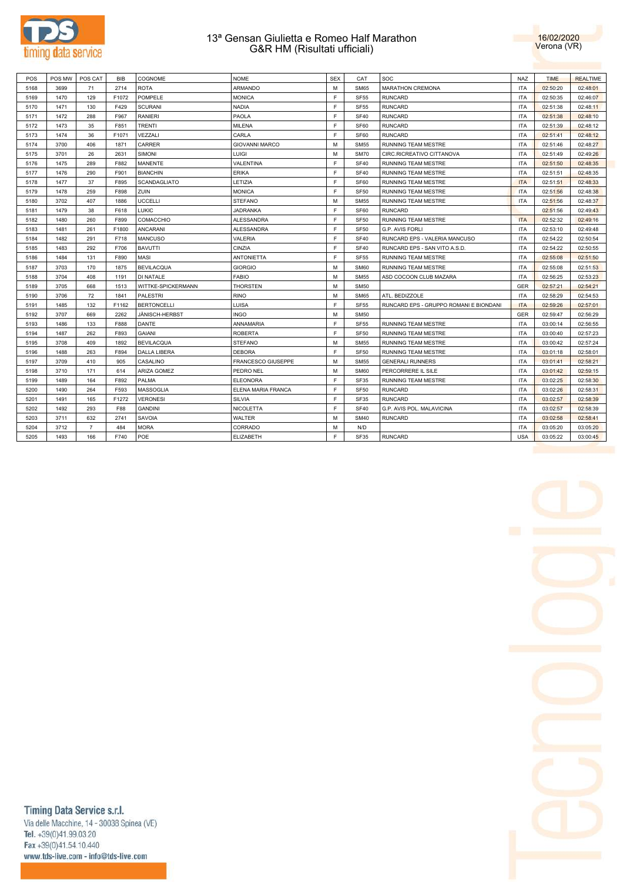# 13ª Gensan Giulietta e Romeo Half Marathon
## G&R HM (Risultati ufficiali)

16/02/2020
Verona (VR)

| POS | POS MW | POS CAT | BIB | COGNOME | NOME | SEX | CAT | SOC | NAZ | TIME | REALTIME |
|---|---|---|---|---|---|---|---|---|---|---|---|
| 5168 | 3699 | 71 | 2714 | ROTA | ARMANDO | M | SM65 | MARATHON CREMONA | ITA | 02:50:20 | 02:48:01 |
| 5169 | 1470 | 129 | F1072 | POMPELE | MONICA | F | SF55 | RUNCARD | ITA | 02:50:35 | 02:46:07 |
| 5170 | 1471 | 130 | F429 | SCURANI | NADIA | F | SF55 | RUNCARD | ITA | 02:51:38 | 02:48:11 |
| 5171 | 1472 | 288 | F967 | RANIERI | PAOLA | F | SF40 | RUNCARD | ITA | 02:51:38 | 02:48:10 |
| 5172 | 1473 | 35 | F851 | TRENTI | MILENA | F | SF60 | RUNCARD | ITA | 02:51:39 | 02:48:12 |
| 5173 | 1474 | 36 | F1071 | VEZZALI | CARLA | F | SF60 | RUNCARD | ITA | 02:51:41 | 02:48:12 |
| 5174 | 3700 | 406 | 1871 | CARRER | GIOVANNI MARCO | M | SM55 | RUNNING TEAM MESTRE | ITA | 02:51:46 | 02:48:27 |
| 5175 | 3701 | 26 | 2631 | SIMONI | LUIGI | M | SM70 | CIRC.RICREATIVO CITTANOVA | ITA | 02:51:49 | 02:49:26 |
| 5176 | 1475 | 289 | F882 | MANENTE | VALENTINA | F | SF40 | RUNNING TEAM MESTRE | ITA | 02:51:50 | 02:48:35 |
| 5177 | 1476 | 290 | F901 | BIANCHIN | ERIKA | F | SF40 | RUNNING TEAM MESTRE | ITA | 02:51:51 | 02:48:35 |
| 5178 | 1477 | 37 | F895 | SCANDAGLIATO | LETIZIA | F | SF60 | RUNNING TEAM MESTRE | ITA | 02:51:51 | 02:48:33 |
| 5179 | 1478 | 259 | F898 | ZUIN | MONICA | F | SF50 | RUNNING TEAM MESTRE | ITA | 02:51:56 | 02:48:38 |
| 5180 | 3702 | 407 | 1886 | UCCELLI | STEFANO | M | SM55 | RUNNING TEAM MESTRE | ITA | 02:51:56 | 02:48:37 |
| 5181 | 1479 | 38 | F618 | LUKIC | JADRANKA | F | SF60 | RUNCARD | | 02:51:56 | 02:49:43 |
| 5182 | 1480 | 260 | F899 | COMACCHIO | ALESSANDRA | F | SF50 | RUNNING TEAM MESTRE | ITA | 02:52:32 | 02:49:16 |
| 5183 | 1481 | 261 | F1800 | ANCARANI | ALESSANDRA | F | SF50 | G.P. AVIS FORLI | ITA | 02:53:10 | 02:49:48 |
| 5184 | 1482 | 291 | F718 | MANCUSO | VALERIA | F | SF40 | RUNCARD EPS - VALERIA MANCUSO | ITA | 02:54:22 | 02:50:54 |
| 5185 | 1483 | 292 | F706 | BAVUTTI | CINZIA | F | SF40 | RUNCARD EPS - SAN VITO A.S.D. | ITA | 02:54:22 | 02:50:55 |
| 5186 | 1484 | 131 | F890 | MASI | ANTONIETTA | F | SF55 | RUNNING TEAM MESTRE | ITA | 02:55:08 | 02:51:50 |
| 5187 | 3703 | 170 | 1875 | BEVILACQUA | GIORGIO | M | SM60 | RUNNING TEAM MESTRE | ITA | 02:55:08 | 02:51:53 |
| 5188 | 3704 | 408 | 1191 | DI NATALE | FABIO | M | SM55 | ASD COCOON CLUB MAZARA | ITA | 02:56:25 | 02:53:23 |
| 5189 | 3705 | 668 | 1513 | WITTKE-SPICKERMANN | THORSTEN | M | SM50 | | GER | 02:57:21 | 02:54:21 |
| 5190 | 3706 | 72 | 1841 | PALESTRI | RINO | M | SM65 | ATL. BEDIZZOLE | ITA | 02:58:29 | 02:54:53 |
| 5191 | 1485 | 132 | F1162 | BERTONCELLI | LUISA | F | SF55 | RUNCARD EPS - GRUPPO ROMANI E BIONDANI | ITA | 02:59:26 | 02:57:01 |
| 5192 | 3707 | 669 | 2262 | JÄNISCH-HERBST | INGO | M | SM50 | | GER | 02:59:47 | 02:56:29 |
| 5193 | 1486 | 133 | F888 | DANTE | ANNAMARIA | F | SF55 | RUNNING TEAM MESTRE | ITA | 03:00:14 | 02:56:55 |
| 5194 | 1487 | 262 | F893 | GAIANI | ROBERTA | F | SF50 | RUNNING TEAM MESTRE | ITA | 03:00:40 | 02:57:23 |
| 5195 | 3708 | 409 | 1892 | BEVILACQUA | STEFANO | M | SM55 | RUNNING TEAM MESTRE | ITA | 03:00:42 | 02:57:24 |
| 5196 | 1488 | 263 | F894 | DALLA LIBERA | DEBORA | F | SF50 | RUNNING TEAM MESTRE | ITA | 03:01:18 | 02:58:01 |
| 5197 | 3709 | 410 | 905 | CASALINO | FRANCESCO GIUSEPPE | M | SM55 | GENERALI RUNNERS | ITA | 03:01:41 | 02:58:21 |
| 5198 | 3710 | 171 | 614 | ARIZA GOMEZ | PEDRO NEL | M | SM60 | PERCORRERE IL SILE | ITA | 03:01:42 | 02:59:15 |
| 5199 | 1489 | 164 | F892 | PALMA | ELEONORA | F | SF35 | RUNNING TEAM MESTRE | ITA | 03:02:25 | 02:58:30 |
| 5200 | 1490 | 264 | F593 | MASSOGLIA | ELENA MARIA FRANCA | F | SF50 | RUNCARD | ITA | 03:02:26 | 02:58:31 |
| 5201 | 1491 | 165 | F1272 | VERONESI | SILVIA | F | SF35 | RUNCARD | ITA | 03:02:57 | 02:58:39 |
| 5202 | 1492 | 293 | F88 | GANDINI | NICOLETTA | F | SF40 | G.P. AVIS POL. MALAVICINA | ITA | 03:02:57 | 02:58:39 |
| 5203 | 3711 | 632 | 2741 | SAVOIA | WALTER | M | SM40 | RUNCARD | ITA | 03:02:58 | 02:58:41 |
| 5204 | 3712 | 7 | 484 | MORA | CORRADO | M | N/D | | ITA | 03:05:20 | 03:05:20 |
| 5205 | 1493 | 166 | F740 | POE | ELIZABETH | F | SF35 | RUNCARD | USA | 03:05:22 | 03:00:45 |

Timing Data Service s.r.l.
Via delle Macchine, 14 - 30038 Spinea (VE)
Tel. +39(0)41.99.03.20
Fax +39(0)41.54.10.440
www.tds-live.com - info@tds-live.com